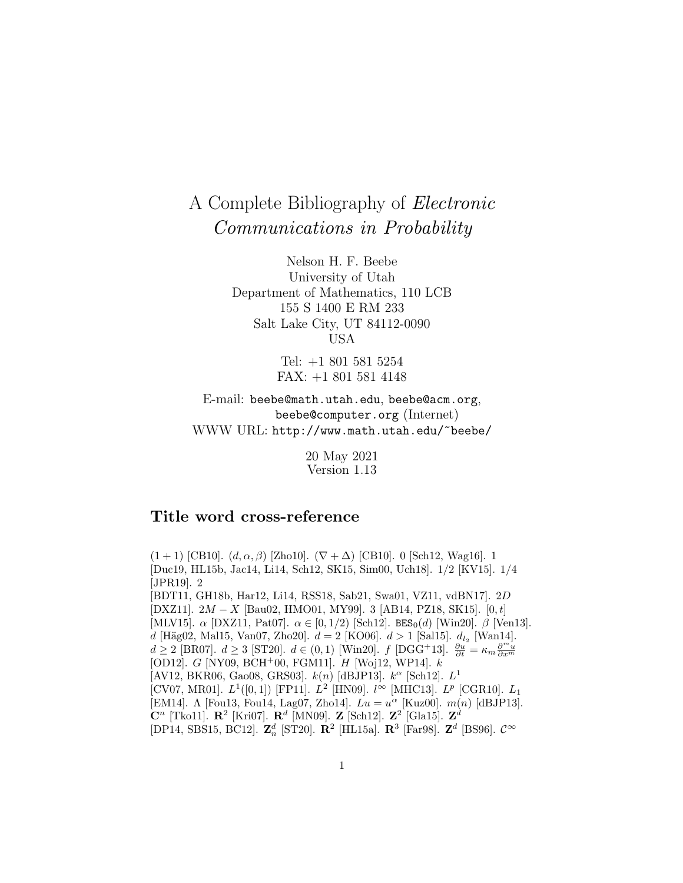# A Complete Bibliography of *Electronic Communications in Probability*

Nelson H. F. Beebe
University of Utah
Department of Mathematics, 110 LCB
155 S 1400 E RM 233
Salt Lake City, UT 84112-0090
USA

Tel: +1 801 581 5254
FAX: +1 801 581 4148

E-mail: beebe@math.utah.edu, beebe@acm.org, beebe@computer.org (Internet)
WWW URL: http://www.math.utah.edu/~beebe/

20 May 2021
Version 1.13

## Title word cross-reference

$(1+1)$ [CB10]. $(d,\alpha,\beta)$ [Zho10]. $(\nabla+\Delta)$ [CB10]. 0 [Sch12, Wag16]. 1 [Duc19, HL15b, Jac14, Li14, Sch12, SK15, Sim00, Uch18]. 1/2 [KV15]. 1/4 [JPR19]. 2 [BDT11, GH18b, Har12, Li14, RSS18, Sab21, Swa01, VZ11, vdBN17]. $2D$ [DXZ11]. $2M-X$ [Bau02, HMO01, MY99]. 3 [AB14, PZ18, SK15]. $[0,t]$ [MLV15]. $\alpha$ [DXZ11, Pat07]. $\alpha\in[0,1/2)$ [Sch12]. $\mathtt{BES}_0(d)$ [Win20]. $\beta$ [Ven13]. $d$ [Häg02, Mal15, Van07, Zho20]. $d=2$ [KO06]. $d>1$ [Sal15]. $d_{l_2}$ [Wan14]. $d\geq 2$ [BR07]. $d\geq 3$ [ST20]. $d\in(0,1)$ [Win20]. $f$ [DGG+13]. $\frac{\partial u}{\partial t}=\kappa_m\frac{\partial^m u}{\partial x^m}$ [OD12]. $G$ [NY09, BCH+00, FGM11]. $H$ [Woj12, WP14]. $k$ [AV12, BKR06, Gao08, GRS03]. $k(n)$ [dBJP13]. $k^\alpha$ [Sch12]. $L^1$ [CV07, MR01]. $L^1([0,1])$ [FP11]. $L^2$ [HN09]. $l^\infty$ [MHC13]. $L^p$ [CGR10]. $L_1$ [EM14]. $\Lambda$ [Fou13, Fou14, Lag07, Zho14]. $Lu=u^\alpha$ [Kuz00]. $m(n)$ [dBJP13]. $\mathbf{C}^n$ [Tko11]. $\mathbf{R}^2$ [Kri07]. $\mathbf{R}^d$ [MN09]. $\mathbf{Z}$ [Sch12]. $\mathbf{Z}^2$ [Gla15]. $\mathbf{Z}^d$ [DP14, SBS15, BC12]. $\mathbf{Z}^d_n$ [ST20]. $\mathbf{R}^2$ [HL15a]. $\mathbf{R}^3$ [Far98]. $\mathbf{Z}^d$ [BS96]. $\mathcal{C}^\infty$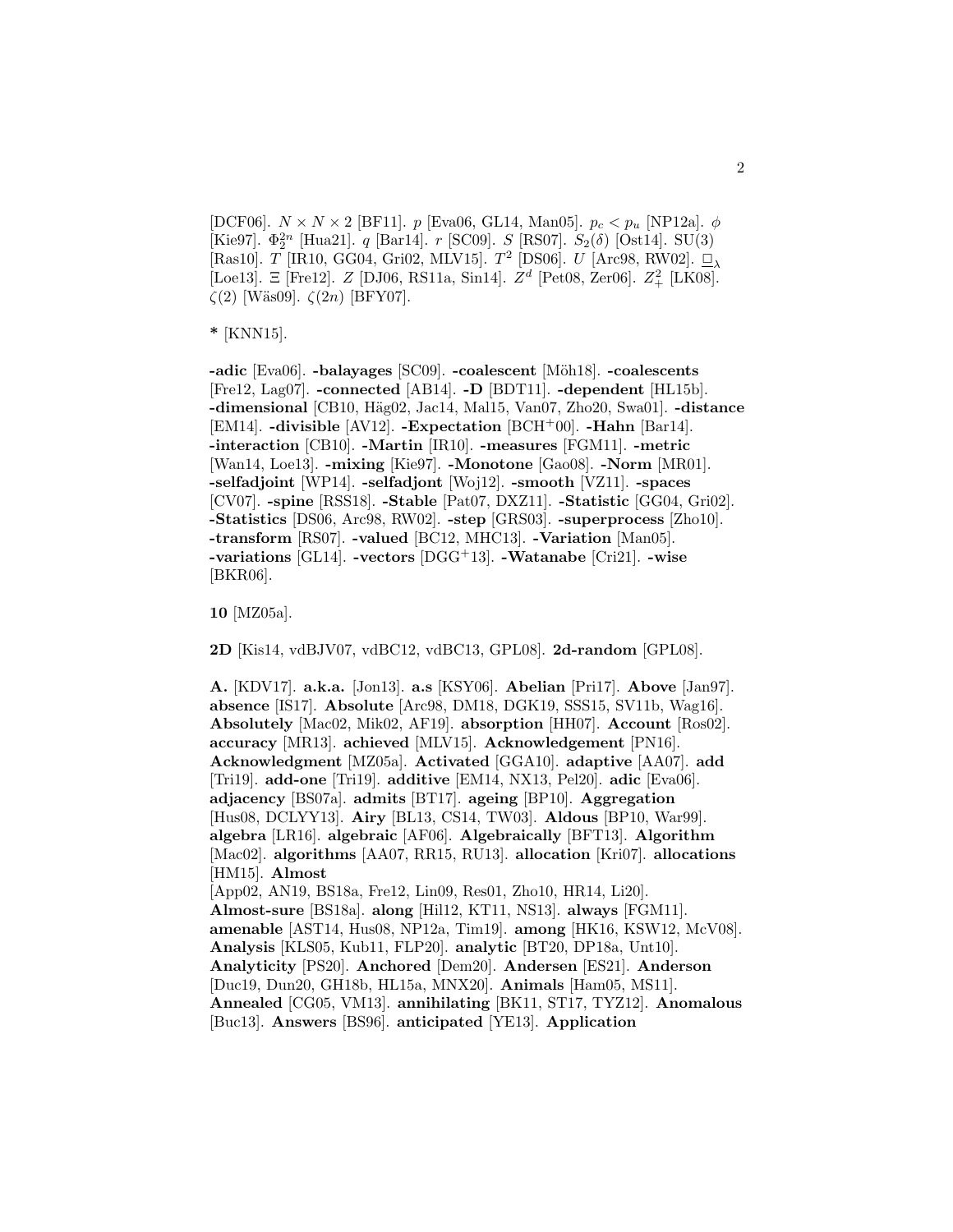[DCF06]. $N \times N \times 2$ [BF11]. $p$ [Eva06, GL14, Man05]. $p_c < p_u$ [NP12a]. $\phi$ [Kie97]. $\Phi_2^{2n}$ [Hua21]. $q$ [Bar14]. $r$ [SC09]. $S$ [RS07]. $S_2(\delta)$ [Ost14]. SU(3) [Ras10]. $T$ [IR10, GG04, Gri02, MLV15]. $T^2$ [DS06]. $U$ [Arc98, RW02]. $\sqsubseteq_\lambda$ [Loe13]. $\Xi$ [Fre12]. $Z$ [DJ06, RS11a, Sin14]. $Z^d$ [Pet08, Zer06]. $Z_+^2$ [LK08]. $\zeta(2)$ [Wäs09]. $\zeta(2n)$ [BFY07].

**\*** [KNN15].

**-adic** [Eva06]. **-balayages** [SC09]. **-coalescent** [Möh18]. **-coalescents** [Fre12, Lag07]. **-connected** [AB14]. **-D** [BDT11]. **-dependent** [HL15b]. **-dimensional** [CB10, Häg02, Jac14, Mal15, Van07, Zho20, Swa01]. **-distance** [EM14]. **-divisible** [AV12]. **-Expectation** [BCH+00]. **-Hahn** [Bar14]. **-interaction** [CB10]. **-Martin** [IR10]. **-measures** [FGM11]. **-metric** [Wan14, Loe13]. **-mixing** [Kie97]. **-Monotone** [Gao08]. **-Norm** [MR01]. **-selfadjoint** [WP14]. **-selfadjont** [Woj12]. **-smooth** [VZ11]. **-spaces** [CV07]. **-spine** [RSS18]. **-Stable** [Pat07, DXZ11]. **-Statistic** [GG04, Gri02]. **-Statistics** [DS06, Arc98, RW02]. **-step** [GRS03]. **-superprocess** [Zho10]. **-transform** [RS07]. **-valued** [BC12, MHC13]. **-Variation** [Man05]. **-variations** [GL14]. **-vectors** [DGG+13]. **-Watanabe** [Cri21]. **-wise** [BKR06].

**10** [MZ05a].

**2D** [Kis14, vdBJV07, vdBC12, vdBC13, GPL08]. **2d-random** [GPL08].

**A.** [KDV17]. **a.k.a.** [Jon13]. **a.s** [KSY06]. **Abelian** [Pri17]. **Above** [Jan97]. **absence** [IS17]. **Absolute** [Arc98, DM18, DGK19, SSS15, SV11b, Wag16]. **Absolutely** [Mac02, Mik02, AF19]. **absorption** [HH07]. **Account** [Ros02]. **accuracy** [MR13]. **achieved** [MLV15]. **Acknowledgement** [PN16]. **Acknowledgment** [MZ05a]. **Activated** [GGA10]. **adaptive** [AA07]. **add** [Tri19]. **add-one** [Tri19]. **additive** [EM14, NX13, Pel20]. **adic** [Eva06]. **adjacency** [BS07a]. **admits** [BT17]. **ageing** [BP10]. **Aggregation** [Hus08, DCLYY13]. **Airy** [BL13, CS14, TW03]. **Aldous** [BP10, War99]. **algebra** [LR16]. **algebraic** [AF06]. **Algebraically** [BFT13]. **Algorithm** [Mac02]. **algorithms** [AA07, RR15, RU13]. **allocation** [Kri07]. **allocations** [HM15]. **Almost** [App02, AN19, BS18a, Fre12, Lin09, Res01, Zho10, HR14, Li20]. **Almost-sure** [BS18a]. **along** [Hil12, KT11, NS13]. **always** [FGM11]. **amenable** [AST14, Hus08, NP12a, Tim19]. **among** [HK16, KSW12, McV08]. **Analysis** [KLS05, Kub11, FLP20]. **analytic** [BT20, DP18a, Unt10]. **Analyticity** [PS20]. **Anchored** [Dem20]. **Andersen** [ES21]. **Anderson** [Duc19, Dun20, GH18b, HL15a, MNX20]. **Animals** [Ham05, MS11]. **Annealed** [CG05, VM13]. **annihilating** [BK11, ST17, TYZ12]. **Anomalous** [Buc13]. **Answers** [BS96]. **anticipated** [YE13]. **Application**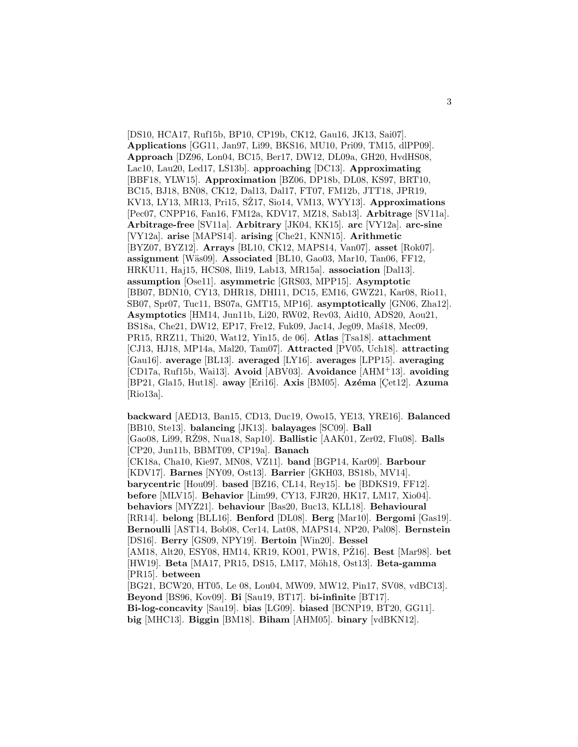[DS10, HCA17, Ruf15b, BP10, CP19b, CK12, Gau16, JK13, Sai07]. **Applications** [GG11, Jan97, Li99, BKS16, MU10, Pri09, TM15, dlPP09]. **Approach** [DZ96, Lon04, BC15, Ber17, DW12, DL09a, GH20, HvdHS08, Lac10, Lau20, Led17, LS13b]. **approaching** [DC13]. **Approximating** [BBF18, YLW15]. **Approximation** [BZ06, DP18b, DL08, KS97, BRT10, BC15, BJ18, BN08, CK12, Dal13, Dal17, FT07, FM12b, JTT18, JPR19, KV13, LY13, MR13, Pri15, SŽ17, Sio14, VM13, WYY13]. **Approximations** [Pec07, CNPP16, Fan16, FM12a, KDV17, MZ18, Sab13]. **Arbitrage** [SV11a]. **Arbitrage-free** [SV11a]. **Arbitrary** [JK04, KK15]. **arc** [VY12a]. **arc-sine** [VY12a]. **arise** [MAPS14]. **arising** [Che21, KNN15]. **Arithmetic** [BYZ07, BYZ12]. **Arrays** [BL10, CK12, MAPS14, Van07]. **asset** [Rok07]. **assignment** [Wäs09]. **Associated** [BL10, Gao03, Mar10, Tan06, FF12, HRKU11, Haj15, HCS08, Ili19, Lab13, MR15a]. **association** [Dal13]. **assumption** [Ose11]. **asymmetric** [GRS03, MPP15]. **Asymptotic** [BB07, BDN10, CY13, DHR18, DHI11, DC15, EM16, GWZ21, Kar08, Rio11, SB07, Spr07, Tuc11, BS07a, GMT15, MP16]. **asymptotically** [GN06, Zha12]. **Asymptotics** [HM14, Jun11b, Li20, RW02, Rev03, Aid10, ADS20, Aou21, BS18a, Che21, DW12, EP17, Fre12, Fuk09, Jac14, Jeg09, Maś18, Mec09, PR15, RRZ11, Thi20, Wat12, Yin15, de 06]. **Atlas** [Tsa18]. **attachment** [CJ13, HJ18, MP14a, Mal20, Tam07]. **Attracted** [PV05, Uch18]. **attracting** [Gau16]. **average** [BL13]. **averaged** [LY16]. **averages** [LPP15]. **averaging** [CD17a, Ruf15b, Wai13]. **Avoid** [ABV03]. **Avoidance** [AHM+13]. **avoiding** [BP21, Gla15, Hut18]. **away** [Eri16]. **Axis** [BM05]. **Azéma** [Çet12]. **Azuma** [Rio13a].

**backward** [AED13, Ban15, CD13, Duc19, Owo15, YE13, YRE16]. **Balanced** [BB10, Ste13]. **balancing** [JK13]. **balayages** [SC09]. **Ball** [Gao08, Li99, RŽ98, Nua18, Sap10]. **Ballistic** [AAK01, Zer02, Flu08]. **Balls** [CP20, Jun11b, BBMT09, CP19a]. **Banach** [CK18a, Cha10, Kie97, MN08, VZ11]. **band** [BGP14, Kar09]. **Barbour** [KDV17]. **Barnes** [NY09, Ost13]. **Barrier** [GKH03, BS18b, MV14]. **barycentric** [Hou09]. **based** [BZ16, CL14, Rey15]. **be** [BDKS19, FF12]. **before** [MLV15]. **Behavior** [Lim99, CY13, FJR20, HK17, LM17, Xio04]. **behaviors** [MYZ21]. **behaviour** [Bas20, Buc13, KLL18]. **Behavioural** [RR14]. **belong** [BLL16]. **Benford** [DL08]. **Berg** [Mar10]. **Bergomi** [Gas19]. **Bernoulli** [AST14, Bob08, Cer14, Lat08, MAPS14, NP20, Pal08]. **Bernstein** [DS16]. **Berry** [GS09, NPY19]. **Bertoin** [Win20]. **Bessel** [AM18, Alt20, ESY08, HM14, KR19, KO01, PW18, PŻ16]. **Best** [Mar98]. **bet** [HW19]. **Beta** [MA17, PR15, DS15, LM17, Möh18, Ost13]. **Beta-gamma** [PR15]. **between** [BG21, BCW20, HT05, Le 08, Lou04, MW09, MW12, Pin17, SV08, vdBC13]. **Beyond** [BS96, Kov09]. **Bi** [Sau19, BT17]. **bi-infinite** [BT17]. **Bi-log-concavity** [Sau19]. **bias** [LG09]. **biased** [BCNP19, BT20, GG11]. **big** [MHC13]. **Biggin** [BM18]. **Biham** [AHM05]. **binary** [vdBKN12].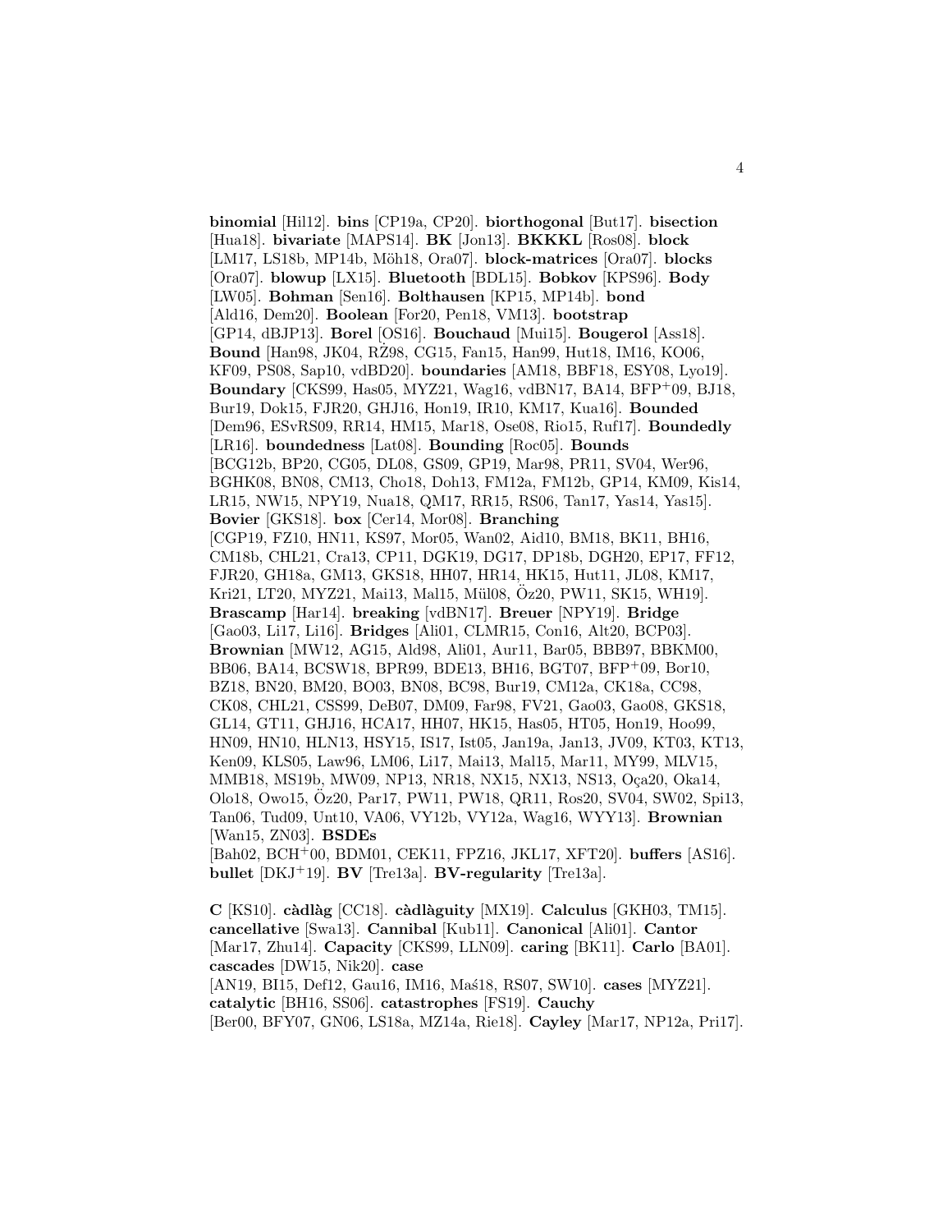**binomial** [Hil12]. **bins** [CP19a, CP20]. **biorthogonal** [But17]. **bisection** [Hua18]. **bivariate** [MAPS14]. **BK** [Jon13]. **BKKKL** [Ros08]. **block** [LM17, LS18b, MP14b, Möh18, Ora07]. **block-matrices** [Ora07]. **blocks** [Ora07]. **blowup** [LX15]. **Bluetooth** [BDL15]. **Bobkov** [KPS96]. **Body** [LW05]. **Bohman** [Sen16]. **Bolthausen** [KP15, MP14b]. **bond** [Ald16, Dem20]. **Boolean** [For20, Pen18, VM13]. **bootstrap** [GP14, dBJP13]. **Borel** [OS16]. **Bouchaud** [Mui15]. **Bougerol** [Ass18]. **Bound** [Han98, JK04, RŻ98, CG15, Fan15, Han99, Hut18, IM16, KO06, KF09, PS08, Sap10, vdBD20]. **boundaries** [AM18, BBF18, ESY08, Lyo19]. **Boundary** [CKS99, Has05, MYZ21, Wag16, vdBN17, BA14, BFP+09, BJ18, Bur19, Dok15, FJR20, GHJ16, Hon19, IR10, KM17, Kua16]. **Bounded** [Dem96, ESvRS09, RR14, HM15, Mar18, Ose08, Rio15, Ruf17]. **Boundedly** [LR16]. **boundedness** [Lat08]. **Bounding** [Roc05]. **Bounds** [BCG12b, BP20, CG05, DL08, GS09, GP19, Mar98, PR11, SV04, Wer96, BGHK08, BN08, CM13, Cho18, Doh13, FM12a, FM12b, GP14, KM09, Kis14, LR15, NW15, NPY19, Nua18, QM17, RR15, RS06, Tan17, Yas14, Yas15]. **Bovier** [GKS18]. **box** [Cer14, Mor08]. **Branching** [CGP19, FZ10, HN11, KS97, Mor05, Wan02, Aid10, BM18, BK11, BH16, CM18b, CHL21, Cra13, CP11, DGK19, DG17, DP18b, DGH20, EP17, FF12, FJR20, GH18a, GM13, GKS18, HH07, HR14, HK15, Hut11, JL08, KM17, Kri21, LT20, MYZ21, Mai13, Mal15, Mül08, Öz20, PW11, SK15, WH19]. **Brascamp** [Har14]. **breaking** [vdBN17]. **Breuer** [NPY19]. **Bridge** [Gao03, Li17, Li16]. **Bridges** [Ali01, CLMR15, Con16, Alt20, BCP03]. **Brownian** [MW12, AG15, Ald98, Ali01, Aur11, Bar05, BBB97, BBKM00, BB06, BA14, BCSW18, BPR99, BDE13, BH16, BGT07, BFP+09, Bor10, BZ18, BN20, BM20, BO03, BN08, BC98, Bur19, CM12a, CK18a, CC98, CK08, CHL21, CSS99, DeB07, DM09, Far98, FV21, Gao03, Gao08, GKS18, GL14, GT11, GHJ16, HCA17, HH07, HK15, Has05, HT05, Hon19, Hoo99, HN09, HN10, HLN13, HSY15, IS17, Ist05, Jan19a, Jan13, JV09, KT03, KT13, Ken09, KLS05, Law96, LM06, Li17, Mai13, Mal15, Mar11, MY99, MLV15, MMB18, MS19b, MW09, NP13, NR18, NX15, NX13, NS13, Oça20, Oka14, Olo18, Owo15, Öz20, Par17, PW11, PW18, QR11, Ros20, SV04, SW02, Spi13, Tan06, Tud09, Unt10, VA06, VY12b, VY12a, Wag16, WYY13]. **Brownian** [Wan15, ZN03]. **BSDEs** [Bah02, BCH+00, BDM01, CEK11, FPZ16, JKL17, XFT20]. **buffers** [AS16]. **bullet** [DKJ+19]. **BV** [Tre13a]. **BV-regularity** [Tre13a].

**C** [KS10]. **càdlàg** [CC18]. **càdlàguity** [MX19]. **Calculus** [GKH03, TM15]. **cancellative** [Swa13]. **Cannibal** [Kub11]. **Canonical** [Ali01]. **Cantor** [Mar17, Zhu14]. **Capacity** [CKS99, LLN09]. **caring** [BK11]. **Carlo** [BA01]. **cascades** [DW15, Nik20]. **case** [AN19, BI15, Def12, Gau16, IM16, Maś18, RS07, SW10]. **cases** [MYZ21]. **catalytic** [BH16, SS06]. **catastrophes** [FS19]. **Cauchy** [Ber00, BFY07, GN06, LS18a, MZ14a, Rie18]. **Cayley** [Mar17, NP12a, Pri17].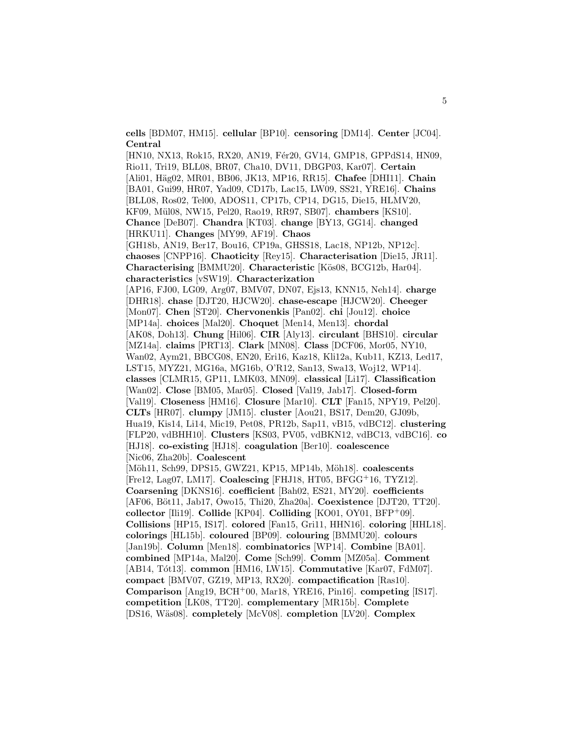**cells** [BDM07, HM15]. **cellular** [BP10]. **censoring** [DM14]. **Center** [JC04]. **Central** [HN10, NX13, Rok15, RX20, AN19, Fér20, GV14, GMP18, GPPdS14, HN09, Rio11, Tri19, BLL08, BR07, Cha10, DV11, DBGP03, Kar07]. **Certain** [Ali01, Häg02, MR01, BB06, JK13, MP16, RR15]. **Chafee** [DHI11]. **Chain** [BA01, Gui99, HR07, Yad09, CD17b, Lac15, LW09, SS21, YRE16]. **Chains** [BLL08, Ros02, Tel00, ADOS11, CP17b, CP14, DG15, Die15, HLMV20, KF09, Mül08, NW15, Pel20, Rao19, RR97, SB07]. **chambers** [KS10]. **Chance** [DeB07]. **Chandra** [KT03]. **change** [BY13, GG14]. **changed** [HRKU11]. **Changes** [MY99, AF19]. **Chaos** [GH18b, AN19, Ber17, Bou16, CP19a, GHSS18, Lac18, NP12b, NP12c]. **chaoses** [CNPP16]. **Chaoticity** [Rey15]. **Characterisation** [Die15, JR11]. **Characterising** [BMMU20]. **Characteristic** [Kös08, BCG12b, Har04]. **characteristics** [vSW19]. **Characterization** [AP16, FJ00, LG09, Arg07, BMV07, DN07, Ejs13, KNN15, Neh14]. **charge** [DHR18]. **chase** [DJT20, HJCW20]. **chase-escape** [HJCW20]. **Cheeger** [Mon07]. **Chen** [ST20]. **Chervonenkis** [Pan02]. **chi** [Jou12]. **choice** [MP14a]. **choices** [Mal20]. **Choquet** [Men14, Men13]. **chordal** [AK08, Doh13]. **Chung** [Hil06]. **CIR** [Aly13]. **circulant** [BHS10]. **circular** [MZ14a]. **claims** [PRT13]. **Clark** [MN08]. **Class** [DCF06, Mor05, NY10, Wan02, Aym21, BBCG08, EN20, Eri16, Kaz18, Kli12a, Kub11, KZ13, Led17, LST15, MYZ21, MG16a, MG16b, O'R12, San13, Swa13, Woj12, WP14]. **classes** [CLMR15, GP11, LMK03, MN09]. **classical** [Li17]. **Classification** [Wan02]. **Close** [BM05, Mar05]. **Closed** [Val19, Jab17]. **Closed-form** [Val19]. **Closeness** [HM16]. **Closure** [Mar10]. **CLT** [Fan15, NPY19, Pel20]. **CLTs** [HR07]. **clumpy** [JM15]. **cluster** [Aou21, BS17, Dem20, GJ09b, Hua19, Kis14, Li14, Mic19, Pet08, PR12b, Sap11, vB15, vdBC12]. **clustering** [FLP20, vdBHH10]. **Clusters** [KS03, PV05, vdBKN12, vdBC13, vdBC16]. **co** [HJ18]. **co-existing** [HJ18]. **coagulation** [Ber10]. **coalescence** [Nic06, Zha20b]. **Coalescent** [Möh11, Sch99, DPS15, GWZ21, KP15, MP14b, Möh18]. **coalescents** [Fre12, Lag07, LM17]. **Coalescing** [FHJ18, HT05, BFGG$^+$16, TYZ12]. **Coarsening** [DKNS16]. **coefficient** [Bah02, ES21, MY20]. **coefficients** [AF06, Böt11, Jab17, Owo15, Thi20, Zha20a]. **Coexistence** [DJT20, TT20]. **collector** [Ili19]. **Collide** [KP04]. **Colliding** [KO01, OY01, BFP$^+$09]. **Collisions** [HP15, IS17]. **colored** [Fan15, Gri11, HHN16]. **coloring** [HHL18]. **colorings** [HL15b]. **coloured** [BP09]. **colouring** [BMMU20]. **colours** [Jan19b]. **Column** [Men18]. **combinatorics** [WP14]. **Combine** [BA01]. **combined** [MP14a, Mal20]. **Come** [Sch99]. **Comm** [MZ05a]. **Comment** [AB14, Tót13]. **common** [HM16, LW15]. **Commutative** [Kar07, FdM07]. **compact** [BMV07, GZ19, MP13, RX20]. **compactification** [Ras10]. **Comparison** [Ang19, BCH$^+$00, Mar18, YRE16, Pin16]. **competing** [IS17]. **competition** [LK08, TT20]. **complementary** [MR15b]. **Complete** [DS16, Wäs08]. **completely** [McV08]. **completion** [LV20]. **Complex**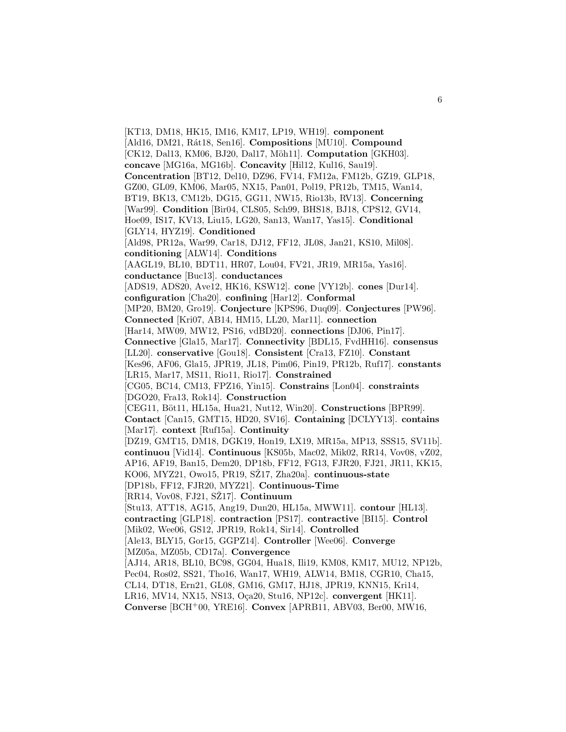[KT13, DM18, HK15, IM16, KM17, LP19, WH19]. **component** [Ald16, DM21, Rát18, Sen16]. **Compositions** [MU10]. **Compound** [CK12, Dal13, KM06, BJ20, Dal17, Möh11]. **Computation** [GKH03]. **concave** [MG16a, MG16b]. **Concavity** [Hil12, Kul16, Sau19]. **Concentration** [BT12, Del10, DZ96, FV14, FM12a, FM12b, GZ19, GLP18, GZ00, GL09, KM06, Mar05, NX15, Pan01, Pol19, PR12b, TM15, Wan14, BT19, BK13, CM12b, DG15, GG11, NW15, Rio13b, RV13]. **Concerning** [War99]. **Condition** [Bir04, CLS05, Sch99, BHS18, BJ18, CPS12, GV14, Hoe09, IS17, KV13, Liu15, LG20, San13, Wan17, Yas15]. **Conditional** [GLY14, HYZ19]. **Conditioned** [Ald98, PR12a, War99, Car18, DJ12, FF12, JL08, Jan21, KS10, Mil08]. **conditioning** [ALW14]. **Conditions** [AAGL19, BL10, BDT11, HR07, Lou04, FV21, JR19, MR15a, Yas16]. **conductance** [Buc13]. **conductances** [ADS19, ADS20, Ave12, HK16, KSW12]. **cone** [VY12b]. **cones** [Dur14]. **configuration** [Cha20]. **confining** [Har12]. **Conformal** [MP20, BM20, Gro19]. **Conjecture** [KPS96, Duq09]. **Conjectures** [PW96]. **Connected** [Kri07, AB14, HM15, LL20, Mar11]. **connection** [Har14, MW09, MW12, PS16, vdBD20]. **connections** [DJ06, Pin17]. **Connective** [Gla15, Mar17]. **Connectivity** [BDL15, FvdHH16]. **consensus** [LL20]. **conservative** [Gou18]. **Consistent** [Cra13, FZ10]. **Constant** [Kes96, AF06, Gla15, JPR19, JL18, Pim06, Pin19, PR12b, Ruf17]. **constants** [LR15, Mar17, MS11, Rio11, Rio17]. **Constrained** [CG05, BC14, CM13, FPZ16, Yin15]. **Constrains** [Lon04]. **constraints** [DGO20, Fra13, Rok14]. **Construction** [CEG11, Böt11, HL15a, Hua21, Nut12, Win20]. **Constructions** [BPR99]. **Contact** [Can15, GMT15, HD20, SV16]. **Containing** [DCLYY13]. **contains** [Mar17]. **context** [Ruf15a]. **Continuity** [DZ19, GMT15, DM18, DGK19, Hon19, LX19, MR15a, MP13, SSS15, SV11b]. **continuou** [Vid14]. **Continuous** [KS05b, Mac02, Mik02, RR14, Vov08, vZ02, AP16, AF19, Ban15, Dem20, DP18b, FF12, FG13, FJR20, FJ21, JR11, KK15, KO06, MYZ21, Owo15, PR19, SŽ17, Zha20a]. **continuous-state** [DP18b, FF12, FJR20, MYZ21]. **Continuous-Time** [RR14, Vov08, FJ21, SŽ17]. **Continuum** [Stu13, ATT18, AG15, Ang19, Dun20, HL15a, MWW11]. **contour** [HL13]. **contracting** [GLP18]. **contraction** [PS17]. **contractive** [BI15]. **Control** [Mik02, Wee06, GS12, JPR19, Rok14, Sir14]. **Controlled** [Ale13, BLY15, Gor15, GGPZ14]. **Controller** [Wee06]. **Converge** [MZ05a, MZ05b, CD17a]. **Convergence** [AJ14, AR18, BL10, BC98, GG04, Hua18, Ili19, KM08, KM17, MU12, NP12b, Pec04, Ros02, SS21, Tho16, Wan17, WH19, ALW14, BM18, CGR10, Cha15, CL14, DT18, Ern21, GL08, GM16, GM17, HJ18, JPR19, KNN15, Kri14, LR16, MV14, NX15, NS13, Oça20, Stu16, NP12c]. **convergent** [HK11]. **Converse** [BCH+00, YRE16]. **Convex** [APRB11, ABV03, Ber00, MW16,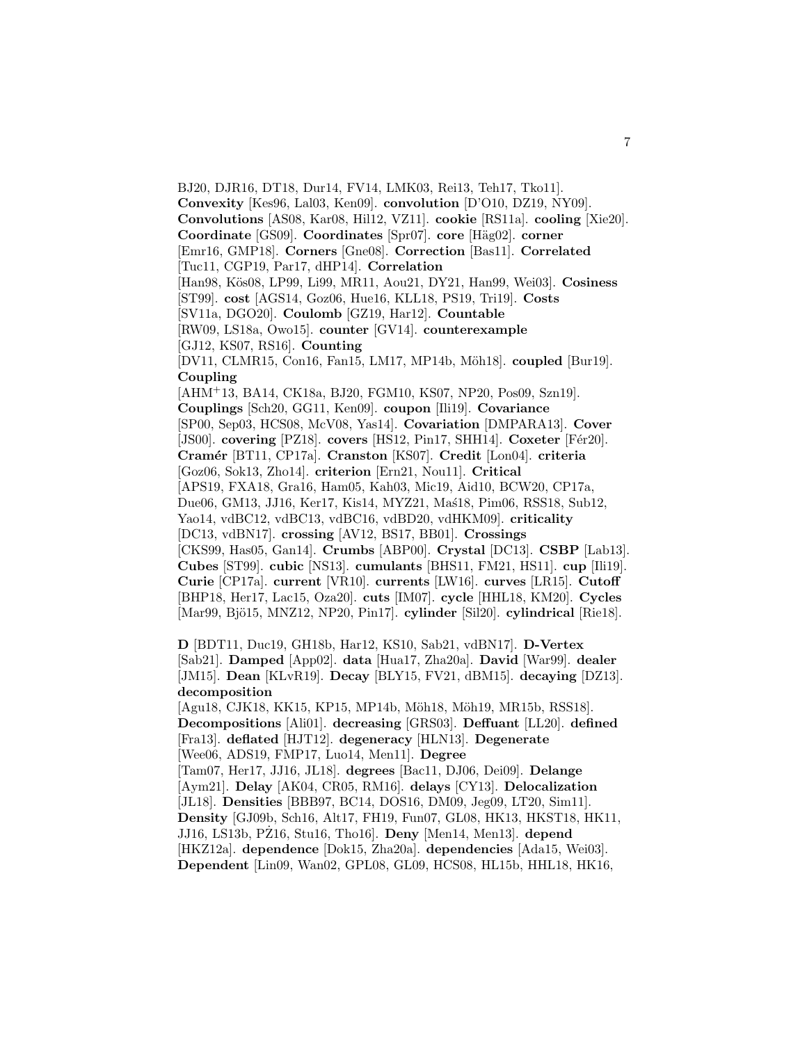BJ20, DJR16, DT18, Dur14, FV14, LMK03, Rei13, Teh17, Tko11]. **Convexity** [Kes96, Lal03, Ken09]. **convolution** [D'O10, DZ19, NY09]. **Convolutions** [AS08, Kar08, Hil12, VZ11]. **cookie** [RS11a]. **cooling** [Xie20]. **Coordinate** [GS09]. **Coordinates** [Spr07]. **core** [Häg02]. **corner** [Emr16, GMP18]. **Corners** [Gne08]. **Correction** [Bas11]. **Correlated** [Tuc11, CGP19, Par17, dHP14]. **Correlation** [Han98, Kös08, LP99, Li99, MR11, Aou21, DY21, Han99, Wei03]. **Cosiness** [ST99]. **cost** [AGS14, Goz06, Hue16, KLL18, PS19, Tri19]. **Costs** [SV11a, DGO20]. **Coulomb** [GZ19, Har12]. **Countable** [RW09, LS18a, Owo15]. **counter** [GV14]. **counterexample** [GJ12, KS07, RS16]. **Counting** [DV11, CLMR15, Con16, Fan15, LM17, MP14b, Möh18]. **coupled** [Bur19]. **Coupling** [AHM+13, BA14, CK18a, BJ20, FGM10, KS07, NP20, Pos09, Szn19]. **Couplings** [Sch20, GG11, Ken09]. **coupon** [Ili19]. **Covariance** [SP00, Sep03, HCS08, McV08, Yas14]. **Covariation** [DMPARA13]. **Cover** [JS00]. **covering** [PZ18]. **covers** [HS12, Pin17, SHH14]. **Coxeter** [Fér20]. **Cramér** [BT11, CP17a]. **Cranston** [KS07]. **Credit** [Lon04]. **criteria** [Goz06, Sok13, Zho14]. **criterion** [Ern21, Nou11]. **Critical** [APS19, FXA18, Gra16, Ham05, Kah03, Mic19, Aid10, BCW20, CP17a, Due06, GM13, JJ16, Ker17, Kis14, MYZ21, Maś18, Pim06, RSS18, Sub12, Yao14, vdBC12, vdBC13, vdBC16, vdBD20, vdHKM09]. **criticality** [DC13, vdBN17]. **crossing** [AV12, BS17, BB01]. **Crossings** [CKS99, Has05, Gan14]. **Crumbs** [ABP00]. **Crystal** [DC13]. **CSBP** [Lab13]. **Cubes** [ST99]. **cubic** [NS13]. **cumulants** [BHS11, FM21, HS11]. **cup** [Ili19]. **Curie** [CP17a]. **current** [VR10]. **currents** [LW16]. **curves** [LR15]. **Cutoff** [BHP18, Her17, Lac15, Oza20]. **cuts** [IM07]. **cycle** [HHL18, KM20]. **Cycles** [Mar99, Bjö15, MNZ12, NP20, Pin17]. **cylinder** [Sil20]. **cylindrical** [Rie18].

**D** [BDT11, Duc19, GH18b, Har12, KS10, Sab21, vdBN17]. **D-Vertex** [Sab21]. **Damped** [App02]. **data** [Hua17, Zha20a]. **David** [War99]. **dealer** [JM15]. **Dean** [KLvR19]. **Decay** [BLY15, FV21, dBM15]. **decaying** [DZ13]. **decomposition** [Agu18, CJK18, KK15, KP15, MP14b, Möh18, Möh19, MR15b, RSS18]. **Decompositions** [Ali01]. **decreasing** [GRS03]. **Deffuant** [LL20]. **defined** [Fra13]. **deflated** [HJT12]. **degeneracy** [HLN13]. **Degenerate** [Wee06, ADS19, FMP17, Luo14, Men11]. **Degree** [Tam07, Her17, JJ16, JL18]. **degrees** [Bac11, DJ06, Dei09]. **Delange** [Aym21]. **Delay** [AK04, CR05, RM16]. **delays** [CY13]. **Delocalization** [JL18]. **Densities** [BBB97, BC14, DOS16, DM09, Jeg09, LT20, Sim11]. **Density** [GJ09b, Sch16, Alt17, FH19, Fun07, GL08, HK13, HKST18, HK11, JJ16, LS13b, PŻ16, Stu16, Tho16]. **Deny** [Men14, Men13]. **depend** [HKZ12a]. **dependence** [Dok15, Zha20a]. **dependencies** [Ada15, Wei03]. **Dependent** [Lin09, Wan02, GPL08, GL09, HCS08, HL15b, HHL18, HK16,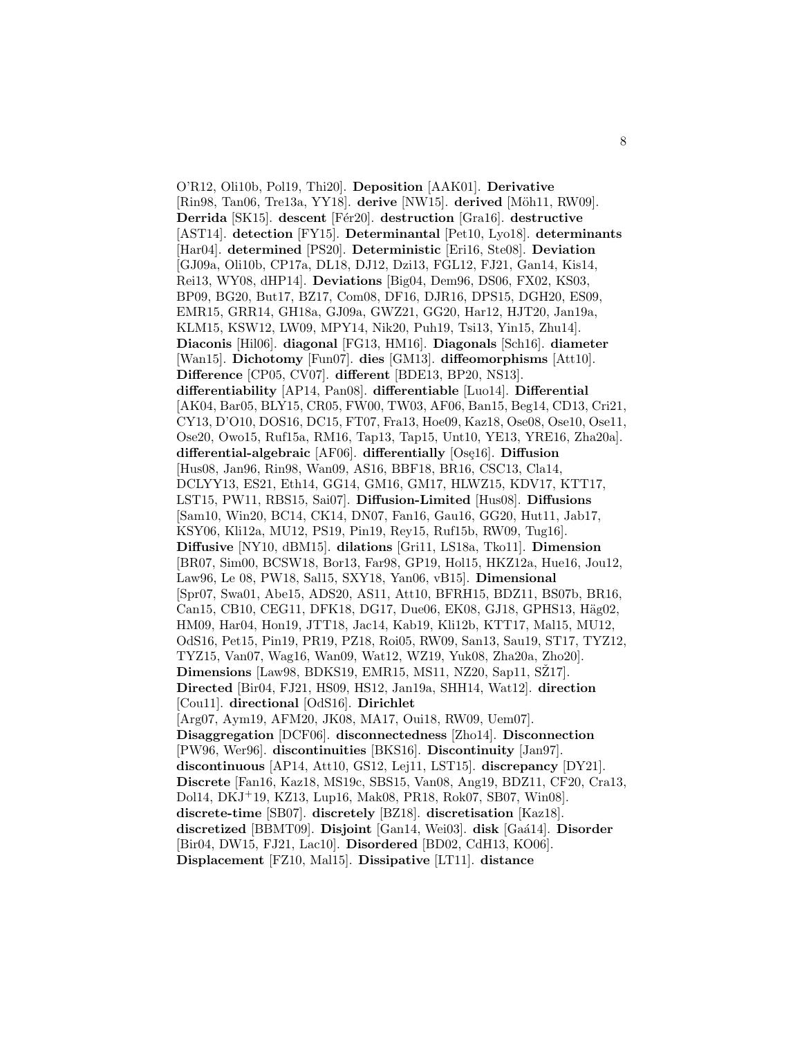O'R12, Oli10b, Pol19, Thi20]. **Deposition** [AAK01]. **Derivative** [Rin98, Tan06, Tre13a, YY18]. **derive** [NW15]. **derived** [Möh11, RW09]. **Derrida** [SK15]. **descent** [Fér20]. **destruction** [Gra16]. **destructive** [AST14]. **detection** [FY15]. **Determinantal** [Pet10, Lyo18]. **determinants** [Har04]. **determined** [PS20]. **Deterministic** [Eri16, Ste08]. **Deviation** [GJ09a, Oli10b, CP17a, DL18, DJ12, Dzi13, FGL12, FJ21, Gan14, Kis14, Rei13, WY08, dHP14]. **Deviations** [Big04, Dem96, DS06, FX02, KS03, BP09, BG20, But17, BZ17, Com08, DF16, DJR16, DPS15, DGH20, ES09, EMR15, GRR14, GH18a, GJ09a, GWZ21, GG20, Har12, HJT20, Jan19a, KLM15, KSW12, LW09, MPY14, Nik20, Puh19, Tsi13, Yin15, Zhu14]. **Diaconis** [Hil06]. **diagonal** [FG13, HM16]. **Diagonals** [Sch16]. **diameter** [Wan15]. **Dichotomy** [Fun07]. **dies** [GM13]. **diffeomorphisms** [Att10]. **Difference** [CP05, CV07]. **different** [BDE13, BP20, NS13]. **differentiability** [AP14, Pan08]. **differentiable** [Luo14]. **Differential** [AK04, Bar05, BLY15, CR05, FW00, TW03, AF06, Ban15, Beg14, CD13, Cri21, CY13, D'O10, DOS16, DC15, FT07, Fra13, Hoe09, Kaz18, Ose08, Ose10, Ose11, Ose20, Owo15, Ruf15a, RM16, Tap13, Tap15, Unt10, YE13, YRE16, Zha20a]. **differential-algebraic** [AF06]. **differentially** [Osę16]. **Diffusion** [Hus08, Jan96, Rin98, Wan09, AS16, BBF18, BR16, CSC13, Cla14, DCLYY13, ES21, Eth14, GG14, GM16, GM17, HLWZ15, KDV17, KTT17, LST15, PW11, RBS15, Sai07]. **Diffusion-Limited** [Hus08]. **Diffusions** [Sam10, Win20, BC14, CK14, DN07, Fan16, Gau16, GG20, Hut11, Jab17, KSY06, Kli12a, MU12, PS19, Pin19, Rey15, Ruf15b, RW09, Tug16]. **Diffusive** [NY10, dBM15]. **dilations** [Gri11, LS18a, Tko11]. **Dimension** [BR07, Sim00, BCSW18, Bor13, Far98, GP19, Hol15, HKZ12a, Hue16, Jou12, Law96, Le 08, PW18, Sal15, SXY18, Yan06, vB15]. **Dimensional** [Spr07, Swa01, Abe15, ADS20, AS11, Att10, BFRH15, BDZ11, BS07b, BR16, Can15, CB10, CEG11, DFK18, DG17, Due06, EK08, GJ18, GPHS13, Häg02, HM09, Har04, Hon19, JTT18, Jac14, Kab19, Kli12b, KTT17, Mal15, MU12, OdS16, Pet15, Pin19, PR19, PZ18, Roi05, RW09, San13, Sau19, ST17, TYZ12, TYZ15, Van07, Wag16, Wan09, Wat12, WZ19, Yuk08, Zha20a, Zho20]. **Dimensions** [Law98, BDKS19, EMR15, MS11, NZ20, Sap11, SŽ17]. **Directed** [Bir04, FJ21, HS09, HS12, Jan19a, SHH14, Wat12]. **direction** [Cou11]. **directional** [OdS16]. **Dirichlet** [Arg07, Aym19, AFM20, JK08, MA17, Oui18, RW09, Uem07]. **Disaggregation** [DCF06]. **disconnectedness** [Zho14]. **Disconnection** [PW96, Wer96]. **discontinuities** [BKS16]. **Discontinuity** [Jan97]. **discontinuous** [AP14, Att10, GS12, Lej11, LST15]. **discrepancy** [DY21]. **Discrete** [Fan16, Kaz18, MS19c, SBS15, Van08, Ang19, BDZ11, CF20, Cra13, Dol14, DKJ+19, KZ13, Lup16, Mak08, PR18, Rok07, SB07, Win08]. **discrete-time** [SB07]. **discretely** [BZ18]. **discretisation** [Kaz18]. **discretized** [BBMT09]. **Disjoint** [Gan14, Wei03]. **disk** [Gaá14]. **Disorder** [Bir04, DW15, FJ21, Lac10]. **Disordered** [BD02, CdH13, KO06]. **Displacement** [FZ10, Mal15]. **Dissipative** [LT11]. **distance**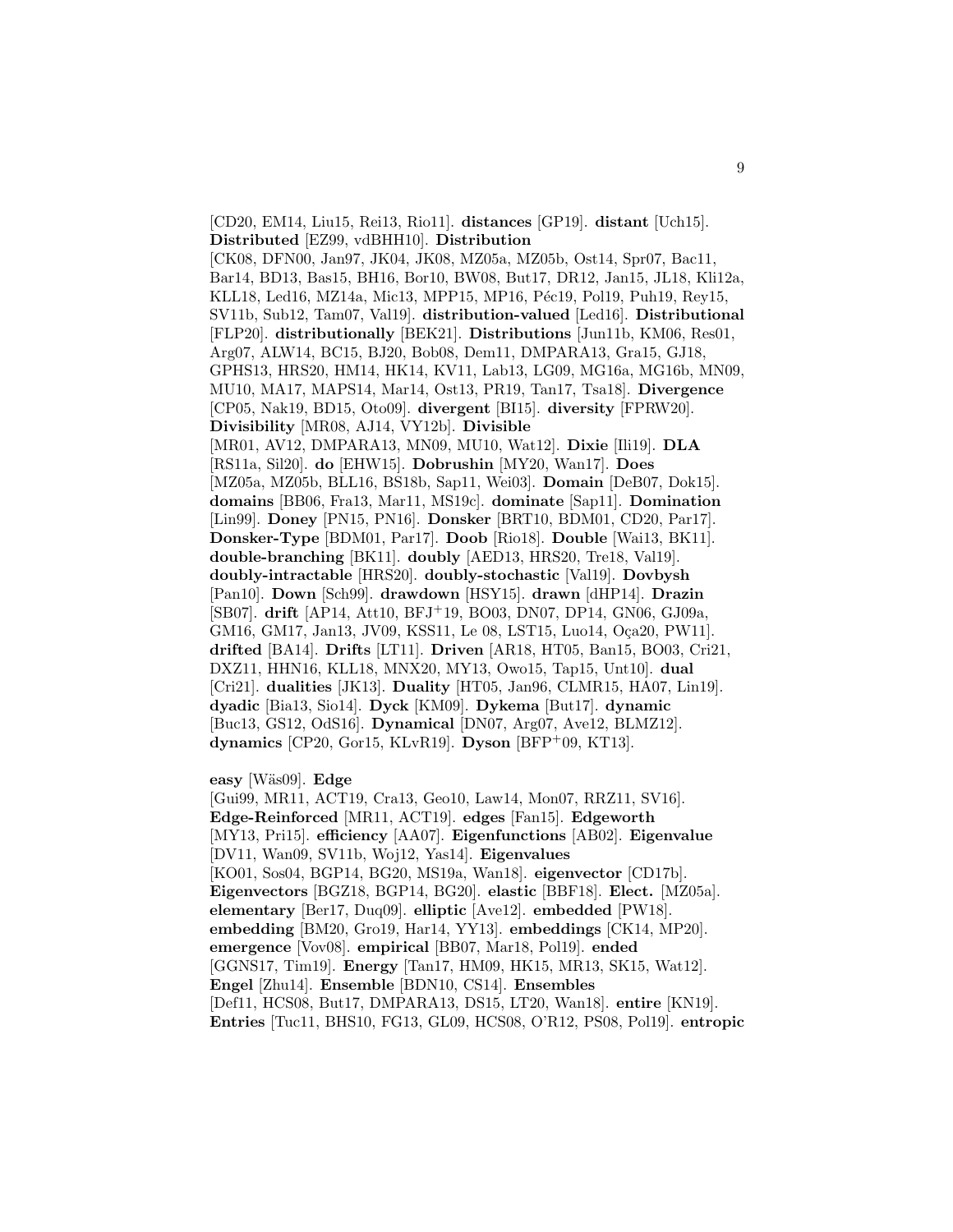[CD20, EM14, Liu15, Rei13, Rio11]. **distances** [GP19]. **distant** [Uch15]. **Distributed** [EZ99, vdBHH10]. **Distribution** [CK08, DFN00, Jan97, JK04, JK08, MZ05a, MZ05b, Ost14, Spr07, Bac11, Bar14, BD13, Bas15, BH16, Bor10, BW08, But17, DR12, Jan15, JL18, Kli12a, KLL18, Led16, MZ14a, Mic13, MPP15, MP16, Péc19, Pol19, Puh19, Rey15, SV11b, Sub12, Tam07, Val19]. **distribution-valued** [Led16]. **Distributional** [FLP20]. **distributionally** [BEK21]. **Distributions** [Jun11b, KM06, Res01, Arg07, ALW14, BC15, BJ20, Bob08, Dem11, DMPARA13, Gra15, GJ18, GPHS13, HRS20, HM14, HK14, KV11, Lab13, LG09, MG16a, MG16b, MN09, MU10, MA17, MAPS14, Mar14, Ost13, PR19, Tan17, Tsa18]. **Divergence** [CP05, Nak19, BD15, Oto09]. **divergent** [BI15]. **diversity** [FPRW20]. **Divisibility** [MR08, AJ14, VY12b]. **Divisible** [MR01, AV12, DMPARA13, MN09, MU10, Wat12]. **Dixie** [Ili19]. **DLA** [RS11a, Sil20]. **do** [EHW15]. **Dobrushin** [MY20, Wan17]. **Does** [MZ05a, MZ05b, BLL16, BS18b, Sap11, Wei03]. **Domain** [DeB07, Dok15]. **domains** [BB06, Fra13, Mar11, MS19c]. **dominate** [Sap11]. **Domination** [Lin99]. **Doney** [PN15, PN16]. **Donsker** [BRT10, BDM01, CD20, Par17]. **Donsker-Type** [BDM01, Par17]. **Doob** [Rio18]. **Double** [Wai13, BK11]. **double-branching** [BK11]. **doubly** [AED13, HRS20, Tre18, Val19]. **doubly-intractable** [HRS20]. **doubly-stochastic** [Val19]. **Dovbysh** [Pan10]. **Down** [Sch99]. **drawdown** [HSY15]. **drawn** [dHP14]. **Drazin** [SB07]. **drift** [AP14, Att10, BFJ+19, BO03, DN07, DP14, GN06, GJ09a, GM16, GM17, Jan13, JV09, KSS11, Le 08, LST15, Luo14, Oça20, PW11]. **drifted** [BA14]. **Drifts** [LT11]. **Driven** [AR18, HT05, Ban15, BO03, Cri21, DXZ11, HHN16, KLL18, MNX20, MY13, Owo15, Tap15, Unt10]. **dual** [Cri21]. **dualities** [JK13]. **Duality** [HT05, Jan96, CLMR15, HA07, Lin19]. **dyadic** [Bia13, Sio14]. **Dyck** [KM09]. **Dykema** [But17]. **dynamic** [Buc13, GS12, OdS16]. **Dynamical** [DN07, Arg07, Ave12, BLMZ12]. **dynamics** [CP20, Gor15, KLvR19]. **Dyson** [BFP+09, KT13].

**easy** [Wäs09]. **Edge** [Gui99, MR11, ACT19, Cra13, Geo10, Law14, Mon07, RRZ11, SV16]. **Edge-Reinforced** [MR11, ACT19]. **edges** [Fan15]. **Edgeworth** [MY13, Pri15]. **efficiency** [AA07]. **Eigenfunctions** [AB02]. **Eigenvalue** [DV11, Wan09, SV11b, Woj12, Yas14]. **Eigenvalues** [KO01, Sos04, BGP14, BG20, MS19a, Wan18]. **eigenvector** [CD17b]. **Eigenvectors** [BGZ18, BGP14, BG20]. **elastic** [BBF18]. **Elect.** [MZ05a]. **elementary** [Ber17, Duq09]. **elliptic** [Ave12]. **embedded** [PW18]. **embedding** [BM20, Gro19, Har14, YY13]. **embeddings** [CK14, MP20]. **emergence** [Vov08]. **empirical** [BB07, Mar18, Pol19]. **ended** [GGNS17, Tim19]. **Energy** [Tan17, HM09, HK15, MR13, SK15, Wat12]. **Engel** [Zhu14]. **Ensemble** [BDN10, CS14]. **Ensembles** [Def11, HCS08, But17, DMPARA13, DS15, LT20, Wan18]. **entire** [KN19]. **Entries** [Tuc11, BHS10, FG13, GL09, HCS08, O'R12, PS08, Pol19]. **entropic**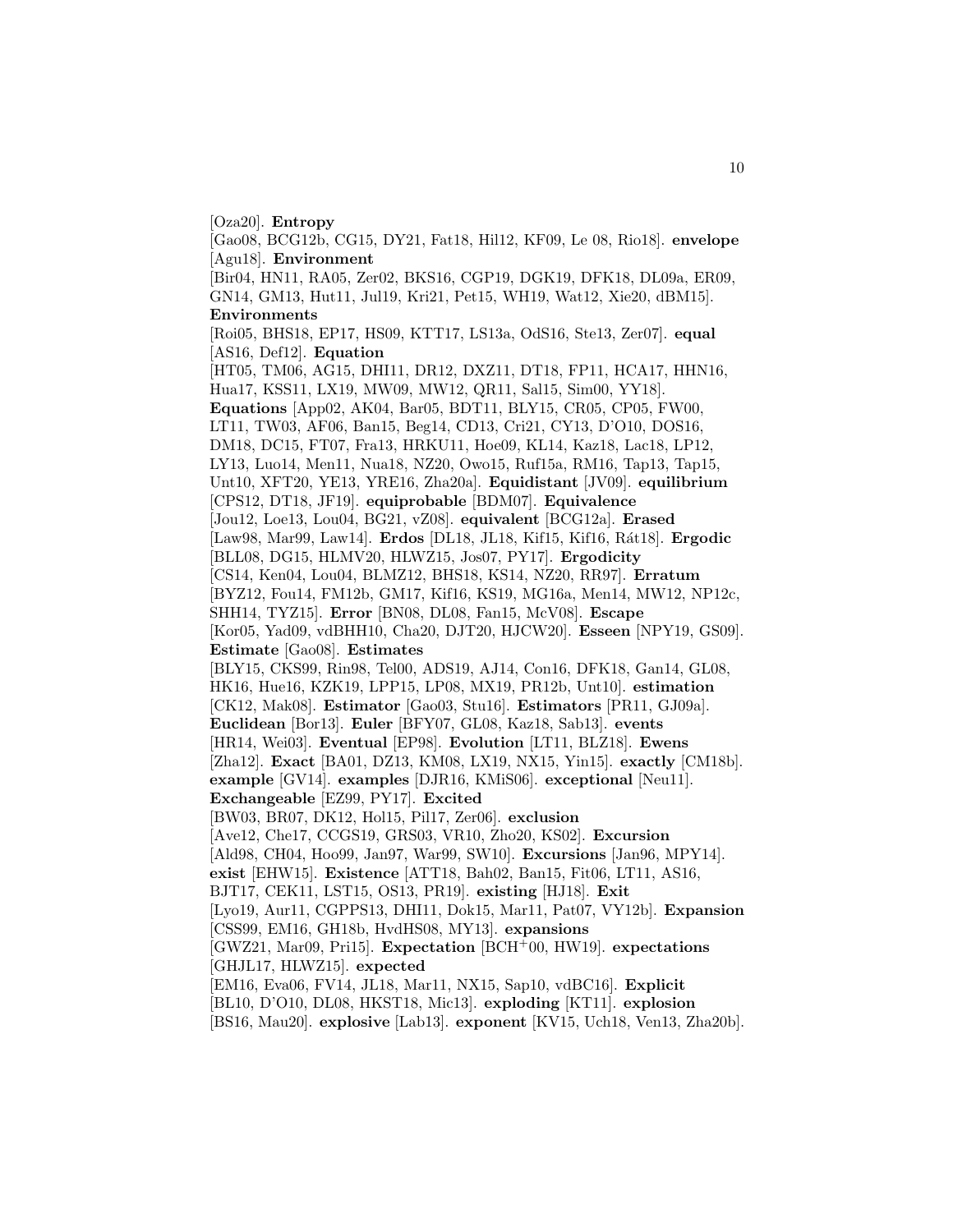[Oza20]. **Entropy** [Gao08, BCG12b, CG15, DY21, Fat18, Hil12, KF09, Le 08, Rio18]. **envelope** [Agu18]. **Environment** [Bir04, HN11, RA05, Zer02, BKS16, CGP19, DGK19, DFK18, DL09a, ER09, GN14, GM13, Hut11, Jul19, Kri21, Pet15, WH19, Wat12, Xie20, dBM15]. **Environments** [Roi05, BHS18, EP17, HS09, KTT17, LS13a, OdS16, Ste13, Zer07]. **equal** [AS16, Def12]. **Equation** [HT05, TM06, AG15, DHI11, DR12, DXZ11, DT18, FP11, HCA17, HHN16, Hua17, KSS11, LX19, MW09, MW12, QR11, Sal15, Sim00, YY18]. **Equations** [App02, AK04, Bar05, BDT11, BLY15, CR05, CP05, FW00, LT11, TW03, AF06, Ban15, Beg14, CD13, Cri21, CY13, D'O10, DOS16, DM18, DC15, FT07, Fra13, HRKU11, Hoe09, KL14, Kaz18, Lac18, LP12, LY13, Luo14, Men11, Nua18, NZ20, Owo15, Ruf15a, RM16, Tap13, Tap15, Unt10, XFT20, YE13, YRE16, Zha20a]. **Equidistant** [JV09]. **equilibrium** [CPS12, DT18, JF19]. **equiprobable** [BDM07]. **Equivalence** [Jou12, Loe13, Lou04, BG21, vZ08]. **equivalent** [BCG12a]. **Erased** [Law98, Mar99, Law14]. **Erdos** [DL18, JL18, Kif15, Kif16, Rát18]. **Ergodic** [BLL08, DG15, HLMV20, HLWZ15, Jos07, PY17]. **Ergodicity** [CS14, Ken04, Lou04, BLMZ12, BHS18, KS14, NZ20, RR97]. **Erratum** [BYZ12, Fou14, FM12b, GM17, Kif16, KS19, MG16a, Men14, MW12, NP12c, SHH14, TYZ15]. **Error** [BN08, DL08, Fan15, McV08]. **Escape** [Kor05, Yad09, vdBHH10, Cha20, DJT20, HJCW20]. **Esseen** [NPY19, GS09]. **Estimate** [Gao08]. **Estimates** [BLY15, CKS99, Rin98, Tel00, ADS19, AJ14, Con16, DFK18, Gan14, GL08, HK16, Hue16, KZK19, LPP15, LP08, MX19, PR12b, Unt10]. **estimation** [CK12, Mak08]. **Estimator** [Gao03, Stu16]. **Estimators** [PR11, GJ09a]. **Euclidean** [Bor13]. **Euler** [BFY07, GL08, Kaz18, Sab13]. **events** [HR14, Wei03]. **Eventual** [EP98]. **Evolution** [LT11, BLZ18]. **Ewens** [Zha12]. **Exact** [BA01, DZ13, KM08, LX19, NX15, Yin15]. **exactly** [CM18b]. **example** [GV14]. **examples** [DJR16, KMiS06]. **exceptional** [Neu11]. **Exchangeable** [EZ99, PY17]. **Excited** [BW03, BR07, DK12, Hol15, Pil17, Zer06]. **exclusion** [Ave12, Che17, CCGS19, GRS03, VR10, Zho20, KS02]. **Excursion** [Ald98, CH04, Hoo99, Jan97, War99, SW10]. **Excursions** [Jan96, MPY14]. **exist** [EHW15]. **Existence** [ATT18, Bah02, Ban15, Fit06, LT11, AS16, BJT17, CEK11, LST15, OS13, PR19]. **existing** [HJ18]. **Exit** [Lyo19, Aur11, CGPPS13, DHI11, Dok15, Mar11, Pat07, VY12b]. **Expansion** [CSS99, EM16, GH18b, HvdHS08, MY13]. **expansions** [GWZ21, Mar09, Pri15]. **Expectation** [BCH+00, HW19]. **expectations** [GHJL17, HLWZ15]. **expected** [EM16, Eva06, FV14, JL18, Mar11, NX15, Sap10, vdBC16]. **Explicit** [BL10, D'O10, DL08, HKST18, Mic13]. **exploding** [KT11]. **explosion** [BS16, Mau20]. **explosive** [Lab13]. **exponent** [KV15, Uch18, Ven13, Zha20b].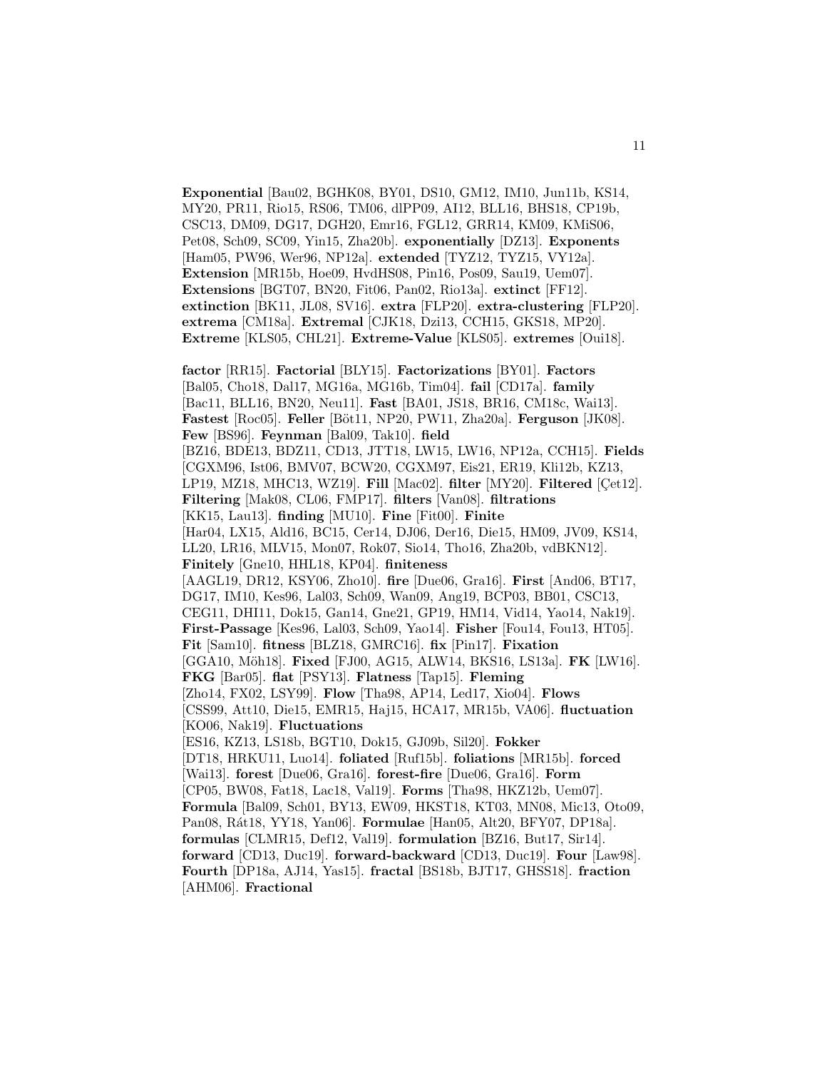**Exponential** [Bau02, BGHK08, BY01, DS10, GM12, IM10, Jun11b, KS14, MY20, PR11, Rio15, RS06, TM06, dlPP09, AI12, BLL16, BHS18, CP19b, CSC13, DM09, DG17, DGH20, Emr16, FGL12, GRR14, KM09, KMiS06, Pet08, Sch09, SC09, Yin15, Zha20b]. **exponentially** [DZ13]. **Exponents** [Ham05, PW96, Wer96, NP12a]. **extended** [TYZ12, TYZ15, VY12a]. **Extension** [MR15b, Hoe09, HvdHS08, Pin16, Pos09, Sau19, Uem07]. **Extensions** [BGT07, BN20, Fit06, Pan02, Rio13a]. **extinct** [FF12]. **extinction** [BK11, JL08, SV16]. **extra** [FLP20]. **extra-clustering** [FLP20]. **extrema** [CM18a]. **Extremal** [CJK18, Dzi13, CCH15, GKS18, MP20]. **Extreme** [KLS05, CHL21]. **Extreme-Value** [KLS05]. **extremes** [Oui18].

**factor** [RR15]. **Factorial** [BLY15]. **Factorizations** [BY01]. **Factors** [Bal05, Cho18, Dal17, MG16a, MG16b, Tim04]. **fail** [CD17a]. **family** [Bac11, BLL16, BN20, Neu11]. **Fast** [BA01, JS18, BR16, CM18c, Wai13]. **Fastest** [Roc05]. **Feller** [Böt11, NP20, PW11, Zha20a]. **Ferguson** [JK08]. **Few** [BS96]. **Feynman** [Bal09, Tak10]. **field** [BZ16, BDE13, BDZ11, CD13, JTT18, LW15, LW16, NP12a, CCH15]. **Fields** [CGXM96, Ist06, BMV07, BCW20, CGXM97, Eis21, ER19, Kli12b, KZ13, LP19, MZ18, MHC13, WZ19]. **Fill** [Mac02]. **filter** [MY20]. **Filtered** [Çet12]. **Filtering** [Mak08, CL06, FMP17]. **filters** [Van08]. **filtrations** [KK15, Lau13]. **finding** [MU10]. **Fine** [Fit00]. **Finite** [Har04, LX15, Ald16, BC15, Cer14, DJ06, Der16, Die15, HM09, JV09, KS14, LL20, LR16, MLV15, Mon07, Rok07, Sio14, Tho16, Zha20b, vdBKN12]. **Finitely** [Gne10, HHL18, KP04]. **finiteness** [AAGL19, DR12, KSY06, Zho10]. **fire** [Due06, Gra16]. **First** [And06, BT17, DG17, IM10, Kes96, Lal03, Sch09, Wan09, Ang19, BCP03, BB01, CSC13, CEG11, DHI11, Dok15, Gan14, Gne21, GP19, HM14, Vid14, Yao14, Nak19]. **First-Passage** [Kes96, Lal03, Sch09, Yao14]. **Fisher** [Fou14, Fou13, HT05]. **Fit** [Sam10]. **fitness** [BLZ18, GMRC16]. **fix** [Pin17]. **Fixation** [GGA10, Möh18]. **Fixed** [FJ00, AG15, ALW14, BKS16, LS13a]. **FK** [LW16]. **FKG** [Bar05]. **flat** [PSY13]. **Flatness** [Tap15]. **Fleming** [Zho14, FX02, LSY99]. **Flow** [Tha98, AP14, Led17, Xio04]. **Flows** [CSS99, Att10, Die15, EMR15, Haj15, HCA17, MR15b, VA06]. **fluctuation** [KO06, Nak19]. **Fluctuations** [ES16, KZ13, LS18b, BGT10, Dok15, GJ09b, Sil20]. **Fokker** [DT18, HRKU11, Luo14]. **foliated** [Ruf15b]. **foliations** [MR15b]. **forced** [Wai13]. **forest** [Due06, Gra16]. **forest-fire** [Due06, Gra16]. **Form** [CP05, BW08, Fat18, Lac18, Val19]. **Forms** [Tha98, HKZ12b, Uem07]. **Formula** [Bal09, Sch01, BY13, EW09, HKST18, KT03, MN08, Mic13, Oto09, Pan08, Rát18, YY18, Yan06]. **Formulae** [Han05, Alt20, BFY07, DP18a]. **formulas** [CLMR15, Def12, Val19]. **formulation** [BZ16, But17, Sir14]. **forward** [CD13, Duc19]. **forward-backward** [CD13, Duc19]. **Four** [Law98]. **Fourth** [DP18a, AJ14, Yas15]. **fractal** [BS18b, BJT17, GHSS18]. **fraction** [AHM06]. **Fractional**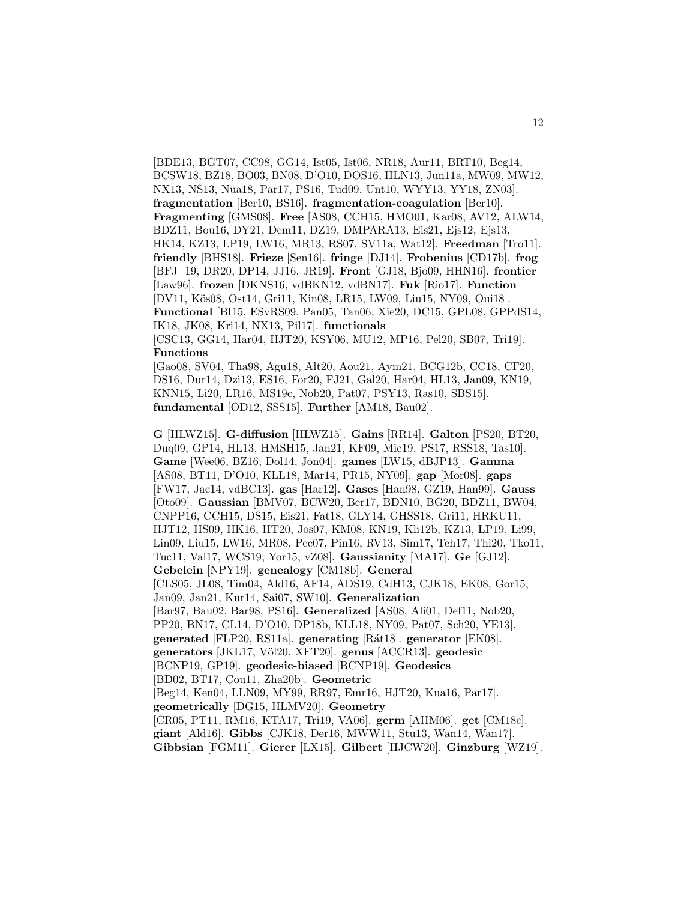[BDE13, BGT07, CC98, GG14, Ist05, Ist06, NR18, Aur11, BRT10, Beg14, BCSW18, BZ18, BO03, BN08, D'O10, DOS16, HLN13, Jun11a, MW09, MW12, NX13, NS13, Nua18, Par17, PS16, Tud09, Unt10, WYY13, YY18, ZN03]. **fragmentation** [Ber10, BS16]. **fragmentation-coagulation** [Ber10]. **Fragmenting** [GMS08]. **Free** [AS08, CCH15, HMO01, Kar08, AV12, ALW14, BDZ11, Bou16, DY21, Dem11, DZ19, DMPARA13, Eis21, Ejs12, Ejs13, HK14, KZ13, LP19, LW16, MR13, RS07, SV11a, Wat12]. **Freedman** [Tro11]. **friendly** [BHS18]. **Frieze** [Sen16]. **fringe** [DJ14]. **Frobenius** [CD17b]. **frog** [BFJ+19, DR20, DP14, JJ16, JR19]. **Front** [GJ18, Bjo09, HHN16]. **frontier** [Law96]. **frozen** [DKNS16, vdBKN12, vdBN17]. **Fuk** [Rio17]. **Function** [DV11, Kös08, Ost14, Gri11, Kin08, LR15, LW09, Liu15, NY09, Oui18]. **Functional** [BI15, ESvRS09, Pan05, Tan06, Xie20, DC15, GPL08, GPPdS14, IK18, JK08, Kri14, NX13, Pil17]. **functionals** [CSC13, GG14, Har04, HJT20, KSY06, MU12, MP16, Pel20, SB07, Tri19]. **Functions** [Gao08, SV04, Tha98, Agu18, Alt20, Aou21, Aym21, BCG12b, CC18, CF20, DS16, Dur14, Dzi13, ES16, For20, FJ21, Gal20, Har04, HL13, Jan09, KN19, KNN15, Li20, LR16, MS19c, Nob20, Pat07, PSY13, Ras10, SBS15]. **fundamental** [OD12, SSS15]. **Further** [AM18, Bau02].

**G** [HLWZ15]. **G-diffusion** [HLWZ15]. **Gains** [RR14]. **Galton** [PS20, BT20, Duq09, GP14, HL13, HMSH15, Jan21, KF09, Mic19, PS17, RSS18, Tas10]. **Game** [Wee06, BZ16, Dol14, Jon04]. **games** [LW15, dBJP13]. **Gamma** [AS08, BT11, D'O10, KLL18, Mar14, PR15, NY09]. **gap** [Mor08]. **gaps** [FW17, Jac14, vdBC13]. **gas** [Har12]. **Gases** [Han98, GZ19, Han99]. **Gauss** [Oto09]. **Gaussian** [BMV07, BCW20, Ber17, BDN10, BG20, BDZ11, BW04, CNPP16, CCH15, DS15, Eis21, Fat18, GLY14, GHSS18, Gri11, HRKU11, HJT12, HS09, HK16, HT20, Jos07, KM08, KN19, Kli12b, KZ13, LP19, Li99, Lin09, Liu15, LW16, MR08, Pec07, Pin16, RV13, Sim17, Teh17, Thi20, Tko11, Tuc11, Val17, WCS19, Yor15, vZ08]. **Gaussianity** [MA17]. **Ge** [GJ12]. **Gebelein** [NPY19]. **genealogy** [CM18b]. **General** [CLS05, JL08, Tim04, Ald16, AF14, ADS19, CdH13, CJK18, EK08, Gor15, Jan09, Jan21, Kur14, Sai07, SW10]. **Generalization** [Bar97, Bau02, Bar98, PS16]. **Generalized** [AS08, Ali01, Def11, Nob20, PP20, BN17, CL14, D'O10, DP18b, KLL18, NY09, Pat07, Sch20, YE13]. **generated** [FLP20, RS11a]. **generating** [Rát18]. **generator** [EK08]. **generators** [JKL17, Völ20, XFT20]. **genus** [ACCR13]. **geodesic** [BCNP19, GP19]. **geodesic-biased** [BCNP19]. **Geodesics** [BD02, BT17, Cou11, Zha20b]. **Geometric** [Beg14, Ken04, LLN09, MY99, RR97, Emr16, HJT20, Kua16, Par17]. **geometrically** [DG15, HLMV20]. **Geometry** [CR05, PT11, RM16, KTA17, Tri19, VA06]. **germ** [AHM06]. **get** [CM18c]. **giant** [Ald16]. **Gibbs** [CJK18, Der16, MWW11, Stu13, Wan14, Wan17]. **Gibbsian** [FGM11]. **Gierer** [LX15]. **Gilbert** [HJCW20]. **Ginzburg** [WZ19].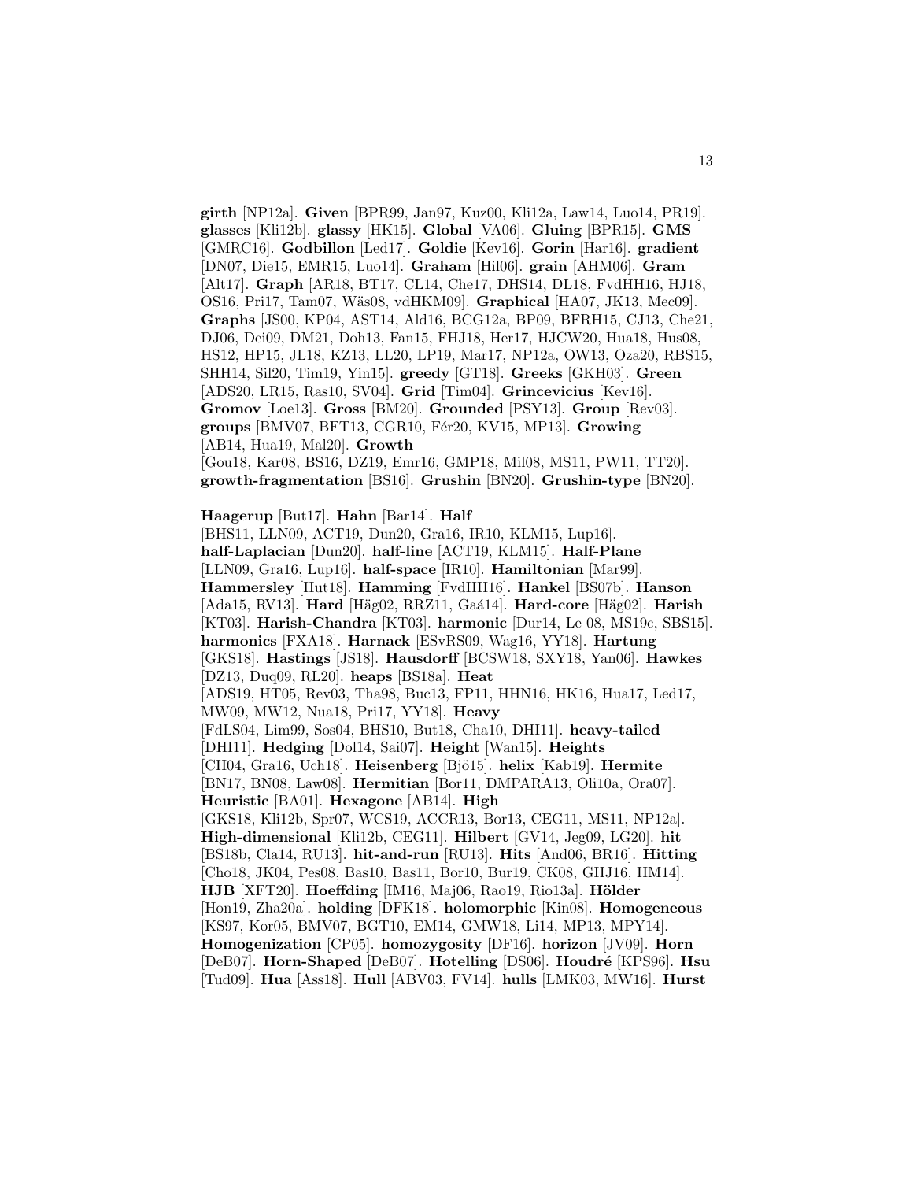**girth** [NP12a]. **Given** [BPR99, Jan97, Kuz00, Kli12a, Law14, Luo14, PR19]. **glasses** [Kli12b]. **glassy** [HK15]. **Global** [VA06]. **Gluing** [BPR15]. **GMS** [GMRC16]. **Godbillon** [Led17]. **Goldie** [Kev16]. **Gorin** [Har16]. **gradient** [DN07, Die15, EMR15, Luo14]. **Graham** [Hil06]. **grain** [AHM06]. **Gram** [Alt17]. **Graph** [AR18, BT17, CL14, Che17, DHS14, DL18, FvdHH16, HJ18, OS16, Pri17, Tam07, Wäs08, vdHKM09]. **Graphical** [HA07, JK13, Mec09]. **Graphs** [JS00, KP04, AST14, Ald16, BCG12a, BP09, BFRH15, CJ13, Che21, DJ06, Dei09, DM21, Doh13, Fan15, FHJ18, Her17, HJCW20, Hua18, Hus08, HS12, HP15, JL18, KZ13, LL20, LP19, Mar17, NP12a, OW13, Oza20, RBS15, SHH14, Sil20, Tim19, Yin15]. **greedy** [GT18]. **Greeks** [GKH03]. **Green** [ADS20, LR15, Ras10, SV04]. **Grid** [Tim04]. **Grincevicius** [Kev16]. **Gromov** [Loe13]. **Gross** [BM20]. **Grounded** [PSY13]. **Group** [Rev03]. **groups** [BMV07, BFT13, CGR10, Fér20, KV15, MP13]. **Growing** [AB14, Hua19, Mal20]. **Growth** [Gou18, Kar08, BS16, DZ19, Emr16, GMP18, Mil08, MS11, PW11, TT20]. **growth-fragmentation** [BS16]. **Grushin** [BN20]. **Grushin-type** [BN20].

**Haagerup** [But17]. **Hahn** [Bar14]. **Half** [BHS11, LLN09, ACT19, Dun20, Gra16, IR10, KLM15, Lup16]. **half-Laplacian** [Dun20]. **half-line** [ACT19, KLM15]. **Half-Plane** [LLN09, Gra16, Lup16]. **half-space** [IR10]. **Hamiltonian** [Mar99]. **Hammersley** [Hut18]. **Hamming** [FvdHH16]. **Hankel** [BS07b]. **Hanson** [Ada15, RV13]. **Hard** [Häg02, RRZ11, Gaá14]. **Hard-core** [Häg02]. **Harish** [KT03]. **Harish-Chandra** [KT03]. **harmonic** [Dur14, Le 08, MS19c, SBS15]. **harmonics** [FXA18]. **Harnack** [ESvRS09, Wag16, YY18]. **Hartung** [GKS18]. **Hastings** [JS18]. **Hausdorff** [BCSW18, SXY18, Yan06]. **Hawkes** [DZ13, Duq09, RL20]. **heaps** [BS18a]. **Heat** [ADS19, HT05, Rev03, Tha98, Buc13, FP11, HHN16, HK16, Hua17, Led17, MW09, MW12, Nua18, Pri17, YY18]. **Heavy** [FdLS04, Lim99, Sos04, BHS10, But18, Cha10, DHI11]. **heavy-tailed** [DHI11]. **Hedging** [Dol14, Sai07]. **Height** [Wan15]. **Heights** [CH04, Gra16, Uch18]. **Heisenberg** [Bjö15]. **helix** [Kab19]. **Hermite** [BN17, BN08, Law08]. **Hermitian** [Bor11, DMPARA13, Oli10a, Ora07]. **Heuristic** [BA01]. **Hexagone** [AB14]. **High** [GKS18, Kli12b, Spr07, WCS19, ACCR13, Bor13, CEG11, MS11, NP12a]. **High-dimensional** [Kli12b, CEG11]. **Hilbert** [GV14, Jeg09, LG20]. **hit** [BS18b, Cla14, RU13]. **hit-and-run** [RU13]. **Hits** [And06, BR16]. **Hitting** [Cho18, JK04, Pes08, Bas10, Bas11, Bor10, Bur19, CK08, GHJ16, HM14]. **HJB** [XFT20]. **Hoeffding** [IM16, Maj06, Rao19, Rio13a]. **Hölder** [Hon19, Zha20a]. **holding** [DFK18]. **holomorphic** [Kin08]. **Homogeneous** [KS97, Kor05, BMV07, BGT10, EM14, GMW18, Li14, MP13, MPY14]. **Homogenization** [CP05]. **homozygosity** [DF16]. **horizon** [JV09]. **Horn** [DeB07]. **Horn-Shaped** [DeB07]. **Hotelling** [DS06]. **Houdré** [KPS96]. **Hsu** [Tud09]. **Hua** [Ass18]. **Hull** [ABV03, FV14]. **hulls** [LMK03, MW16]. **Hurst**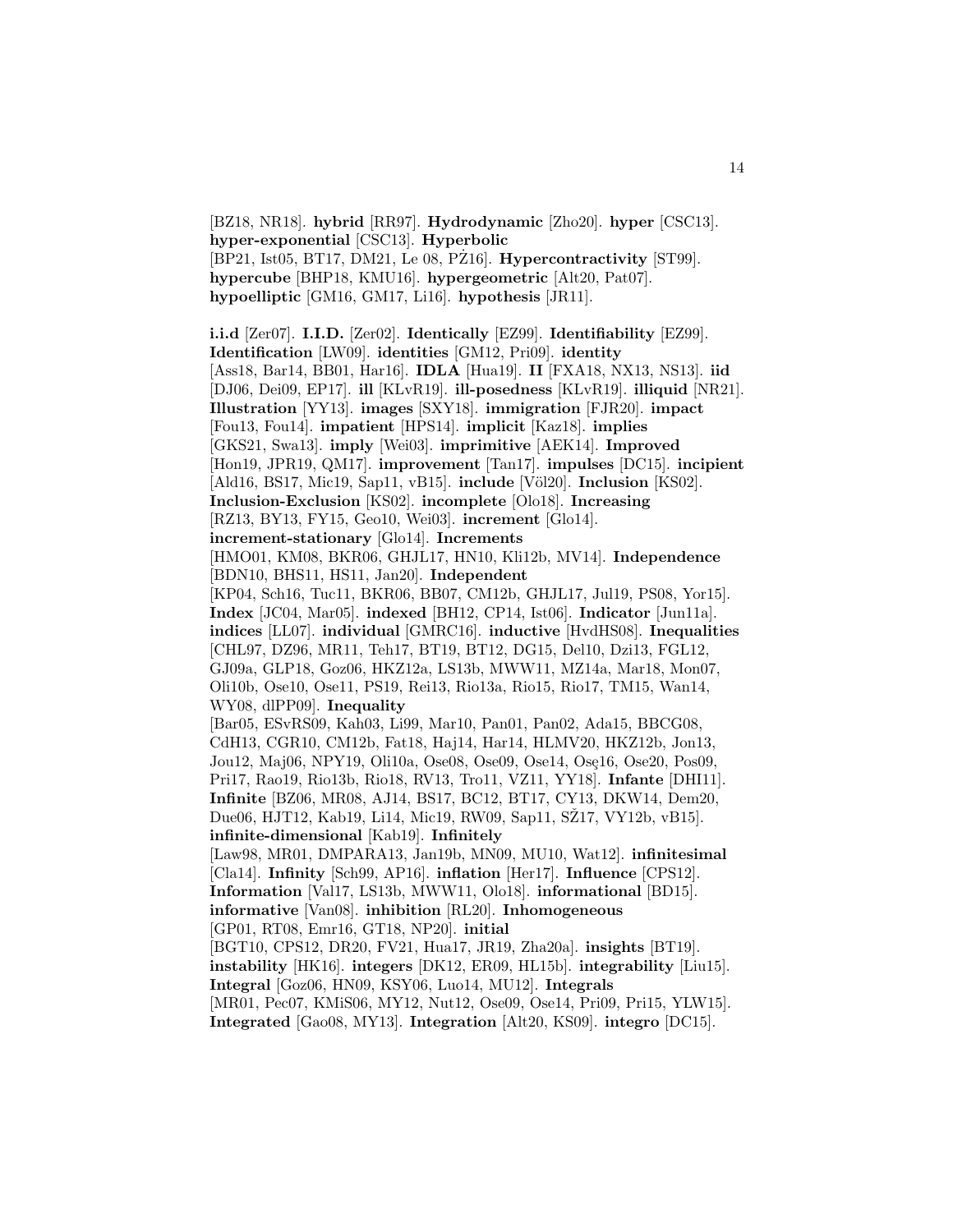[BZ18, NR18]. **hybrid** [RR97]. **Hydrodynamic** [Zho20]. **hyper** [CSC13]. **hyper-exponential** [CSC13]. **Hyperbolic** [BP21, Ist05, BT17, DM21, Le 08, PŻ16]. **Hypercontractivity** [ST99]. **hypercube** [BHP18, KMU16]. **hypergeometric** [Alt20, Pat07]. **hypoelliptic** [GM16, GM17, Li16]. **hypothesis** [JR11].

**i.i.d** [Zer07]. **I.I.D.** [Zer02]. **Identically** [EZ99]. **Identifiability** [EZ99]. **Identification** [LW09]. **identities** [GM12, Pri09]. **identity** [Ass18, Bar14, BB01, Har16]. **IDLA** [Hua19]. **II** [FXA18, NX13, NS13]. **iid** [DJ06, Dei09, EP17]. **ill** [KLvR19]. **ill-posedness** [KLvR19]. **illiquid** [NR21]. **Illustration** [YY13]. **images** [SXY18]. **immigration** [FJR20]. **impact** [Fou13, Fou14]. **impatient** [HPS14]. **implicit** [Kaz18]. **implies** [GKS21, Swa13]. **imply** [Wei03]. **imprimitive** [AEK14]. **Improved** [Hon19, JPR19, QM17]. **improvement** [Tan17]. **impulses** [DC15]. **incipient** [Ald16, BS17, Mic19, Sap11, vB15]. **include** [Völ20]. **Inclusion** [KS02]. **Inclusion-Exclusion** [KS02]. **incomplete** [Olo18]. **Increasing** [RZ13, BY13, FY15, Geo10, Wei03]. **increment** [Glo14]. **increment-stationary** [Glo14]. **Increments** [HMO01, KM08, BKR06, GHJL17, HN10, Kli12b, MV14]. **Independence** [BDN10, BHS11, HS11, Jan20]. **Independent** [KP04, Sch16, Tuc11, BKR06, BB07, CM12b, GHJL17, Jul19, PS08, Yor15]. **Index** [JC04, Mar05]. **indexed** [BH12, CP14, Ist06]. **Indicator** [Jun11a]. **indices** [LL07]. **individual** [GMRC16]. **inductive** [HvdHS08]. **Inequalities** [CHL97, DZ96, MR11, Teh17, BT19, BT12, DG15, Del10, Dzi13, FGL12, GJ09a, GLP18, Goz06, HKZ12a, LS13b, MWW11, MZ14a, Mar18, Mon07, Oli10b, Ose10, Ose11, PS19, Rei13, Rio13a, Rio15, Rio17, TM15, Wan14, WY08, dlPP09]. **Inequality** [Bar05, ESvRS09, Kah03, Li99, Mar10, Pan01, Pan02, Ada15, BBCG08, CdH13, CGR10, CM12b, Fat18, Haj14, Har14, HLMV20, HKZ12b, Jon13, Jou12, Maj06, NPY19, Oli10a, Ose08, Ose09, Ose14, Osę16, Ose20, Pos09, Pri17, Rao19, Rio13b, Rio18, RV13, Tro11, VZ11, YY18]. **Infante** [DHI11]. **Infinite** [BZ06, MR08, AJ14, BS17, BC12, BT17, CY13, DKW14, Dem20, Due06, HJT12, Kab19, Li14, Mic19, RW09, Sap11, SŽ17, VY12b, vB15]. **infinite-dimensional** [Kab19]. **Infinitely** [Law98, MR01, DMPARA13, Jan19b, MN09, MU10, Wat12]. **infinitesimal** [Cla14]. **Infinity** [Sch99, AP16]. **inflation** [Her17]. **Influence** [CPS12]. **Information** [Val17, LS13b, MWW11, Olo18]. **informational** [BD15]. **informative** [Van08]. **inhibition** [RL20]. **Inhomogeneous** [GP01, RT08, Emr16, GT18, NP20]. **initial** [BGT10, CPS12, DR20, FV21, Hua17, JR19, Zha20a]. **insights** [BT19]. **instability** [HK16]. **integers** [DK12, ER09, HL15b]. **integrability** [Liu15]. **Integral** [Goz06, HN09, KSY06, Luo14, MU12]. **Integrals** [MR01, Pec07, KMiS06, MY12, Nut12, Ose09, Ose14, Pri09, Pri15, YLW15]. **Integrated** [Gao08, MY13]. **Integration** [Alt20, KS09]. **integro** [DC15].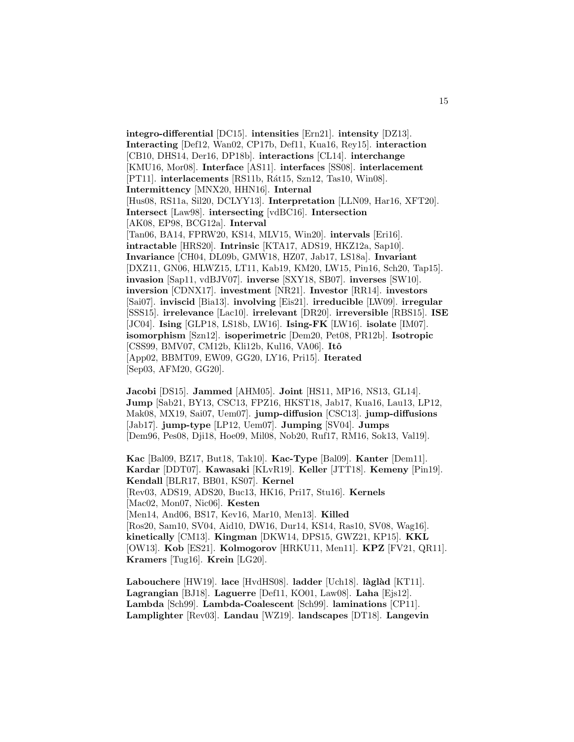**integro-differential** [DC15]. **intensities** [Ern21]. **intensity** [DZ13]. **Interacting** [Def12, Wan02, CP17b, Def11, Kua16, Rey15]. **interaction** [CB10, DHS14, Der16, DP18b]. **interactions** [CL14]. **interchange** [KMU16, Mor08]. **Interface** [AS11]. **interfaces** [SS08]. **interlacement** [PT11]. **interlacements** [RS11b, Rát15, Szn12, Tas10, Win08]. **Intermittency** [MNX20, HHN16]. **Internal** [Hus08, RS11a, Sil20, DCLYY13]. **Interpretation** [LLN09, Har16, XFT20]. **Intersect** [Law98]. **intersecting** [vdBC16]. **Intersection** [AK08, EP98, BCG12a]. **Interval** [Tan06, BA14, FPRW20, KS14, MLV15, Win20]. **intervals** [Eri16]. **intractable** [HRS20]. **Intrinsic** [KTA17, ADS19, HKZ12a, Sap10]. **Invariance** [CH04, DL09b, GMW18, HZ07, Jab17, LS18a]. **Invariant** [DXZ11, GN06, HLWZ15, LT11, Kab19, KM20, LW15, Pin16, Sch20, Tap15]. **invasion** [Sap11, vdBJV07]. **inverse** [SXY18, SB07]. **inverses** [SW10]. **inversion** [CDNX17]. **investment** [NR21]. **Investor** [RR14]. **investors** [Sai07]. **inviscid** [Bia13]. **involving** [Eis21]. **irreducible** [LW09]. **irregular** [SSS15]. **irrelevance** [Lac10]. **irrelevant** [DR20]. **irreversible** [RBS15]. **ISE** [JC04]. **Ising** [GLP18, LS18b, LW16]. **Ising-FK** [LW16]. **isolate** [IM07]. **isomorphism** [Szn12]. **isoperimetric** [Dem20, Pet08, PR12b]. **Isotropic** [CSS99, BMV07, CM12b, Kli12b, Kul16, VA06]. **Itô** [App02, BBMT09, EW09, GG20, LY16, Pri15]. **Iterated** [Sep03, AFM20, GG20].

**Jacobi** [DS15]. **Jammed** [AHM05]. **Joint** [HS11, MP16, NS13, GL14]. **Jump** [Sab21, BY13, CSC13, FPZ16, HKST18, Jab17, Kua16, Lau13, LP12, Mak08, MX19, Sai07, Uem07]. **jump-diffusion** [CSC13]. **jump-diffusions** [Jab17]. **jump-type** [LP12, Uem07]. **Jumping** [SV04]. **Jumps** [Dem96, Pes08, Dji18, Hoe09, Mil08, Nob20, Ruf17, RM16, Sok13, Val19].

**Kac** [Bal09, BZ17, But18, Tak10]. **Kac-Type** [Bal09]. **Kanter** [Dem11]. **Kardar** [DDT07]. **Kawasaki** [KLvR19]. **Keller** [JTT18]. **Kemeny** [Pin19]. **Kendall** [BLR17, BB01, KS07]. **Kernel** [Rev03, ADS19, ADS20, Buc13, HK16, Pri17, Stu16]. **Kernels** [Mac02, Mon07, Nic06]. **Kesten** [Men14, And06, BS17, Kev16, Mar10, Men13]. **Killed** [Ros20, Sam10, SV04, Aid10, DW16, Dur14, KS14, Ras10, SV08, Wag16]. **kinetically** [CM13]. **Kingman** [DKW14, DPS15, GWZ21, KP15]. **KKL** [OW13]. **Kob** [ES21]. **Kolmogorov** [HRKU11, Men11]. **KPZ** [FV21, QR11]. **Kramers** [Tug16]. **Krein** [LG20].

**Labouchere** [HW19]. **lace** [HvdHS08]. **ladder** [Uch18]. **làglàd** [KT11]. **Lagrangian** [BJ18]. **Laguerre** [Def11, KO01, Law08]. **Laha** [Ejs12]. **Lambda** [Sch99]. **Lambda-Coalescent** [Sch99]. **laminations** [CP11]. **Lamplighter** [Rev03]. **Landau** [WZ19]. **landscapes** [DT18]. **Langevin**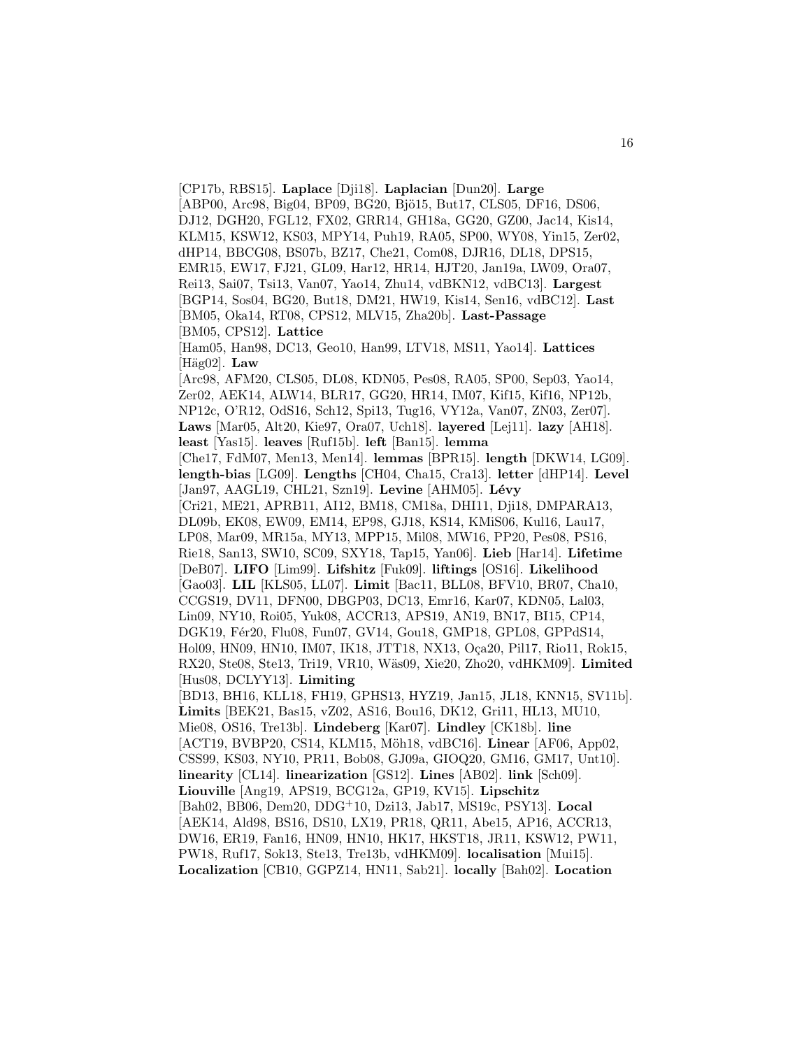[CP17b, RBS15]. **Laplace** [Dji18]. **Laplacian** [Dun20]. **Large** [ABP00, Arc98, Big04, BP09, BG20, Bjö15, But17, CLS05, DF16, DS06, DJ12, DGH20, FGL12, FX02, GRR14, GH18a, GG20, GZ00, Jac14, Kis14, KLM15, KSW12, KS03, MPY14, Puh19, RA05, SP00, WY08, Yin15, Zer02, dHP14, BBCG08, BS07b, BZ17, Che21, Com08, DJR16, DL18, DPS15, EMR15, EW17, FJ21, GL09, Har12, HR14, HJT20, Jan19a, LW09, Ora07, Rei13, Sai07, Tsi13, Van07, Yao14, Zhu14, vdBKN12, vdBC13]. **Largest** [BGP14, Sos04, BG20, But18, DM21, HW19, Kis14, Sen16, vdBC12]. **Last** [BM05, Oka14, RT08, CPS12, MLV15, Zha20b]. **Last-Passage** [BM05, CPS12]. **Lattice** [Ham05, Han98, DC13, Geo10, Han99, LTV18, MS11, Yao14]. **Lattices** [Häg02]. **Law** [Arc98, AFM20, CLS05, DL08, KDN05, Pes08, RA05, SP00, Sep03, Yao14, Zer02, AEK14, ALW14, BLR17, GG20, HR14, IM07, Kif15, Kif16, NP12b, NP12c, O'R12, OdS16, Sch12, Spi13, Tug16, VY12a, Van07, ZN03, Zer07]. **Laws** [Mar05, Alt20, Kie97, Ora07, Uch18]. **layered** [Lej11]. **lazy** [AH18]. **least** [Yas15]. **leaves** [Ruf15b]. **left** [Ban15]. **lemma** [Che17, FdM07, Men13, Men14]. **lemmas** [BPR15]. **length** [DKW14, LG09]. **length-bias** [LG09]. **Lengths** [CH04, Cha15, Cra13]. **letter** [dHP14]. **Level** [Jan97, AAGL19, CHL21, Szn19]. **Levine** [AHM05]. **Lévy** [Cri21, ME21, APRB11, AI12, BM18, CM18a, DHI11, Dji18, DMPARA13, DL09b, EK08, EW09, EM14, EP98, GJ18, KS14, KMiS06, Kul16, Lau17, LP08, Mar09, MR15a, MY13, MPP15, Mil08, MW16, PP20, Pes08, PS16, Rie18, San13, SW10, SC09, SXY18, Tap15, Yan06]. **Lieb** [Har14]. **Lifetime** [DeB07]. **LIFO** [Lim99]. **Lifshitz** [Fuk09]. **liftings** [OS16]. **Likelihood** [Gao03]. **LIL** [KLS05, LL07]. **Limit** [Bac11, BLL08, BFV10, BR07, Cha10, CCGS19, DV11, DFN00, DBGP03, DC13, Emr16, Kar07, KDN05, Lal03, Lin09, NY10, Roi05, Yuk08, ACCR13, APS19, AN19, BN17, BI15, CP14, DGK19, Fér20, Flu08, Fun07, GV14, Gou18, GMP18, GPL08, GPPdS14, Hol09, HN09, HN10, IM07, IK18, JTT18, NX13, Oça20, Pil17, Rio11, Rok15, RX20, Ste08, Ste13, Tri19, VR10, Wäs09, Xie20, Zho20, vdHKM09]. **Limited** [Hus08, DCLYY13]. **Limiting** [BD13, BH16, KLL18, FH19, GPHS13, HYZ19, Jan15, JL18, KNN15, SV11b]. **Limits** [BEK21, Bas15, vZ02, AS16, Bou16, DK12, Gri11, HL13, MU10, Mie08, OS16, Tre13b]. **Lindeberg** [Kar07]. **Lindley** [CK18b]. **line** [ACT19, BVBP20, CS14, KLM15, Möh18, vdBC16]. **Linear** [AF06, App02, CSS99, KS03, NY10, PR11, Bob08, GJ09a, GIOQ20, GM16, GM17, Unt10]. **linearity** [CL14]. **linearization** [GS12]. **Lines** [AB02]. **link** [Sch09]. **Liouville** [Ang19, APS19, BCG12a, GP19, KV15]. **Lipschitz** [Bah02, BB06, Dem20, DDG+10, Dzi13, Jab17, MS19c, PSY13]. **Local** [AEK14, Ald98, BS16, DS10, LX19, PR18, QR11, Abe15, AP16, ACCR13, DW16, ER19, Fan16, HN09, HN10, HK17, HKST18, JR11, KSW12, PW11, PW18, Ruf17, Sok13, Ste13, Tre13b, vdHKM09]. **localisation** [Mui15]. **Localization** [CB10, GGPZ14, HN11, Sab21]. **locally** [Bah02]. **Location**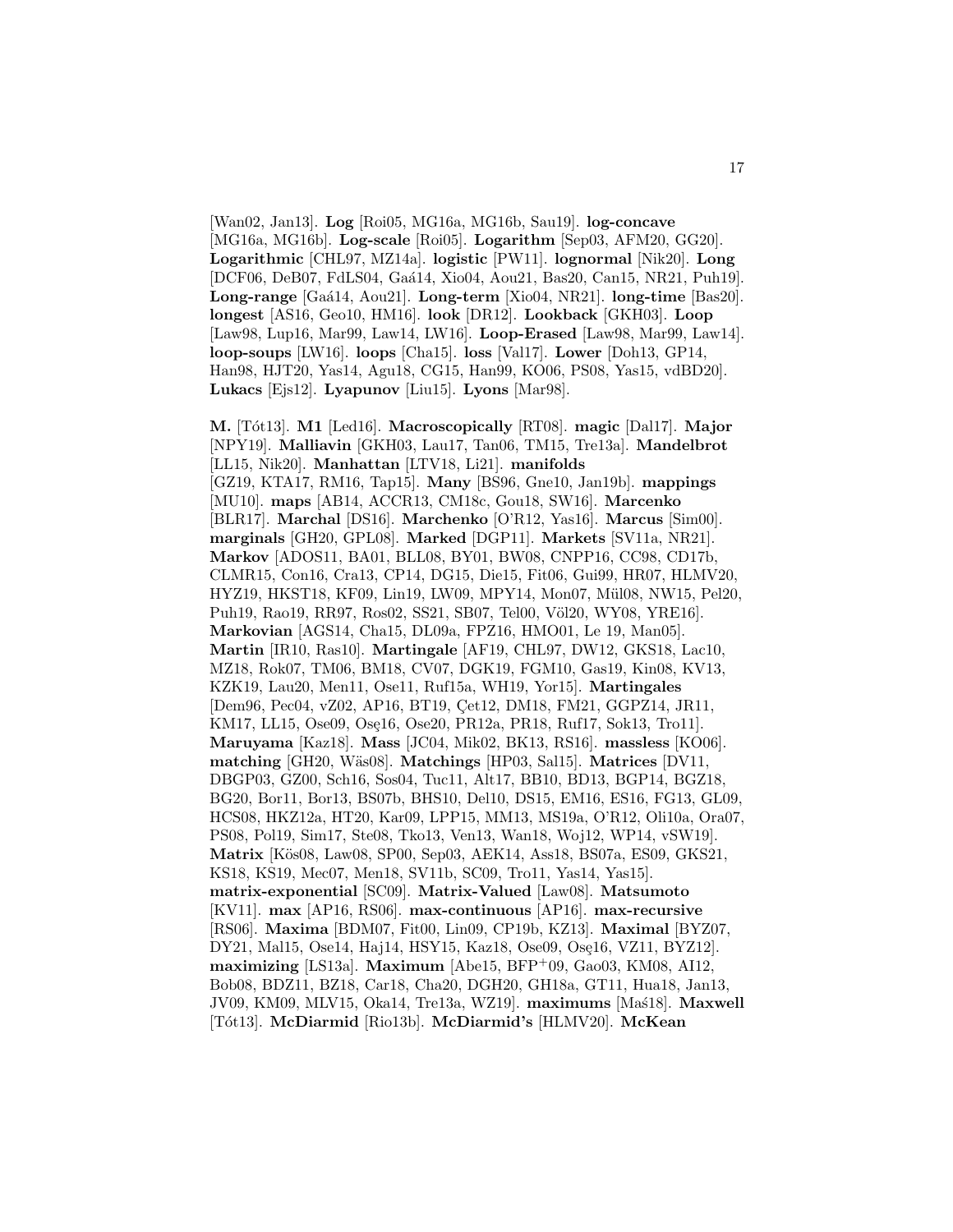[Wan02, Jan13]. **Log** [Roi05, MG16a, MG16b, Sau19]. **log-concave** [MG16a, MG16b]. **Log-scale** [Roi05]. **Logarithm** [Sep03, AFM20, GG20]. **Logarithmic** [CHL97, MZ14a]. **logistic** [PW11]. **lognormal** [Nik20]. **Long** [DCF06, DeB07, FdLS04, Gaá14, Xio04, Aou21, Bas20, Can15, NR21, Puh19]. **Long-range** [Gaá14, Aou21]. **Long-term** [Xio04, NR21]. **long-time** [Bas20]. **longest** [AS16, Geo10, HM16]. **look** [DR12]. **Lookback** [GKH03]. **Loop** [Law98, Lup16, Mar99, Law14, LW16]. **Loop-Erased** [Law98, Mar99, Law14]. **loop-soups** [LW16]. **loops** [Cha15]. **loss** [Val17]. **Lower** [Doh13, GP14, Han98, HJT20, Yas14, Agu18, CG15, Han99, KO06, PS08, Yas15, vdBD20]. **Lukacs** [Ejs12]. **Lyapunov** [Liu15]. **Lyons** [Mar98].

**M.** [Tót13]. **M1** [Led16]. **Macroscopically** [RT08]. **magic** [Dal17]. **Major** [NPY19]. **Malliavin** [GKH03, Lau17, Tan06, TM15, Tre13a]. **Mandelbrot** [LL15, Nik20]. **Manhattan** [LTV18, Li21]. **manifolds** [GZ19, KTA17, RM16, Tap15]. **Many** [BS96, Gne10, Jan19b]. **mappings** [MU10]. **maps** [AB14, ACCR13, CM18c, Gou18, SW16]. **Marcenko** [BLR17]. **Marchal** [DS16]. **Marchenko** [O'R12, Yas16]. **Marcus** [Sim00]. **marginals** [GH20, GPL08]. **Marked** [DGP11]. **Markets** [SV11a, NR21]. **Markov** [ADOS11, BA01, BLL08, BY01, BW08, CNPP16, CC98, CD17b, CLMR15, Con16, Cra13, CP14, DG15, Die15, Fit06, Gui99, HR07, HLMV20, HYZ19, HKST18, KF09, Lin19, LW09, MPY14, Mon07, Mül08, NW15, Pel20, Puh19, Rao19, RR97, Ros02, SS21, SB07, Tel00, Völ20, WY08, YRE16]. **Markovian** [AGS14, Cha15, DL09a, FPZ16, HMO01, Le 19, Man05]. **Martin** [IR10, Ras10]. **Martingale** [AF19, CHL97, DW12, GKS18, Lac10, MZ18, Rok07, TM06, BM18, CV07, DGK19, FGM10, Gas19, Kin08, KV13, KZK19, Lau20, Men11, Ose11, Ruf15a, WH19, Yor15]. **Martingales** [Dem96, Pec04, vZ02, AP16, BT19, Çet12, DM18, FM21, GGPZ14, JR11, KM17, LL15, Ose09, Osę16, Ose20, PR12a, PR18, Ruf17, Sok13, Tro11]. **Maruyama** [Kaz18]. **Mass** [JC04, Mik02, BK13, RS16]. **massless** [KO06]. **matching** [GH20, Wäs08]. **Matchings** [HP03, Sal15]. **Matrices** [DV11, DBGP03, GZ00, Sch16, Sos04, Tuc11, Alt17, BB10, BD13, BGP14, BGZ18, BG20, Bor11, Bor13, BS07b, BHS10, Del10, DS15, EM16, ES16, FG13, GL09, HCS08, HKZ12a, HT20, Kar09, LPP15, MM13, MS19a, O'R12, Oli10a, Ora07, PS08, Pol19, Sim17, Ste08, Tko13, Ven13, Wan18, Woj12, WP14, vSW19]. **Matrix** [Kös08, Law08, SP00, Sep03, AEK14, Ass18, BS07a, ES09, GKS21, KS18, KS19, Mec07, Men18, SV11b, SC09, Tro11, Yas14, Yas15]. **matrix-exponential** [SC09]. **Matrix-Valued** [Law08]. **Matsumoto** [KV11]. **max** [AP16, RS06]. **max-continuous** [AP16]. **max-recursive** [RS06]. **Maxima** [BDM07, Fit00, Lin09, CP19b, KZ13]. **Maximal** [BYZ07, DY21, Mal15, Ose14, Haj14, HSY15, Kaz18, Ose09, Osę16, VZ11, BYZ12]. **maximizing** [LS13a]. **Maximum** [Abe15, BFP$^{+}$09, Gao03, KM08, AI12, Bob08, BDZ11, BZ18, Car18, Cha20, DGH20, GH18a, GT11, Hua18, Jan13, JV09, KM09, MLV15, Oka14, Tre13a, WZ19]. **maximums** [Maś18]. **Maxwell** [Tót13]. **McDiarmid** [Rio13b]. **McDiarmid's** [HLMV20]. **McKean**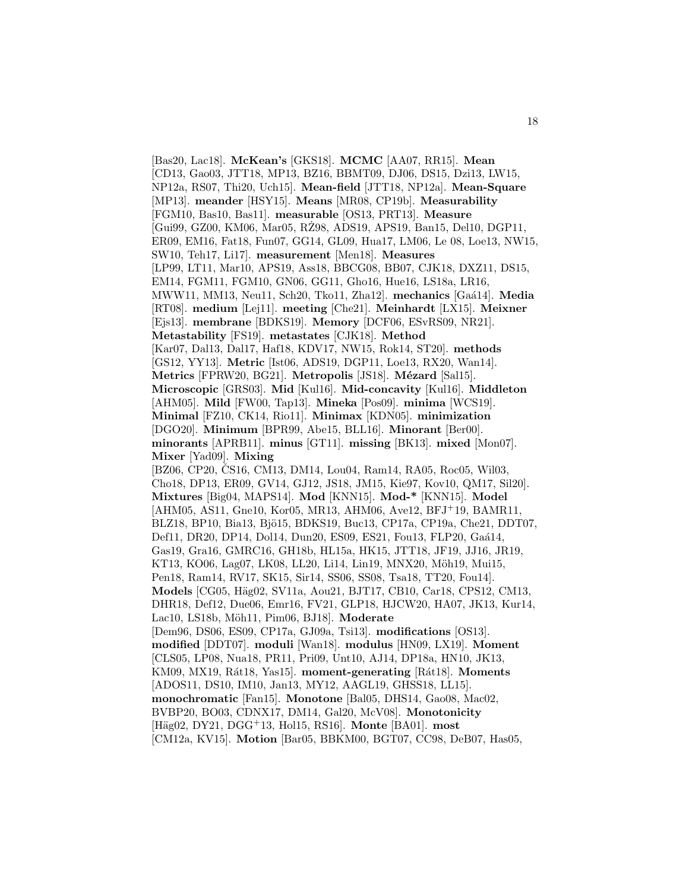[Bas20, Lac18]. **McKean's** [GKS18]. **MCMC** [AA07, RR15]. **Mean** [CD13, Gao03, JTT18, MP13, BZ16, BBMT09, DJ06, DS15, Dzi13, LW15, NP12a, RS07, Thi20, Uch15]. **Mean-field** [JTT18, NP12a]. **Mean-Square** [MP13]. **meander** [HSY15]. **Means** [MR08, CP19b]. **Measurability** [FGM10, Bas10, Bas11]. **measurable** [OS13, PRT13]. **Measure** [Gui99, GZ00, KM06, Mar05, RŻ98, ADS19, APS19, Ban15, Del10, DGP11, ER09, EM16, Fat18, Fun07, GG14, GL09, Hua17, LM06, Le 08, Loe13, NW15, SW10, Teh17, Li17]. **measurement** [Men18]. **Measures** [LP99, LT11, Mar10, APS19, Ass18, BBCG08, BB07, CJK18, DXZ11, DS15, EM14, FGM11, FGM10, GN06, GG11, Gho16, Hue16, LS18a, LR16, MWW11, MM13, Neu11, Sch20, Tko11, Zha12]. **mechanics** [Gaá14]. **Media** [RT08]. **medium** [Lej11]. **meeting** [Che21]. **Meinhardt** [LX15]. **Meixner** [Ejs13]. **membrane** [BDKS19]. **Memory** [DCF06, ESvRS09, NR21]. **Metastability** [FS19]. **metastates** [CJK18]. **Method** [Kar07, Dal13, Dal17, Haf18, KDV17, NW15, Rok14, ST20]. **methods** [GS12, YY13]. **Metric** [Ist06, ADS19, DGP11, Loe13, RX20, Wan14]. **Metrics** [FPRW20, BG21]. **Metropolis** [JS18]. **Mézard** [Sal15]. **Microscopic** [GRS03]. **Mid** [Kul16]. **Mid-concavity** [Kul16]. **Middleton** [AHM05]. **Mild** [FW00, Tap13]. **Mineka** [Pos09]. **minima** [WCS19]. **Minimal** [FZ10, CK14, Rio11]. **Minimax** [KDN05]. **minimization** [DGO20]. **Minimum** [BPR99, Abe15, BLL16]. **Minorant** [Ber00]. **minorants** [APRB11]. **minus** [GT11]. **missing** [BK13]. **mixed** [Mon07]. **Mixer** [Yad09]. **Mixing** [BZ06, CP20, ČS16, CM13, DM14, Lou04, Ram14, RA05, Roc05, Wil03, Cho18, DP13, ER09, GV14, GJ12, JS18, JM15, Kie97, Kov10, QM17, Sil20]. **Mixtures** [Big04, MAPS14]. **Mod** [KNN15]. **Mod-*** [KNN15]. **Model** [AHM05, AS11, Gne10, Kor05, MR13, AHM06, Ave12, BFJ+19, BAMR11, BLZ18, BP10, Bia13, Bjö15, BDKS19, Buc13, CP17a, CP19a, Che21, DDT07, Def11, DR20, DP14, Dol14, Dun20, ES09, ES21, Fou13, FLP20, Gaá14, Gas19, Gra16, GMRC16, GH18b, HL15a, HK15, JTT18, JF19, JJ16, JR19, KT13, KO06, Lag07, LK08, LL20, Li14, Lin19, MNX20, Möh19, Mui15, Pen18, Ram14, RV17, SK15, Sir14, SS06, SS08, Tsa18, TT20, Fou14]. **Models** [CG05, Häg02, SV11a, Aou21, BJT17, CB10, Car18, CPS12, CM13, DHR18, Def12, Due06, Emr16, FV21, GLP18, HJCW20, HA07, JK13, Kur14, Lac10, LS18b, Möh11, Pim06, BJ18]. **Moderate** [Dem96, DS06, ES09, CP17a, GJ09a, Tsi13]. **modifications** [OS13]. **modified** [DDT07]. **moduli** [Wan18]. **modulus** [HN09, LX19]. **Moment** [CLS05, LP08, Nua18, PR11, Pri09, Unt10, AJ14, DP18a, HN10, JK13, KM09, MX19, Rát18, Yas15]. **moment-generating** [Rát18]. **Moments** [ADOS11, DS10, IM10, Jan13, MY12, AAGL19, GHSS18, LL15]. **monochromatic** [Fan15]. **Monotone** [Bal05, DHS14, Gao08, Mac02, BVBP20, BO03, CDNX17, DM14, Gal20, McV08]. **Monotonicity** [Häg02, DY21, DGG+13, Hol15, RS16]. **Monte** [BA01]. **most** [CM12a, KV15]. **Motion** [Bar05, BBKM00, BGT07, CC98, DeB07, Has05,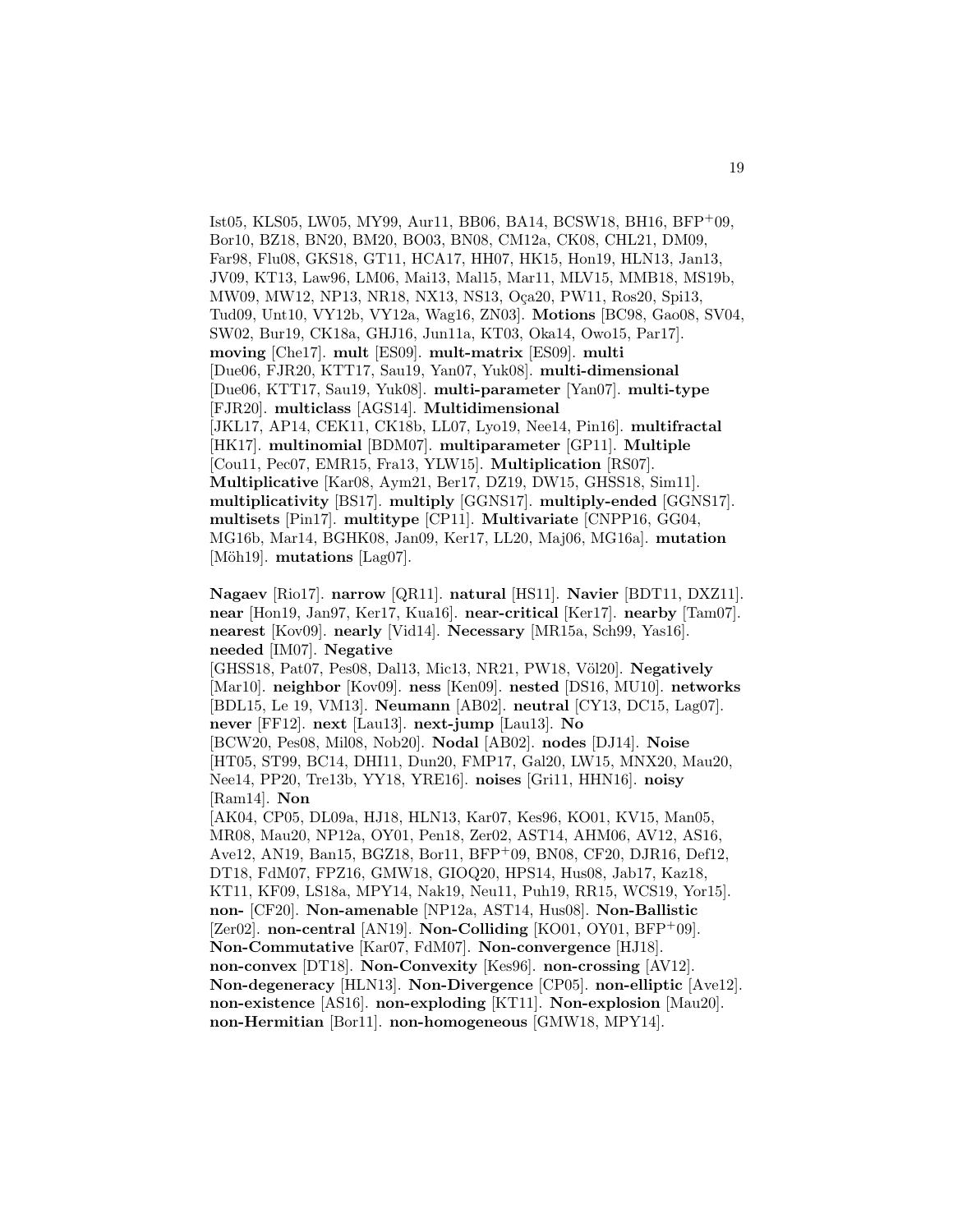Ist05, KLS05, LW05, MY99, Aur11, BB06, BA14, BCSW18, BH16, BFP+09, Bor10, BZ18, BN20, BM20, BO03, BN08, CM12a, CK08, CHL21, DM09, Far98, Flu08, GKS18, GT11, HCA17, HH07, HK15, Hon19, HLN13, Jan13, JV09, KT13, Law96, LM06, Mai13, Mal15, Mar11, MLV15, MMB18, MS19b, MW09, MW12, NP13, NR18, NX13, NS13, Oça20, PW11, Ros20, Spi13, Tud09, Unt10, VY12b, VY12a, Wag16, ZN03]. **Motions** [BC98, Gao08, SV04, SW02, Bur19, CK18a, GHJ16, Jun11a, KT03, Oka14, Owo15, Par17]. **moving** [Che17]. **mult** [ES09]. **mult-matrix** [ES09]. **multi** [Due06, FJR20, KTT17, Sau19, Yan07, Yuk08]. **multi-dimensional** [Due06, KTT17, Sau19, Yuk08]. **multi-parameter** [Yan07]. **multi-type** [FJR20]. **multiclass** [AGS14]. **Multidimensional** [JKL17, AP14, CEK11, CK18b, LL07, Lyo19, Nee14, Pin16]. **multifractal** [HK17]. **multinomial** [BDM07]. **multiparameter** [GP11]. **Multiple** [Cou11, Pec07, EMR15, Fra13, YLW15]. **Multiplication** [RS07]. **Multiplicative** [Kar08, Aym21, Ber17, DZ19, DW15, GHSS18, Sim11]. **multiplicativity** [BS17]. **multiply** [GGNS17]. **multiply-ended** [GGNS17]. **multisets** [Pin17]. **multitype** [CP11]. **Multivariate** [CNPP16, GG04, MG16b, Mar14, BGHK08, Jan09, Ker17, LL20, Maj06, MG16a]. **mutation** [Möh19]. **mutations** [Lag07].

**Nagaev** [Rio17]. **narrow** [QR11]. **natural** [HS11]. **Navier** [BDT11, DXZ11]. **near** [Hon19, Jan97, Ker17, Kua16]. **near-critical** [Ker17]. **nearby** [Tam07]. **nearest** [Kov09]. **nearly** [Vid14]. **Necessary** [MR15a, Sch99, Yas16]. **needed** [IM07]. **Negative** [GHSS18, Pat07, Pes08, Dal13, Mic13, NR21, PW18, Völ20]. **Negatively** [Mar10]. **neighbor** [Kov09]. **ness** [Ken09]. **nested** [DS16, MU10]. **networks** [BDL15, Le 19, VM13]. **Neumann** [AB02]. **neutral** [CY13, DC15, Lag07]. **never** [FF12]. **next** [Lau13]. **next-jump** [Lau13]. **No** [BCW20, Pes08, Mil08, Nob20]. **Nodal** [AB02]. **nodes** [DJ14]. **Noise** [HT05, ST99, BC14, DHI11, Dun20, FMP17, Gal20, LW15, MNX20, Mau20, Nee14, PP20, Tre13b, YY18, YRE16]. **noises** [Gri11, HHN16]. **noisy** [Ram14]. **Non** [AK04, CP05, DL09a, HJ18, HLN13, Kar07, Kes96, KO01, KV15, Man05, MR08, Mau20, NP12a, OY01, Pen18, Zer02, AST14, AHM06, AV12, AS16, Ave12, AN19, Ban15, BGZ18, Bor11, BFP+09, BN08, CF20, DJR16, Def12, DT18, FdM07, FPZ16, GMW18, GIOQ20, HPS14, Hus08, Jab17, Kaz18, KT11, KF09, LS18a, MPY14, Nak19, Neu11, Puh19, RR15, WCS19, Yor15]. **non-** [CF20]. **Non-amenable** [NP12a, AST14, Hus08]. **Non-Ballistic** [Zer02]. **non-central** [AN19]. **Non-Colliding** [KO01, OY01, BFP+09]. **Non-Commutative** [Kar07, FdM07]. **Non-convergence** [HJ18]. **non-convex** [DT18]. **Non-Convexity** [Kes96]. **non-crossing** [AV12]. **Non-degeneracy** [HLN13]. **Non-Divergence** [CP05]. **non-elliptic** [Ave12]. **non-existence** [AS16]. **non-exploding** [KT11]. **Non-explosion** [Mau20]. **non-Hermitian** [Bor11]. **non-homogeneous** [GMW18, MPY14].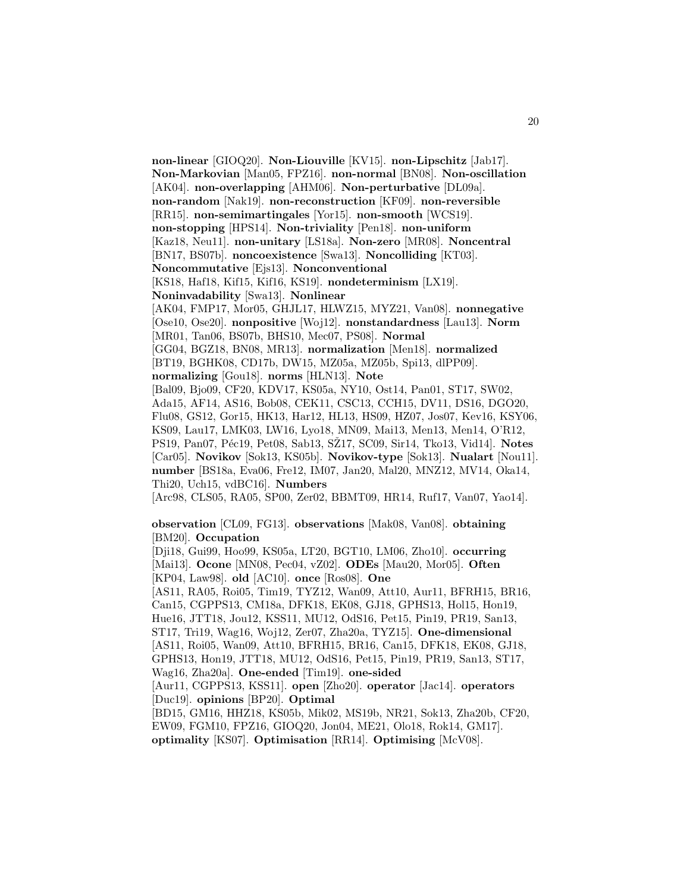**non-linear** [GIOQ20]. **Non-Liouville** [KV15]. **non-Lipschitz** [Jab17]. **Non-Markovian** [Man05, FPZ16]. **non-normal** [BN08]. **Non-oscillation** [AK04]. **non-overlapping** [AHM06]. **Non-perturbative** [DL09a]. **non-random** [Nak19]. **non-reconstruction** [KF09]. **non-reversible** [RR15]. **non-semimartingales** [Yor15]. **non-smooth** [WCS19]. **non-stopping** [HPS14]. **Non-triviality** [Pen18]. **non-uniform** [Kaz18, Neu11]. **non-unitary** [LS18a]. **Non-zero** [MR08]. **Noncentral** [BN17, BS07b]. **noncoexistence** [Swa13]. **Noncolliding** [KT03]. **Noncommutative** [Ejs13]. **Nonconventional** [KS18, Haf18, Kif15, Kif16, KS19]. **nondeterminism** [LX19]. **Noninvadability** [Swa13]. **Nonlinear** [AK04, FMP17, Mor05, GHJL17, HLWZ15, MYZ21, Van08]. **nonnegative** [Ose10, Ose20]. **nonpositive** [Woj12]. **nonstandardness** [Lau13]. **Norm** [MR01, Tan06, BS07b, BHS10, Mec07, PS08]. **Normal** [GG04, BGZ18, BN08, MR13]. **normalization** [Men18]. **normalized** [BT19, BGHK08, CD17b, DW15, MZ05a, MZ05b, Spi13, dlPP09]. **normalizing** [Gou18]. **norms** [HLN13]. **Note** [Bal09, Bjo09, CF20, KDV17, KS05a, NY10, Ost14, Pan01, ST17, SW02, Ada15, AF14, AS16, Bob08, CEK11, CSC13, CCH15, DV11, DS16, DGO20, Flu08, GS12, Gor15, HK13, Har12, HL13, HS09, HZ07, Jos07, Kev16, KSY06, KS09, Lau17, LMK03, LW16, Lyo18, MN09, Mai13, Men13, Men14, O'R12, PS19, Pan07, Péc19, Pet08, Sab13, SŽ17, SC09, Sir14, Tko13, Vid14]. **Notes** [Car05]. **Novikov** [Sok13, KS05b]. **Novikov-type** [Sok13]. **Nualart** [Nou11]. **number** [BS18a, Eva06, Fre12, IM07, Jan20, Mal20, MNZ12, MV14, Oka14, Thi20, Uch15, vdBC16]. **Numbers** [Arc98, CLS05, RA05, SP00, Zer02, BBMT09, HR14, Ruf17, Van07, Yao14].

**observation** [CL09, FG13]. **observations** [Mak08, Van08]. **obtaining** [BM20]. **Occupation** [Dji18, Gui99, Hoo99, KS05a, LT20, BGT10, LM06, Zho10]. **occurring** [Mai13]. **Ocone** [MN08, Pec04, vZ02]. **ODEs** [Mau20, Mor05]. **Often** [KP04, Law98]. **old** [AC10]. **once** [Ros08]. **One** [AS11, RA05, Roi05, Tim19, TYZ12, Wan09, Att10, Aur11, BFRH15, BR16, Can15, CGPPS13, CM18a, DFK18, EK08, GJ18, GPHS13, Hol15, Hon19, Hue16, JTT18, Jou12, KSS11, MU12, OdS16, Pet15, Pin19, PR19, San13, ST17, Tri19, Wag16, Woj12, Zer07, Zha20a, TYZ15]. **One-dimensional** [AS11, Roi05, Wan09, Att10, BFRH15, BR16, Can15, DFK18, EK08, GJ18, GPHS13, Hon19, JTT18, MU12, OdS16, Pet15, Pin19, PR19, San13, ST17, Wag16, Zha20a]. **One-ended** [Tim19]. **one-sided** [Aur11, CGPPS13, KSS11]. **open** [Zho20]. **operator** [Jac14]. **operators** [Duc19]. **opinions** [BP20]. **Optimal** [BD15, GM16, HHZ18, KS05b, Mik02, MS19b, NR21, Sok13, Zha20b, CF20, EW09, FGM10, FPZ16, GIOQ20, Jon04, ME21, Olo18, Rok14, GM17]. **optimality** [KS07]. **Optimisation** [RR14]. **Optimising** [McV08].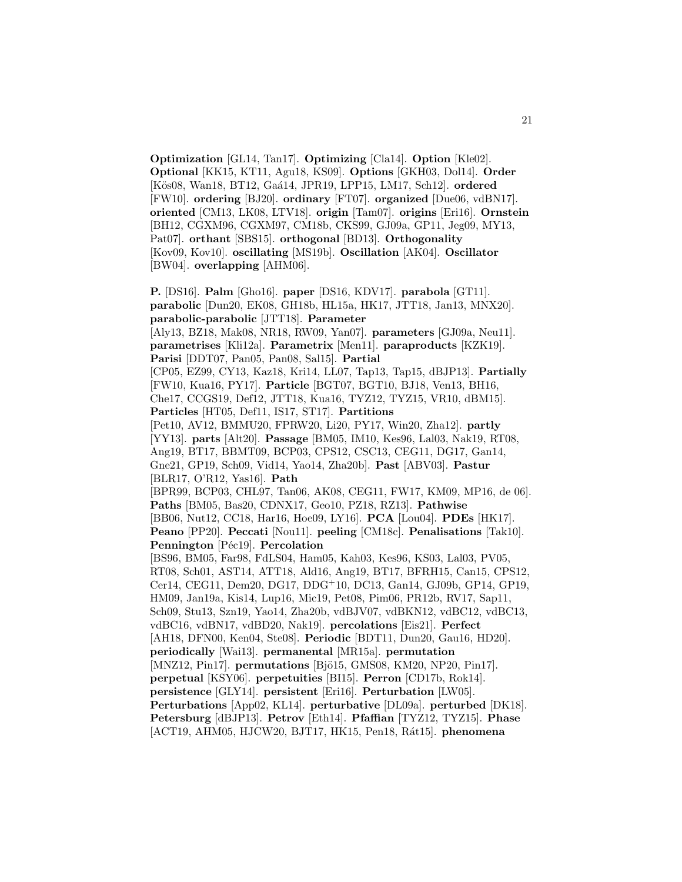**Optimization** [GL14, Tan17]. **Optimizing** [Cla14]. **Option** [Kle02]. **Optional** [KK15, KT11, Agu18, KS09]. **Options** [GKH03, Dol14]. **Order** [Kös08, Wan18, BT12, Gaá14, JPR19, LPP15, LM17, Sch12]. **ordered** [FW10]. **ordering** [BJ20]. **ordinary** [FT07]. **organized** [Due06, vdBN17]. **oriented** [CM13, LK08, LTV18]. **origin** [Tam07]. **origins** [Eri16]. **Ornstein** [BH12, CGXM96, CGXM97, CM18b, CKS99, GJ09a, GP11, Jeg09, MY13, Pat07]. **orthant** [SBS15]. **orthogonal** [BD13]. **Orthogonality** [Kov09, Kov10]. **oscillating** [MS19b]. **Oscillation** [AK04]. **Oscillator** [BW04]. **overlapping** [AHM06].

**P.** [DS16]. **Palm** [Gho16]. **paper** [DS16, KDV17]. **parabola** [GT11]. **parabolic** [Dun20, EK08, GH18b, HL15a, HK17, JTT18, Jan13, MNX20]. **parabolic-parabolic** [JTT18]. **Parameter** [Aly13, BZ18, Mak08, NR18, RW09, Yan07]. **parameters** [GJ09a, Neu11]. **parametrises** [Kli12a]. **Parametrix** [Men11]. **paraproducts** [KZK19]. **Parisi** [DDT07, Pan05, Pan08, Sal15]. **Partial** [CP05, EZ99, CY13, Kaz18, Kri14, LL07, Tap13, Tap15, dBJP13]. **Partially** [FW10, Kua16, PY17]. **Particle** [BGT07, BGT10, BJ18, Ven13, BH16, Che17, CCGS19, Def12, JTT18, Kua16, TYZ12, TYZ15, VR10, dBM15]. **Particles** [HT05, Def11, IS17, ST17]. **Partitions** [Pet10, AV12, BMMU20, FPRW20, Li20, PY17, Win20, Zha12]. **partly** [YY13]. **parts** [Alt20]. **Passage** [BM05, IM10, Kes96, Lal03, Nak19, RT08, Ang19, BT17, BBMT09, BCP03, CPS12, CSC13, CEG11, DG17, Gan14, Gne21, GP19, Sch09, Vid14, Yao14, Zha20b]. **Past** [ABV03]. **Pastur** [BLR17, O'R12, Yas16]. **Path** [BPR99, BCP03, CHL97, Tan06, AK08, CEG11, FW17, KM09, MP16, de 06]. **Paths** [BM05, Bas20, CDNX17, Geo10, PZ18, RZ13]. **Pathwise** [BB06, Nut12, CC18, Har16, Hoe09, LY16]. **PCA** [Lou04]. **PDEs** [HK17]. **Peano** [PP20]. **Peccati** [Nou11]. **peeling** [CM18c]. **Penalisations** [Tak10]. **Pennington** [Péc19]. **Percolation** [BS96, BM05, Far98, FdLS04, Ham05, Kah03, Kes96, KS03, Lal03, PV05, RT08, Sch01, AST14, ATT18, Ald16, Ang19, BT17, BFRH15, Can15, CPS12, Cer14, CEG11, Dem20, DG17, DDG+10, DC13, Gan14, GJ09b, GP14, GP19, HM09, Jan19a, Kis14, Lup16, Mic19, Pet08, Pim06, PR12b, RV17, Sap11, Sch09, Stu13, Szn19, Yao14, Zha20b, vdBJV07, vdBKN12, vdBC12, vdBC13, vdBC16, vdBN17, vdBD20, Nak19]. **percolations** [Eis21]. **Perfect** [AH18, DFN00, Ken04, Ste08]. **Periodic** [BDT11, Dun20, Gau16, HD20]. **periodically** [Wai13]. **permanental** [MR15a]. **permutation** [MNZ12, Pin17]. **permutations** [Bjö15, GMS08, KM20, NP20, Pin17]. **perpetual** [KSY06]. **perpetuities** [BI15]. **Perron** [CD17b, Rok14]. **persistence** [GLY14]. **persistent** [Eri16]. **Perturbation** [LW05]. **Perturbations** [App02, KL14]. **perturbative** [DL09a]. **perturbed** [DK18]. **Petersburg** [dBJP13]. **Petrov** [Eth14]. **Pfaffian** [TYZ12, TYZ15]. **Phase** [ACT19, AHM05, HJCW20, BJT17, HK15, Pen18, Rát15]. **phenomena**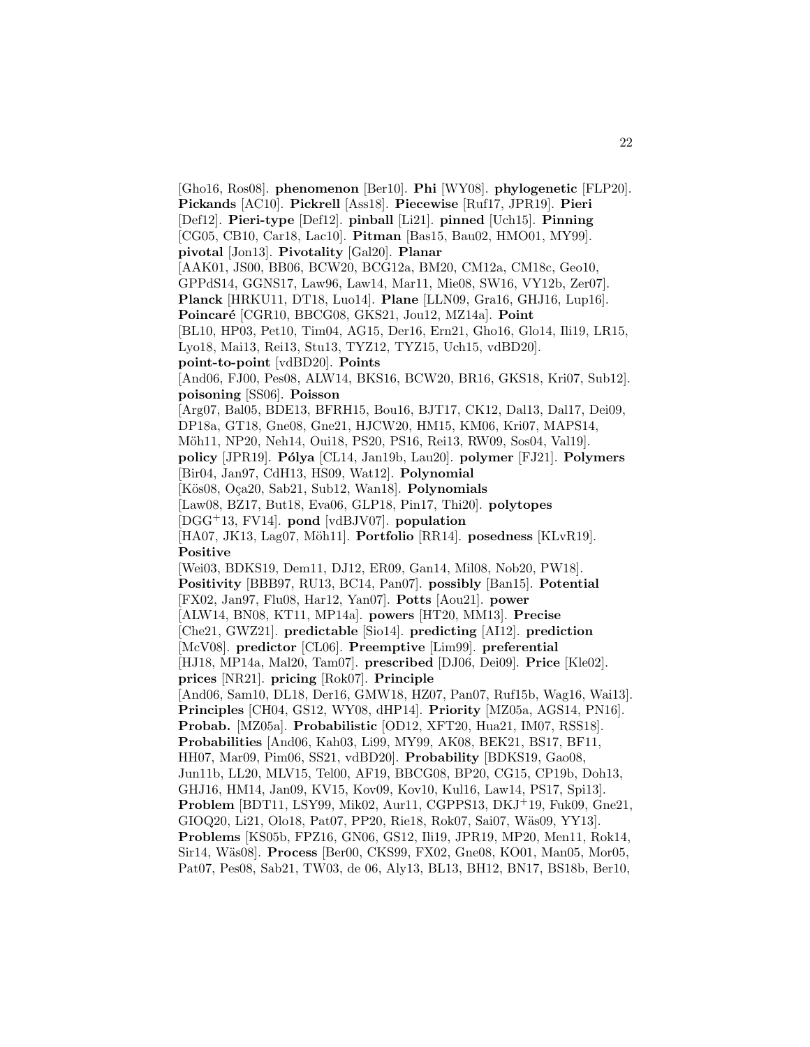[Gho16, Ros08]. **phenomenon** [Ber10]. **Phi** [WY08]. **phylogenetic** [FLP20]. **Pickands** [AC10]. **Pickrell** [Ass18]. **Piecewise** [Ruf17, JPR19]. **Pieri** [Def12]. **Pieri-type** [Def12]. **pinball** [Li21]. **pinned** [Uch15]. **Pinning** [CG05, CB10, Car18, Lac10]. **Pitman** [Bas15, Bau02, HMO01, MY99]. **pivotal** [Jon13]. **Pivotality** [Gal20]. **Planar** [AAK01, JS00, BB06, BCW20, BCG12a, BM20, CM12a, CM18c, Geo10, GPPdS14, GGNS17, Law96, Law14, Mar11, Mie08, SW16, VY12b, Zer07]. **Planck** [HRKU11, DT18, Luo14]. **Plane** [LLN09, Gra16, GHJ16, Lup16]. **Poincaré** [CGR10, BBCG08, GKS21, Jou12, MZ14a]. **Point** [BL10, HP03, Pet10, Tim04, AG15, Der16, Ern21, Gho16, Glo14, Ili19, LR15, Lyo18, Mai13, Rei13, Stu13, TYZ12, TYZ15, Uch15, vdBD20]. **point-to-point** [vdBD20]. **Points** [And06, FJ00, Pes08, ALW14, BKS16, BCW20, BR16, GKS18, Kri07, Sub12]. **poisoning** [SS06]. **Poisson** [Arg07, Bal05, BDE13, BFRH15, Bou16, BJT17, CK12, Dal13, Dal17, Dei09, DP18a, GT18, Gne08, Gne21, HJCW20, HM15, KM06, Kri07, MAPS14, Möh11, NP20, Neh14, Oui18, PS20, PS16, Rei13, RW09, Sos04, Val19]. **policy** [JPR19]. **Pólya** [CL14, Jan19b, Lau20]. **polymer** [FJ21]. **Polymers** [Bir04, Jan97, CdH13, HS09, Wat12]. **Polynomial** [Kös08, Oça20, Sab21, Sub12, Wan18]. **Polynomials** [Law08, BZ17, But18, Eva06, GLP18, Pin17, Thi20]. **polytopes** [DGG$^+$13, FV14]. **pond** [vdBJV07]. **population** [HA07, JK13, Lag07, Möh11]. **Portfolio** [RR14]. **posedness** [KLvR19]. **Positive** [Wei03, BDKS19, Dem11, DJ12, ER09, Gan14, Mil08, Nob20, PW18]. **Positivity** [BBB97, RU13, BC14, Pan07]. **possibly** [Ban15]. **Potential** [FX02, Jan97, Flu08, Har12, Yan07]. **Potts** [Aou21]. **power** [ALW14, BN08, KT11, MP14a]. **powers** [HT20, MM13]. **Precise** [Che21, GWZ21]. **predictable** [Sio14]. **predicting** [AI12]. **prediction** [McV08]. **predictor** [CL06]. **Preemptive** [Lim99]. **preferential** [HJ18, MP14a, Mal20, Tam07]. **prescribed** [DJ06, Dei09]. **Price** [Kle02]. **prices** [NR21]. **pricing** [Rok07]. **Principle** [And06, Sam10, DL18, Der16, GMW18, HZ07, Pan07, Ruf15b, Wag16, Wai13]. **Principles** [CH04, GS12, WY08, dHP14]. **Priority** [MZ05a, AGS14, PN16]. **Probab.** [MZ05a]. **Probabilistic** [OD12, XFT20, Hua21, IM07, RSS18]. **Probabilities** [And06, Kah03, Li99, MY99, AK08, BEK21, BS17, BF11, HH07, Mar09, Pim06, SS21, vdBD20]. **Probability** [BDKS19, Gao08, Jun11b, LL20, MLV15, Tel00, AF19, BBCG08, BP20, CG15, CP19b, Doh13, GHJ16, HM14, Jan09, KV15, Kov09, Kov10, Kul16, Law14, PS17, Spi13]. **Problem** [BDT11, LSY99, Mik02, Aur11, CGPPS13, DKJ$^+$19, Fuk09, Gne21, GIOQ20, Li21, Olo18, Pat07, PP20, Rie18, Rok07, Sai07, Wäs09, YY13]. **Problems** [KS05b, FPZ16, GN06, GS12, Ili19, JPR19, MP20, Men11, Rok14, Sir14, Wäs08]. **Process** [Ber00, CKS99, FX02, Gne08, KO01, Man05, Mor05, Pat07, Pes08, Sab21, TW03, de 06, Aly13, BL13, BH12, BN17, BS18b, Ber10,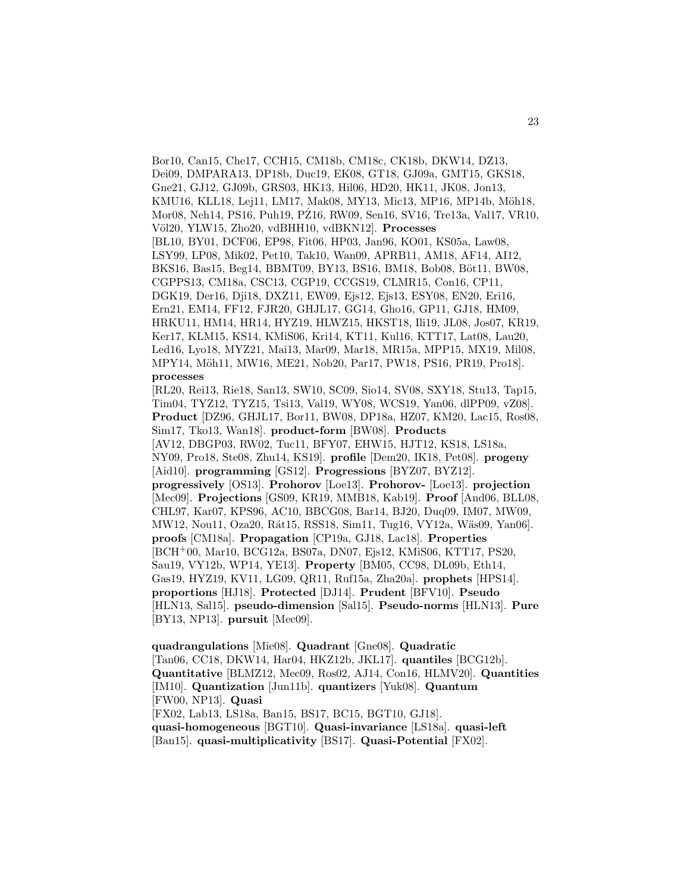Bor10, Can15, Che17, CCH15, CM18b, CM18c, CK18b, DKW14, DZ13, Dei09, DMPARA13, DP18b, Duc19, EK08, GT18, GJ09a, GMT15, GKS18, Gne21, GJ12, GJ09b, GRS03, HK13, Hil06, HD20, HK11, JK08, Jon13, KMU16, KLL18, Lej11, LM17, Mak08, MY13, Mic13, MP16, MP14b, Möh18, Mor08, Neh14, PS16, Puh19, PŻ16, RW09, Sen16, SV16, Tre13a, Val17, VR10, Völ20, YLW15, Zho20, vdBHH10, vdBKN12]. **Processes** [BL10, BY01, DCF06, EP98, Fit06, HP03, Jan96, KO01, KS05a, Law08, LSY99, LP08, Mik02, Pet10, Tak10, Wan09, APRB11, AM18, AF14, AI12, BKS16, Bas15, Beg14, BBMT09, BY13, BS16, BM18, Bob08, Böt11, BW08, CGPPS13, CM18a, CSC13, CGP19, CCGS19, CLMR15, Con16, CP11, DGK19, Der16, Dji18, DXZ11, EW09, Ejs12, Ejs13, ESY08, EN20, Eri16, Ern21, EM14, FF12, FJR20, GHJL17, GG14, Gho16, GP11, GJ18, HM09, HRKU11, HM14, HR14, HYZ19, HLWZ15, HKST18, Ili19, JL08, Jos07, KR19, Ker17, KLM15, KS14, KMiS06, Kri14, KT11, Kul16, KTT17, Lat08, Lau20, Led16, Lyo18, MYZ21, Mai13, Mar09, Mar18, MR15a, MPP15, MX19, Mil08, MPY14, Möh11, MW16, ME21, Nob20, Par17, PW18, PS16, PR19, Pro18]. **processes** [RL20, Rei13, Rie18, San13, SW10, SC09, Sio14, SV08, SXY18, Stu13, Tap15, Tim04, TYZ12, TYZ15, Tsi13, Val19, WY08, WCS19, Yan06, dlPP09, vZ08]. **Product** [DZ96, GHJL17, Bor11, BW08, DP18a, HZ07, KM20, Lac15, Ros08, Sim17, Tko13, Wan18]. **product-form** [BW08]. **Products** [AV12, DBGP03, RW02, Tuc11, BFY07, EHW15, HJT12, KS18, LS18a, NY09, Pro18, Ste08, Zhu14, KS19]. **profile** [Dem20, IK18, Pet08]. **progeny** [Aid10]. **programming** [GS12]. **Progressions** [BYZ07, BYZ12]. **progressively** [OS13]. **Prohorov** [Loe13]. **Prohorov-** [Loe13]. **projection** [Mec09]. **Projections** [GS09, KR19, MMB18, Kab19]. **Proof** [And06, BLL08, CHL97, Kar07, KPS96, AC10, BBCG08, Bar14, BJ20, Duq09, IM07, MW09, MW12, Nou11, Oza20, Rát15, RSS18, Sim11, Tug16, VY12a, Wäs09, Yan06]. **proofs** [CM18a]. **Propagation** [CP19a, GJ18, Lac18]. **Properties** [BCH+00, Mar10, BCG12a, BS07a, DN07, Ejs12, KMiS06, KTT17, PS20, Sau19, VY12b, WP14, YE13]. **Property** [BM05, CC98, DL09b, Eth14, Gas19, HYZ19, KV11, LG09, QR11, Ruf15a, Zha20a]. **prophets** [HPS14]. **proportions** [HJ18]. **Protected** [DJ14]. **Prudent** [BFV10]. **Pseudo** [HLN13, Sal15]. **pseudo-dimension** [Sal15]. **Pseudo-norms** [HLN13]. **Pure** [BY13, NP13]. **pursuit** [Mec09].

**quadrangulations** [Mie08]. **Quadrant** [Gne08]. **Quadratic** [Tan06, CC18, DKW14, Har04, HKZ12b, JKL17]. **quantiles** [BCG12b]. **Quantitative** [BLMZ12, Mec09, Ros02, AJ14, Con16, HLMV20]. **Quantities** [IM10]. **Quantization** [Jun11b]. **quantizers** [Yuk08]. **Quantum** [FW00, NP13]. **Quasi** [FX02, Lab13, LS18a, Ban15, BS17, BC15, BGT10, GJ18]. **quasi-homogeneous** [BGT10]. **Quasi-invariance** [LS18a]. **quasi-left** [Ban15]. **quasi-multiplicativity** [BS17]. **Quasi-Potential** [FX02].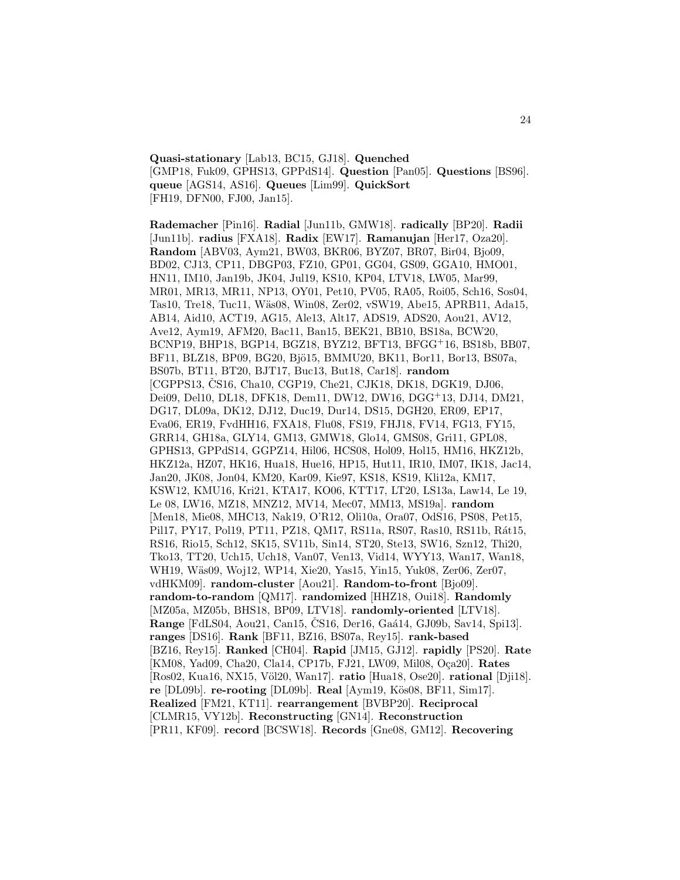**Quasi-stationary** [Lab13, BC15, GJ18]. **Quenched** [GMP18, Fuk09, GPHS13, GPPdS14]. **Question** [Pan05]. **Questions** [BS96]. **queue** [AGS14, AS16]. **Queues** [Lim99]. **QuickSort** [FH19, DFN00, FJ00, Jan15].

**Rademacher** [Pin16]. **Radial** [Jun11b, GMW18]. **radically** [BP20]. **Radii** [Jun11b]. **radius** [FXA18]. **Radix** [EW17]. **Ramanujan** [Her17, Oza20]. **Random** [ABV03, Aym21, BW03, BKR06, BYZ07, BR07, Bir04, Bjo09, BD02, CJ13, CP11, DBGP03, FZ10, GP01, GG04, GS09, GGA10, HMO01, HN11, IM10, Jan19b, JK04, Jul19, KS10, KP04, LTV18, LW05, Mar99, MR01, MR13, MR11, NP13, OY01, Pet10, PV05, RA05, Roi05, Sch16, Sos04, Tas10, Tre18, Tuc11, Wäs08, Win08, Zer02, vSW19, Abe15, APRB11, Ada15, AB14, Aid10, ACT19, AG15, Ale13, Alt17, ADS19, ADS20, Aou21, AV12, Ave12, Aym19, AFM20, Bac11, Ban15, BEK21, BB10, BS18a, BCW20, BCNP19, BHP18, BGP14, BGZ18, BYZ12, BFT13, BFGG+16, BS18b, BB07, BF11, BLZ18, BP09, BG20, Bjö15, BMMU20, BK11, Bor11, Bor13, BS07a, BS07b, BT11, BT20, BJT17, Buc13, But18, Car18]. **random** [CGPPS13, ČS16, Cha10, CGP19, Che21, CJK18, DK18, DGK19, DJ06, Dei09, Del10, DL18, DFK18, Dem11, DW12, DW16, DGG+13, DJ14, DM21, DG17, DL09a, DK12, DJ12, Duc19, Dur14, DS15, DGH20, ER09, EP17, Eva06, ER19, FvdHH16, FXA18, Flu08, FS19, FHJ18, FV14, FG13, FY15, GRR14, GH18a, GLY14, GM13, GMW18, Glo14, GMS08, Gri11, GPL08, GPHS13, GPPdS14, GGPZ14, Hil06, HCS08, Hol09, Hol15, HM16, HKZ12b, HKZ12a, HZ07, HK16, Hua18, Hue16, HP15, Hut11, IR10, IM07, IK18, Jac14, Jan20, JK08, Jon04, KM20, Kar09, Kie97, KS18, KS19, Kli12a, KM17, KSW12, KMU16, Kri21, KTA17, KO06, KTT17, LT20, LS13a, Law14, Le 19, Le 08, LW16, MZ18, MNZ12, MV14, Mec07, MM13, MS19a]. **random** [Men18, Mie08, MHC13, Nak19, O'R12, Oli10a, Ora07, OdS16, PS08, Pet15, Pil17, PY17, Pol19, PT11, PZ18, QM17, RS11a, RS07, Ras10, RS11b, Rát15, RS16, Rio15, Sch12, SK15, SV11b, Sin14, ST20, Ste13, SW16, Szn12, Thi20, Tko13, TT20, Uch15, Uch18, Van07, Ven13, Vid14, WYY13, Wan17, Wan18, WH19, Wäs09, Woj12, WP14, Xie20, Yas15, Yin15, Yuk08, Zer06, Zer07, vdHKM09]. **random-cluster** [Aou21]. **Random-to-front** [Bjo09]. **random-to-random** [QM17]. **randomized** [HHZ18, Oui18]. **Randomly** [MZ05a, MZ05b, BHS18, BP09, LTV18]. **randomly-oriented** [LTV18]. **Range** [FdLS04, Aou21, Can15, ČS16, Der16, Gaá14, GJ09b, Sav14, Spi13]. **ranges** [DS16]. **Rank** [BF11, BZ16, BS07a, Rey15]. **rank-based** [BZ16, Rey15]. **Ranked** [CH04]. **Rapid** [JM15, GJ12]. **rapidly** [PS20]. **Rate** [KM08, Yad09, Cha20, Cla14, CP17b, FJ21, LW09, Mil08, Oça20]. **Rates** [Ros02, Kua16, NX15, Völ20, Wan17]. **ratio** [Hua18, Ose20]. **rational** [Dji18]. **re** [DL09b]. **re-rooting** [DL09b]. **Real** [Aym19, Kös08, BF11, Sim17]. **Realized** [FM21, KT11]. **rearrangement** [BVBP20]. **Reciprocal** [CLMR15, VY12b]. **Reconstructing** [GN14]. **Reconstruction** [PR11, KF09]. **record** [BCSW18]. **Records** [Gne08, GM12]. **Recovering**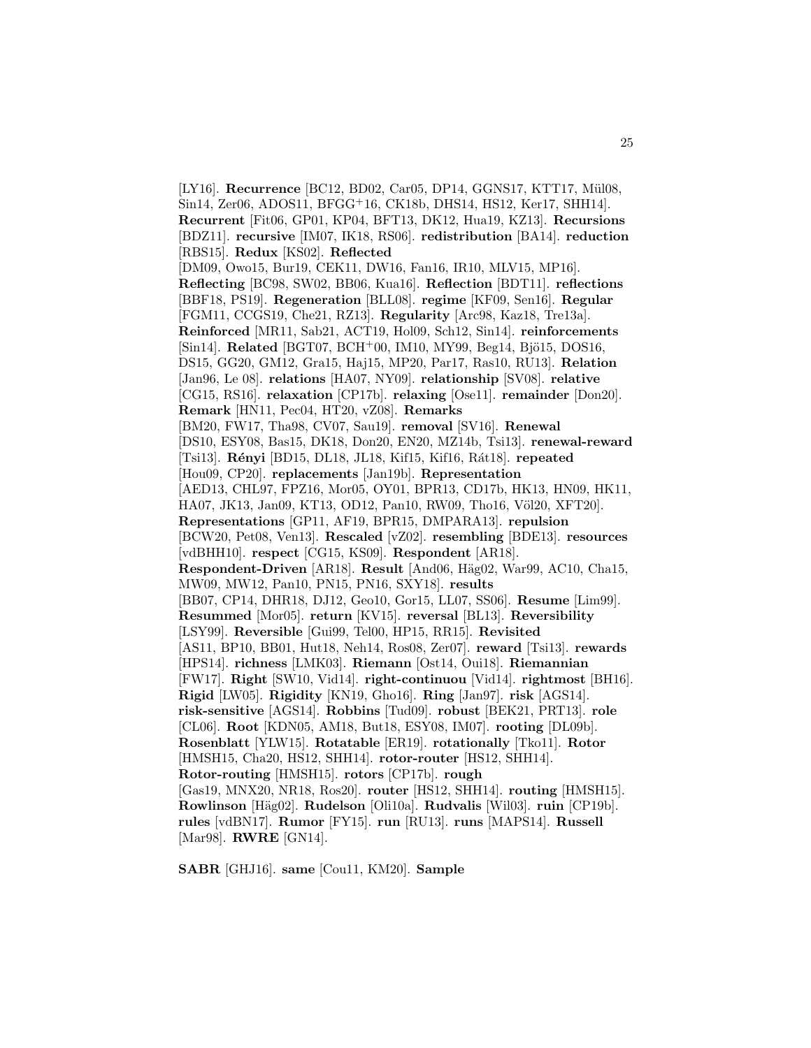[LY16]. **Recurrence** [BC12, BD02, Car05, DP14, GGNS17, KTT17, Mül08, Sin14, Zer06, ADOS11, BFGG+16, CK18b, DHS14, HS12, Ker17, SHH14]. **Recurrent** [Fit06, GP01, KP04, BFT13, DK12, Hua19, KZ13]. **Recursions** [BDZ11]. **recursive** [IM07, IK18, RS06]. **redistribution** [BA14]. **reduction** [RBS15]. **Redux** [KS02]. **Reflected** [DM09, Owo15, Bur19, CEK11, DW16, Fan16, IR10, MLV15, MP16]. **Reflecting** [BC98, SW02, BB06, Kua16]. **Reflection** [BDT11]. **reflections** [BBF18, PS19]. **Regeneration** [BLL08]. **regime** [KF09, Sen16]. **Regular** [FGM11, CCGS19, Che21, RZ13]. **Regularity** [Arc98, Kaz18, Tre13a]. **Reinforced** [MR11, Sab21, ACT19, Hol09, Sch12, Sin14]. **reinforcements** [Sin14]. **Related** [BGT07, BCH+00, IM10, MY99, Beg14, Bjö15, DOS16, DS15, GG20, GM12, Gra15, Haj15, MP20, Par17, Ras10, RU13]. **Relation** [Jan96, Le 08]. **relations** [HA07, NY09]. **relationship** [SV08]. **relative** [CG15, RS16]. **relaxation** [CP17b]. **relaxing** [Ose11]. **remainder** [Don20]. **Remark** [HN11, Pec04, HT20, vZ08]. **Remarks** [BM20, FW17, Tha98, CV07, Sau19]. **removal** [SV16]. **Renewal** [DS10, ESY08, Bas15, DK18, Don20, EN20, MZ14b, Tsi13]. **renewal-reward** [Tsi13]. **Rényi** [BD15, DL18, JL18, Kif15, Kif16, Rát18]. **repeated** [Hou09, CP20]. **replacements** [Jan19b]. **Representation** [AED13, CHL97, FPZ16, Mor05, OY01, BPR13, CD17b, HK13, HN09, HK11, HA07, JK13, Jan09, KT13, OD12, Pan10, RW09, Tho16, Völ20, XFT20]. **Representations** [GP11, AF19, BPR15, DMPARA13]. **repulsion** [BCW20, Pet08, Ven13]. **Rescaled** [vZ02]. **resembling** [BDE13]. **resources** [vdBHH10]. **respect** [CG15, KS09]. **Respondent** [AR18]. **Respondent-Driven** [AR18]. **Result** [And06, Häg02, War99, AC10, Cha15, MW09, MW12, Pan10, PN15, PN16, SXY18]. **results** [BB07, CP14, DHR18, DJ12, Geo10, Gor15, LL07, SS06]. **Resume** [Lim99]. **Resummed** [Mor05]. **return** [KV15]. **reversal** [BL13]. **Reversibility** [LSY99]. **Reversible** [Gui99, Tel00, HP15, RR15]. **Revisited** [AS11, BP10, BB01, Hut18, Neh14, Ros08, Zer07]. **reward** [Tsi13]. **rewards** [HPS14]. **richness** [LMK03]. **Riemann** [Ost14, Oui18]. **Riemannian** [FW17]. **Right** [SW10, Vid14]. **right-continuou** [Vid14]. **rightmost** [BH16]. **Rigid** [LW05]. **Rigidity** [KN19, Gho16]. **Ring** [Jan97]. **risk** [AGS14]. **risk-sensitive** [AGS14]. **Robbins** [Tud09]. **robust** [BEK21, PRT13]. **role** [CL06]. **Root** [KDN05, AM18, But18, ESY08, IM07]. **rooting** [DL09b]. **Rosenblatt** [YLW15]. **Rotatable** [ER19]. **rotationally** [Tko11]. **Rotor** [HMSH15, Cha20, HS12, SHH14]. **rotor-router** [HS12, SHH14]. **Rotor-routing** [HMSH15]. **rotors** [CP17b]. **rough** [Gas19, MNX20, NR18, Ros20]. **router** [HS12, SHH14]. **routing** [HMSH15]. **Rowlinson** [Häg02]. **Rudelson** [Oli10a]. **Rudvalis** [Wil03]. **ruin** [CP19b]. **rules** [vdBN17]. **Rumor** [FY15]. **run** [RU13]. **runs** [MAPS14]. **Russell** [Mar98]. **RWRE** [GN14].

**SABR** [GHJ16]. **same** [Cou11, KM20]. **Sample**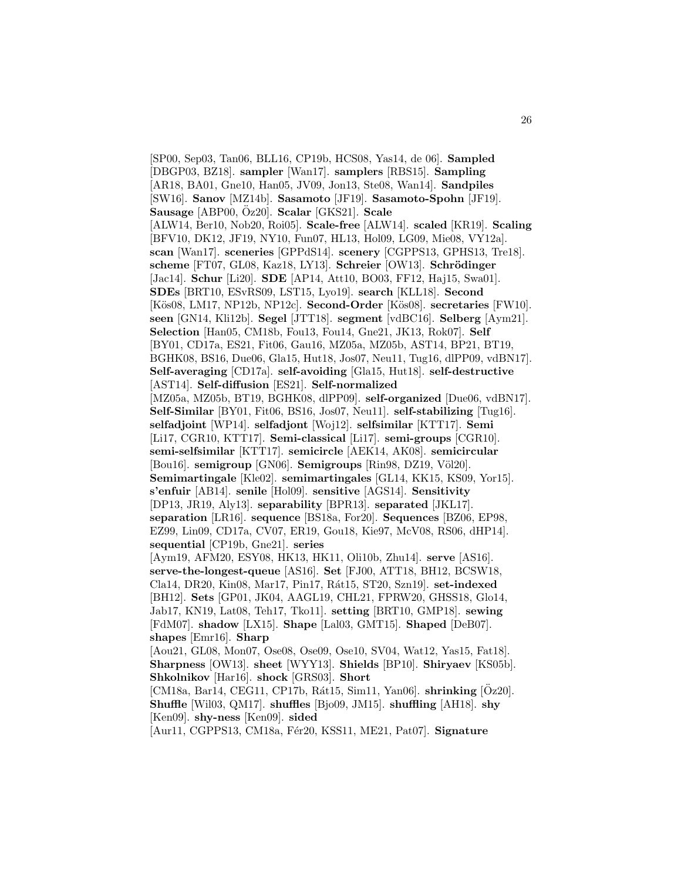[SP00, Sep03, Tan06, BLL16, CP19b, HCS08, Yas14, de 06]. **Sampled** [DBGP03, BZ18]. **sampler** [Wan17]. **samplers** [RBS15]. **Sampling** [AR18, BA01, Gne10, Han05, JV09, Jon13, Ste08, Wan14]. **Sandpiles** [SW16]. **Sanov** [MZ14b]. **Sasamoto** [JF19]. **Sasamoto-Spohn** [JF19]. **Sausage** [ABP00, Öz20]. **Scalar** [GKS21]. **Scale** [ALW14, Ber10, Nob20, Roi05]. **Scale-free** [ALW14]. **scaled** [KR19]. **Scaling** [BFV10, DK12, JF19, NY10, Fun07, HL13, Hol09, LG09, Mie08, VY12a]. **scan** [Wan17]. **sceneries** [GPPdS14]. **scenery** [CGPPS13, GPHS13, Tre18]. **scheme** [FT07, GL08, Kaz18, LY13]. **Schreier** [OW13]. **Schrödinger** [Jac14]. **Schur** [Li20]. **SDE** [AP14, Att10, BO03, FF12, Haj15, Swa01]. **SDEs** [BRT10, ESvRS09, LST15, Lyo19]. **search** [KLL18]. **Second** [Kös08, LM17, NP12b, NP12c]. **Second-Order** [Kös08]. **secretaries** [FW10]. **seen** [GN14, Kli12b]. **Segel** [JTT18]. **segment** [vdBC16]. **Selberg** [Aym21]. **Selection** [Han05, CM18b, Fou13, Fou14, Gne21, JK13, Rok07]. **Self** [BY01, CD17a, ES21, Fit06, Gau16, MZ05a, MZ05b, AST14, BP21, BT19, BGHK08, BS16, Due06, Gla15, Hut18, Jos07, Neu11, Tug16, dlPP09, vdBN17]. **Self-averaging** [CD17a]. **self-avoiding** [Gla15, Hut18]. **self-destructive** [AST14]. **Self-diffusion** [ES21]. **Self-normalized** [MZ05a, MZ05b, BT19, BGHK08, dlPP09]. **self-organized** [Due06, vdBN17]. **Self-Similar** [BY01, Fit06, BS16, Jos07, Neu11]. **self-stabilizing** [Tug16]. **selfadjoint** [WP14]. **selfadjont** [Woj12]. **selfsimilar** [KTT17]. **Semi** [Li17, CGR10, KTT17]. **Semi-classical** [Li17]. **semi-groups** [CGR10]. **semi-selfsimilar** [KTT17]. **semicircle** [AEK14, AK08]. **semicircular** [Bou16]. **semigroup** [GN06]. **Semigroups** [Rin98, DZ19, Völ20]. **Semimartingale** [Kle02]. **semimartingales** [GL14, KK15, KS09, Yor15]. **s'enfuir** [AB14]. **senile** [Hol09]. **sensitive** [AGS14]. **Sensitivity** [DP13, JR19, Aly13]. **separability** [BPR13]. **separated** [JKL17]. **separation** [LR16]. **sequence** [BS18a, For20]. **Sequences** [BZ06, EP98, EZ99, Lin09, CD17a, CV07, ER19, Gou18, Kie97, McV08, RS06, dHP14]. **sequential** [CP19b, Gne21]. **series** [Aym19, AFM20, ESY08, HK13, HK11, Oli10b, Zhu14]. **serve** [AS16]. **serve-the-longest-queue** [AS16]. **Set** [FJ00, ATT18, BH12, BCSW18, Cla14, DR20, Kin08, Mar17, Pin17, Rát15, ST20, Szn19]. **set-indexed** [BH12]. **Sets** [GP01, JK04, AAGL19, CHL21, FPRW20, GHSS18, Glo14, Jab17, KN19, Lat08, Teh17, Tko11]. **setting** [BRT10, GMP18]. **sewing** [FdM07]. **shadow** [LX15]. **Shape** [Lal03, GMT15]. **Shaped** [DeB07]. **shapes** [Emr16]. **Sharp** [Aou21, GL08, Mon07, Ose08, Ose09, Ose10, SV04, Wat12, Yas15, Fat18]. **Sharpness** [OW13]. **sheet** [WYY13]. **Shields** [BP10]. **Shiryaev** [KS05b]. **Shkolnikov** [Har16]. **shock** [GRS03]. **Short** [CM18a, Bar14, CEG11, CP17b, Rát15, Sim11, Yan06]. **shrinking** [Öz20]. **Shuffle** [Wil03, QM17]. **shuffles** [Bjo09, JM15]. **shuffling** [AH18]. **shy** [Ken09]. **shy-ness** [Ken09]. **sided** [Aur11, CGPPS13, CM18a, Fér20, KSS11, ME21, Pat07]. **Signature**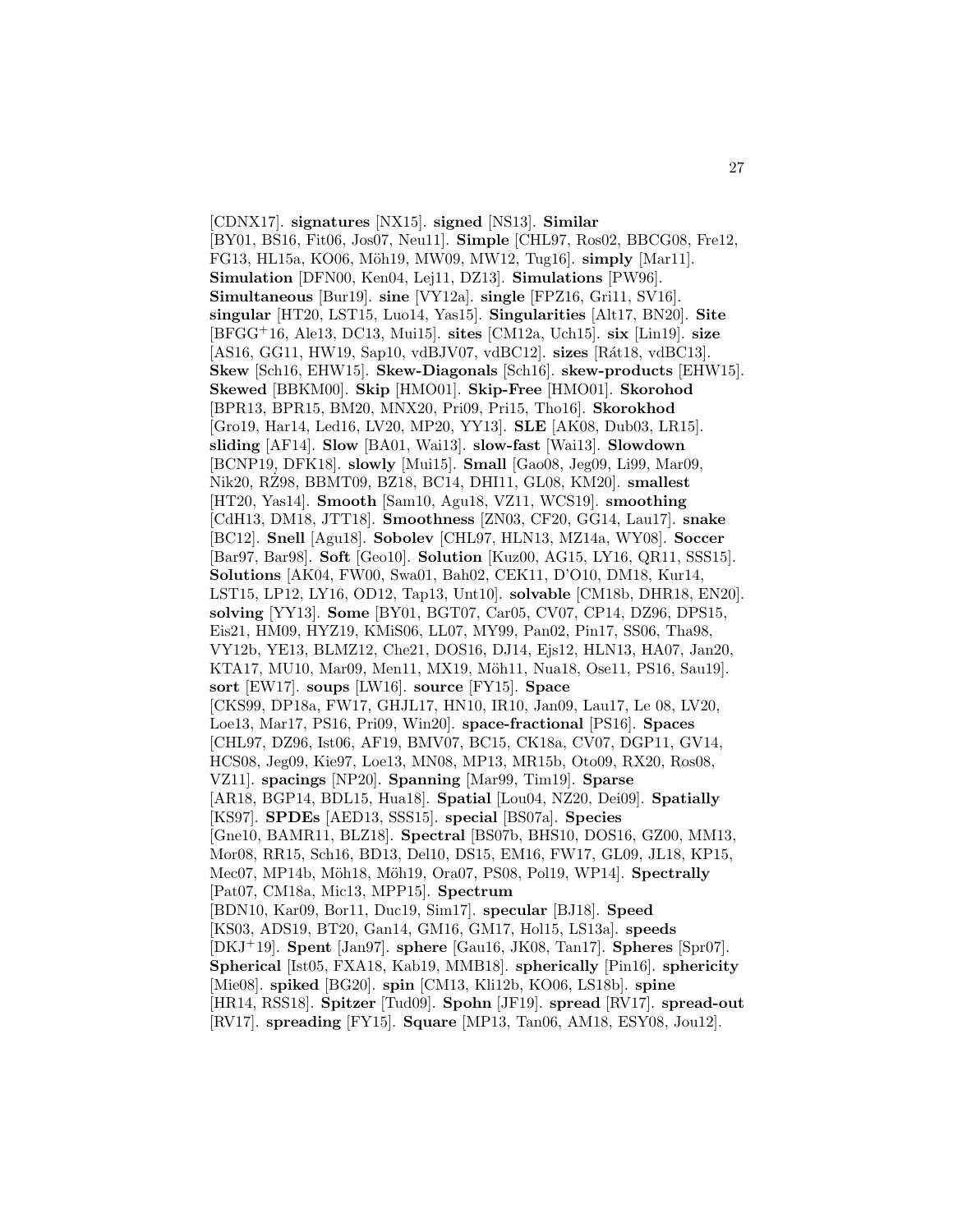[CDNX17]. **signatures** [NX15]. **signed** [NS13]. **Similar** [BY01, BS16, Fit06, Jos07, Neu11]. **Simple** [CHL97, Ros02, BBCG08, Fre12, FG13, HL15a, KO06, Möh19, MW09, MW12, Tug16]. **simply** [Mar11]. **Simulation** [DFN00, Ken04, Lej11, DZ13]. **Simulations** [PW96]. **Simultaneous** [Bur19]. **sine** [VY12a]. **single** [FPZ16, Gri11, SV16]. **singular** [HT20, LST15, Luo14, Yas15]. **Singularities** [Alt17, BN20]. **Site** [BFGG[+]16, Ale13, DC13, Mui15]. **sites** [CM12a, Uch15]. **six** [Lin19]. **size** [AS16, GG11, HW19, Sap10, vdBJV07, vdBC12]. **sizes** [Rát18, vdBC13]. **Skew** [Sch16, EHW15]. **Skew-Diagonals** [Sch16]. **skew-products** [EHW15]. **Skewed** [BBKM00]. **Skip** [HMO01]. **Skip-Free** [HMO01]. **Skorohod** [BPR13, BPR15, BM20, MNX20, Pri09, Pri15, Tho16]. **Skorokhod** [Gro19, Har14, Led16, LV20, MP20, YY13]. **SLE** [AK08, Dub03, LR15]. **sliding** [AF14]. **Slow** [BA01, Wai13]. **slow-fast** [Wai13]. **Slowdown** [BCNP19, DFK18]. **slowly** [Mui15]. **Small** [Gao08, Jeg09, Li99, Mar09, Nik20, RŽ98, BBMT09, BZ18, BC14, DHI11, GL08, KM20]. **smallest** [HT20, Yas14]. **Smooth** [Sam10, Agu18, VZ11, WCS19]. **smoothing** [CdH13, DM18, JTT18]. **Smoothness** [ZN03, CF20, GG14, Lau17]. **snake** [BC12]. **Snell** [Agu18]. **Sobolev** [CHL97, HLN13, MZ14a, WY08]. **Soccer** [Bar97, Bar98]. **Soft** [Geo10]. **Solution** [Kuz00, AG15, LY16, QR11, SSS15]. **Solutions** [AK04, FW00, Swa01, Bah02, CEK11, D'O10, DM18, Kur14, LST15, LP12, LY16, OD12, Tap13, Unt10]. **solvable** [CM18b, DHR18, EN20]. **solving** [YY13]. **Some** [BY01, BGT07, Car05, CV07, CP14, DZ96, DPS15, Eis21, HM09, HYZ19, KMiS06, LL07, MY99, Pan02, Pin17, SS06, Tha98, VY12b, YE13, BLMZ12, Che21, DOS16, DJ14, Ejs12, HLN13, HA07, Jan20, KTA17, MU10, Mar09, Men11, MX19, Möh11, Nua18, Ose11, PS16, Sau19]. **sort** [EW17]. **soups** [LW16]. **source** [FY15]. **Space** [CKS99, DP18a, FW17, GHJL17, HN10, IR10, Jan09, Lau17, Le 08, LV20, Loe13, Mar17, PS16, Pri09, Win20]. **space-fractional** [PS16]. **Spaces** [CHL97, DZ96, Ist06, AF19, BMV07, BC15, CK18a, CV07, DGP11, GV14, HCS08, Jeg09, Kie97, Loe13, MN08, MP13, MR15b, Oto09, RX20, Ros08, VZ11]. **spacings** [NP20]. **Spanning** [Mar99, Tim19]. **Sparse** [AR18, BGP14, BDL15, Hua18]. **Spatial** [Lou04, NZ20, Dei09]. **Spatially** [KS97]. **SPDEs** [AED13, SSS15]. **special** [BS07a]. **Species** [Gne10, BAMR11, BLZ18]. **Spectral** [BS07b, BHS10, DOS16, GZ00, MM13, Mor08, RR15, Sch16, BD13, Del10, DS15, EM16, FW17, GL09, JL18, KP15, Mec07, MP14b, Möh18, Möh19, Ora07, PS08, Pol19, WP14]. **Spectrally** [Pat07, CM18a, Mic13, MPP15]. **Spectrum** [BDN10, Kar09, Bor11, Duc19, Sim17]. **specular** [BJ18]. **Speed** [KS03, ADS19, BT20, Gan14, GM16, GM17, Hol15, LS13a]. **speeds** [DKJ[+]19]. **Spent** [Jan97]. **sphere** [Gau16, JK08, Tan17]. **Spheres** [Spr07]. **Spherical** [Ist05, FXA18, Kab19, MMB18]. **spherically** [Pin16]. **sphericity** [Mie08]. **spiked** [BG20]. **spin** [CM13, Kli12b, KO06, LS18b]. **spine** [HR14, RSS18]. **Spitzer** [Tud09]. **Spohn** [JF19]. **spread** [RV17]. **spread-out** [RV17]. **spreading** [FY15]. **Square** [MP13, Tan06, AM18, ESY08, Jou12].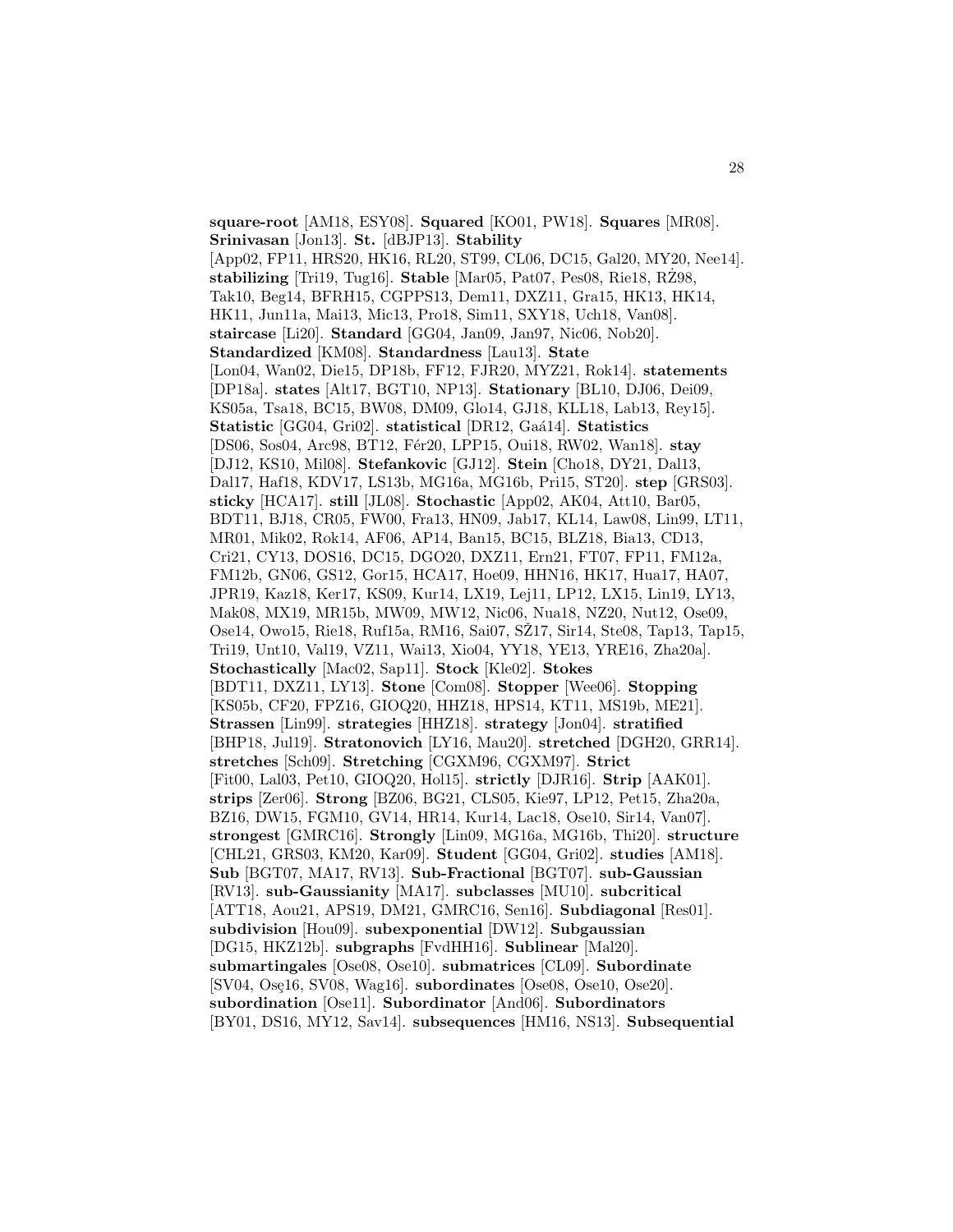**square-root** [AM18, ESY08]. **Squared** [KO01, PW18]. **Squares** [MR08]. **Srinivasan** [Jon13]. **St.** [dBJP13]. **Stability** [App02, FP11, HRS20, HK16, RL20, ST99, CL06, DC15, Gal20, MY20, Nee14]. **stabilizing** [Tri19, Tug16]. **Stable** [Mar05, Pat07, Pes08, Rie18, RŻ98, Tak10, Beg14, BFRH15, CGPPS13, Dem11, DXZ11, Gra15, HK13, HK14, HK11, Jun11a, Mai13, Mic13, Pro18, Sim11, SXY18, Uch18, Van08]. **staircase** [Li20]. **Standard** [GG04, Jan09, Jan97, Nic06, Nob20]. **Standardized** [KM08]. **Standardness** [Lau13]. **State** [Lon04, Wan02, Die15, DP18b, FF12, FJR20, MYZ21, Rok14]. **statements** [DP18a]. **states** [Alt17, BGT10, NP13]. **Stationary** [BL10, DJ06, Dei09, KS05a, Tsa18, BC15, BW08, DM09, Glo14, GJ18, KLL18, Lab13, Rey15]. **Statistic** [GG04, Gri02]. **statistical** [DR12, Gaá14]. **Statistics** [DS06, Sos04, Arc98, BT12, Fér20, LPP15, Oui18, RW02, Wan18]. **stay** [DJ12, KS10, Mil08]. **Stefankovic** [GJ12]. **Stein** [Cho18, DY21, Dal13, Dal17, Haf18, KDV17, LS13b, MG16a, MG16b, Pri15, ST20]. **step** [GRS03]. **sticky** [HCA17]. **still** [JL08]. **Stochastic** [App02, AK04, Att10, Bar05, BDT11, BJ18, CR05, FW00, Fra13, HN09, Jab17, KL14, Law08, Lin99, LT11, MR01, Mik02, Rok14, AF06, AP14, Ban15, BC15, BLZ18, Bia13, CD13, Cri21, CY13, DOS16, DC15, DGO20, DXZ11, Ern21, FT07, FP11, FM12a, FM12b, GN06, GS12, Gor15, HCA17, Hoe09, HHN16, HK17, Hua17, HA07, JPR19, Kaz18, Ker17, KS09, Kur14, LX19, Lej11, LP12, LX15, Lin19, LY13, Mak08, MX19, MR15b, MW09, MW12, Nic06, Nua18, NZ20, Nut12, Ose09, Ose14, Owo15, Rie18, Ruf15a, RM16, Sai07, SŽ17, Sir14, Ste08, Tap13, Tap15, Tri19, Unt10, Val19, VZ11, Wai13, Xio04, YY18, YE13, YRE16, Zha20a]. **Stochastically** [Mac02, Sap11]. **Stock** [Kle02]. **Stokes** [BDT11, DXZ11, LY13]. **Stone** [Com08]. **Stopper** [Wee06]. **Stopping** [KS05b, CF20, FPZ16, GIOQ20, HHZ18, HPS14, KT11, MS19b, ME21]. **Strassen** [Lin99]. **strategies** [HHZ18]. **strategy** [Jon04]. **stratified** [BHP18, Jul19]. **Stratonovich** [LY16, Mau20]. **stretched** [DGH20, GRR14]. **stretches** [Sch09]. **Stretching** [CGXM96, CGXM97]. **Strict** [Fit00, Lal03, Pet10, GIOQ20, Hol15]. **strictly** [DJR16]. **Strip** [AAK01]. **strips** [Zer06]. **Strong** [BZ06, BG21, CLS05, Kie97, LP12, Pet15, Zha20a, BZ16, DW15, FGM10, GV14, HR14, Kur14, Lac18, Ose10, Sir14, Van07]. **strongest** [GMRC16]. **Strongly** [Lin99, MG16a, MG16b, Thi20]. **structure** [CHL21, GRS03, KM20, Kar09]. **Student** [GG04, Gri02]. **studies** [AM18]. **Sub** [BGT07, MA17, RV13]. **Sub-Fractional** [BGT07]. **sub-Gaussian** [RV13]. **sub-Gaussianity** [MA17]. **subclasses** [MU10]. **subcritical** [ATT18, Aou21, APS19, DM21, GMRC16, Sen16]. **Subdiagonal** [Res01]. **subdivision** [Hou09]. **subexponential** [DW12]. **Subgaussian** [DG15, HKZ12b]. **subgraphs** [FvdHH16]. **Sublinear** [Mal20]. **submartingales** [Ose08, Ose10]. **submatrices** [CL09]. **Subordinate** [SV04, Osę16, SV08, Wag16]. **subordinates** [Ose08, Ose10, Ose20]. **subordination** [Ose11]. **Subordinator** [And06]. **Subordinators** [BY01, DS16, MY12, Sav14]. **subsequences** [HM16, NS13]. **Subsequential**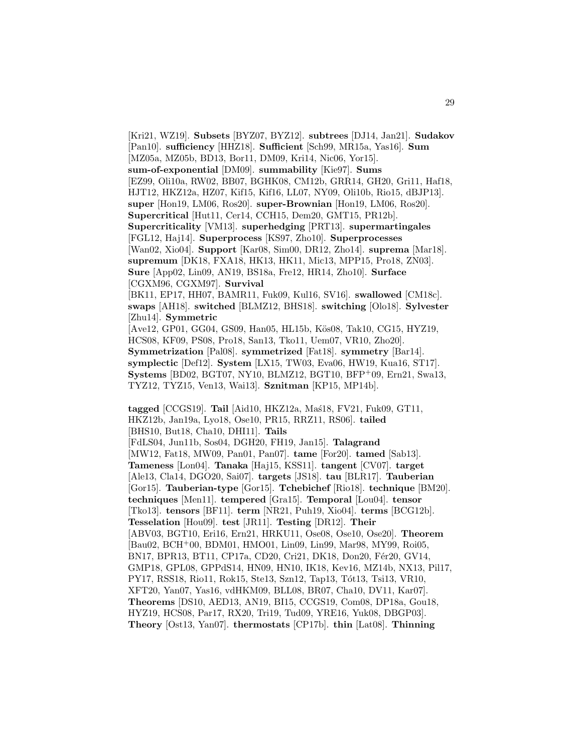[Kri21, WZ19]. **Subsets** [BYZ07, BYZ12]. **subtrees** [DJ14, Jan21]. **Sudakov** [Pan10]. **sufficiency** [HHZ18]. **Sufficient** [Sch99, MR15a, Yas16]. **Sum** [MZ05a, MZ05b, BD13, Bor11, DM09, Kri14, Nic06, Yor15]. **sum-of-exponential** [DM09]. **summability** [Kie97]. **Sums** [EZ99, Oli10a, RW02, BB07, BGHK08, CM12b, GRR14, GH20, Gri11, Haf18, HJT12, HKZ12a, HZ07, Kif15, Kif16, LL07, NY09, Oli10b, Rio15, dBJP13]. **super** [Hon19, LM06, Ros20]. **super-Brownian** [Hon19, LM06, Ros20]. **Supercritical** [Hut11, Cer14, CCH15, Dem20, GMT15, PR12b]. **Supercriticality** [VM13]. **superhedging** [PRT13]. **supermartingales** [FGL12, Haj14]. **Superprocess** [KS97, Zho10]. **Superprocesses** [Wan02, Xio04]. **Support** [Kar08, Sim00, DR12, Zho14]. **suprema** [Mar18]. **supremum** [DK18, FXA18, HK13, HK11, Mic13, MPP15, Pro18, ZN03]. **Sure** [App02, Lin09, AN19, BS18a, Fre12, HR14, Zho10]. **Surface** [CGXM96, CGXM97]. **Survival** [BK11, EP17, HH07, BAMR11, Fuk09, Kul16, SV16]. **swallowed** [CM18c]. **swaps** [AH18]. **switched** [BLMZ12, BHS18]. **switching** [Olo18]. **Sylvester** [Zhu14]. **Symmetric** [Ave12, GP01, GG04, GS09, Han05, HL15b, Kös08, Tak10, CG15, HYZ19, HCS08, KF09, PS08, Pro18, San13, Tko11, Uem07, VR10, Zho20]. **Symmetrization** [Pal08]. **symmetrized** [Fat18]. **symmetry** [Bar14]. **symplectic** [Def12]. **System** [LX15, TW03, Eva06, HW19, Kua16, ST17]. **Systems** [BD02, BGT07, NY10, BLMZ12, BGT10, BFP+09, Ern21, Swa13, TYZ12, TYZ15, Ven13, Wai13]. **Sznitman** [KP15, MP14b].

**tagged** [CCGS19]. **Tail** [Aid10, HKZ12a, Maś18, FV21, Fuk09, GT11, HKZ12b, Jan19a, Lyo18, Ose10, PR15, RRZ11, RS06]. **tailed** [BHS10, But18, Cha10, DHI11]. **Tails** [FdLS04, Jun11b, Sos04, DGH20, FH19, Jan15]. **Talagrand** [MW12, Fat18, MW09, Pan01, Pan07]. **tame** [For20]. **tamed** [Sab13]. **Tameness** [Lon04]. **Tanaka** [Haj15, KSS11]. **tangent** [CV07]. **target** [Ale13, Cla14, DGO20, Sai07]. **targets** [JS18]. **tau** [BLR17]. **Tauberian** [Gor15]. **Tauberian-type** [Gor15]. **Tchebichef** [Rio18]. **technique** [BM20]. **techniques** [Men11]. **tempered** [Gra15]. **Temporal** [Lou04]. **tensor** [Tko13]. **tensors** [BF11]. **term** [NR21, Puh19, Xio04]. **terms** [BCG12b]. **Tesselation** [Hou09]. **test** [JR11]. **Testing** [DR12]. **Their** [ABV03, BGT10, Eri16, Ern21, HRKU11, Ose08, Ose10, Ose20]. **Theorem** [Bau02, BCH+00, BDM01, HMO01, Lin09, Lin99, Mar98, MY99, Roi05, BN17, BPR13, BT11, CP17a, CD20, Cri21, DK18, Don20, Fér20, GV14, GMP18, GPL08, GPPdS14, HN09, HN10, IK18, Kev16, MZ14b, NX13, Pil17, PY17, RSS18, Rio11, Rok15, Ste13, Szn12, Tap13, Tót13, Tsi13, VR10, XFT20, Yan07, Yas16, vdHKM09, BLL08, BR07, Cha10, DV11, Kar07]. **Theorems** [DS10, AED13, AN19, BI15, CCGS19, Com08, DP18a, Gou18, HYZ19, HCS08, Par17, RX20, Tri19, Tud09, YRE16, Yuk08, DBGP03]. **Theory** [Ost13, Yan07]. **thermostats** [CP17b]. **thin** [Lat08]. **Thinning**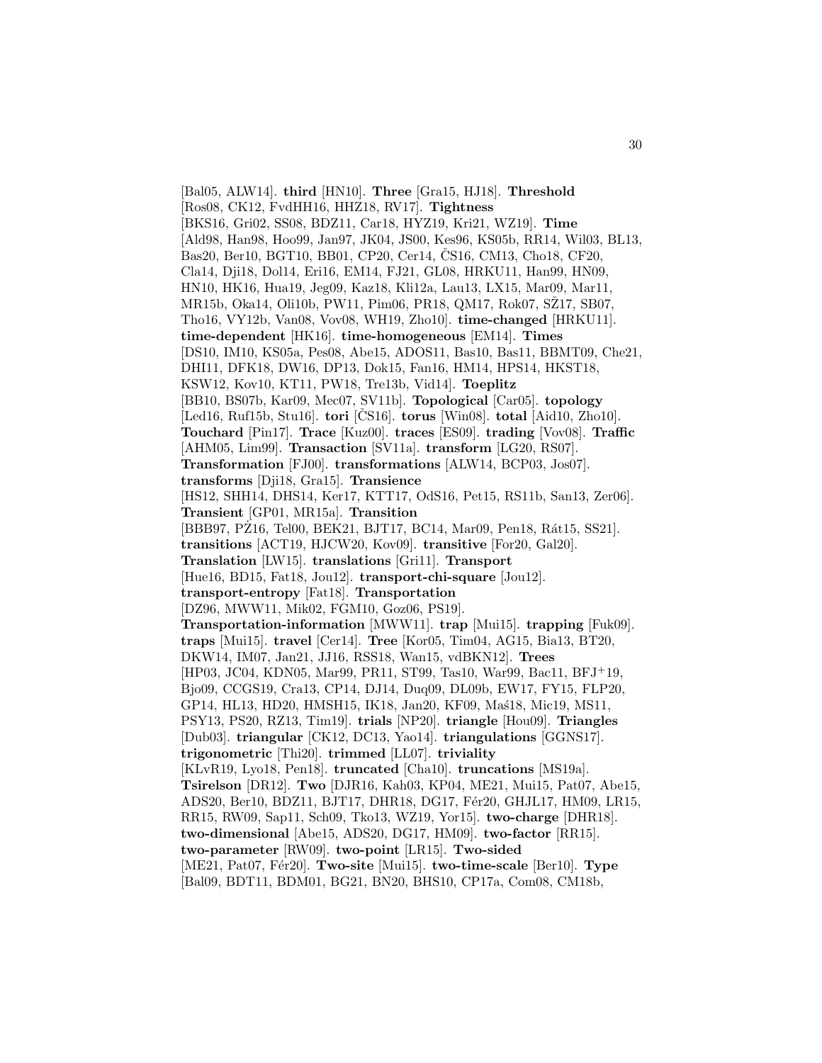[Bal05, ALW14]. **third** [HN10]. **Three** [Gra15, HJ18]. **Threshold** [Ros08, CK12, FvdHH16, HHZ18, RV17]. **Tightness** [BKS16, Gri02, SS08, BDZ11, Car18, HYZ19, Kri21, WZ19]. **Time** [Ald98, Han98, Hoo99, Jan97, JK04, JS00, Kes96, KS05b, RR14, Wil03, BL13, Bas20, Ber10, BGT10, BB01, CP20, Cer14, ČS16, CM13, Cho18, CF20, Cla14, Dji18, Dol14, Eri16, EM14, FJ21, GL08, HRKU11, Han99, HN09, HN10, HK16, Hua19, Jeg09, Kaz18, Kli12a, Lau13, LX15, Mar09, Mar11, MR15b, Oka14, Oli10b, PW11, Pim06, PR18, QM17, Rok07, SŽ17, SB07, Tho16, VY12b, Van08, Vov08, WH19, Zho10]. **time-changed** [HRKU11]. **time-dependent** [HK16]. **time-homogeneous** [EM14]. **Times** [DS10, IM10, KS05a, Pes08, Abe15, ADOS11, Bas10, Bas11, BBMT09, Che21, DHI11, DFK18, DW16, DP13, Dok15, Fan16, HM14, HPS14, HKST18, KSW12, Kov10, KT11, PW18, Tre13b, Vid14]. **Toeplitz** [BB10, BS07b, Kar09, Mec07, SV11b]. **Topological** [Car05]. **topology** [Led16, Ruf15b, Stu16]. **tori** [ČS16]. **torus** [Win08]. **total** [Aid10, Zho10]. **Touchard** [Pin17]. **Trace** [Kuz00]. **traces** [ES09]. **trading** [Vov08]. **Traffic** [AHM05, Lim99]. **Transaction** [SV11a]. **transform** [LG20, RS07]. **Transformation** [FJ00]. **transformations** [ALW14, BCP03, Jos07]. **transforms** [Dji18, Gra15]. **Transience** [HS12, SHH14, DHS14, Ker17, KTT17, OdS16, Pet15, RS11b, San13, Zer06]. **Transient** [GP01, MR15a]. **Transition** [BBB97, PŻ16, Tel00, BEK21, BJT17, BC14, Mar09, Pen18, Rát15, SS21]. **transitions** [ACT19, HJCW20, Kov09]. **transitive** [For20, Gal20]. **Translation** [LW15]. **translations** [Gri11]. **Transport** [Hue16, BD15, Fat18, Jou12]. **transport-chi-square** [Jou12]. **transport-entropy** [Fat18]. **Transportation** [DZ96, MWW11, Mik02, FGM10, Goz06, PS19]. **Transportation-information** [MWW11]. **trap** [Mui15]. **trapping** [Fuk09]. **traps** [Mui15]. **travel** [Cer14]. **Tree** [Kor05, Tim04, AG15, Bia13, BT20, DKW14, IM07, Jan21, JJ16, RSS18, Wan15, vdBKN12]. **Trees** [HP03, JC04, KDN05, Mar99, PR11, ST99, Tas10, War99, Bac11, BFJ+19, Bjo09, CCGS19, Cra13, CP14, DJ14, Duq09, DL09b, EW17, FY15, FLP20, GP14, HL13, HD20, HMSH15, IK18, Jan20, KF09, Maś18, Mic19, MS11, PSY13, PS20, RZ13, Tim19]. **trials** [NP20]. **triangle** [Hou09]. **Triangles** [Dub03]. **triangular** [CK12, DC13, Yao14]. **triangulations** [GGNS17]. **trigonometric** [Thi20]. **trimmed** [LL07]. **triviality** [KLvR19, Lyo18, Pen18]. **truncated** [Cha10]. **truncations** [MS19a]. **Tsirelson** [DR12]. **Two** [DJR16, Kah03, KP04, ME21, Mui15, Pat07, Abe15, ADS20, Ber10, BDZ11, BJT17, DHR18, DG17, Fér20, GHJL17, HM09, LR15, RR15, RW09, Sap11, Sch09, Tko13, WZ19, Yor15]. **two-charge** [DHR18]. **two-dimensional** [Abe15, ADS20, DG17, HM09]. **two-factor** [RR15]. **two-parameter** [RW09]. **two-point** [LR15]. **Two-sided** [ME21, Pat07, Fér20]. **Two-site** [Mui15]. **two-time-scale** [Ber10]. **Type** [Bal09, BDT11, BDM01, BG21, BN20, BHS10, CP17a, Com08, CM18b,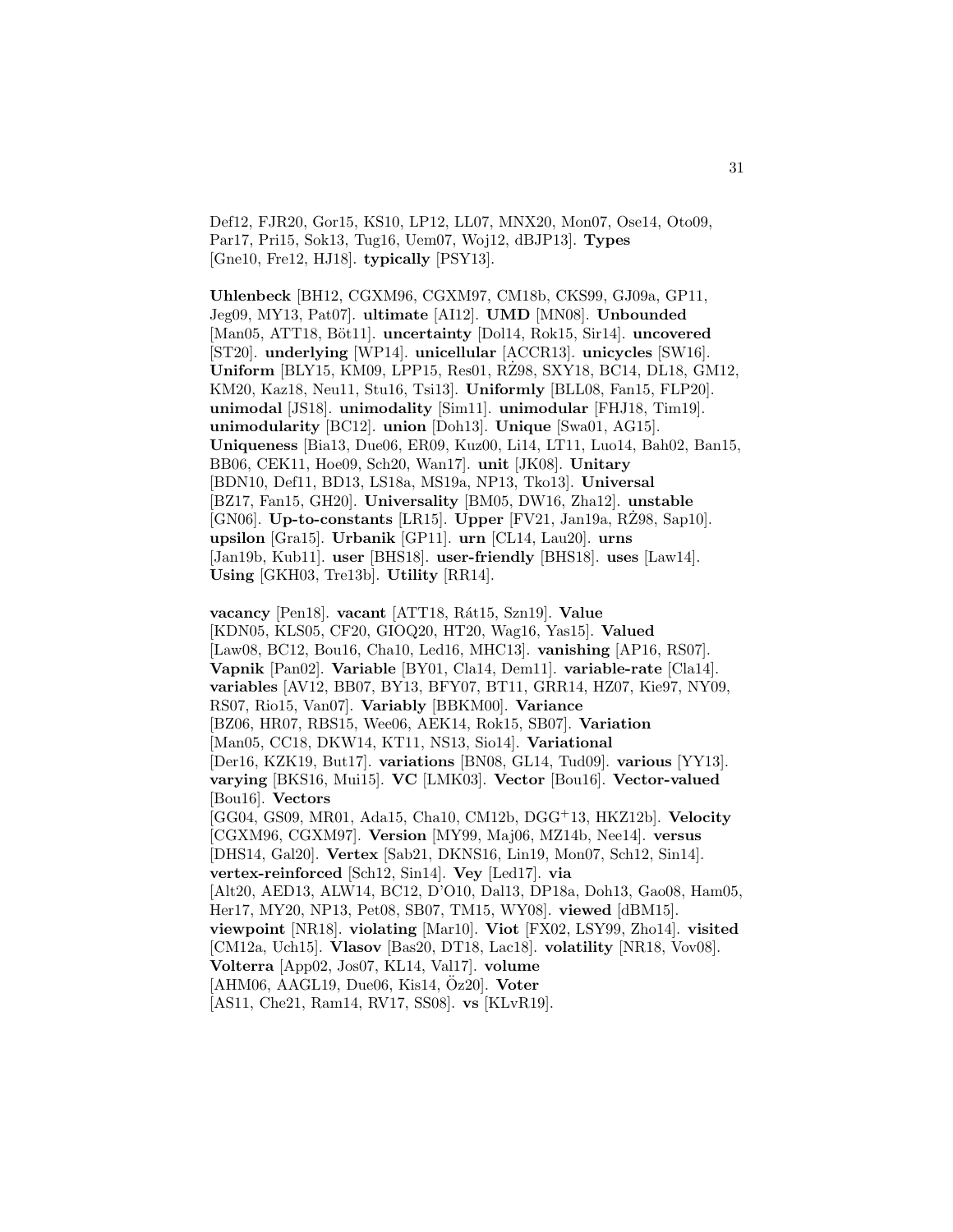Def12, FJR20, Gor15, KS10, LP12, LL07, MNX20, Mon07, Ose14, Oto09, Par17, Pri15, Sok13, Tug16, Uem07, Woj12, dBJP13]. **Types** [Gne10, Fre12, HJ18]. **typically** [PSY13].

**Uhlenbeck** [BH12, CGXM96, CGXM97, CM18b, CKS99, GJ09a, GP11, Jeg09, MY13, Pat07]. **ultimate** [AI12]. **UMD** [MN08]. **Unbounded** [Man05, ATT18, Böt11]. **uncertainty** [Dol14, Rok15, Sir14]. **uncovered** [ST20]. **underlying** [WP14]. **unicellular** [ACCR13]. **unicycles** [SW16]. **Uniform** [BLY15, KM09, LPP15, Res01, RŻ98, SXY18, BC14, DL18, GM12, KM20, Kaz18, Neu11, Stu16, Tsi13]. **Uniformly** [BLL08, Fan15, FLP20]. **unimodal** [JS18]. **unimodality** [Sim11]. **unimodular** [FHJ18, Tim19]. **unimodularity** [BC12]. **union** [Doh13]. **Unique** [Swa01, AG15]. **Uniqueness** [Bia13, Due06, ER09, Kuz00, Li14, LT11, Luo14, Bah02, Ban15, BB06, CEK11, Hoe09, Sch20, Wan17]. **unit** [JK08]. **Unitary** [BDN10, Def11, BD13, LS18a, MS19a, NP13, Tko13]. **Universal** [BZ17, Fan15, GH20]. **Universality** [BM05, DW16, Zha12]. **unstable** [GN06]. **Up-to-constants** [LR15]. **Upper** [FV21, Jan19a, RŻ98, Sap10]. **upsilon** [Gra15]. **Urbanik** [GP11]. **urn** [CL14, Lau20]. **urns** [Jan19b, Kub11]. **user** [BHS18]. **user-friendly** [BHS18]. **uses** [Law14]. **Using** [GKH03, Tre13b]. **Utility** [RR14].

**vacancy** [Pen18]. **vacant** [ATT18, Rát15, Szn19]. **Value** [KDN05, KLS05, CF20, GIOQ20, HT20, Wag16, Yas15]. **Valued** [Law08, BC12, Bou16, Cha10, Led16, MHC13]. **vanishing** [AP16, RS07]. **Vapnik** [Pan02]. **Variable** [BY01, Cla14, Dem11]. **variable-rate** [Cla14]. **variables** [AV12, BB07, BY13, BFY07, BT11, GRR14, HZ07, Kie97, NY09, RS07, Rio15, Van07]. **Variably** [BBKM00]. **Variance** [BZ06, HR07, RBS15, Wee06, AEK14, Rok15, SB07]. **Variation** [Man05, CC18, DKW14, KT11, NS13, Sio14]. **Variational** [Der16, KZK19, But17]. **variations** [BN08, GL14, Tud09]. **various** [YY13]. **varying** [BKS16, Mui15]. **VC** [LMK03]. **Vector** [Bou16]. **Vector-valued** [Bou16]. **Vectors** [GG04, GS09, MR01, Ada15, Cha10, CM12b, DGG[+]13, HKZ12b]. **Velocity** [CGXM96, CGXM97]. **Version** [MY99, Maj06, MZ14b, Nee14]. **versus** [DHS14, Gal20]. **Vertex** [Sab21, DKNS16, Lin19, Mon07, Sch12, Sin14]. **vertex-reinforced** [Sch12, Sin14]. **Vey** [Led17]. **via** [Alt20, AED13, ALW14, BC12, D'O10, Dal13, DP18a, Doh13, Gao08, Ham05, Her17, MY20, NP13, Pet08, SB07, TM15, WY08]. **viewed** [dBM15]. **viewpoint** [NR18]. **violating** [Mar10]. **Viot** [FX02, LSY99, Zho14]. **visited** [CM12a, Uch15]. **Vlasov** [Bas20, DT18, Lac18]. **volatility** [NR18, Vov08]. **Volterra** [App02, Jos07, KL14, Val17]. **volume** [AHM06, AAGL19, Due06, Kis14, Öz20]. **Voter** [AS11, Che21, Ram14, RV17, SS08]. **vs** [KLvR19].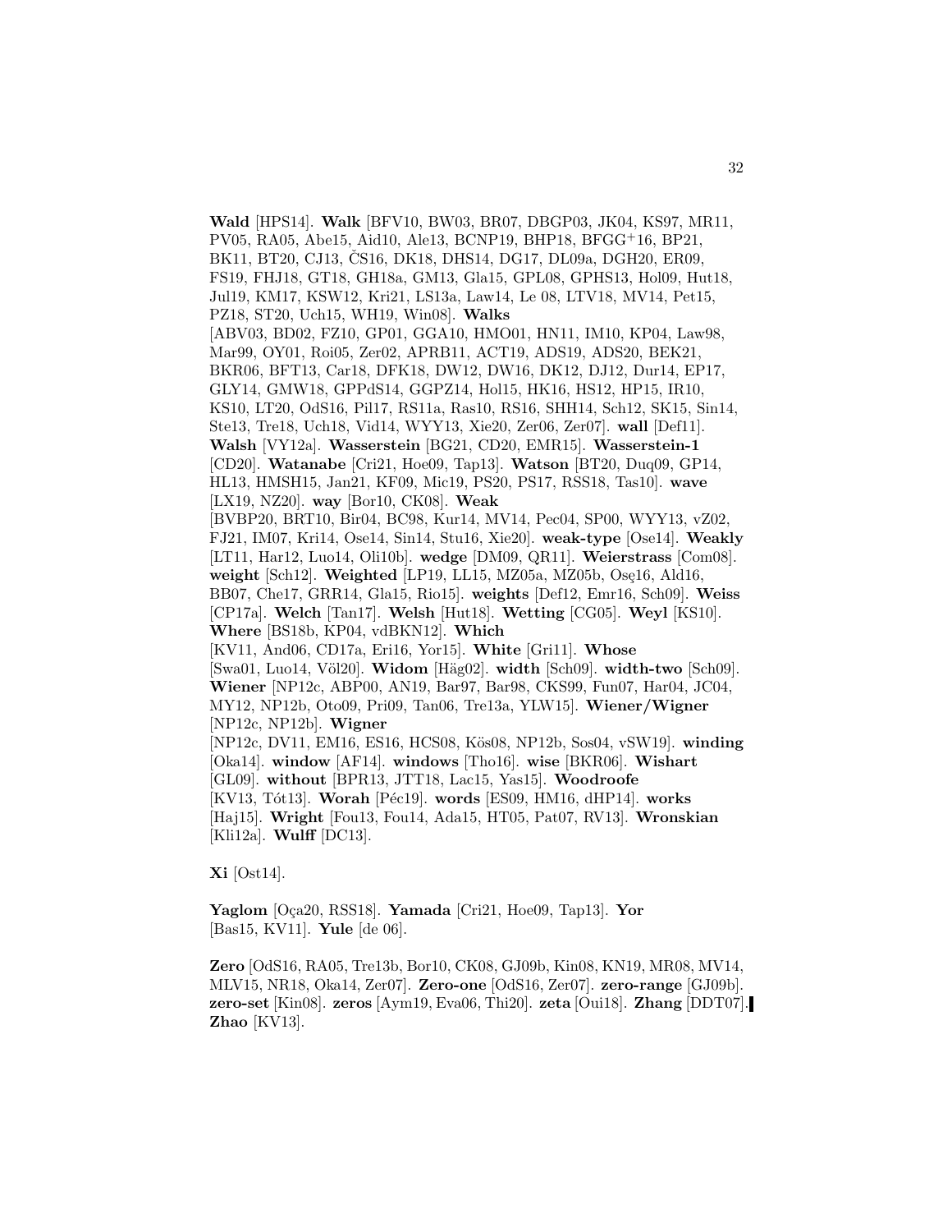**Wald** [HPS14]. **Walk** [BFV10, BW03, BR07, DBGP03, JK04, KS97, MR11, PV05, RA05, Abe15, Aid10, Ale13, BCNP19, BHP18, BFGG$^+$16, BP21, BK11, BT20, CJ13, ČS16, DK18, DHS14, DG17, DL09a, DGH20, ER09, FS19, FHJ18, GT18, GH18a, GM13, Gla15, GPL08, GPHS13, Hol09, Hut18, Jul19, KM17, KSW12, Kri21, LS13a, Law14, Le 08, LTV18, MV14, Pet15, PZ18, ST20, Uch15, WH19, Win08]. **Walks** [ABV03, BD02, FZ10, GP01, GGA10, HMO01, HN11, IM10, KP04, Law98, Mar99, OY01, Roi05, Zer02, APRB11, ACT19, ADS19, ADS20, BEK21, BKR06, BFT13, Car18, DFK18, DW12, DW16, DK12, DJ12, Dur14, EP17, GLY14, GMW18, GPPdS14, GGPZ14, Hol15, HK16, HS12, HP15, IR10, KS10, LT20, OdS16, Pil17, RS11a, Ras10, RS16, SHH14, Sch12, SK15, Sin14, Ste13, Tre18, Uch18, Vid14, WYY13, Xie20, Zer06, Zer07]. **wall** [Def11]. **Walsh** [VY12a]. **Wasserstein** [BG21, CD20, EMR15]. **Wasserstein-1** [CD20]. **Watanabe** [Cri21, Hoe09, Tap13]. **Watson** [BT20, Duq09, GP14, HL13, HMSH15, Jan21, KF09, Mic19, PS20, PS17, RSS18, Tas10]. **wave** [LX19, NZ20]. **way** [Bor10, CK08]. **Weak** [BVBP20, BRT10, Bir04, BC98, Kur14, MV14, Pec04, SP00, WYY13, vZ02, FJ21, IM07, Kri14, Ose14, Sin14, Stu16, Xie20]. **weak-type** [Ose14]. **Weakly** [LT11, Har12, Luo14, Oli10b]. **wedge** [DM09, QR11]. **Weierstrass** [Com08]. **weight** [Sch12]. **Weighted** [LP19, LL15, MZ05a, MZ05b, Oşę16, Ald16, BB07, Che17, GRR14, Gla15, Rio15]. **weights** [Def12, Emr16, Sch09]. **Weiss** [CP17a]. **Welch** [Tan17]. **Welsh** [Hut18]. **Wetting** [CG05]. **Weyl** [KS10]. **Where** [BS18b, KP04, vdBKN12]. **Which** [KV11, And06, CD17a, Eri16, Yor15]. **White** [Gri11]. **Whose** [Swa01, Luo14, Völ20]. **Widom** [Häg02]. **width** [Sch09]. **width-two** [Sch09]. **Wiener** [NP12c, ABP00, AN19, Bar97, Bar98, CKS99, Fun07, Har04, JC04, MY12, NP12b, Oto09, Pri09, Tan06, Tre13a, YLW15]. **Wiener/Wigner** [NP12c, NP12b]. **Wigner** [NP12c, DV11, EM16, ES16, HCS08, Kös08, NP12b, Sos04, vSW19]. **winding** [Oka14]. **window** [AF14]. **windows** [Tho16]. **wise** [BKR06]. **Wishart** [GL09]. **without** [BPR13, JTT18, Lac15, Yas15]. **Woodroofe** [KV13, Tót13]. **Worah** [Péc19]. **words** [ES09, HM16, dHP14]. **works** [Haj15]. **Wright** [Fou13, Fou14, Ada15, HT05, Pat07, RV13]. **Wronskian** [Kli12a]. **Wulff** [DC13].

**Xi** [Ost14].

**Yaglom** [Oça20, RSS18]. **Yamada** [Cri21, Hoe09, Tap13]. **Yor** [Bas15, KV11]. **Yule** [de 06].

**Zero** [OdS16, RA05, Tre13b, Bor10, CK08, GJ09b, Kin08, KN19, MR08, MV14, MLV15, NR18, Oka14, Zer07]. **Zero-one** [OdS16, Zer07]. **zero-range** [GJ09b]. **zero-set** [Kin08]. **zeros** [Aym19, Eva06, Thi20]. **zeta** [Oui18]. **Zhang** [DDT07]. **Zhao** [KV13].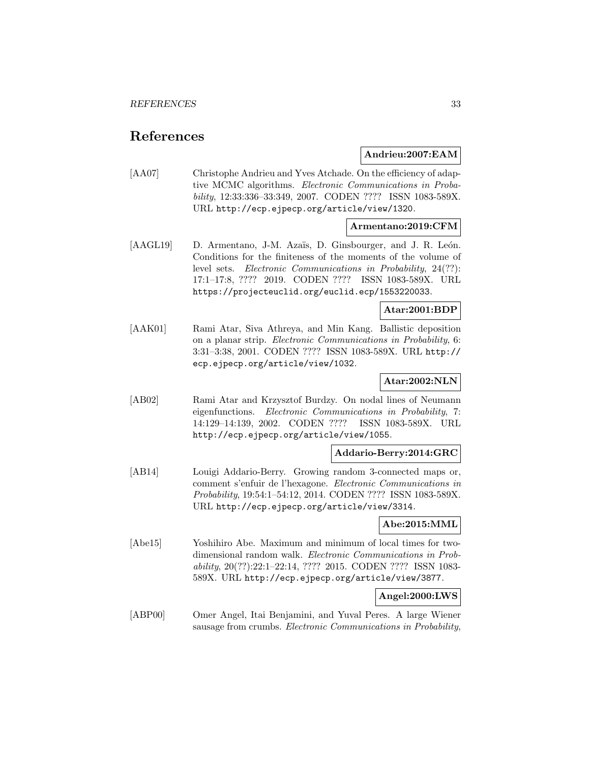## References

**Andrieu:2007:EAM**

[AA07] Christophe Andrieu and Yves Atchade. On the efficiency of adaptive MCMC algorithms. *Electronic Communications in Probability*, 12:33:336–33:349, 2007. CODEN ???? ISSN 1083-589X. URL http://ecp.ejpecp.org/article/view/1320.

**Armentano:2019:CFM**

[AAGL19] D. Armentano, J-M. Azaïs, D. Ginsbourger, and J. R. León. Conditions for the finiteness of the moments of the volume of level sets. *Electronic Communications in Probability*, 24(??): 17:1–17:8, ???? 2019. CODEN ???? ISSN 1083-589X. URL https://projecteuclid.org/euclid.ecp/1553220033.

**Atar:2001:BDP**

[AAK01] Rami Atar, Siva Athreya, and Min Kang. Ballistic deposition on a planar strip. *Electronic Communications in Probability*, 6: 3:31–3:38, 2001. CODEN ???? ISSN 1083-589X. URL http://ecp.ejpecp.org/article/view/1032.

**Atar:2002:NLN**

[AB02] Rami Atar and Krzysztof Burdzy. On nodal lines of Neumann eigenfunctions. *Electronic Communications in Probability*, 7: 14:129–14:139, 2002. CODEN ???? ISSN 1083-589X. URL http://ecp.ejpecp.org/article/view/1055.

**Addario-Berry:2014:GRC**

[AB14] Louigi Addario-Berry. Growing random 3-connected maps or, comment s'enfuir de l'hexagone. *Electronic Communications in Probability*, 19:54:1–54:12, 2014. CODEN ???? ISSN 1083-589X. URL http://ecp.ejpecp.org/article/view/3314.

**Abe:2015:MML**

[Abe15] Yoshihiro Abe. Maximum and minimum of local times for two-dimensional random walk. *Electronic Communications in Probability*, 20(??):22:1–22:14, ???? 2015. CODEN ???? ISSN 1083-589X. URL http://ecp.ejpecp.org/article/view/3877.

**Angel:2000:LWS**

[ABP00] Omer Angel, Itai Benjamini, and Yuval Peres. A large Wiener sausage from crumbs. *Electronic Communications in Probability*,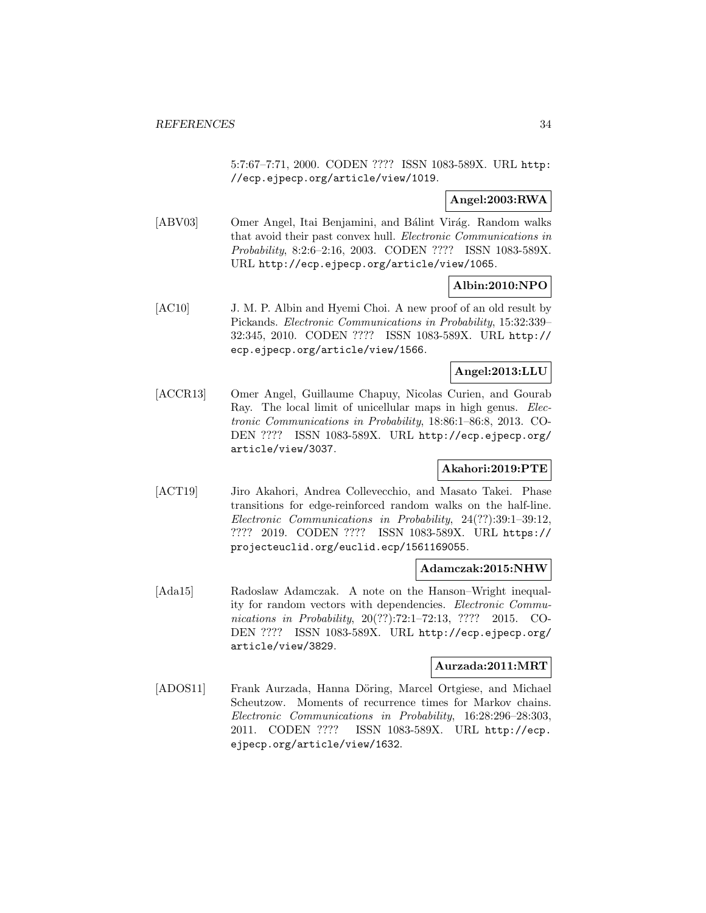5:7:67–7:71, 2000. CODEN ???? ISSN 1083-589X. URL http://ecp.ejpecp.org/article/view/1019.

**Angel:2003:RWA**

[ABV03] Omer Angel, Itai Benjamini, and Bálint Virág. Random walks that avoid their past convex hull. *Electronic Communications in Probability*, 8:2:6–2:16, 2003. CODEN ???? ISSN 1083-589X. URL http://ecp.ejpecp.org/article/view/1065.

**Albin:2010:NPO**

[AC10] J. M. P. Albin and Hyemi Choi. A new proof of an old result by Pickands. *Electronic Communications in Probability*, 15:32:339–32:345, 2010. CODEN ???? ISSN 1083-589X. URL http://ecp.ejpecp.org/article/view/1566.

**Angel:2013:LLU**

[ACCR13] Omer Angel, Guillaume Chapuy, Nicolas Curien, and Gourab Ray. The local limit of unicellular maps in high genus. *Electronic Communications in Probability*, 18:86:1–86:8, 2013. CODEN ???? ISSN 1083-589X. URL http://ecp.ejpecp.org/article/view/3037.

**Akahori:2019:PTE**

[ACT19] Jiro Akahori, Andrea Collevecchio, and Masato Takei. Phase transitions for edge-reinforced random walks on the half-line. *Electronic Communications in Probability*, 24(??):39:1–39:12, ???? 2019. CODEN ???? ISSN 1083-589X. URL https://projecteuclid.org/euclid.ecp/1561169055.

**Adamczak:2015:NHW**

[Ada15] Radoslaw Adamczak. A note on the Hanson–Wright inequality for random vectors with dependencies. *Electronic Communications in Probability*, 20(??):72:1–72:13, ???? 2015. CODEN ???? ISSN 1083-589X. URL http://ecp.ejpecp.org/article/view/3829.

**Aurzada:2011:MRT**

[ADOS11] Frank Aurzada, Hanna Döring, Marcel Ortgiese, and Michael Scheutzow. Moments of recurrence times for Markov chains. *Electronic Communications in Probability*, 16:28:296–28:303, 2011. CODEN ???? ISSN 1083-589X. URL http://ecp.ejpecp.org/article/view/1632.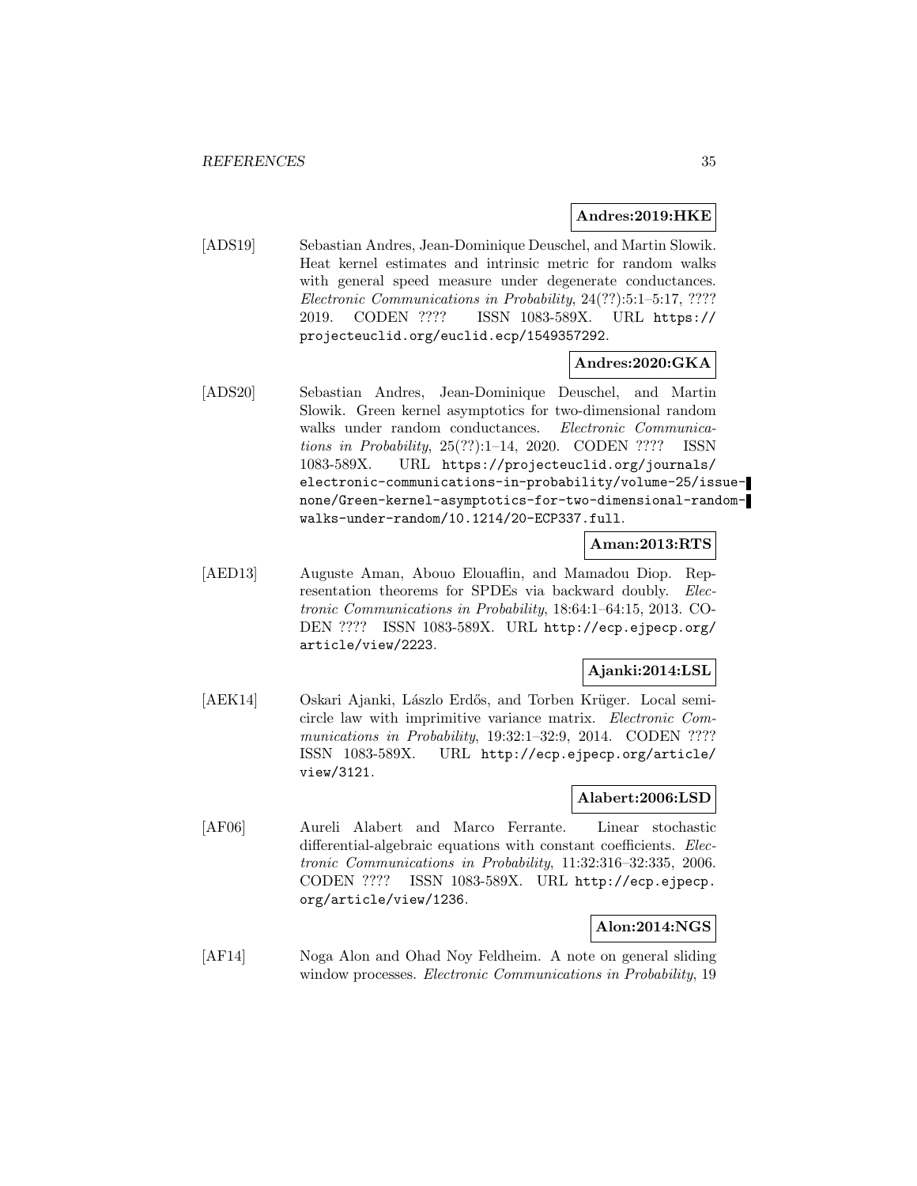**Andres:2019:HKE**

[ADS19] Sebastian Andres, Jean-Dominique Deuschel, and Martin Slowik. Heat kernel estimates and intrinsic metric for random walks with general speed measure under degenerate conductances. *Electronic Communications in Probability*, 24(??):5:1–5:17, ???? 2019. CODEN ???? ISSN 1083-589X. URL https://projecteuclid.org/euclid.ecp/1549357292.

**Andres:2020:GKA**

[ADS20] Sebastian Andres, Jean-Dominique Deuschel, and Martin Slowik. Green kernel asymptotics for two-dimensional random walks under random conductances. *Electronic Communications in Probability*, 25(??):1–14, 2020. CODEN ???? ISSN 1083-589X. URL https://projecteuclid.org/journals/electronic-communications-in-probability/volume-25/issue-none/Green-kernel-asymptotics-for-two-dimensional-random-walks-under-random/10.1214/20-ECP337.full.

**Aman:2013:RTS**

[AED13] Auguste Aman, Abouo Elouaflin, and Mamadou Diop. Representation theorems for SPDEs via backward doubly. *Electronic Communications in Probability*, 18:64:1–64:15, 2013. CODEN ???? ISSN 1083-589X. URL http://ecp.ejpecp.org/article/view/2223.

**Ajanki:2014:LSL**

[AEK14] Oskari Ajanki, Lászlo Erdős, and Torben Krüger. Local semicircle law with imprimitive variance matrix. *Electronic Communications in Probability*, 19:32:1–32:9, 2014. CODEN ???? ISSN 1083-589X. URL http://ecp.ejpecp.org/article/view/3121.

**Alabert:2006:LSD**

[AF06] Aureli Alabert and Marco Ferrante. Linear stochastic differential-algebraic equations with constant coefficients. *Electronic Communications in Probability*, 11:32:316–32:335, 2006. CODEN ???? ISSN 1083-589X. URL http://ecp.ejpecp.org/article/view/1236.

**Alon:2014:NGS**

[AF14] Noga Alon and Ohad Noy Feldheim. A note on general sliding window processes. *Electronic Communications in Probability*, 19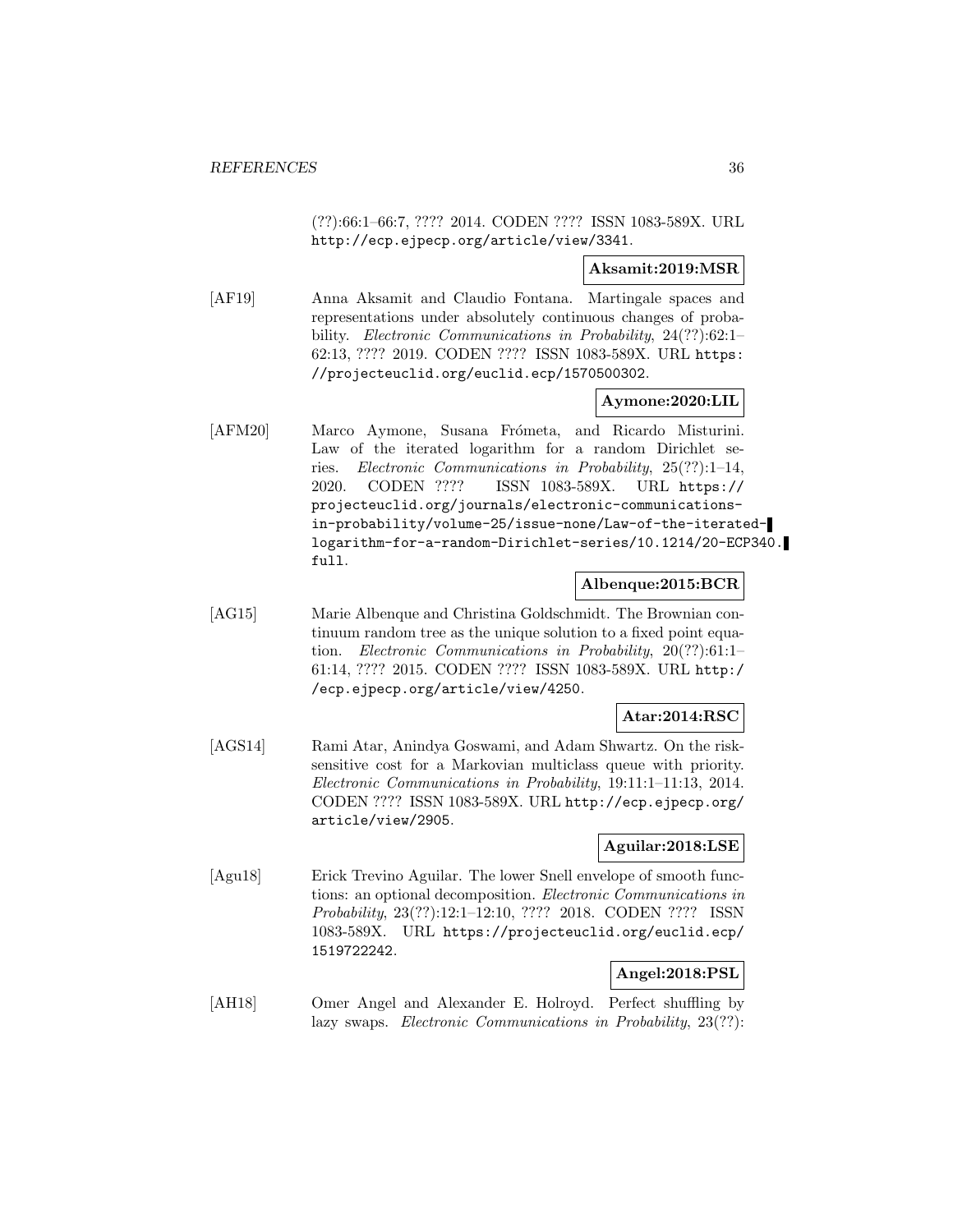(??):66:1–66:7, ???? 2014. CODEN ???? ISSN 1083-589X. URL http://ecp.ejpecp.org/article/view/3341.

**Aksamit:2019:MSR**

[AF19] Anna Aksamit and Claudio Fontana. Martingale spaces and representations under absolutely continuous changes of probability. *Electronic Communications in Probability*, 24(??):62:1–62:13, ???? 2019. CODEN ???? ISSN 1083-589X. URL https://projecteuclid.org/euclid.ecp/1570500302.

**Aymone:2020:LIL**

[AFM20] Marco Aymone, Susana Frómeta, and Ricardo Misturini. Law of the iterated logarithm for a random Dirichlet series. *Electronic Communications in Probability*, 25(??):1–14, 2020. CODEN ???? ISSN 1083-589X. URL https://projecteuclid.org/journals/electronic-communications-in-probability/volume-25/issue-none/Law-of-the-iterated-logarithm-for-a-random-Dirichlet-series/10.1214/20-ECP340.full.

**Albenque:2015:BCR**

[AG15] Marie Albenque and Christina Goldschmidt. The Brownian continuum random tree as the unique solution to a fixed point equation. *Electronic Communications in Probability*, 20(??):61:1–61:14, ???? 2015. CODEN ???? ISSN 1083-589X. URL http://ecp.ejpecp.org/article/view/4250.

**Atar:2014:RSC**

[AGS14] Rami Atar, Anindya Goswami, and Adam Shwartz. On the risk-sensitive cost for a Markovian multiclass queue with priority. *Electronic Communications in Probability*, 19:11:1–11:13, 2014. CODEN ???? ISSN 1083-589X. URL http://ecp.ejpecp.org/article/view/2905.

**Aguilar:2018:LSE**

[Agu18] Erick Trevino Aguilar. The lower Snell envelope of smooth functions: an optional decomposition. *Electronic Communications in Probability*, 23(??):12:1–12:10, ???? 2018. CODEN ???? ISSN 1083-589X. URL https://projecteuclid.org/euclid.ecp/1519722242.

**Angel:2018:PSL**

[AH18] Omer Angel and Alexander E. Holroyd. Perfect shuffling by lazy swaps. *Electronic Communications in Probability*, 23(??):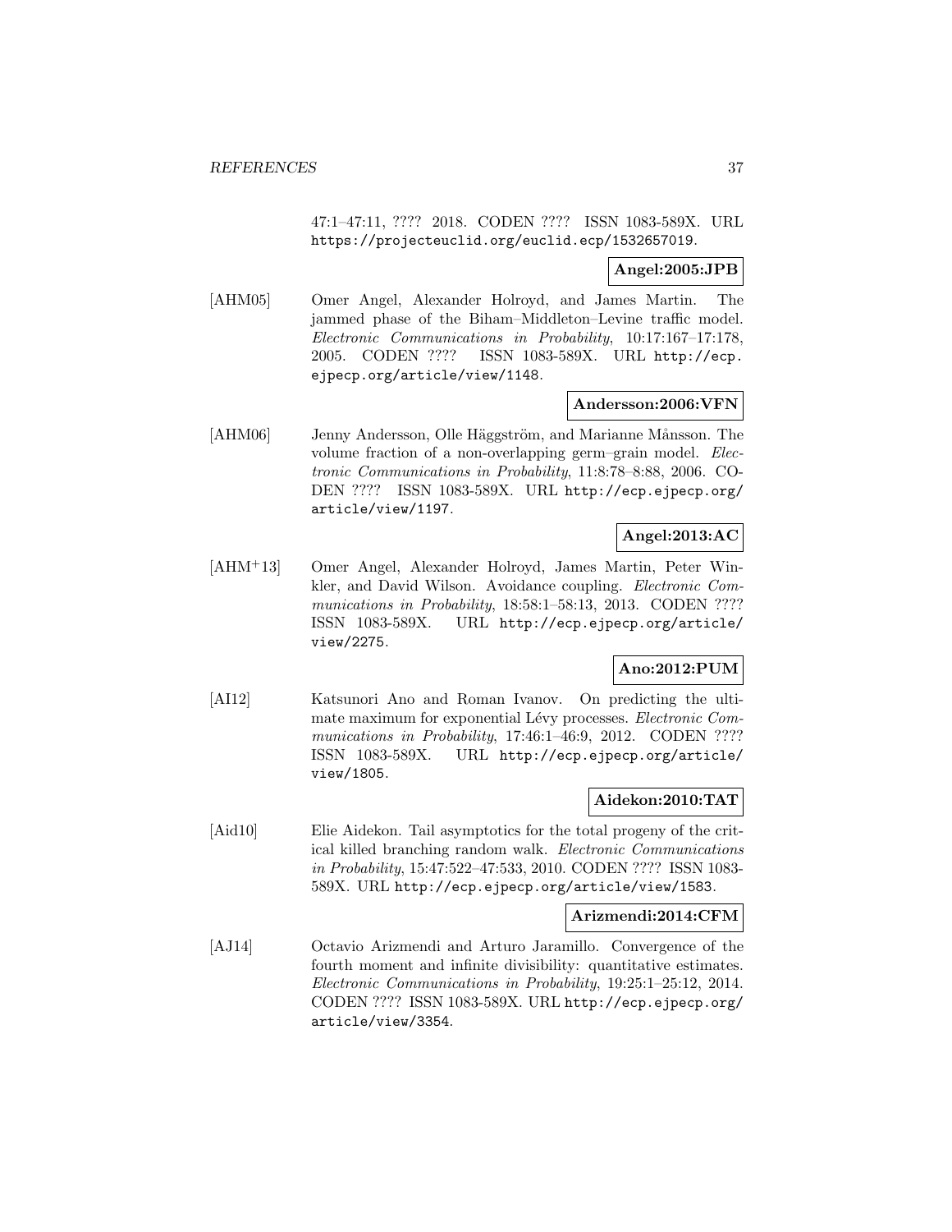47:1–47:11, ???? 2018. CODEN ???? ISSN 1083-589X. URL https://projecteuclid.org/euclid.ecp/1532657019.

**Angel:2005:JPB**

[AHM05] Omer Angel, Alexander Holroyd, and James Martin. The jammed phase of the Biham–Middleton–Levine traffic model. *Electronic Communications in Probability*, 10:17:167–17:178, 2005. CODEN ???? ISSN 1083-589X. URL http://ecp.ejpecp.org/article/view/1148.

**Andersson:2006:VFN**

[AHM06] Jenny Andersson, Olle Häggström, and Marianne Månsson. The volume fraction of a non-overlapping germ–grain model. *Electronic Communications in Probability*, 11:8:78–8:88, 2006. CODEN ???? ISSN 1083-589X. URL http://ecp.ejpecp.org/article/view/1197.

**Angel:2013:AC**

[AHM+13] Omer Angel, Alexander Holroyd, James Martin, Peter Winkler, and David Wilson. Avoidance coupling. *Electronic Communications in Probability*, 18:58:1–58:13, 2013. CODEN ???? ISSN 1083-589X. URL http://ecp.ejpecp.org/article/view/2275.

**Ano:2012:PUM**

[AI12] Katsunori Ano and Roman Ivanov. On predicting the ultimate maximum for exponential Lévy processes. *Electronic Communications in Probability*, 17:46:1–46:9, 2012. CODEN ???? ISSN 1083-589X. URL http://ecp.ejpecp.org/article/view/1805.

**Aidekon:2010:TAT**

[Aid10] Elie Aidekon. Tail asymptotics for the total progeny of the critical killed branching random walk. *Electronic Communications in Probability*, 15:47:522–47:533, 2010. CODEN ???? ISSN 1083-589X. URL http://ecp.ejpecp.org/article/view/1583.

**Arizmendi:2014:CFM**

[AJ14] Octavio Arizmendi and Arturo Jaramillo. Convergence of the fourth moment and infinite divisibility: quantitative estimates. *Electronic Communications in Probability*, 19:25:1–25:12, 2014. CODEN ???? ISSN 1083-589X. URL http://ecp.ejpecp.org/article/view/3354.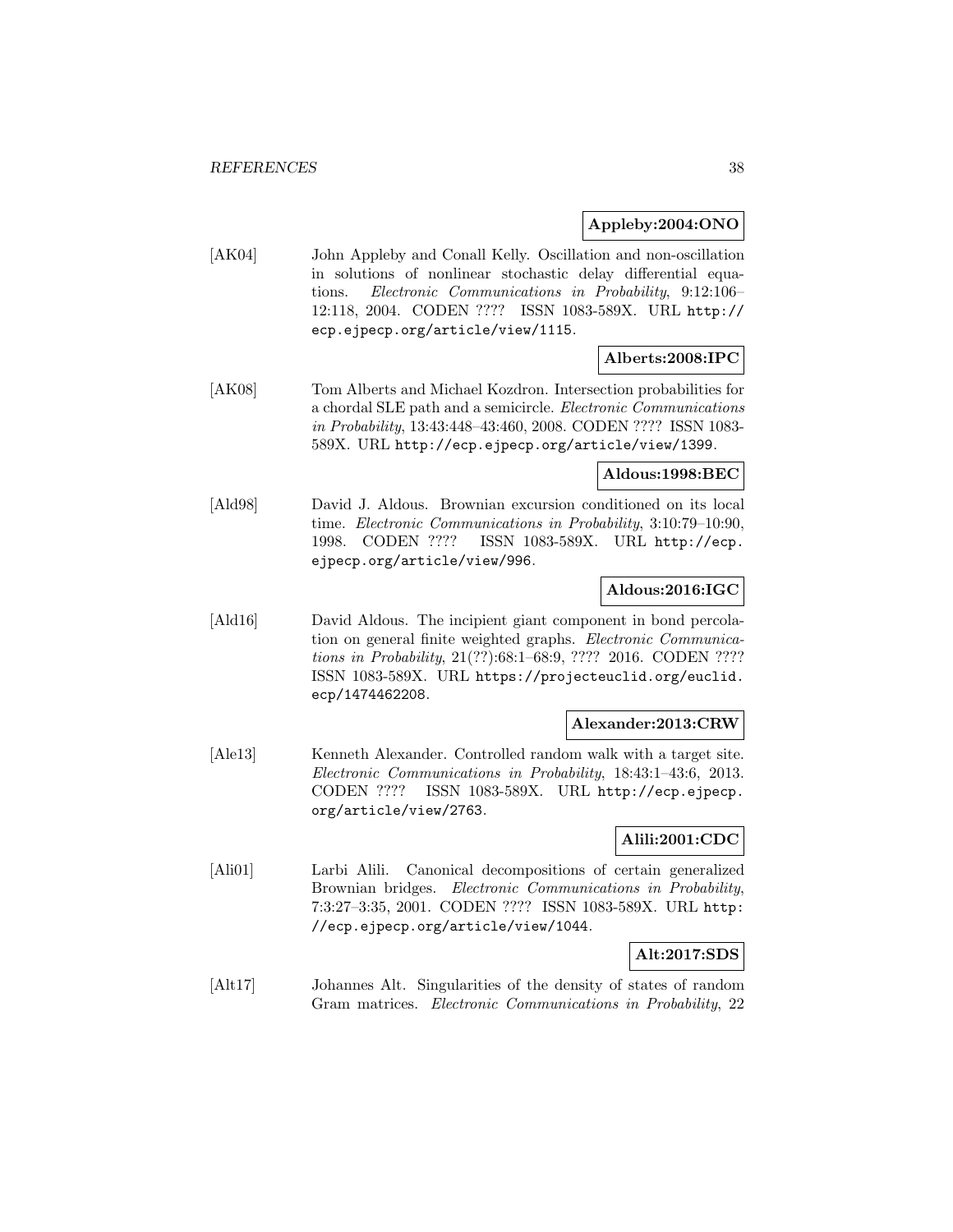**Appleby:2004:ONO**

[AK04] John Appleby and Conall Kelly. Oscillation and non-oscillation in solutions of nonlinear stochastic delay differential equations. *Electronic Communications in Probability*, 9:12:106–12:118, 2004. CODEN ???? ISSN 1083-589X. URL http://ecp.ejpecp.org/article/view/1115.

**Alberts:2008:IPC**

[AK08] Tom Alberts and Michael Kozdron. Intersection probabilities for a chordal SLE path and a semicircle. *Electronic Communications in Probability*, 13:43:448–43:460, 2008. CODEN ???? ISSN 1083-589X. URL http://ecp.ejpecp.org/article/view/1399.

**Aldous:1998:BEC**

[Ald98] David J. Aldous. Brownian excursion conditioned on its local time. *Electronic Communications in Probability*, 3:10:79–10:90, 1998. CODEN ???? ISSN 1083-589X. URL http://ecp.ejpecp.org/article/view/996.

**Aldous:2016:IGC**

[Ald16] David Aldous. The incipient giant component in bond percolation on general finite weighted graphs. *Electronic Communications in Probability*, 21(??):68:1–68:9, ???? 2016. CODEN ???? ISSN 1083-589X. URL https://projecteuclid.org/euclid.ecp/1474462208.

**Alexander:2013:CRW**

[Ale13] Kenneth Alexander. Controlled random walk with a target site. *Electronic Communications in Probability*, 18:43:1–43:6, 2013. CODEN ???? ISSN 1083-589X. URL http://ecp.ejpecp.org/article/view/2763.

**Alili:2001:CDC**

[Ali01] Larbi Alili. Canonical decompositions of certain generalized Brownian bridges. *Electronic Communications in Probability*, 7:3:27–3:35, 2001. CODEN ???? ISSN 1083-589X. URL http://ecp.ejpecp.org/article/view/1044.

**Alt:2017:SDS**

[Alt17] Johannes Alt. Singularities of the density of states of random Gram matrices. *Electronic Communications in Probability*, 22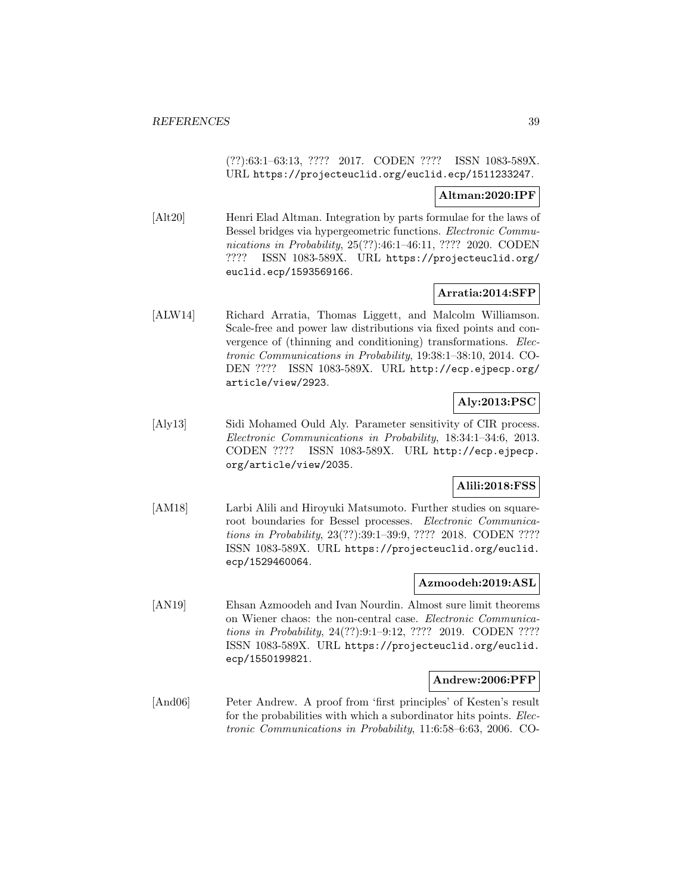(??):63:1–63:13, ???? 2017. CODEN ???? ISSN 1083-589X. URL https://projecteuclid.org/euclid.ecp/1511233247.

**Altman:2020:IPF**

[Alt20] Henri Elad Altman. Integration by parts formulae for the laws of Bessel bridges via hypergeometric functions. *Electronic Communications in Probability*, 25(??):46:1–46:11, ???? 2020. CODEN ???? ISSN 1083-589X. URL https://projecteuclid.org/euclid.ecp/1593569166.

**Arratia:2014:SFP**

[ALW14] Richard Arratia, Thomas Liggett, and Malcolm Williamson. Scale-free and power law distributions via fixed points and convergence of (thinning and conditioning) transformations. *Electronic Communications in Probability*, 19:38:1–38:10, 2014. CODEN ???? ISSN 1083-589X. URL http://ecp.ejpecp.org/article/view/2923.

**Aly:2013:PSC**

[Aly13] Sidi Mohamed Ould Aly. Parameter sensitivity of CIR process. *Electronic Communications in Probability*, 18:34:1–34:6, 2013. CODEN ???? ISSN 1083-589X. URL http://ecp.ejpecp.org/article/view/2035.

**Alili:2018:FSS**

[AM18] Larbi Alili and Hiroyuki Matsumoto. Further studies on square-root boundaries for Bessel processes. *Electronic Communications in Probability*, 23(??):39:1–39:9, ???? 2018. CODEN ???? ISSN 1083-589X. URL https://projecteuclid.org/euclid.ecp/1529460064.

**Azmoodeh:2019:ASL**

[AN19] Ehsan Azmoodeh and Ivan Nourdin. Almost sure limit theorems on Wiener chaos: the non-central case. *Electronic Communications in Probability*, 24(??):9:1–9:12, ???? 2019. CODEN ???? ISSN 1083-589X. URL https://projecteuclid.org/euclid.ecp/1550199821.

**Andrew:2006:PFP**

[And06] Peter Andrew. A proof from 'first principles' of Kesten's result for the probabilities with which a subordinator hits points. *Electronic Communications in Probability*, 11:6:58–6:63, 2006. CO-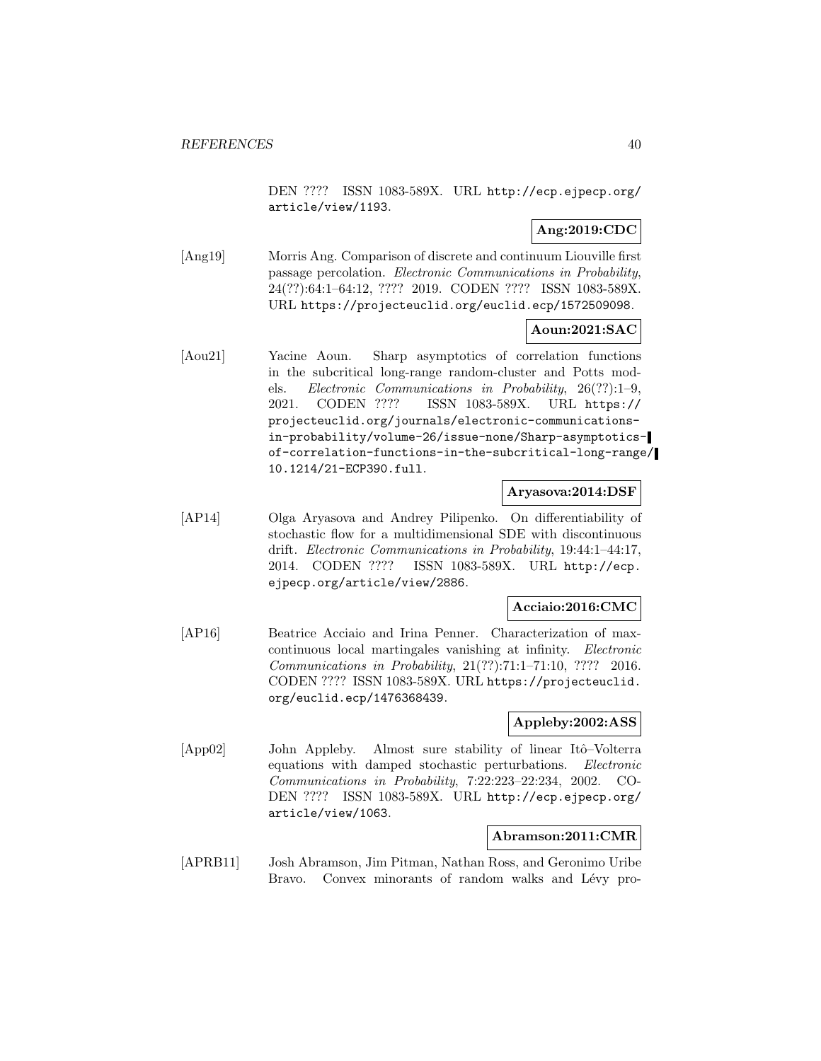DEN ???? ISSN 1083-589X. URL http://ecp.ejpecp.org/article/view/1193.

**Ang:2019:CDC**

[Ang19] Morris Ang. Comparison of discrete and continuum Liouville first passage percolation. *Electronic Communications in Probability*, 24(??):64:1–64:12, ???? 2019. CODEN ???? ISSN 1083-589X. URL https://projecteuclid.org/euclid.ecp/1572509098.

**Aoun:2021:SAC**

[Aou21] Yacine Aoun. Sharp asymptotics of correlation functions in the subcritical long-range random-cluster and Potts models. *Electronic Communications in Probability*, 26(??):1–9, 2021. CODEN ???? ISSN 1083-589X. URL https://projecteuclid.org/journals/electronic-communications-in-probability/volume-26/issue-none/Sharp-asymptotics-of-correlation-functions-in-the-subcritical-long-range/10.1214/21-ECP390.full.

**Aryasova:2014:DSF**

[AP14] Olga Aryasova and Andrey Pilipenko. On differentiability of stochastic flow for a multidimensional SDE with discontinuous drift. *Electronic Communications in Probability*, 19:44:1–44:17, 2014. CODEN ???? ISSN 1083-589X. URL http://ecp.ejpecp.org/article/view/2886.

**Acciaio:2016:CMC**

[AP16] Beatrice Acciaio and Irina Penner. Characterization of max-continuous local martingales vanishing at infinity. *Electronic Communications in Probability*, 21(??):71:1–71:10, ???? 2016. CODEN ???? ISSN 1083-589X. URL https://projecteuclid.org/euclid.ecp/1476368439.

**Appleby:2002:ASS**

[App02] John Appleby. Almost sure stability of linear Itô–Volterra equations with damped stochastic perturbations. *Electronic Communications in Probability*, 7:22:223–22:234, 2002. CODEN ???? ISSN 1083-589X. URL http://ecp.ejpecp.org/article/view/1063.

**Abramson:2011:CMR**

[APRB11] Josh Abramson, Jim Pitman, Nathan Ross, and Geronimo Uribe Bravo. Convex minorants of random walks and Lévy pro-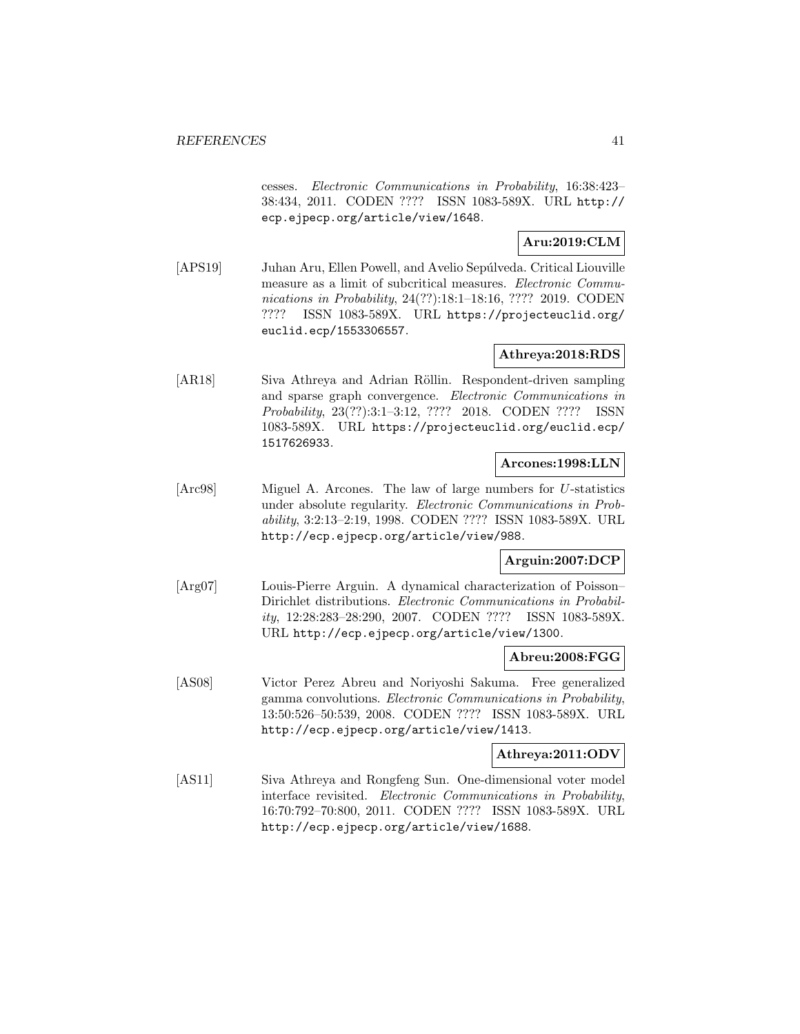cesses. *Electronic Communications in Probability*, 16:38:423–38:434, 2011. CODEN ???? ISSN 1083-589X. URL http://ecp.ejpecp.org/article/view/1648.

**Aru:2019:CLM**

[APS19] Juhan Aru, Ellen Powell, and Avelio Sepúlveda. Critical Liouville measure as a limit of subcritical measures. *Electronic Communications in Probability*, 24(??):18:1–18:16, ???? 2019. CODEN ???? ISSN 1083-589X. URL https://projecteuclid.org/euclid.ecp/1553306557.

**Athreya:2018:RDS**

[AR18] Siva Athreya and Adrian Röllin. Respondent-driven sampling and sparse graph convergence. *Electronic Communications in Probability*, 23(??):3:1–3:12, ???? 2018. CODEN ???? ISSN 1083-589X. URL https://projecteuclid.org/euclid.ecp/1517626933.

**Arcones:1998:LLN**

[Arc98] Miguel A. Arcones. The law of large numbers for $U$-statistics under absolute regularity. *Electronic Communications in Probability*, 3:2:13–2:19, 1998. CODEN ???? ISSN 1083-589X. URL http://ecp.ejpecp.org/article/view/988.

**Arguin:2007:DCP**

[Arg07] Louis-Pierre Arguin. A dynamical characterization of Poisson–Dirichlet distributions. *Electronic Communications in Probability*, 12:28:283–28:290, 2007. CODEN ???? ISSN 1083-589X. URL http://ecp.ejpecp.org/article/view/1300.

**Abreu:2008:FGG**

[AS08] Victor Perez Abreu and Noriyoshi Sakuma. Free generalized gamma convolutions. *Electronic Communications in Probability*, 13:50:526–50:539, 2008. CODEN ???? ISSN 1083-589X. URL http://ecp.ejpecp.org/article/view/1413.

**Athreya:2011:ODV**

[AS11] Siva Athreya and Rongfeng Sun. One-dimensional voter model interface revisited. *Electronic Communications in Probability*, 16:70:792–70:800, 2011. CODEN ???? ISSN 1083-589X. URL http://ecp.ejpecp.org/article/view/1688.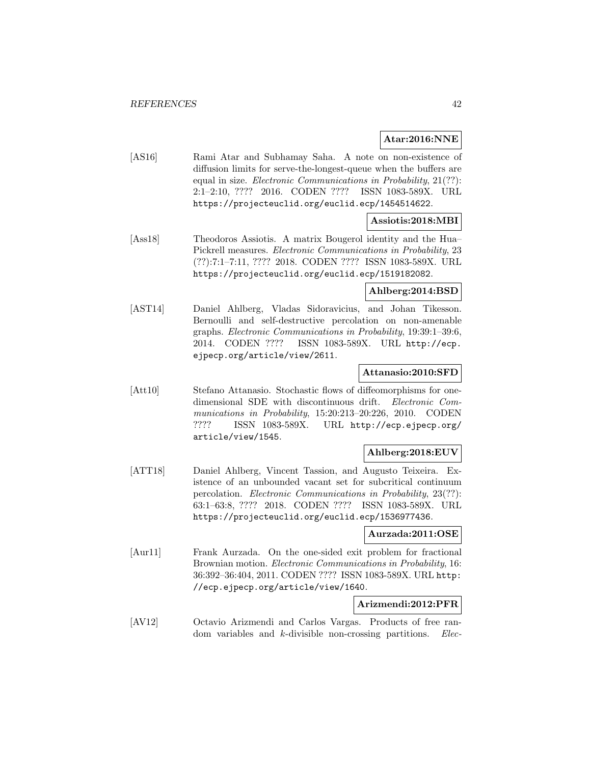**Atar:2016:NNE**

[AS16] Rami Atar and Subhamay Saha. A note on non-existence of diffusion limits for serve-the-longest-queue when the buffers are equal in size. *Electronic Communications in Probability*, 21(??): 2:1–2:10, ???? 2016. CODEN ???? ISSN 1083-589X. URL https://projecteuclid.org/euclid.ecp/1454514622.

**Assiotis:2018:MBI**

[Ass18] Theodoros Assiotis. A matrix Bougerol identity and the Hua–Pickrell measures. *Electronic Communications in Probability*, 23 (??):7:1–7:11, ???? 2018. CODEN ???? ISSN 1083-589X. URL https://projecteuclid.org/euclid.ecp/1519182082.

**Ahlberg:2014:BSD**

[AST14] Daniel Ahlberg, Vladas Sidoravicius, and Johan Tikesson. Bernoulli and self-destructive percolation on non-amenable graphs. *Electronic Communications in Probability*, 19:39:1–39:6, 2014. CODEN ???? ISSN 1083-589X. URL http://ecp.ejpecp.org/article/view/2611.

**Attanasio:2010:SFD**

[Att10] Stefano Attanasio. Stochastic flows of diffeomorphisms for one-dimensional SDE with discontinuous drift. *Electronic Communications in Probability*, 15:20:213–20:226, 2010. CODEN ???? ISSN 1083-589X. URL http://ecp.ejpecp.org/article/view/1545.

**Ahlberg:2018:EUV**

[ATT18] Daniel Ahlberg, Vincent Tassion, and Augusto Teixeira. Existence of an unbounded vacant set for subcritical continuum percolation. *Electronic Communications in Probability*, 23(??): 63:1–63:8, ???? 2018. CODEN ???? ISSN 1083-589X. URL https://projecteuclid.org/euclid.ecp/1536977436.

**Aurzada:2011:OSE**

[Aur11] Frank Aurzada. On the one-sided exit problem for fractional Brownian motion. *Electronic Communications in Probability*, 16: 36:392–36:404, 2011. CODEN ???? ISSN 1083-589X. URL http://ecp.ejpecp.org/article/view/1640.

**Arizmendi:2012:PFR**

[AV12] Octavio Arizmendi and Carlos Vargas. Products of free random variables and $k$-divisible non-crossing partitions. *Elec-*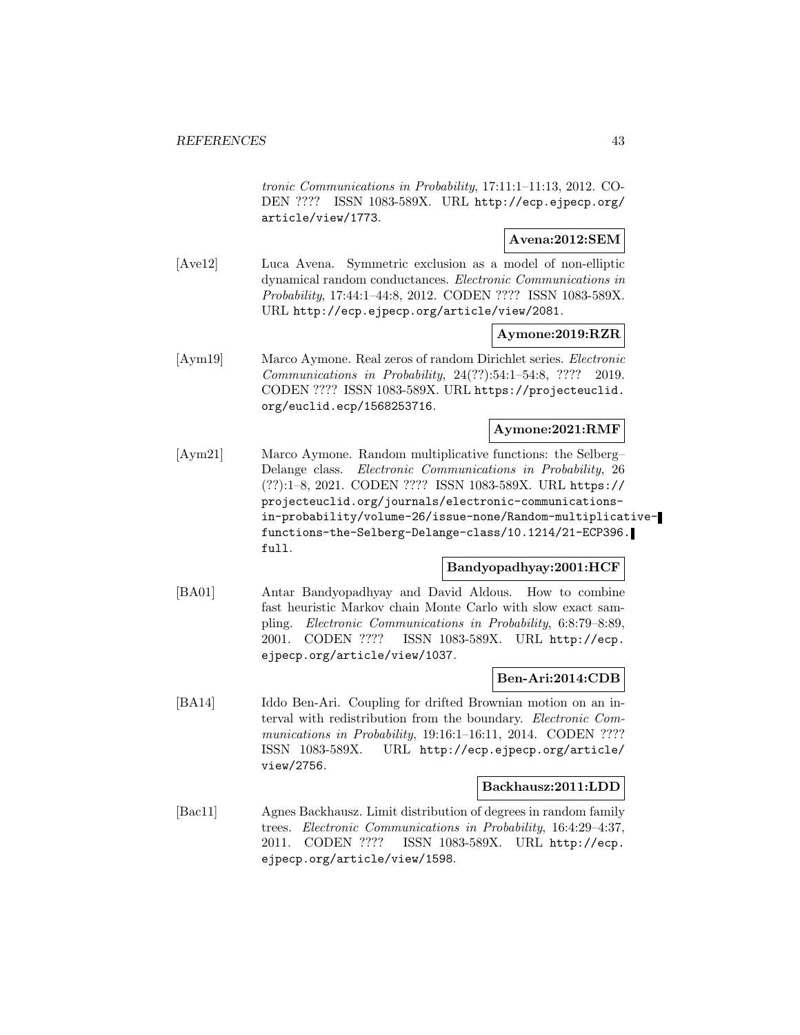*tronic Communications in Probability*, 17:11:1–11:13, 2012. CODEN ???? ISSN 1083-589X. URL http://ecp.ejpecp.org/article/view/1773.

**Avena:2012:SEM**

[Ave12] Luca Avena. Symmetric exclusion as a model of non-elliptic dynamical random conductances. *Electronic Communications in Probability*, 17:44:1–44:8, 2012. CODEN ???? ISSN 1083-589X. URL http://ecp.ejpecp.org/article/view/2081.

**Aymone:2019:RZR**

[Aym19] Marco Aymone. Real zeros of random Dirichlet series. *Electronic Communications in Probability*, 24(??):54:1–54:8, ???? 2019. CODEN ???? ISSN 1083-589X. URL https://projecteuclid.org/euclid.ecp/1568253716.

**Aymone:2021:RMF**

[Aym21] Marco Aymone. Random multiplicative functions: the Selberg–Delange class. *Electronic Communications in Probability*, 26 (??):1–8, 2021. CODEN ???? ISSN 1083-589X. URL https://projecteuclid.org/journals/electronic-communications-in-probability/volume-26/issue-none/Random-multiplicative-functions-the-Selberg-Delange-class/10.1214/21-ECP396.full.

**Bandyopadhyay:2001:HCF**

[BA01] Antar Bandyopadhyay and David Aldous. How to combine fast heuristic Markov chain Monte Carlo with slow exact sampling. *Electronic Communications in Probability*, 6:8:79–8:89, 2001. CODEN ???? ISSN 1083-589X. URL http://ecp.ejpecp.org/article/view/1037.

**Ben-Ari:2014:CDB**

[BA14] Iddo Ben-Ari. Coupling for drifted Brownian motion on an interval with redistribution from the boundary. *Electronic Communications in Probability*, 19:16:1–16:11, 2014. CODEN ???? ISSN 1083-589X. URL http://ecp.ejpecp.org/article/view/2756.

**Backhausz:2011:LDD**

[Bac11] Agnes Backhausz. Limit distribution of degrees in random family trees. *Electronic Communications in Probability*, 16:4:29–4:37, 2011. CODEN ???? ISSN 1083-589X. URL http://ecp.ejpecp.org/article/view/1598.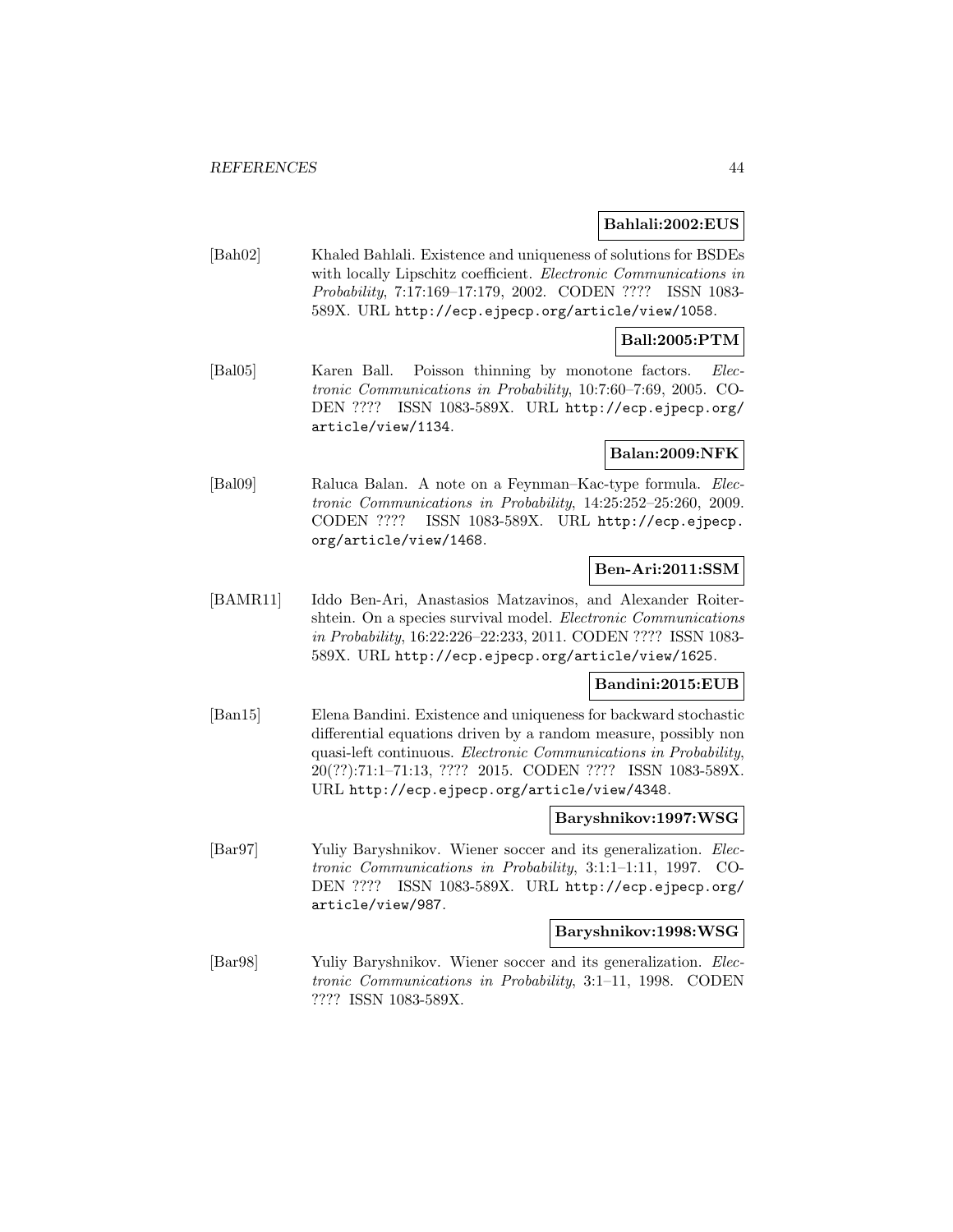**Bahlali:2002:EUS**

[Bah02] Khaled Bahlali. Existence and uniqueness of solutions for BSDEs with locally Lipschitz coefficient. *Electronic Communications in Probability*, 7:17:169–17:179, 2002. CODEN ???? ISSN 1083-589X. URL http://ecp.ejpecp.org/article/view/1058.

**Ball:2005:PTM**

[Bal05] Karen Ball. Poisson thinning by monotone factors. *Electronic Communications in Probability*, 10:7:60–7:69, 2005. CODEN ???? ISSN 1083-589X. URL http://ecp.ejpecp.org/article/view/1134.

**Balan:2009:NFK**

[Bal09] Raluca Balan. A note on a Feynman–Kac-type formula. *Electronic Communications in Probability*, 14:25:252–25:260, 2009. CODEN ???? ISSN 1083-589X. URL http://ecp.ejpecp.org/article/view/1468.

**Ben-Ari:2011:SSM**

[BAMR11] Iddo Ben-Ari, Anastasios Matzavinos, and Alexander Roitershtein. On a species survival model. *Electronic Communications in Probability*, 16:22:226–22:233, 2011. CODEN ???? ISSN 1083-589X. URL http://ecp.ejpecp.org/article/view/1625.

**Bandini:2015:EUB**

[Ban15] Elena Bandini. Existence and uniqueness for backward stochastic differential equations driven by a random measure, possibly non quasi-left continuous. *Electronic Communications in Probability*, 20(??):71:1–71:13, ???? 2015. CODEN ???? ISSN 1083-589X. URL http://ecp.ejpecp.org/article/view/4348.

**Baryshnikov:1997:WSG**

[Bar97] Yuliy Baryshnikov. Wiener soccer and its generalization. *Electronic Communications in Probability*, 3:1:1–1:11, 1997. CODEN ???? ISSN 1083-589X. URL http://ecp.ejpecp.org/article/view/987.

**Baryshnikov:1998:WSG**

[Bar98] Yuliy Baryshnikov. Wiener soccer and its generalization. *Electronic Communications in Probability*, 3:1–11, 1998. CODEN ???? ISSN 1083-589X.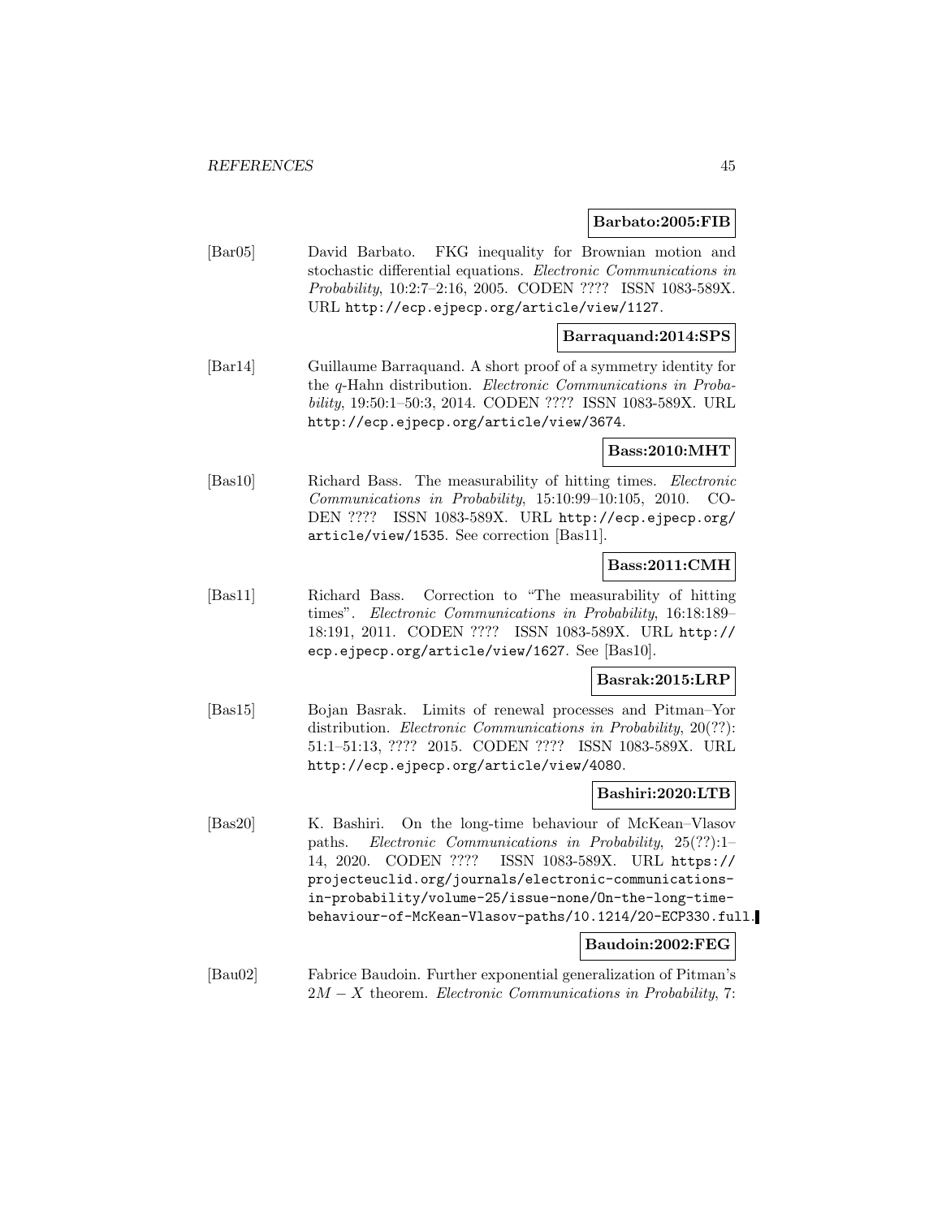**Barbato:2005:FIB**

[Bar05] David Barbato. FKG inequality for Brownian motion and stochastic differential equations. *Electronic Communications in Probability*, 10:2:7–2:16, 2005. CODEN ???? ISSN 1083-589X. URL http://ecp.ejpecp.org/article/view/1127.

**Barraquand:2014:SPS**

[Bar14] Guillaume Barraquand. A short proof of a symmetry identity for the $q$-Hahn distribution. *Electronic Communications in Probability*, 19:50:1–50:3, 2014. CODEN ???? ISSN 1083-589X. URL http://ecp.ejpecp.org/article/view/3674.

**Bass:2010:MHT**

[Bas10] Richard Bass. The measurability of hitting times. *Electronic Communications in Probability*, 15:10:99–10:105, 2010. CODEN ???? ISSN 1083-589X. URL http://ecp.ejpecp.org/article/view/1535. See correction [Bas11].

**Bass:2011:CMH**

[Bas11] Richard Bass. Correction to "The measurability of hitting times". *Electronic Communications in Probability*, 16:18:189–18:191, 2011. CODEN ???? ISSN 1083-589X. URL http://ecp.ejpecp.org/article/view/1627. See [Bas10].

**Basrak:2015:LRP**

[Bas15] Bojan Basrak. Limits of renewal processes and Pitman–Yor distribution. *Electronic Communications in Probability*, 20(??): 51:1–51:13, ???? 2015. CODEN ???? ISSN 1083-589X. URL http://ecp.ejpecp.org/article/view/4080.

**Bashiri:2020:LTB**

[Bas20] K. Bashiri. On the long-time behaviour of McKean–Vlasov paths. *Electronic Communications in Probability*, 25(??):1–14, 2020. CODEN ???? ISSN 1083-589X. URL https://projecteuclid.org/journals/electronic-communications-in-probability/volume-25/issue-none/On-the-long-time-behaviour-of-McKean-Vlasov-paths/10.1214/20-ECP330.full.

**Baudoin:2002:FEG**

[Bau02] Fabrice Baudoin. Further exponential generalization of Pitman's $2M - X$ theorem. *Electronic Communications in Probability*, 7: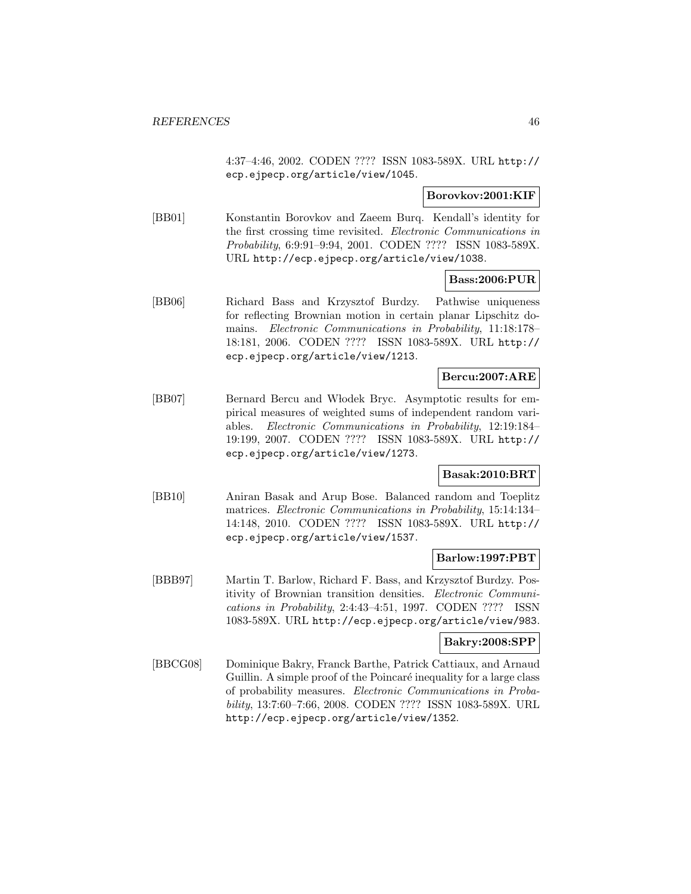4:37–4:46, 2002. CODEN ???? ISSN 1083-589X. URL http://ecp.ejpecp.org/article/view/1045.

**Borovkov:2001:KIF**

[BB01] Konstantin Borovkov and Zaeem Burq. Kendall's identity for the first crossing time revisited. *Electronic Communications in Probability*, 6:9:91–9:94, 2001. CODEN ???? ISSN 1083-589X. URL http://ecp.ejpecp.org/article/view/1038.

**Bass:2006:PUR**

[BB06] Richard Bass and Krzysztof Burdzy. Pathwise uniqueness for reflecting Brownian motion in certain planar Lipschitz domains. *Electronic Communications in Probability*, 11:18:178–18:181, 2006. CODEN ???? ISSN 1083-589X. URL http://ecp.ejpecp.org/article/view/1213.

**Bercu:2007:ARE**

[BB07] Bernard Bercu and Włodek Bryc. Asymptotic results for empirical measures of weighted sums of independent random variables. *Electronic Communications in Probability*, 12:19:184–19:199, 2007. CODEN ???? ISSN 1083-589X. URL http://ecp.ejpecp.org/article/view/1273.

**Basak:2010:BRT**

[BB10] Aniran Basak and Arup Bose. Balanced random and Toeplitz matrices. *Electronic Communications in Probability*, 15:14:134–14:148, 2010. CODEN ???? ISSN 1083-589X. URL http://ecp.ejpecp.org/article/view/1537.

**Barlow:1997:PBT**

[BBB97] Martin T. Barlow, Richard F. Bass, and Krzysztof Burdzy. Positivity of Brownian transition densities. *Electronic Communications in Probability*, 2:4:43–4:51, 1997. CODEN ???? ISSN 1083-589X. URL http://ecp.ejpecp.org/article/view/983.

**Bakry:2008:SPP**

[BBCG08] Dominique Bakry, Franck Barthe, Patrick Cattiaux, and Arnaud Guillin. A simple proof of the Poincaré inequality for a large class of probability measures. *Electronic Communications in Probability*, 13:7:60–7:66, 2008. CODEN ???? ISSN 1083-589X. URL http://ecp.ejpecp.org/article/view/1352.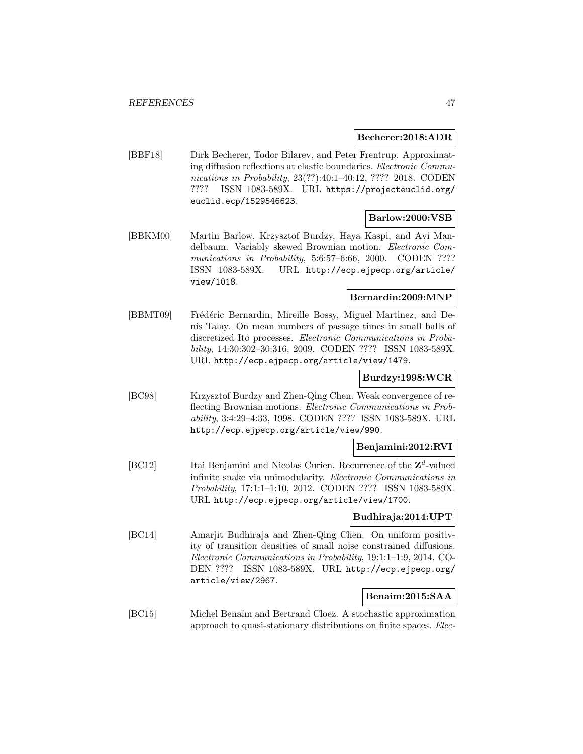**Becherer:2018:ADR**

[BBF18] Dirk Becherer, Todor Bilarev, and Peter Frentrup. Approximating diffusion reflections at elastic boundaries. *Electronic Communications in Probability*, 23(??):40:1–40:12, ???? 2018. CODEN ???? ISSN 1083-589X. URL https://projecteuclid.org/euclid.ecp/1529546623.

**Barlow:2000:VSB**

[BBKM00] Martin Barlow, Krzysztof Burdzy, Haya Kaspi, and Avi Mandelbaum. Variably skewed Brownian motion. *Electronic Communications in Probability*, 5:6:57–6:66, 2000. CODEN ???? ISSN 1083-589X. URL http://ecp.ejpecp.org/article/view/1018.

**Bernardin:2009:MNP**

[BBMT09] Frédéric Bernardin, Mireille Bossy, Miguel Martinez, and Denis Talay. On mean numbers of passage times in small balls of discretized Itô processes. *Electronic Communications in Probability*, 14:30:302–30:316, 2009. CODEN ???? ISSN 1083-589X. URL http://ecp.ejpecp.org/article/view/1479.

**Burdzy:1998:WCR**

[BC98] Krzysztof Burdzy and Zhen-Qing Chen. Weak convergence of reflecting Brownian motions. *Electronic Communications in Probability*, 3:4:29–4:33, 1998. CODEN ???? ISSN 1083-589X. URL http://ecp.ejpecp.org/article/view/990.

**Benjamini:2012:RVI**

[BC12] Itai Benjamini and Nicolas Curien. Recurrence of the $\mathbf{Z}^d$-valued infinite snake via unimodularity. *Electronic Communications in Probability*, 17:1:1–1:10, 2012. CODEN ???? ISSN 1083-589X. URL http://ecp.ejpecp.org/article/view/1700.

**Budhiraja:2014:UPT**

[BC14] Amarjit Budhiraja and Zhen-Qing Chen. On uniform positivity of transition densities of small noise constrained diffusions. *Electronic Communications in Probability*, 19:1:1–1:9, 2014. CODEN ???? ISSN 1083-589X. URL http://ecp.ejpecp.org/article/view/2967.

**Benaim:2015:SAA**

[BC15] Michel Benaïm and Bertrand Cloez. A stochastic approximation approach to quasi-stationary distributions on finite spaces. *Elec-*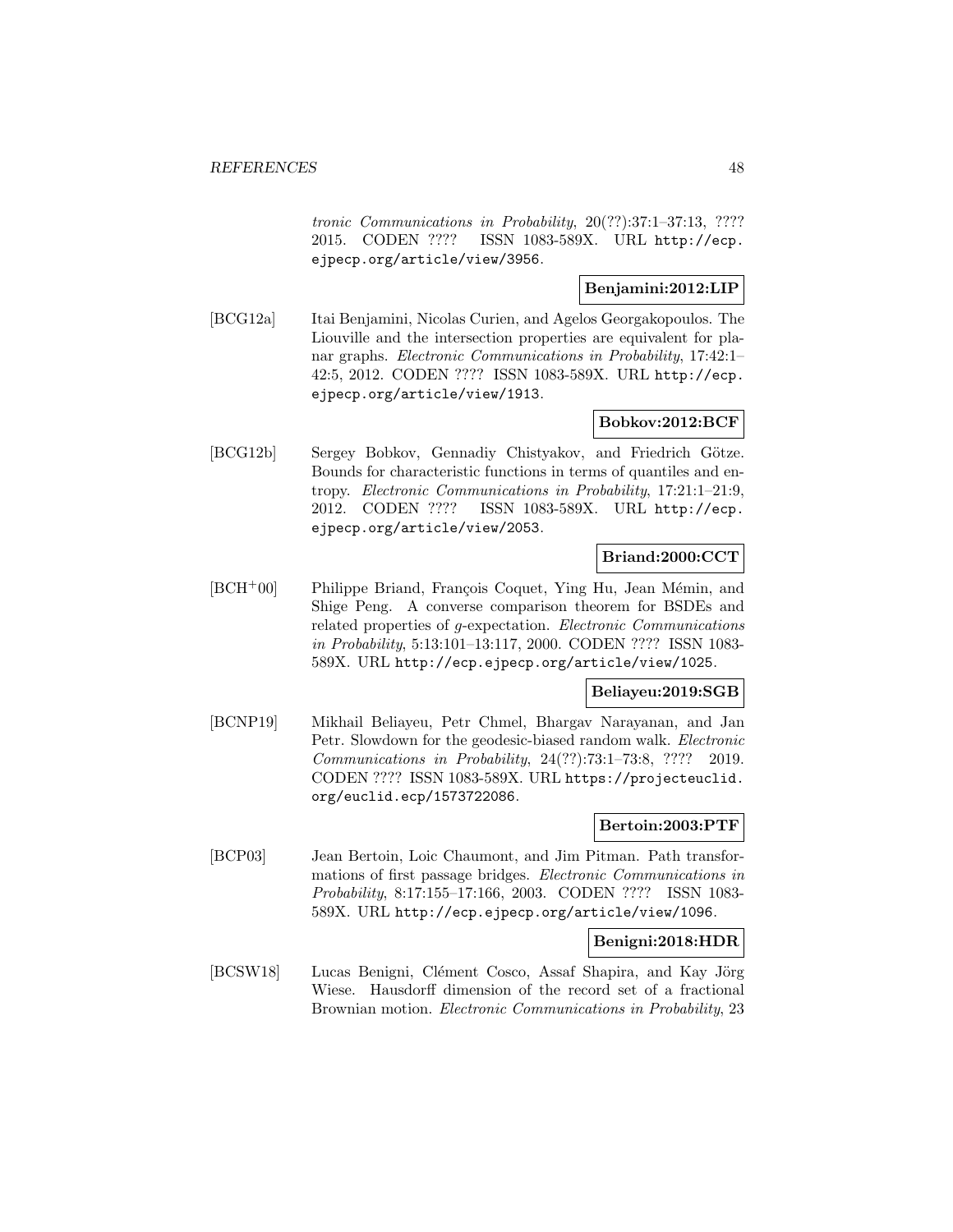*tronic Communications in Probability*, 20(??):37:1–37:13, ???? 2015. CODEN ???? ISSN 1083-589X. URL http://ecp.ejpecp.org/article/view/3956.

**Benjamini:2012:LIP**

[BCG12a] Itai Benjamini, Nicolas Curien, and Agelos Georgakopoulos. The Liouville and the intersection properties are equivalent for planar graphs. *Electronic Communications in Probability*, 17:42:1–42:5, 2012. CODEN ???? ISSN 1083-589X. URL http://ecp.ejpecp.org/article/view/1913.

**Bobkov:2012:BCF**

[BCG12b] Sergey Bobkov, Gennadiy Chistyakov, and Friedrich Götze. Bounds for characteristic functions in terms of quantiles and entropy. *Electronic Communications in Probability*, 17:21:1–21:9, 2012. CODEN ???? ISSN 1083-589X. URL http://ecp.ejpecp.org/article/view/2053.

**Briand:2000:CCT**

[BCH+00] Philippe Briand, François Coquet, Ying Hu, Jean Mémin, and Shige Peng. A converse comparison theorem for BSDEs and related properties of $g$-expectation. *Electronic Communications in Probability*, 5:13:101–13:117, 2000. CODEN ???? ISSN 1083-589X. URL http://ecp.ejpecp.org/article/view/1025.

**Beliayeu:2019:SGB**

[BCNP19] Mikhail Beliayeu, Petr Chmel, Bhargav Narayanan, and Jan Petr. Slowdown for the geodesic-biased random walk. *Electronic Communications in Probability*, 24(??):73:1–73:8, ???? 2019. CODEN ???? ISSN 1083-589X. URL https://projecteuclid.org/euclid.ecp/1573722086.

**Bertoin:2003:PTF**

[BCP03] Jean Bertoin, Loic Chaumont, and Jim Pitman. Path transformations of first passage bridges. *Electronic Communications in Probability*, 8:17:155–17:166, 2003. CODEN ???? ISSN 1083-589X. URL http://ecp.ejpecp.org/article/view/1096.

**Benigni:2018:HDR**

[BCSW18] Lucas Benigni, Clément Cosco, Assaf Shapira, and Kay Jörg Wiese. Hausdorff dimension of the record set of a fractional Brownian motion. *Electronic Communications in Probability*, 23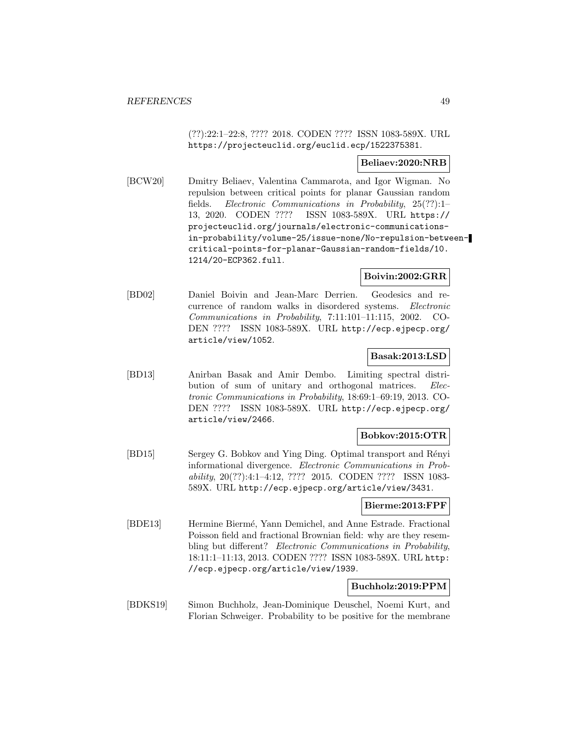(??):22:1–22:8, ???? 2018. CODEN ???? ISSN 1083-589X. URL https://projecteuclid.org/euclid.ecp/1522375381.

**Beliaev:2020:NRB**

[BCW20] Dmitry Beliaev, Valentina Cammarota, and Igor Wigman. No repulsion between critical points for planar Gaussian random fields. *Electronic Communications in Probability*, 25(??):1–13, 2020. CODEN ???? ISSN 1083-589X. URL https://projecteuclid.org/journals/electronic-communications-in-probability/volume-25/issue-none/No-repulsion-between-critical-points-for-planar-Gaussian-random-fields/10.1214/20-ECP362.full.

**Boivin:2002:GRR**

[BD02] Daniel Boivin and Jean-Marc Derrien. Geodesics and recurrence of random walks in disordered systems. *Electronic Communications in Probability*, 7:11:101–11:115, 2002. CODEN ???? ISSN 1083-589X. URL http://ecp.ejpecp.org/article/view/1052.

**Basak:2013:LSD**

[BD13] Anirban Basak and Amir Dembo. Limiting spectral distribution of sum of unitary and orthogonal matrices. *Electronic Communications in Probability*, 18:69:1–69:19, 2013. CODEN ???? ISSN 1083-589X. URL http://ecp.ejpecp.org/article/view/2466.

**Bobkov:2015:OTR**

[BD15] Sergey G. Bobkov and Ying Ding. Optimal transport and Rényi informational divergence. *Electronic Communications in Probability*, 20(??):4:1–4:12, ???? 2015. CODEN ???? ISSN 1083-589X. URL http://ecp.ejpecp.org/article/view/3431.

**Bierme:2013:FPF**

[BDE13] Hermine Biermé, Yann Demichel, and Anne Estrade. Fractional Poisson field and fractional Brownian field: why are they resembling but different? *Electronic Communications in Probability*, 18:11:1–11:13, 2013. CODEN ???? ISSN 1083-589X. URL http://ecp.ejpecp.org/article/view/1939.

**Buchholz:2019:PPM**

[BDKS19] Simon Buchholz, Jean-Dominique Deuschel, Noemi Kurt, and Florian Schweiger. Probability to be positive for the membrane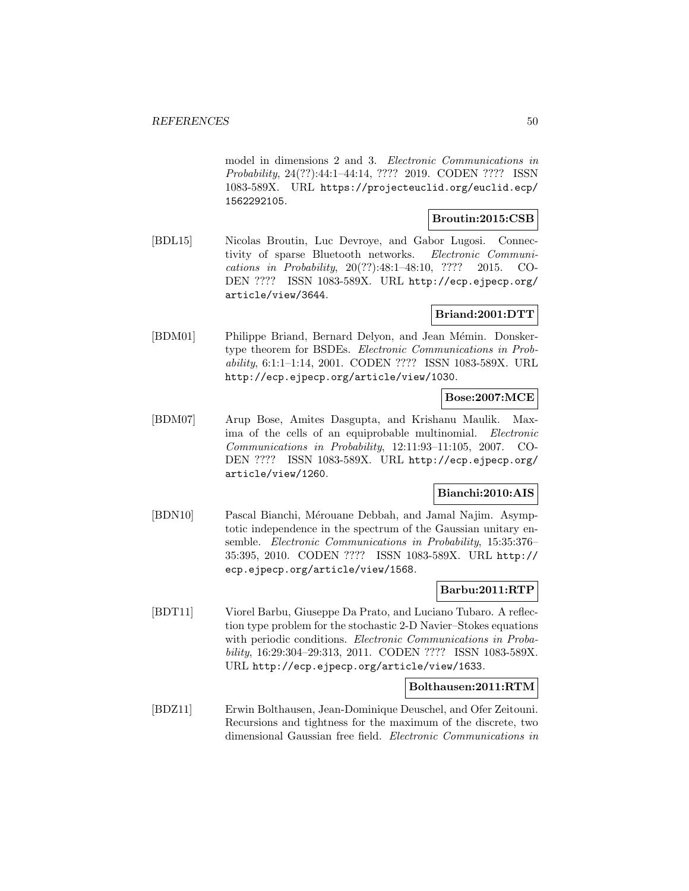model in dimensions 2 and 3. *Electronic Communications in Probability*, 24(??):44:1–44:14, ???? 2019. CODEN ???? ISSN 1083-589X. URL https://projecteuclid.org/euclid.ecp/1562292105.

**Broutin:2015:CSB**

[BDL15] Nicolas Broutin, Luc Devroye, and Gabor Lugosi. Connectivity of sparse Bluetooth networks. *Electronic Communications in Probability*, 20(??):48:1–48:10, ???? 2015. CODEN ???? ISSN 1083-589X. URL http://ecp.ejpecp.org/article/view/3644.

**Briand:2001:DTT**

[BDM01] Philippe Briand, Bernard Delyon, and Jean Mémin. Donsker-type theorem for BSDEs. *Electronic Communications in Probability*, 6:1:1–1:14, 2001. CODEN ???? ISSN 1083-589X. URL http://ecp.ejpecp.org/article/view/1030.

**Bose:2007:MCE**

[BDM07] Arup Bose, Amites Dasgupta, and Krishanu Maulik. Maxima of the cells of an equiprobable multinomial. *Electronic Communications in Probability*, 12:11:93–11:105, 2007. CODEN ???? ISSN 1083-589X. URL http://ecp.ejpecp.org/article/view/1260.

**Bianchi:2010:AIS**

[BDN10] Pascal Bianchi, Mérouane Debbah, and Jamal Najim. Asymptotic independence in the spectrum of the Gaussian unitary ensemble. *Electronic Communications in Probability*, 15:35:376–35:395, 2010. CODEN ???? ISSN 1083-589X. URL http://ecp.ejpecp.org/article/view/1568.

**Barbu:2011:RTP**

[BDT11] Viorel Barbu, Giuseppe Da Prato, and Luciano Tubaro. A reflection type problem for the stochastic 2-D Navier–Stokes equations with periodic conditions. *Electronic Communications in Probability*, 16:29:304–29:313, 2011. CODEN ???? ISSN 1083-589X. URL http://ecp.ejpecp.org/article/view/1633.

**Bolthausen:2011:RTM**

[BDZ11] Erwin Bolthausen, Jean-Dominique Deuschel, and Ofer Zeitouni. Recursions and tightness for the maximum of the discrete, two dimensional Gaussian free field. *Electronic Communications in*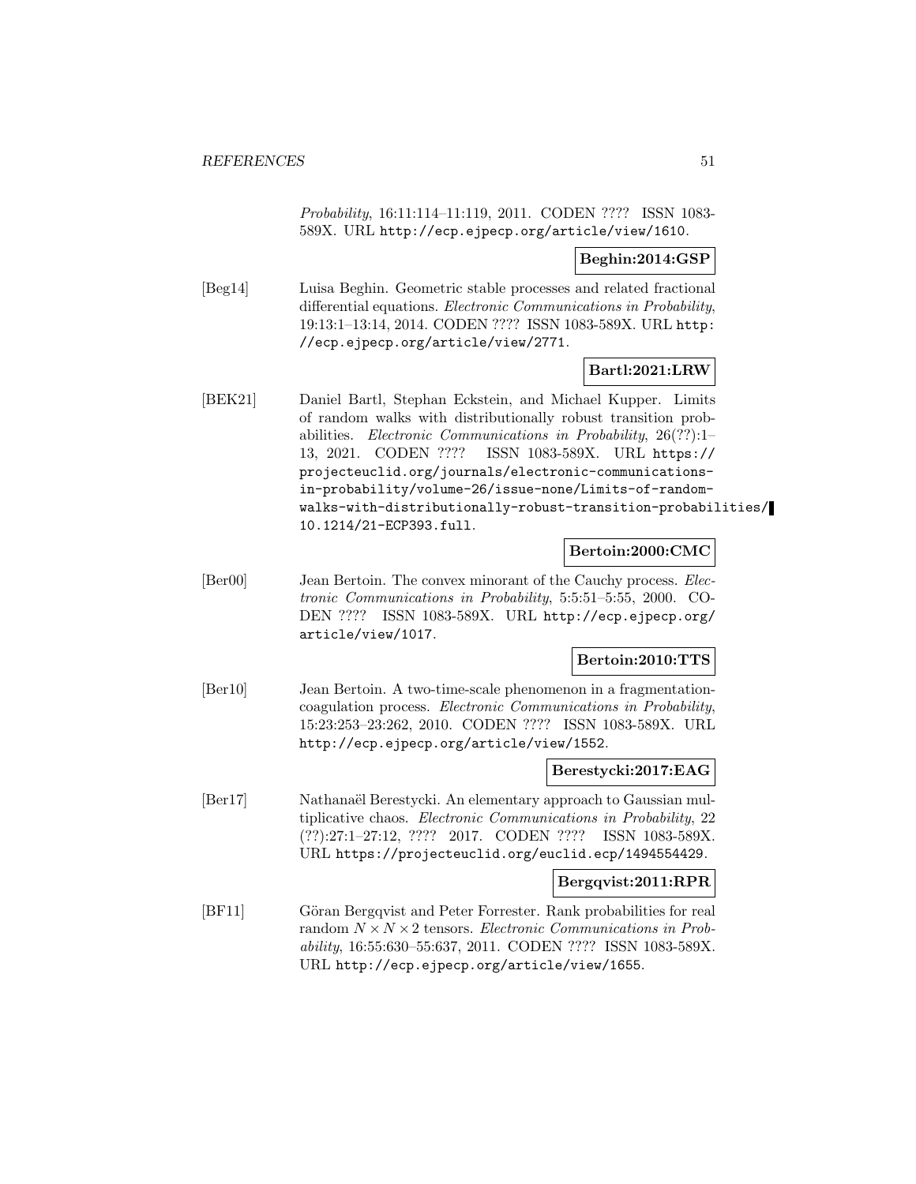*Probability*, 16:11:114–11:119, 2011. CODEN ???? ISSN 1083-589X. URL http://ecp.ejpecp.org/article/view/1610.

**Beghin:2014:GSP**

[Beg14] Luisa Beghin. Geometric stable processes and related fractional differential equations. *Electronic Communications in Probability*, 19:13:1–13:14, 2014. CODEN ???? ISSN 1083-589X. URL http://ecp.ejpecp.org/article/view/2771.

**Bartl:2021:LRW**

[BEK21] Daniel Bartl, Stephan Eckstein, and Michael Kupper. Limits of random walks with distributionally robust transition probabilities. *Electronic Communications in Probability*, 26(??):1–13, 2021. CODEN ???? ISSN 1083-589X. URL https://projecteuclid.org/journals/electronic-communications-in-probability/volume-26/issue-none/Limits-of-random-walks-with-distributionally-robust-transition-probabilities/10.1214/21-ECP393.full.

**Bertoin:2000:CMC**

[Ber00] Jean Bertoin. The convex minorant of the Cauchy process. *Electronic Communications in Probability*, 5:5:51–5:55, 2000. CODEN ???? ISSN 1083-589X. URL http://ecp.ejpecp.org/article/view/1017.

**Bertoin:2010:TTS**

[Ber10] Jean Bertoin. A two-time-scale phenomenon in a fragmentation-coagulation process. *Electronic Communications in Probability*, 15:23:253–23:262, 2010. CODEN ???? ISSN 1083-589X. URL http://ecp.ejpecp.org/article/view/1552.

**Berestycki:2017:EAG**

[Ber17] Nathanaël Berestycki. An elementary approach to Gaussian multiplicative chaos. *Electronic Communications in Probability*, 22 (??):27:1–27:12, ???? 2017. CODEN ???? ISSN 1083-589X. URL https://projecteuclid.org/euclid.ecp/1494554429.

**Bergqvist:2011:RPR**

[BF11] Göran Bergqvist and Peter Forrester. Rank probabilities for real random $N \times N \times 2$ tensors. *Electronic Communications in Probability*, 16:55:630–55:637, 2011. CODEN ???? ISSN 1083-589X. URL http://ecp.ejpecp.org/article/view/1655.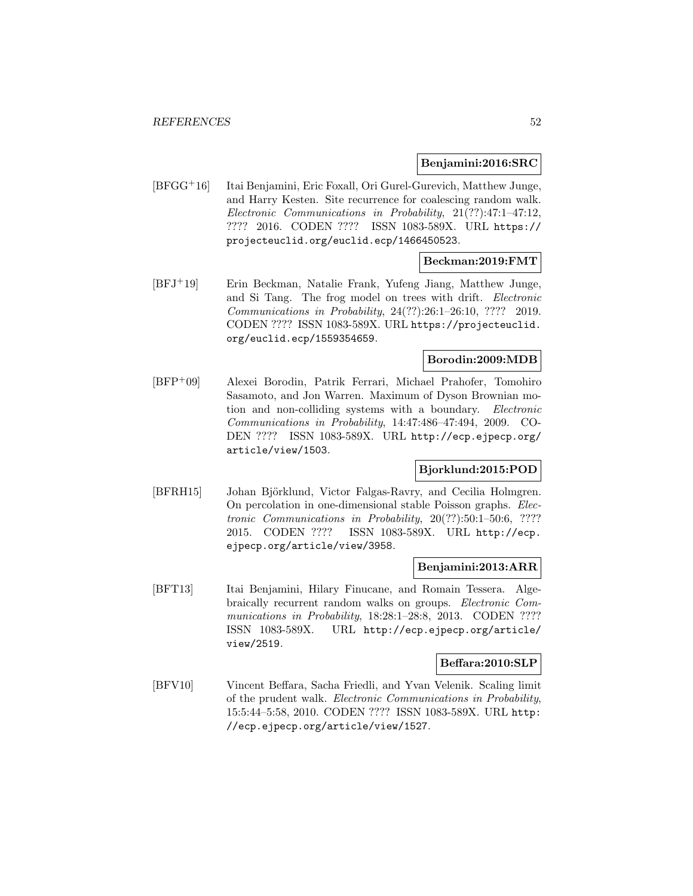**Benjamini:2016:SRC**

[BFGG+16] Itai Benjamini, Eric Foxall, Ori Gurel-Gurevich, Matthew Junge, and Harry Kesten. Site recurrence for coalescing random walk. *Electronic Communications in Probability*, 21(??):47:1–47:12, ???? 2016. CODEN ???? ISSN 1083-589X. URL https://projecteuclid.org/euclid.ecp/1466450523.

**Beckman:2019:FMT**

[BFJ+19] Erin Beckman, Natalie Frank, Yufeng Jiang, Matthew Junge, and Si Tang. The frog model on trees with drift. *Electronic Communications in Probability*, 24(??):26:1–26:10, ???? 2019. CODEN ???? ISSN 1083-589X. URL https://projecteuclid.org/euclid.ecp/1559354659.

**Borodin:2009:MDB**

[BFP+09] Alexei Borodin, Patrik Ferrari, Michael Prahofer, Tomohiro Sasamoto, and Jon Warren. Maximum of Dyson Brownian motion and non-colliding systems with a boundary. *Electronic Communications in Probability*, 14:47:486–47:494, 2009. CODEN ???? ISSN 1083-589X. URL http://ecp.ejpecp.org/article/view/1503.

**Bjorklund:2015:POD**

[BFRH15] Johan Björklund, Victor Falgas-Ravry, and Cecilia Holmgren. On percolation in one-dimensional stable Poisson graphs. *Electronic Communications in Probability*, 20(??):50:1–50:6, ???? 2015. CODEN ???? ISSN 1083-589X. URL http://ecp.ejpecp.org/article/view/3958.

**Benjamini:2013:ARR**

[BFT13] Itai Benjamini, Hilary Finucane, and Romain Tessera. Algebraically recurrent random walks on groups. *Electronic Communications in Probability*, 18:28:1–28:8, 2013. CODEN ???? ISSN 1083-589X. URL http://ecp.ejpecp.org/article/view/2519.

**Beffara:2010:SLP**

[BFV10] Vincent Beffara, Sacha Friedli, and Yvan Velenik. Scaling limit of the prudent walk. *Electronic Communications in Probability*, 15:5:44–5:58, 2010. CODEN ???? ISSN 1083-589X. URL http://ecp.ejpecp.org/article/view/1527.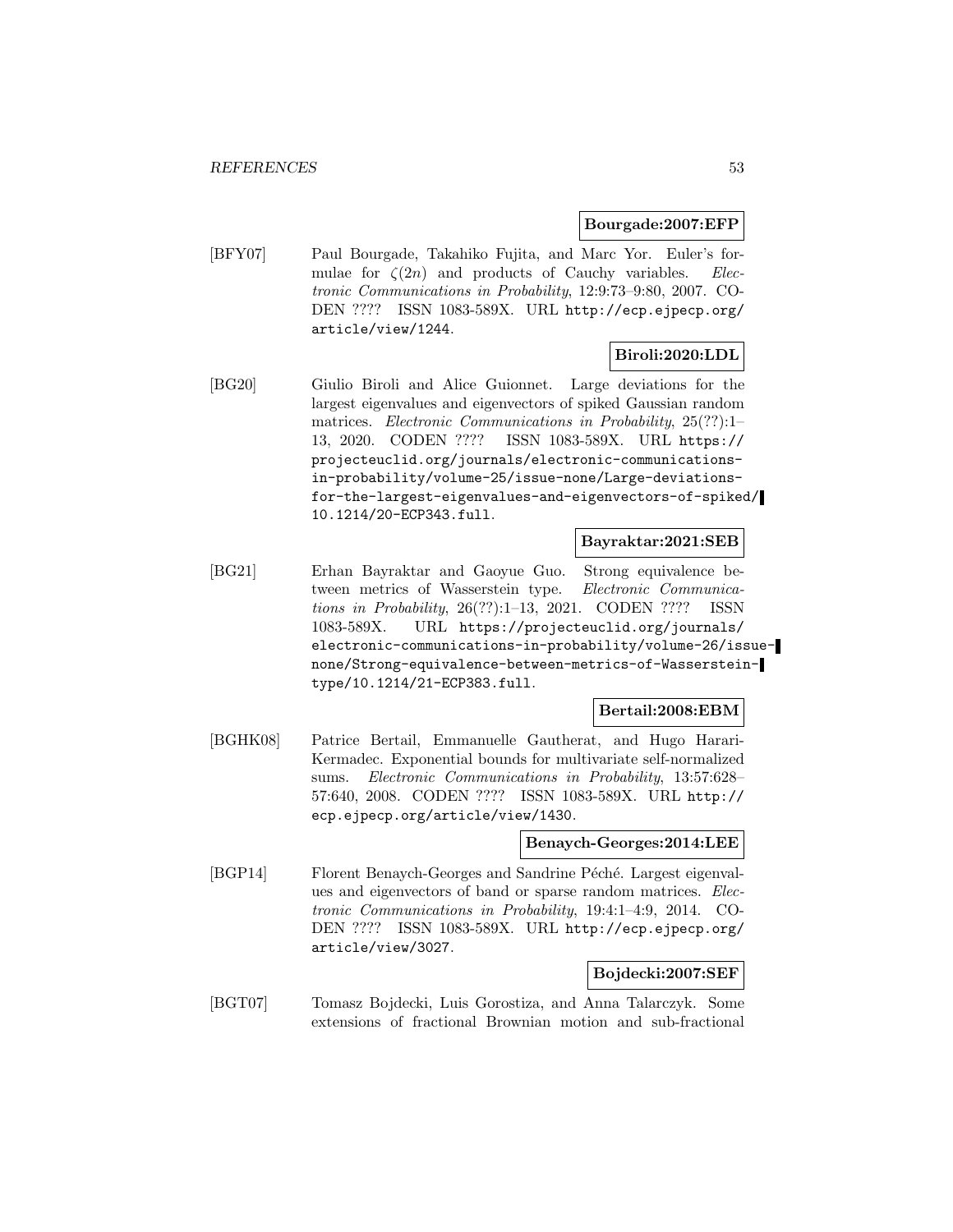**Bourgade:2007:EFP**

[BFY07] Paul Bourgade, Takahiko Fujita, and Marc Yor. Euler's formulae for $\zeta(2n)$ and products of Cauchy variables. *Electronic Communications in Probability*, 12:9:73–9:80, 2007. CODEN ???? ISSN 1083-589X. URL http://ecp.ejpecp.org/article/view/1244.

**Biroli:2020:LDL**

[BG20] Giulio Biroli and Alice Guionnet. Large deviations for the largest eigenvalues and eigenvectors of spiked Gaussian random matrices. *Electronic Communications in Probability*, 25(??):1–13, 2020. CODEN ???? ISSN 1083-589X. URL https://projecteuclid.org/journals/electronic-communications-in-probability/volume-25/issue-none/Large-deviations-for-the-largest-eigenvalues-and-eigenvectors-of-spiked/10.1214/20-ECP343.full.

**Bayraktar:2021:SEB**

[BG21] Erhan Bayraktar and Gaoyue Guo. Strong equivalence between metrics of Wasserstein type. *Electronic Communications in Probability*, 26(??):1–13, 2021. CODEN ???? ISSN 1083-589X. URL https://projecteuclid.org/journals/electronic-communications-in-probability/volume-26/issue-none/Strong-equivalence-between-metrics-of-Wasserstein-type/10.1214/21-ECP383.full.

**Bertail:2008:EBM**

[BGHK08] Patrice Bertail, Emmanuelle Gautherat, and Hugo Harari-Kermadec. Exponential bounds for multivariate self-normalized sums. *Electronic Communications in Probability*, 13:57:628–57:640, 2008. CODEN ???? ISSN 1083-589X. URL http://ecp.ejpecp.org/article/view/1430.

**Benaych-Georges:2014:LEE**

[BGP14] Florent Benaych-Georges and Sandrine Péché. Largest eigenvalues and eigenvectors of band or sparse random matrices. *Electronic Communications in Probability*, 19:4:1–4:9, 2014. CODEN ???? ISSN 1083-589X. URL http://ecp.ejpecp.org/article/view/3027.

**Bojdecki:2007:SEF**

[BGT07] Tomasz Bojdecki, Luis Gorostiza, and Anna Talarczyk. Some extensions of fractional Brownian motion and sub-fractional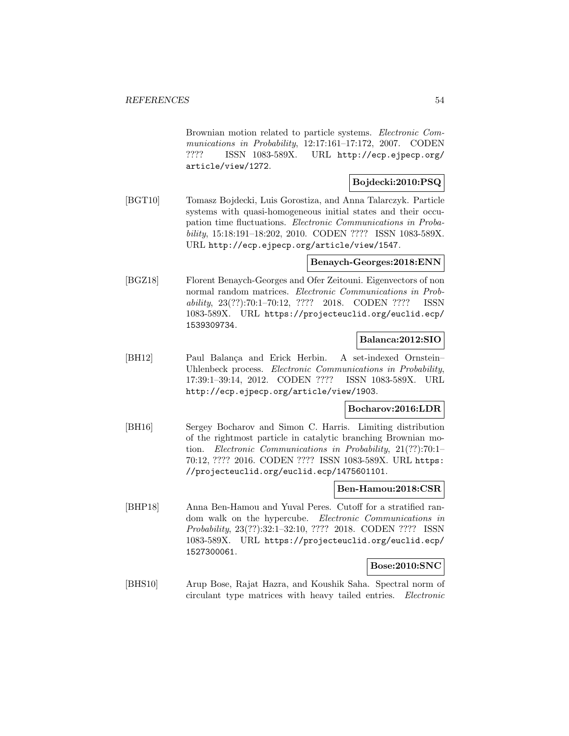Brownian motion related to particle systems. *Electronic Communications in Probability*, 12:17:161–17:172, 2007. CODEN ???? ISSN 1083-589X. URL http://ecp.ejpecp.org/article/view/1272.

**Bojdecki:2010:PSQ**

[BGT10] Tomasz Bojdecki, Luis Gorostiza, and Anna Talarczyk. Particle systems with quasi-homogeneous initial states and their occupation time fluctuations. *Electronic Communications in Probability*, 15:18:191–18:202, 2010. CODEN ???? ISSN 1083-589X. URL http://ecp.ejpecp.org/article/view/1547.

**Benaych-Georges:2018:ENN**

[BGZ18] Florent Benaych-Georges and Ofer Zeitouni. Eigenvectors of non normal random matrices. *Electronic Communications in Probability*, 23(??):70:1–70:12, ???? 2018. CODEN ???? ISSN 1083-589X. URL https://projecteuclid.org/euclid.ecp/1539309734.

**Balanca:2012:SIO**

[BH12] Paul Balança and Erick Herbin. A set-indexed Ornstein–Uhlenbeck process. *Electronic Communications in Probability*, 17:39:1–39:14, 2012. CODEN ???? ISSN 1083-589X. URL http://ecp.ejpecp.org/article/view/1903.

**Bocharov:2016:LDR**

[BH16] Sergey Bocharov and Simon C. Harris. Limiting distribution of the rightmost particle in catalytic branching Brownian motion. *Electronic Communications in Probability*, 21(??):70:1–70:12, ???? 2016. CODEN ???? ISSN 1083-589X. URL https://projecteuclid.org/euclid.ecp/1475601101.

**Ben-Hamou:2018:CSR**

[BHP18] Anna Ben-Hamou and Yuval Peres. Cutoff for a stratified random walk on the hypercube. *Electronic Communications in Probability*, 23(??):32:1–32:10, ???? 2018. CODEN ???? ISSN 1083-589X. URL https://projecteuclid.org/euclid.ecp/1527300061.

**Bose:2010:SNC**

[BHS10] Arup Bose, Rajat Hazra, and Koushik Saha. Spectral norm of circulant type matrices with heavy tailed entries. *Electronic*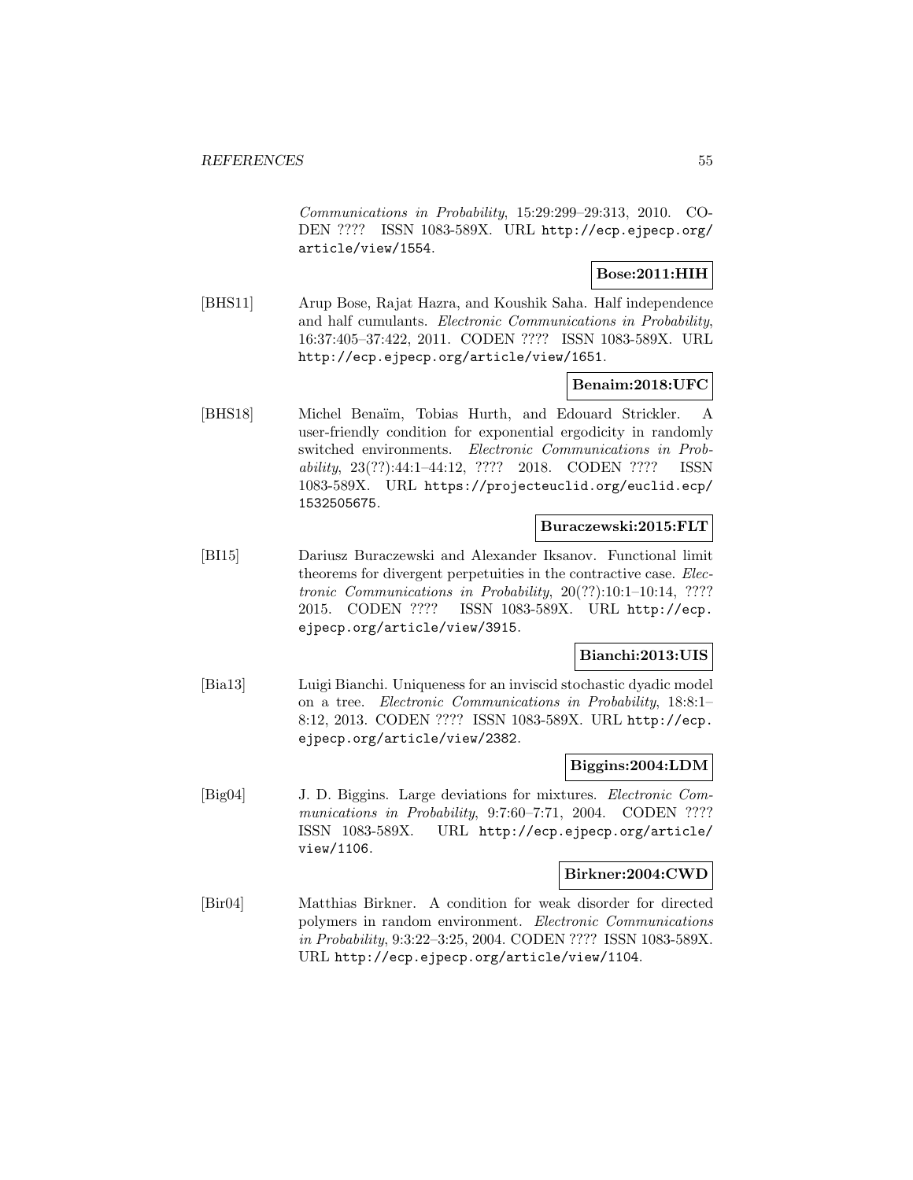*Communications in Probability*, 15:29:299–29:313, 2010. CODEN ???? ISSN 1083-589X. URL http://ecp.ejpecp.org/article/view/1554.

**Bose:2011:HIH**

[BHS11] Arup Bose, Rajat Hazra, and Koushik Saha. Half independence and half cumulants. *Electronic Communications in Probability*, 16:37:405–37:422, 2011. CODEN ???? ISSN 1083-589X. URL http://ecp.ejpecp.org/article/view/1651.

**Benaim:2018:UFC**

[BHS18] Michel Benaïm, Tobias Hurth, and Edouard Strickler. A user-friendly condition for exponential ergodicity in randomly switched environments. *Electronic Communications in Probability*, 23(??):44:1–44:12, ???? 2018. CODEN ???? ISSN 1083-589X. URL https://projecteuclid.org/euclid.ecp/1532505675.

**Buraczewski:2015:FLT**

[BI15] Dariusz Buraczewski and Alexander Iksanov. Functional limit theorems for divergent perpetuities in the contractive case. *Electronic Communications in Probability*, 20(??):10:1–10:14, ???? 2015. CODEN ???? ISSN 1083-589X. URL http://ecp.ejpecp.org/article/view/3915.

**Bianchi:2013:UIS**

[Bia13] Luigi Bianchi. Uniqueness for an inviscid stochastic dyadic model on a tree. *Electronic Communications in Probability*, 18:8:1–8:12, 2013. CODEN ???? ISSN 1083-589X. URL http://ecp.ejpecp.org/article/view/2382.

**Biggins:2004:LDM**

[Big04] J. D. Biggins. Large deviations for mixtures. *Electronic Communications in Probability*, 9:7:60–7:71, 2004. CODEN ???? ISSN 1083-589X. URL http://ecp.ejpecp.org/article/view/1106.

**Birkner:2004:CWD**

[Bir04] Matthias Birkner. A condition for weak disorder for directed polymers in random environment. *Electronic Communications in Probability*, 9:3:22–3:25, 2004. CODEN ???? ISSN 1083-589X. URL http://ecp.ejpecp.org/article/view/1104.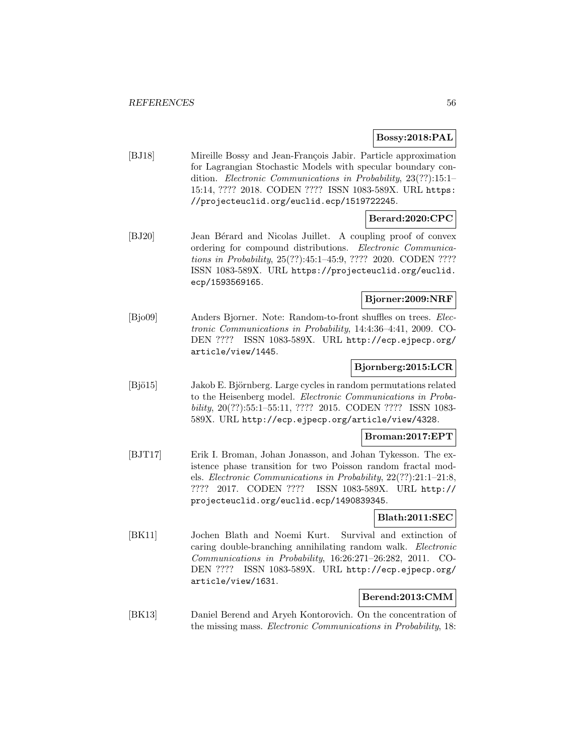**Bossy:2018:PAL**

[BJ18] Mireille Bossy and Jean-François Jabir. Particle approximation for Lagrangian Stochastic Models with specular boundary condition. *Electronic Communications in Probability*, 23(??):15:1–15:14, ???? 2018. CODEN ???? ISSN 1083-589X. URL https://projecteuclid.org/euclid.ecp/1519722245.

**Berard:2020:CPC**

[BJ20] Jean Bérard and Nicolas Juillet. A coupling proof of convex ordering for compound distributions. *Electronic Communications in Probability*, 25(??):45:1–45:9, ???? 2020. CODEN ???? ISSN 1083-589X. URL https://projecteuclid.org/euclid.ecp/1593569165.

**Bjorner:2009:NRF**

[Bjo09] Anders Bjorner. Note: Random-to-front shuffles on trees. *Electronic Communications in Probability*, 14:4:36–4:41, 2009. CODEN ???? ISSN 1083-589X. URL http://ecp.ejpecp.org/article/view/1445.

**Bjornberg:2015:LCR**

[Bjö15] Jakob E. Björnberg. Large cycles in random permutations related to the Heisenberg model. *Electronic Communications in Probability*, 20(??):55:1–55:11, ???? 2015. CODEN ???? ISSN 1083-589X. URL http://ecp.ejpecp.org/article/view/4328.

**Broman:2017:EPT**

[BJT17] Erik I. Broman, Johan Jonasson, and Johan Tykesson. The existence phase transition for two Poisson random fractal models. *Electronic Communications in Probability*, 22(??):21:1–21:8, ???? 2017. CODEN ???? ISSN 1083-589X. URL http://projecteuclid.org/euclid.ecp/1490839345.

**Blath:2011:SEC**

[BK11] Jochen Blath and Noemi Kurt. Survival and extinction of caring double-branching annihilating random walk. *Electronic Communications in Probability*, 16:26:271–26:282, 2011. CODEN ???? ISSN 1083-589X. URL http://ecp.ejpecp.org/article/view/1631.

**Berend:2013:CMM**

[BK13] Daniel Berend and Aryeh Kontorovich. On the concentration of the missing mass. *Electronic Communications in Probability*, 18: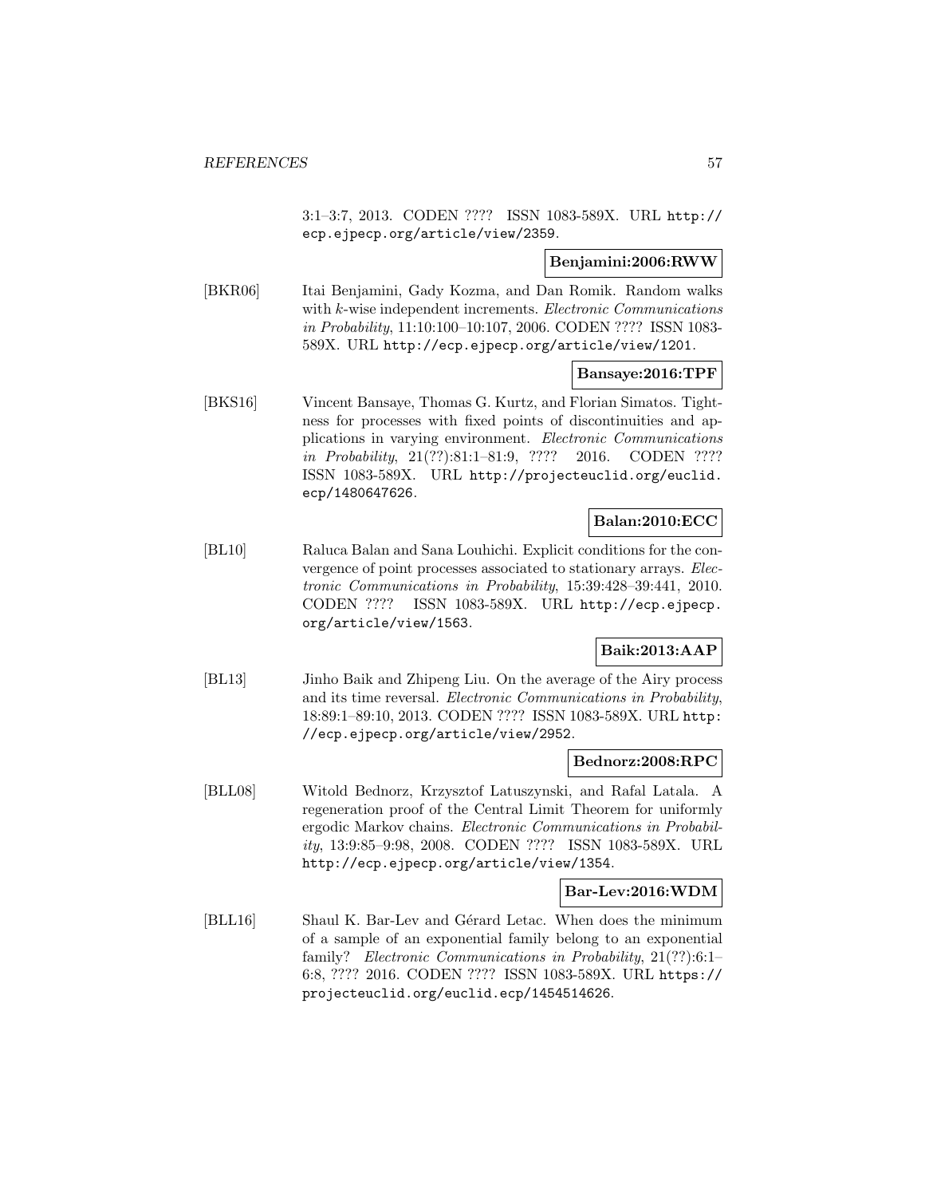3:1–3:7, 2013. CODEN ???? ISSN 1083-589X. URL http://ecp.ejpecp.org/article/view/2359.

**Benjamini:2006:RWW**

[BKR06] Itai Benjamini, Gady Kozma, and Dan Romik. Random walks with $k$-wise independent increments. *Electronic Communications in Probability*, 11:10:100–10:107, 2006. CODEN ???? ISSN 1083-589X. URL http://ecp.ejpecp.org/article/view/1201.

**Bansaye:2016:TPF**

[BKS16] Vincent Bansaye, Thomas G. Kurtz, and Florian Simatos. Tightness for processes with fixed points of discontinuities and applications in varying environment. *Electronic Communications in Probability*, 21(??):81:1–81:9, ???? 2016. CODEN ???? ISSN 1083-589X. URL http://projecteuclid.org/euclid.ecp/1480647626.

**Balan:2010:ECC**

[BL10] Raluca Balan and Sana Louhichi. Explicit conditions for the convergence of point processes associated to stationary arrays. *Electronic Communications in Probability*, 15:39:428–39:441, 2010. CODEN ???? ISSN 1083-589X. URL http://ecp.ejpecp.org/article/view/1563.

**Baik:2013:AAP**

[BL13] Jinho Baik and Zhipeng Liu. On the average of the Airy process and its time reversal. *Electronic Communications in Probability*, 18:89:1–89:10, 2013. CODEN ???? ISSN 1083-589X. URL http://ecp.ejpecp.org/article/view/2952.

**Bednorz:2008:RPC**

[BLL08] Witold Bednorz, Krzysztof Latuszynski, and Rafal Latala. A regeneration proof of the Central Limit Theorem for uniformly ergodic Markov chains. *Electronic Communications in Probability*, 13:9:85–9:98, 2008. CODEN ???? ISSN 1083-589X. URL http://ecp.ejpecp.org/article/view/1354.

**Bar-Lev:2016:WDM**

[BLL16] Shaul K. Bar-Lev and Gérard Letac. When does the minimum of a sample of an exponential family belong to an exponential family? *Electronic Communications in Probability*, 21(??):6:1–6:8, ???? 2016. CODEN ???? ISSN 1083-589X. URL https://projecteuclid.org/euclid.ecp/1454514626.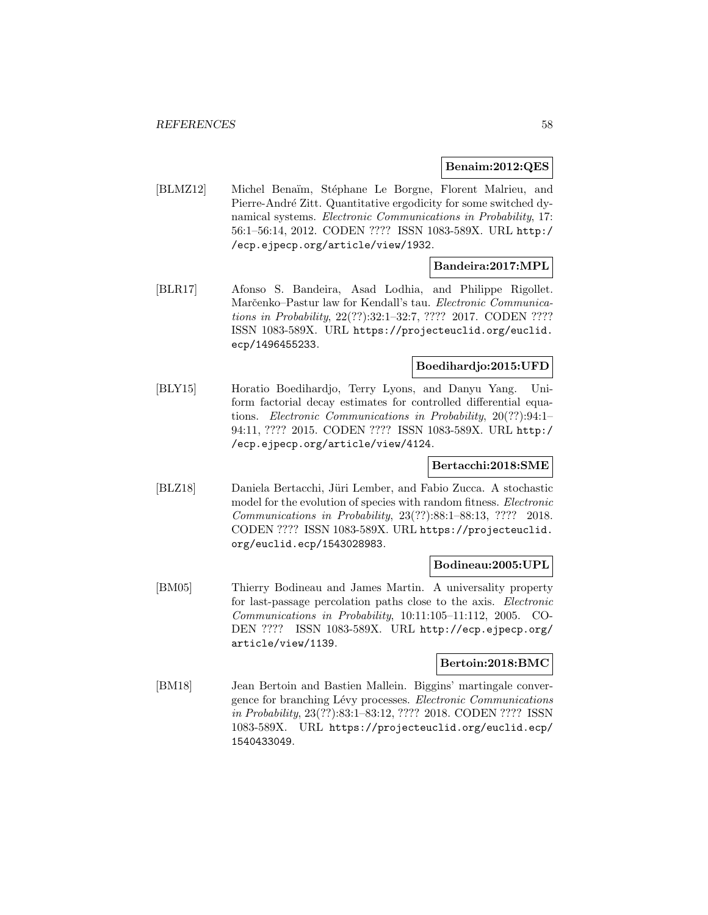**Benaim:2012:QES**

[BLMZ12] Michel Benaïm, Stéphane Le Borgne, Florent Malrieu, and Pierre-André Zitt. Quantitative ergodicity for some switched dynamical systems. *Electronic Communications in Probability*, 17: 56:1–56:14, 2012. CODEN ???? ISSN 1083-589X. URL http://ecp.ejpecp.org/article/view/1932.

**Bandeira:2017:MPL**

[BLR17] Afonso S. Bandeira, Asad Lodhia, and Philippe Rigollet. Marčenko–Pastur law for Kendall's tau. *Electronic Communications in Probability*, 22(??):32:1–32:7, ???? 2017. CODEN ???? ISSN 1083-589X. URL https://projecteuclid.org/euclid.ecp/1496455233.

**Boedihardjo:2015:UFD**

[BLY15] Horatio Boedihardjo, Terry Lyons, and Danyu Yang. Uniform factorial decay estimates for controlled differential equations. *Electronic Communications in Probability*, 20(??):94:1–94:11, ???? 2015. CODEN ???? ISSN 1083-589X. URL http://ecp.ejpecp.org/article/view/4124.

**Bertacchi:2018:SME**

[BLZ18] Daniela Bertacchi, Jüri Lember, and Fabio Zucca. A stochastic model for the evolution of species with random fitness. *Electronic Communications in Probability*, 23(??):88:1–88:13, ???? 2018. CODEN ???? ISSN 1083-589X. URL https://projecteuclid.org/euclid.ecp/1543028983.

**Bodineau:2005:UPL**

[BM05] Thierry Bodineau and James Martin. A universality property for last-passage percolation paths close to the axis. *Electronic Communications in Probability*, 10:11:105–11:112, 2005. CODEN ???? ISSN 1083-589X. URL http://ecp.ejpecp.org/article/view/1139.

**Bertoin:2018:BMC**

[BM18] Jean Bertoin and Bastien Mallein. Biggins' martingale convergence for branching Lévy processes. *Electronic Communications in Probability*, 23(??):83:1–83:12, ???? 2018. CODEN ???? ISSN 1083-589X. URL https://projecteuclid.org/euclid.ecp/1540433049.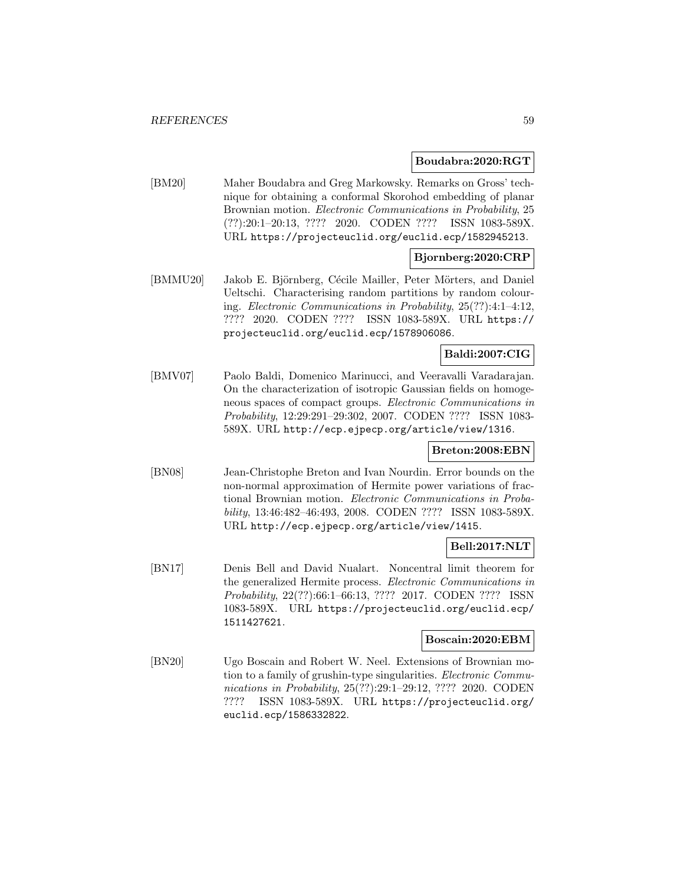**Boudabra:2020:RGT**

[BM20] Maher Boudabra and Greg Markowsky. Remarks on Gross' technique for obtaining a conformal Skorohod embedding of planar Brownian motion. *Electronic Communications in Probability*, 25 (??):20:1–20:13, ???? 2020. CODEN ???? ISSN 1083-589X. URL https://projecteuclid.org/euclid.ecp/1582945213.

**Bjornberg:2020:CRP**

[BMMU20] Jakob E. Björnberg, Cécile Mailler, Peter Mörters, and Daniel Ueltschi. Characterising random partitions by random colouring. *Electronic Communications in Probability*, 25(??):4:1–4:12, ???? 2020. CODEN ???? ISSN 1083-589X. URL https://projecteuclid.org/euclid.ecp/1578906086.

**Baldi:2007:CIG**

[BMV07] Paolo Baldi, Domenico Marinucci, and Veeravalli Varadarajan. On the characterization of isotropic Gaussian fields on homogeneous spaces of compact groups. *Electronic Communications in Probability*, 12:29:291–29:302, 2007. CODEN ???? ISSN 1083-589X. URL http://ecp.ejpecp.org/article/view/1316.

**Breton:2008:EBN**

[BN08] Jean-Christophe Breton and Ivan Nourdin. Error bounds on the non-normal approximation of Hermite power variations of fractional Brownian motion. *Electronic Communications in Probability*, 13:46:482–46:493, 2008. CODEN ???? ISSN 1083-589X. URL http://ecp.ejpecp.org/article/view/1415.

**Bell:2017:NLT**

[BN17] Denis Bell and David Nualart. Noncentral limit theorem for the generalized Hermite process. *Electronic Communications in Probability*, 22(??):66:1–66:13, ???? 2017. CODEN ???? ISSN 1083-589X. URL https://projecteuclid.org/euclid.ecp/1511427621.

**Boscain:2020:EBM**

[BN20] Ugo Boscain and Robert W. Neel. Extensions of Brownian motion to a family of grushin-type singularities. *Electronic Communications in Probability*, 25(??):29:1–29:12, ???? 2020. CODEN ???? ISSN 1083-589X. URL https://projecteuclid.org/euclid.ecp/1586332822.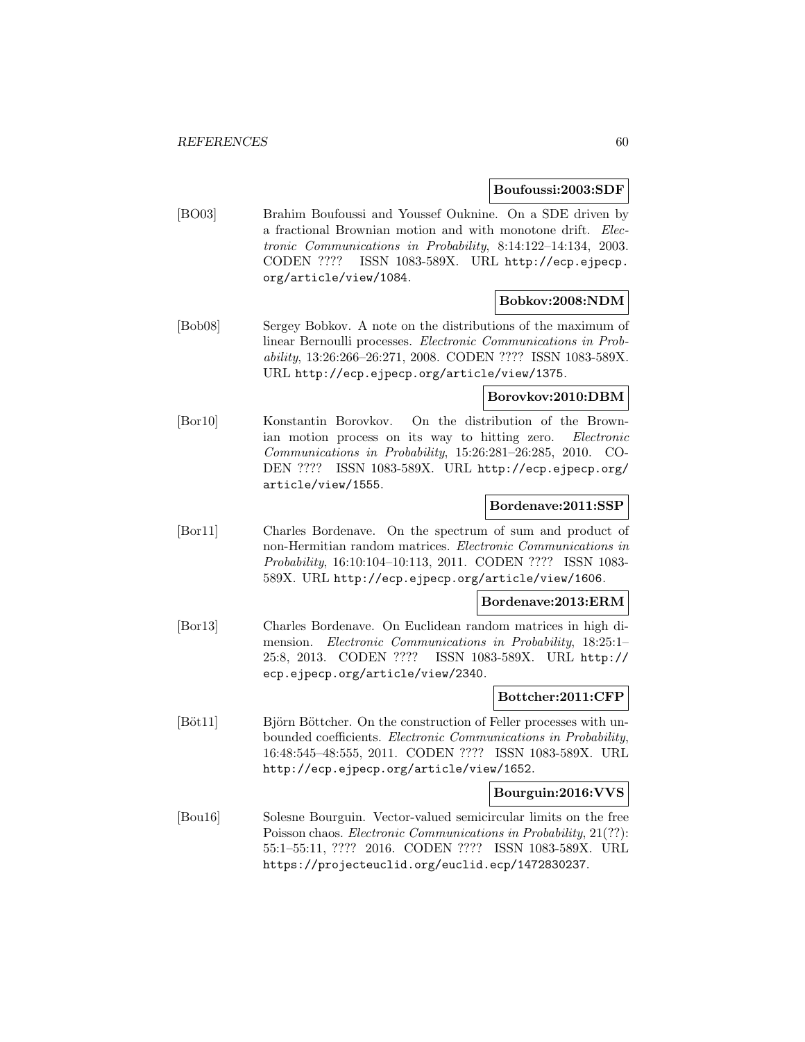**Boufoussi:2003:SDF**

[BO03] Brahim Boufoussi and Youssef Ouknine. On a SDE driven by a fractional Brownian motion and with monotone drift. *Electronic Communications in Probability*, 8:14:122–14:134, 2003. CODEN ???? ISSN 1083-589X. URL http://ecp.ejpecp.org/article/view/1084.

**Bobkov:2008:NDM**

[Bob08] Sergey Bobkov. A note on the distributions of the maximum of linear Bernoulli processes. *Electronic Communications in Probability*, 13:26:266–26:271, 2008. CODEN ???? ISSN 1083-589X. URL http://ecp.ejpecp.org/article/view/1375.

**Borovkov:2010:DBM**

[Bor10] Konstantin Borovkov. On the distribution of the Brownian motion process on its way to hitting zero. *Electronic Communications in Probability*, 15:26:281–26:285, 2010. CODEN ???? ISSN 1083-589X. URL http://ecp.ejpecp.org/article/view/1555.

**Bordenave:2011:SSP**

[Bor11] Charles Bordenave. On the spectrum of sum and product of non-Hermitian random matrices. *Electronic Communications in Probability*, 16:10:104–10:113, 2011. CODEN ???? ISSN 1083-589X. URL http://ecp.ejpecp.org/article/view/1606.

**Bordenave:2013:ERM**

[Bor13] Charles Bordenave. On Euclidean random matrices in high dimension. *Electronic Communications in Probability*, 18:25:1–25:8, 2013. CODEN ???? ISSN 1083-589X. URL http://ecp.ejpecp.org/article/view/2340.

**Bottcher:2011:CFP**

[Böt11] Björn Böttcher. On the construction of Feller processes with unbounded coefficients. *Electronic Communications in Probability*, 16:48:545–48:555, 2011. CODEN ???? ISSN 1083-589X. URL http://ecp.ejpecp.org/article/view/1652.

**Bourguin:2016:VVS**

[Bou16] Solesne Bourguin. Vector-valued semicircular limits on the free Poisson chaos. *Electronic Communications in Probability*, 21(??):55:1–55:11, ???? 2016. CODEN ???? ISSN 1083-589X. URL https://projecteuclid.org/euclid.ecp/1472830237.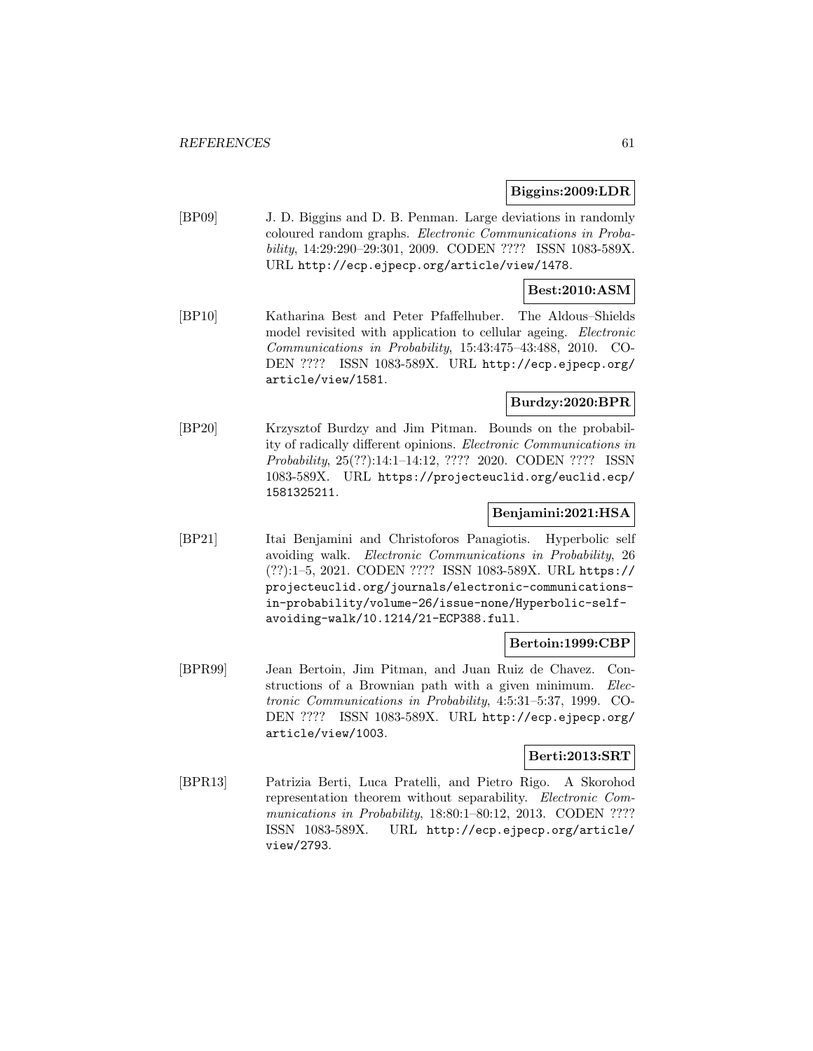**Biggins:2009:LDR**

[BP09] J. D. Biggins and D. B. Penman. Large deviations in randomly coloured random graphs. *Electronic Communications in Probability*, 14:29:290–29:301, 2009. CODEN ???? ISSN 1083-589X. URL http://ecp.ejpecp.org/article/view/1478.

**Best:2010:ASM**

[BP10] Katharina Best and Peter Pfaffelhuber. The Aldous–Shields model revisited with application to cellular ageing. *Electronic Communications in Probability*, 15:43:475–43:488, 2010. CODEN ???? ISSN 1083-589X. URL http://ecp.ejpecp.org/article/view/1581.

**Burdzy:2020:BPR**

[BP20] Krzysztof Burdzy and Jim Pitman. Bounds on the probability of radically different opinions. *Electronic Communications in Probability*, 25(??):14:1–14:12, ???? 2020. CODEN ???? ISSN 1083-589X. URL https://projecteuclid.org/euclid.ecp/1581325211.

**Benjamini:2021:HSA**

[BP21] Itai Benjamini and Christoforos Panagiotis. Hyperbolic self avoiding walk. *Electronic Communications in Probability*, 26 (??):1–5, 2021. CODEN ???? ISSN 1083-589X. URL https://projecteuclid.org/journals/electronic-communications-in-probability/volume-26/issue-none/Hyperbolic-self-avoiding-walk/10.1214/21-ECP388.full.

**Bertoin:1999:CBP**

[BPR99] Jean Bertoin, Jim Pitman, and Juan Ruiz de Chavez. Constructions of a Brownian path with a given minimum. *Electronic Communications in Probability*, 4:5:31–5:37, 1999. CODEN ???? ISSN 1083-589X. URL http://ecp.ejpecp.org/article/view/1003.

**Berti:2013:SRT**

[BPR13] Patrizia Berti, Luca Pratelli, and Pietro Rigo. A Skorohod representation theorem without separability. *Electronic Communications in Probability*, 18:80:1–80:12, 2013. CODEN ???? ISSN 1083-589X. URL http://ecp.ejpecp.org/article/view/2793.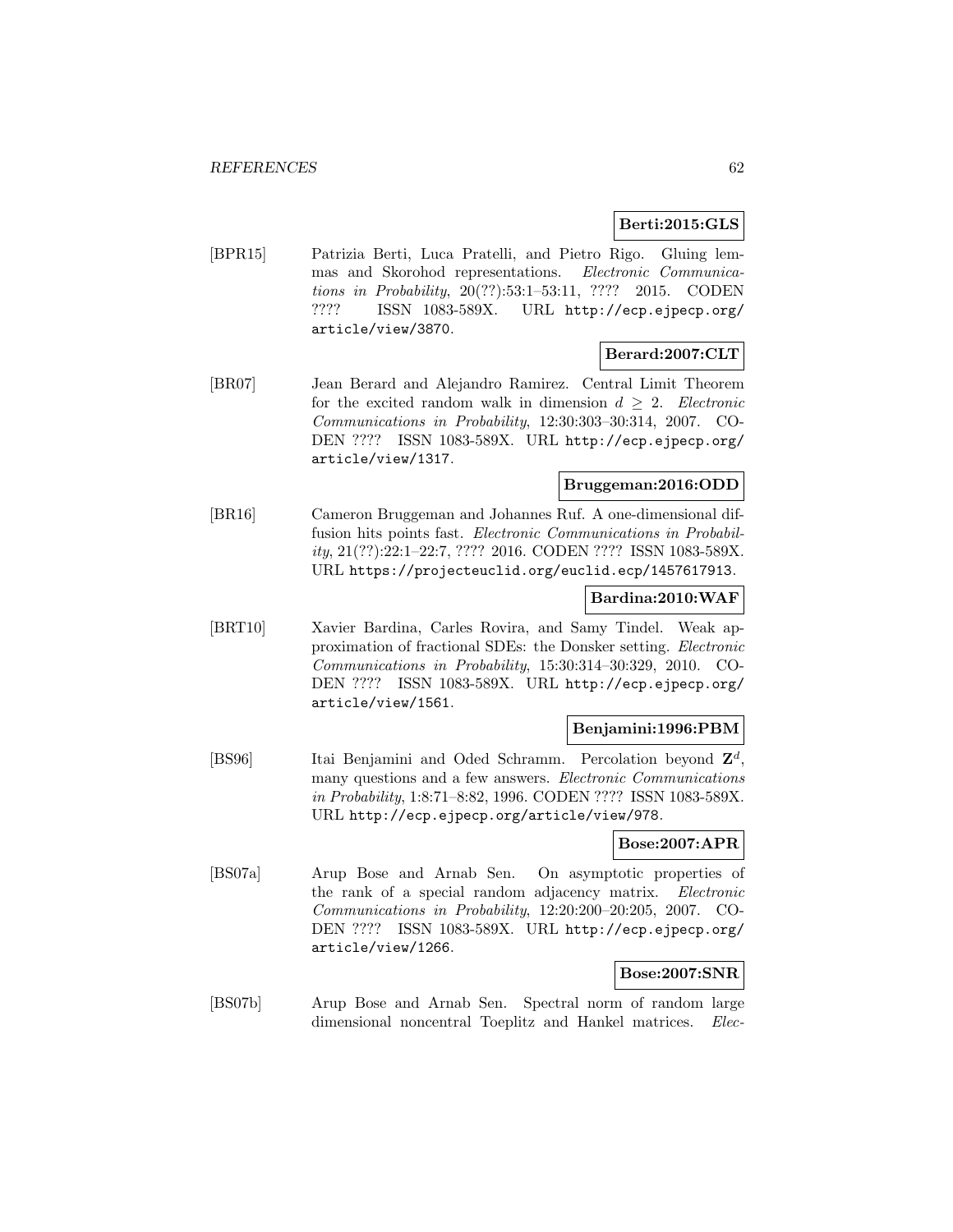**Berti:2015:GLS**

[BPR15] Patrizia Berti, Luca Pratelli, and Pietro Rigo. Gluing lemmas and Skorohod representations. *Electronic Communications in Probability*, 20(??):53:1–53:11, ???? 2015. CODEN ???? ISSN 1083-589X. URL http://ecp.ejpecp.org/article/view/3870.

**Berard:2007:CLT**

[BR07] Jean Berard and Alejandro Ramirez. Central Limit Theorem for the excited random walk in dimension $d \geq 2$. *Electronic Communications in Probability*, 12:30:303–30:314, 2007. CODEN ???? ISSN 1083-589X. URL http://ecp.ejpecp.org/article/view/1317.

**Bruggeman:2016:ODD**

[BR16] Cameron Bruggeman and Johannes Ruf. A one-dimensional diffusion hits points fast. *Electronic Communications in Probability*, 21(??):22:1–22:7, ???? 2016. CODEN ???? ISSN 1083-589X. URL https://projecteuclid.org/euclid.ecp/1457617913.

**Bardina:2010:WAF**

[BRT10] Xavier Bardina, Carles Rovira, and Samy Tindel. Weak approximation of fractional SDEs: the Donsker setting. *Electronic Communications in Probability*, 15:30:314–30:329, 2010. CODEN ???? ISSN 1083-589X. URL http://ecp.ejpecp.org/article/view/1561.

**Benjamini:1996:PBM**

[BS96] Itai Benjamini and Oded Schramm. Percolation beyond $\mathbf{Z}^d$, many questions and a few answers. *Electronic Communications in Probability*, 1:8:71–8:82, 1996. CODEN ???? ISSN 1083-589X. URL http://ecp.ejpecp.org/article/view/978.

**Bose:2007:APR**

[BS07a] Arup Bose and Arnab Sen. On asymptotic properties of the rank of a special random adjacency matrix. *Electronic Communications in Probability*, 12:20:200–20:205, 2007. CODEN ???? ISSN 1083-589X. URL http://ecp.ejpecp.org/article/view/1266.

**Bose:2007:SNR**

[BS07b] Arup Bose and Arnab Sen. Spectral norm of random large dimensional noncentral Toeplitz and Hankel matrices. *Elec-*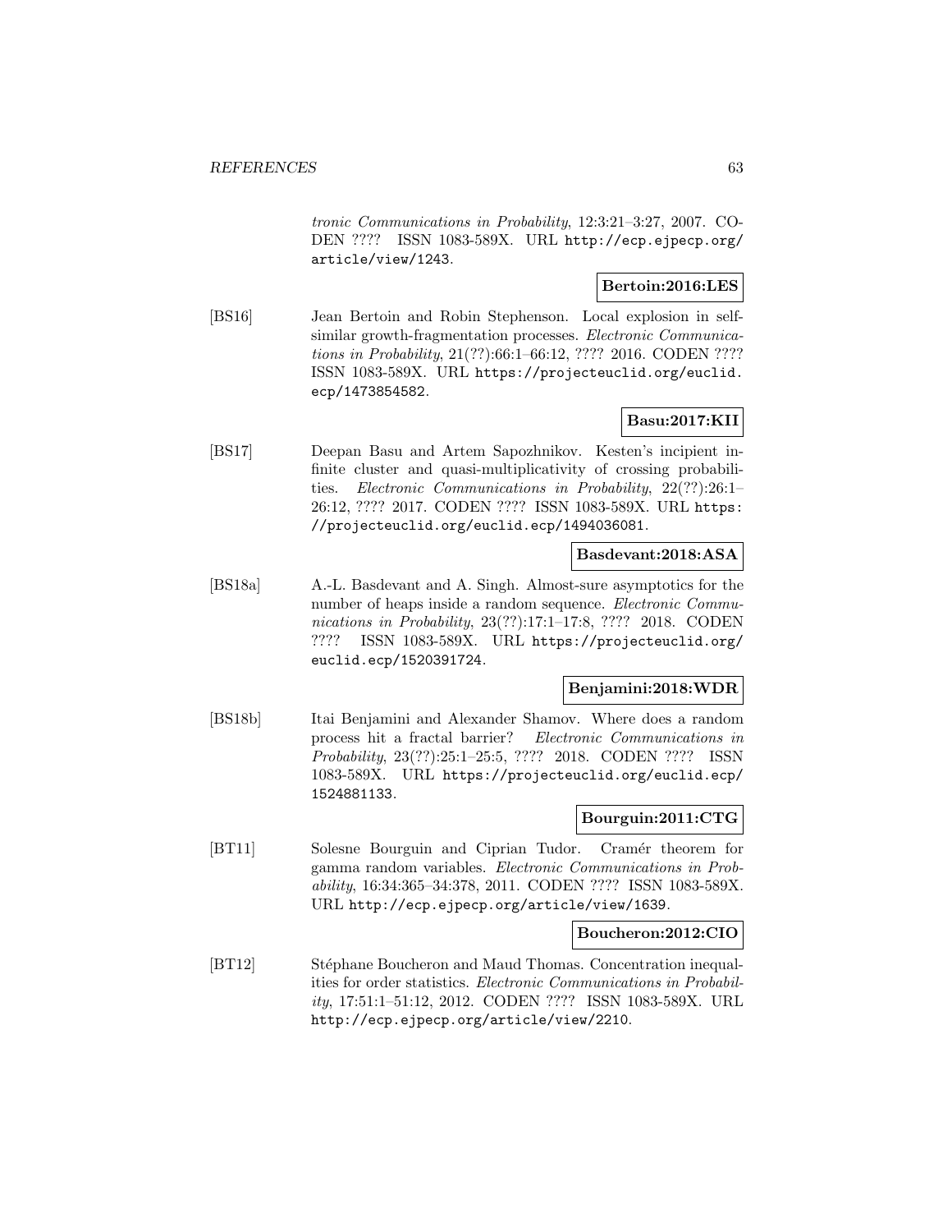*tronic Communications in Probability*, 12:3:21–3:27, 2007. CODEN ???? ISSN 1083-589X. URL http://ecp.ejpecp.org/article/view/1243.

**Bertoin:2016:LES**

[BS16] Jean Bertoin and Robin Stephenson. Local explosion in self-similar growth-fragmentation processes. *Electronic Communications in Probability*, 21(??):66:1–66:12, ???? 2016. CODEN ???? ISSN 1083-589X. URL https://projecteuclid.org/euclid.ecp/1473854582.

**Basu:2017:KII**

[BS17] Deepan Basu and Artem Sapozhnikov. Kesten's incipient infinite cluster and quasi-multiplicativity of crossing probabilities. *Electronic Communications in Probability*, 22(??):26:1–26:12, ???? 2017. CODEN ???? ISSN 1083-589X. URL https://projecteuclid.org/euclid.ecp/1494036081.

**Basdevant:2018:ASA**

[BS18a] A.-L. Basdevant and A. Singh. Almost-sure asymptotics for the number of heaps inside a random sequence. *Electronic Communications in Probability*, 23(??):17:1–17:8, ???? 2018. CODEN ???? ISSN 1083-589X. URL https://projecteuclid.org/euclid.ecp/1520391724.

**Benjamini:2018:WDR**

[BS18b] Itai Benjamini and Alexander Shamov. Where does a random process hit a fractal barrier? *Electronic Communications in Probability*, 23(??):25:1–25:5, ???? 2018. CODEN ???? ISSN 1083-589X. URL https://projecteuclid.org/euclid.ecp/1524881133.

**Bourguin:2011:CTG**

[BT11] Solesne Bourguin and Ciprian Tudor. Cramér theorem for gamma random variables. *Electronic Communications in Probability*, 16:34:365–34:378, 2011. CODEN ???? ISSN 1083-589X. URL http://ecp.ejpecp.org/article/view/1639.

**Boucheron:2012:CIO**

[BT12] Stéphane Boucheron and Maud Thomas. Concentration inequalities for order statistics. *Electronic Communications in Probability*, 17:51:1–51:12, 2012. CODEN ???? ISSN 1083-589X. URL http://ecp.ejpecp.org/article/view/2210.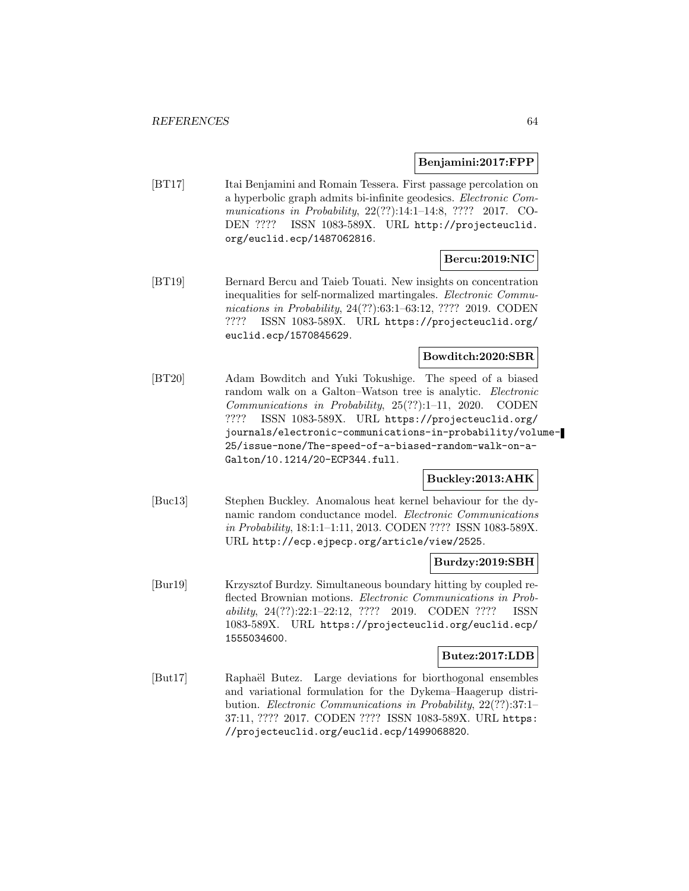**Benjamini:2017:FPP**

[BT17] Itai Benjamini and Romain Tessera. First passage percolation on a hyperbolic graph admits bi-infinite geodesics. *Electronic Communications in Probability*, 22(??):14:1–14:8, ???? 2017. CODEN ???? ISSN 1083-589X. URL http://projecteuclid.org/euclid.ecp/1487062816.

**Bercu:2019:NIC**

[BT19] Bernard Bercu and Taieb Touati. New insights on concentration inequalities for self-normalized martingales. *Electronic Communications in Probability*, 24(??):63:1–63:12, ???? 2019. CODEN ???? ISSN 1083-589X. URL https://projecteuclid.org/euclid.ecp/1570845629.

**Bowditch:2020:SBR**

[BT20] Adam Bowditch and Yuki Tokushige. The speed of a biased random walk on a Galton–Watson tree is analytic. *Electronic Communications in Probability*, 25(??):1–11, 2020. CODEN ???? ISSN 1083-589X. URL https://projecteuclid.org/journals/electronic-communications-in-probability/volume-25/issue-none/The-speed-of-a-biased-random-walk-on-a-Galton/10.1214/20-ECP344.full.

**Buckley:2013:AHK**

[Buc13] Stephen Buckley. Anomalous heat kernel behaviour for the dynamic random conductance model. *Electronic Communications in Probability*, 18:1:1–1:11, 2013. CODEN ???? ISSN 1083-589X. URL http://ecp.ejpecp.org/article/view/2525.

**Burdzy:2019:SBH**

[Bur19] Krzysztof Burdzy. Simultaneous boundary hitting by coupled reflected Brownian motions. *Electronic Communications in Probability*, 24(??):22:1–22:12, ???? 2019. CODEN ???? ISSN 1083-589X. URL https://projecteuclid.org/euclid.ecp/1555034600.

**Butez:2017:LDB**

[But17] Raphaël Butez. Large deviations for biorthogonal ensembles and variational formulation for the Dykema–Haagerup distribution. *Electronic Communications in Probability*, 22(??):37:1–37:11, ???? 2017. CODEN ???? ISSN 1083-589X. URL https://projecteuclid.org/euclid.ecp/1499068820.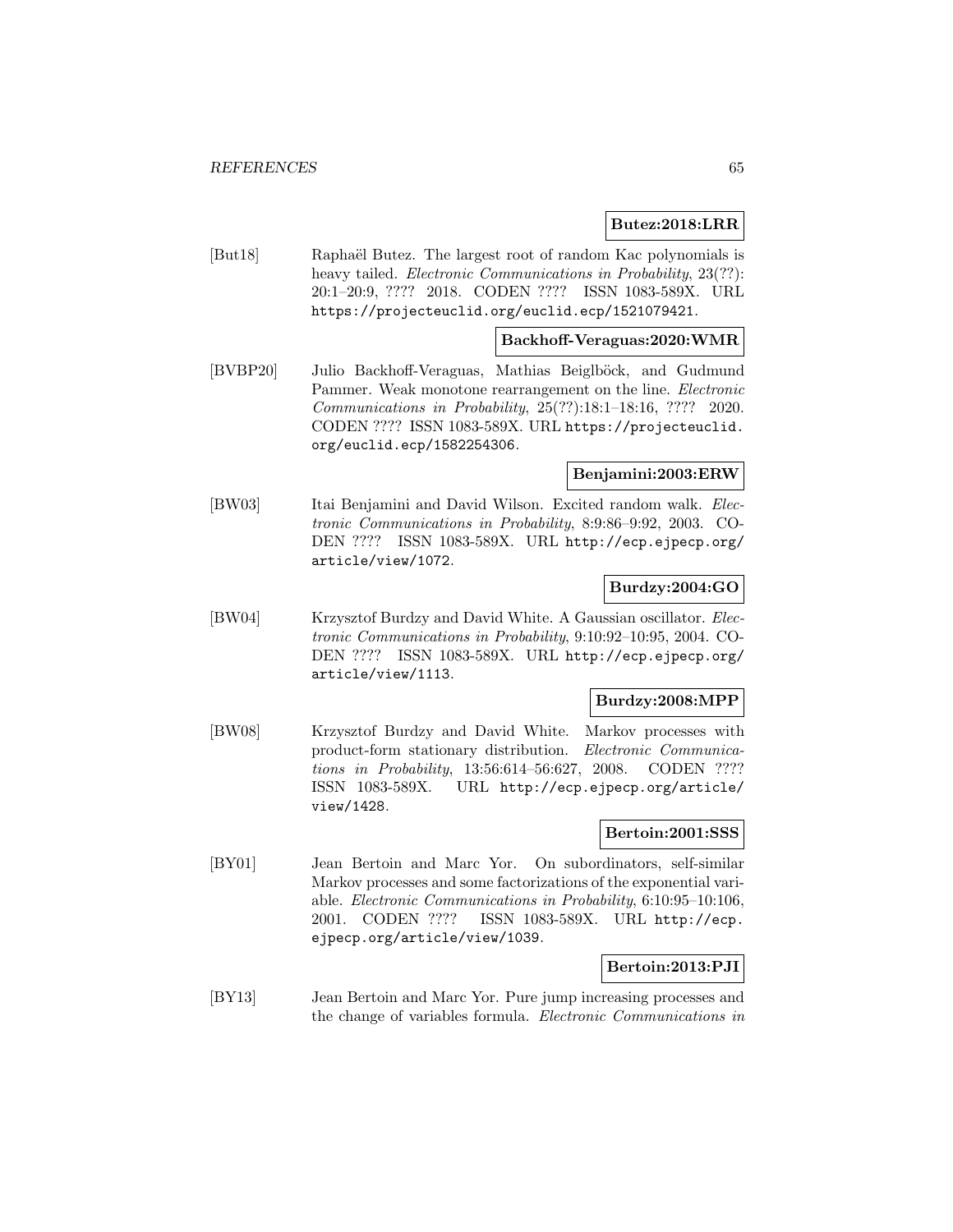**Butez:2018:LRR**

[But18] Raphaël Butez. The largest root of random Kac polynomials is heavy tailed. *Electronic Communications in Probability*, 23(??): 20:1–20:9, ???? 2018. CODEN ???? ISSN 1083-589X. URL https://projecteuclid.org/euclid.ecp/1521079421.

**Backhoff-Veraguas:2020:WMR**

[BVBP20] Julio Backhoff-Veraguas, Mathias Beiglböck, and Gudmund Pammer. Weak monotone rearrangement on the line. *Electronic Communications in Probability*, 25(??):18:1–18:16, ???? 2020. CODEN ???? ISSN 1083-589X. URL https://projecteuclid.org/euclid.ecp/1582254306.

**Benjamini:2003:ERW**

[BW03] Itai Benjamini and David Wilson. Excited random walk. *Electronic Communications in Probability*, 8:9:86–9:92, 2003. CODEN ???? ISSN 1083-589X. URL http://ecp.ejpecp.org/article/view/1072.

**Burdzy:2004:GO**

[BW04] Krzysztof Burdzy and David White. A Gaussian oscillator. *Electronic Communications in Probability*, 9:10:92–10:95, 2004. CODEN ???? ISSN 1083-589X. URL http://ecp.ejpecp.org/article/view/1113.

**Burdzy:2008:MPP**

[BW08] Krzysztof Burdzy and David White. Markov processes with product-form stationary distribution. *Electronic Communications in Probability*, 13:56:614–56:627, 2008. CODEN ???? ISSN 1083-589X. URL http://ecp.ejpecp.org/article/view/1428.

**Bertoin:2001:SSS**

[BY01] Jean Bertoin and Marc Yor. On subordinators, self-similar Markov processes and some factorizations of the exponential variable. *Electronic Communications in Probability*, 6:10:95–10:106, 2001. CODEN ???? ISSN 1083-589X. URL http://ecp.ejpecp.org/article/view/1039.

**Bertoin:2013:PJI**

[BY13] Jean Bertoin and Marc Yor. Pure jump increasing processes and the change of variables formula. *Electronic Communications in*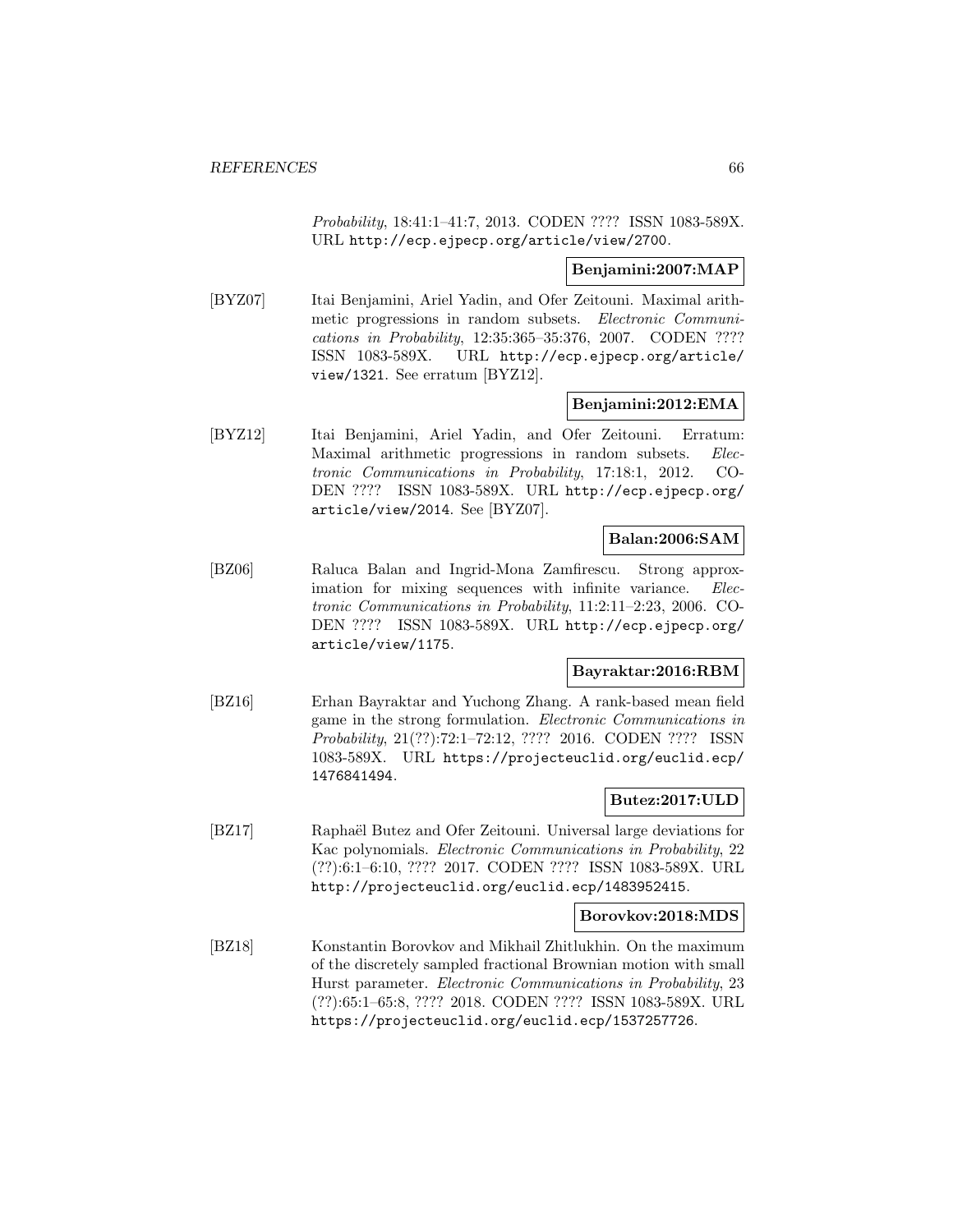*Probability*, 18:41:1–41:7, 2013. CODEN ???? ISSN 1083-589X. URL http://ecp.ejpecp.org/article/view/2700.

**Benjamini:2007:MAP**

[BYZ07] Itai Benjamini, Ariel Yadin, and Ofer Zeitouni. Maximal arithmetic progressions in random subsets. *Electronic Communications in Probability*, 12:35:365–35:376, 2007. CODEN ???? ISSN 1083-589X. URL http://ecp.ejpecp.org/article/view/1321. See erratum [BYZ12].

**Benjamini:2012:EMA**

[BYZ12] Itai Benjamini, Ariel Yadin, and Ofer Zeitouni. Erratum: Maximal arithmetic progressions in random subsets. *Electronic Communications in Probability*, 17:18:1, 2012. CODEN ???? ISSN 1083-589X. URL http://ecp.ejpecp.org/article/view/2014. See [BYZ07].

**Balan:2006:SAM**

[BZ06] Raluca Balan and Ingrid-Mona Zamfirescu. Strong approximation for mixing sequences with infinite variance. *Electronic Communications in Probability*, 11:2:11–2:23, 2006. CODEN ???? ISSN 1083-589X. URL http://ecp.ejpecp.org/article/view/1175.

**Bayraktar:2016:RBM**

[BZ16] Erhan Bayraktar and Yuchong Zhang. A rank-based mean field game in the strong formulation. *Electronic Communications in Probability*, 21(??):72:1–72:12, ???? 2016. CODEN ???? ISSN 1083-589X. URL https://projecteuclid.org/euclid.ecp/1476841494.

**Butez:2017:ULD**

[BZ17] Raphaël Butez and Ofer Zeitouni. Universal large deviations for Kac polynomials. *Electronic Communications in Probability*, 22 (??):6:1–6:10, ???? 2017. CODEN ???? ISSN 1083-589X. URL http://projecteuclid.org/euclid.ecp/1483952415.

**Borovkov:2018:MDS**

[BZ18] Konstantin Borovkov and Mikhail Zhitlukhin. On the maximum of the discretely sampled fractional Brownian motion with small Hurst parameter. *Electronic Communications in Probability*, 23 (??):65:1–65:8, ???? 2018. CODEN ???? ISSN 1083-589X. URL https://projecteuclid.org/euclid.ecp/1537257726.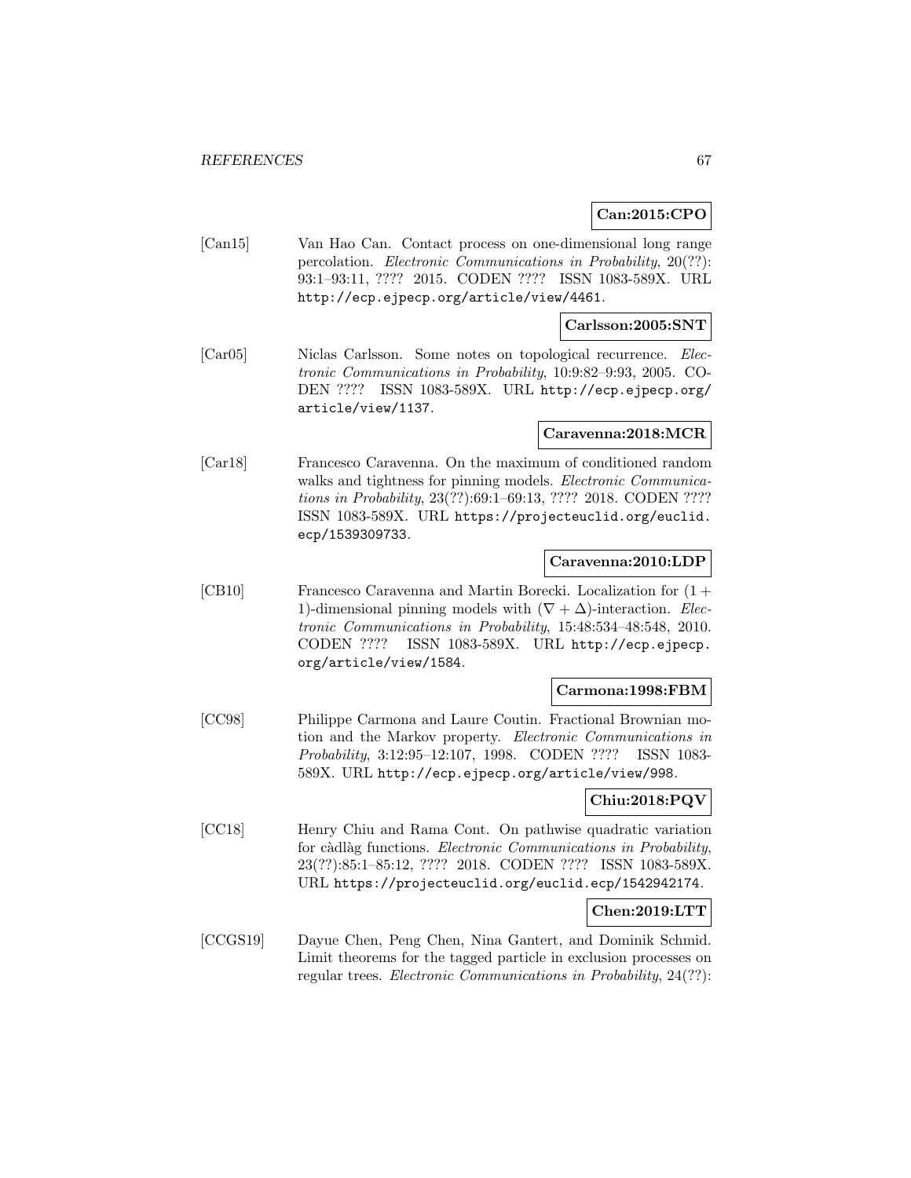**Can:2015:CPO**

[Can15] Van Hao Can. Contact process on one-dimensional long range percolation. *Electronic Communications in Probability*, 20(??): 93:1–93:11, ???? 2015. CODEN ???? ISSN 1083-589X. URL http://ecp.ejpecp.org/article/view/4461.

**Carlsson:2005:SNT**

[Car05] Niclas Carlsson. Some notes on topological recurrence. *Electronic Communications in Probability*, 10:9:82–9:93, 2005. CODEN ???? ISSN 1083-589X. URL http://ecp.ejpecp.org/article/view/1137.

**Caravenna:2018:MCR**

[Car18] Francesco Caravenna. On the maximum of conditioned random walks and tightness for pinning models. *Electronic Communications in Probability*, 23(??):69:1–69:13, ???? 2018. CODEN ???? ISSN 1083-589X. URL https://projecteuclid.org/euclid.ecp/1539309733.

**Caravenna:2010:LDP**

[CB10] Francesco Caravenna and Martin Borecki. Localization for $(1+1)$-dimensional pinning models with $(\nabla + \Delta)$-interaction. *Electronic Communications in Probability*, 15:48:534–48:548, 2010. CODEN ???? ISSN 1083-589X. URL http://ecp.ejpecp.org/article/view/1584.

**Carmona:1998:FBM**

[CC98] Philippe Carmona and Laure Coutin. Fractional Brownian motion and the Markov property. *Electronic Communications in Probability*, 3:12:95–12:107, 1998. CODEN ???? ISSN 1083-589X. URL http://ecp.ejpecp.org/article/view/998.

**Chiu:2018:PQV**

[CC18] Henry Chiu and Rama Cont. On pathwise quadratic variation for càdlàg functions. *Electronic Communications in Probability*, 23(??):85:1–85:12, ???? 2018. CODEN ???? ISSN 1083-589X. URL https://projecteuclid.org/euclid.ecp/1542942174.

**Chen:2019:LTT**

[CCGS19] Dayue Chen, Peng Chen, Nina Gantert, and Dominik Schmid. Limit theorems for the tagged particle in exclusion processes on regular trees. *Electronic Communications in Probability*, 24(??):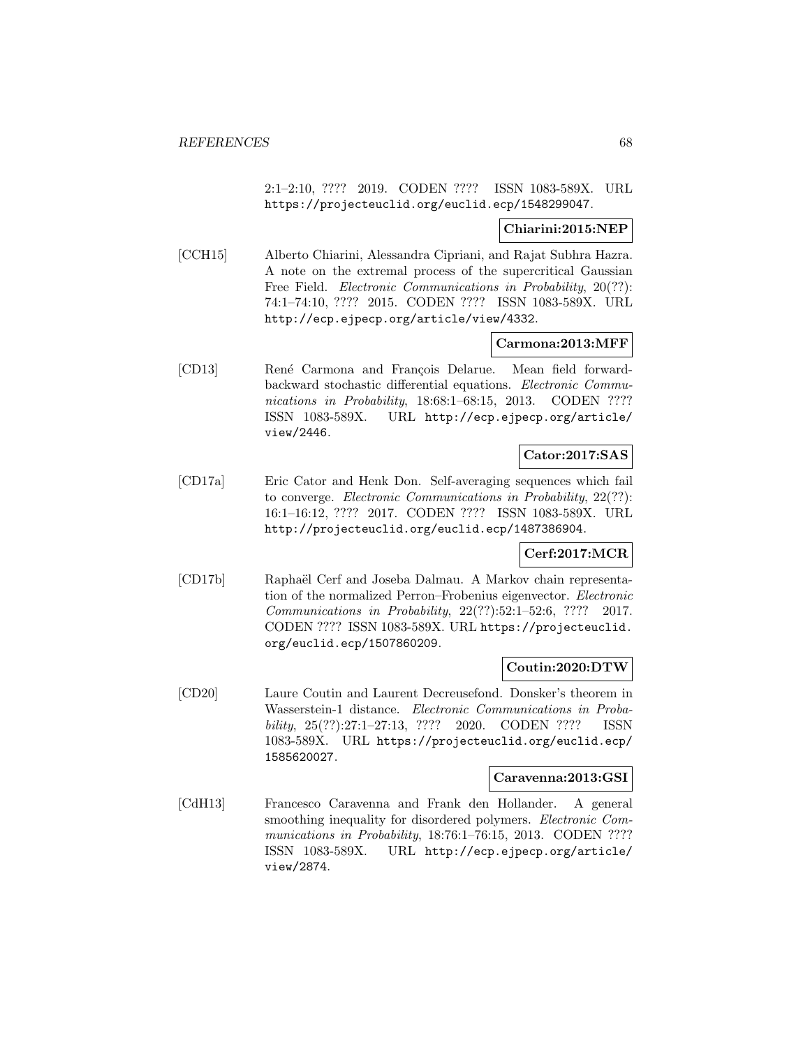2:1–2:10, ???? 2019. CODEN ???? ISSN 1083-589X. URL https://projecteuclid.org/euclid.ecp/1548299047.

**Chiarini:2015:NEP**

[CCH15] Alberto Chiarini, Alessandra Cipriani, and Rajat Subhra Hazra. A note on the extremal process of the supercritical Gaussian Free Field. *Electronic Communications in Probability*, 20(??): 74:1–74:10, ???? 2015. CODEN ???? ISSN 1083-589X. URL http://ecp.ejpecp.org/article/view/4332.

**Carmona:2013:MFF**

[CD13] René Carmona and François Delarue. Mean field forward-backward stochastic differential equations. *Electronic Communications in Probability*, 18:68:1–68:15, 2013. CODEN ???? ISSN 1083-589X. URL http://ecp.ejpecp.org/article/view/2446.

**Cator:2017:SAS**

[CD17a] Eric Cator and Henk Don. Self-averaging sequences which fail to converge. *Electronic Communications in Probability*, 22(??): 16:1–16:12, ???? 2017. CODEN ???? ISSN 1083-589X. URL http://projecteuclid.org/euclid.ecp/1487386904.

**Cerf:2017:MCR**

[CD17b] Raphaël Cerf and Joseba Dalmau. A Markov chain representation of the normalized Perron–Frobenius eigenvector. *Electronic Communications in Probability*, 22(??):52:1–52:6, ???? 2017. CODEN ???? ISSN 1083-589X. URL https://projecteuclid.org/euclid.ecp/1507860209.

**Coutin:2020:DTW**

[CD20] Laure Coutin and Laurent Decreusefond. Donsker's theorem in Wasserstein-1 distance. *Electronic Communications in Probability*, 25(??):27:1–27:13, ???? 2020. CODEN ???? ISSN 1083-589X. URL https://projecteuclid.org/euclid.ecp/1585620027.

**Caravenna:2013:GSI**

[CdH13] Francesco Caravenna and Frank den Hollander. A general smoothing inequality for disordered polymers. *Electronic Communications in Probability*, 18:76:1–76:15, 2013. CODEN ???? ISSN 1083-589X. URL http://ecp.ejpecp.org/article/view/2874.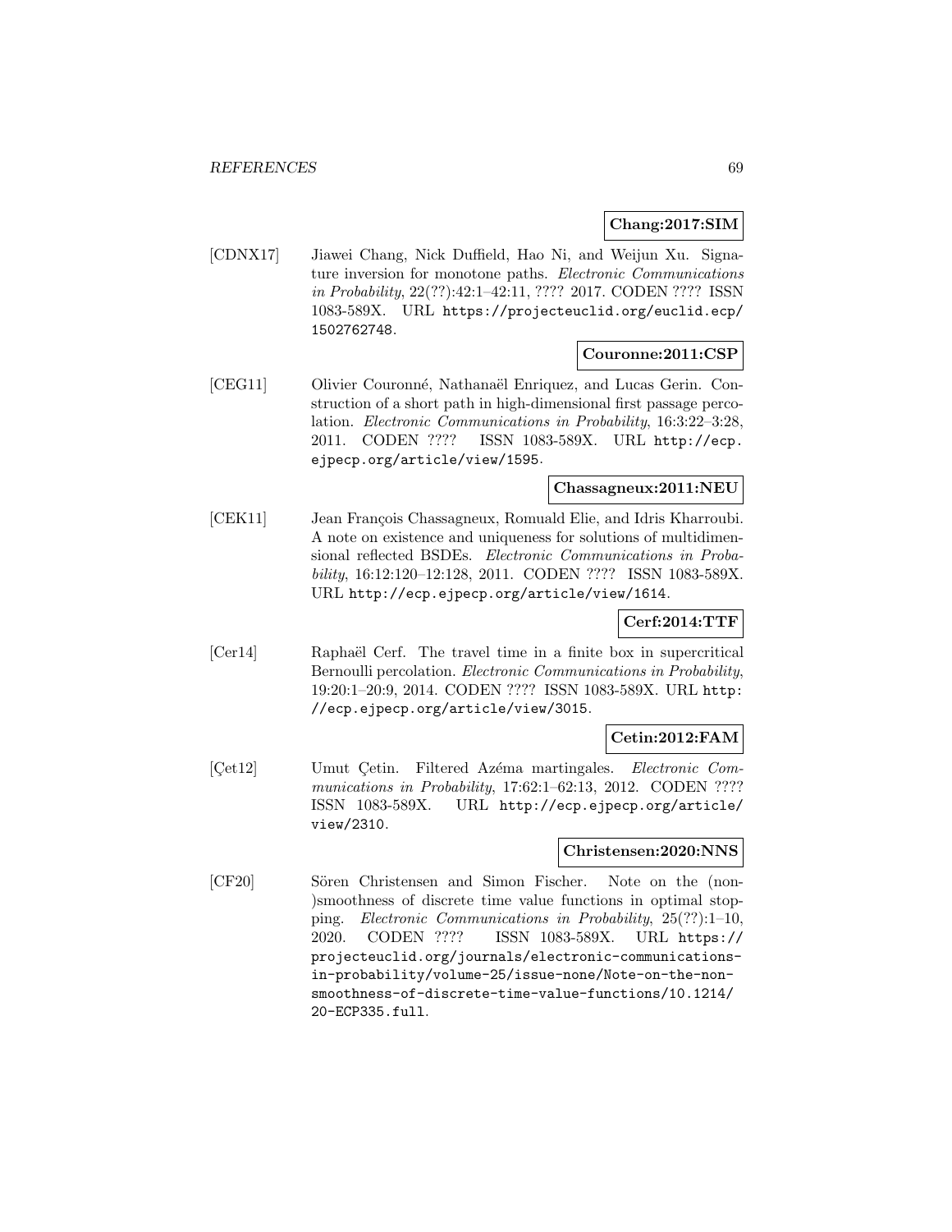**Chang:2017:SIM**

[CDNX17] Jiawei Chang, Nick Duffield, Hao Ni, and Weijun Xu. Signature inversion for monotone paths. *Electronic Communications in Probability*, 22(??):42:1–42:11, ???? 2017. CODEN ???? ISSN 1083-589X. URL https://projecteuclid.org/euclid.ecp/1502762748.

**Couronne:2011:CSP**

[CEG11] Olivier Couronné, Nathanaël Enriquez, and Lucas Gerin. Construction of a short path in high-dimensional first passage percolation. *Electronic Communications in Probability*, 16:3:22–3:28, 2011. CODEN ???? ISSN 1083-589X. URL http://ecp.ejpecp.org/article/view/1595.

**Chassagneux:2011:NEU**

[CEK11] Jean François Chassagneux, Romuald Elie, and Idris Kharroubi. A note on existence and uniqueness for solutions of multidimensional reflected BSDEs. *Electronic Communications in Probability*, 16:12:120–12:128, 2011. CODEN ???? ISSN 1083-589X. URL http://ecp.ejpecp.org/article/view/1614.

**Cerf:2014:TTF**

[Cer14] Raphaël Cerf. The travel time in a finite box in supercritical Bernoulli percolation. *Electronic Communications in Probability*, 19:20:1–20:9, 2014. CODEN ???? ISSN 1083-589X. URL http://ecp.ejpecp.org/article/view/3015.

**Cetin:2012:FAM**

[Çet12] Umut Çetin. Filtered Azéma martingales. *Electronic Communications in Probability*, 17:62:1–62:13, 2012. CODEN ???? ISSN 1083-589X. URL http://ecp.ejpecp.org/article/view/2310.

**Christensen:2020:NNS**

[CF20] Sören Christensen and Simon Fischer. Note on the (non-)smoothness of discrete time value functions in optimal stopping. *Electronic Communications in Probability*, 25(??):1–10, 2020. CODEN ???? ISSN 1083-589X. URL https://projecteuclid.org/journals/electronic-communications-in-probability/volume-25/issue-none/Note-on-the-non-smoothness-of-discrete-time-value-functions/10.1214/20-ECP335.full.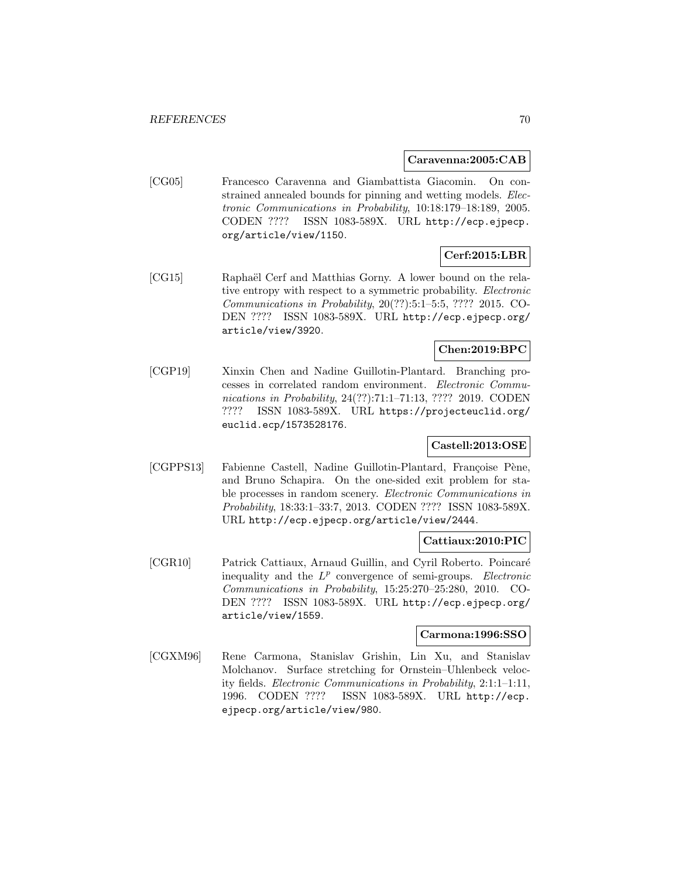**Caravenna:2005:CAB**

[CG05] Francesco Caravenna and Giambattista Giacomin. On constrained annealed bounds for pinning and wetting models. *Electronic Communications in Probability*, 10:18:179–18:189, 2005. CODEN ???? ISSN 1083-589X. URL http://ecp.ejpecp.org/article/view/1150.

**Cerf:2015:LBR**

[CG15] Raphaël Cerf and Matthias Gorny. A lower bound on the relative entropy with respect to a symmetric probability. *Electronic Communications in Probability*, 20(??):5:1–5:5, ???? 2015. CODEN ???? ISSN 1083-589X. URL http://ecp.ejpecp.org/article/view/3920.

**Chen:2019:BPC**

[CGP19] Xinxin Chen and Nadine Guillotin-Plantard. Branching processes in correlated random environment. *Electronic Communications in Probability*, 24(??):71:1–71:13, ???? 2019. CODEN ???? ISSN 1083-589X. URL https://projecteuclid.org/euclid.ecp/1573528176.

**Castell:2013:OSE**

[CGPPS13] Fabienne Castell, Nadine Guillotin-Plantard, Françoise Pène, and Bruno Schapira. On the one-sided exit problem for stable processes in random scenery. *Electronic Communications in Probability*, 18:33:1–33:7, 2013. CODEN ???? ISSN 1083-589X. URL http://ecp.ejpecp.org/article/view/2444.

**Cattiaux:2010:PIC**

[CGR10] Patrick Cattiaux, Arnaud Guillin, and Cyril Roberto. Poincaré inequality and the $L^p$ convergence of semi-groups. *Electronic Communications in Probability*, 15:25:270–25:280, 2010. CODEN ???? ISSN 1083-589X. URL http://ecp.ejpecp.org/article/view/1559.

**Carmona:1996:SSO**

[CGXM96] Rene Carmona, Stanislav Grishin, Lin Xu, and Stanislav Molchanov. Surface stretching for Ornstein–Uhlenbeck velocity fields. *Electronic Communications in Probability*, 2:1:1–1:11, 1996. CODEN ???? ISSN 1083-589X. URL http://ecp.ejpecp.org/article/view/980.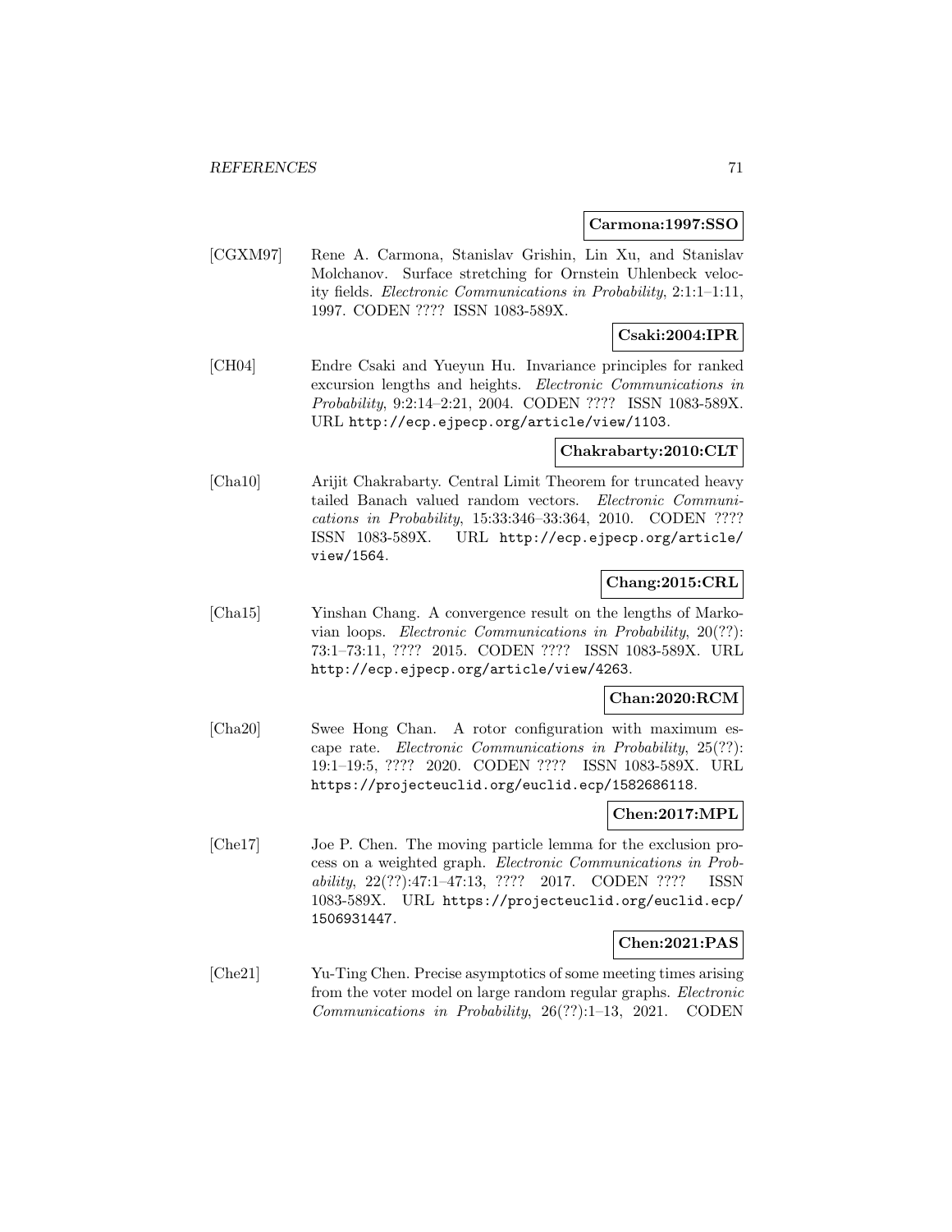**Carmona:1997:SSO**

[CGXM97] Rene A. Carmona, Stanislav Grishin, Lin Xu, and Stanislav Molchanov. Surface stretching for Ornstein Uhlenbeck velocity fields. *Electronic Communications in Probability*, 2:1:1–1:11, 1997. CODEN ???? ISSN 1083-589X.

**Csaki:2004:IPR**

[CH04] Endre Csaki and Yueyun Hu. Invariance principles for ranked excursion lengths and heights. *Electronic Communications in Probability*, 9:2:14–2:21, 2004. CODEN ???? ISSN 1083-589X. URL http://ecp.ejpecp.org/article/view/1103.

**Chakrabarty:2010:CLT**

[Cha10] Arijit Chakrabarty. Central Limit Theorem for truncated heavy tailed Banach valued random vectors. *Electronic Communications in Probability*, 15:33:346–33:364, 2010. CODEN ???? ISSN 1083-589X. URL http://ecp.ejpecp.org/article/view/1564.

**Chang:2015:CRL**

[Cha15] Yinshan Chang. A convergence result on the lengths of Markovian loops. *Electronic Communications in Probability*, 20(??):73:1–73:11, ???? 2015. CODEN ???? ISSN 1083-589X. URL http://ecp.ejpecp.org/article/view/4263.

**Chan:2020:RCM**

[Cha20] Swee Hong Chan. A rotor configuration with maximum escape rate. *Electronic Communications in Probability*, 25(??):19:1–19:5, ???? 2020. CODEN ???? ISSN 1083-589X. URL https://projecteuclid.org/euclid.ecp/1582686118.

**Chen:2017:MPL**

[Che17] Joe P. Chen. The moving particle lemma for the exclusion process on a weighted graph. *Electronic Communications in Probability*, 22(??):47:1–47:13, ???? 2017. CODEN ???? ISSN 1083-589X. URL https://projecteuclid.org/euclid.ecp/1506931447.

**Chen:2021:PAS**

[Che21] Yu-Ting Chen. Precise asymptotics of some meeting times arising from the voter model on large random regular graphs. *Electronic Communications in Probability*, 26(??):1–13, 2021. CODEN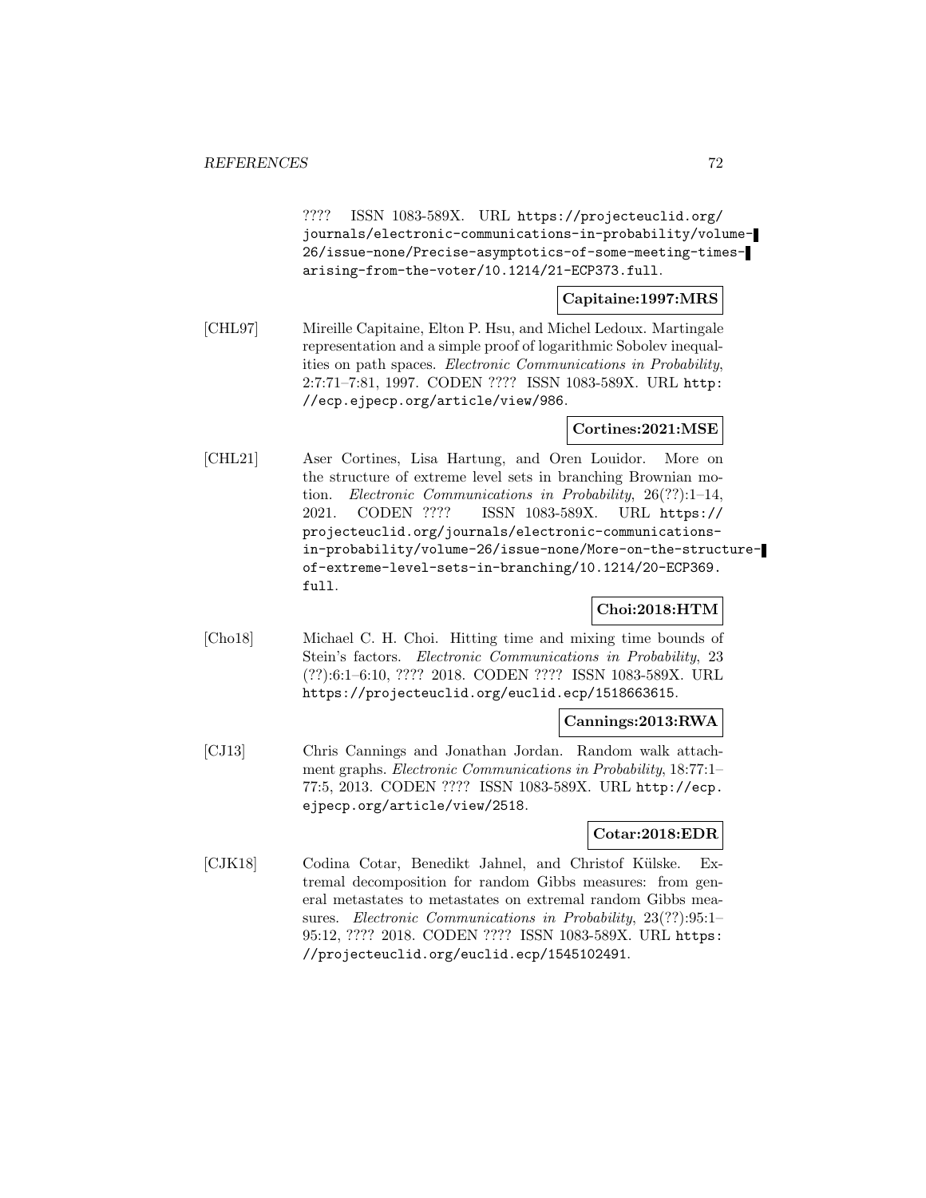???? ISSN 1083-589X. URL https://projecteuclid.org/journals/electronic-communications-in-probability/volume-26/issue-none/Precise-asymptotics-of-some-meeting-times-arising-from-the-voter/10.1214/21-ECP373.full.

**Capitaine:1997:MRS**

[CHL97] Mireille Capitaine, Elton P. Hsu, and Michel Ledoux. Martingale representation and a simple proof of logarithmic Sobolev inequalities on path spaces. *Electronic Communications in Probability*, 2:7:71–7:81, 1997. CODEN ???? ISSN 1083-589X. URL http://ecp.ejpecp.org/article/view/986.

**Cortines:2021:MSE**

[CHL21] Aser Cortines, Lisa Hartung, and Oren Louidor. More on the structure of extreme level sets in branching Brownian motion. *Electronic Communications in Probability*, 26(??):1–14, 2021. CODEN ???? ISSN 1083-589X. URL https://projecteuclid.org/journals/electronic-communications-in-probability/volume-26/issue-none/More-on-the-structure-of-extreme-level-sets-in-branching/10.1214/20-ECP369.full.

**Choi:2018:HTM**

[Cho18] Michael C. H. Choi. Hitting time and mixing time bounds of Stein's factors. *Electronic Communications in Probability*, 23 (??):6:1–6:10, ???? 2018. CODEN ???? ISSN 1083-589X. URL https://projecteuclid.org/euclid.ecp/1518663615.

**Cannings:2013:RWA**

[CJ13] Chris Cannings and Jonathan Jordan. Random walk attachment graphs. *Electronic Communications in Probability*, 18:77:1–77:5, 2013. CODEN ???? ISSN 1083-589X. URL http://ecp.ejpecp.org/article/view/2518.

**Cotar:2018:EDR**

[CJK18] Codina Cotar, Benedikt Jahnel, and Christof Külske. Extremal decomposition for random Gibbs measures: from general metastates to metastates on extremal random Gibbs measures. *Electronic Communications in Probability*, 23(??):95:1–95:12, ???? 2018. CODEN ???? ISSN 1083-589X. URL https://projecteuclid.org/euclid.ecp/1545102491.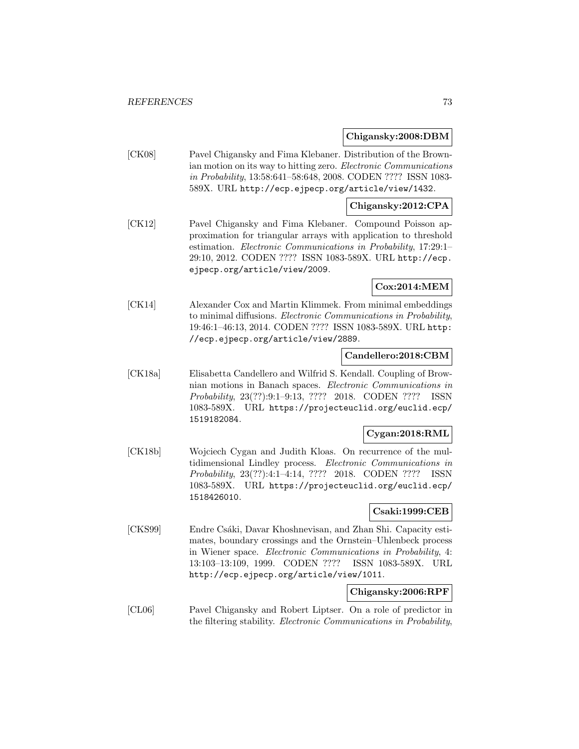**Chigansky:2008:DBM**

[CK08] Pavel Chigansky and Fima Klebaner. Distribution of the Brownian motion on its way to hitting zero. *Electronic Communications in Probability*, 13:58:641–58:648, 2008. CODEN ???? ISSN 1083-589X. URL http://ecp.ejpecp.org/article/view/1432.

**Chigansky:2012:CPA**

[CK12] Pavel Chigansky and Fima Klebaner. Compound Poisson approximation for triangular arrays with application to threshold estimation. *Electronic Communications in Probability*, 17:29:1–29:10, 2012. CODEN ???? ISSN 1083-589X. URL http://ecp.ejpecp.org/article/view/2009.

**Cox:2014:MEM**

[CK14] Alexander Cox and Martin Klimmek. From minimal embeddings to minimal diffusions. *Electronic Communications in Probability*, 19:46:1–46:13, 2014. CODEN ???? ISSN 1083-589X. URL http://ecp.ejpecp.org/article/view/2889.

**Candellero:2018:CBM**

[CK18a] Elisabetta Candellero and Wilfrid S. Kendall. Coupling of Brownian motions in Banach spaces. *Electronic Communications in Probability*, 23(??):9:1–9:13, ???? 2018. CODEN ???? ISSN 1083-589X. URL https://projecteuclid.org/euclid.ecp/1519182084.

**Cygan:2018:RML**

[CK18b] Wojciech Cygan and Judith Kloas. On recurrence of the multidimensional Lindley process. *Electronic Communications in Probability*, 23(??):4:1–4:14, ???? 2018. CODEN ???? ISSN 1083-589X. URL https://projecteuclid.org/euclid.ecp/1518426010.

**Csaki:1999:CEB**

[CKS99] Endre Csáki, Davar Khoshnevisan, and Zhan Shi. Capacity estimates, boundary crossings and the Ornstein–Uhlenbeck process in Wiener space. *Electronic Communications in Probability*, 4:13:103–13:109, 1999. CODEN ???? ISSN 1083-589X. URL http://ecp.ejpecp.org/article/view/1011.

**Chigansky:2006:RPF**

[CL06] Pavel Chigansky and Robert Liptser. On a role of predictor in the filtering stability. *Electronic Communications in Probability*,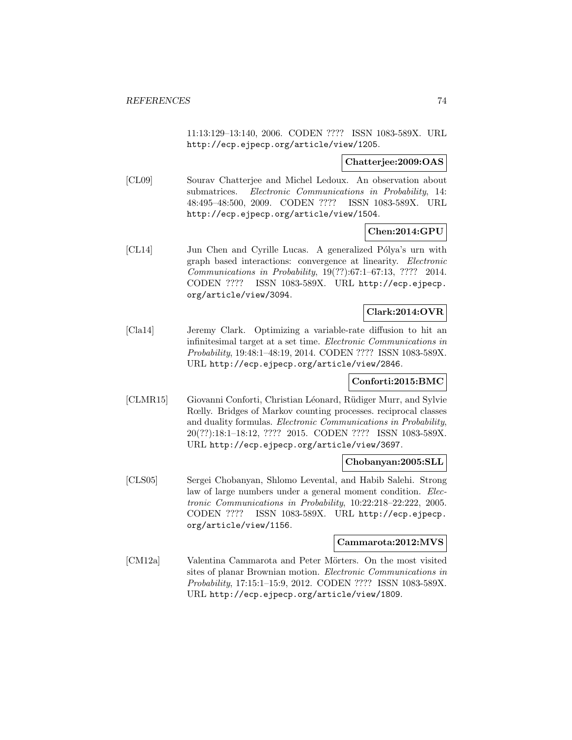11:13:129–13:140, 2006. CODEN ???? ISSN 1083-589X. URL http://ecp.ejpecp.org/article/view/1205.

**Chatterjee:2009:OAS**

[CL09] Sourav Chatterjee and Michel Ledoux. An observation about submatrices. *Electronic Communications in Probability*, 14: 48:495–48:500, 2009. CODEN ???? ISSN 1083-589X. URL http://ecp.ejpecp.org/article/view/1504.

**Chen:2014:GPU**

[CL14] Jun Chen and Cyrille Lucas. A generalized Pólya's urn with graph based interactions: convergence at linearity. *Electronic Communications in Probability*, 19(??):67:1–67:13, ???? 2014. CODEN ???? ISSN 1083-589X. URL http://ecp.ejpecp.org/article/view/3094.

**Clark:2014:OVR**

[Cla14] Jeremy Clark. Optimizing a variable-rate diffusion to hit an infinitesimal target at a set time. *Electronic Communications in Probability*, 19:48:1–48:19, 2014. CODEN ???? ISSN 1083-589X. URL http://ecp.ejpecp.org/article/view/2846.

**Conforti:2015:BMC**

[CLMR15] Giovanni Conforti, Christian Léonard, Rüdiger Murr, and Sylvie Rœlly. Bridges of Markov counting processes. reciprocal classes and duality formulas. *Electronic Communications in Probability*, 20(??):18:1–18:12, ???? 2015. CODEN ???? ISSN 1083-589X. URL http://ecp.ejpecp.org/article/view/3697.

**Chobanyan:2005:SLL**

[CLS05] Sergei Chobanyan, Shlomo Levental, and Habib Salehi. Strong law of large numbers under a general moment condition. *Electronic Communications in Probability*, 10:22:218–22:222, 2005. CODEN ???? ISSN 1083-589X. URL http://ecp.ejpecp.org/article/view/1156.

**Cammarota:2012:MVS**

[CM12a] Valentina Cammarota and Peter Mörters. On the most visited sites of planar Brownian motion. *Electronic Communications in Probability*, 17:15:1–15:9, 2012. CODEN ???? ISSN 1083-589X. URL http://ecp.ejpecp.org/article/view/1809.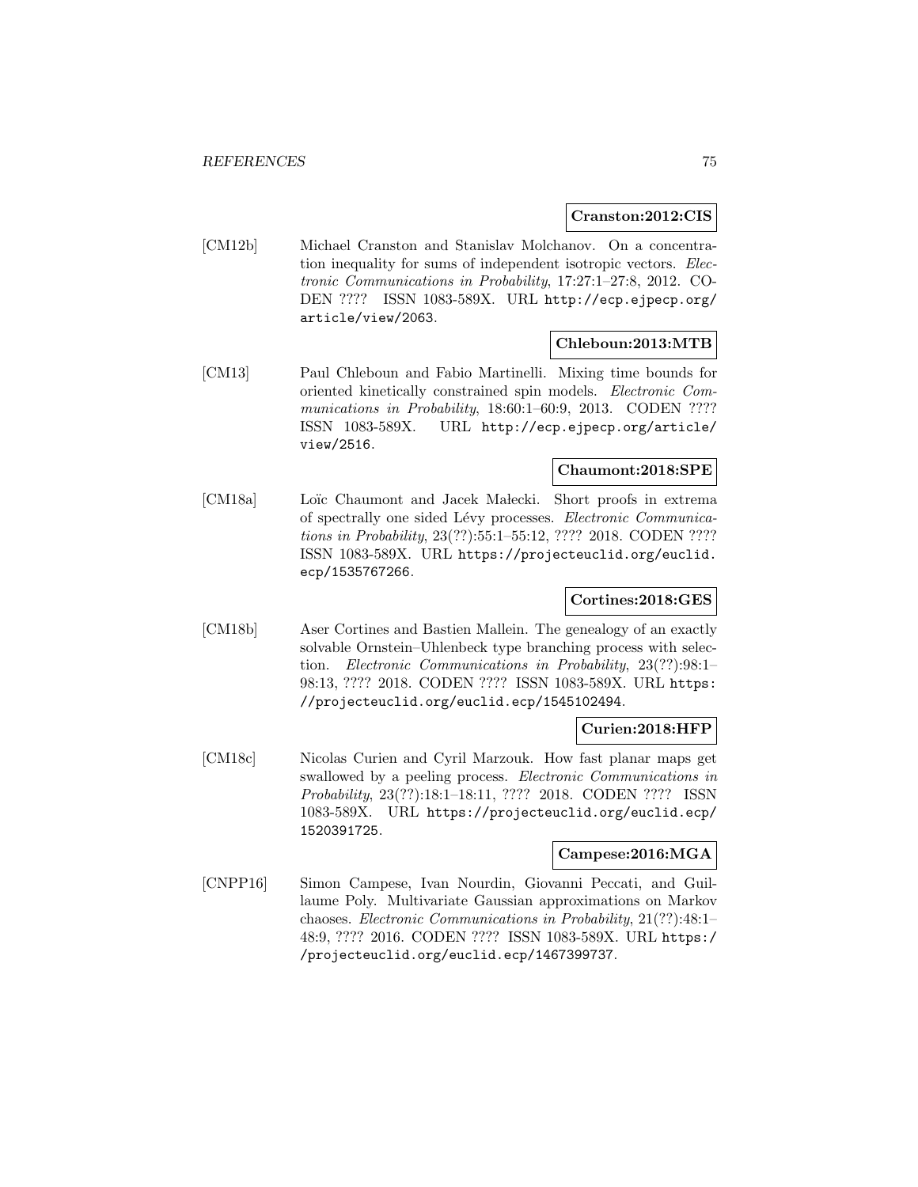**Cranston:2012:CIS**

[CM12b] Michael Cranston and Stanislav Molchanov. On a concentration inequality for sums of independent isotropic vectors. *Electronic Communications in Probability*, 17:27:1–27:8, 2012. CODEN ???? ISSN 1083-589X. URL http://ecp.ejpecp.org/article/view/2063.

**Chleboun:2013:MTB**

[CM13] Paul Chleboun and Fabio Martinelli. Mixing time bounds for oriented kinetically constrained spin models. *Electronic Communications in Probability*, 18:60:1–60:9, 2013. CODEN ???? ISSN 1083-589X. URL http://ecp.ejpecp.org/article/view/2516.

**Chaumont:2018:SPE**

[CM18a] Loïc Chaumont and Jacek Małecki. Short proofs in extrema of spectrally one sided Lévy processes. *Electronic Communications in Probability*, 23(??):55:1–55:12, ???? 2018. CODEN ???? ISSN 1083-589X. URL https://projecteuclid.org/euclid.ecp/1535767266.

**Cortines:2018:GES**

[CM18b] Aser Cortines and Bastien Mallein. The genealogy of an exactly solvable Ornstein–Uhlenbeck type branching process with selection. *Electronic Communications in Probability*, 23(??):98:1–98:13, ???? 2018. CODEN ???? ISSN 1083-589X. URL https://projecteuclid.org/euclid.ecp/1545102494.

**Curien:2018:HFP**

[CM18c] Nicolas Curien and Cyril Marzouk. How fast planar maps get swallowed by a peeling process. *Electronic Communications in Probability*, 23(??):18:1–18:11, ???? 2018. CODEN ???? ISSN 1083-589X. URL https://projecteuclid.org/euclid.ecp/1520391725.

**Campese:2016:MGA**

[CNPP16] Simon Campese, Ivan Nourdin, Giovanni Peccati, and Guillaume Poly. Multivariate Gaussian approximations on Markov chaoses. *Electronic Communications in Probability*, 21(??):48:1–48:9, ???? 2016. CODEN ???? ISSN 1083-589X. URL https://projecteuclid.org/euclid.ecp/1467399737.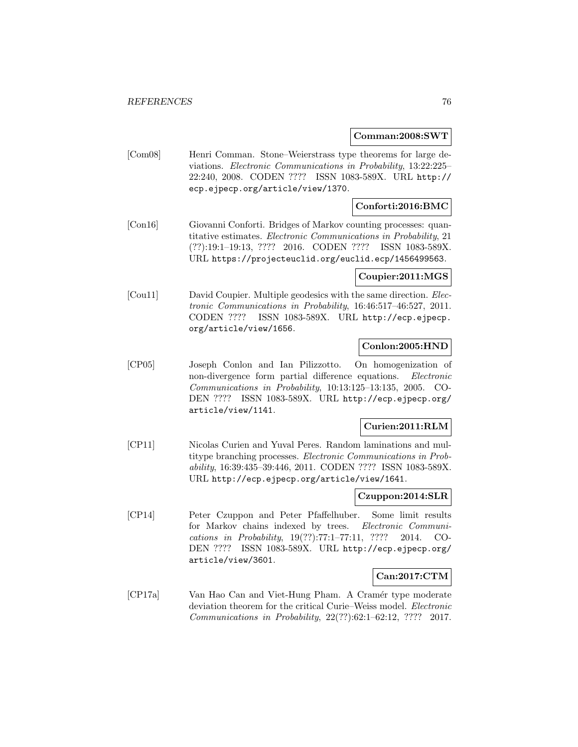**Comman:2008:SWT**

[Com08] Henri Comman. Stone–Weierstrass type theorems for large deviations. *Electronic Communications in Probability*, 13:22:225–22:240, 2008. CODEN ???? ISSN 1083-589X. URL http://ecp.ejpecp.org/article/view/1370.

**Conforti:2016:BMC**

[Con16] Giovanni Conforti. Bridges of Markov counting processes: quantitative estimates. *Electronic Communications in Probability*, 21 (??):19:1–19:13, ???? 2016. CODEN ???? ISSN 1083-589X. URL https://projecteuclid.org/euclid.ecp/1456499563.

**Coupier:2011:MGS**

[Cou11] David Coupier. Multiple geodesics with the same direction. *Electronic Communications in Probability*, 16:46:517–46:527, 2011. CODEN ???? ISSN 1083-589X. URL http://ecp.ejpecp.org/article/view/1656.

**Conlon:2005:HND**

[CP05] Joseph Conlon and Ian Pilizzotto. On homogenization of non-divergence form partial difference equations. *Electronic Communications in Probability*, 10:13:125–13:135, 2005. CODEN ???? ISSN 1083-589X. URL http://ecp.ejpecp.org/article/view/1141.

**Curien:2011:RLM**

[CP11] Nicolas Curien and Yuval Peres. Random laminations and multitype branching processes. *Electronic Communications in Probability*, 16:39:435–39:446, 2011. CODEN ???? ISSN 1083-589X. URL http://ecp.ejpecp.org/article/view/1641.

**Czuppon:2014:SLR**

[CP14] Peter Czuppon and Peter Pfaffelhuber. Some limit results for Markov chains indexed by trees. *Electronic Communications in Probability*, 19(??):77:1–77:11, ???? 2014. CODEN ???? ISSN 1083-589X. URL http://ecp.ejpecp.org/article/view/3601.

**Can:2017:CTM**

[CP17a] Van Hao Can and Viet-Hung Pham. A Cramér type moderate deviation theorem for the critical Curie–Weiss model. *Electronic Communications in Probability*, 22(??):62:1–62:12, ???? 2017.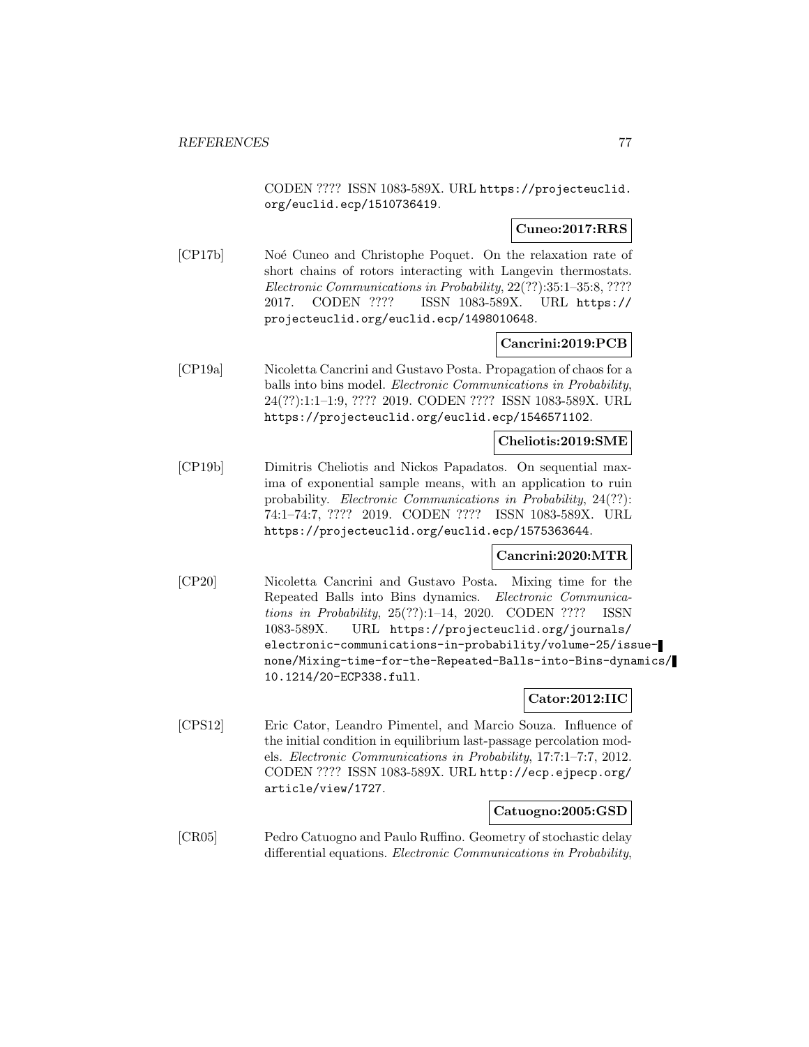CODEN ???? ISSN 1083-589X. URL https://projecteuclid.org/euclid.ecp/1510736419.

**Cuneo:2017:RRS**

[CP17b] Noé Cuneo and Christophe Poquet. On the relaxation rate of short chains of rotors interacting with Langevin thermostats. *Electronic Communications in Probability*, 22(??):35:1–35:8, ???? 2017. CODEN ???? ISSN 1083-589X. URL https://projecteuclid.org/euclid.ecp/1498010648.

**Cancrini:2019:PCB**

[CP19a] Nicoletta Cancrini and Gustavo Posta. Propagation of chaos for a balls into bins model. *Electronic Communications in Probability*, 24(??):1:1–1:9, ???? 2019. CODEN ???? ISSN 1083-589X. URL https://projecteuclid.org/euclid.ecp/1546571102.

**Cheliotis:2019:SME**

[CP19b] Dimitris Cheliotis and Nickos Papadatos. On sequential maxima of exponential sample means, with an application to ruin probability. *Electronic Communications in Probability*, 24(??):74:1–74:7, ???? 2019. CODEN ???? ISSN 1083-589X. URL https://projecteuclid.org/euclid.ecp/1575363644.

**Cancrini:2020:MTR**

[CP20] Nicoletta Cancrini and Gustavo Posta. Mixing time for the Repeated Balls into Bins dynamics. *Electronic Communications in Probability*, 25(??):1–14, 2020. CODEN ???? ISSN 1083-589X. URL https://projecteuclid.org/journals/electronic-communications-in-probability/volume-25/issue-none/Mixing-time-for-the-Repeated-Balls-into-Bins-dynamics/10.1214/20-ECP338.full.

**Cator:2012:IIC**

[CPS12] Eric Cator, Leandro Pimentel, and Marcio Souza. Influence of the initial condition in equilibrium last-passage percolation models. *Electronic Communications in Probability*, 17:7:1–7:7, 2012. CODEN ???? ISSN 1083-589X. URL http://ecp.ejpecp.org/article/view/1727.

**Catuogno:2005:GSD**

[CR05] Pedro Catuogno and Paulo Ruffino. Geometry of stochastic delay differential equations. *Electronic Communications in Probability*,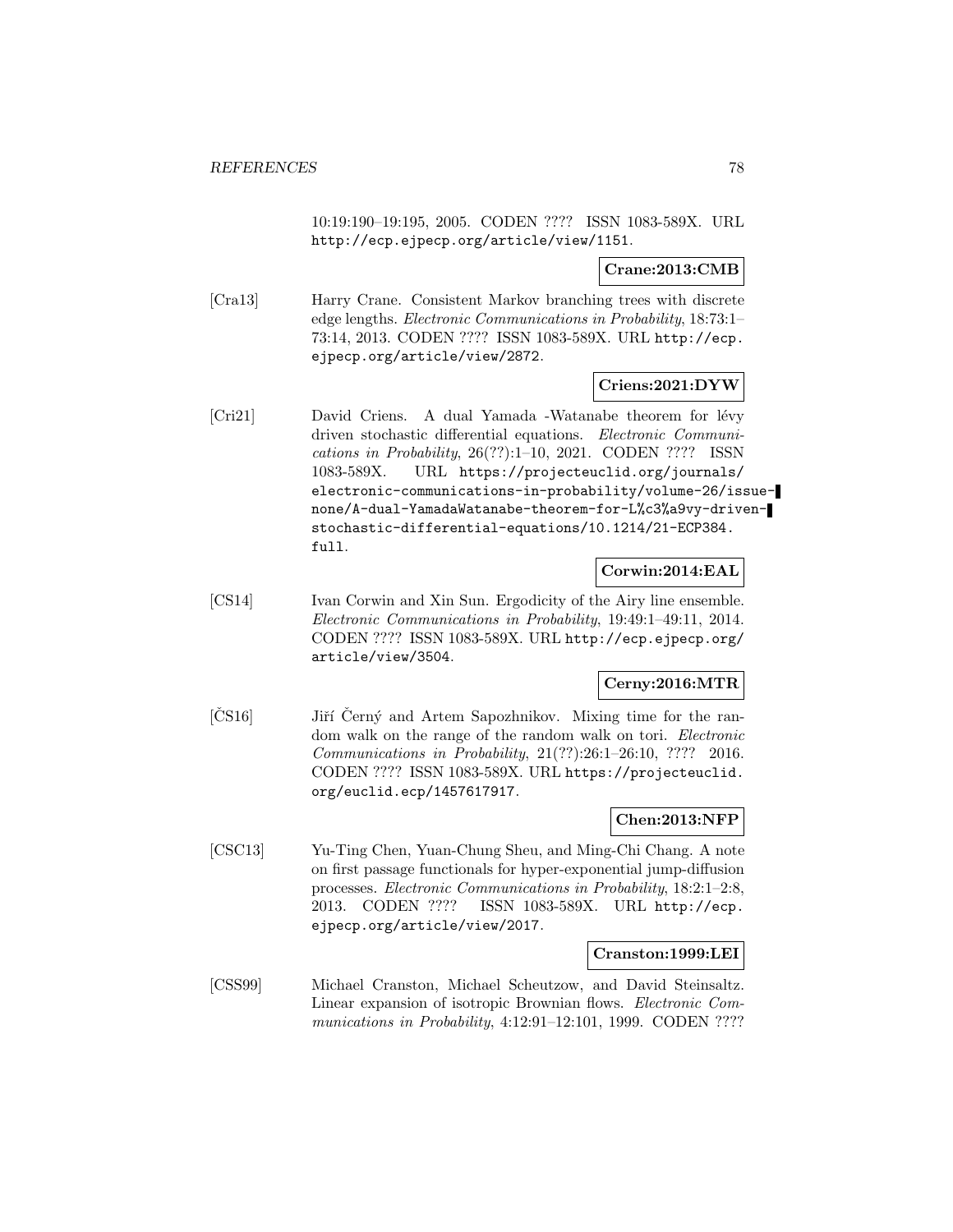10:19:190–19:195, 2005. CODEN ???? ISSN 1083-589X. URL http://ecp.ejpecp.org/article/view/1151.

**Crane:2013:CMB**

[Cra13] Harry Crane. Consistent Markov branching trees with discrete edge lengths. *Electronic Communications in Probability*, 18:73:1–73:14, 2013. CODEN ???? ISSN 1083-589X. URL http://ecp.ejpecp.org/article/view/2872.

**Criens:2021:DYW**

[Cri21] David Criens. A dual Yamada -Watanabe theorem for lévy driven stochastic differential equations. *Electronic Communications in Probability*, 26(??):1–10, 2021. CODEN ???? ISSN 1083-589X. URL https://projecteuclid.org/journals/electronic-communications-in-probability/volume-26/issue-none/A-dual-YamadaWatanabe-theorem-for-L%c3%a9vy-driven-stochastic-differential-equations/10.1214/21-ECP384.full.

**Corwin:2014:EAL**

[CS14] Ivan Corwin and Xin Sun. Ergodicity of the Airy line ensemble. *Electronic Communications in Probability*, 19:49:1–49:11, 2014. CODEN ???? ISSN 1083-589X. URL http://ecp.ejpecp.org/article/view/3504.

**Cerny:2016:MTR**

[ČS16] Jiří Černý and Artem Sapozhnikov. Mixing time for the random walk on the range of the random walk on tori. *Electronic Communications in Probability*, 21(??):26:1–26:10, ???? 2016. CODEN ???? ISSN 1083-589X. URL https://projecteuclid.org/euclid.ecp/1457617917.

**Chen:2013:NFP**

[CSC13] Yu-Ting Chen, Yuan-Chung Sheu, and Ming-Chi Chang. A note on first passage functionals for hyper-exponential jump-diffusion processes. *Electronic Communications in Probability*, 18:2:1–2:8, 2013. CODEN ???? ISSN 1083-589X. URL http://ecp.ejpecp.org/article/view/2017.

**Cranston:1999:LEI**

[CSS99] Michael Cranston, Michael Scheutzow, and David Steinsaltz. Linear expansion of isotropic Brownian flows. *Electronic Communications in Probability*, 4:12:91–12:101, 1999. CODEN ????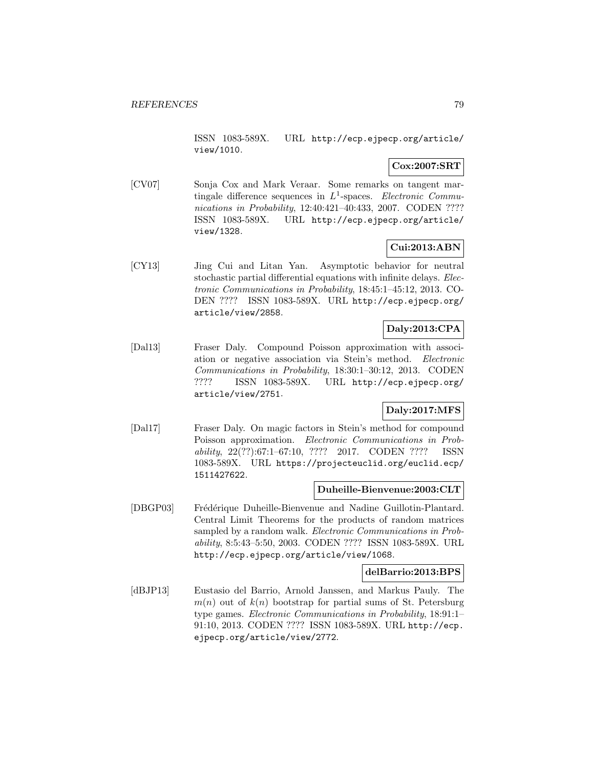ISSN 1083-589X. URL http://ecp.ejpecp.org/article/view/1010.

**Cox:2007:SRT**

[CV07] Sonja Cox and Mark Veraar. Some remarks on tangent martingale difference sequences in $L^1$-spaces. *Electronic Communications in Probability*, 12:40:421–40:433, 2007. CODEN ???? ISSN 1083-589X. URL http://ecp.ejpecp.org/article/view/1328.

**Cui:2013:ABN**

[CY13] Jing Cui and Litan Yan. Asymptotic behavior for neutral stochastic partial differential equations with infinite delays. *Electronic Communications in Probability*, 18:45:1–45:12, 2013. CODEN ???? ISSN 1083-589X. URL http://ecp.ejpecp.org/article/view/2858.

**Daly:2013:CPA**

[Dal13] Fraser Daly. Compound Poisson approximation with association or negative association via Stein's method. *Electronic Communications in Probability*, 18:30:1–30:12, 2013. CODEN ???? ISSN 1083-589X. URL http://ecp.ejpecp.org/article/view/2751.

**Daly:2017:MFS**

[Dal17] Fraser Daly. On magic factors in Stein's method for compound Poisson approximation. *Electronic Communications in Probability*, 22(??):67:1–67:10, ???? 2017. CODEN ???? ISSN 1083-589X. URL https://projecteuclid.org/euclid.ecp/1511427622.

**Duheille-Bienvenue:2003:CLT**

[DBGP03] Frédérique Duheille-Bienvenue and Nadine Guillotin-Plantard. Central Limit Theorems for the products of random matrices sampled by a random walk. *Electronic Communications in Probability*, 8:5:43–5:50, 2003. CODEN ???? ISSN 1083-589X. URL http://ecp.ejpecp.org/article/view/1068.

**delBarrio:2013:BPS**

[dBJP13] Eustasio del Barrio, Arnold Janssen, and Markus Pauly. The $m(n)$ out of $k(n)$ bootstrap for partial sums of St. Petersburg type games. *Electronic Communications in Probability*, 18:91:1–91:10, 2013. CODEN ???? ISSN 1083-589X. URL http://ecp.ejpecp.org/article/view/2772.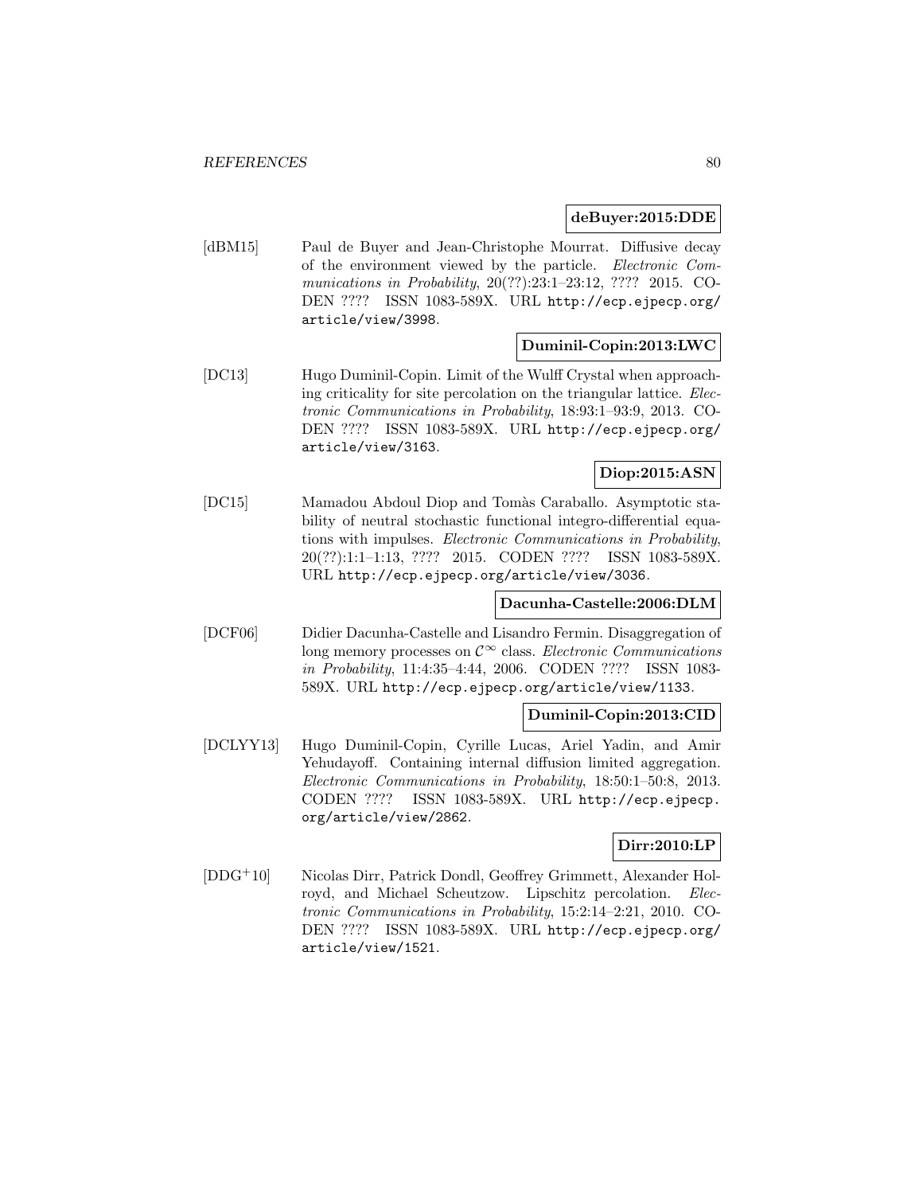**deBuyer:2015:DDE**

[dBM15] Paul de Buyer and Jean-Christophe Mourrat. Diffusive decay of the environment viewed by the particle. *Electronic Communications in Probability*, 20(??):23:1–23:12, ???? 2015. CODEN ???? ISSN 1083-589X. URL http://ecp.ejpecp.org/article/view/3998.

**Duminil-Copin:2013:LWC**

[DC13] Hugo Duminil-Copin. Limit of the Wulff Crystal when approaching criticality for site percolation on the triangular lattice. *Electronic Communications in Probability*, 18:93:1–93:9, 2013. CODEN ???? ISSN 1083-589X. URL http://ecp.ejpecp.org/article/view/3163.

**Diop:2015:ASN**

[DC15] Mamadou Abdoul Diop and Tomàs Caraballo. Asymptotic stability of neutral stochastic functional integro-differential equations with impulses. *Electronic Communications in Probability*, 20(??):1:1–1:13, ???? 2015. CODEN ???? ISSN 1083-589X. URL http://ecp.ejpecp.org/article/view/3036.

**Dacunha-Castelle:2006:DLM**

[DCF06] Didier Dacunha-Castelle and Lisandro Fermin. Disaggregation of long memory processes on $\mathcal{C}^\infty$ class. *Electronic Communications in Probability*, 11:4:35–4:44, 2006. CODEN ???? ISSN 1083-589X. URL http://ecp.ejpecp.org/article/view/1133.

**Duminil-Copin:2013:CID**

[DCLYY13] Hugo Duminil-Copin, Cyrille Lucas, Ariel Yadin, and Amir Yehudayoff. Containing internal diffusion limited aggregation. *Electronic Communications in Probability*, 18:50:1–50:8, 2013. CODEN ???? ISSN 1083-589X. URL http://ecp.ejpecp.org/article/view/2862.

**Dirr:2010:LP**

[DDG+10] Nicolas Dirr, Patrick Dondl, Geoffrey Grimmett, Alexander Holroyd, and Michael Scheutzow. Lipschitz percolation. *Electronic Communications in Probability*, 15:2:14–2:21, 2010. CODEN ???? ISSN 1083-589X. URL http://ecp.ejpecp.org/article/view/1521.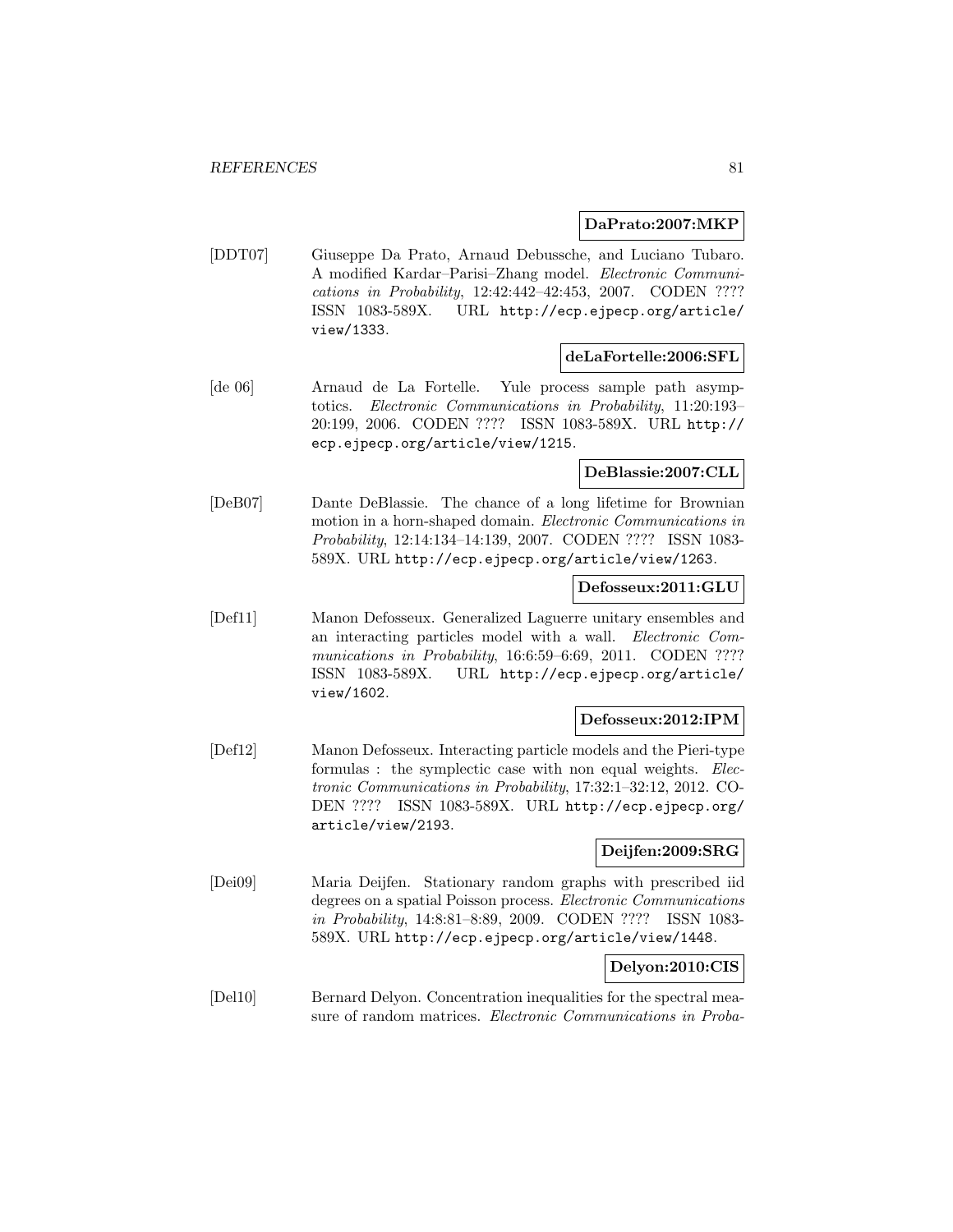**DaPrato:2007:MKP**

[DDT07] Giuseppe Da Prato, Arnaud Debussche, and Luciano Tubaro. A modified Kardar–Parisi–Zhang model. *Electronic Communications in Probability*, 12:42:442–42:453, 2007. CODEN ???? ISSN 1083-589X. URL http://ecp.ejpecp.org/article/view/1333.

**deLaFortelle:2006:SFL**

[de 06] Arnaud de La Fortelle. Yule process sample path asymptotics. *Electronic Communications in Probability*, 11:20:193–20:199, 2006. CODEN ???? ISSN 1083-589X. URL http://ecp.ejpecp.org/article/view/1215.

**DeBlassie:2007:CLL**

[DeB07] Dante DeBlassie. The chance of a long lifetime for Brownian motion in a horn-shaped domain. *Electronic Communications in Probability*, 12:14:134–14:139, 2007. CODEN ???? ISSN 1083-589X. URL http://ecp.ejpecp.org/article/view/1263.

**Defosseux:2011:GLU**

[Def11] Manon Defosseux. Generalized Laguerre unitary ensembles and an interacting particles model with a wall. *Electronic Communications in Probability*, 16:6:59–6:69, 2011. CODEN ???? ISSN 1083-589X. URL http://ecp.ejpecp.org/article/view/1602.

**Defosseux:2012:IPM**

[Def12] Manon Defosseux. Interacting particle models and the Pieri-type formulas : the symplectic case with non equal weights. *Electronic Communications in Probability*, 17:32:1–32:12, 2012. CODEN ???? ISSN 1083-589X. URL http://ecp.ejpecp.org/article/view/2193.

**Deijfen:2009:SRG**

[Dei09] Maria Deijfen. Stationary random graphs with prescribed iid degrees on a spatial Poisson process. *Electronic Communications in Probability*, 14:8:81–8:89, 2009. CODEN ???? ISSN 1083-589X. URL http://ecp.ejpecp.org/article/view/1448.

**Delyon:2010:CIS**

[Del10] Bernard Delyon. Concentration inequalities for the spectral measure of random matrices. *Electronic Communications in Proba-*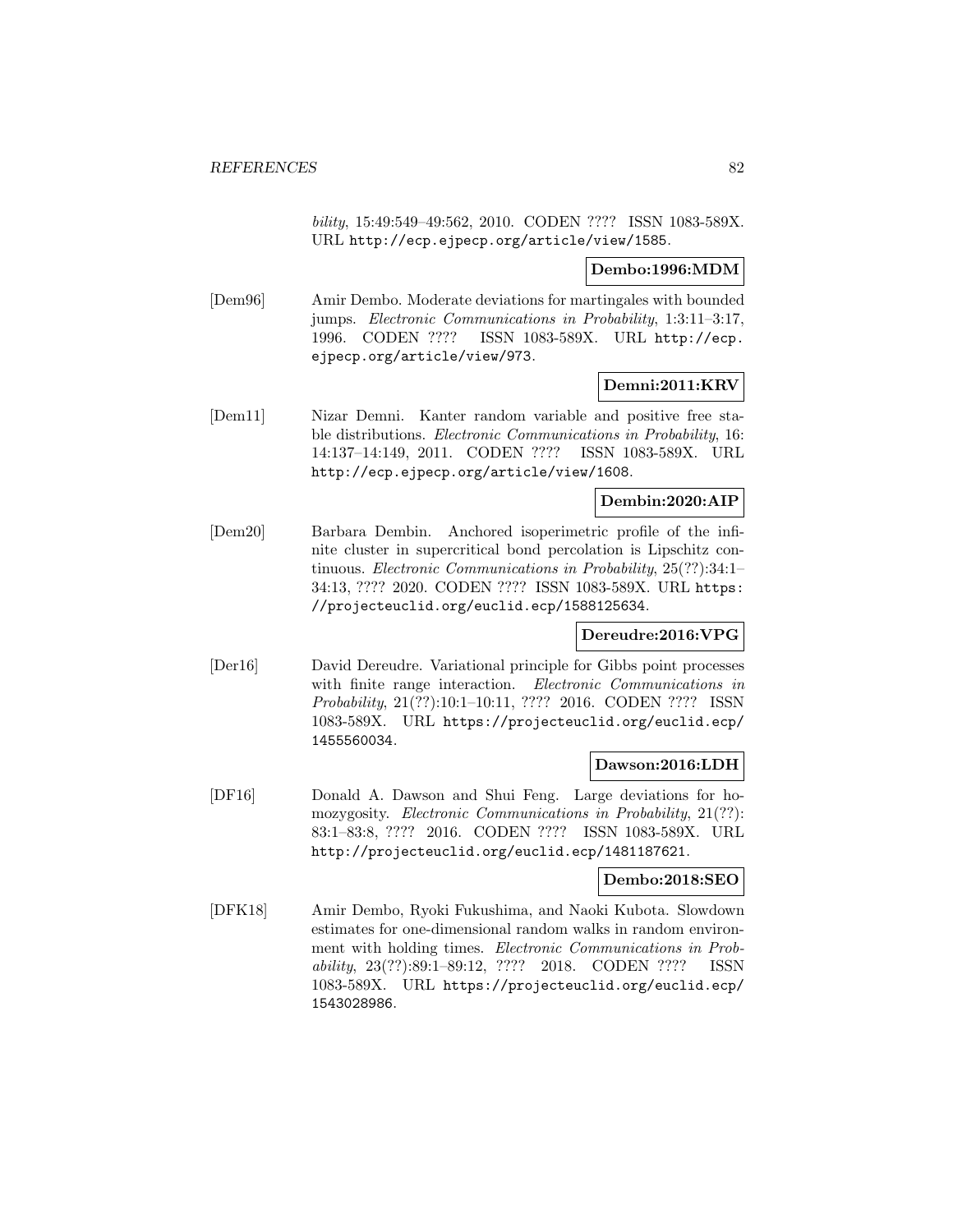*bility*, 15:49:549–49:562, 2010. CODEN ???? ISSN 1083-589X. URL http://ecp.ejpecp.org/article/view/1585.

**Dembo:1996:MDM**

[Dem96] Amir Dembo. Moderate deviations for martingales with bounded jumps. *Electronic Communications in Probability*, 1:3:11–3:17, 1996. CODEN ???? ISSN 1083-589X. URL http://ecp.ejpecp.org/article/view/973.

**Demni:2011:KRV**

[Dem11] Nizar Demni. Kanter random variable and positive free stable distributions. *Electronic Communications in Probability*, 16: 14:137–14:149, 2011. CODEN ???? ISSN 1083-589X. URL http://ecp.ejpecp.org/article/view/1608.

**Dembin:2020:AIP**

[Dem20] Barbara Dembin. Anchored isoperimetric profile of the infinite cluster in supercritical bond percolation is Lipschitz continuous. *Electronic Communications in Probability*, 25(??):34:1–34:13, ???? 2020. CODEN ???? ISSN 1083-589X. URL https://projecteuclid.org/euclid.ecp/1588125634.

**Dereudre:2016:VPG**

[Der16] David Dereudre. Variational principle for Gibbs point processes with finite range interaction. *Electronic Communications in Probability*, 21(??):10:1–10:11, ???? 2016. CODEN ???? ISSN 1083-589X. URL https://projecteuclid.org/euclid.ecp/1455560034.

**Dawson:2016:LDH**

[DF16] Donald A. Dawson and Shui Feng. Large deviations for homozygosity. *Electronic Communications in Probability*, 21(??): 83:1–83:8, ???? 2016. CODEN ???? ISSN 1083-589X. URL http://projecteuclid.org/euclid.ecp/1481187621.

**Dembo:2018:SEO**

[DFK18] Amir Dembo, Ryoki Fukushima, and Naoki Kubota. Slowdown estimates for one-dimensional random walks in random environment with holding times. *Electronic Communications in Probability*, 23(??):89:1–89:12, ???? 2018. CODEN ???? ISSN 1083-589X. URL https://projecteuclid.org/euclid.ecp/1543028986.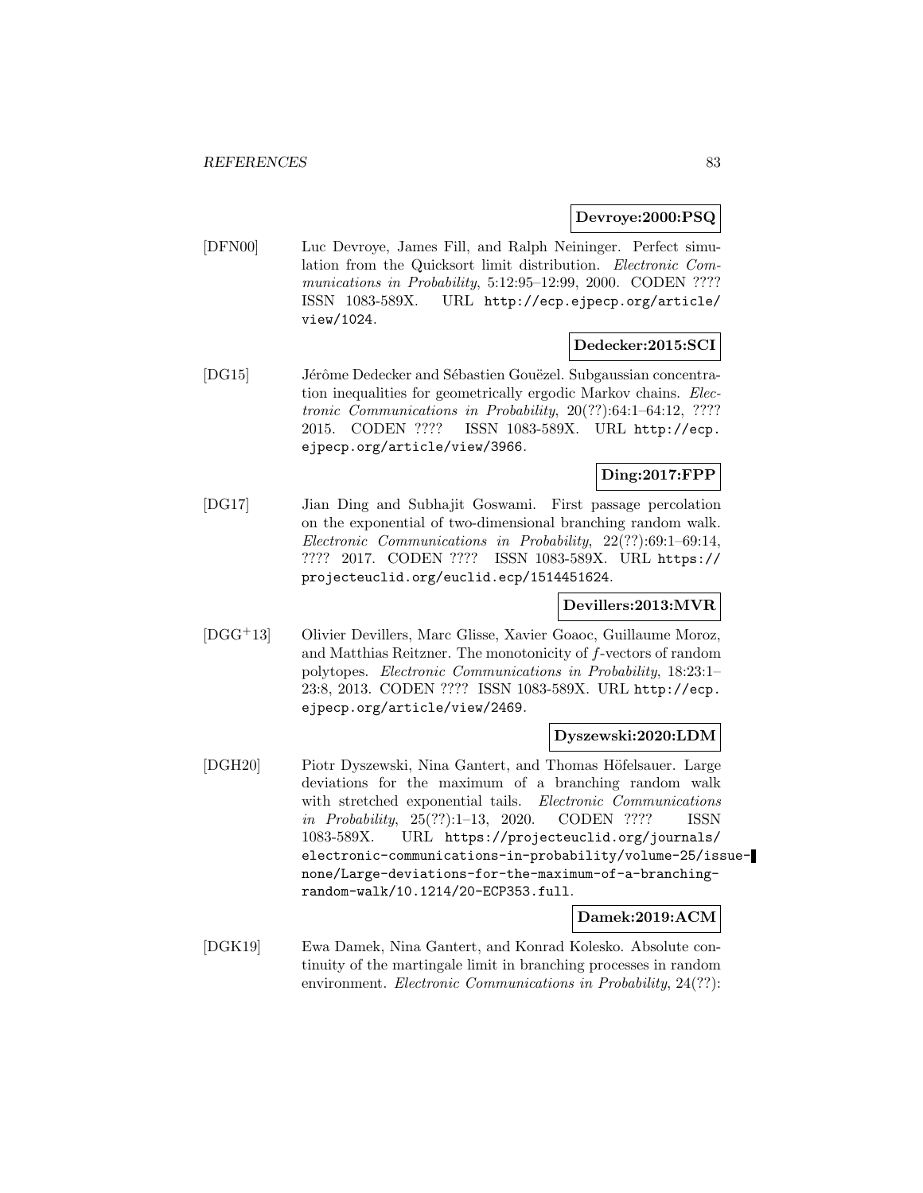**Devroye:2000:PSQ**

[DFN00] Luc Devroye, James Fill, and Ralph Neininger. Perfect simulation from the Quicksort limit distribution. *Electronic Communications in Probability*, 5:12:95–12:99, 2000. CODEN ???? ISSN 1083-589X. URL http://ecp.ejpecp.org/article/view/1024.

**Dedecker:2015:SCI**

[DG15] Jérôme Dedecker and Sébastien Gouëzel. Subgaussian concentration inequalities for geometrically ergodic Markov chains. *Electronic Communications in Probability*, 20(??):64:1–64:12, ???? 2015. CODEN ???? ISSN 1083-589X. URL http://ecp.ejpecp.org/article/view/3966.

**Ding:2017:FPP**

[DG17] Jian Ding and Subhajit Goswami. First passage percolation on the exponential of two-dimensional branching random walk. *Electronic Communications in Probability*, 22(??):69:1–69:14, ???? 2017. CODEN ???? ISSN 1083-589X. URL https://projecteuclid.org/euclid.ecp/1514451624.

**Devillers:2013:MVR**

[DGG+13] Olivier Devillers, Marc Glisse, Xavier Goaoc, Guillaume Moroz, and Matthias Reitzner. The monotonicity of $f$-vectors of random polytopes. *Electronic Communications in Probability*, 18:23:1–23:8, 2013. CODEN ???? ISSN 1083-589X. URL http://ecp.ejpecp.org/article/view/2469.

**Dyszewski:2020:LDM**

[DGH20] Piotr Dyszewski, Nina Gantert, and Thomas Höfelsauer. Large deviations for the maximum of a branching random walk with stretched exponential tails. *Electronic Communications in Probability*, 25(??):1–13, 2020. CODEN ???? ISSN 1083-589X. URL https://projecteuclid.org/journals/electronic-communications-in-probability/volume-25/issue-none/Large-deviations-for-the-maximum-of-a-branching-random-walk/10.1214/20-ECP353.full.

**Damek:2019:ACM**

[DGK19] Ewa Damek, Nina Gantert, and Konrad Kolesko. Absolute continuity of the martingale limit in branching processes in random environment. *Electronic Communications in Probability*, 24(??):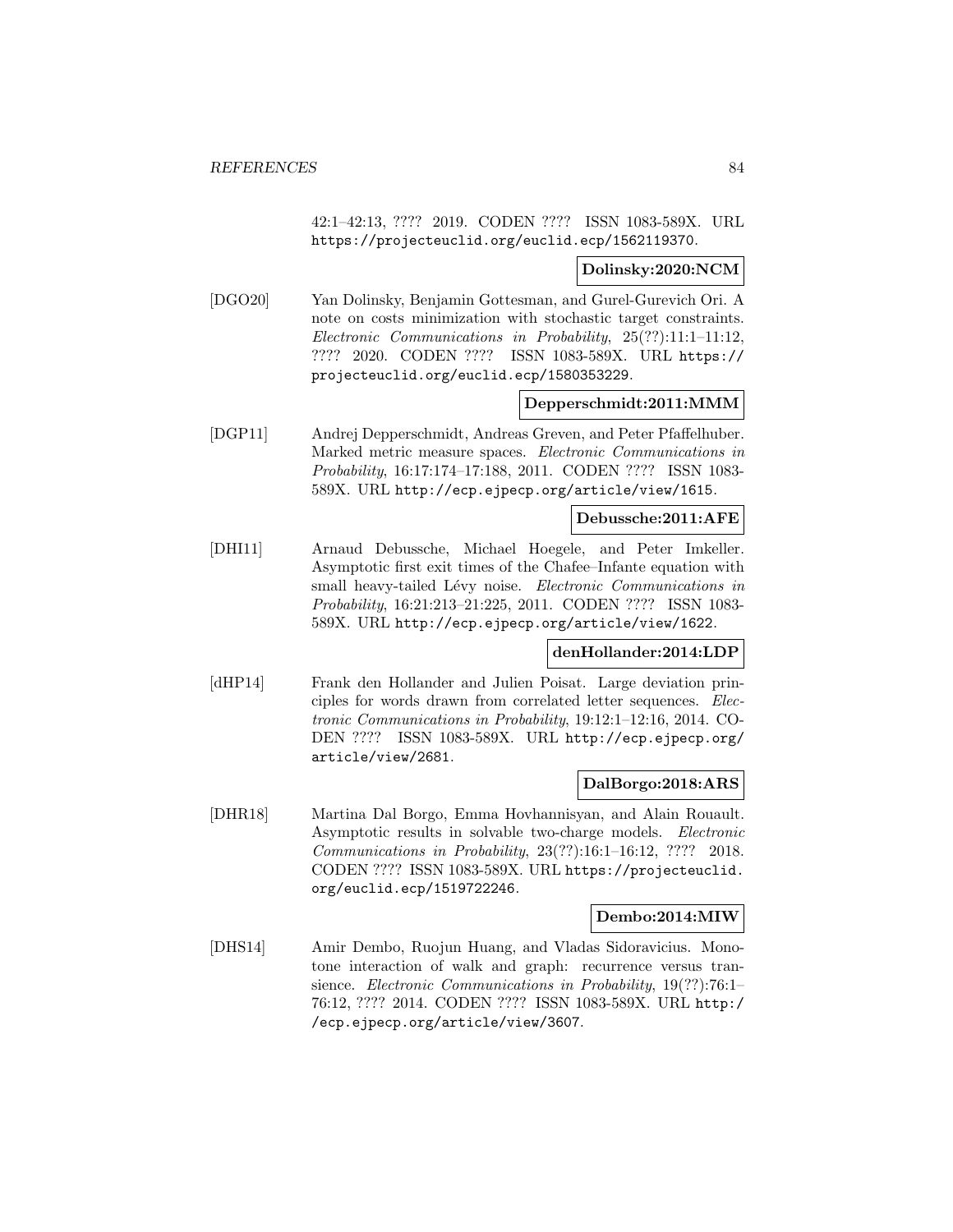42:1–42:13, ???? 2019. CODEN ???? ISSN 1083-589X. URL https://projecteuclid.org/euclid.ecp/1562119370.

**Dolinsky:2020:NCM**

[DGO20] Yan Dolinsky, Benjamin Gottesman, and Gurel-Gurevich Ori. A note on costs minimization with stochastic target constraints. *Electronic Communications in Probability*, 25(??):11:1–11:12, ???? 2020. CODEN ???? ISSN 1083-589X. URL https://projecteuclid.org/euclid.ecp/1580353229.

**Depperschmidt:2011:MMM**

[DGP11] Andrej Depperschmidt, Andreas Greven, and Peter Pfaffelhuber. Marked metric measure spaces. *Electronic Communications in Probability*, 16:17:174–17:188, 2011. CODEN ???? ISSN 1083-589X. URL http://ecp.ejpecp.org/article/view/1615.

**Debussche:2011:AFE**

[DHI11] Arnaud Debussche, Michael Hoegele, and Peter Imkeller. Asymptotic first exit times of the Chafee–Infante equation with small heavy-tailed Lévy noise. *Electronic Communications in Probability*, 16:21:213–21:225, 2011. CODEN ???? ISSN 1083-589X. URL http://ecp.ejpecp.org/article/view/1622.

**denHollander:2014:LDP**

[dHP14] Frank den Hollander and Julien Poisat. Large deviation principles for words drawn from correlated letter sequences. *Electronic Communications in Probability*, 19:12:1–12:16, 2014. CODEN ???? ISSN 1083-589X. URL http://ecp.ejpecp.org/article/view/2681.

**DalBorgo:2018:ARS**

[DHR18] Martina Dal Borgo, Emma Hovhannisyan, and Alain Rouault. Asymptotic results in solvable two-charge models. *Electronic Communications in Probability*, 23(??):16:1–16:12, ???? 2018. CODEN ???? ISSN 1083-589X. URL https://projecteuclid.org/euclid.ecp/1519722246.

**Dembo:2014:MIW**

[DHS14] Amir Dembo, Ruojun Huang, and Vladas Sidoravicius. Monotone interaction of walk and graph: recurrence versus transience. *Electronic Communications in Probability*, 19(??):76:1–76:12, ???? 2014. CODEN ???? ISSN 1083-589X. URL http://ecp.ejpecp.org/article/view/3607.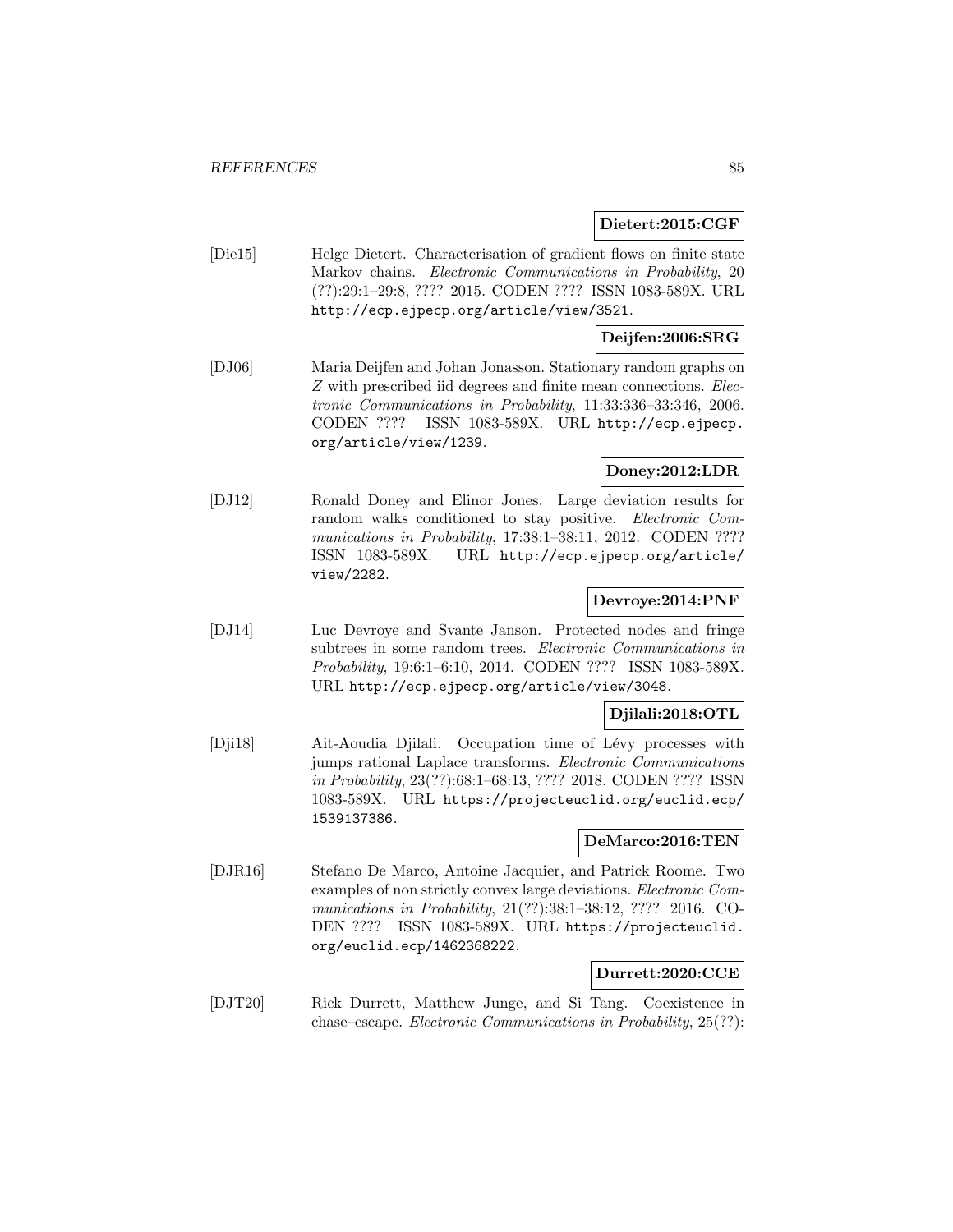**Dietert:2015:CGF**

[Die15] Helge Dietert. Characterisation of gradient flows on finite state Markov chains. *Electronic Communications in Probability*, 20 (??):29:1–29:8, ???? 2015. CODEN ???? ISSN 1083-589X. URL http://ecp.ejpecp.org/article/view/3521.

**Deijfen:2006:SRG**

[DJ06] Maria Deijfen and Johan Jonasson. Stationary random graphs on $Z$ with prescribed iid degrees and finite mean connections. *Electronic Communications in Probability*, 11:33:336–33:346, 2006. CODEN ???? ISSN 1083-589X. URL http://ecp.ejpecp.org/article/view/1239.

**Doney:2012:LDR**

[DJ12] Ronald Doney and Elinor Jones. Large deviation results for random walks conditioned to stay positive. *Electronic Communications in Probability*, 17:38:1–38:11, 2012. CODEN ???? ISSN 1083-589X. URL http://ecp.ejpecp.org/article/view/2282.

**Devroye:2014:PNF**

[DJ14] Luc Devroye and Svante Janson. Protected nodes and fringe subtrees in some random trees. *Electronic Communications in Probability*, 19:6:1–6:10, 2014. CODEN ???? ISSN 1083-589X. URL http://ecp.ejpecp.org/article/view/3048.

**Djilali:2018:OTL**

[Dji18] Ait-Aoudia Djilali. Occupation time of Lévy processes with jumps rational Laplace transforms. *Electronic Communications in Probability*, 23(??):68:1–68:13, ???? 2018. CODEN ???? ISSN 1083-589X. URL https://projecteuclid.org/euclid.ecp/1539137386.

**DeMarco:2016:TEN**

[DJR16] Stefano De Marco, Antoine Jacquier, and Patrick Roome. Two examples of non strictly convex large deviations. *Electronic Communications in Probability*, 21(??):38:1–38:12, ???? 2016. CODEN ???? ISSN 1083-589X. URL https://projecteuclid.org/euclid.ecp/1462368222.

**Durrett:2020:CCE**

[DJT20] Rick Durrett, Matthew Junge, and Si Tang. Coexistence in chase–escape. *Electronic Communications in Probability*, 25(??):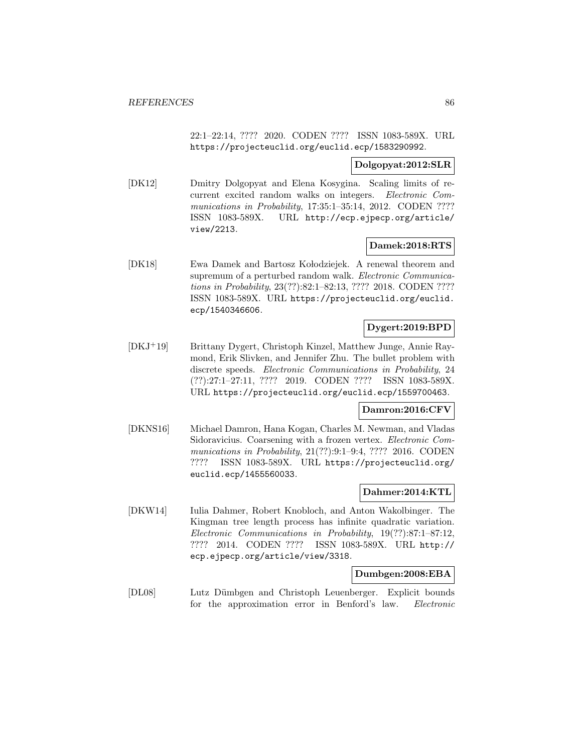22:1–22:14, ???? 2020. CODEN ???? ISSN 1083-589X. URL https://projecteuclid.org/euclid.ecp/1583290992.

**Dolgopyat:2012:SLR**

[DK12] Dmitry Dolgopyat and Elena Kosygina. Scaling limits of recurrent excited random walks on integers. *Electronic Communications in Probability*, 17:35:1–35:14, 2012. CODEN ???? ISSN 1083-589X. URL http://ecp.ejpecp.org/article/view/2213.

**Damek:2018:RTS**

[DK18] Ewa Damek and Bartosz Kołodziejek. A renewal theorem and supremum of a perturbed random walk. *Electronic Communications in Probability*, 23(??):82:1–82:13, ???? 2018. CODEN ???? ISSN 1083-589X. URL https://projecteuclid.org/euclid.ecp/1540346606.

**Dygert:2019:BPD**

[DKJ+19] Brittany Dygert, Christoph Kinzel, Matthew Junge, Annie Raymond, Erik Slivken, and Jennifer Zhu. The bullet problem with discrete speeds. *Electronic Communications in Probability*, 24 (??):27:1–27:11, ???? 2019. CODEN ???? ISSN 1083-589X. URL https://projecteuclid.org/euclid.ecp/1559700463.

**Damron:2016:CFV**

[DKNS16] Michael Damron, Hana Kogan, Charles M. Newman, and Vladas Sidoravicius. Coarsening with a frozen vertex. *Electronic Communications in Probability*, 21(??):9:1–9:4, ???? 2016. CODEN ???? ISSN 1083-589X. URL https://projecteuclid.org/euclid.ecp/1455560033.

**Dahmer:2014:KTL**

[DKW14] Iulia Dahmer, Robert Knobloch, and Anton Wakolbinger. The Kingman tree length process has infinite quadratic variation. *Electronic Communications in Probability*, 19(??):87:1–87:12, ???? 2014. CODEN ???? ISSN 1083-589X. URL http://ecp.ejpecp.org/article/view/3318.

**Dumbgen:2008:EBA**

[DL08] Lutz Dümbgen and Christoph Leuenberger. Explicit bounds for the approximation error in Benford's law. *Electronic*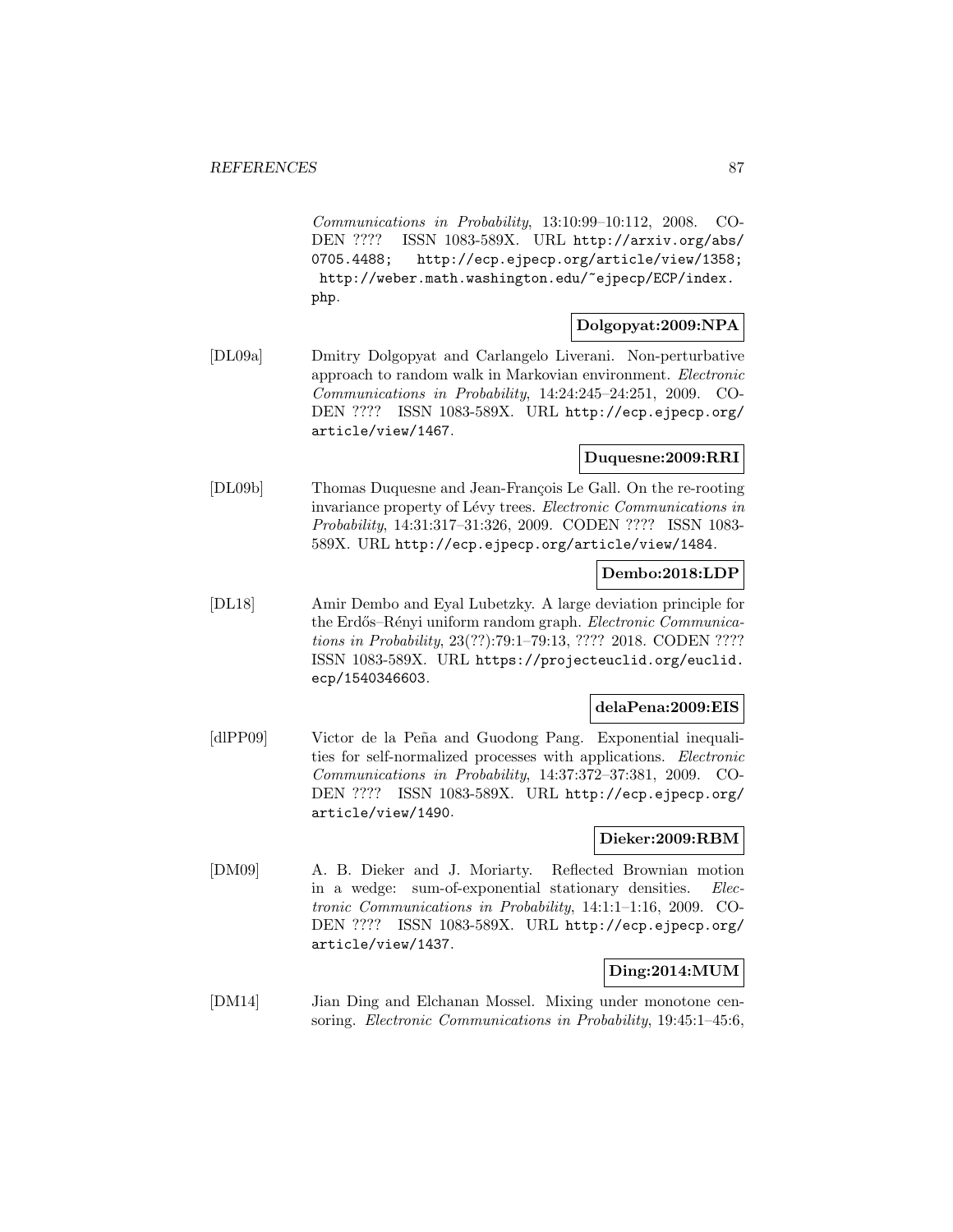*Communications in Probability*, 13:10:99–10:112, 2008. CODEN ???? ISSN 1083-589X. URL http://arxiv.org/abs/0705.4488; http://ecp.ejpecp.org/article/view/1358; http://weber.math.washington.edu/~ejpecp/ECP/index.php.

**Dolgopyat:2009:NPA**

[DL09a] Dmitry Dolgopyat and Carlangelo Liverani. Non-perturbative approach to random walk in Markovian environment. *Electronic Communications in Probability*, 14:24:245–24:251, 2009. CODEN ???? ISSN 1083-589X. URL http://ecp.ejpecp.org/article/view/1467.

**Duquesne:2009:RRI**

[DL09b] Thomas Duquesne and Jean-François Le Gall. On the re-rooting invariance property of Lévy trees. *Electronic Communications in Probability*, 14:31:317–31:326, 2009. CODEN ???? ISSN 1083-589X. URL http://ecp.ejpecp.org/article/view/1484.

**Dembo:2018:LDP**

[DL18] Amir Dembo and Eyal Lubetzky. A large deviation principle for the Erdős–Rényi uniform random graph. *Electronic Communications in Probability*, 23(??):79:1–79:13, ???? 2018. CODEN ???? ISSN 1083-589X. URL https://projecteuclid.org/euclid.ecp/1540346603.

**delaPena:2009:EIS**

[dlPP09] Victor de la Peña and Guodong Pang. Exponential inequalities for self-normalized processes with applications. *Electronic Communications in Probability*, 14:37:372–37:381, 2009. CODEN ???? ISSN 1083-589X. URL http://ecp.ejpecp.org/article/view/1490.

**Dieker:2009:RBM**

[DM09] A. B. Dieker and J. Moriarty. Reflected Brownian motion in a wedge: sum-of-exponential stationary densities. *Electronic Communications in Probability*, 14:1:1–1:16, 2009. CODEN ???? ISSN 1083-589X. URL http://ecp.ejpecp.org/article/view/1437.

**Ding:2014:MUM**

[DM14] Jian Ding and Elchanan Mossel. Mixing under monotone censoring. *Electronic Communications in Probability*, 19:45:1–45:6,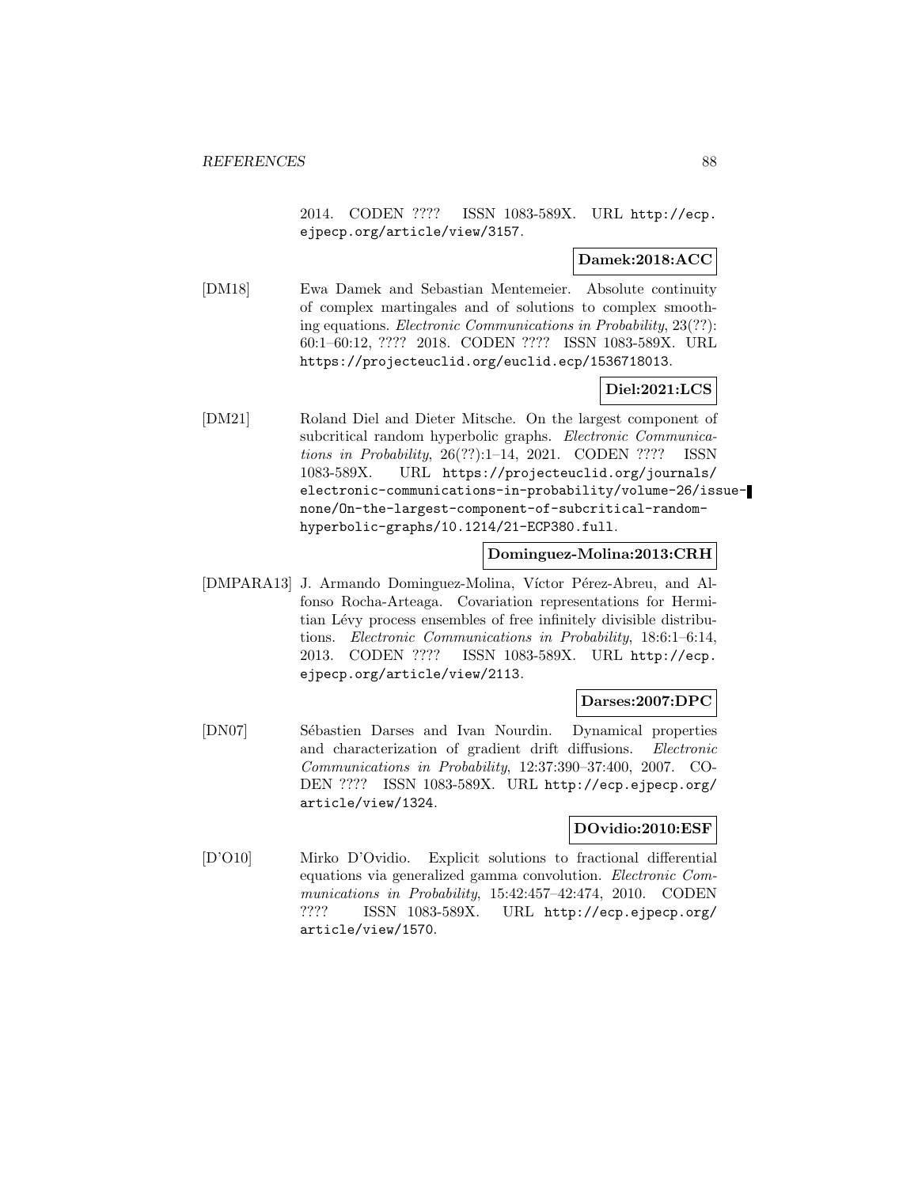2014. CODEN ???? ISSN 1083-589X. URL http://ecp.ejpecp.org/article/view/3157.

**Damek:2018:ACC**

[DM18] Ewa Damek and Sebastian Mentemeier. Absolute continuity of complex martingales and of solutions to complex smoothing equations. *Electronic Communications in Probability*, 23(??): 60:1–60:12, ???? 2018. CODEN ???? ISSN 1083-589X. URL https://projecteuclid.org/euclid.ecp/1536718013.

**Diel:2021:LCS**

[DM21] Roland Diel and Dieter Mitsche. On the largest component of subcritical random hyperbolic graphs. *Electronic Communications in Probability*, 26(??):1–14, 2021. CODEN ???? ISSN 1083-589X. URL https://projecteuclid.org/journals/electronic-communications-in-probability/volume-26/issue-none/On-the-largest-component-of-subcritical-random-hyperbolic-graphs/10.1214/21-ECP380.full.

**Dominguez-Molina:2013:CRH**

[DMPARA13] J. Armando Dominguez-Molina, Víctor Pérez-Abreu, and Alfonso Rocha-Arteaga. Covariation representations for Hermitian Lévy process ensembles of free infinitely divisible distributions. *Electronic Communications in Probability*, 18:6:1–6:14, 2013. CODEN ???? ISSN 1083-589X. URL http://ecp.ejpecp.org/article/view/2113.

**Darses:2007:DPC**

[DN07] Sébastien Darses and Ivan Nourdin. Dynamical properties and characterization of gradient drift diffusions. *Electronic Communications in Probability*, 12:37:390–37:400, 2007. CODEN ???? ISSN 1083-589X. URL http://ecp.ejpecp.org/article/view/1324.

**DOvidio:2010:ESF**

[D'O10] Mirko D'Ovidio. Explicit solutions to fractional differential equations via generalized gamma convolution. *Electronic Communications in Probability*, 15:42:457–42:474, 2010. CODEN ???? ISSN 1083-589X. URL http://ecp.ejpecp.org/article/view/1570.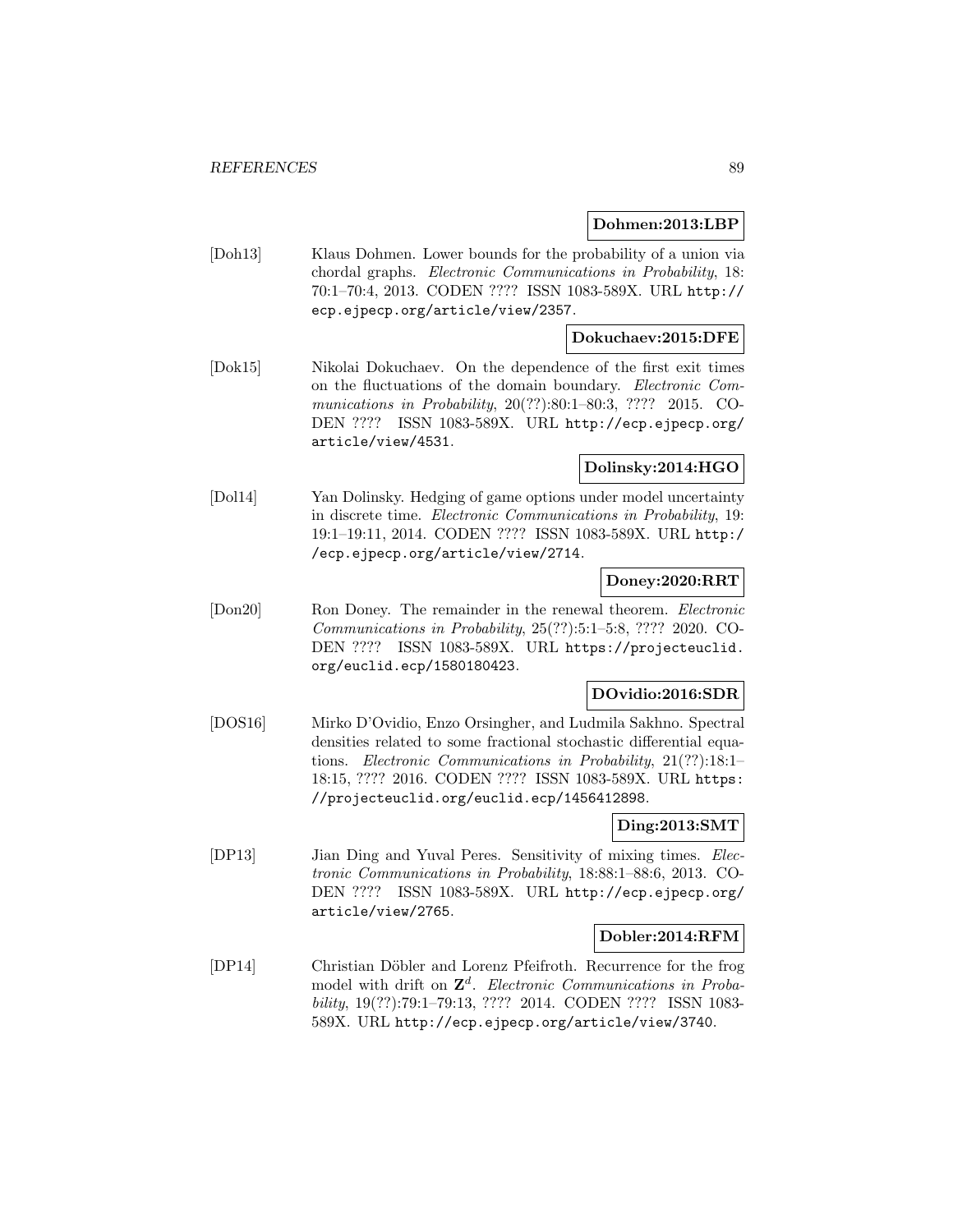**Dohmen:2013:LBP**

[Doh13] Klaus Dohmen. Lower bounds for the probability of a union via chordal graphs. *Electronic Communications in Probability*, 18: 70:1–70:4, 2013. CODEN ???? ISSN 1083-589X. URL http://ecp.ejpecp.org/article/view/2357.

**Dokuchaev:2015:DFE**

[Dok15] Nikolai Dokuchaev. On the dependence of the first exit times on the fluctuations of the domain boundary. *Electronic Communications in Probability*, 20(??):80:1–80:3, ???? 2015. CODEN ???? ISSN 1083-589X. URL http://ecp.ejpecp.org/article/view/4531.

**Dolinsky:2014:HGO**

[Dol14] Yan Dolinsky. Hedging of game options under model uncertainty in discrete time. *Electronic Communications in Probability*, 19: 19:1–19:11, 2014. CODEN ???? ISSN 1083-589X. URL http://ecp.ejpecp.org/article/view/2714.

**Doney:2020:RRT**

[Don20] Ron Doney. The remainder in the renewal theorem. *Electronic Communications in Probability*, 25(??):5:1–5:8, ???? 2020. CODEN ???? ISSN 1083-589X. URL https://projecteuclid.org/euclid.ecp/1580180423.

**DOvidio:2016:SDR**

[DOS16] Mirko D'Ovidio, Enzo Orsingher, and Ludmila Sakhno. Spectral densities related to some fractional stochastic differential equations. *Electronic Communications in Probability*, 21(??):18:1–18:15, ???? 2016. CODEN ???? ISSN 1083-589X. URL https://projecteuclid.org/euclid.ecp/1456412898.

**Ding:2013:SMT**

[DP13] Jian Ding and Yuval Peres. Sensitivity of mixing times. *Electronic Communications in Probability*, 18:88:1–88:6, 2013. CODEN ???? ISSN 1083-589X. URL http://ecp.ejpecp.org/article/view/2765.

**Dobler:2014:RFM**

[DP14] Christian Döbler and Lorenz Pfeifroth. Recurrence for the frog model with drift on $\mathbf{Z}^d$. *Electronic Communications in Probability*, 19(??):79:1–79:13, ???? 2014. CODEN ???? ISSN 1083-589X. URL http://ecp.ejpecp.org/article/view/3740.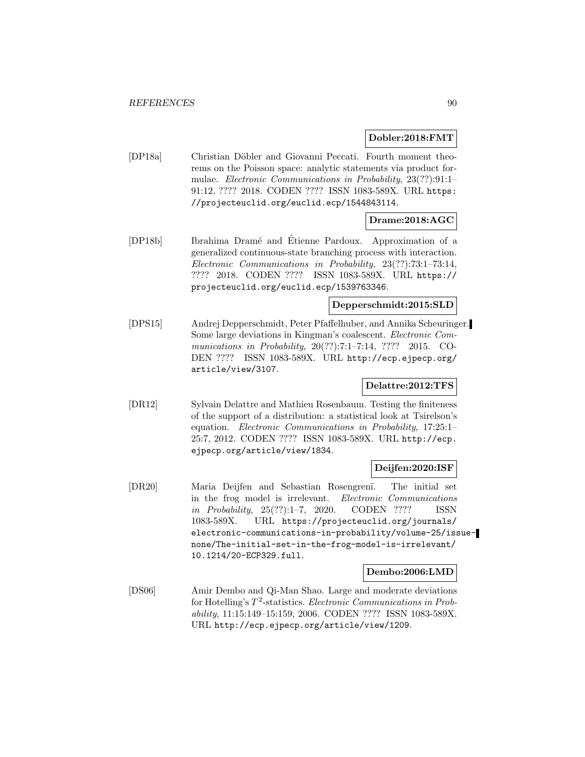**Dobler:2018:FMT**

[DP18a] Christian Döbler and Giovanni Peccati. Fourth moment theorems on the Poisson space: analytic statements via product formulae. *Electronic Communications in Probability*, 23(??):91:1–91:12, ???? 2018. CODEN ???? ISSN 1083-589X. URL https://projecteuclid.org/euclid.ecp/1544843114.

**Drame:2018:AGC**

[DP18b] Ibrahima Dramé and Étienne Pardoux. Approximation of a generalized continuous-state branching process with interaction. *Electronic Communications in Probability*, 23(??):73:1–73:14, ???? 2018. CODEN ???? ISSN 1083-589X. URL https://projecteuclid.org/euclid.ecp/1539763346.

**Depperschmidt:2015:SLD**

[DPS15] Andrej Depperschmidt, Peter Pfaffelhuber, and Annika Scheuringer. Some large deviations in Kingman's coalescent. *Electronic Communications in Probability*, 20(??):7:1–7:14, ???? 2015. CODEN ???? ISSN 1083-589X. URL http://ecp.ejpecp.org/article/view/3107.

**Delattre:2012:TFS**

[DR12] Sylvain Delattre and Mathieu Rosenbaum. Testing the finiteness of the support of a distribution: a statistical look at Tsirelson's equation. *Electronic Communications in Probability*, 17:25:1–25:7, 2012. CODEN ???? ISSN 1083-589X. URL http://ecp.ejpecp.org/article/view/1834.

**Deijfen:2020:ISF**

[DR20] Maria Deijfen and Sebastian Rosengrenï. The initial set in the frog model is irrelevant. *Electronic Communications in Probability*, 25(??):1–7, 2020. CODEN ???? ISSN 1083-589X. URL https://projecteuclid.org/journals/electronic-communications-in-probability/volume-25/issue-none/The-initial-set-in-the-frog-model-is-irrelevant/10.1214/20-ECP329.full.

**Dembo:2006:LMD**

[DS06] Amir Dembo and Qi-Man Shao. Large and moderate deviations for Hotelling's $T^2$-statistics. *Electronic Communications in Probability*, 11:15:149–15:159, 2006. CODEN ???? ISSN 1083-589X. URL http://ecp.ejpecp.org/article/view/1209.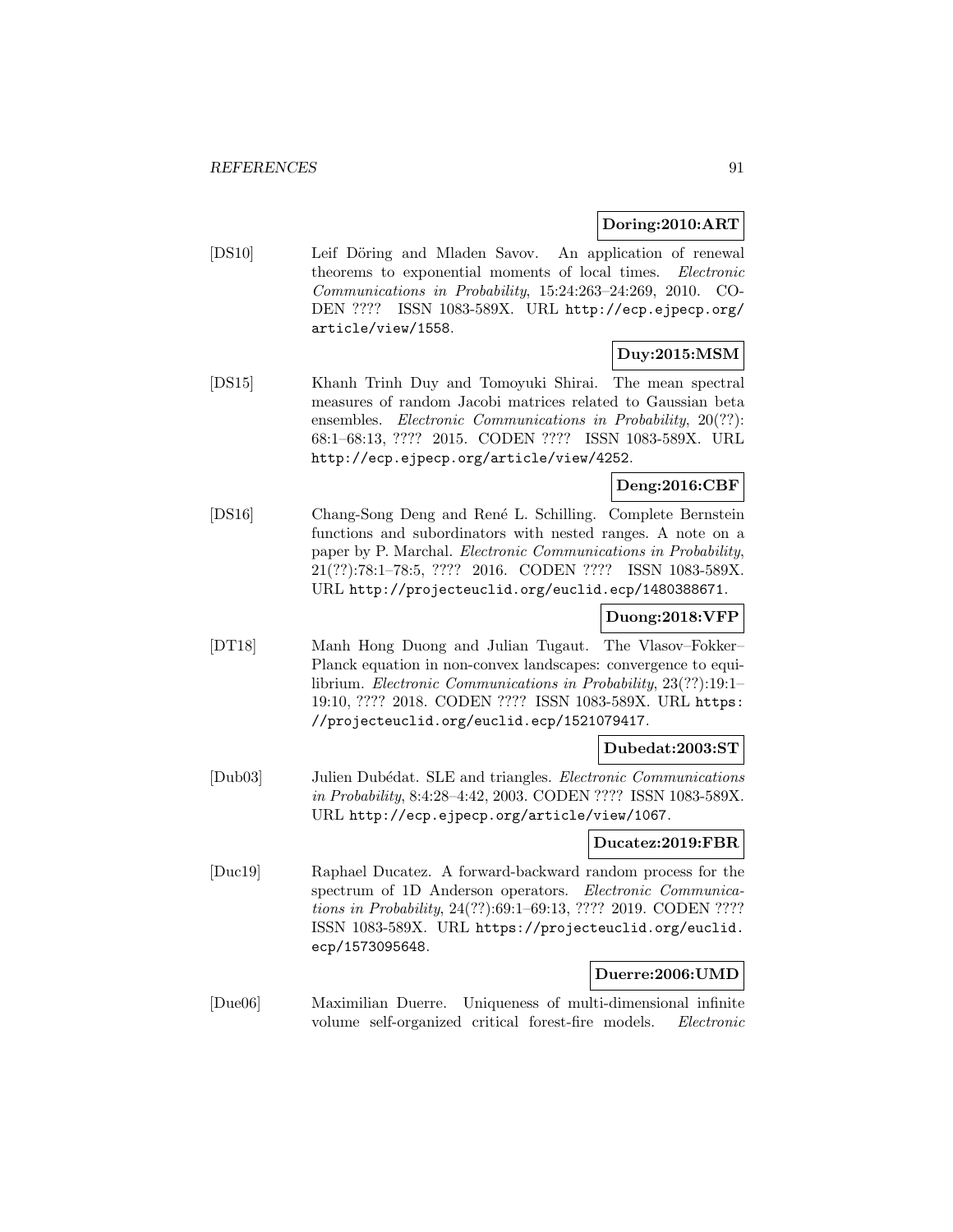**Doring:2010:ART**

[DS10] Leif Döring and Mladen Savov. An application of renewal theorems to exponential moments of local times. *Electronic Communications in Probability*, 15:24:263–24:269, 2010. CODEN ???? ISSN 1083-589X. URL `http://ecp.ejpecp.org/article/view/1558`.

**Duy:2015:MSM**

[DS15] Khanh Trinh Duy and Tomoyuki Shirai. The mean spectral measures of random Jacobi matrices related to Gaussian beta ensembles. *Electronic Communications in Probability*, 20(??): 68:1–68:13, ???? 2015. CODEN ???? ISSN 1083-589X. URL `http://ecp.ejpecp.org/article/view/4252`.

**Deng:2016:CBF**

[DS16] Chang-Song Deng and René L. Schilling. Complete Bernstein functions and subordinators with nested ranges. A note on a paper by P. Marchal. *Electronic Communications in Probability*, 21(??):78:1–78:5, ???? 2016. CODEN ???? ISSN 1083-589X. URL `http://projecteuclid.org/euclid.ecp/1480388671`.

**Duong:2018:VFP**

[DT18] Manh Hong Duong and Julian Tugaut. The Vlasov–Fokker–Planck equation in non-convex landscapes: convergence to equilibrium. *Electronic Communications in Probability*, 23(??):19:1–19:10, ???? 2018. CODEN ???? ISSN 1083-589X. URL `https://projecteuclid.org/euclid.ecp/1521079417`.

**Dubedat:2003:ST**

[Dub03] Julien Dubédat. SLE and triangles. *Electronic Communications in Probability*, 8:4:28–4:42, 2003. CODEN ???? ISSN 1083-589X. URL `http://ecp.ejpecp.org/article/view/1067`.

**Ducatez:2019:FBR**

[Duc19] Raphael Ducatez. A forward-backward random process for the spectrum of 1D Anderson operators. *Electronic Communications in Probability*, 24(??):69:1–69:13, ???? 2019. CODEN ???? ISSN 1083-589X. URL `https://projecteuclid.org/euclid.ecp/1573095648`.

**Duerre:2006:UMD**

[Due06] Maximilian Duerre. Uniqueness of multi-dimensional infinite volume self-organized critical forest-fire models. *Electronic*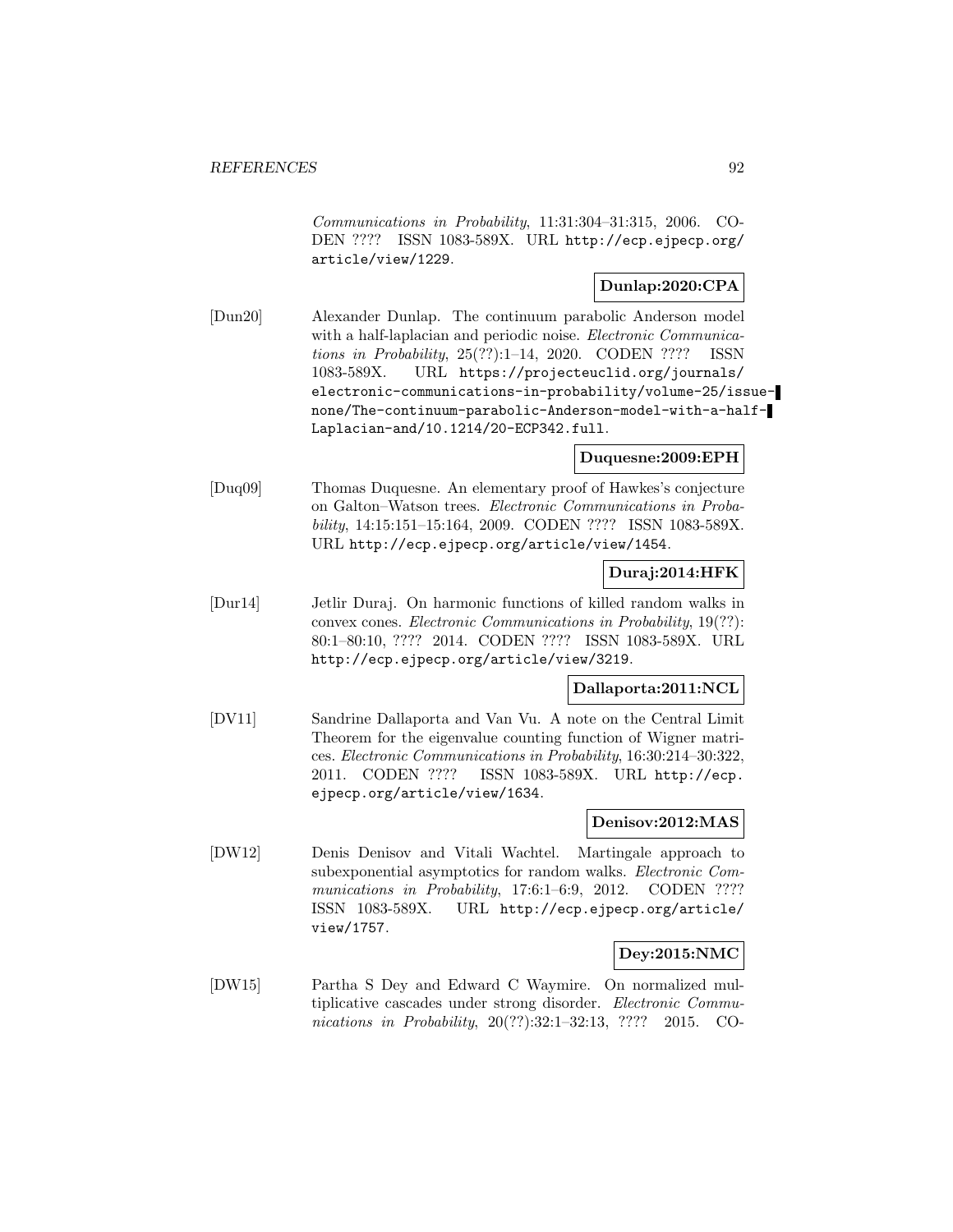*Communications in Probability*, 11:31:304–31:315, 2006. CODEN ???? ISSN 1083-589X. URL http://ecp.ejpecp.org/article/view/1229.

**Dunlap:2020:CPA**

[Dun20] Alexander Dunlap. The continuum parabolic Anderson model with a half-laplacian and periodic noise. *Electronic Communications in Probability*, 25(??):1–14, 2020. CODEN ???? ISSN 1083-589X. URL https://projecteuclid.org/journals/electronic-communications-in-probability/volume-25/issue-none/The-continuum-parabolic-Anderson-model-with-a-half-Laplacian-and/10.1214/20-ECP342.full.

**Duquesne:2009:EPH**

[Duq09] Thomas Duquesne. An elementary proof of Hawkes's conjecture on Galton–Watson trees. *Electronic Communications in Probability*, 14:15:151–15:164, 2009. CODEN ???? ISSN 1083-589X. URL http://ecp.ejpecp.org/article/view/1454.

**Duraj:2014:HFK**

[Dur14] Jetlir Duraj. On harmonic functions of killed random walks in convex cones. *Electronic Communications in Probability*, 19(??): 80:1–80:10, ???? 2014. CODEN ???? ISSN 1083-589X. URL http://ecp.ejpecp.org/article/view/3219.

**Dallaporta:2011:NCL**

[DV11] Sandrine Dallaporta and Van Vu. A note on the Central Limit Theorem for the eigenvalue counting function of Wigner matrices. *Electronic Communications in Probability*, 16:30:214–30:322, 2011. CODEN ???? ISSN 1083-589X. URL http://ecp.ejpecp.org/article/view/1634.

**Denisov:2012:MAS**

[DW12] Denis Denisov and Vitali Wachtel. Martingale approach to subexponential asymptotics for random walks. *Electronic Communications in Probability*, 17:6:1–6:9, 2012. CODEN ???? ISSN 1083-589X. URL http://ecp.ejpecp.org/article/view/1757.

**Dey:2015:NMC**

[DW15] Partha S Dey and Edward C Waymire. On normalized multiplicative cascades under strong disorder. *Electronic Communications in Probability*, 20(??):32:1–32:13, ???? 2015. CO-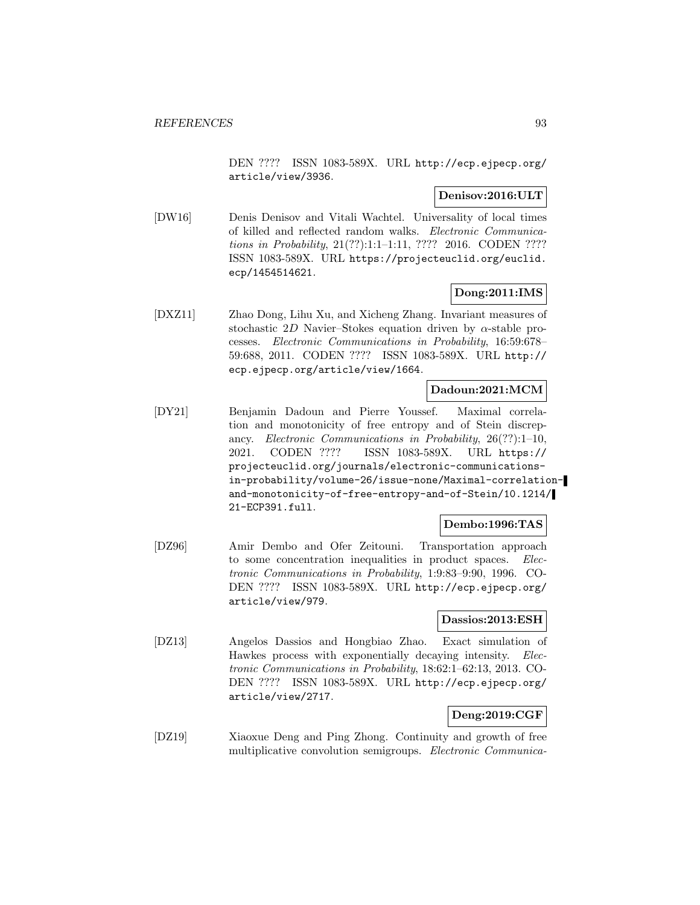DEN ???? ISSN 1083-589X. URL http://ecp.ejpecp.org/article/view/3936.

**Denisov:2016:ULT**

[DW16] Denis Denisov and Vitali Wachtel. Universality of local times of killed and reflected random walks. *Electronic Communications in Probability*, 21(??):1:1–1:11, ???? 2016. CODEN ???? ISSN 1083-589X. URL https://projecteuclid.org/euclid.ecp/1454514621.

**Dong:2011:IMS**

[DXZ11] Zhao Dong, Lihu Xu, and Xicheng Zhang. Invariant measures of stochastic 2$D$ Navier–Stokes equation driven by $\alpha$-stable processes. *Electronic Communications in Probability*, 16:59:678–59:688, 2011. CODEN ???? ISSN 1083-589X. URL http://ecp.ejpecp.org/article/view/1664.

**Dadoun:2021:MCM**

[DY21] Benjamin Dadoun and Pierre Youssef. Maximal correlation and monotonicity of free entropy and of Stein discrepancy. *Electronic Communications in Probability*, 26(??):1–10, 2021. CODEN ???? ISSN 1083-589X. URL https://projecteuclid.org/journals/electronic-communications-in-probability/volume-26/issue-none/Maximal-correlation-and-monotonicity-of-free-entropy-and-of-Stein/10.1214/21-ECP391.full.

**Dembo:1996:TAS**

[DZ96] Amir Dembo and Ofer Zeitouni. Transportation approach to some concentration inequalities in product spaces. *Electronic Communications in Probability*, 1:9:83–9:90, 1996. CODEN ???? ISSN 1083-589X. URL http://ecp.ejpecp.org/article/view/979.

**Dassios:2013:ESH**

[DZ13] Angelos Dassios and Hongbiao Zhao. Exact simulation of Hawkes process with exponentially decaying intensity. *Electronic Communications in Probability*, 18:62:1–62:13, 2013. CODEN ???? ISSN 1083-589X. URL http://ecp.ejpecp.org/article/view/2717.

**Deng:2019:CGF**

[DZ19] Xiaoxue Deng and Ping Zhong. Continuity and growth of free multiplicative convolution semigroups. *Electronic Communica-*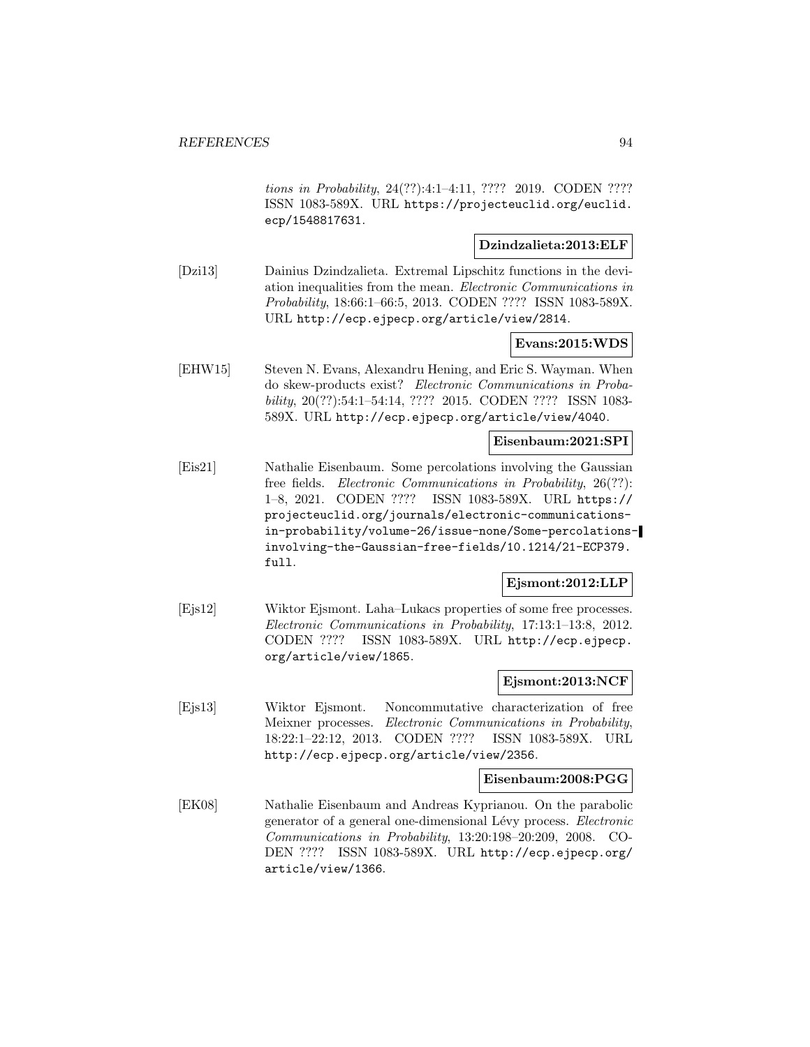*tions in Probability*, 24(??):4:1–4:11, ???? 2019. CODEN ???? ISSN 1083-589X. URL https://projecteuclid.org/euclid.ecp/1548817631.

**Dzindzalieta:2013:ELF**

[Dzi13] Dainius Dzindzalieta. Extremal Lipschitz functions in the deviation inequalities from the mean. *Electronic Communications in Probability*, 18:66:1–66:5, 2013. CODEN ???? ISSN 1083-589X. URL http://ecp.ejpecp.org/article/view/2814.

**Evans:2015:WDS**

[EHW15] Steven N. Evans, Alexandru Hening, and Eric S. Wayman. When do skew-products exist? *Electronic Communications in Probability*, 20(??):54:1–54:14, ???? 2015. CODEN ???? ISSN 1083-589X. URL http://ecp.ejpecp.org/article/view/4040.

**Eisenbaum:2021:SPI**

[Eis21] Nathalie Eisenbaum. Some percolations involving the Gaussian free fields. *Electronic Communications in Probability*, 26(??):1–8, 2021. CODEN ???? ISSN 1083-589X. URL https://projecteuclid.org/journals/electronic-communications-in-probability/volume-26/issue-none/Some-percolations-involving-the-Gaussian-free-fields/10.1214/21-ECP379.full.

**Ejsmont:2012:LLP**

[Ejs12] Wiktor Ejsmont. Laha–Lukacs properties of some free processes. *Electronic Communications in Probability*, 17:13:1–13:8, 2012. CODEN ???? ISSN 1083-589X. URL http://ecp.ejpecp.org/article/view/1865.

**Ejsmont:2013:NCF**

[Ejs13] Wiktor Ejsmont. Noncommutative characterization of free Meixner processes. *Electronic Communications in Probability*, 18:22:1–22:12, 2013. CODEN ???? ISSN 1083-589X. URL http://ecp.ejpecp.org/article/view/2356.

**Eisenbaum:2008:PGG**

[EK08] Nathalie Eisenbaum and Andreas Kyprianou. On the parabolic generator of a general one-dimensional Lévy process. *Electronic Communications in Probability*, 13:20:198–20:209, 2008. CODEN ???? ISSN 1083-589X. URL http://ecp.ejpecp.org/article/view/1366.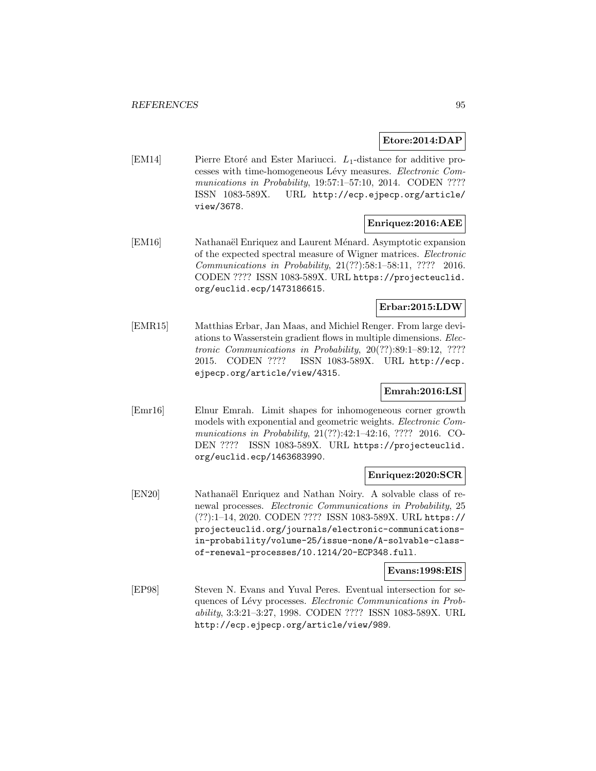**Etore:2014:DAP**

[EM14] Pierre Etoré and Ester Mariucci. $L_1$-distance for additive processes with time-homogeneous Lévy measures. *Electronic Communications in Probability*, 19:57:1–57:10, 2014. CODEN ???? ISSN 1083-589X. URL http://ecp.ejpecp.org/article/view/3678.

**Enriquez:2016:AEE**

[EM16] Nathanaël Enriquez and Laurent Ménard. Asymptotic expansion of the expected spectral measure of Wigner matrices. *Electronic Communications in Probability*, 21(??):58:1–58:11, ???? 2016. CODEN ???? ISSN 1083-589X. URL https://projecteuclid.org/euclid.ecp/1473186615.

**Erbar:2015:LDW**

[EMR15] Matthias Erbar, Jan Maas, and Michiel Renger. From large deviations to Wasserstein gradient flows in multiple dimensions. *Electronic Communications in Probability*, 20(??):89:1–89:12, ???? 2015. CODEN ???? ISSN 1083-589X. URL http://ecp.ejpecp.org/article/view/4315.

**Emrah:2016:LSI**

[Emr16] Elnur Emrah. Limit shapes for inhomogeneous corner growth models with exponential and geometric weights. *Electronic Communications in Probability*, 21(??):42:1–42:16, ???? 2016. CODEN ???? ISSN 1083-589X. URL https://projecteuclid.org/euclid.ecp/1463683990.

**Enriquez:2020:SCR**

[EN20] Nathanaël Enriquez and Nathan Noiry. A solvable class of renewal processes. *Electronic Communications in Probability*, 25 (??):1–14, 2020. CODEN ???? ISSN 1083-589X. URL https://projecteuclid.org/journals/electronic-communications-in-probability/volume-25/issue-none/A-solvable-class-of-renewal-processes/10.1214/20-ECP348.full.

**Evans:1998:EIS**

[EP98] Steven N. Evans and Yuval Peres. Eventual intersection for sequences of Lévy processes. *Electronic Communications in Probability*, 3:3:21–3:27, 1998. CODEN ???? ISSN 1083-589X. URL http://ecp.ejpecp.org/article/view/989.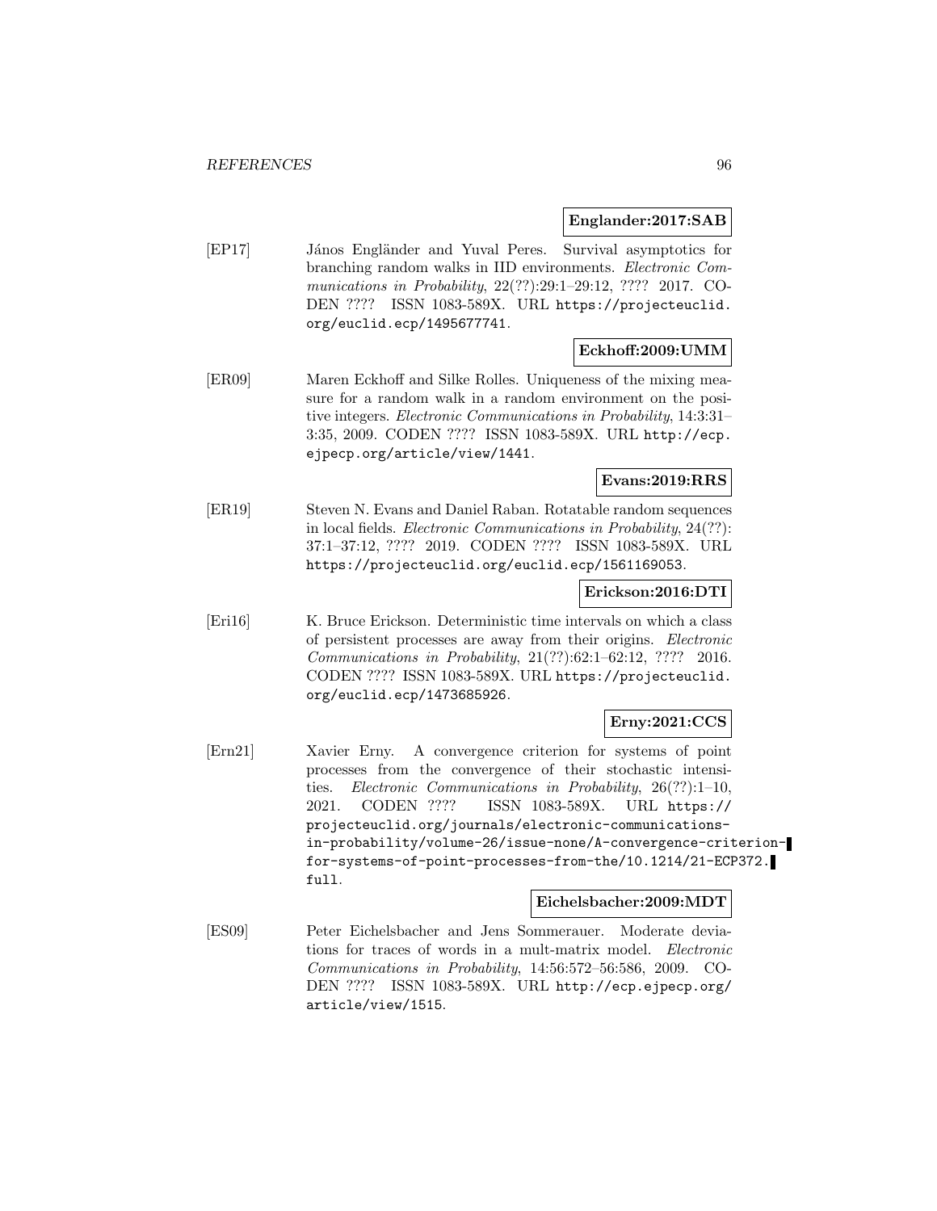**Englander:2017:SAB**

[EP17] János Engländer and Yuval Peres. Survival asymptotics for branching random walks in IID environments. *Electronic Communications in Probability*, 22(??):29:1–29:12, ???? 2017. CODEN ???? ISSN 1083-589X. URL https://projecteuclid.org/euclid.ecp/1495677741.

**Eckhoff:2009:UMM**

[ER09] Maren Eckhoff and Silke Rolles. Uniqueness of the mixing measure for a random walk in a random environment on the positive integers. *Electronic Communications in Probability*, 14:3:31–3:35, 2009. CODEN ???? ISSN 1083-589X. URL http://ecp.ejpecp.org/article/view/1441.

**Evans:2019:RRS**

[ER19] Steven N. Evans and Daniel Raban. Rotatable random sequences in local fields. *Electronic Communications in Probability*, 24(??):37:1–37:12, ???? 2019. CODEN ???? ISSN 1083-589X. URL https://projecteuclid.org/euclid.ecp/1561169053.

**Erickson:2016:DTI**

[Eri16] K. Bruce Erickson. Deterministic time intervals on which a class of persistent processes are away from their origins. *Electronic Communications in Probability*, 21(??):62:1–62:12, ???? 2016. CODEN ???? ISSN 1083-589X. URL https://projecteuclid.org/euclid.ecp/1473685926.

**Erny:2021:CCS**

[Ern21] Xavier Erny. A convergence criterion for systems of point processes from the convergence of their stochastic intensities. *Electronic Communications in Probability*, 26(??):1–10, 2021. CODEN ???? ISSN 1083-589X. URL https://projecteuclid.org/journals/electronic-communications-in-probability/volume-26/issue-none/A-convergence-criterion-for-systems-of-point-processes-from-the/10.1214/21-ECP372.full.

**Eichelsbacher:2009:MDT**

[ES09] Peter Eichelsbacher and Jens Sommerauer. Moderate deviations for traces of words in a mult-matrix model. *Electronic Communications in Probability*, 14:56:572–56:586, 2009. CODEN ???? ISSN 1083-589X. URL http://ecp.ejpecp.org/article/view/1515.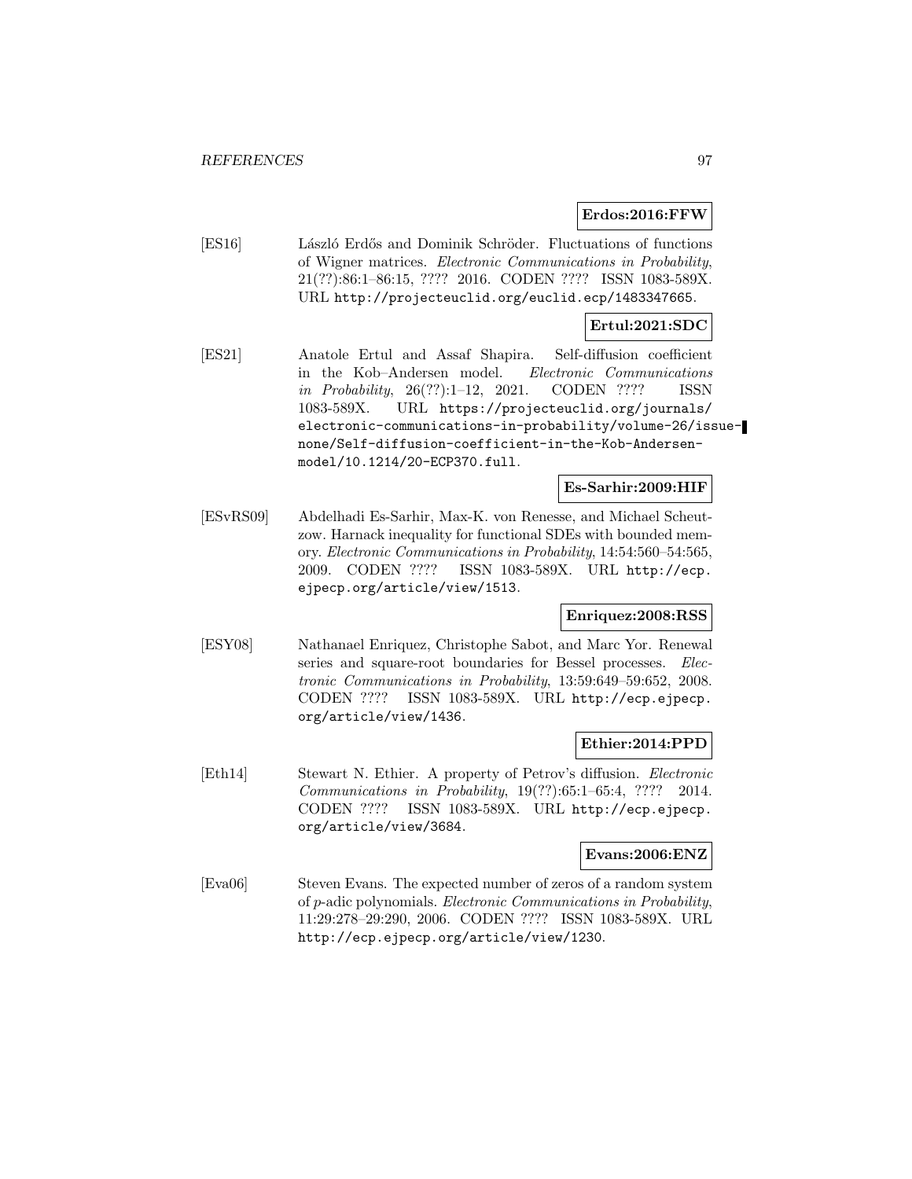**Erdos:2016:FFW**

[ES16] László Erdős and Dominik Schröder. Fluctuations of functions of Wigner matrices. *Electronic Communications in Probability*, 21(??):86:1–86:15, ???? 2016. CODEN ???? ISSN 1083-589X. URL http://projecteuclid.org/euclid.ecp/1483347665.

**Ertul:2021:SDC**

[ES21] Anatole Ertul and Assaf Shapira. Self-diffusion coefficient in the Kob–Andersen model. *Electronic Communications in Probability*, 26(??):1–12, 2021. CODEN ???? ISSN 1083-589X. URL https://projecteuclid.org/journals/electronic-communications-in-probability/volume-26/issue-none/Self-diffusion-coefficient-in-the-Kob-Andersen-model/10.1214/20-ECP370.full.

**Es-Sarhir:2009:HIF**

[ESvRS09] Abdelhadi Es-Sarhir, Max-K. von Renesse, and Michael Scheutzow. Harnack inequality for functional SDEs with bounded memory. *Electronic Communications in Probability*, 14:54:560–54:565, 2009. CODEN ???? ISSN 1083-589X. URL http://ecp.ejpecp.org/article/view/1513.

**Enriquez:2008:RSS**

[ESY08] Nathanael Enriquez, Christophe Sabot, and Marc Yor. Renewal series and square-root boundaries for Bessel processes. *Electronic Communications in Probability*, 13:59:649–59:652, 2008. CODEN ???? ISSN 1083-589X. URL http://ecp.ejpecp.org/article/view/1436.

**Ethier:2014:PPD**

[Eth14] Stewart N. Ethier. A property of Petrov's diffusion. *Electronic Communications in Probability*, 19(??):65:1–65:4, ???? 2014. CODEN ???? ISSN 1083-589X. URL http://ecp.ejpecp.org/article/view/3684.

**Evans:2006:ENZ**

[Eva06] Steven Evans. The expected number of zeros of a random system of $p$-adic polynomials. *Electronic Communications in Probability*, 11:29:278–29:290, 2006. CODEN ???? ISSN 1083-589X. URL http://ecp.ejpecp.org/article/view/1230.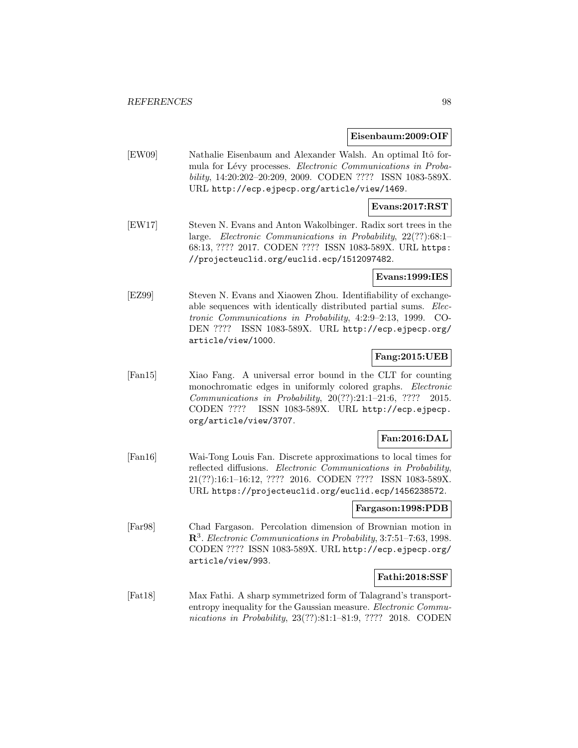**Eisenbaum:2009:OIF**

[EW09] Nathalie Eisenbaum and Alexander Walsh. An optimal Itô formula for Lévy processes. *Electronic Communications in Probability*, 14:20:202–20:209, 2009. CODEN ???? ISSN 1083-589X. URL http://ecp.ejpecp.org/article/view/1469.

**Evans:2017:RST**

[EW17] Steven N. Evans and Anton Wakolbinger. Radix sort trees in the large. *Electronic Communications in Probability*, 22(??):68:1–68:13, ???? 2017. CODEN ???? ISSN 1083-589X. URL https://projecteuclid.org/euclid.ecp/1512097482.

**Evans:1999:IES**

[EZ99] Steven N. Evans and Xiaowen Zhou. Identifiability of exchangeable sequences with identically distributed partial sums. *Electronic Communications in Probability*, 4:2:9–2:13, 1999. CODEN ???? ISSN 1083-589X. URL http://ecp.ejpecp.org/article/view/1000.

**Fang:2015:UEB**

[Fan15] Xiao Fang. A universal error bound in the CLT for counting monochromatic edges in uniformly colored graphs. *Electronic Communications in Probability*, 20(??):21:1–21:6, ???? 2015. CODEN ???? ISSN 1083-589X. URL http://ecp.ejpecp.org/article/view/3707.

**Fan:2016:DAL**

[Fan16] Wai-Tong Louis Fan. Discrete approximations to local times for reflected diffusions. *Electronic Communications in Probability*, 21(??):16:1–16:12, ???? 2016. CODEN ???? ISSN 1083-589X. URL https://projecteuclid.org/euclid.ecp/1456238572.

**Fargason:1998:PDB**

[Far98] Chad Fargason. Percolation dimension of Brownian motion in $\mathbf{R}^3$. *Electronic Communications in Probability*, 3:7:51–7:63, 1998. CODEN ???? ISSN 1083-589X. URL http://ecp.ejpecp.org/article/view/993.

**Fathi:2018:SSF**

[Fat18] Max Fathi. A sharp symmetrized form of Talagrand's transport-entropy inequality for the Gaussian measure. *Electronic Communications in Probability*, 23(??):81:1–81:9, ???? 2018. CODEN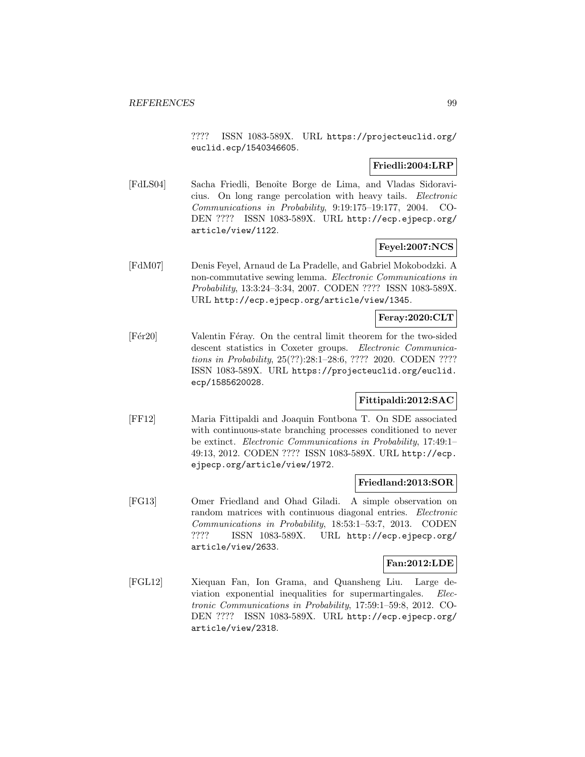???? ISSN 1083-589X. URL https://projecteuclid.org/euclid.ecp/1540346605.

**Friedli:2004:LRP**

[FdLS04] Sacha Friedli, Benoîte Borge de Lima, and Vladas Sidoravicius. On long range percolation with heavy tails. *Electronic Communications in Probability*, 9:19:175–19:177, 2004. CODEN ???? ISSN 1083-589X. URL http://ecp.ejpecp.org/article/view/1122.

**Feyel:2007:NCS**

[FdM07] Denis Feyel, Arnaud de La Pradelle, and Gabriel Mokobodzki. A non-commutative sewing lemma. *Electronic Communications in Probability*, 13:3:24–3:34, 2007. CODEN ???? ISSN 1083-589X. URL http://ecp.ejpecp.org/article/view/1345.

**Feray:2020:CLT**

[Fér20] Valentin Féray. On the central limit theorem for the two-sided descent statistics in Coxeter groups. *Electronic Communications in Probability*, 25(??):28:1–28:6, ???? 2020. CODEN ???? ISSN 1083-589X. URL https://projecteuclid.org/euclid.ecp/1585620028.

**Fittipaldi:2012:SAC**

[FF12] Maria Fittipaldi and Joaquin Fontbona T. On SDE associated with continuous-state branching processes conditioned to never be extinct. *Electronic Communications in Probability*, 17:49:1–49:13, 2012. CODEN ???? ISSN 1083-589X. URL http://ecp.ejpecp.org/article/view/1972.

**Friedland:2013:SOR**

[FG13] Omer Friedland and Ohad Giladi. A simple observation on random matrices with continuous diagonal entries. *Electronic Communications in Probability*, 18:53:1–53:7, 2013. CODEN ???? ISSN 1083-589X. URL http://ecp.ejpecp.org/article/view/2633.

**Fan:2012:LDE**

[FGL12] Xiequan Fan, Ion Grama, and Quansheng Liu. Large deviation exponential inequalities for supermartingales. *Electronic Communications in Probability*, 17:59:1–59:8, 2012. CODEN ???? ISSN 1083-589X. URL http://ecp.ejpecp.org/article/view/2318.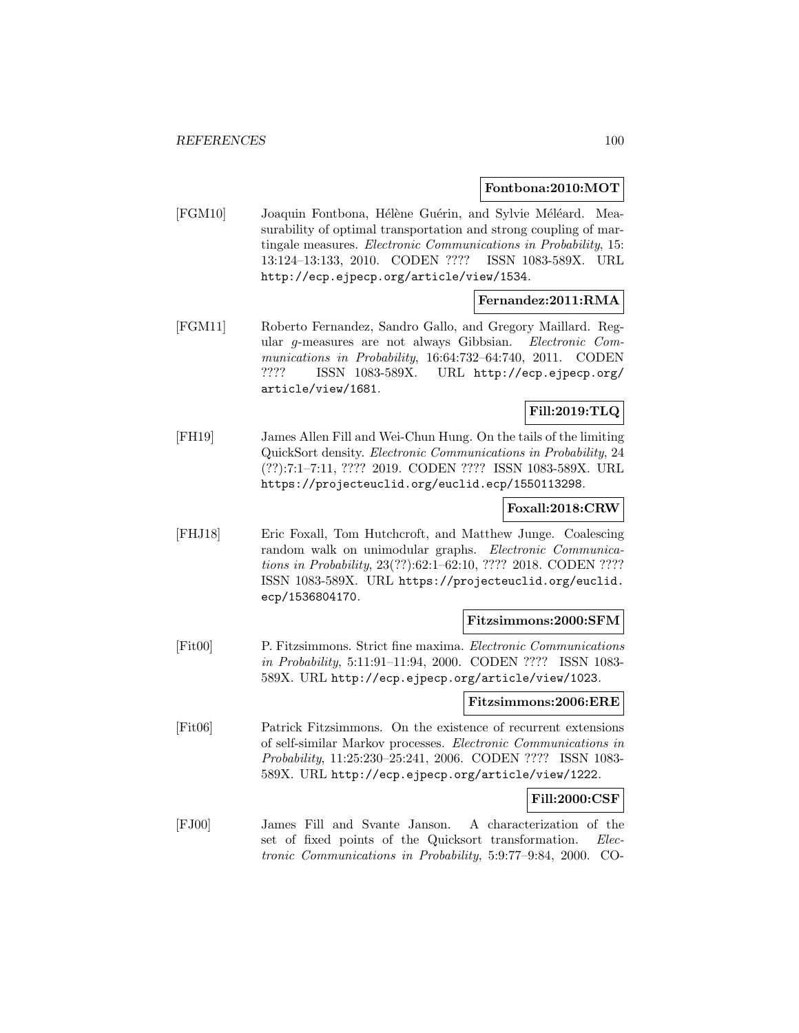**Fontbona:2010:MOT**

[FGM10] Joaquin Fontbona, Hélène Guérin, and Sylvie Méléard. Measurability of optimal transportation and strong coupling of martingale measures. *Electronic Communications in Probability*, 15: 13:124–13:133, 2010. CODEN ???? ISSN 1083-589X. URL http://ecp.ejpecp.org/article/view/1534.

**Fernandez:2011:RMA**

[FGM11] Roberto Fernandez, Sandro Gallo, and Gregory Maillard. Regular $g$-measures are not always Gibbsian. *Electronic Communications in Probability*, 16:64:732–64:740, 2011. CODEN ???? ISSN 1083-589X. URL http://ecp.ejpecp.org/article/view/1681.

**Fill:2019:TLQ**

[FH19] James Allen Fill and Wei-Chun Hung. On the tails of the limiting QuickSort density. *Electronic Communications in Probability*, 24 (??):7:1–7:11, ???? 2019. CODEN ???? ISSN 1083-589X. URL https://projecteuclid.org/euclid.ecp/1550113298.

**Foxall:2018:CRW**

[FHJ18] Eric Foxall, Tom Hutchcroft, and Matthew Junge. Coalescing random walk on unimodular graphs. *Electronic Communications in Probability*, 23(??):62:1–62:10, ???? 2018. CODEN ???? ISSN 1083-589X. URL https://projecteuclid.org/euclid.ecp/1536804170.

**Fitzsimmons:2000:SFM**

[Fit00] P. Fitzsimmons. Strict fine maxima. *Electronic Communications in Probability*, 5:11:91–11:94, 2000. CODEN ???? ISSN 1083-589X. URL http://ecp.ejpecp.org/article/view/1023.

**Fitzsimmons:2006:ERE**

[Fit06] Patrick Fitzsimmons. On the existence of recurrent extensions of self-similar Markov processes. *Electronic Communications in Probability*, 11:25:230–25:241, 2006. CODEN ???? ISSN 1083-589X. URL http://ecp.ejpecp.org/article/view/1222.

**Fill:2000:CSF**

[FJ00] James Fill and Svante Janson. A characterization of the set of fixed points of the Quicksort transformation. *Electronic Communications in Probability*, 5:9:77–9:84, 2000. CO-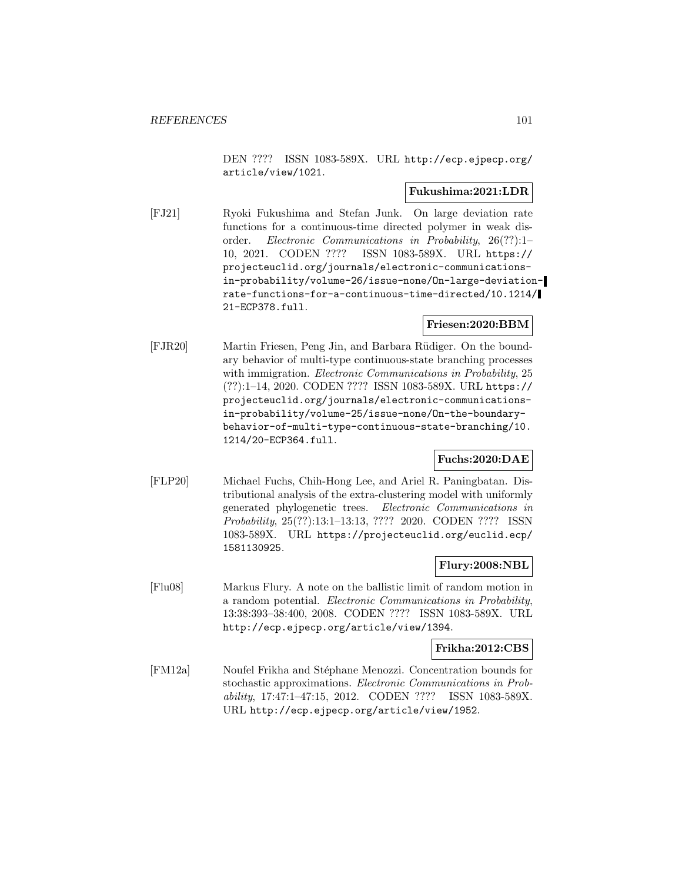DEN ???? ISSN 1083-589X. URL http://ecp.ejpecp.org/article/view/1021.

**Fukushima:2021:LDR**

[FJ21] Ryoki Fukushima and Stefan Junk. On large deviation rate functions for a continuous-time directed polymer in weak disorder. *Electronic Communications in Probability*, 26(??):1–10, 2021. CODEN ???? ISSN 1083-589X. URL https://projecteuclid.org/journals/electronic-communications-in-probability/volume-26/issue-none/On-large-deviation-rate-functions-for-a-continuous-time-directed/10.1214/21-ECP378.full.

**Friesen:2020:BBM**

[FJR20] Martin Friesen, Peng Jin, and Barbara Rüdiger. On the boundary behavior of multi-type continuous-state branching processes with immigration. *Electronic Communications in Probability*, 25 (??):1–14, 2020. CODEN ???? ISSN 1083-589X. URL https://projecteuclid.org/journals/electronic-communications-in-probability/volume-25/issue-none/On-the-boundary-behavior-of-multi-type-continuous-state-branching/10.1214/20-ECP364.full.

**Fuchs:2020:DAE**

[FLP20] Michael Fuchs, Chih-Hong Lee, and Ariel R. Paningbatan. Distributional analysis of the extra-clustering model with uniformly generated phylogenetic trees. *Electronic Communications in Probability*, 25(??):13:1–13:13, ???? 2020. CODEN ???? ISSN 1083-589X. URL https://projecteuclid.org/euclid.ecp/1581130925.

**Flury:2008:NBL**

[Flu08] Markus Flury. A note on the ballistic limit of random motion in a random potential. *Electronic Communications in Probability*, 13:38:393–38:400, 2008. CODEN ???? ISSN 1083-589X. URL http://ecp.ejpecp.org/article/view/1394.

**Frikha:2012:CBS**

[FM12a] Noufel Frikha and Stéphane Menozzi. Concentration bounds for stochastic approximations. *Electronic Communications in Probability*, 17:47:1–47:15, 2012. CODEN ???? ISSN 1083-589X. URL http://ecp.ejpecp.org/article/view/1952.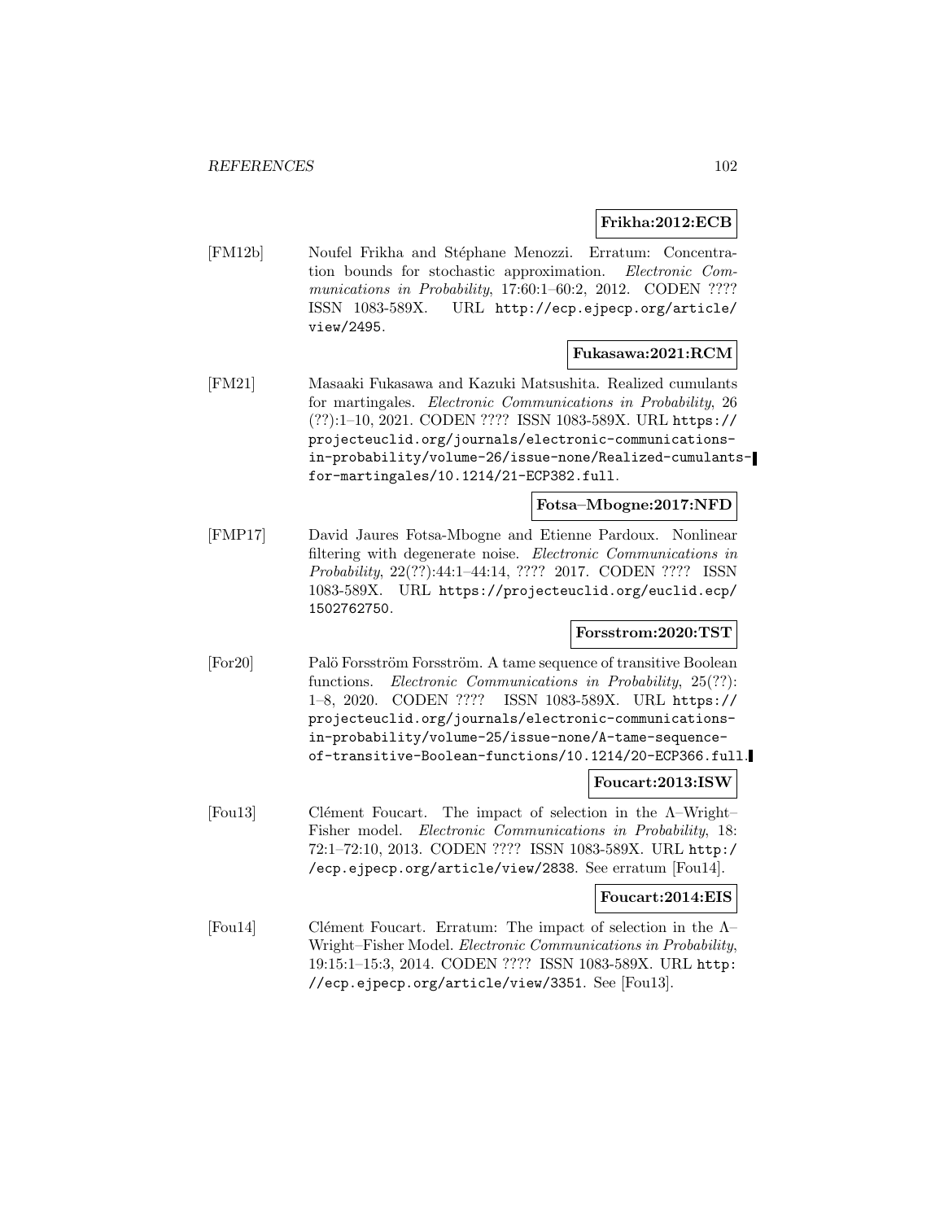**Frikha:2012:ECB**

[FM12b] Noufel Frikha and Stéphane Menozzi. Erratum: Concentration bounds for stochastic approximation. *Electronic Communications in Probability*, 17:60:1–60:2, 2012. CODEN ???? ISSN 1083-589X. URL http://ecp.ejpecp.org/article/view/2495.

**Fukasawa:2021:RCM**

[FM21] Masaaki Fukasawa and Kazuki Matsushita. Realized cumulants for martingales. *Electronic Communications in Probability*, 26 (??):1–10, 2021. CODEN ???? ISSN 1083-589X. URL https://projecteuclid.org/journals/electronic-communications-in-probability/volume-26/issue-none/Realized-cumulants-for-martingales/10.1214/21-ECP382.full.

**Fotsa–Mbogne:2017:NFD**

[FMP17] David Jaures Fotsa-Mbogne and Etienne Pardoux. Nonlinear filtering with degenerate noise. *Electronic Communications in Probability*, 22(??):44:1–44:14, ???? 2017. CODEN ???? ISSN 1083-589X. URL https://projecteuclid.org/euclid.ecp/1502762750.

**Forsstrom:2020:TST**

[For20] Palö Forsström Forsström. A tame sequence of transitive Boolean functions. *Electronic Communications in Probability*, 25(??): 1–8, 2020. CODEN ???? ISSN 1083-589X. URL https://projecteuclid.org/journals/electronic-communications-in-probability/volume-25/issue-none/A-tame-sequence-of-transitive-Boolean-functions/10.1214/20-ECP366.full.

**Foucart:2013:ISW**

[Fou13] Clément Foucart. The impact of selection in the Λ–Wright–Fisher model. *Electronic Communications in Probability*, 18: 72:1–72:10, 2013. CODEN ???? ISSN 1083-589X. URL http://ecp.ejpecp.org/article/view/2838. See erratum [Fou14].

**Foucart:2014:EIS**

[Fou14] Clément Foucart. Erratum: The impact of selection in the Λ–Wright–Fisher Model. *Electronic Communications in Probability*, 19:15:1–15:3, 2014. CODEN ???? ISSN 1083-589X. URL http://ecp.ejpecp.org/article/view/3351. See [Fou13].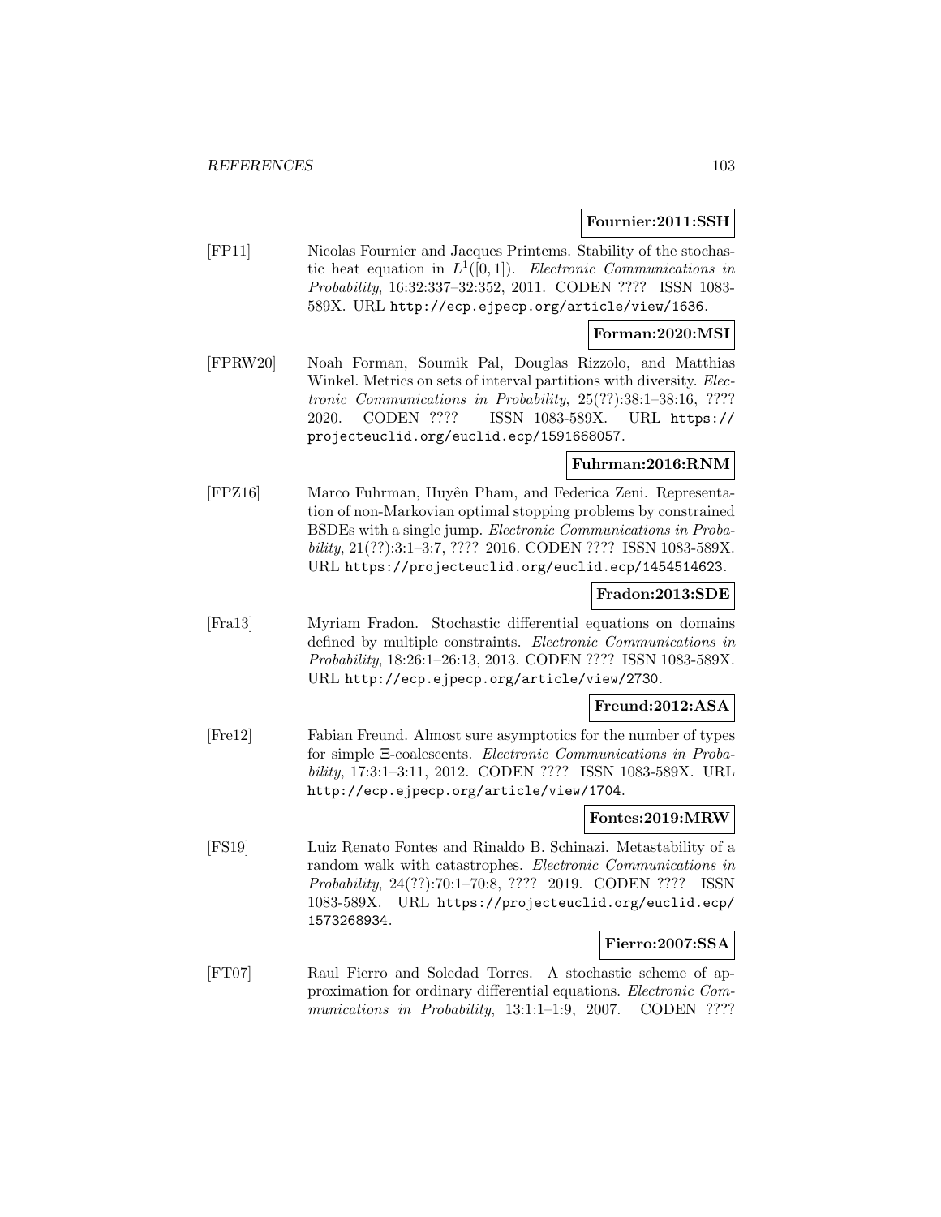**Fournier:2011:SSH**

[FP11] Nicolas Fournier and Jacques Printems. Stability of the stochastic heat equation in $L^1([0,1])$. *Electronic Communications in Probability*, 16:32:337–32:352, 2011. CODEN ???? ISSN 1083-589X. URL http://ecp.ejpecp.org/article/view/1636.

**Forman:2020:MSI**

[FPRW20] Noah Forman, Soumik Pal, Douglas Rizzolo, and Matthias Winkel. Metrics on sets of interval partitions with diversity. *Electronic Communications in Probability*, 25(??):38:1–38:16, ???? 2020. CODEN ???? ISSN 1083-589X. URL https://projecteuclid.org/euclid.ecp/1591668057.

**Fuhrman:2016:RNM**

[FPZ16] Marco Fuhrman, Huyên Pham, and Federica Zeni. Representation of non-Markovian optimal stopping problems by constrained BSDEs with a single jump. *Electronic Communications in Probability*, 21(??):3:1–3:7, ???? 2016. CODEN ???? ISSN 1083-589X. URL https://projecteuclid.org/euclid.ecp/1454514623.

**Fradon:2013:SDE**

[Fra13] Myriam Fradon. Stochastic differential equations on domains defined by multiple constraints. *Electronic Communications in Probability*, 18:26:1–26:13, 2013. CODEN ???? ISSN 1083-589X. URL http://ecp.ejpecp.org/article/view/2730.

**Freund:2012:ASA**

[Fre12] Fabian Freund. Almost sure asymptotics for the number of types for simple $\Xi$-coalescents. *Electronic Communications in Probability*, 17:3:1–3:11, 2012. CODEN ???? ISSN 1083-589X. URL http://ecp.ejpecp.org/article/view/1704.

**Fontes:2019:MRW**

[FS19] Luiz Renato Fontes and Rinaldo B. Schinazi. Metastability of a random walk with catastrophes. *Electronic Communications in Probability*, 24(??):70:1–70:8, ???? 2019. CODEN ???? ISSN 1083-589X. URL https://projecteuclid.org/euclid.ecp/1573268934.

**Fierro:2007:SSA**

[FT07] Raul Fierro and Soledad Torres. A stochastic scheme of approximation for ordinary differential equations. *Electronic Communications in Probability*, 13:1:1–1:9, 2007. CODEN ????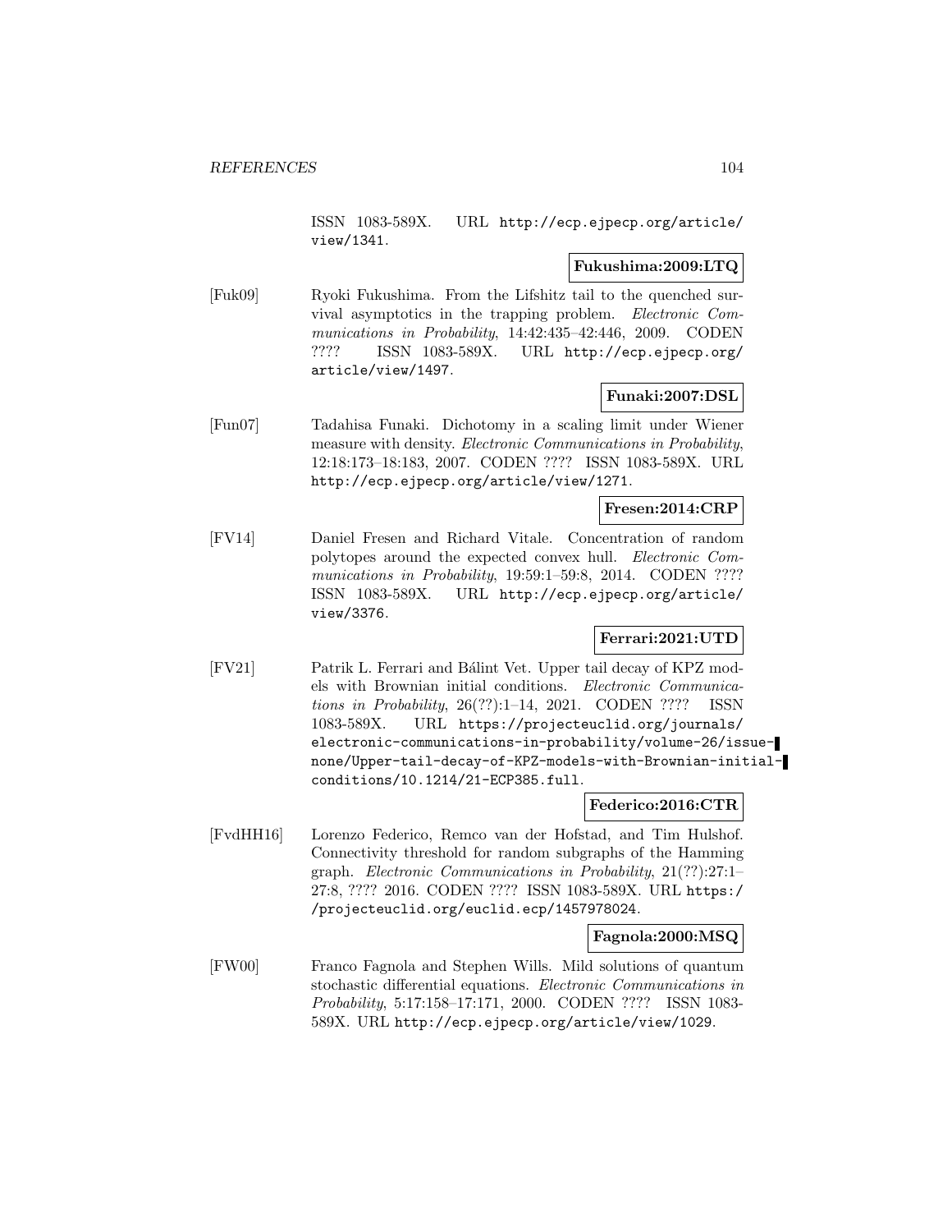ISSN 1083-589X. URL http://ecp.ejpecp.org/article/view/1341.

**Fukushima:2009:LTQ**

[Fuk09] Ryoki Fukushima. From the Lifshitz tail to the quenched survival asymptotics in the trapping problem. *Electronic Communications in Probability*, 14:42:435–42:446, 2009. CODEN ???? ISSN 1083-589X. URL http://ecp.ejpecp.org/article/view/1497.

**Funaki:2007:DSL**

[Fun07] Tadahisa Funaki. Dichotomy in a scaling limit under Wiener measure with density. *Electronic Communications in Probability*, 12:18:173–18:183, 2007. CODEN ???? ISSN 1083-589X. URL http://ecp.ejpecp.org/article/view/1271.

**Fresen:2014:CRP**

[FV14] Daniel Fresen and Richard Vitale. Concentration of random polytopes around the expected convex hull. *Electronic Communications in Probability*, 19:59:1–59:8, 2014. CODEN ???? ISSN 1083-589X. URL http://ecp.ejpecp.org/article/view/3376.

**Ferrari:2021:UTD**

[FV21] Patrik L. Ferrari and Bálint Vet. Upper tail decay of KPZ models with Brownian initial conditions. *Electronic Communications in Probability*, 26(??):1–14, 2021. CODEN ???? ISSN 1083-589X. URL https://projecteuclid.org/journals/electronic-communications-in-probability/volume-26/issue-none/Upper-tail-decay-of-KPZ-models-with-Brownian-initial-conditions/10.1214/21-ECP385.full.

**Federico:2016:CTR**

[FvdHH16] Lorenzo Federico, Remco van der Hofstad, and Tim Hulshof. Connectivity threshold for random subgraphs of the Hamming graph. *Electronic Communications in Probability*, 21(??):27:1–27:8, ???? 2016. CODEN ???? ISSN 1083-589X. URL https://projecteuclid.org/euclid.ecp/1457978024.

**Fagnola:2000:MSQ**

[FW00] Franco Fagnola and Stephen Wills. Mild solutions of quantum stochastic differential equations. *Electronic Communications in Probability*, 5:17:158–17:171, 2000. CODEN ???? ISSN 1083-589X. URL http://ecp.ejpecp.org/article/view/1029.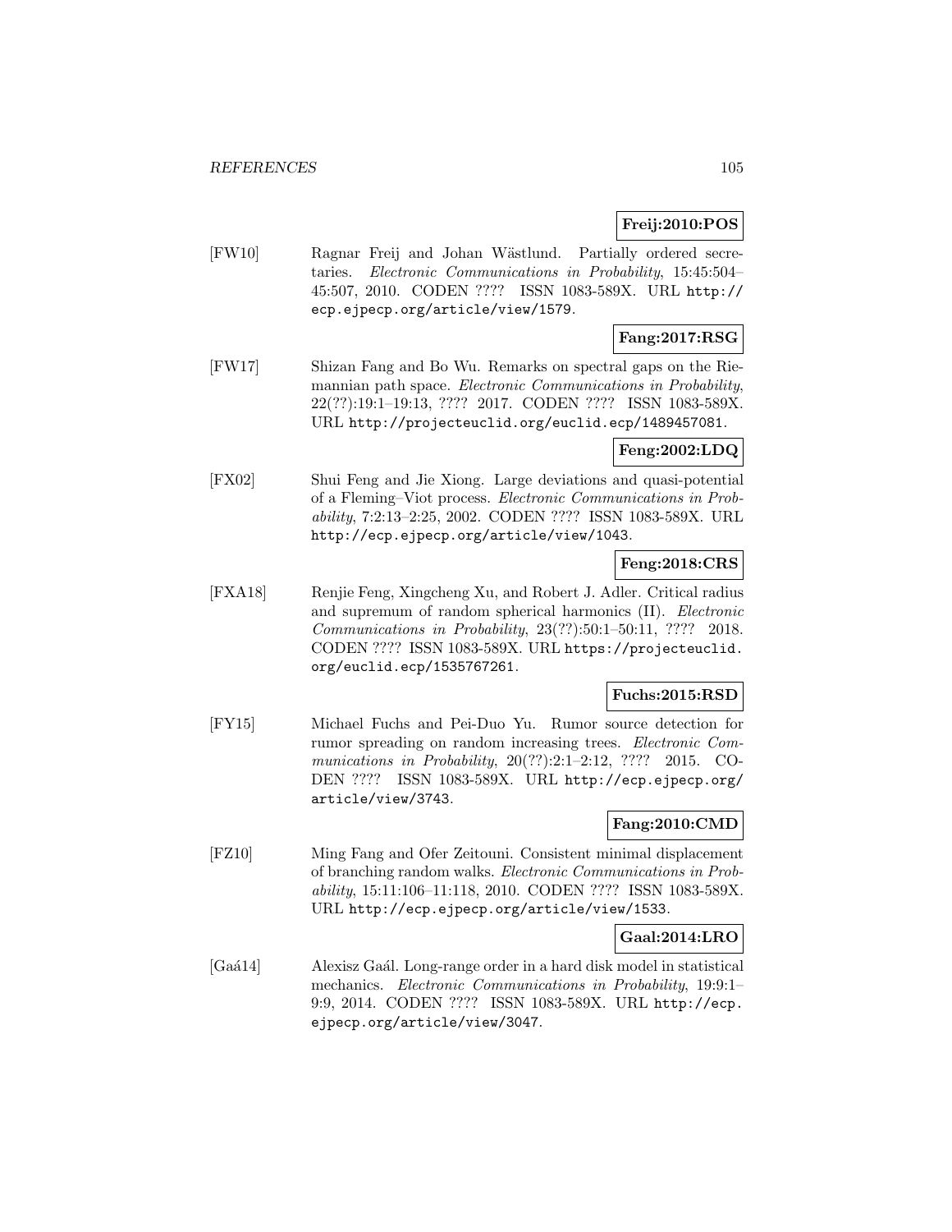**Freij:2010:POS**

[FW10] Ragnar Freij and Johan Wästlund. Partially ordered secretaries. *Electronic Communications in Probability*, 15:45:504–45:507, 2010. CODEN ???? ISSN 1083-589X. URL http://ecp.ejpecp.org/article/view/1579.

**Fang:2017:RSG**

[FW17] Shizan Fang and Bo Wu. Remarks on spectral gaps on the Riemannian path space. *Electronic Communications in Probability*, 22(??):19:1–19:13, ???? 2017. CODEN ???? ISSN 1083-589X. URL http://projecteuclid.org/euclid.ecp/1489457081.

**Feng:2002:LDQ**

[FX02] Shui Feng and Jie Xiong. Large deviations and quasi-potential of a Fleming–Viot process. *Electronic Communications in Probability*, 7:2:13–2:25, 2002. CODEN ???? ISSN 1083-589X. URL http://ecp.ejpecp.org/article/view/1043.

**Feng:2018:CRS**

[FXA18] Renjie Feng, Xingcheng Xu, and Robert J. Adler. Critical radius and supremum of random spherical harmonics (II). *Electronic Communications in Probability*, 23(??):50:1–50:11, ???? 2018. CODEN ???? ISSN 1083-589X. URL https://projecteuclid.org/euclid.ecp/1535767261.

**Fuchs:2015:RSD**

[FY15] Michael Fuchs and Pei-Duo Yu. Rumor source detection for rumor spreading on random increasing trees. *Electronic Communications in Probability*, 20(??):2:1–2:12, ???? 2015. CODEN ???? ISSN 1083-589X. URL http://ecp.ejpecp.org/article/view/3743.

**Fang:2010:CMD**

[FZ10] Ming Fang and Ofer Zeitouni. Consistent minimal displacement of branching random walks. *Electronic Communications in Probability*, 15:11:106–11:118, 2010. CODEN ???? ISSN 1083-589X. URL http://ecp.ejpecp.org/article/view/1533.

**Gaal:2014:LRO**

[Gaá14] Alexisz Gaál. Long-range order in a hard disk model in statistical mechanics. *Electronic Communications in Probability*, 19:9:1–9:9, 2014. CODEN ???? ISSN 1083-589X. URL http://ecp.ejpecp.org/article/view/3047.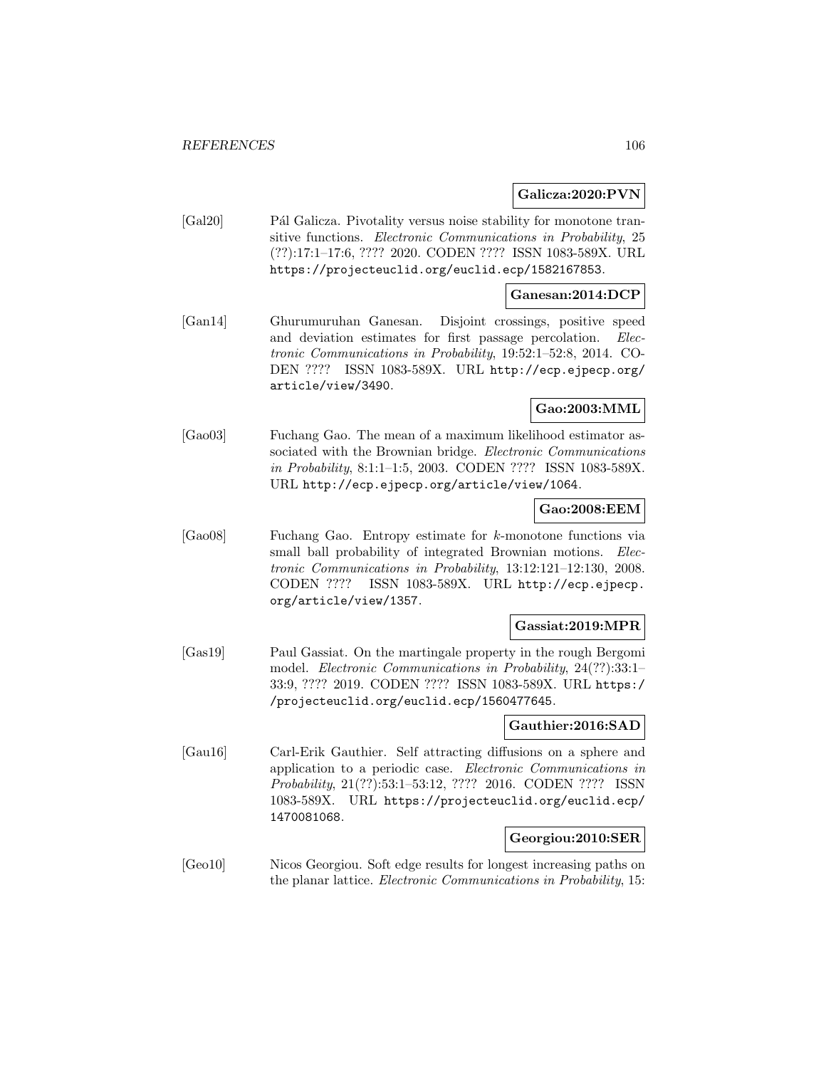**Galicza:2020:PVN**

[Gal20] Pál Galicza. Pivotality versus noise stability for monotone transitive functions. *Electronic Communications in Probability*, 25 (??):17:1–17:6, ???? 2020. CODEN ???? ISSN 1083-589X. URL https://projecteuclid.org/euclid.ecp/1582167853.

**Ganesan:2014:DCP**

[Gan14] Ghurumuruhan Ganesan. Disjoint crossings, positive speed and deviation estimates for first passage percolation. *Electronic Communications in Probability*, 19:52:1–52:8, 2014. CODEN ???? ISSN 1083-589X. URL http://ecp.ejpecp.org/article/view/3490.

**Gao:2003:MML**

[Gao03] Fuchang Gao. The mean of a maximum likelihood estimator associated with the Brownian bridge. *Electronic Communications in Probability*, 8:1:1–1:5, 2003. CODEN ???? ISSN 1083-589X. URL http://ecp.ejpecp.org/article/view/1064.

**Gao:2008:EEM**

[Gao08] Fuchang Gao. Entropy estimate for $k$-monotone functions via small ball probability of integrated Brownian motions. *Electronic Communications in Probability*, 13:12:121–12:130, 2008. CODEN ???? ISSN 1083-589X. URL http://ecp.ejpecp.org/article/view/1357.

**Gassiat:2019:MPR**

[Gas19] Paul Gassiat. On the martingale property in the rough Bergomi model. *Electronic Communications in Probability*, 24(??):33:1–33:9, ???? 2019. CODEN ???? ISSN 1083-589X. URL https://projecteuclid.org/euclid.ecp/1560477645.

**Gauthier:2016:SAD**

[Gau16] Carl-Erik Gauthier. Self attracting diffusions on a sphere and application to a periodic case. *Electronic Communications in Probability*, 21(??):53:1–53:12, ???? 2016. CODEN ???? ISSN 1083-589X. URL https://projecteuclid.org/euclid.ecp/1470081068.

**Georgiou:2010:SER**

[Geo10] Nicos Georgiou. Soft edge results for longest increasing paths on the planar lattice. *Electronic Communications in Probability*, 15: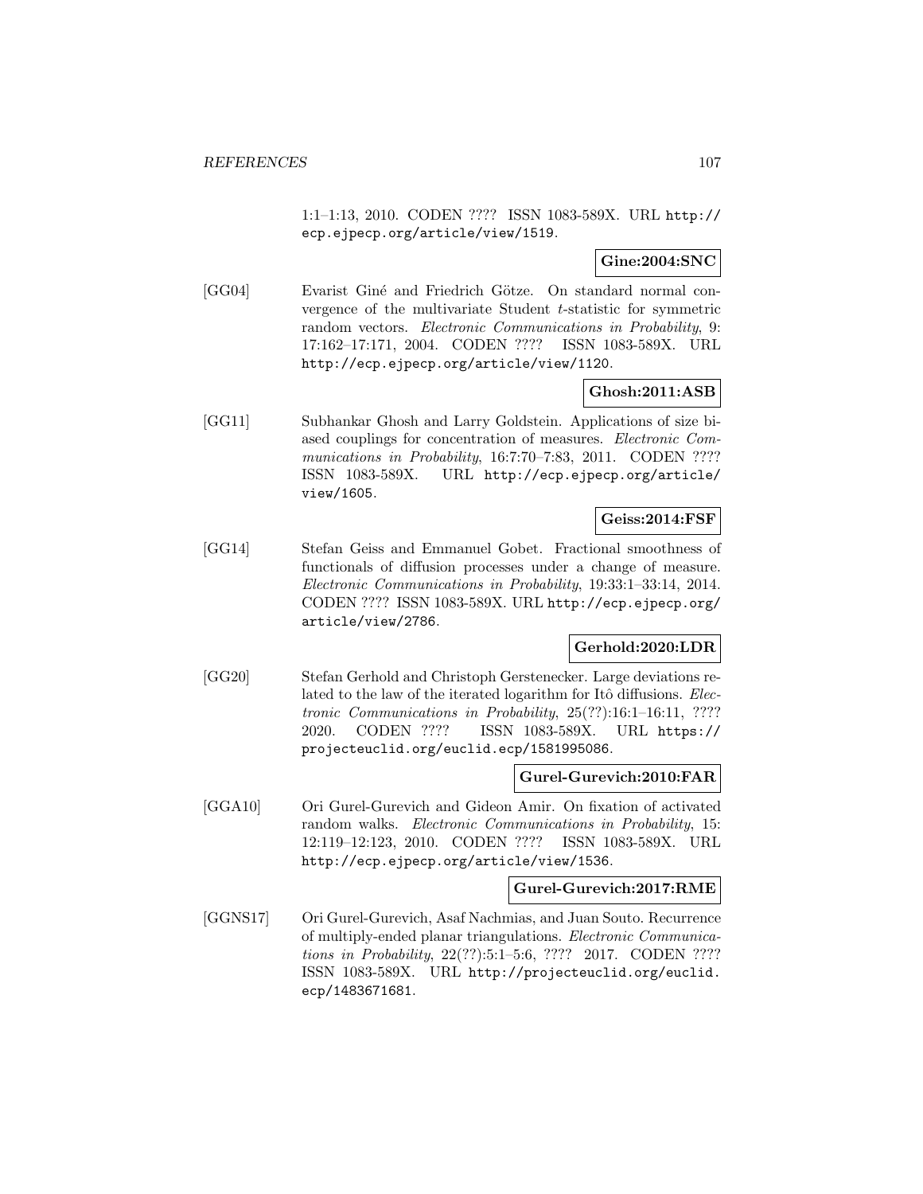1:1–1:13, 2010. CODEN ???? ISSN 1083-589X. URL http://ecp.ejpecp.org/article/view/1519.

**Gine:2004:SNC**

[GG04] Evarist Giné and Friedrich Götze. On standard normal convergence of the multivariate Student $t$-statistic for symmetric random vectors. *Electronic Communications in Probability*, 9: 17:162–17:171, 2004. CODEN ???? ISSN 1083-589X. URL http://ecp.ejpecp.org/article/view/1120.

**Ghosh:2011:ASB**

[GG11] Subhankar Ghosh and Larry Goldstein. Applications of size biased couplings for concentration of measures. *Electronic Communications in Probability*, 16:7:70–7:83, 2011. CODEN ???? ISSN 1083-589X. URL http://ecp.ejpecp.org/article/view/1605.

**Geiss:2014:FSF**

[GG14] Stefan Geiss and Emmanuel Gobet. Fractional smoothness of functionals of diffusion processes under a change of measure. *Electronic Communications in Probability*, 19:33:1–33:14, 2014. CODEN ???? ISSN 1083-589X. URL http://ecp.ejpecp.org/article/view/2786.

**Gerhold:2020:LDR**

[GG20] Stefan Gerhold and Christoph Gerstenecker. Large deviations related to the law of the iterated logarithm for Itô diffusions. *Electronic Communications in Probability*, 25(??):16:1–16:11, ???? 2020. CODEN ???? ISSN 1083-589X. URL https://projecteuclid.org/euclid.ecp/1581995086.

**Gurel-Gurevich:2010:FAR**

[GGA10] Ori Gurel-Gurevich and Gideon Amir. On fixation of activated random walks. *Electronic Communications in Probability*, 15: 12:119–12:123, 2010. CODEN ???? ISSN 1083-589X. URL http://ecp.ejpecp.org/article/view/1536.

**Gurel-Gurevich:2017:RME**

[GGNS17] Ori Gurel-Gurevich, Asaf Nachmias, and Juan Souto. Recurrence of multiply-ended planar triangulations. *Electronic Communications in Probability*, 22(??):5:1–5:6, ???? 2017. CODEN ???? ISSN 1083-589X. URL http://projecteuclid.org/euclid.ecp/1483671681.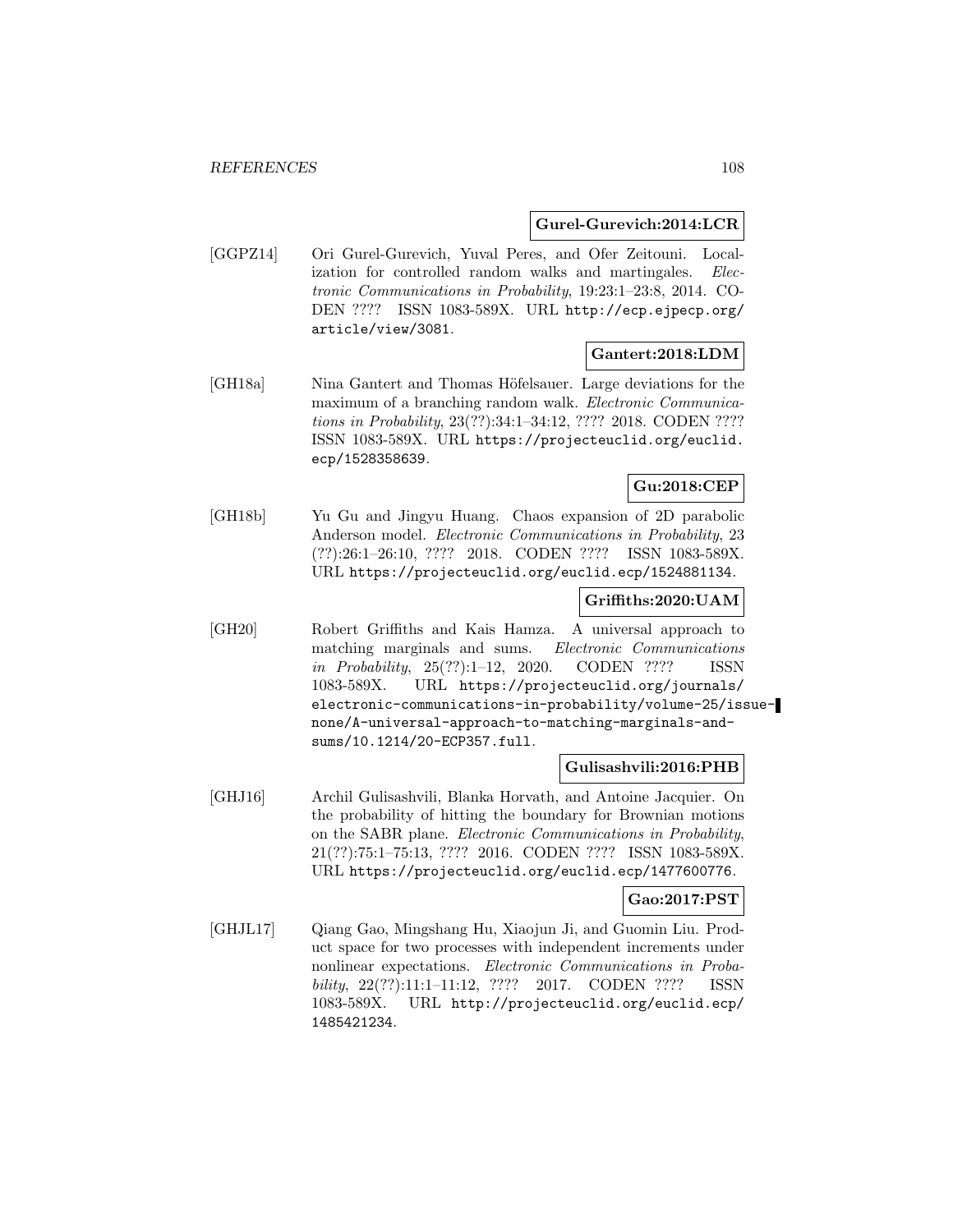**Gurel-Gurevich:2014:LCR**

[GGPZ14] Ori Gurel-Gurevich, Yuval Peres, and Ofer Zeitouni. Localization for controlled random walks and martingales. *Electronic Communications in Probability*, 19:23:1–23:8, 2014. CODEN ???? ISSN 1083-589X. URL http://ecp.ejpecp.org/article/view/3081.

**Gantert:2018:LDM**

[GH18a] Nina Gantert and Thomas Höfelsauer. Large deviations for the maximum of a branching random walk. *Electronic Communications in Probability*, 23(??):34:1–34:12, ???? 2018. CODEN ???? ISSN 1083-589X. URL https://projecteuclid.org/euclid.ecp/1528358639.

**Gu:2018:CEP**

[GH18b] Yu Gu and Jingyu Huang. Chaos expansion of 2D parabolic Anderson model. *Electronic Communications in Probability*, 23 (??):26:1–26:10, ???? 2018. CODEN ???? ISSN 1083-589X. URL https://projecteuclid.org/euclid.ecp/1524881134.

**Griffiths:2020:UAM**

[GH20] Robert Griffiths and Kais Hamza. A universal approach to matching marginals and sums. *Electronic Communications in Probability*, 25(??):1–12, 2020. CODEN ???? ISSN 1083-589X. URL https://projecteuclid.org/journals/electronic-communications-in-probability/volume-25/issue-none/A-universal-approach-to-matching-marginals-and-sums/10.1214/20-ECP357.full.

**Gulisashvili:2016:PHB**

[GHJ16] Archil Gulisashvili, Blanka Horvath, and Antoine Jacquier. On the probability of hitting the boundary for Brownian motions on the SABR plane. *Electronic Communications in Probability*, 21(??):75:1–75:13, ???? 2016. CODEN ???? ISSN 1083-589X. URL https://projecteuclid.org/euclid.ecp/1477600776.

**Gao:2017:PST**

[GHJL17] Qiang Gao, Mingshang Hu, Xiaojun Ji, and Guomin Liu. Product space for two processes with independent increments under nonlinear expectations. *Electronic Communications in Probability*, 22(??):11:1–11:12, ???? 2017. CODEN ???? ISSN 1083-589X. URL http://projecteuclid.org/euclid.ecp/1485421234.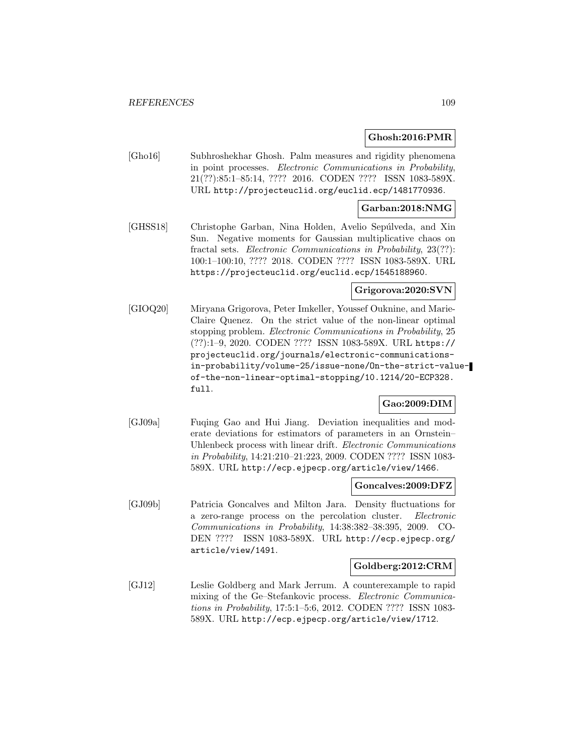**Ghosh:2016:PMR**

[Gho16] Subhroshekhar Ghosh. Palm measures and rigidity phenomena in point processes. *Electronic Communications in Probability*, 21(??):85:1–85:14, ???? 2016. CODEN ???? ISSN 1083-589X. URL http://projecteuclid.org/euclid.ecp/1481770936.

**Garban:2018:NMG**

[GHSS18] Christophe Garban, Nina Holden, Avelio Sepúlveda, and Xin Sun. Negative moments for Gaussian multiplicative chaos on fractal sets. *Electronic Communications in Probability*, 23(??): 100:1–100:10, ???? 2018. CODEN ???? ISSN 1083-589X. URL https://projecteuclid.org/euclid.ecp/1545188960.

**Grigorova:2020:SVN**

[GIOQ20] Miryana Grigorova, Peter Imkeller, Youssef Ouknine, and Marie-Claire Quenez. On the strict value of the non-linear optimal stopping problem. *Electronic Communications in Probability*, 25 (??):1–9, 2020. CODEN ???? ISSN 1083-589X. URL https://projecteuclid.org/journals/electronic-communications-in-probability/volume-25/issue-none/On-the-strict-value-of-the-non-linear-optimal-stopping/10.1214/20-ECP328.full.

**Gao:2009:DIM**

[GJ09a] Fuqing Gao and Hui Jiang. Deviation inequalities and moderate deviations for estimators of parameters in an Ornstein–Uhlenbeck process with linear drift. *Electronic Communications in Probability*, 14:21:210–21:223, 2009. CODEN ???? ISSN 1083-589X. URL http://ecp.ejpecp.org/article/view/1466.

**Goncalves:2009:DFZ**

[GJ09b] Patricia Goncalves and Milton Jara. Density fluctuations for a zero-range process on the percolation cluster. *Electronic Communications in Probability*, 14:38:382–38:395, 2009. CODEN ???? ISSN 1083-589X. URL http://ecp.ejpecp.org/article/view/1491.

**Goldberg:2012:CRM**

[GJ12] Leslie Goldberg and Mark Jerrum. A counterexample to rapid mixing of the Ge–Stefankovic process. *Electronic Communications in Probability*, 17:5:1–5:6, 2012. CODEN ???? ISSN 1083-589X. URL http://ecp.ejpecp.org/article/view/1712.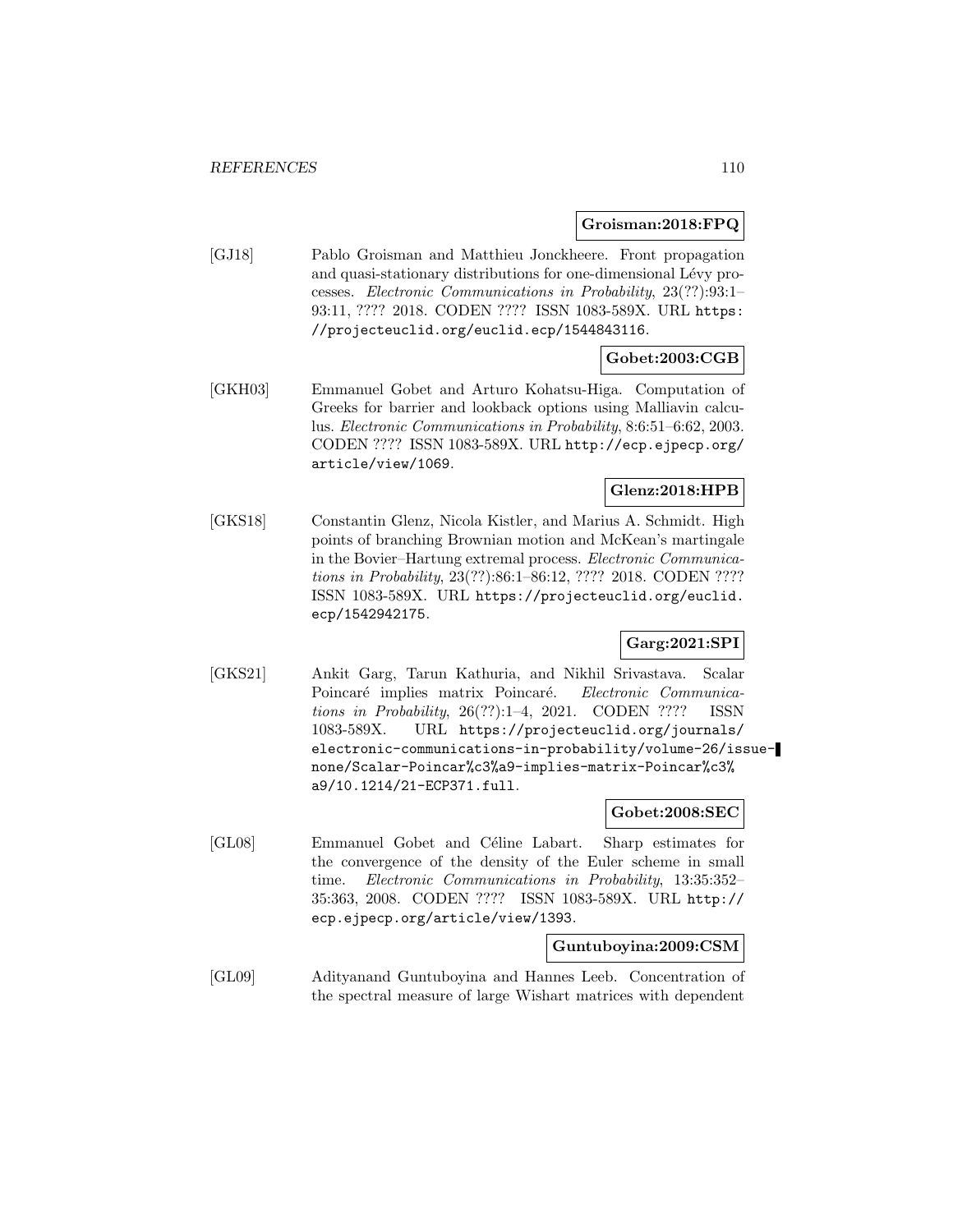**Groisman:2018:FPQ**

[GJ18] Pablo Groisman and Matthieu Jonckheere. Front propagation and quasi-stationary distributions for one-dimensional Lévy processes. *Electronic Communications in Probability*, 23(??):93:1–93:11, ???? 2018. CODEN ???? ISSN 1083-589X. URL https://projecteuclid.org/euclid.ecp/1544843116.

**Gobet:2003:CGB**

[GKH03] Emmanuel Gobet and Arturo Kohatsu-Higa. Computation of Greeks for barrier and lookback options using Malliavin calculus. *Electronic Communications in Probability*, 8:6:51–6:62, 2003. CODEN ???? ISSN 1083-589X. URL http://ecp.ejpecp.org/article/view/1069.

**Glenz:2018:HPB**

[GKS18] Constantin Glenz, Nicola Kistler, and Marius A. Schmidt. High points of branching Brownian motion and McKean's martingale in the Bovier–Hartung extremal process. *Electronic Communications in Probability*, 23(??):86:1–86:12, ???? 2018. CODEN ???? ISSN 1083-589X. URL https://projecteuclid.org/euclid.ecp/1542942175.

**Garg:2021:SPI**

[GKS21] Ankit Garg, Tarun Kathuria, and Nikhil Srivastava. Scalar Poincaré implies matrix Poincaré. *Electronic Communications in Probability*, 26(??):1–4, 2021. CODEN ???? ISSN 1083-589X. URL https://projecteuclid.org/journals/electronic-communications-in-probability/volume-26/issue-none/Scalar-Poincar%c3%a9-implies-matrix-Poincar%c3%a9/10.1214/21-ECP371.full.

**Gobet:2008:SEC**

[GL08] Emmanuel Gobet and Céline Labart. Sharp estimates for the convergence of the density of the Euler scheme in small time. *Electronic Communications in Probability*, 13:35:352–35:363, 2008. CODEN ???? ISSN 1083-589X. URL http://ecp.ejpecp.org/article/view/1393.

**Guntuboyina:2009:CSM**

[GL09] Adityanand Guntuboyina and Hannes Leeb. Concentration of the spectral measure of large Wishart matrices with dependent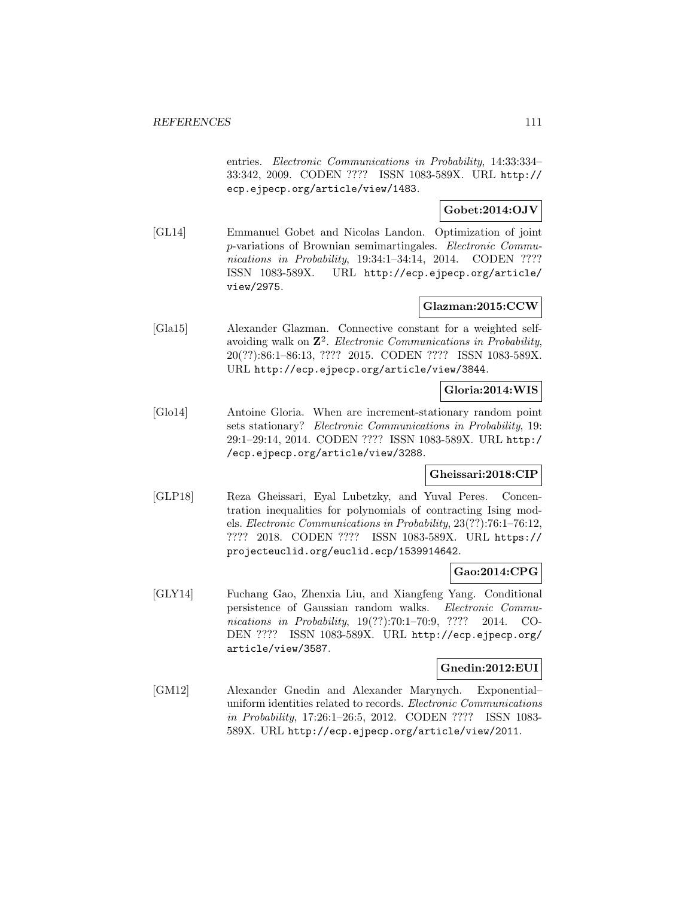entries. *Electronic Communications in Probability*, 14:33:334–33:342, 2009. CODEN ???? ISSN 1083-589X. URL http://ecp.ejpecp.org/article/view/1483.

**Gobet:2014:OJV**

[GL14] Emmanuel Gobet and Nicolas Landon. Optimization of joint $p$-variations of Brownian semimartingales. *Electronic Communications in Probability*, 19:34:1–34:14, 2014. CODEN ???? ISSN 1083-589X. URL http://ecp.ejpecp.org/article/view/2975.

**Glazman:2015:CCW**

[Gla15] Alexander Glazman. Connective constant for a weighted self-avoiding walk on $\mathbf{Z}^2$. *Electronic Communications in Probability*, 20(??):86:1–86:13, ???? 2015. CODEN ???? ISSN 1083-589X. URL http://ecp.ejpecp.org/article/view/3844.

**Gloria:2014:WIS**

[Glo14] Antoine Gloria. When are increment-stationary random point sets stationary? *Electronic Communications in Probability*, 19:29:1–29:14, 2014. CODEN ???? ISSN 1083-589X. URL http://ecp.ejpecp.org/article/view/3288.

**Gheissari:2018:CIP**

[GLP18] Reza Gheissari, Eyal Lubetzky, and Yuval Peres. Concentration inequalities for polynomials of contracting Ising models. *Electronic Communications in Probability*, 23(??):76:1–76:12, ???? 2018. CODEN ???? ISSN 1083-589X. URL https://projecteuclid.org/euclid.ecp/1539914642.

**Gao:2014:CPG**

[GLY14] Fuchang Gao, Zhenxia Liu, and Xiangfeng Yang. Conditional persistence of Gaussian random walks. *Electronic Communications in Probability*, 19(??):70:1–70:9, ???? 2014. CODEN ???? ISSN 1083-589X. URL http://ecp.ejpecp.org/article/view/3587.

**Gnedin:2012:EUI**

[GM12] Alexander Gnedin and Alexander Marynych. Exponential–uniform identities related to records. *Electronic Communications in Probability*, 17:26:1–26:5, 2012. CODEN ???? ISSN 1083-589X. URL http://ecp.ejpecp.org/article/view/2011.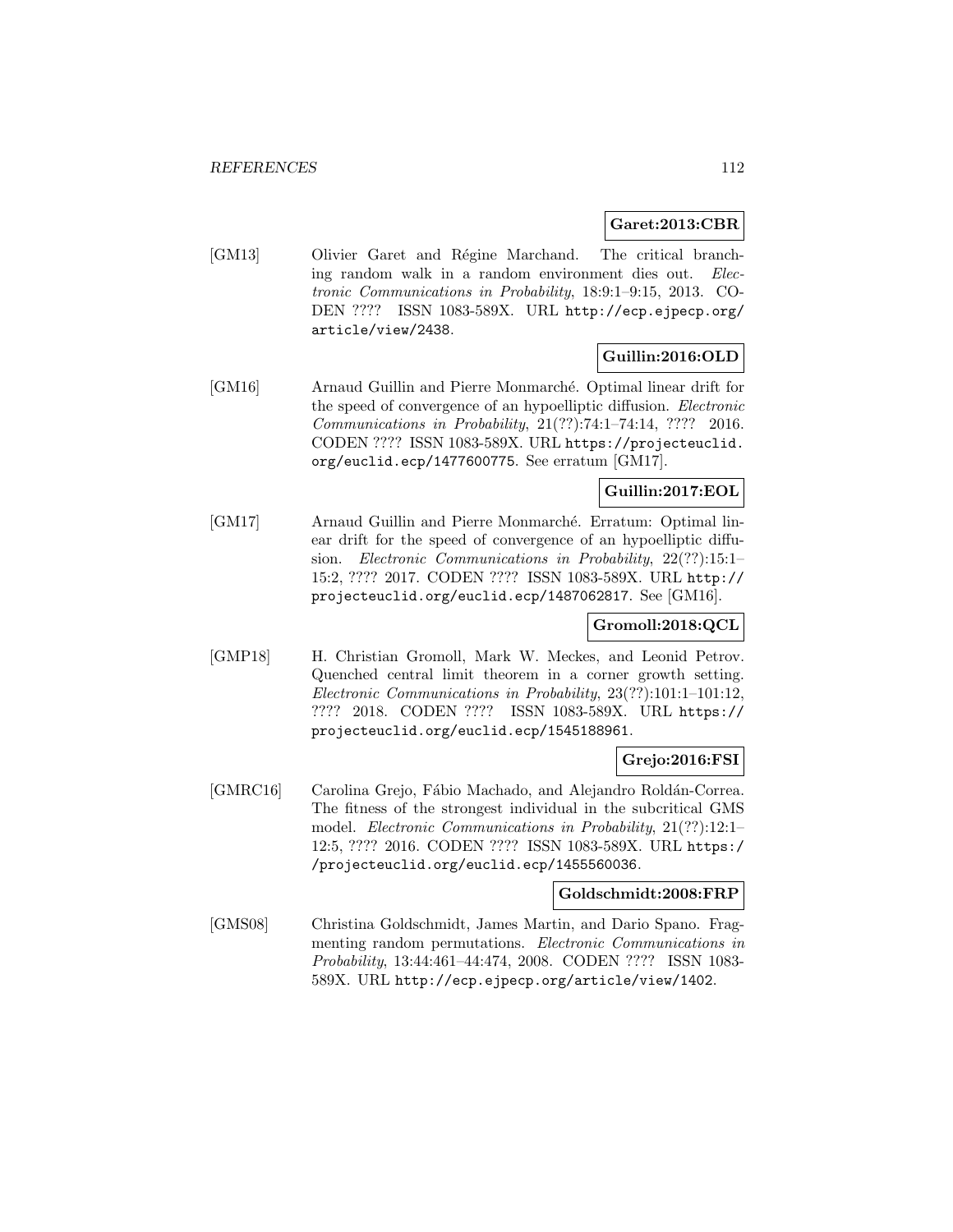**Garet:2013:CBR**

[GM13] Olivier Garet and Régine Marchand. The critical branching random walk in a random environment dies out. *Electronic Communications in Probability*, 18:9:1–9:15, 2013. CODEN ???? ISSN 1083-589X. URL http://ecp.ejpecp.org/article/view/2438.

**Guillin:2016:OLD**

[GM16] Arnaud Guillin and Pierre Monmarché. Optimal linear drift for the speed of convergence of an hypoelliptic diffusion. *Electronic Communications in Probability*, 21(??):74:1–74:14, ???? 2016. CODEN ???? ISSN 1083-589X. URL https://projecteuclid.org/euclid.ecp/1477600775. See erratum [GM17].

**Guillin:2017:EOL**

[GM17] Arnaud Guillin and Pierre Monmarché. Erratum: Optimal linear drift for the speed of convergence of an hypoelliptic diffusion. *Electronic Communications in Probability*, 22(??):15:1–15:2, ???? 2017. CODEN ???? ISSN 1083-589X. URL http://projecteuclid.org/euclid.ecp/1487062817. See [GM16].

**Gromoll:2018:QCL**

[GMP18] H. Christian Gromoll, Mark W. Meckes, and Leonid Petrov. Quenched central limit theorem in a corner growth setting. *Electronic Communications in Probability*, 23(??):101:1–101:12, ???? 2018. CODEN ???? ISSN 1083-589X. URL https://projecteuclid.org/euclid.ecp/1545188961.

**Grejo:2016:FSI**

[GMRC16] Carolina Grejo, Fábio Machado, and Alejandro Roldán-Correa. The fitness of the strongest individual in the subcritical GMS model. *Electronic Communications in Probability*, 21(??):12:1–12:5, ???? 2016. CODEN ???? ISSN 1083-589X. URL https://projecteuclid.org/euclid.ecp/1455560036.

**Goldschmidt:2008:FRP**

[GMS08] Christina Goldschmidt, James Martin, and Dario Spano. Fragmenting random permutations. *Electronic Communications in Probability*, 13:44:461–44:474, 2008. CODEN ???? ISSN 1083-589X. URL http://ecp.ejpecp.org/article/view/1402.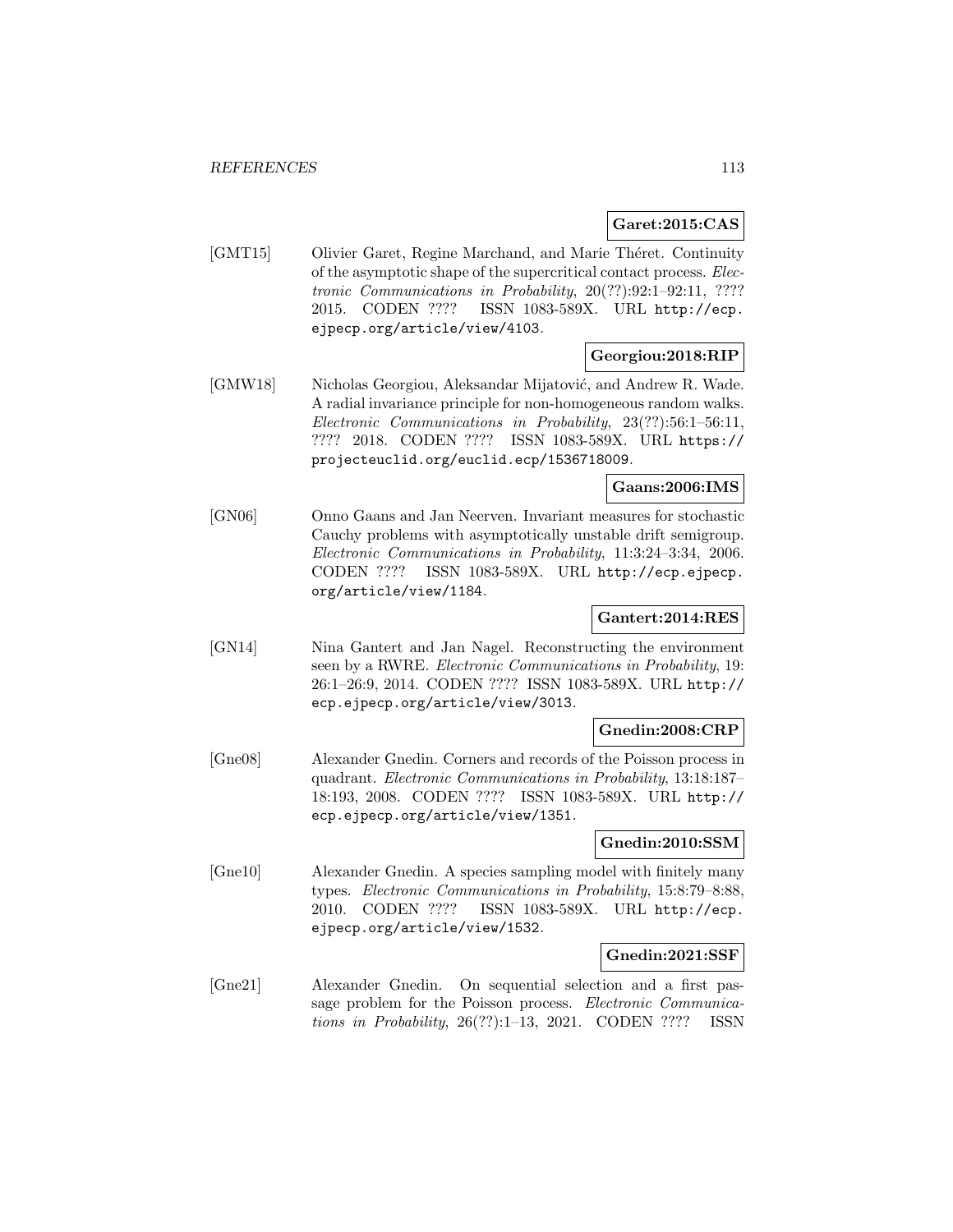**Garet:2015:CAS**

[GMT15] Olivier Garet, Regine Marchand, and Marie Théret. Continuity of the asymptotic shape of the supercritical contact process. *Electronic Communications in Probability*, 20(??):92:1–92:11, ???? 2015. CODEN ???? ISSN 1083-589X. URL http://ecp.ejpecp.org/article/view/4103.

**Georgiou:2018:RIP**

[GMW18] Nicholas Georgiou, Aleksandar Mijatović, and Andrew R. Wade. A radial invariance principle for non-homogeneous random walks. *Electronic Communications in Probability*, 23(??):56:1–56:11, ???? 2018. CODEN ???? ISSN 1083-589X. URL https://projecteuclid.org/euclid.ecp/1536718009.

**Gaans:2006:IMS**

[GN06] Onno Gaans and Jan Neerven. Invariant measures for stochastic Cauchy problems with asymptotically unstable drift semigroup. *Electronic Communications in Probability*, 11:3:24–3:34, 2006. CODEN ???? ISSN 1083-589X. URL http://ecp.ejpecp.org/article/view/1184.

**Gantert:2014:RES**

[GN14] Nina Gantert and Jan Nagel. Reconstructing the environment seen by a RWRE. *Electronic Communications in Probability*, 19:26:1–26:9, 2014. CODEN ???? ISSN 1083-589X. URL http://ecp.ejpecp.org/article/view/3013.

**Gnedin:2008:CRP**

[Gne08] Alexander Gnedin. Corners and records of the Poisson process in quadrant. *Electronic Communications in Probability*, 13:18:187–18:193, 2008. CODEN ???? ISSN 1083-589X. URL http://ecp.ejpecp.org/article/view/1351.

**Gnedin:2010:SSM**

[Gne10] Alexander Gnedin. A species sampling model with finitely many types. *Electronic Communications in Probability*, 15:8:79–8:88, 2010. CODEN ???? ISSN 1083-589X. URL http://ecp.ejpecp.org/article/view/1532.

**Gnedin:2021:SSF**

[Gne21] Alexander Gnedin. On sequential selection and a first passage problem for the Poisson process. *Electronic Communications in Probability*, 26(??):1–13, 2021. CODEN ???? ISSN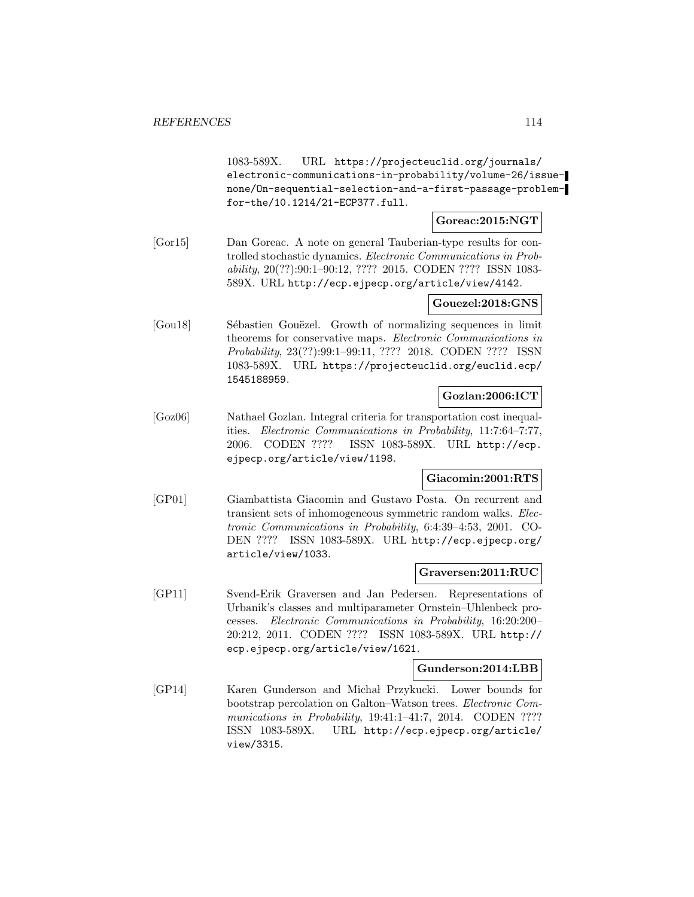1083-589X. URL https://projecteuclid.org/journals/electronic-communications-in-probability/volume-26/issue-none/On-sequential-selection-and-a-first-passage-problem-for-the/10.1214/21-ECP377.full.

**Goreac:2015:NGT**

[Gor15] Dan Goreac. A note on general Tauberian-type results for controlled stochastic dynamics. *Electronic Communications in Probability*, 20(??):90:1–90:12, ???? 2015. CODEN ???? ISSN 1083-589X. URL http://ecp.ejpecp.org/article/view/4142.

**Gouezel:2018:GNS**

[Gou18] Sébastien Gouëzel. Growth of normalizing sequences in limit theorems for conservative maps. *Electronic Communications in Probability*, 23(??):99:1–99:11, ???? 2018. CODEN ???? ISSN 1083-589X. URL https://projecteuclid.org/euclid.ecp/1545188959.

**Gozlan:2006:ICT**

[Goz06] Nathael Gozlan. Integral criteria for transportation cost inequalities. *Electronic Communications in Probability*, 11:7:64–7:77, 2006. CODEN ???? ISSN 1083-589X. URL http://ecp.ejpecp.org/article/view/1198.

**Giacomin:2001:RTS**

[GP01] Giambattista Giacomin and Gustavo Posta. On recurrent and transient sets of inhomogeneous symmetric random walks. *Electronic Communications in Probability*, 6:4:39–4:53, 2001. CODEN ???? ISSN 1083-589X. URL http://ecp.ejpecp.org/article/view/1033.

**Graversen:2011:RUC**

[GP11] Svend-Erik Graversen and Jan Pedersen. Representations of Urbanik's classes and multiparameter Ornstein–Uhlenbeck processes. *Electronic Communications in Probability*, 16:20:200–20:212, 2011. CODEN ???? ISSN 1083-589X. URL http://ecp.ejpecp.org/article/view/1621.

**Gunderson:2014:LBB**

[GP14] Karen Gunderson and Michał Przykucki. Lower bounds for bootstrap percolation on Galton–Watson trees. *Electronic Communications in Probability*, 19:41:1–41:7, 2014. CODEN ???? ISSN 1083-589X. URL http://ecp.ejpecp.org/article/view/3315.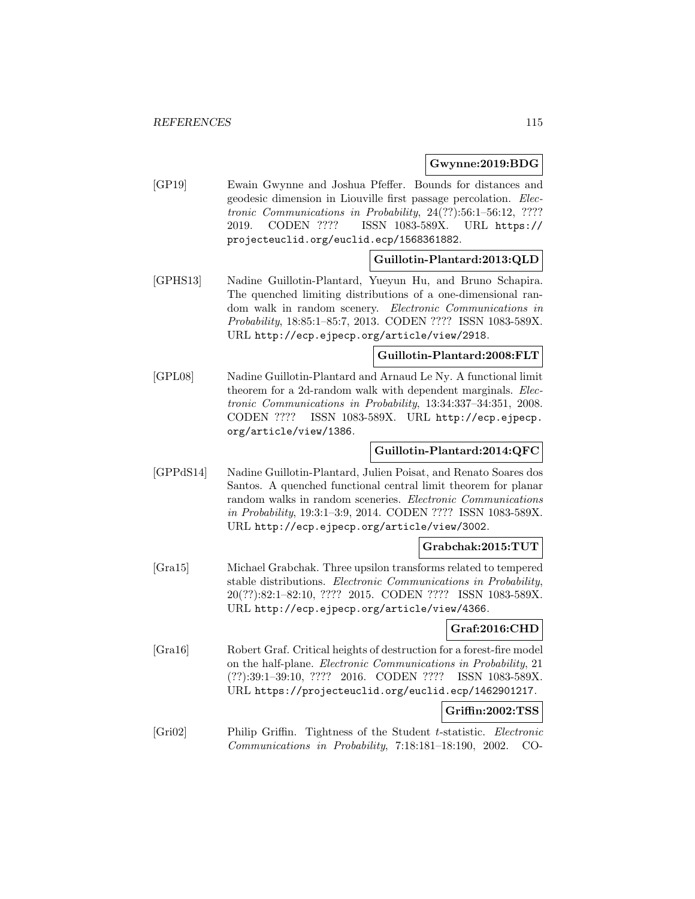**Gwynne:2019:BDG**

[GP19] Ewain Gwynne and Joshua Pfeffer. Bounds for distances and geodesic dimension in Liouville first passage percolation. *Electronic Communications in Probability*, 24(??):56:1–56:12, ???? 2019. CODEN ???? ISSN 1083-589X. URL `https://projecteuclid.org/euclid.ecp/1568361882`.

**Guillotin-Plantard:2013:QLD**

[GPHS13] Nadine Guillotin-Plantard, Yueyun Hu, and Bruno Schapira. The quenched limiting distributions of a one-dimensional random walk in random scenery. *Electronic Communications in Probability*, 18:85:1–85:7, 2013. CODEN ???? ISSN 1083-589X. URL `http://ecp.ejpecp.org/article/view/2918`.

**Guillotin-Plantard:2008:FLT**

[GPL08] Nadine Guillotin-Plantard and Arnaud Le Ny. A functional limit theorem for a 2d-random walk with dependent marginals. *Electronic Communications in Probability*, 13:34:337–34:351, 2008. CODEN ???? ISSN 1083-589X. URL `http://ecp.ejpecp.org/article/view/1386`.

**Guillotin-Plantard:2014:QFC**

[GPPdS14] Nadine Guillotin-Plantard, Julien Poisat, and Renato Soares dos Santos. A quenched functional central limit theorem for planar random walks in random sceneries. *Electronic Communications in Probability*, 19:3:1–3:9, 2014. CODEN ???? ISSN 1083-589X. URL `http://ecp.ejpecp.org/article/view/3002`.

**Grabchak:2015:TUT**

[Gra15] Michael Grabchak. Three upsilon transforms related to tempered stable distributions. *Electronic Communications in Probability*, 20(??):82:1–82:10, ???? 2015. CODEN ???? ISSN 1083-589X. URL `http://ecp.ejpecp.org/article/view/4366`.

**Graf:2016:CHD**

[Gra16] Robert Graf. Critical heights of destruction for a forest-fire model on the half-plane. *Electronic Communications in Probability*, 21 (??):39:1–39:10, ???? 2016. CODEN ???? ISSN 1083-589X. URL `https://projecteuclid.org/euclid.ecp/1462901217`.

**Griffin:2002:TSS**

[Gri02] Philip Griffin. Tightness of the Student $t$-statistic. *Electronic Communications in Probability*, 7:18:181–18:190, 2002. CO-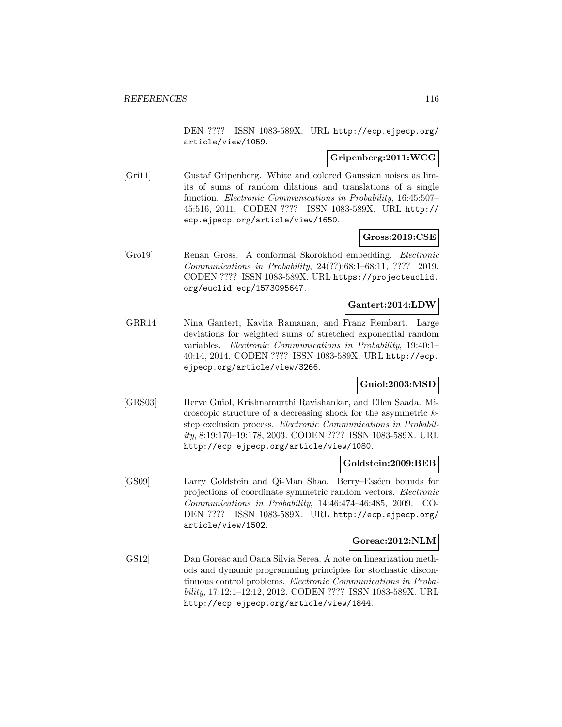DEN ???? ISSN 1083-589X. URL http://ecp.ejpecp.org/article/view/1059.

**Gripenberg:2011:WCG**

[Gri11] Gustaf Gripenberg. White and colored Gaussian noises as limits of sums of random dilations and translations of a single function. *Electronic Communications in Probability*, 16:45:507–45:516, 2011. CODEN ???? ISSN 1083-589X. URL http://ecp.ejpecp.org/article/view/1650.

**Gross:2019:CSE**

[Gro19] Renan Gross. A conformal Skorokhod embedding. *Electronic Communications in Probability*, 24(??):68:1–68:11, ???? 2019. CODEN ???? ISSN 1083-589X. URL https://projecteuclid.org/euclid.ecp/1573095647.

**Gantert:2014:LDW**

[GRR14] Nina Gantert, Kavita Ramanan, and Franz Rembart. Large deviations for weighted sums of stretched exponential random variables. *Electronic Communications in Probability*, 19:40:1–40:14, 2014. CODEN ???? ISSN 1083-589X. URL http://ecp.ejpecp.org/article/view/3266.

**Guiol:2003:MSD**

[GRS03] Herve Guiol, Krishnamurthi Ravishankar, and Ellen Saada. Microscopic structure of a decreasing shock for the asymmetric $k$-step exclusion process. *Electronic Communications in Probability*, 8:19:170–19:178, 2003. CODEN ???? ISSN 1083-589X. URL http://ecp.ejpecp.org/article/view/1080.

**Goldstein:2009:BEB**

[GS09] Larry Goldstein and Qi-Man Shao. Berry–Esséen bounds for projections of coordinate symmetric random vectors. *Electronic Communications in Probability*, 14:46:474–46:485, 2009. CODEN ???? ISSN 1083-589X. URL http://ecp.ejpecp.org/article/view/1502.

**Goreac:2012:NLM**

[GS12] Dan Goreac and Oana Silvia Serea. A note on linearization methods and dynamic programming principles for stochastic discontinuous control problems. *Electronic Communications in Probability*, 17:12:1–12:12, 2012. CODEN ???? ISSN 1083-589X. URL http://ecp.ejpecp.org/article/view/1844.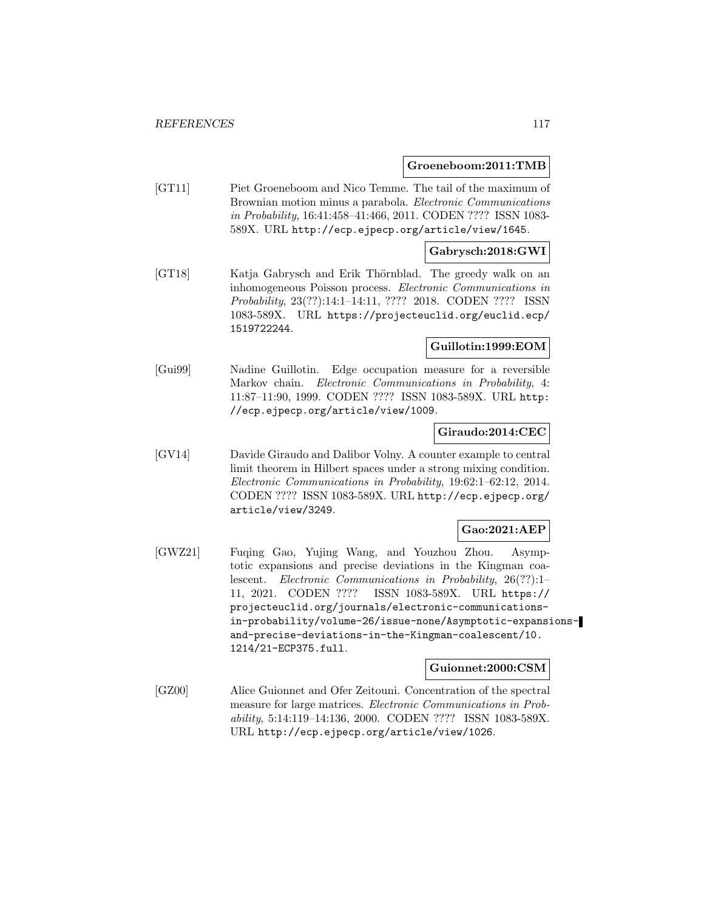**Groeneboom:2011:TMB**

[GT11] Piet Groeneboom and Nico Temme. The tail of the maximum of Brownian motion minus a parabola. *Electronic Communications in Probability*, 16:41:458–41:466, 2011. CODEN ???? ISSN 1083-589X. URL http://ecp.ejpecp.org/article/view/1645.

**Gabrysch:2018:GWI**

[GT18] Katja Gabrysch and Erik Thörnblad. The greedy walk on an inhomogeneous Poisson process. *Electronic Communications in Probability*, 23(??):14:1–14:11, ???? 2018. CODEN ???? ISSN 1083-589X. URL https://projecteuclid.org/euclid.ecp/1519722244.

**Guillotin:1999:EOM**

[Gui99] Nadine Guillotin. Edge occupation measure for a reversible Markov chain. *Electronic Communications in Probability*, 4:11:87–11:90, 1999. CODEN ???? ISSN 1083-589X. URL http://ecp.ejpecp.org/article/view/1009.

**Giraudo:2014:CEC**

[GV14] Davide Giraudo and Dalibor Volny. A counter example to central limit theorem in Hilbert spaces under a strong mixing condition. *Electronic Communications in Probability*, 19:62:1–62:12, 2014. CODEN ???? ISSN 1083-589X. URL http://ecp.ejpecp.org/article/view/3249.

**Gao:2021:AEP**

[GWZ21] Fuqing Gao, Yujing Wang, and Youzhou Zhou. Asymptotic expansions and precise deviations in the Kingman coalescent. *Electronic Communications in Probability*, 26(??):1–11, 2021. CODEN ???? ISSN 1083-589X. URL https://projecteuclid.org/journals/electronic-communications-in-probability/volume-26/issue-none/Asymptotic-expansions-and-precise-deviations-in-the-Kingman-coalescent/10.1214/21-ECP375.full.

**Guionnet:2000:CSM**

[GZ00] Alice Guionnet and Ofer Zeitouni. Concentration of the spectral measure for large matrices. *Electronic Communications in Probability*, 5:14:119–14:136, 2000. CODEN ???? ISSN 1083-589X. URL http://ecp.ejpecp.org/article/view/1026.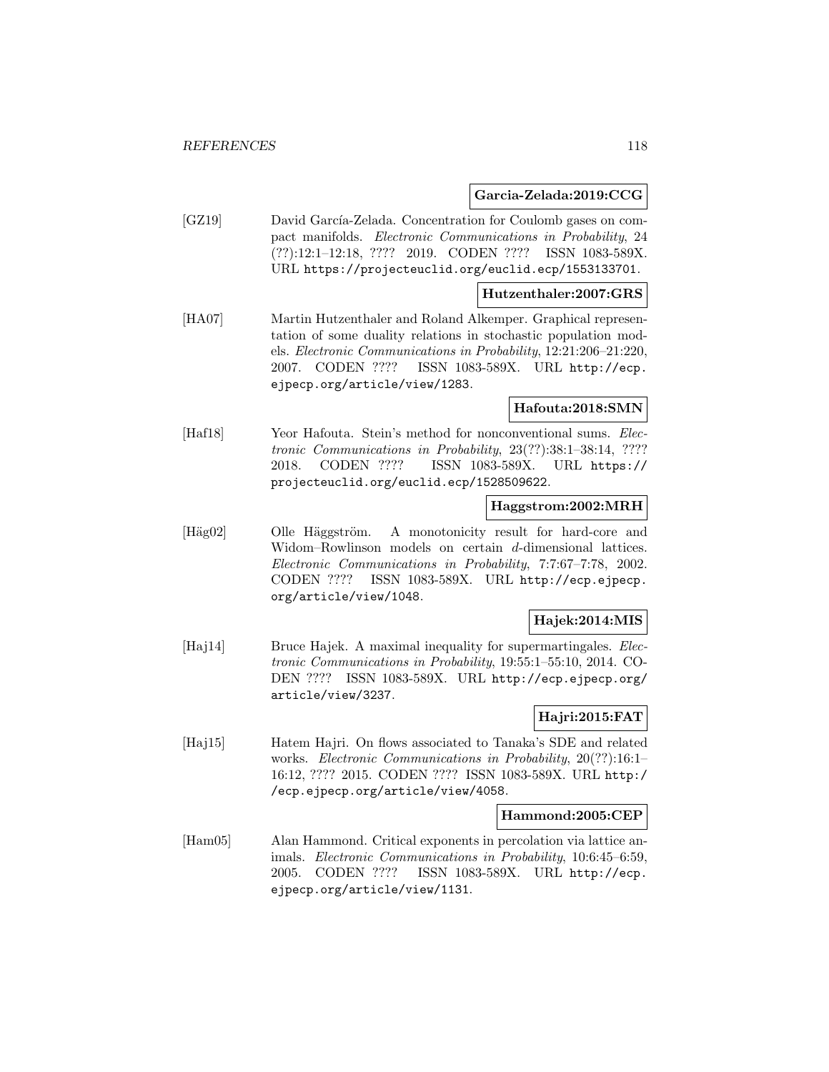**Garcia-Zelada:2019:CCG**

[GZ19] David García-Zelada. Concentration for Coulomb gases on compact manifolds. *Electronic Communications in Probability*, 24 (??):12:1–12:18, ???? 2019. CODEN ???? ISSN 1083-589X. URL https://projecteuclid.org/euclid.ecp/1553133701.

**Hutzenthaler:2007:GRS**

[HA07] Martin Hutzenthaler and Roland Alkemper. Graphical representation of some duality relations in stochastic population models. *Electronic Communications in Probability*, 12:21:206–21:220, 2007. CODEN ???? ISSN 1083-589X. URL http://ecp.ejpecp.org/article/view/1283.

**Hafouta:2018:SMN**

[Haf18] Yeor Hafouta. Stein's method for nonconventional sums. *Electronic Communications in Probability*, 23(??):38:1–38:14, ???? 2018. CODEN ???? ISSN 1083-589X. URL https://projecteuclid.org/euclid.ecp/1528509622.

**Haggstrom:2002:MRH**

[Häg02] Olle Häggström. A monotonicity result for hard-core and Widom–Rowlinson models on certain $d$-dimensional lattices. *Electronic Communications in Probability*, 7:7:67–7:78, 2002. CODEN ???? ISSN 1083-589X. URL http://ecp.ejpecp.org/article/view/1048.

**Hajek:2014:MIS**

[Haj14] Bruce Hajek. A maximal inequality for supermartingales. *Electronic Communications in Probability*, 19:55:1–55:10, 2014. CODEN ???? ISSN 1083-589X. URL http://ecp.ejpecp.org/article/view/3237.

**Hajri:2015:FAT**

[Haj15] Hatem Hajri. On flows associated to Tanaka's SDE and related works. *Electronic Communications in Probability*, 20(??):16:1–16:12, ???? 2015. CODEN ???? ISSN 1083-589X. URL http://ecp.ejpecp.org/article/view/4058.

**Hammond:2005:CEP**

[Ham05] Alan Hammond. Critical exponents in percolation via lattice animals. *Electronic Communications in Probability*, 10:6:45–6:59, 2005. CODEN ???? ISSN 1083-589X. URL http://ecp.ejpecp.org/article/view/1131.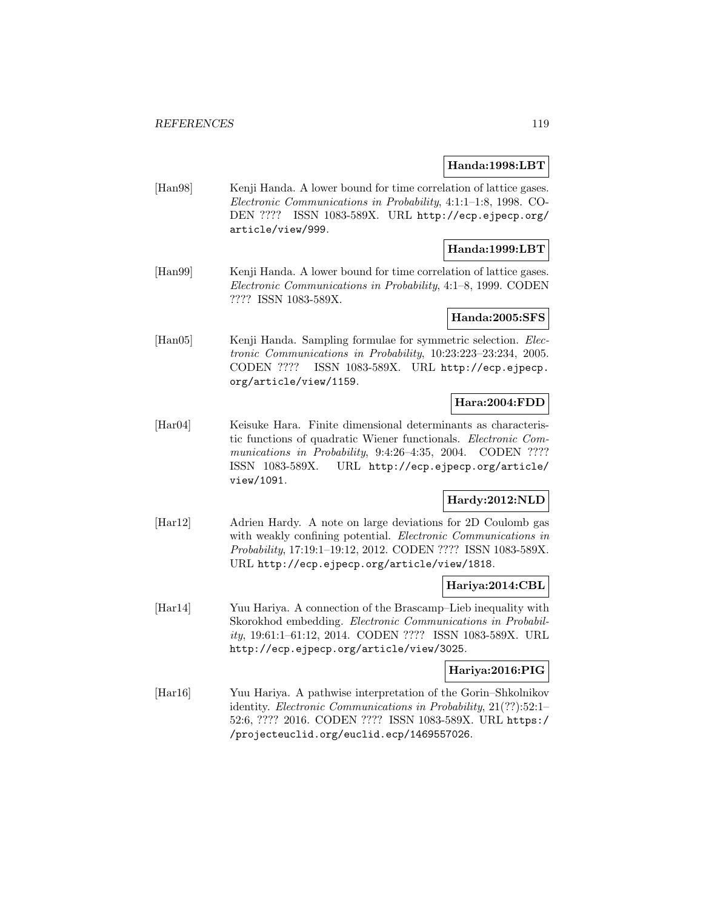**Handa:1998:LBT**

[Han98] Kenji Handa. A lower bound for time correlation of lattice gases. *Electronic Communications in Probability*, 4:1:1–1:8, 1998. CODEN ???? ISSN 1083-589X. URL http://ecp.ejpecp.org/article/view/999.

**Handa:1999:LBT**

[Han99] Kenji Handa. A lower bound for time correlation of lattice gases. *Electronic Communications in Probability*, 4:1–8, 1999. CODEN ???? ISSN 1083-589X.

**Handa:2005:SFS**

[Han05] Kenji Handa. Sampling formulae for symmetric selection. *Electronic Communications in Probability*, 10:23:223–23:234, 2005. CODEN ???? ISSN 1083-589X. URL http://ecp.ejpecp.org/article/view/1159.

**Hara:2004:FDD**

[Har04] Keisuke Hara. Finite dimensional determinants as characteristic functions of quadratic Wiener functionals. *Electronic Communications in Probability*, 9:4:26–4:35, 2004. CODEN ???? ISSN 1083-589X. URL http://ecp.ejpecp.org/article/view/1091.

**Hardy:2012:NLD**

[Har12] Adrien Hardy. A note on large deviations for 2D Coulomb gas with weakly confining potential. *Electronic Communications in Probability*, 17:19:1–19:12, 2012. CODEN ???? ISSN 1083-589X. URL http://ecp.ejpecp.org/article/view/1818.

**Hariya:2014:CBL**

[Har14] Yuu Hariya. A connection of the Brascamp–Lieb inequality with Skorokhod embedding. *Electronic Communications in Probability*, 19:61:1–61:12, 2014. CODEN ???? ISSN 1083-589X. URL http://ecp.ejpecp.org/article/view/3025.

**Hariya:2016:PIG**

[Har16] Yuu Hariya. A pathwise interpretation of the Gorin–Shkolnikov identity. *Electronic Communications in Probability*, 21(??):52:1–52:6, ???? 2016. CODEN ???? ISSN 1083-589X. URL https://projecteuclid.org/euclid.ecp/1469557026.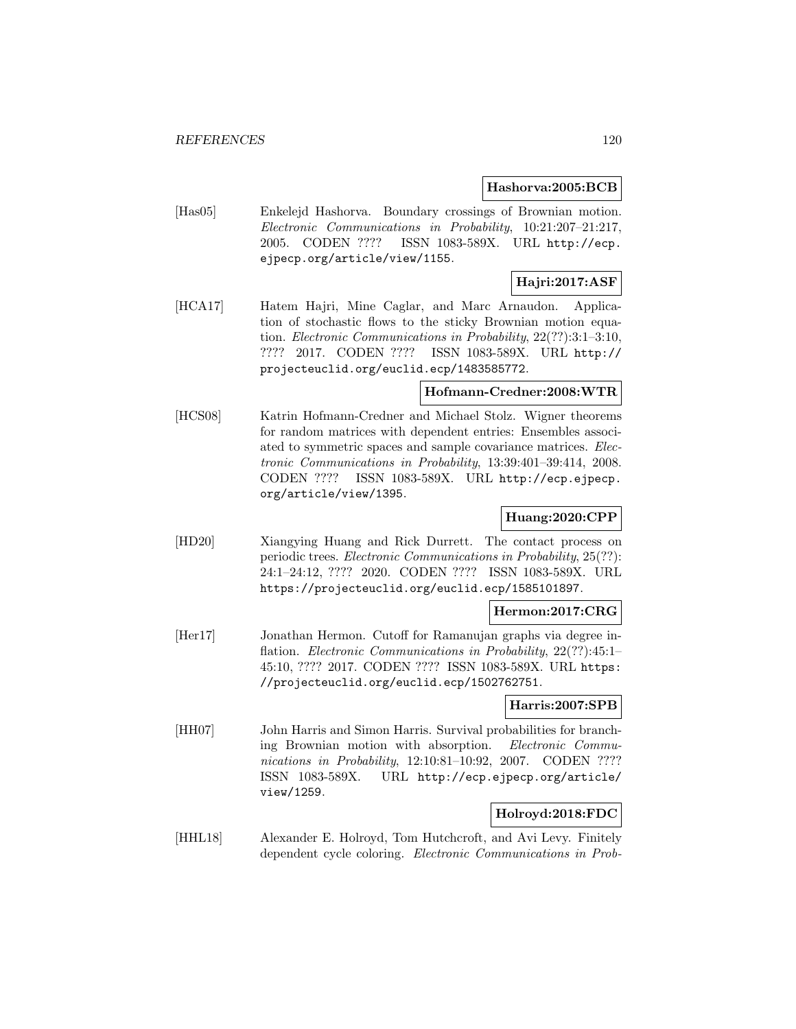**Hashorva:2005:BCB**

[Has05] Enkelejd Hashorva. Boundary crossings of Brownian motion. *Electronic Communications in Probability*, 10:21:207–21:217, 2005. CODEN ???? ISSN 1083-589X. URL http://ecp.ejpecp.org/article/view/1155.

**Hajri:2017:ASF**

[HCA17] Hatem Hajri, Mine Caglar, and Marc Arnaudon. Application of stochastic flows to the sticky Brownian motion equation. *Electronic Communications in Probability*, 22(??):3:1–3:10, ???? 2017. CODEN ???? ISSN 1083-589X. URL http://projecteuclid.org/euclid.ecp/1483585772.

**Hofmann-Credner:2008:WTR**

[HCS08] Katrin Hofmann-Credner and Michael Stolz. Wigner theorems for random matrices with dependent entries: Ensembles associated to symmetric spaces and sample covariance matrices. *Electronic Communications in Probability*, 13:39:401–39:414, 2008. CODEN ???? ISSN 1083-589X. URL http://ecp.ejpecp.org/article/view/1395.

**Huang:2020:CPP**

[HD20] Xiangying Huang and Rick Durrett. The contact process on periodic trees. *Electronic Communications in Probability*, 25(??): 24:1–24:12, ???? 2020. CODEN ???? ISSN 1083-589X. URL https://projecteuclid.org/euclid.ecp/1585101897.

**Hermon:2017:CRG**

[Her17] Jonathan Hermon. Cutoff for Ramanujan graphs via degree inflation. *Electronic Communications in Probability*, 22(??):45:1–45:10, ???? 2017. CODEN ???? ISSN 1083-589X. URL https://projecteuclid.org/euclid.ecp/1502762751.

**Harris:2007:SPB**

[HH07] John Harris and Simon Harris. Survival probabilities for branching Brownian motion with absorption. *Electronic Communications in Probability*, 12:10:81–10:92, 2007. CODEN ???? ISSN 1083-589X. URL http://ecp.ejpecp.org/article/view/1259.

**Holroyd:2018:FDC**

[HHL18] Alexander E. Holroyd, Tom Hutchcroft, and Avi Levy. Finitely dependent cycle coloring. *Electronic Communications in Prob-*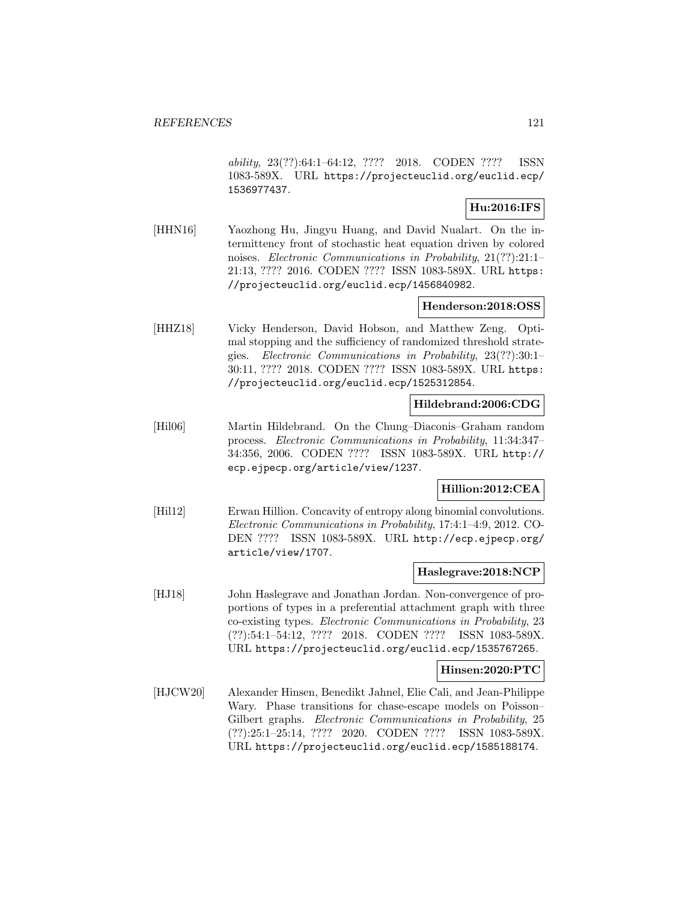*ability*, 23(??):64:1–64:12, ???? 2018. CODEN ???? ISSN 1083-589X. URL https://projecteuclid.org/euclid.ecp/1536977437.

**Hu:2016:IFS**

[HHN16] Yaozhong Hu, Jingyu Huang, and David Nualart. On the intermittency front of stochastic heat equation driven by colored noises. *Electronic Communications in Probability*, 21(??):21:1–21:13, ???? 2016. CODEN ???? ISSN 1083-589X. URL https://projecteuclid.org/euclid.ecp/1456840982.

**Henderson:2018:OSS**

[HHZ18] Vicky Henderson, David Hobson, and Matthew Zeng. Optimal stopping and the sufficiency of randomized threshold strategies. *Electronic Communications in Probability*, 23(??):30:1–30:11, ???? 2018. CODEN ???? ISSN 1083-589X. URL https://projecteuclid.org/euclid.ecp/1525312854.

**Hildebrand:2006:CDG**

[Hil06] Martin Hildebrand. On the Chung–Diaconis–Graham random process. *Electronic Communications in Probability*, 11:34:347–34:356, 2006. CODEN ???? ISSN 1083-589X. URL http://ecp.ejpecp.org/article/view/1237.

**Hillion:2012:CEA**

[Hil12] Erwan Hillion. Concavity of entropy along binomial convolutions. *Electronic Communications in Probability*, 17:4:1–4:9, 2012. CODEN ???? ISSN 1083-589X. URL http://ecp.ejpecp.org/article/view/1707.

**Haslegrave:2018:NCP**

[HJ18] John Haslegrave and Jonathan Jordan. Non-convergence of proportions of types in a preferential attachment graph with three co-existing types. *Electronic Communications in Probability*, 23(??):54:1–54:12, ???? 2018. CODEN ???? ISSN 1083-589X. URL https://projecteuclid.org/euclid.ecp/1535767265.

**Hinsen:2020:PTC**

[HJCW20] Alexander Hinsen, Benedikt Jahnel, Elie Cali, and Jean-Philippe Wary. Phase transitions for chase-escape models on Poisson–Gilbert graphs. *Electronic Communications in Probability*, 25(??):25:1–25:14, ???? 2020. CODEN ???? ISSN 1083-589X. URL https://projecteuclid.org/euclid.ecp/1585188174.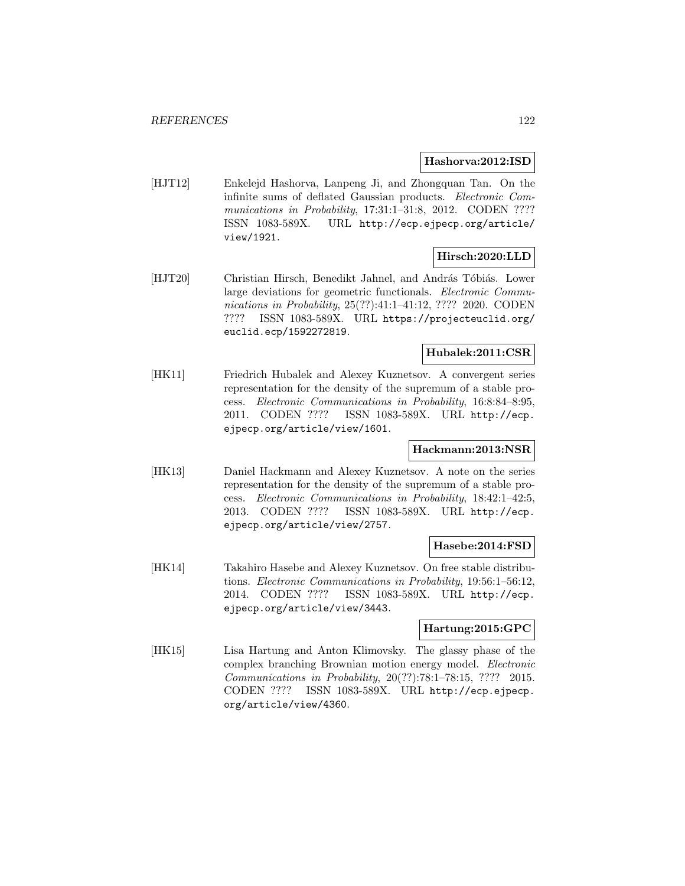**Hashorva:2012:ISD**

[HJT12] Enkelejd Hashorva, Lanpeng Ji, and Zhongquan Tan. On the infinite sums of deflated Gaussian products. *Electronic Communications in Probability*, 17:31:1–31:8, 2012. CODEN ???? ISSN 1083-589X. URL http://ecp.ejpecp.org/article/view/1921.

**Hirsch:2020:LLD**

[HJT20] Christian Hirsch, Benedikt Jahnel, and András Tóbiás. Lower large deviations for geometric functionals. *Electronic Communications in Probability*, 25(??):41:1–41:12, ???? 2020. CODEN ???? ISSN 1083-589X. URL https://projecteuclid.org/euclid.ecp/1592272819.

**Hubalek:2011:CSR**

[HK11] Friedrich Hubalek and Alexey Kuznetsov. A convergent series representation for the density of the supremum of a stable process. *Electronic Communications in Probability*, 16:8:84–8:95, 2011. CODEN ???? ISSN 1083-589X. URL http://ecp.ejpecp.org/article/view/1601.

**Hackmann:2013:NSR**

[HK13] Daniel Hackmann and Alexey Kuznetsov. A note on the series representation for the density of the supremum of a stable process. *Electronic Communications in Probability*, 18:42:1–42:5, 2013. CODEN ???? ISSN 1083-589X. URL http://ecp.ejpecp.org/article/view/2757.

**Hasebe:2014:FSD**

[HK14] Takahiro Hasebe and Alexey Kuznetsov. On free stable distributions. *Electronic Communications in Probability*, 19:56:1–56:12, 2014. CODEN ???? ISSN 1083-589X. URL http://ecp.ejpecp.org/article/view/3443.

**Hartung:2015:GPC**

[HK15] Lisa Hartung and Anton Klimovsky. The glassy phase of the complex branching Brownian motion energy model. *Electronic Communications in Probability*, 20(??):78:1–78:15, ???? 2015. CODEN ???? ISSN 1083-589X. URL http://ecp.ejpecp.org/article/view/4360.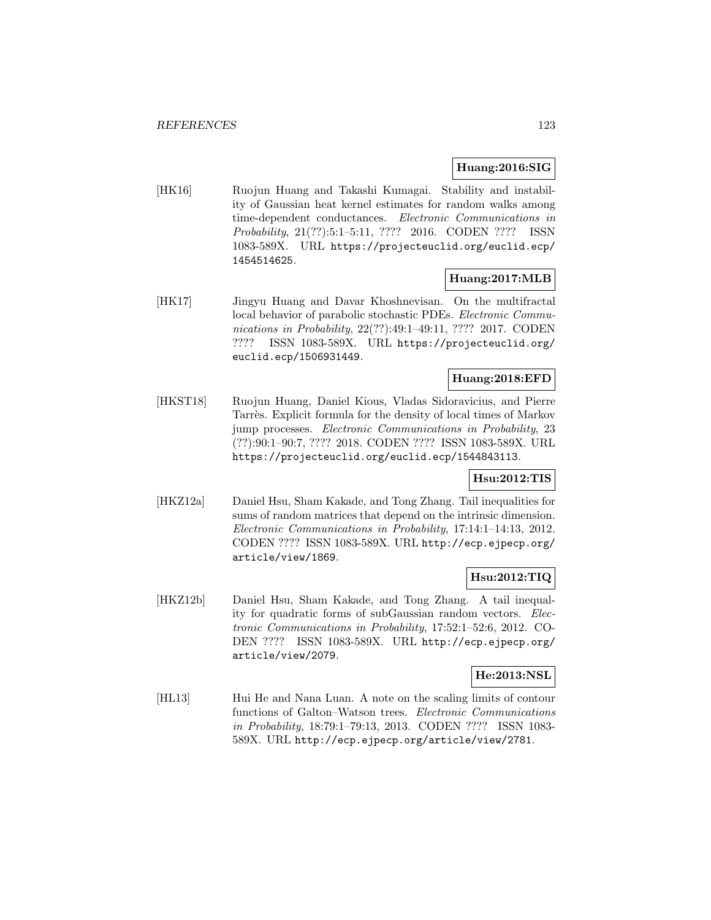**Huang:2016:SIG**

[HK16] Ruojun Huang and Takashi Kumagai. Stability and instability of Gaussian heat kernel estimates for random walks among time-dependent conductances. *Electronic Communications in Probability*, 21(??):5:1–5:11, ???? 2016. CODEN ???? ISSN 1083-589X. URL https://projecteuclid.org/euclid.ecp/1454514625.

**Huang:2017:MLB**

[HK17] Jingyu Huang and Davar Khoshnevisan. On the multifractal local behavior of parabolic stochastic PDEs. *Electronic Communications in Probability*, 22(??):49:1–49:11, ???? 2017. CODEN ???? ISSN 1083-589X. URL https://projecteuclid.org/euclid.ecp/1506931449.

**Huang:2018:EFD**

[HKST18] Ruojun Huang, Daniel Kious, Vladas Sidoravicius, and Pierre Tarrès. Explicit formula for the density of local times of Markov jump processes. *Electronic Communications in Probability*, 23 (??):90:1–90:7, ???? 2018. CODEN ???? ISSN 1083-589X. URL https://projecteuclid.org/euclid.ecp/1544843113.

**Hsu:2012:TIS**

[HKZ12a] Daniel Hsu, Sham Kakade, and Tong Zhang. Tail inequalities for sums of random matrices that depend on the intrinsic dimension. *Electronic Communications in Probability*, 17:14:1–14:13, 2012. CODEN ???? ISSN 1083-589X. URL http://ecp.ejpecp.org/article/view/1869.

**Hsu:2012:TIQ**

[HKZ12b] Daniel Hsu, Sham Kakade, and Tong Zhang. A tail inequality for quadratic forms of subGaussian random vectors. *Electronic Communications in Probability*, 17:52:1–52:6, 2012. CODEN ???? ISSN 1083-589X. URL http://ecp.ejpecp.org/article/view/2079.

**He:2013:NSL**

[HL13] Hui He and Nana Luan. A note on the scaling limits of contour functions of Galton–Watson trees. *Electronic Communications in Probability*, 18:79:1–79:13, 2013. CODEN ???? ISSN 1083-589X. URL http://ecp.ejpecp.org/article/view/2781.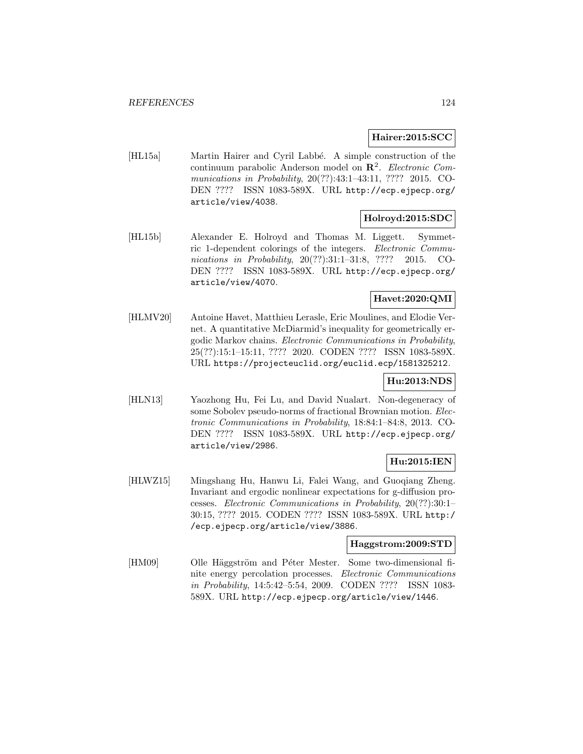**Hairer:2015:SCC**

[HL15a] Martin Hairer and Cyril Labbé. A simple construction of the continuum parabolic Anderson model on $\mathbf{R}^2$. *Electronic Communications in Probability*, 20(??):43:1–43:11, ???? 2015. CODEN ???? ISSN 1083-589X. URL http://ecp.ejpecp.org/article/view/4038.

**Holroyd:2015:SDC**

[HL15b] Alexander E. Holroyd and Thomas M. Liggett. Symmetric 1-dependent colorings of the integers. *Electronic Communications in Probability*, 20(??):31:1–31:8, ???? 2015. CODEN ???? ISSN 1083-589X. URL http://ecp.ejpecp.org/article/view/4070.

**Havet:2020:QMI**

[HLMV20] Antoine Havet, Matthieu Lerasle, Eric Moulines, and Elodie Vernet. A quantitative McDiarmid's inequality for geometrically ergodic Markov chains. *Electronic Communications in Probability*, 25(??):15:1–15:11, ???? 2020. CODEN ???? ISSN 1083-589X. URL https://projecteuclid.org/euclid.ecp/1581325212.

**Hu:2013:NDS**

[HLN13] Yaozhong Hu, Fei Lu, and David Nualart. Non-degeneracy of some Sobolev pseudo-norms of fractional Brownian motion. *Electronic Communications in Probability*, 18:84:1–84:8, 2013. CODEN ???? ISSN 1083-589X. URL http://ecp.ejpecp.org/article/view/2986.

**Hu:2015:IEN**

[HLWZ15] Mingshang Hu, Hanwu Li, Falei Wang, and Guoqiang Zheng. Invariant and ergodic nonlinear expectations for g-diffusion processes. *Electronic Communications in Probability*, 20(??):30:1–30:15, ???? 2015. CODEN ???? ISSN 1083-589X. URL http://ecp.ejpecp.org/article/view/3886.

**Haggstrom:2009:STD**

[HM09] Olle Häggström and Péter Mester. Some two-dimensional finite energy percolation processes. *Electronic Communications in Probability*, 14:5:42–5:54, 2009. CODEN ???? ISSN 1083-589X. URL http://ecp.ejpecp.org/article/view/1446.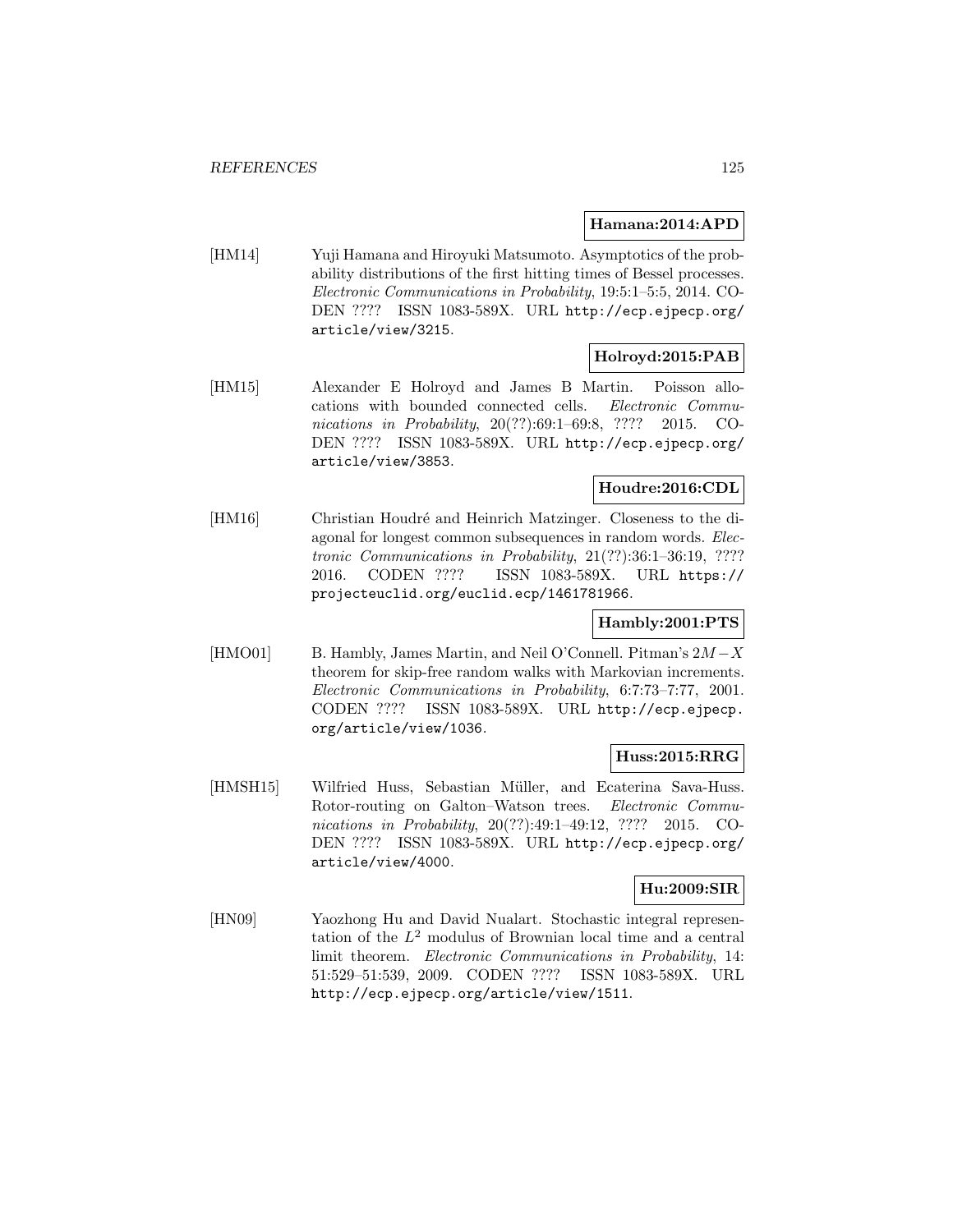**Hamana:2014:APD**

[HM14] Yuji Hamana and Hiroyuki Matsumoto. Asymptotics of the probability distributions of the first hitting times of Bessel processes. *Electronic Communications in Probability*, 19:5:1–5:5, 2014. CODEN ???? ISSN 1083-589X. URL http://ecp.ejpecp.org/article/view/3215.

**Holroyd:2015:PAB**

[HM15] Alexander E Holroyd and James B Martin. Poisson allocations with bounded connected cells. *Electronic Communications in Probability*, 20(??):69:1–69:8, ???? 2015. CODEN ???? ISSN 1083-589X. URL http://ecp.ejpecp.org/article/view/3853.

**Houdre:2016:CDL**

[HM16] Christian Houdré and Heinrich Matzinger. Closeness to the diagonal for longest common subsequences in random words. *Electronic Communications in Probability*, 21(??):36:1–36:19, ???? 2016. CODEN ???? ISSN 1083-589X. URL https://projecteuclid.org/euclid.ecp/1461781966.

**Hambly:2001:PTS**

[HMO01] B. Hambly, James Martin, and Neil O'Connell. Pitman's $2M-X$ theorem for skip-free random walks with Markovian increments. *Electronic Communications in Probability*, 6:7:73–7:77, 2001. CODEN ???? ISSN 1083-589X. URL http://ecp.ejpecp.org/article/view/1036.

**Huss:2015:RRG**

[HMSH15] Wilfried Huss, Sebastian Müller, and Ecaterina Sava-Huss. Rotor-routing on Galton–Watson trees. *Electronic Communications in Probability*, 20(??):49:1–49:12, ???? 2015. CODEN ???? ISSN 1083-589X. URL http://ecp.ejpecp.org/article/view/4000.

**Hu:2009:SIR**

[HN09] Yaozhong Hu and David Nualart. Stochastic integral representation of the $L^2$ modulus of Brownian local time and a central limit theorem. *Electronic Communications in Probability*, 14: 51:529–51:539, 2009. CODEN ???? ISSN 1083-589X. URL http://ecp.ejpecp.org/article/view/1511.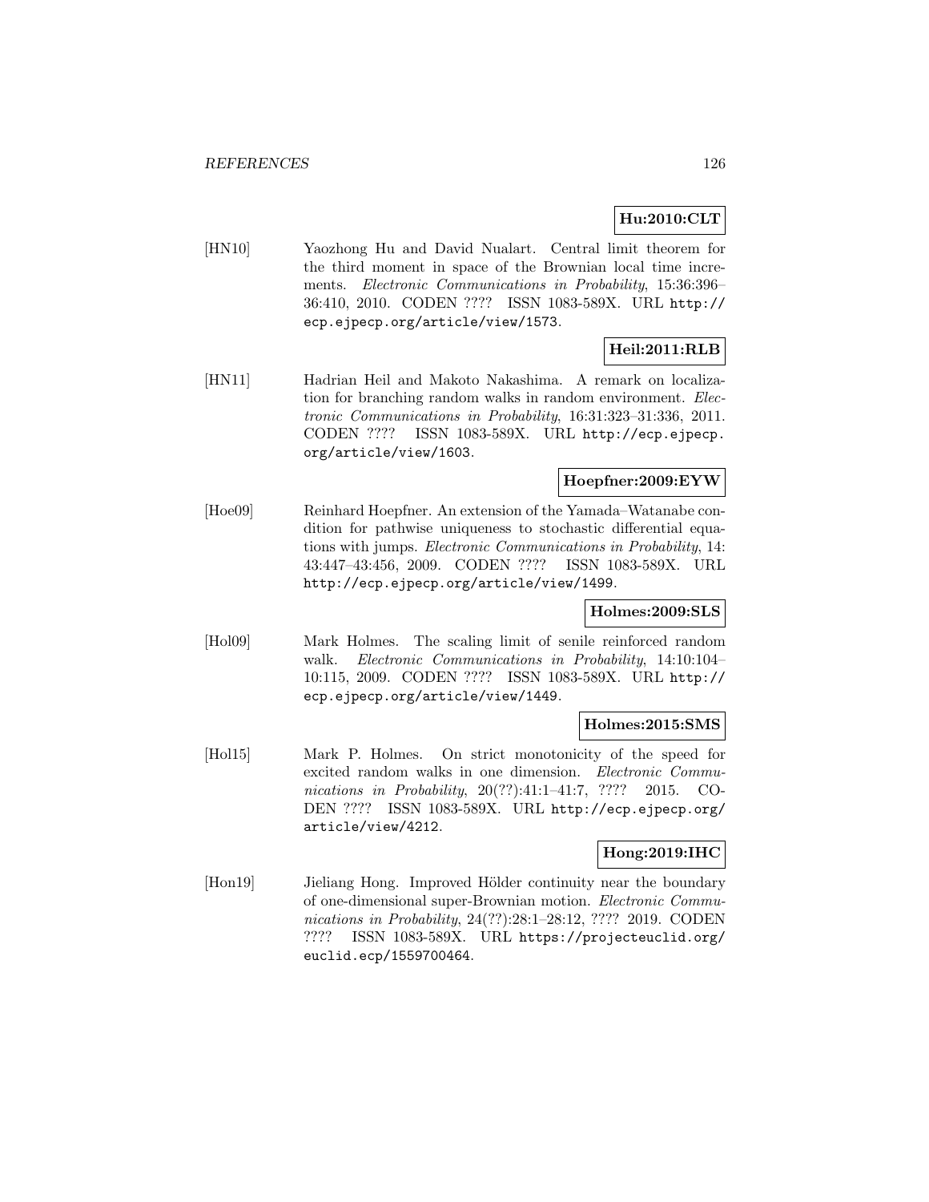**Hu:2010:CLT**

[HN10] Yaozhong Hu and David Nualart. Central limit theorem for the third moment in space of the Brownian local time increments. *Electronic Communications in Probability*, 15:36:396–36:410, 2010. CODEN ???? ISSN 1083-589X. URL http://ecp.ejpecp.org/article/view/1573.

**Heil:2011:RLB**

[HN11] Hadrian Heil and Makoto Nakashima. A remark on localization for branching random walks in random environment. *Electronic Communications in Probability*, 16:31:323–31:336, 2011. CODEN ???? ISSN 1083-589X. URL http://ecp.ejpecp.org/article/view/1603.

**Hoepfner:2009:EYW**

[Hoe09] Reinhard Hoepfner. An extension of the Yamada–Watanabe condition for pathwise uniqueness to stochastic differential equations with jumps. *Electronic Communications in Probability*, 14:43:447–43:456, 2009. CODEN ???? ISSN 1083-589X. URL http://ecp.ejpecp.org/article/view/1499.

**Holmes:2009:SLS**

[Hol09] Mark Holmes. The scaling limit of senile reinforced random walk. *Electronic Communications in Probability*, 14:10:104–10:115, 2009. CODEN ???? ISSN 1083-589X. URL http://ecp.ejpecp.org/article/view/1449.

**Holmes:2015:SMS**

[Hol15] Mark P. Holmes. On strict monotonicity of the speed for excited random walks in one dimension. *Electronic Communications in Probability*, 20(??):41:1–41:7, ???? 2015. CODEN ???? ISSN 1083-589X. URL http://ecp.ejpecp.org/article/view/4212.

**Hong:2019:IHC**

[Hon19] Jieliang Hong. Improved Hölder continuity near the boundary of one-dimensional super-Brownian motion. *Electronic Communications in Probability*, 24(??):28:1–28:12, ???? 2019. CODEN ???? ISSN 1083-589X. URL https://projecteuclid.org/euclid.ecp/1559700464.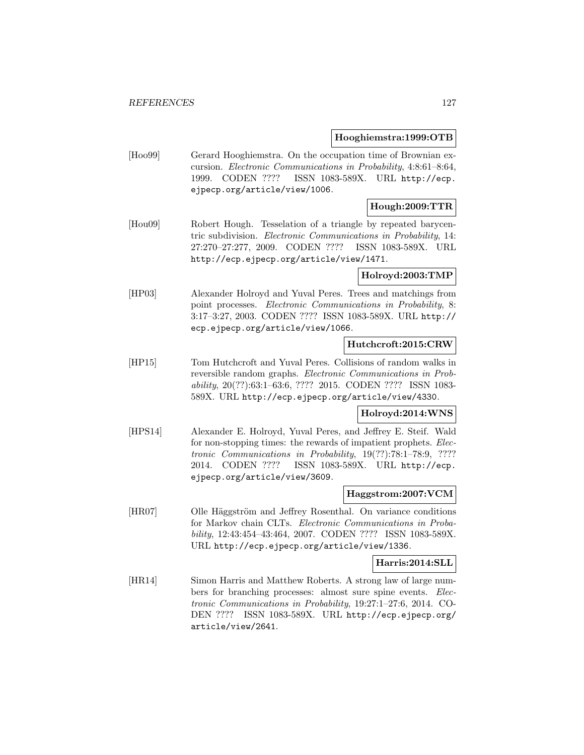**Hooghiemstra:1999:OTB**

[Hoo99] Gerard Hooghiemstra. On the occupation time of Brownian excursion. *Electronic Communications in Probability*, 4:8:61–8:64, 1999. CODEN ???? ISSN 1083-589X. URL http://ecp.ejpecp.org/article/view/1006.

**Hough:2009:TTR**

[Hou09] Robert Hough. Tesselation of a triangle by repeated barycentric subdivision. *Electronic Communications in Probability*, 14: 27:270–27:277, 2009. CODEN ???? ISSN 1083-589X. URL http://ecp.ejpecp.org/article/view/1471.

**Holroyd:2003:TMP**

[HP03] Alexander Holroyd and Yuval Peres. Trees and matchings from point processes. *Electronic Communications in Probability*, 8: 3:17–3:27, 2003. CODEN ???? ISSN 1083-589X. URL http://ecp.ejpecp.org/article/view/1066.

**Hutchcroft:2015:CRW**

[HP15] Tom Hutchcroft and Yuval Peres. Collisions of random walks in reversible random graphs. *Electronic Communications in Probability*, 20(??):63:1–63:6, ???? 2015. CODEN ???? ISSN 1083-589X. URL http://ecp.ejpecp.org/article/view/4330.

**Holroyd:2014:WNS**

[HPS14] Alexander E. Holroyd, Yuval Peres, and Jeffrey E. Steif. Wald for non-stopping times: the rewards of impatient prophets. *Electronic Communications in Probability*, 19(??):78:1–78:9, ???? 2014. CODEN ???? ISSN 1083-589X. URL http://ecp.ejpecp.org/article/view/3609.

**Haggstrom:2007:VCM**

[HR07] Olle Häggström and Jeffrey Rosenthal. On variance conditions for Markov chain CLTs. *Electronic Communications in Probability*, 12:43:454–43:464, 2007. CODEN ???? ISSN 1083-589X. URL http://ecp.ejpecp.org/article/view/1336.

**Harris:2014:SLL**

[HR14] Simon Harris and Matthew Roberts. A strong law of large numbers for branching processes: almost sure spine events. *Electronic Communications in Probability*, 19:27:1–27:6, 2014. CODEN ???? ISSN 1083-589X. URL http://ecp.ejpecp.org/article/view/2641.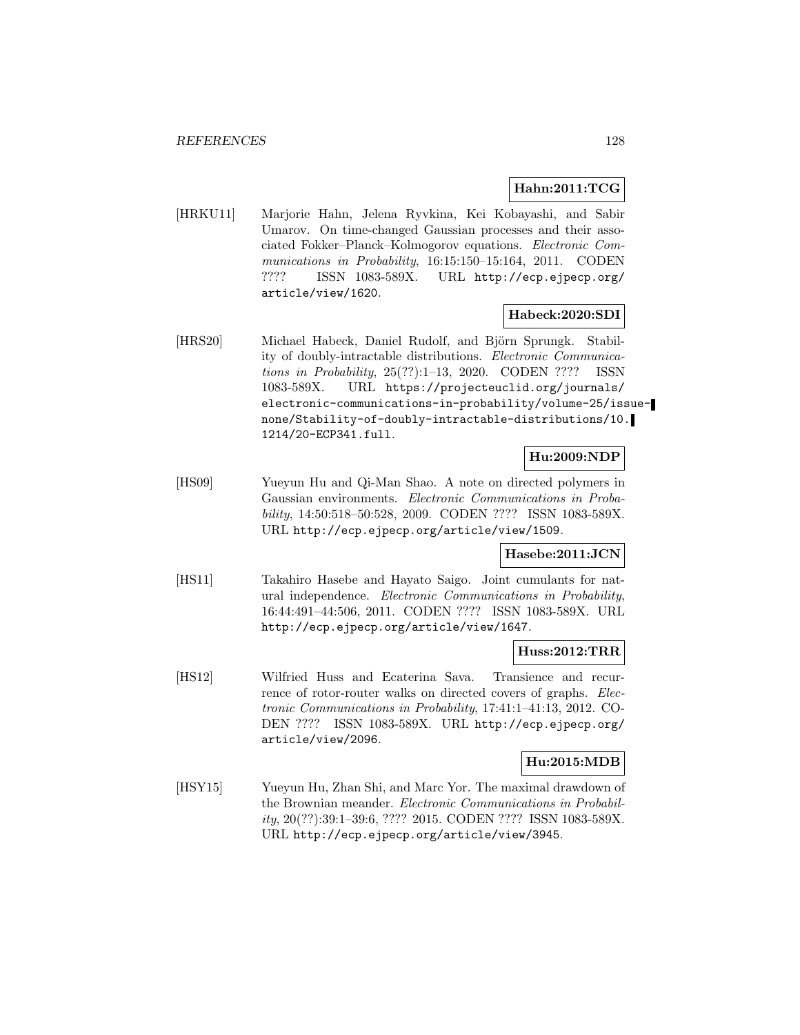**Hahn:2011:TCG**

[HRKU11] Marjorie Hahn, Jelena Ryvkina, Kei Kobayashi, and Sabir Umarov. On time-changed Gaussian processes and their associated Fokker–Planck–Kolmogorov equations. *Electronic Communications in Probability*, 16:15:150–15:164, 2011. CODEN ???? ISSN 1083-589X. URL http://ecp.ejpecp.org/article/view/1620.

**Habeck:2020:SDI**

[HRS20] Michael Habeck, Daniel Rudolf, and Björn Sprungk. Stability of doubly-intractable distributions. *Electronic Communications in Probability*, 25(??):1–13, 2020. CODEN ???? ISSN 1083-589X. URL https://projecteuclid.org/journals/electronic-communications-in-probability/volume-25/issue-none/Stability-of-doubly-intractable-distributions/10.1214/20-ECP341.full.

**Hu:2009:NDP**

[HS09] Yueyun Hu and Qi-Man Shao. A note on directed polymers in Gaussian environments. *Electronic Communications in Probability*, 14:50:518–50:528, 2009. CODEN ???? ISSN 1083-589X. URL http://ecp.ejpecp.org/article/view/1509.

**Hasebe:2011:JCN**

[HS11] Takahiro Hasebe and Hayato Saigo. Joint cumulants for natural independence. *Electronic Communications in Probability*, 16:44:491–44:506, 2011. CODEN ???? ISSN 1083-589X. URL http://ecp.ejpecp.org/article/view/1647.

**Huss:2012:TRR**

[HS12] Wilfried Huss and Ecaterina Sava. Transience and recurrence of rotor-router walks on directed covers of graphs. *Electronic Communications in Probability*, 17:41:1–41:13, 2012. CODEN ???? ISSN 1083-589X. URL http://ecp.ejpecp.org/article/view/2096.

**Hu:2015:MDB**

[HSY15] Yueyun Hu, Zhan Shi, and Marc Yor. The maximal drawdown of the Brownian meander. *Electronic Communications in Probability*, 20(??):39:1–39:6, ???? 2015. CODEN ???? ISSN 1083-589X. URL http://ecp.ejpecp.org/article/view/3945.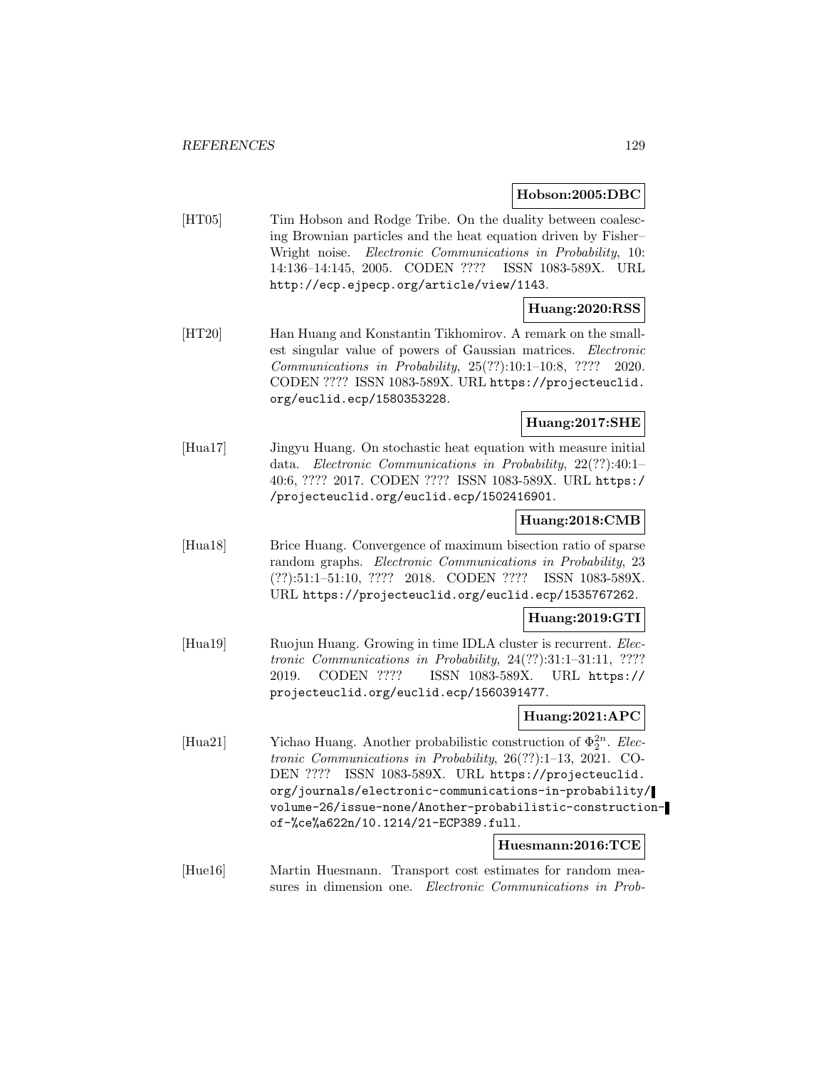**Hobson:2005:DBC**

[HT05] Tim Hobson and Rodge Tribe. On the duality between coalescing Brownian particles and the heat equation driven by Fisher–Wright noise. *Electronic Communications in Probability*, 10: 14:136–14:145, 2005. CODEN ???? ISSN 1083-589X. URL http://ecp.ejpecp.org/article/view/1143.

**Huang:2020:RSS**

[HT20] Han Huang and Konstantin Tikhomirov. A remark on the smallest singular value of powers of Gaussian matrices. *Electronic Communications in Probability*, 25(??):10:1–10:8, ???? 2020. CODEN ???? ISSN 1083-589X. URL https://projecteuclid.org/euclid.ecp/1580353228.

**Huang:2017:SHE**

[Hua17] Jingyu Huang. On stochastic heat equation with measure initial data. *Electronic Communications in Probability*, 22(??):40:1–40:6, ???? 2017. CODEN ???? ISSN 1083-589X. URL https://projecteuclid.org/euclid.ecp/1502416901.

**Huang:2018:CMB**

[Hua18] Brice Huang. Convergence of maximum bisection ratio of sparse random graphs. *Electronic Communications in Probability*, 23 (??):51:1–51:10, ???? 2018. CODEN ???? ISSN 1083-589X. URL https://projecteuclid.org/euclid.ecp/1535767262.

**Huang:2019:GTI**

[Hua19] Ruojun Huang. Growing in time IDLA cluster is recurrent. *Electronic Communications in Probability*, 24(??):31:1–31:11, ???? 2019. CODEN ???? ISSN 1083-589X. URL https://projecteuclid.org/euclid.ecp/1560391477.

**Huang:2021:APC**

[Hua21] Yichao Huang. Another probabilistic construction of $\Phi_2^{2n}$. *Electronic Communications in Probability*, 26(??):1–13, 2021. CODEN ???? ISSN 1083-589X. URL https://projecteuclid.org/journals/electronic-communications-in-probability/volume-26/issue-none/Another-probabilistic-construction-of-%ce%a622n/10.1214/21-ECP389.full.

**Huesmann:2016:TCE**

[Hue16] Martin Huesmann. Transport cost estimates for random measures in dimension one. *Electronic Communications in Prob-*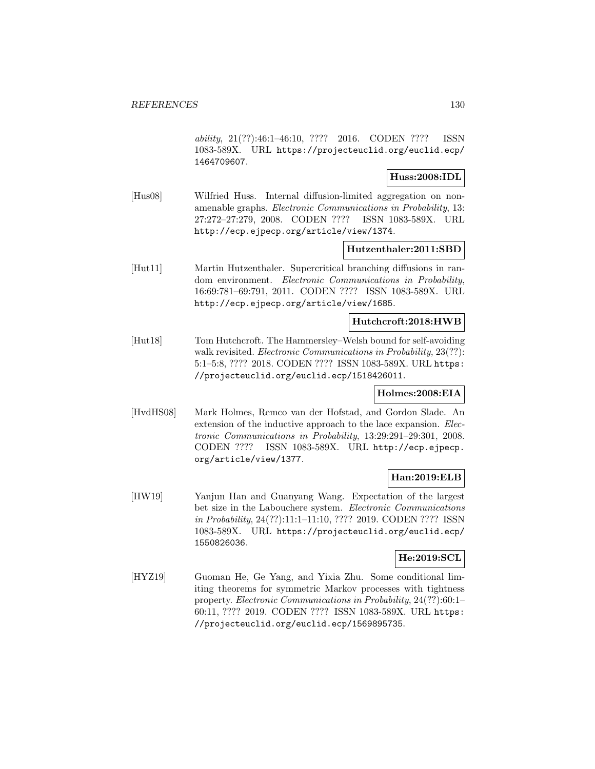*ability*, 21(??):46:1–46:10, ???? 2016. CODEN ???? ISSN 1083-589X. URL https://projecteuclid.org/euclid.ecp/1464709607.

**Huss:2008:IDL**

[Hus08] Wilfried Huss. Internal diffusion-limited aggregation on non-amenable graphs. *Electronic Communications in Probability*, 13: 27:272–27:279, 2008. CODEN ???? ISSN 1083-589X. URL http://ecp.ejpecp.org/article/view/1374.

**Hutzenthaler:2011:SBD**

[Hut11] Martin Hutzenthaler. Supercritical branching diffusions in random environment. *Electronic Communications in Probability*, 16:69:781–69:791, 2011. CODEN ???? ISSN 1083-589X. URL http://ecp.ejpecp.org/article/view/1685.

**Hutchcroft:2018:HWB**

[Hut18] Tom Hutchcroft. The Hammersley–Welsh bound for self-avoiding walk revisited. *Electronic Communications in Probability*, 23(??): 5:1–5:8, ???? 2018. CODEN ???? ISSN 1083-589X. URL https://projecteuclid.org/euclid.ecp/1518426011.

**Holmes:2008:EIA**

[HvdHS08] Mark Holmes, Remco van der Hofstad, and Gordon Slade. An extension of the inductive approach to the lace expansion. *Electronic Communications in Probability*, 13:29:291–29:301, 2008. CODEN ???? ISSN 1083-589X. URL http://ecp.ejpecp.org/article/view/1377.

**Han:2019:ELB**

[HW19] Yanjun Han and Guanyang Wang. Expectation of the largest bet size in the Labouchere system. *Electronic Communications in Probability*, 24(??):11:1–11:10, ???? 2019. CODEN ???? ISSN 1083-589X. URL https://projecteuclid.org/euclid.ecp/1550826036.

**He:2019:SCL**

[HYZ19] Guoman He, Ge Yang, and Yixia Zhu. Some conditional limiting theorems for symmetric Markov processes with tightness property. *Electronic Communications in Probability*, 24(??):60:1–60:11, ???? 2019. CODEN ???? ISSN 1083-589X. URL https://projecteuclid.org/euclid.ecp/1569895735.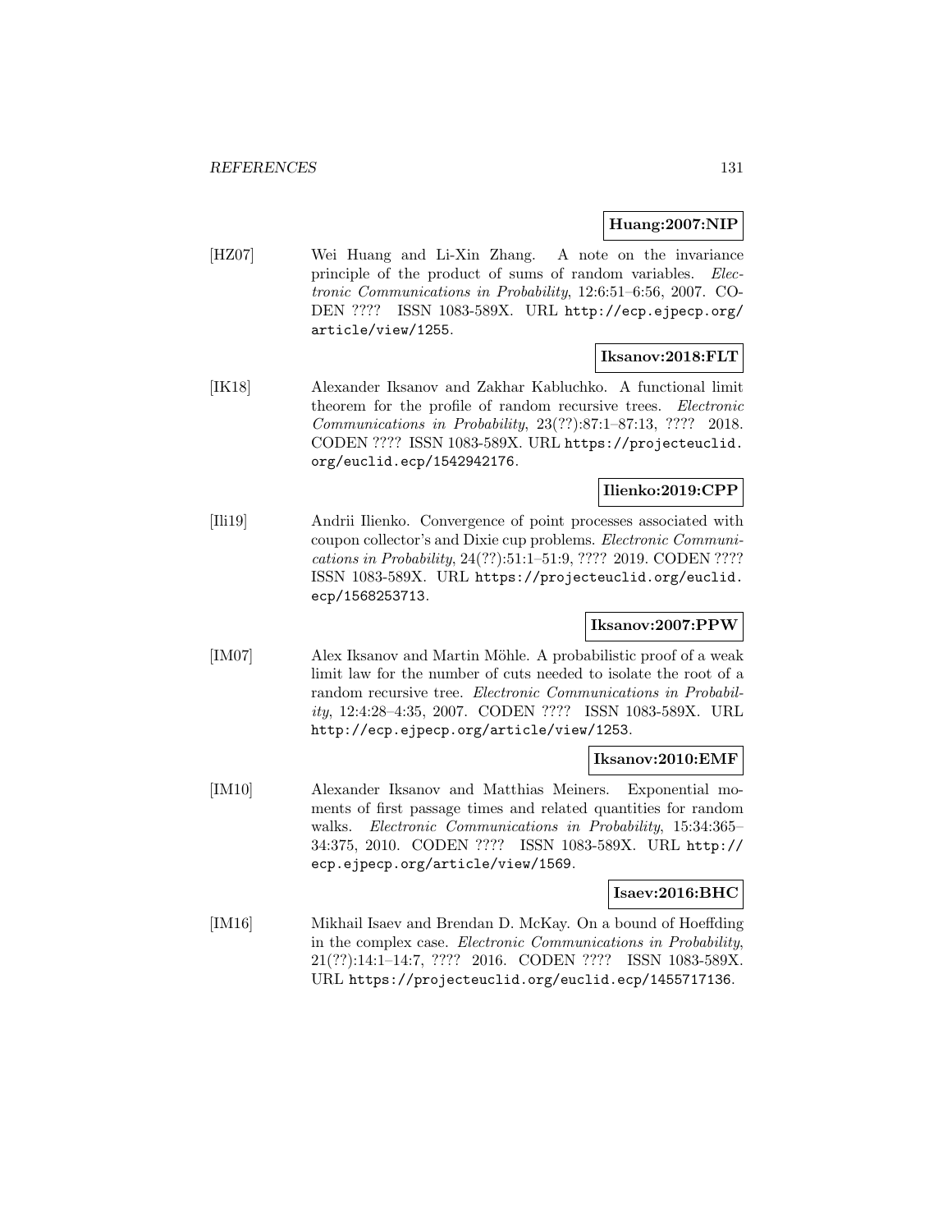**Huang:2007:NIP**

[HZ07] Wei Huang and Li-Xin Zhang. A note on the invariance principle of the product of sums of random variables. *Electronic Communications in Probability*, 12:6:51–6:56, 2007. CODEN ???? ISSN 1083-589X. URL http://ecp.ejpecp.org/article/view/1255.

**Iksanov:2018:FLT**

[IK18] Alexander Iksanov and Zakhar Kabluchko. A functional limit theorem for the profile of random recursive trees. *Electronic Communications in Probability*, 23(??):87:1–87:13, ???? 2018. CODEN ???? ISSN 1083-589X. URL https://projecteuclid.org/euclid.ecp/1542942176.

**Ilienko:2019:CPP**

[Ili19] Andrii Ilienko. Convergence of point processes associated with coupon collector's and Dixie cup problems. *Electronic Communications in Probability*, 24(??):51:1–51:9, ???? 2019. CODEN ???? ISSN 1083-589X. URL https://projecteuclid.org/euclid.ecp/1568253713.

**Iksanov:2007:PPW**

[IM07] Alex Iksanov and Martin Möhle. A probabilistic proof of a weak limit law for the number of cuts needed to isolate the root of a random recursive tree. *Electronic Communications in Probability*, 12:4:28–4:35, 2007. CODEN ???? ISSN 1083-589X. URL http://ecp.ejpecp.org/article/view/1253.

**Iksanov:2010:EMF**

[IM10] Alexander Iksanov and Matthias Meiners. Exponential moments of first passage times and related quantities for random walks. *Electronic Communications in Probability*, 15:34:365–34:375, 2010. CODEN ???? ISSN 1083-589X. URL http://ecp.ejpecp.org/article/view/1569.

**Isaev:2016:BHC**

[IM16] Mikhail Isaev and Brendan D. McKay. On a bound of Hoeffding in the complex case. *Electronic Communications in Probability*, 21(??):14:1–14:7, ???? 2016. CODEN ???? ISSN 1083-589X. URL https://projecteuclid.org/euclid.ecp/1455717136.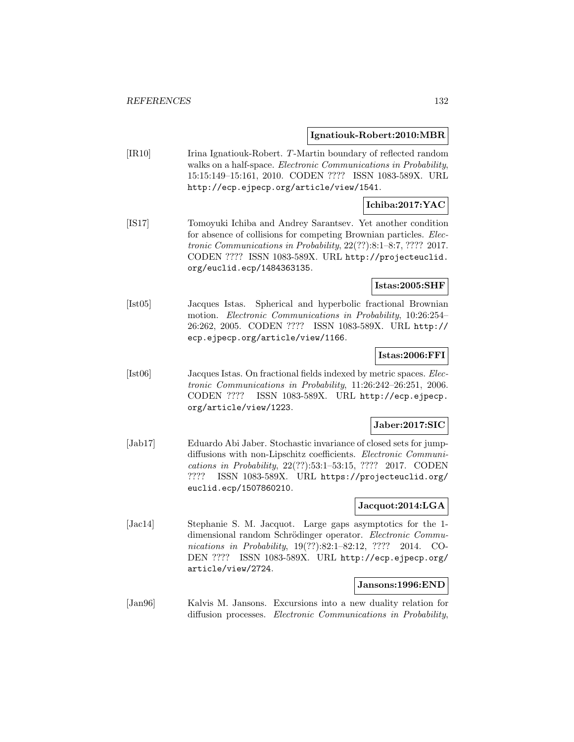**Ignatiouk-Robert:2010:MBR**

[IR10] Irina Ignatiouk-Robert. $T$-Martin boundary of reflected random walks on a half-space. *Electronic Communications in Probability*, 15:15:149–15:161, 2010. CODEN ???? ISSN 1083-589X. URL http://ecp.ejpecp.org/article/view/1541.

**Ichiba:2017:YAC**

[IS17] Tomoyuki Ichiba and Andrey Sarantsev. Yet another condition for absence of collisions for competing Brownian particles. *Electronic Communications in Probability*, 22(??):8:1–8:7, ???? 2017. CODEN ???? ISSN 1083-589X. URL http://projecteuclid.org/euclid.ecp/1484363135.

**Istas:2005:SHF**

[Ist05] Jacques Istas. Spherical and hyperbolic fractional Brownian motion. *Electronic Communications in Probability*, 10:26:254–26:262, 2005. CODEN ???? ISSN 1083-589X. URL http://ecp.ejpecp.org/article/view/1166.

**Istas:2006:FFI**

[Ist06] Jacques Istas. On fractional fields indexed by metric spaces. *Electronic Communications in Probability*, 11:26:242–26:251, 2006. CODEN ???? ISSN 1083-589X. URL http://ecp.ejpecp.org/article/view/1223.

**Jaber:2017:SIC**

[Jab17] Eduardo Abi Jaber. Stochastic invariance of closed sets for jump-diffusions with non-Lipschitz coefficients. *Electronic Communications in Probability*, 22(??):53:1–53:15, ???? 2017. CODEN ???? ISSN 1083-589X. URL https://projecteuclid.org/euclid.ecp/1507860210.

**Jacquot:2014:LGA**

[Jac14] Stephanie S. M. Jacquot. Large gaps asymptotics for the 1-dimensional random Schrödinger operator. *Electronic Communications in Probability*, 19(??):82:1–82:12, ???? 2014. CODEN ???? ISSN 1083-589X. URL http://ecp.ejpecp.org/article/view/2724.

**Jansons:1996:END**

[Jan96] Kalvis M. Jansons. Excursions into a new duality relation for diffusion processes. *Electronic Communications in Probability*,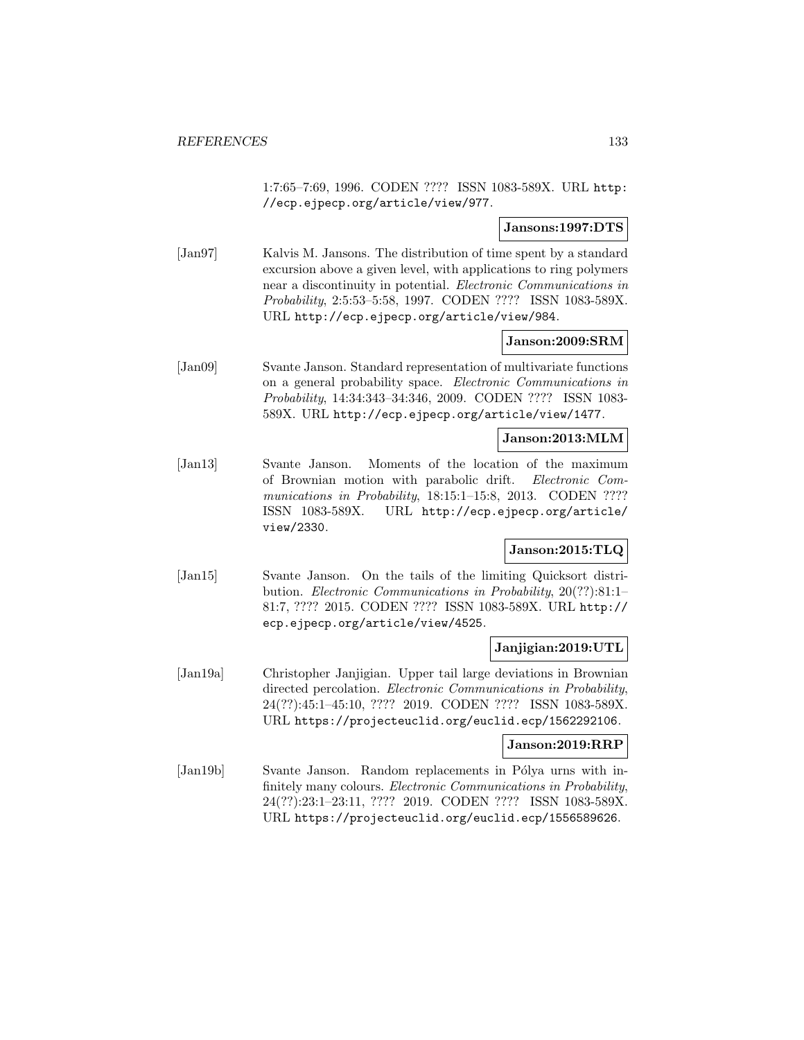1:7:65–7:69, 1996. CODEN ???? ISSN 1083-589X. URL http://ecp.ejpecp.org/article/view/977.

**Jansons:1997:DTS**

[Jan97] Kalvis M. Jansons. The distribution of time spent by a standard excursion above a given level, with applications to ring polymers near a discontinuity in potential. *Electronic Communications in Probability*, 2:5:53–5:58, 1997. CODEN ???? ISSN 1083-589X. URL http://ecp.ejpecp.org/article/view/984.

**Janson:2009:SRM**

[Jan09] Svante Janson. Standard representation of multivariate functions on a general probability space. *Electronic Communications in Probability*, 14:34:343–34:346, 2009. CODEN ???? ISSN 1083-589X. URL http://ecp.ejpecp.org/article/view/1477.

**Janson:2013:MLM**

[Jan13] Svante Janson. Moments of the location of the maximum of Brownian motion with parabolic drift. *Electronic Communications in Probability*, 18:15:1–15:8, 2013. CODEN ???? ISSN 1083-589X. URL http://ecp.ejpecp.org/article/view/2330.

**Janson:2015:TLQ**

[Jan15] Svante Janson. On the tails of the limiting Quicksort distribution. *Electronic Communications in Probability*, 20(??):81:1–81:7, ???? 2015. CODEN ???? ISSN 1083-589X. URL http://ecp.ejpecp.org/article/view/4525.

**Janjigian:2019:UTL**

[Jan19a] Christopher Janjigian. Upper tail large deviations in Brownian directed percolation. *Electronic Communications in Probability*, 24(??):45:1–45:10, ???? 2019. CODEN ???? ISSN 1083-589X. URL https://projecteuclid.org/euclid.ecp/1562292106.

**Janson:2019:RRP**

[Jan19b] Svante Janson. Random replacements in Pólya urns with infinitely many colours. *Electronic Communications in Probability*, 24(??):23:1–23:11, ???? 2019. CODEN ???? ISSN 1083-589X. URL https://projecteuclid.org/euclid.ecp/1556589626.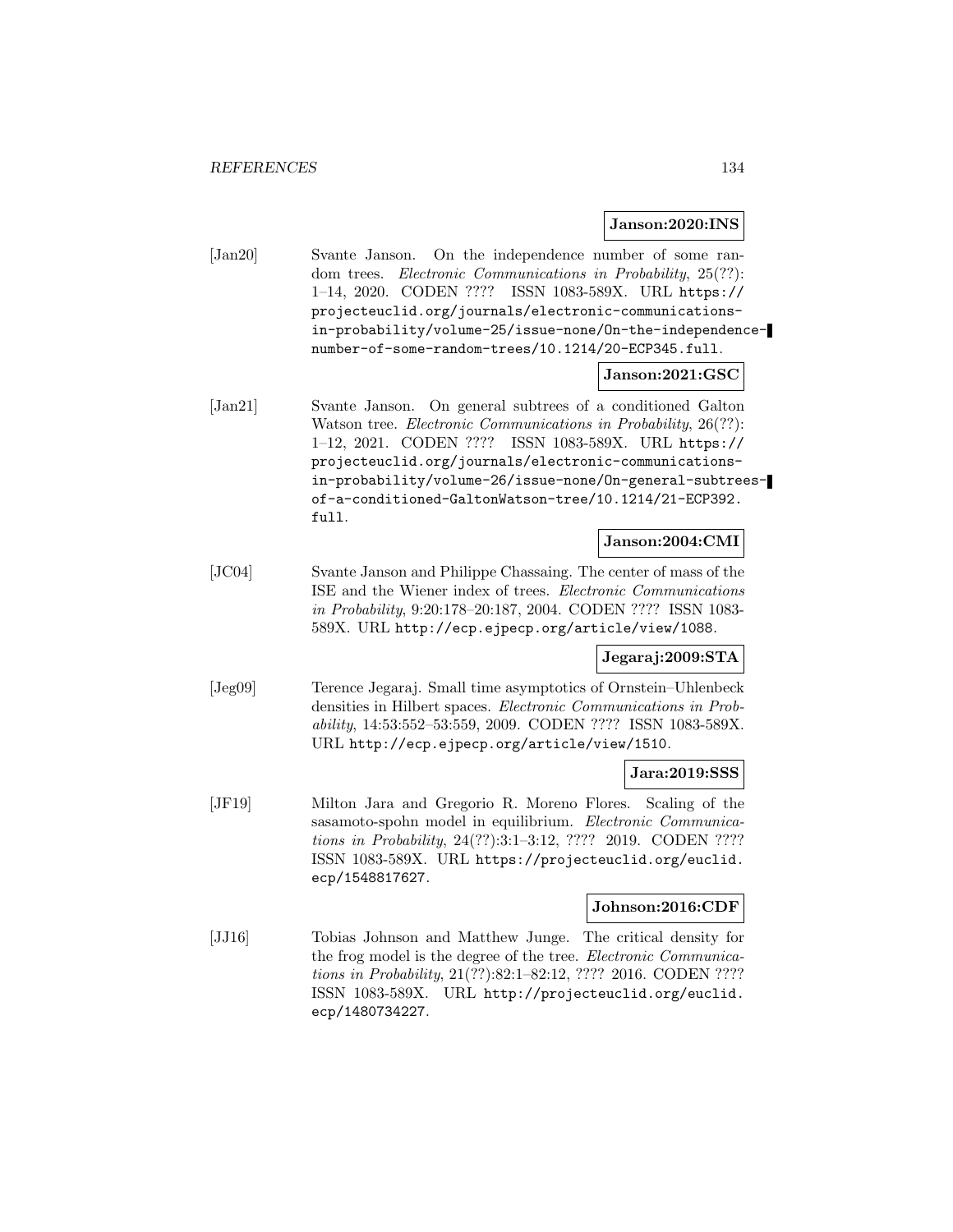**Janson:2020:INS**

[Jan20] Svante Janson. On the independence number of some random trees. *Electronic Communications in Probability*, 25(??): 1–14, 2020. CODEN ???? ISSN 1083-589X. URL https://projecteuclid.org/journals/electronic-communications-in-probability/volume-25/issue-none/On-the-independence-number-of-some-random-trees/10.1214/20-ECP345.full.

**Janson:2021:GSC**

[Jan21] Svante Janson. On general subtrees of a conditioned Galton Watson tree. *Electronic Communications in Probability*, 26(??): 1–12, 2021. CODEN ???? ISSN 1083-589X. URL https://projecteuclid.org/journals/electronic-communications-in-probability/volume-26/issue-none/On-general-subtrees-of-a-conditioned-GaltonWatson-tree/10.1214/21-ECP392.full.

**Janson:2004:CMI**

[JC04] Svante Janson and Philippe Chassaing. The center of mass of the ISE and the Wiener index of trees. *Electronic Communications in Probability*, 9:20:178–20:187, 2004. CODEN ???? ISSN 1083-589X. URL http://ecp.ejpecp.org/article/view/1088.

**Jegaraj:2009:STA**

[Jeg09] Terence Jegaraj. Small time asymptotics of Ornstein–Uhlenbeck densities in Hilbert spaces. *Electronic Communications in Probability*, 14:53:552–53:559, 2009. CODEN ???? ISSN 1083-589X. URL http://ecp.ejpecp.org/article/view/1510.

**Jara:2019:SSS**

[JF19] Milton Jara and Gregorio R. Moreno Flores. Scaling of the sasamoto-spohn model in equilibrium. *Electronic Communications in Probability*, 24(??):3:1–3:12, ???? 2019. CODEN ???? ISSN 1083-589X. URL https://projecteuclid.org/euclid.ecp/1548817627.

**Johnson:2016:CDF**

[JJ16] Tobias Johnson and Matthew Junge. The critical density for the frog model is the degree of the tree. *Electronic Communications in Probability*, 21(??):82:1–82:12, ???? 2016. CODEN ???? ISSN 1083-589X. URL http://projecteuclid.org/euclid.ecp/1480734227.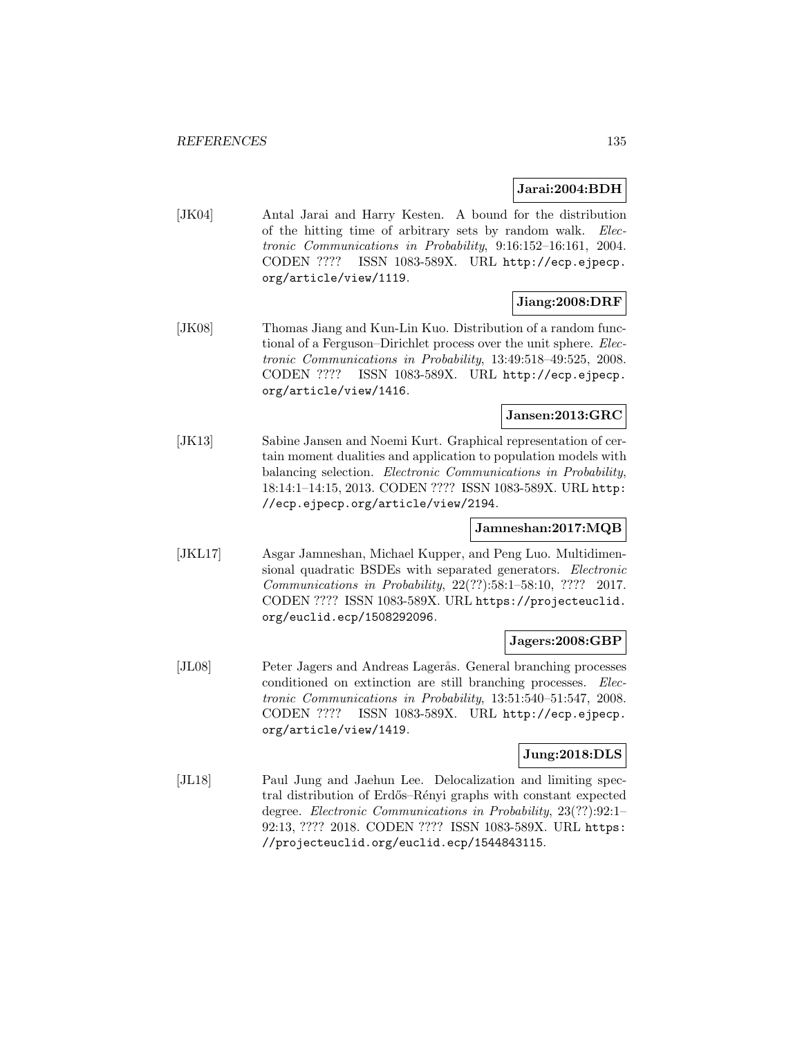**Jarai:2004:BDH**

[JK04] Antal Jarai and Harry Kesten. A bound for the distribution of the hitting time of arbitrary sets by random walk. *Electronic Communications in Probability*, 9:16:152–16:161, 2004. CODEN ???? ISSN 1083-589X. URL http://ecp.ejpecp.org/article/view/1119.

**Jiang:2008:DRF**

[JK08] Thomas Jiang and Kun-Lin Kuo. Distribution of a random functional of a Ferguson–Dirichlet process over the unit sphere. *Electronic Communications in Probability*, 13:49:518–49:525, 2008. CODEN ???? ISSN 1083-589X. URL http://ecp.ejpecp.org/article/view/1416.

**Jansen:2013:GRC**

[JK13] Sabine Jansen and Noemi Kurt. Graphical representation of certain moment dualities and application to population models with balancing selection. *Electronic Communications in Probability*, 18:14:1–14:15, 2013. CODEN ???? ISSN 1083-589X. URL http://ecp.ejpecp.org/article/view/2194.

**Jamneshan:2017:MQB**

[JKL17] Asgar Jamneshan, Michael Kupper, and Peng Luo. Multidimensional quadratic BSDEs with separated generators. *Electronic Communications in Probability*, 22(??):58:1–58:10, ???? 2017. CODEN ???? ISSN 1083-589X. URL https://projecteuclid.org/euclid.ecp/1508292096.

**Jagers:2008:GBP**

[JL08] Peter Jagers and Andreas Lagerås. General branching processes conditioned on extinction are still branching processes. *Electronic Communications in Probability*, 13:51:540–51:547, 2008. CODEN ???? ISSN 1083-589X. URL http://ecp.ejpecp.org/article/view/1419.

**Jung:2018:DLS**

[JL18] Paul Jung and Jaehun Lee. Delocalization and limiting spectral distribution of Erdős–Rényi graphs with constant expected degree. *Electronic Communications in Probability*, 23(??):92:1–92:13, ???? 2018. CODEN ???? ISSN 1083-589X. URL https://projecteuclid.org/euclid.ecp/1544843115.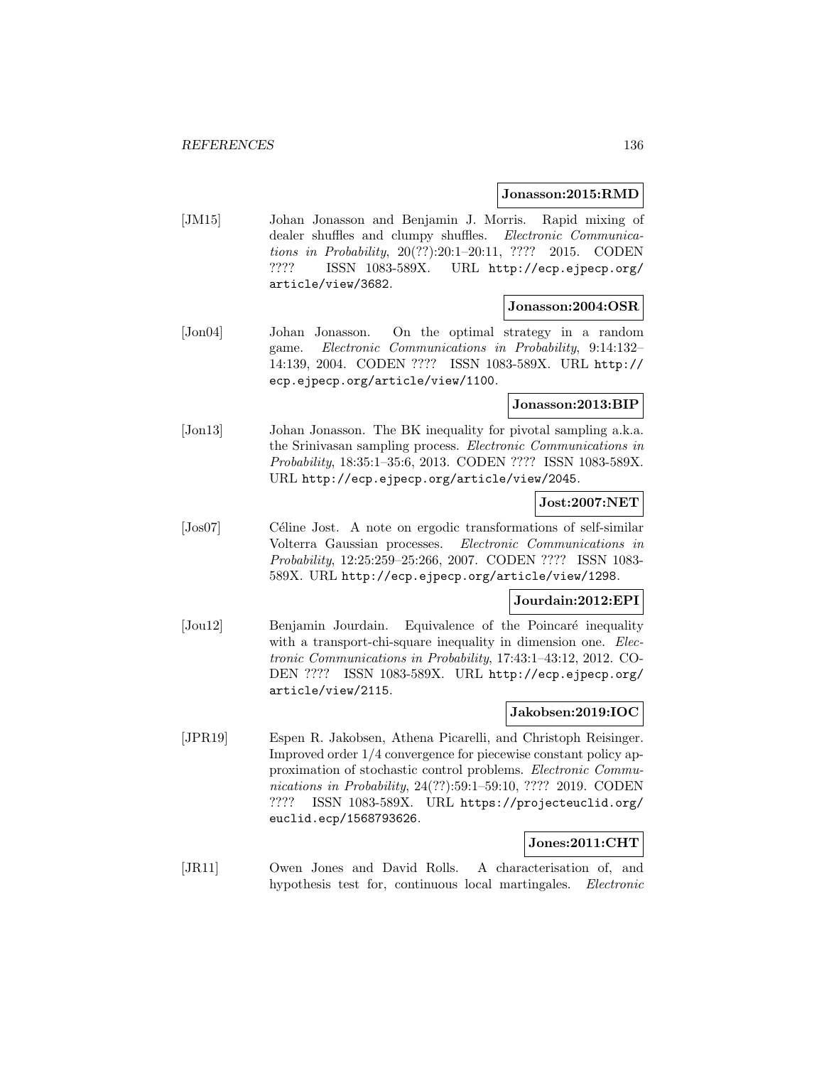**Jonasson:2015:RMD**

[JM15] Johan Jonasson and Benjamin J. Morris. Rapid mixing of dealer shuffles and clumpy shuffles. *Electronic Communications in Probability*, 20(??):20:1–20:11, ???? 2015. CODEN ???? ISSN 1083-589X. URL http://ecp.ejpecp.org/article/view/3682.

**Jonasson:2004:OSR**

[Jon04] Johan Jonasson. On the optimal strategy in a random game. *Electronic Communications in Probability*, 9:14:132–14:139, 2004. CODEN ???? ISSN 1083-589X. URL http://ecp.ejpecp.org/article/view/1100.

**Jonasson:2013:BIP**

[Jon13] Johan Jonasson. The BK inequality for pivotal sampling a.k.a. the Srinivasan sampling process. *Electronic Communications in Probability*, 18:35:1–35:6, 2013. CODEN ???? ISSN 1083-589X. URL http://ecp.ejpecp.org/article/view/2045.

**Jost:2007:NET**

[Jos07] Céline Jost. A note on ergodic transformations of self-similar Volterra Gaussian processes. *Electronic Communications in Probability*, 12:25:259–25:266, 2007. CODEN ???? ISSN 1083-589X. URL http://ecp.ejpecp.org/article/view/1298.

**Jourdain:2012:EPI**

[Jou12] Benjamin Jourdain. Equivalence of the Poincaré inequality with a transport-chi-square inequality in dimension one. *Electronic Communications in Probability*, 17:43:1–43:12, 2012. CODEN ???? ISSN 1083-589X. URL http://ecp.ejpecp.org/article/view/2115.

**Jakobsen:2019:IOC**

[JPR19] Espen R. Jakobsen, Athena Picarelli, and Christoph Reisinger. Improved order 1/4 convergence for piecewise constant policy approximation of stochastic control problems. *Electronic Communications in Probability*, 24(??):59:1–59:10, ???? 2019. CODEN ???? ISSN 1083-589X. URL https://projecteuclid.org/euclid.ecp/1568793626.

**Jones:2011:CHT**

[JR11] Owen Jones and David Rolls. A characterisation of, and hypothesis test for, continuous local martingales. *Electronic*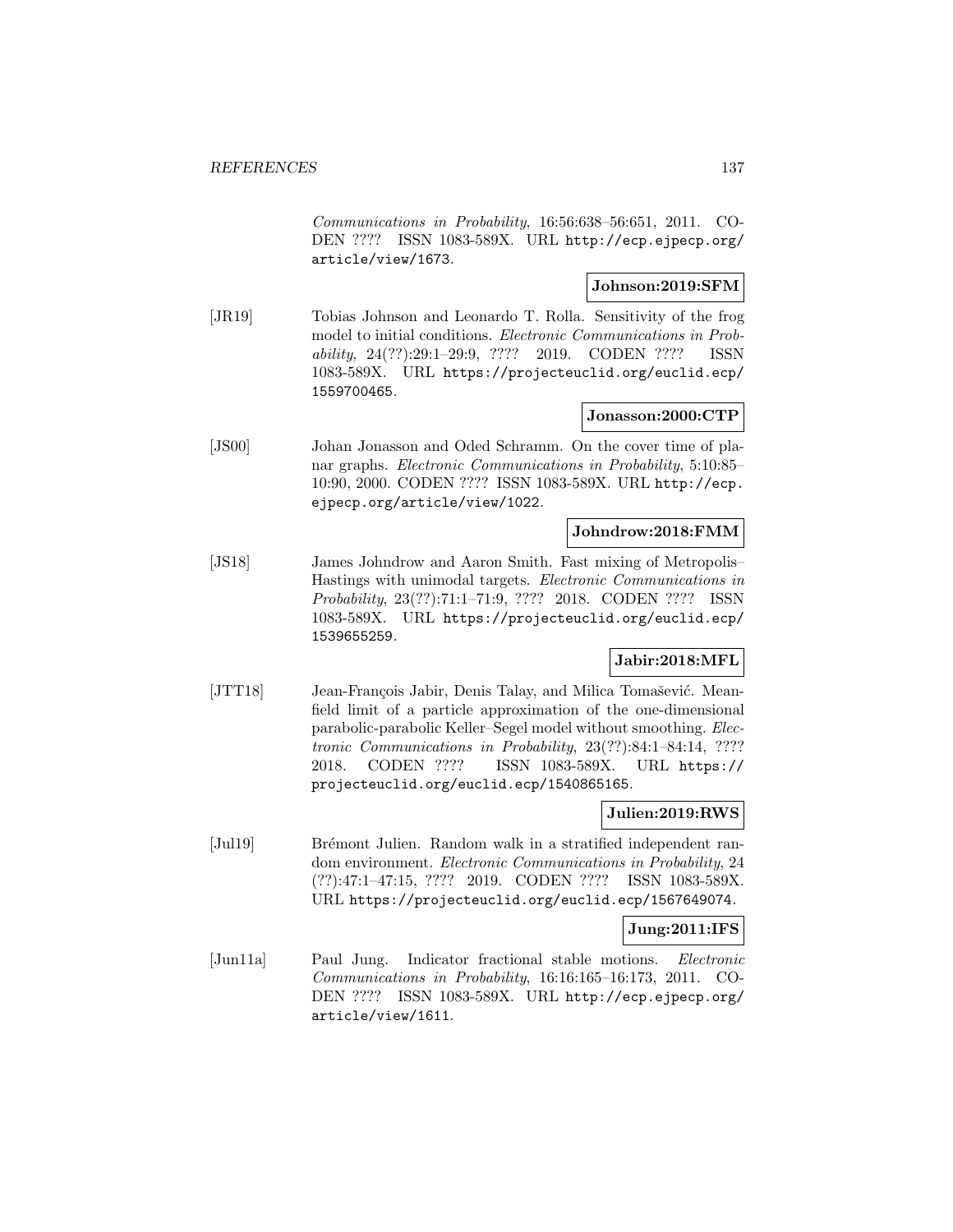*Communications in Probability*, 16:56:638–56:651, 2011. CODEN ???? ISSN 1083-589X. URL http://ecp.ejpecp.org/article/view/1673.

**Johnson:2019:SFM**

[JR19] Tobias Johnson and Leonardo T. Rolla. Sensitivity of the frog model to initial conditions. *Electronic Communications in Probability*, 24(??):29:1–29:9, ???? 2019. CODEN ???? ISSN 1083-589X. URL https://projecteuclid.org/euclid.ecp/1559700465.

**Jonasson:2000:CTP**

[JS00] Johan Jonasson and Oded Schramm. On the cover time of planar graphs. *Electronic Communications in Probability*, 5:10:85–10:90, 2000. CODEN ???? ISSN 1083-589X. URL http://ecp.ejpecp.org/article/view/1022.

**Johndrow:2018:FMM**

[JS18] James Johndrow and Aaron Smith. Fast mixing of Metropolis–Hastings with unimodal targets. *Electronic Communications in Probability*, 23(??):71:1–71:9, ???? 2018. CODEN ???? ISSN 1083-589X. URL https://projecteuclid.org/euclid.ecp/1539655259.

**Jabir:2018:MFL**

[JTT18] Jean-François Jabir, Denis Talay, and Milica Tomašević. Mean-field limit of a particle approximation of the one-dimensional parabolic-parabolic Keller–Segel model without smoothing. *Electronic Communications in Probability*, 23(??):84:1–84:14, ???? 2018. CODEN ???? ISSN 1083-589X. URL https://projecteuclid.org/euclid.ecp/1540865165.

**Julien:2019:RWS**

[Jul19] Brémont Julien. Random walk in a stratified independent random environment. *Electronic Communications in Probability*, 24 (??):47:1–47:15, ???? 2019. CODEN ???? ISSN 1083-589X. URL https://projecteuclid.org/euclid.ecp/1567649074.

**Jung:2011:IFS**

[Jun11a] Paul Jung. Indicator fractional stable motions. *Electronic Communications in Probability*, 16:16:165–16:173, 2011. CODEN ???? ISSN 1083-589X. URL http://ecp.ejpecp.org/article/view/1611.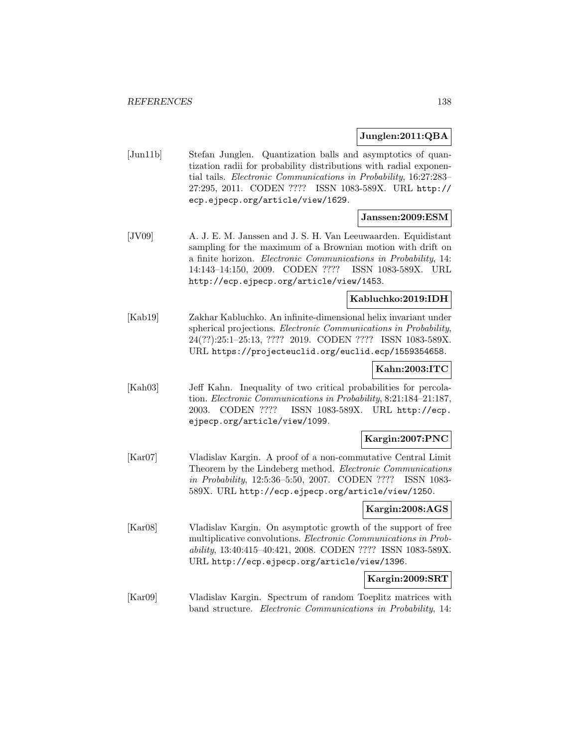**Junglen:2011:QBA**

[Jun11b] Stefan Junglen. Quantization balls and asymptotics of quantization radii for probability distributions with radial exponential tails. *Electronic Communications in Probability*, 16:27:283–27:295, 2011. CODEN ???? ISSN 1083-589X. URL http://ecp.ejpecp.org/article/view/1629.

**Janssen:2009:ESM**

[JV09] A. J. E. M. Janssen and J. S. H. Van Leeuwaarden. Equidistant sampling for the maximum of a Brownian motion with drift on a finite horizon. *Electronic Communications in Probability*, 14: 14:143–14:150, 2009. CODEN ???? ISSN 1083-589X. URL http://ecp.ejpecp.org/article/view/1453.

**Kabluchko:2019:IDH**

[Kab19] Zakhar Kabluchko. An infinite-dimensional helix invariant under spherical projections. *Electronic Communications in Probability*, 24(??):25:1–25:13, ???? 2019. CODEN ???? ISSN 1083-589X. URL https://projecteuclid.org/euclid.ecp/1559354658.

**Kahn:2003:ITC**

[Kah03] Jeff Kahn. Inequality of two critical probabilities for percolation. *Electronic Communications in Probability*, 8:21:184–21:187, 2003. CODEN ???? ISSN 1083-589X. URL http://ecp.ejpecp.org/article/view/1099.

**Kargin:2007:PNC**

[Kar07] Vladislav Kargin. A proof of a non-commutative Central Limit Theorem by the Lindeberg method. *Electronic Communications in Probability*, 12:5:36–5:50, 2007. CODEN ???? ISSN 1083-589X. URL http://ecp.ejpecp.org/article/view/1250.

**Kargin:2008:AGS**

[Kar08] Vladislav Kargin. On asymptotic growth of the support of free multiplicative convolutions. *Electronic Communications in Probability*, 13:40:415–40:421, 2008. CODEN ???? ISSN 1083-589X. URL http://ecp.ejpecp.org/article/view/1396.

**Kargin:2009:SRT**

[Kar09] Vladislav Kargin. Spectrum of random Toeplitz matrices with band structure. *Electronic Communications in Probability*, 14: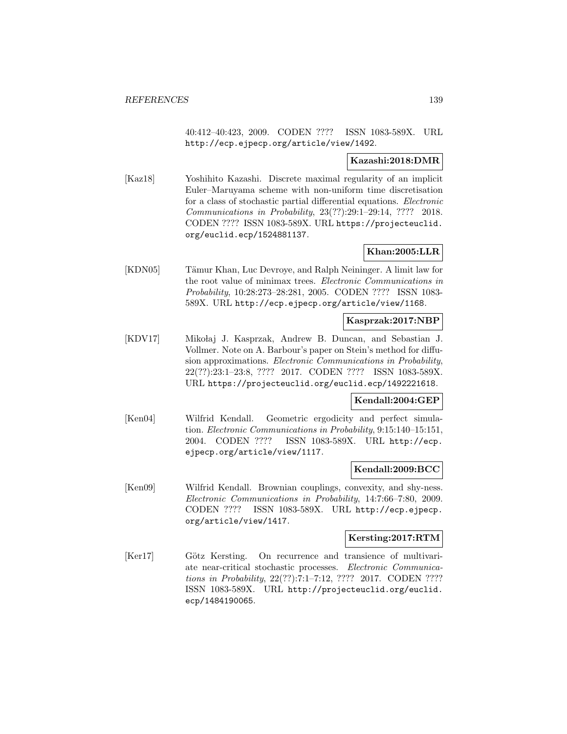40:412–40:423, 2009. CODEN ???? ISSN 1083-589X. URL http://ecp.ejpecp.org/article/view/1492.

**Kazashi:2018:DMR**

[Kaz18] Yoshihito Kazashi. Discrete maximal regularity of an implicit Euler–Maruyama scheme with non-uniform time discretisation for a class of stochastic partial differential equations. *Electronic Communications in Probability*, 23(??):29:1–29:14, ???? 2018. CODEN ???? ISSN 1083-589X. URL https://projecteuclid.org/euclid.ecp/1524881137.

**Khan:2005:LLR**

[KDN05] Tämur Khan, Luc Devroye, and Ralph Neininger. A limit law for the root value of minimax trees. *Electronic Communications in Probability*, 10:28:273–28:281, 2005. CODEN ???? ISSN 1083-589X. URL http://ecp.ejpecp.org/article/view/1168.

**Kasprzak:2017:NBP**

[KDV17] Mikołaj J. Kasprzak, Andrew B. Duncan, and Sebastian J. Vollmer. Note on A. Barbour's paper on Stein's method for diffusion approximations. *Electronic Communications in Probability*, 22(??):23:1–23:8, ???? 2017. CODEN ???? ISSN 1083-589X. URL https://projecteuclid.org/euclid.ecp/1492221618.

**Kendall:2004:GEP**

[Ken04] Wilfrid Kendall. Geometric ergodicity and perfect simulation. *Electronic Communications in Probability*, 9:15:140–15:151, 2004. CODEN ???? ISSN 1083-589X. URL http://ecp.ejpecp.org/article/view/1117.

**Kendall:2009:BCC**

[Ken09] Wilfrid Kendall. Brownian couplings, convexity, and shy-ness. *Electronic Communications in Probability*, 14:7:66–7:80, 2009. CODEN ???? ISSN 1083-589X. URL http://ecp.ejpecp.org/article/view/1417.

**Kersting:2017:RTM**

[Ker17] Götz Kersting. On recurrence and transience of multivariate near-critical stochastic processes. *Electronic Communications in Probability*, 22(??):7:1–7:12, ???? 2017. CODEN ???? ISSN 1083-589X. URL http://projecteuclid.org/euclid.ecp/1484190065.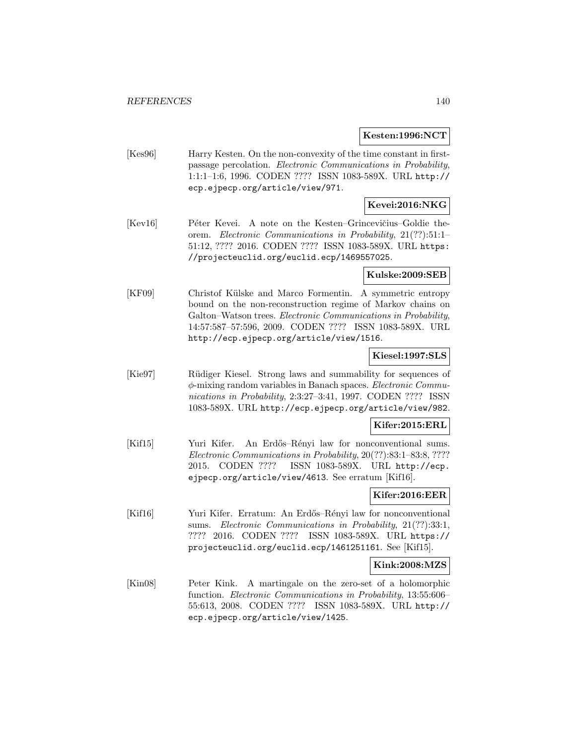**Kesten:1996:NCT**

[Kes96] Harry Kesten. On the non-convexity of the time constant in first-passage percolation. *Electronic Communications in Probability*, 1:1:1–1:6, 1996. CODEN ???? ISSN 1083-589X. URL http://ecp.ejpecp.org/article/view/971.

**Kevei:2016:NKG**

[Kev16] Péter Kevei. A note on the Kesten–Grincevičius–Goldie theorem. *Electronic Communications in Probability*, 21(??):51:1–51:12, ???? 2016. CODEN ???? ISSN 1083-589X. URL https://projecteuclid.org/euclid.ecp/1469557025.

**Kulske:2009:SEB**

[KF09] Christof Külske and Marco Formentin. A symmetric entropy bound on the non-reconstruction regime of Markov chains on Galton–Watson trees. *Electronic Communications in Probability*, 14:57:587–57:596, 2009. CODEN ???? ISSN 1083-589X. URL http://ecp.ejpecp.org/article/view/1516.

**Kiesel:1997:SLS**

[Kie97] Rüdiger Kiesel. Strong laws and summability for sequences of $\phi$-mixing random variables in Banach spaces. *Electronic Communications in Probability*, 2:3:27–3:41, 1997. CODEN ???? ISSN 1083-589X. URL http://ecp.ejpecp.org/article/view/982.

**Kifer:2015:ERL**

[Kif15] Yuri Kifer. An Erdős–Rényi law for nonconventional sums. *Electronic Communications in Probability*, 20(??):83:1–83:8, ???? 2015. CODEN ???? ISSN 1083-589X. URL http://ecp.ejpecp.org/article/view/4613. See erratum [Kif16].

**Kifer:2016:EER**

[Kif16] Yuri Kifer. Erratum: An Erdős–Rényi law for nonconventional sums. *Electronic Communications in Probability*, 21(??):33:1, ???? 2016. CODEN ???? ISSN 1083-589X. URL https://projecteuclid.org/euclid.ecp/1461251161. See [Kif15].

**Kink:2008:MZS**

[Kin08] Peter Kink. A martingale on the zero-set of a holomorphic function. *Electronic Communications in Probability*, 13:55:606–55:613, 2008. CODEN ???? ISSN 1083-589X. URL http://ecp.ejpecp.org/article/view/1425.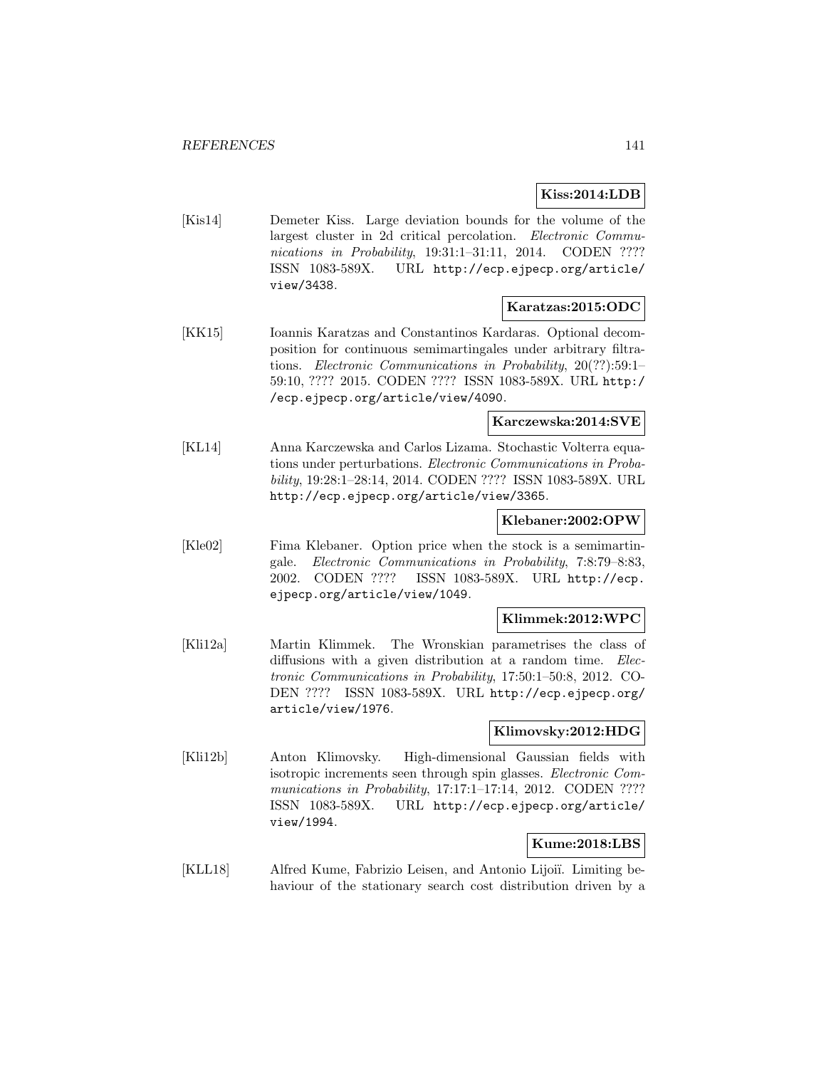**Kiss:2014:LDB**

[Kis14] Demeter Kiss. Large deviation bounds for the volume of the largest cluster in 2d critical percolation. *Electronic Communications in Probability*, 19:31:1–31:11, 2014. CODEN ???? ISSN 1083-589X. URL http://ecp.ejpecp.org/article/view/3438.

**Karatzas:2015:ODC**

[KK15] Ioannis Karatzas and Constantinos Kardaras. Optional decomposition for continuous semimartingales under arbitrary filtrations. *Electronic Communications in Probability*, 20(??):59:1–59:10, ???? 2015. CODEN ???? ISSN 1083-589X. URL http://ecp.ejpecp.org/article/view/4090.

**Karczewska:2014:SVE**

[KL14] Anna Karczewska and Carlos Lizama. Stochastic Volterra equations under perturbations. *Electronic Communications in Probability*, 19:28:1–28:14, 2014. CODEN ???? ISSN 1083-589X. URL http://ecp.ejpecp.org/article/view/3365.

**Klebaner:2002:OPW**

[Kle02] Fima Klebaner. Option price when the stock is a semimartingale. *Electronic Communications in Probability*, 7:8:79–8:83, 2002. CODEN ???? ISSN 1083-589X. URL http://ecp.ejpecp.org/article/view/1049.

**Klimmek:2012:WPC**

[Kli12a] Martin Klimmek. The Wronskian parametrises the class of diffusions with a given distribution at a random time. *Electronic Communications in Probability*, 17:50:1–50:8, 2012. CODEN ???? ISSN 1083-589X. URL http://ecp.ejpecp.org/article/view/1976.

**Klimovsky:2012:HDG**

[Kli12b] Anton Klimovsky. High-dimensional Gaussian fields with isotropic increments seen through spin glasses. *Electronic Communications in Probability*, 17:17:1–17:14, 2012. CODEN ???? ISSN 1083-589X. URL http://ecp.ejpecp.org/article/view/1994.

**Kume:2018:LBS**

[KLL18] Alfred Kume, Fabrizio Leisen, and Antonio Lijoï. Limiting behaviour of the stationary search cost distribution driven by a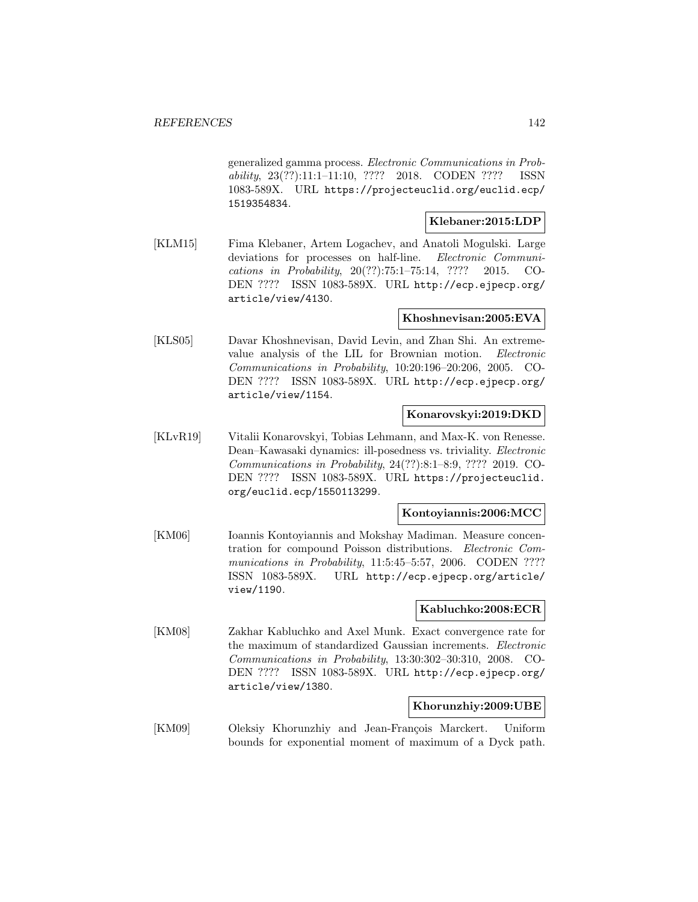generalized gamma process. *Electronic Communications in Probability*, 23(??):11:1–11:10, ???? 2018. CODEN ???? ISSN 1083-589X. URL https://projecteuclid.org/euclid.ecp/1519354834.

**Klebaner:2015:LDP**

[KLM15] Fima Klebaner, Artem Logachev, and Anatoli Mogulski. Large deviations for processes on half-line. *Electronic Communications in Probability*, 20(??):75:1–75:14, ???? 2015. CODEN ???? ISSN 1083-589X. URL http://ecp.ejpecp.org/article/view/4130.

**Khoshnevisan:2005:EVA**

[KLS05] Davar Khoshnevisan, David Levin, and Zhan Shi. An extreme-value analysis of the LIL for Brownian motion. *Electronic Communications in Probability*, 10:20:196–20:206, 2005. CODEN ???? ISSN 1083-589X. URL http://ecp.ejpecp.org/article/view/1154.

**Konarovskyi:2019:DKD**

[KLvR19] Vitalii Konarovskyi, Tobias Lehmann, and Max-K. von Renesse. Dean–Kawasaki dynamics: ill-posedness vs. triviality. *Electronic Communications in Probability*, 24(??):8:1–8:9, ???? 2019. CODEN ???? ISSN 1083-589X. URL https://projecteuclid.org/euclid.ecp/1550113299.

**Kontoyiannis:2006:MCC**

[KM06] Ioannis Kontoyiannis and Mokshay Madiman. Measure concentration for compound Poisson distributions. *Electronic Communications in Probability*, 11:5:45–5:57, 2006. CODEN ???? ISSN 1083-589X. URL http://ecp.ejpecp.org/article/view/1190.

**Kabluchko:2008:ECR**

[KM08] Zakhar Kabluchko and Axel Munk. Exact convergence rate for the maximum of standardized Gaussian increments. *Electronic Communications in Probability*, 13:30:302–30:310, 2008. CODEN ???? ISSN 1083-589X. URL http://ecp.ejpecp.org/article/view/1380.

**Khorunzhiy:2009:UBE**

[KM09] Oleksiy Khorunzhiy and Jean-François Marckert. Uniform bounds for exponential moment of maximum of a Dyck path.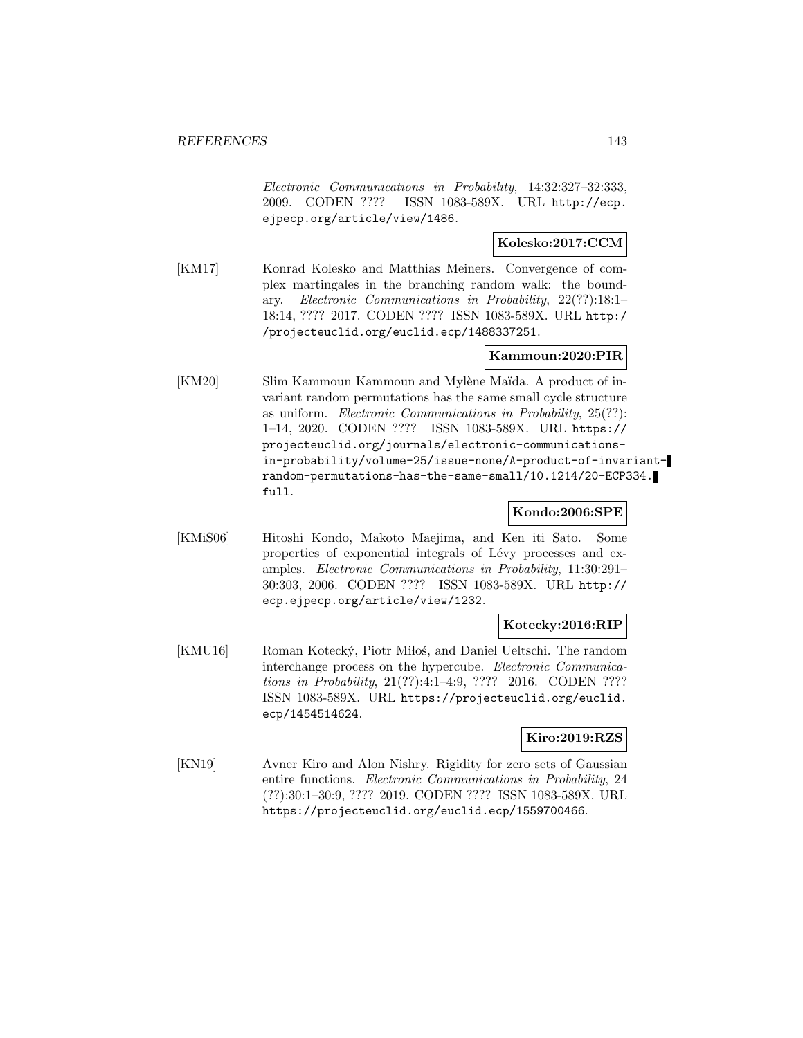*Electronic Communications in Probability*, 14:32:327–32:333, 2009. CODEN ???? ISSN 1083-589X. URL http://ecp.ejpecp.org/article/view/1486.

**Kolesko:2017:CCM**

[KM17] Konrad Kolesko and Matthias Meiners. Convergence of complex martingales in the branching random walk: the boundary. *Electronic Communications in Probability*, 22(??):18:1–18:14, ???? 2017. CODEN ???? ISSN 1083-589X. URL http://projecteuclid.org/euclid.ecp/1488337251.

**Kammoun:2020:PIR**

[KM20] Slim Kammoun Kammoun and Mylène Maïda. A product of invariant random permutations has the same small cycle structure as uniform. *Electronic Communications in Probability*, 25(??): 1–14, 2020. CODEN ???? ISSN 1083-589X. URL https://projecteuclid.org/journals/electronic-communications-in-probability/volume-25/issue-none/A-product-of-invariant-random-permutations-has-the-same-small/10.1214/20-ECP334.full.

**Kondo:2006:SPE**

[KMiS06] Hitoshi Kondo, Makoto Maejima, and Ken iti Sato. Some properties of exponential integrals of Lévy processes and examples. *Electronic Communications in Probability*, 11:30:291–30:303, 2006. CODEN ???? ISSN 1083-589X. URL http://ecp.ejpecp.org/article/view/1232.

**Kotecky:2016:RIP**

[KMU16] Roman Kotecký, Piotr Miłoś, and Daniel Ueltschi. The random interchange process on the hypercube. *Electronic Communications in Probability*, 21(??):4:1–4:9, ???? 2016. CODEN ???? ISSN 1083-589X. URL https://projecteuclid.org/euclid.ecp/1454514624.

**Kiro:2019:RZS**

[KN19] Avner Kiro and Alon Nishry. Rigidity for zero sets of Gaussian entire functions. *Electronic Communications in Probability*, 24 (??):30:1–30:9, ???? 2019. CODEN ???? ISSN 1083-589X. URL https://projecteuclid.org/euclid.ecp/1559700466.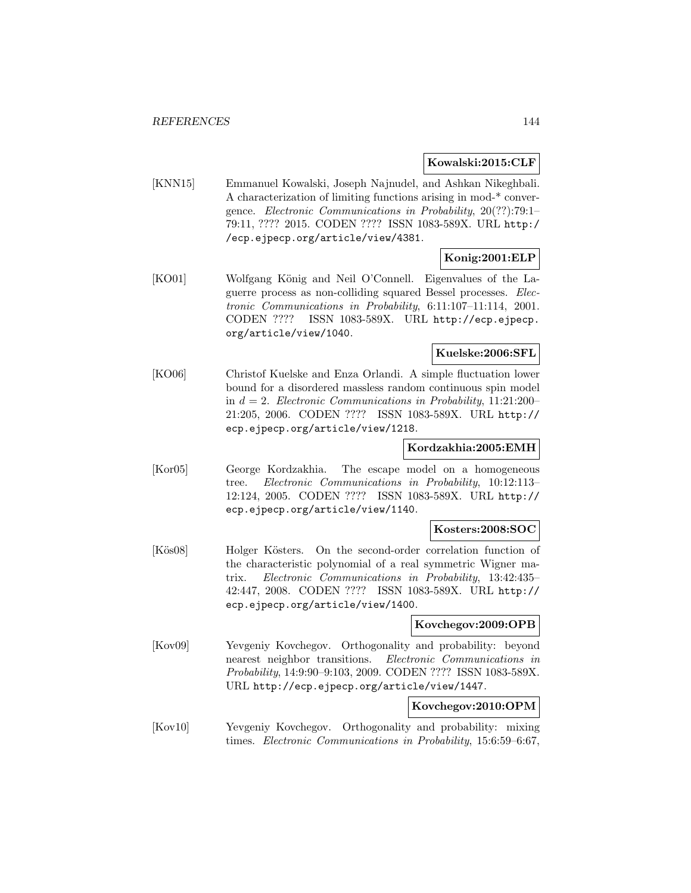**Kowalski:2015:CLF**

[KNN15] Emmanuel Kowalski, Joseph Najnudel, and Ashkan Nikeghbali. A characterization of limiting functions arising in mod-* convergence. *Electronic Communications in Probability*, 20(??):79:1–79:11, ???? 2015. CODEN ???? ISSN 1083-589X. URL http://ecp.ejpecp.org/article/view/4381.

**Konig:2001:ELP**

[KO01] Wolfgang König and Neil O'Connell. Eigenvalues of the Laguerre process as non-colliding squared Bessel processes. *Electronic Communications in Probability*, 6:11:107–11:114, 2001. CODEN ???? ISSN 1083-589X. URL http://ecp.ejpecp.org/article/view/1040.

**Kuelske:2006:SFL**

[KO06] Christof Kuelske and Enza Orlandi. A simple fluctuation lower bound for a disordered massless random continuous spin model in $d = 2$. *Electronic Communications in Probability*, 11:21:200–21:205, 2006. CODEN ???? ISSN 1083-589X. URL http://ecp.ejpecp.org/article/view/1218.

**Kordzakhia:2005:EMH**

[Kor05] George Kordzakhia. The escape model on a homogeneous tree. *Electronic Communications in Probability*, 10:12:113–12:124, 2005. CODEN ???? ISSN 1083-589X. URL http://ecp.ejpecp.org/article/view/1140.

**Kosters:2008:SOC**

[Kös08] Holger Kösters. On the second-order correlation function of the characteristic polynomial of a real symmetric Wigner matrix. *Electronic Communications in Probability*, 13:42:435–42:447, 2008. CODEN ???? ISSN 1083-589X. URL http://ecp.ejpecp.org/article/view/1400.

**Kovchegov:2009:OPB**

[Kov09] Yevgeniy Kovchegov. Orthogonality and probability: beyond nearest neighbor transitions. *Electronic Communications in Probability*, 14:9:90–9:103, 2009. CODEN ???? ISSN 1083-589X. URL http://ecp.ejpecp.org/article/view/1447.

**Kovchegov:2010:OPM**

[Kov10] Yevgeniy Kovchegov. Orthogonality and probability: mixing times. *Electronic Communications in Probability*, 15:6:59–6:67,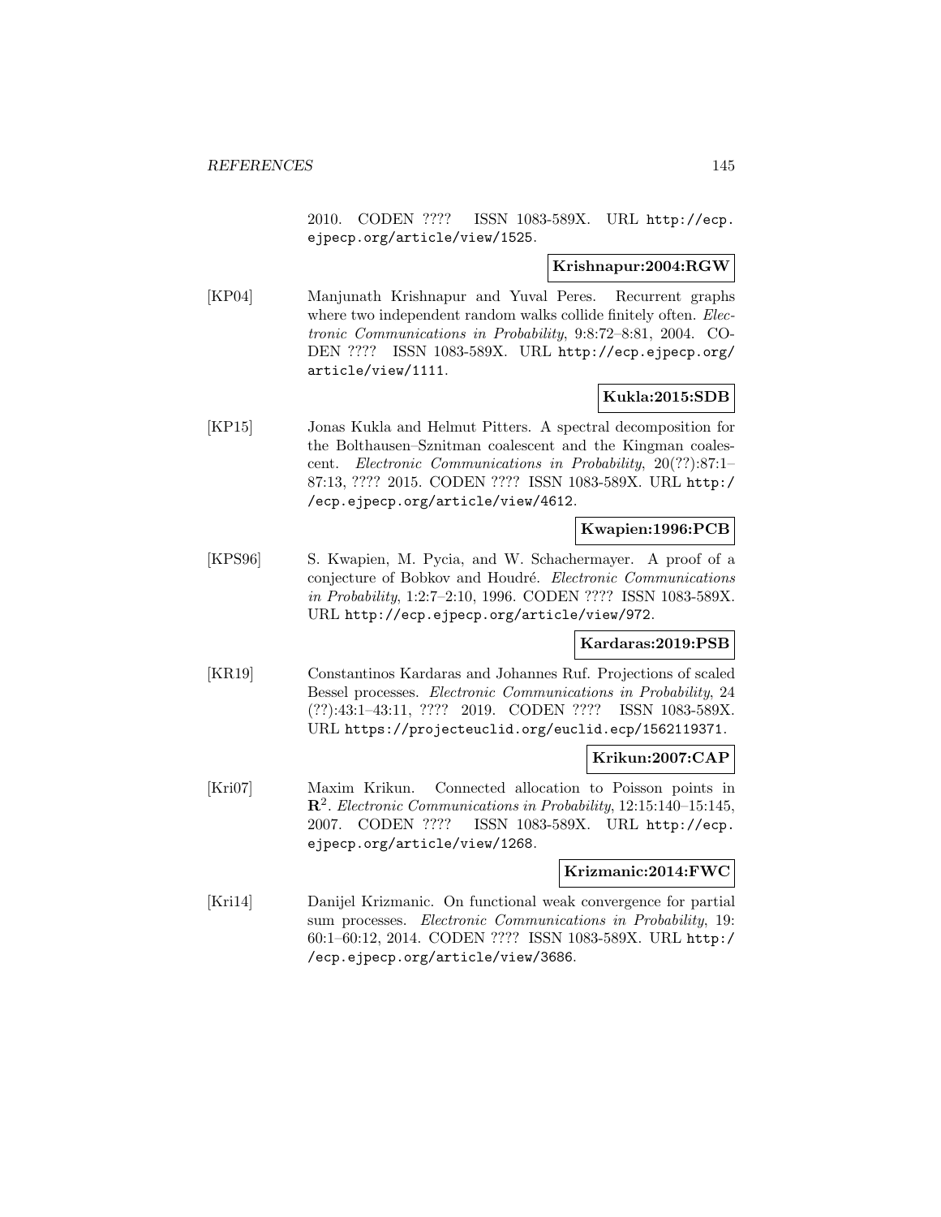2010. CODEN ???? ISSN 1083-589X. URL http://ecp.ejpecp.org/article/view/1525.

**Krishnapur:2004:RGW**

[KP04] Manjunath Krishnapur and Yuval Peres. Recurrent graphs where two independent random walks collide finitely often. *Electronic Communications in Probability*, 9:8:72–8:81, 2004. CODEN ???? ISSN 1083-589X. URL http://ecp.ejpecp.org/article/view/1111.

**Kukla:2015:SDB**

[KP15] Jonas Kukla and Helmut Pitters. A spectral decomposition for the Bolthausen–Sznitman coalescent and the Kingman coalescent. *Electronic Communications in Probability*, 20(??):87:1–87:13, ???? 2015. CODEN ???? ISSN 1083-589X. URL http://ecp.ejpecp.org/article/view/4612.

**Kwapien:1996:PCB**

[KPS96] S. Kwapien, M. Pycia, and W. Schachermayer. A proof of a conjecture of Bobkov and Houdré. *Electronic Communications in Probability*, 1:2:7–2:10, 1996. CODEN ???? ISSN 1083-589X. URL http://ecp.ejpecp.org/article/view/972.

**Kardaras:2019:PSB**

[KR19] Constantinos Kardaras and Johannes Ruf. Projections of scaled Bessel processes. *Electronic Communications in Probability*, 24 (??):43:1–43:11, ???? 2019. CODEN ???? ISSN 1083-589X. URL https://projecteuclid.org/euclid.ecp/1562119371.

**Krikun:2007:CAP**

[Kri07] Maxim Krikun. Connected allocation to Poisson points in $\mathbf{R}^2$. *Electronic Communications in Probability*, 12:15:140–15:145, 2007. CODEN ???? ISSN 1083-589X. URL http://ecp.ejpecp.org/article/view/1268.

**Krizmanic:2014:FWC**

[Kri14] Danijel Krizmanic. On functional weak convergence for partial sum processes. *Electronic Communications in Probability*, 19: 60:1–60:12, 2014. CODEN ???? ISSN 1083-589X. URL http://ecp.ejpecp.org/article/view/3686.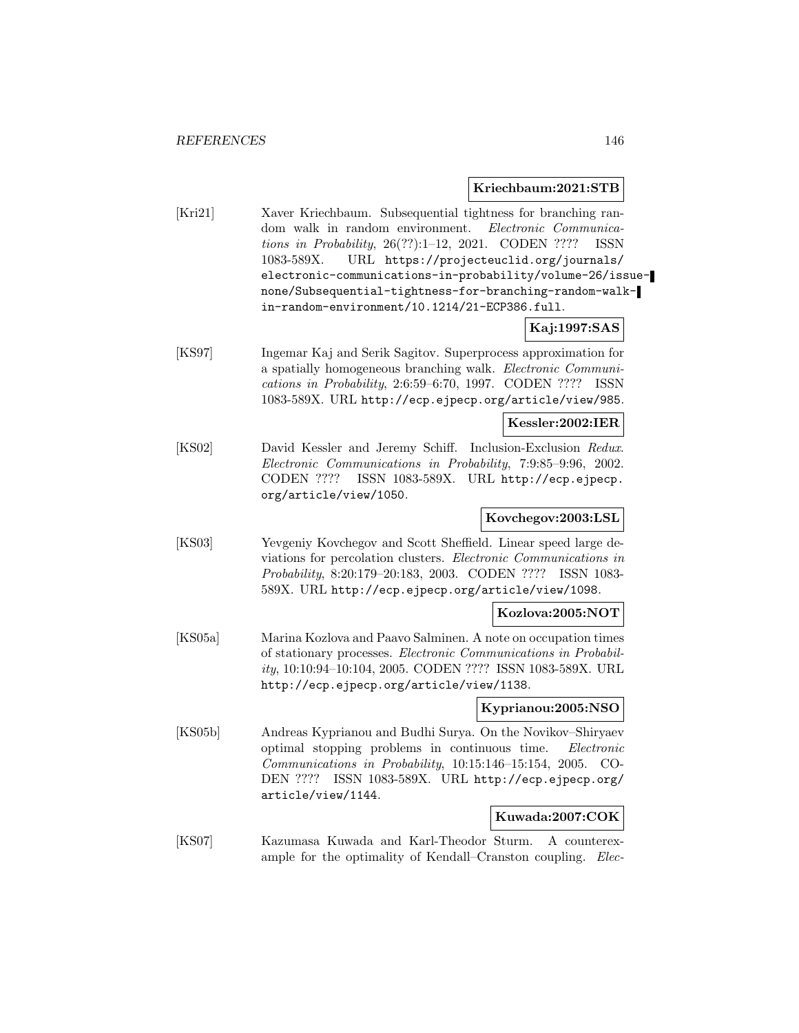**Kriechbaum:2021:STB**

[Kri21] Xaver Kriechbaum. Subsequential tightness for branching random walk in random environment. *Electronic Communications in Probability*, 26(??):1–12, 2021. CODEN ???? ISSN 1083-589X. URL https://projecteuclid.org/journals/electronic-communications-in-probability/volume-26/issue-none/Subsequential-tightness-for-branching-random-walk-in-random-environment/10.1214/21-ECP386.full.

**Kaj:1997:SAS**

[KS97] Ingemar Kaj and Serik Sagitov. Superprocess approximation for a spatially homogeneous branching walk. *Electronic Communications in Probability*, 2:6:59–6:70, 1997. CODEN ???? ISSN 1083-589X. URL http://ecp.ejpecp.org/article/view/985.

**Kessler:2002:IER**

[KS02] David Kessler and Jeremy Schiff. Inclusion-Exclusion *Redux*. *Electronic Communications in Probability*, 7:9:85–9:96, 2002. CODEN ???? ISSN 1083-589X. URL http://ecp.ejpecp.org/article/view/1050.

**Kovchegov:2003:LSL**

[KS03] Yevgeniy Kovchegov and Scott Sheffield. Linear speed large deviations for percolation clusters. *Electronic Communications in Probability*, 8:20:179–20:183, 2003. CODEN ???? ISSN 1083-589X. URL http://ecp.ejpecp.org/article/view/1098.

**Kozlova:2005:NOT**

[KS05a] Marina Kozlova and Paavo Salminen. A note on occupation times of stationary processes. *Electronic Communications in Probability*, 10:10:94–10:104, 2005. CODEN ???? ISSN 1083-589X. URL http://ecp.ejpecp.org/article/view/1138.

**Kyprianou:2005:NSO**

[KS05b] Andreas Kyprianou and Budhi Surya. On the Novikov–Shiryaev optimal stopping problems in continuous time. *Electronic Communications in Probability*, 10:15:146–15:154, 2005. CODEN ???? ISSN 1083-589X. URL http://ecp.ejpecp.org/article/view/1144.

**Kuwada:2007:COK**

[KS07] Kazumasa Kuwada and Karl-Theodor Sturm. A counterexample for the optimality of Kendall–Cranston coupling. *Elec-*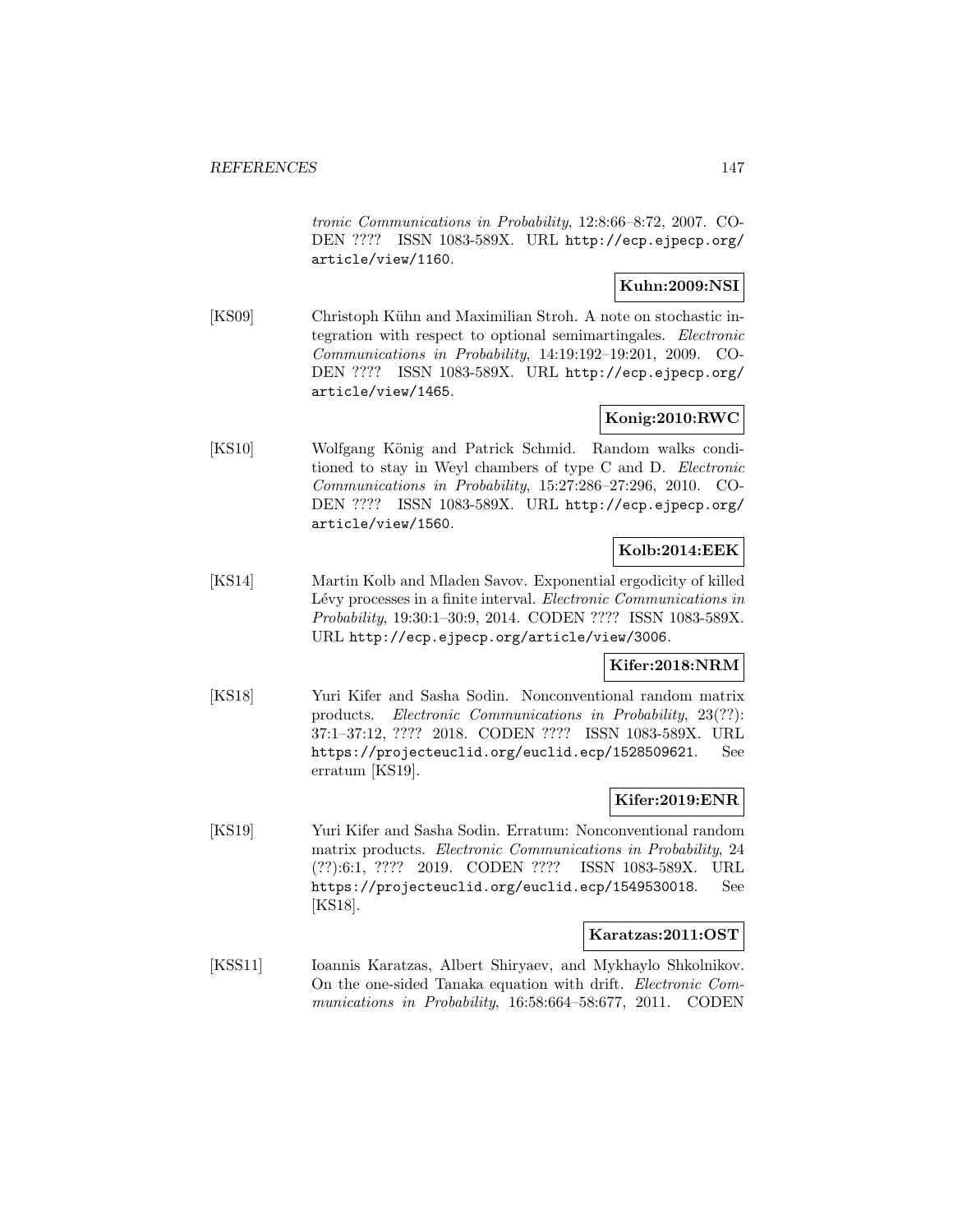*tronic Communications in Probability*, 12:8:66–8:72, 2007. CODEN ???? ISSN 1083-589X. URL http://ecp.ejpecp.org/article/view/1160.

**Kuhn:2009:NSI**

[KS09] Christoph Kühn and Maximilian Stroh. A note on stochastic integration with respect to optional semimartingales. *Electronic Communications in Probability*, 14:19:192–19:201, 2009. CODEN ???? ISSN 1083-589X. URL http://ecp.ejpecp.org/article/view/1465.

**Konig:2010:RWC**

[KS10] Wolfgang König and Patrick Schmid. Random walks conditioned to stay in Weyl chambers of type C and D. *Electronic Communications in Probability*, 15:27:286–27:296, 2010. CODEN ???? ISSN 1083-589X. URL http://ecp.ejpecp.org/article/view/1560.

**Kolb:2014:EEK**

[KS14] Martin Kolb and Mladen Savov. Exponential ergodicity of killed Lévy processes in a finite interval. *Electronic Communications in Probability*, 19:30:1–30:9, 2014. CODEN ???? ISSN 1083-589X. URL http://ecp.ejpecp.org/article/view/3006.

**Kifer:2018:NRM**

[KS18] Yuri Kifer and Sasha Sodin. Nonconventional random matrix products. *Electronic Communications in Probability*, 23(??): 37:1–37:12, ???? 2018. CODEN ???? ISSN 1083-589X. URL https://projecteuclid.org/euclid.ecp/1528509621. See erratum [KS19].

**Kifer:2019:ENR**

[KS19] Yuri Kifer and Sasha Sodin. Erratum: Nonconventional random matrix products. *Electronic Communications in Probability*, 24 (??):6:1, ???? 2019. CODEN ???? ISSN 1083-589X. URL https://projecteuclid.org/euclid.ecp/1549530018. See [KS18].

**Karatzas:2011:OST**

[KSS11] Ioannis Karatzas, Albert Shiryaev, and Mykhaylo Shkolnikov. On the one-sided Tanaka equation with drift. *Electronic Communications in Probability*, 16:58:664–58:677, 2011. CODEN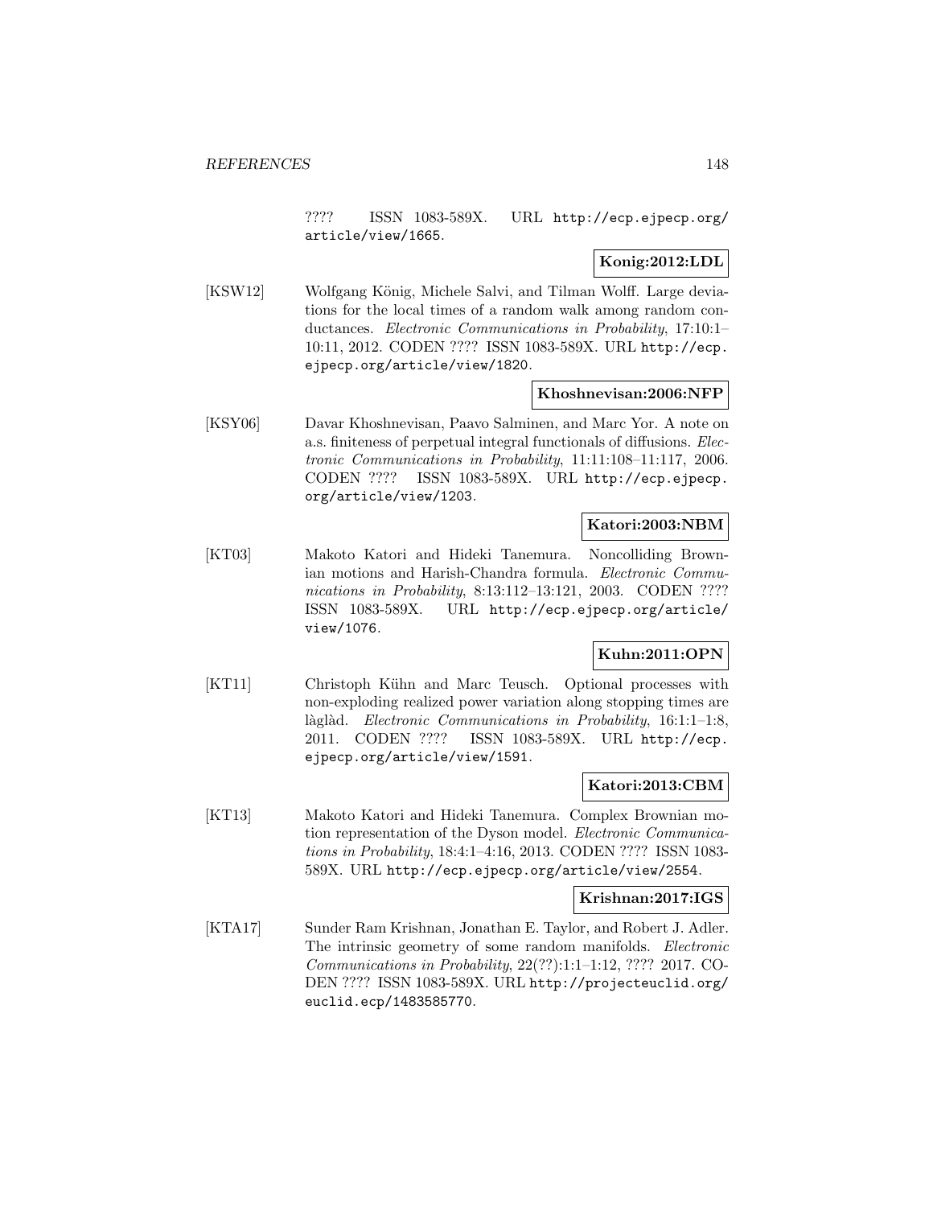???? ISSN 1083-589X. URL http://ecp.ejpecp.org/article/view/1665.

**Konig:2012:LDL**

[KSW12] Wolfgang König, Michele Salvi, and Tilman Wolff. Large deviations for the local times of a random walk among random conductances. *Electronic Communications in Probability*, 17:10:1–10:11, 2012. CODEN ???? ISSN 1083-589X. URL http://ecp.ejpecp.org/article/view/1820.

**Khoshnevisan:2006:NFP**

[KSY06] Davar Khoshnevisan, Paavo Salminen, and Marc Yor. A note on a.s. finiteness of perpetual integral functionals of diffusions. *Electronic Communications in Probability*, 11:11:108–11:117, 2006. CODEN ???? ISSN 1083-589X. URL http://ecp.ejpecp.org/article/view/1203.

**Katori:2003:NBM**

[KT03] Makoto Katori and Hideki Tanemura. Noncolliding Brownian motions and Harish-Chandra formula. *Electronic Communications in Probability*, 8:13:112–13:121, 2003. CODEN ???? ISSN 1083-589X. URL http://ecp.ejpecp.org/article/view/1076.

**Kuhn:2011:OPN**

[KT11] Christoph Kühn and Marc Teusch. Optional processes with non-exploding realized power variation along stopping times are làglàd. *Electronic Communications in Probability*, 16:1:1–1:8, 2011. CODEN ???? ISSN 1083-589X. URL http://ecp.ejpecp.org/article/view/1591.

**Katori:2013:CBM**

[KT13] Makoto Katori and Hideki Tanemura. Complex Brownian motion representation of the Dyson model. *Electronic Communications in Probability*, 18:4:1–4:16, 2013. CODEN ???? ISSN 1083-589X. URL http://ecp.ejpecp.org/article/view/2554.

**Krishnan:2017:IGS**

[KTA17] Sunder Ram Krishnan, Jonathan E. Taylor, and Robert J. Adler. The intrinsic geometry of some random manifolds. *Electronic Communications in Probability*, 22(??):1:1–1:12, ???? 2017. CODEN ???? ISSN 1083-589X. URL http://projecteuclid.org/euclid.ecp/1483585770.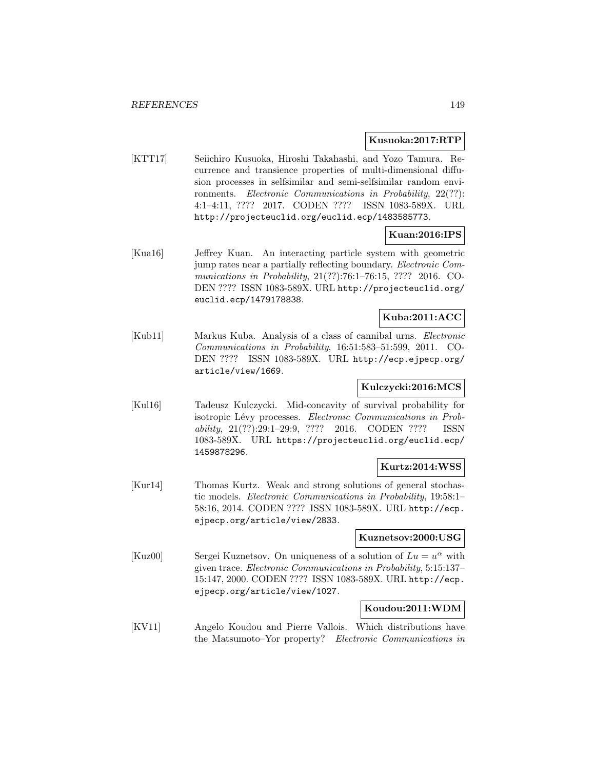**Kusuoka:2017:RTP**

[KTT17] Seiichiro Kusuoka, Hiroshi Takahashi, and Yozo Tamura. Recurrence and transience properties of multi-dimensional diffusion processes in selfsimilar and semi-selfsimilar random environments. *Electronic Communications in Probability*, 22(??): 4:1–4:11, ???? 2017. CODEN ???? ISSN 1083-589X. URL http://projecteuclid.org/euclid.ecp/1483585773.

**Kuan:2016:IPS**

[Kua16] Jeffrey Kuan. An interacting particle system with geometric jump rates near a partially reflecting boundary. *Electronic Communications in Probability*, 21(??):76:1–76:15, ???? 2016. CODEN ???? ISSN 1083-589X. URL http://projecteuclid.org/euclid.ecp/1479178838.

**Kuba:2011:ACC**

[Kub11] Markus Kuba. Analysis of a class of cannibal urns. *Electronic Communications in Probability*, 16:51:583–51:599, 2011. CODEN ???? ISSN 1083-589X. URL http://ecp.ejpecp.org/article/view/1669.

**Kulczycki:2016:MCS**

[Kul16] Tadeusz Kulczycki. Mid-concavity of survival probability for isotropic Lévy processes. *Electronic Communications in Probability*, 21(??):29:1–29:9, ???? 2016. CODEN ???? ISSN 1083-589X. URL https://projecteuclid.org/euclid.ecp/1459878296.

**Kurtz:2014:WSS**

[Kur14] Thomas Kurtz. Weak and strong solutions of general stochastic models. *Electronic Communications in Probability*, 19:58:1–58:16, 2014. CODEN ???? ISSN 1083-589X. URL http://ecp.ejpecp.org/article/view/2833.

**Kuznetsov:2000:USG**

[Kuz00] Sergei Kuznetsov. On uniqueness of a solution of $Lu = u^{\alpha}$ with given trace. *Electronic Communications in Probability*, 5:15:137–15:147, 2000. CODEN ???? ISSN 1083-589X. URL http://ecp.ejpecp.org/article/view/1027.

**Koudou:2011:WDM**

[KV11] Angelo Koudou and Pierre Vallois. Which distributions have the Matsumoto–Yor property? *Electronic Communications in*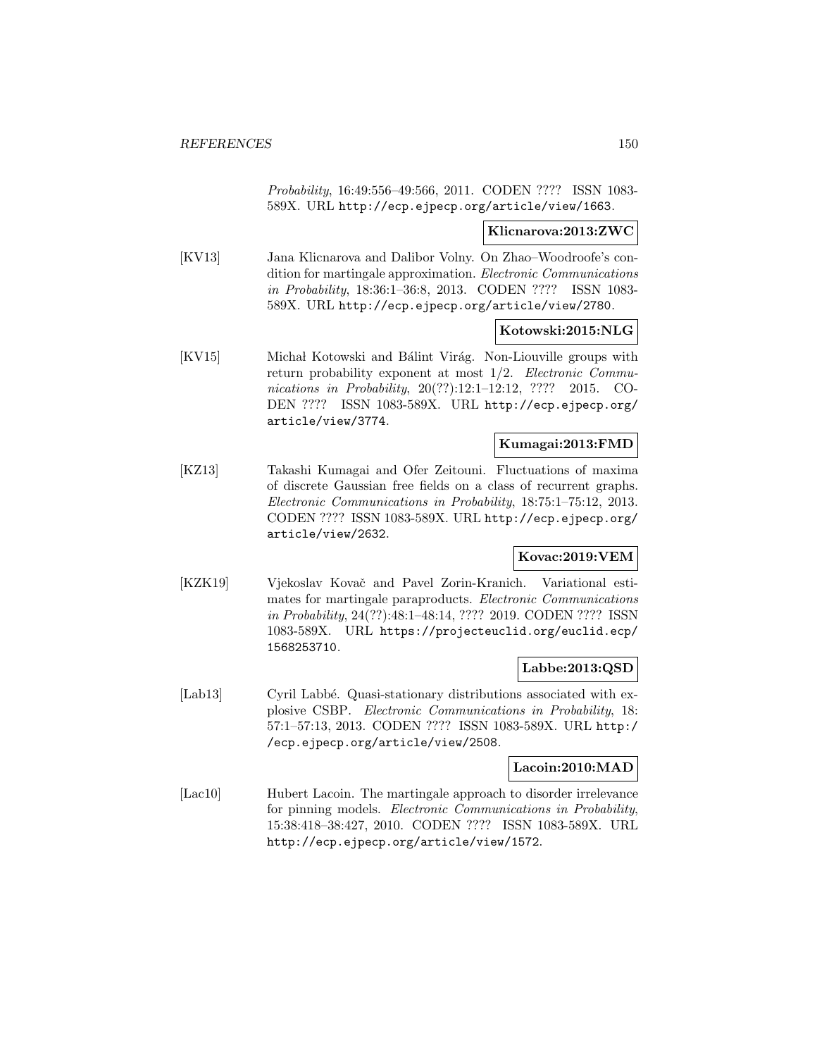*Probability*, 16:49:556–49:566, 2011. CODEN ???? ISSN 1083-589X. URL http://ecp.ejpecp.org/article/view/1663.

**Klicnarova:2013:ZWC**

[KV13] Jana Klicnarova and Dalibor Volny. On Zhao–Woodroofe's condition for martingale approximation. *Electronic Communications in Probability*, 18:36:1–36:8, 2013. CODEN ???? ISSN 1083-589X. URL http://ecp.ejpecp.org/article/view/2780.

**Kotowski:2015:NLG**

[KV15] Michał Kotowski and Bálint Virág. Non-Liouville groups with return probability exponent at most 1/2. *Electronic Communications in Probability*, 20(??):12:1–12:12, ???? 2015. CODEN ???? ISSN 1083-589X. URL http://ecp.ejpecp.org/article/view/3774.

**Kumagai:2013:FMD**

[KZ13] Takashi Kumagai and Ofer Zeitouni. Fluctuations of maxima of discrete Gaussian free fields on a class of recurrent graphs. *Electronic Communications in Probability*, 18:75:1–75:12, 2013. CODEN ???? ISSN 1083-589X. URL http://ecp.ejpecp.org/article/view/2632.

**Kovac:2019:VEM**

[KZK19] Vjekoslav Kovač and Pavel Zorin-Kranich. Variational estimates for martingale paraproducts. *Electronic Communications in Probability*, 24(??):48:1–48:14, ???? 2019. CODEN ???? ISSN 1083-589X. URL https://projecteuclid.org/euclid.ecp/1568253710.

**Labbe:2013:QSD**

[Lab13] Cyril Labbé. Quasi-stationary distributions associated with explosive CSBP. *Electronic Communications in Probability*, 18:57:1–57:13, 2013. CODEN ???? ISSN 1083-589X. URL http://ecp.ejpecp.org/article/view/2508.

**Lacoin:2010:MAD**

[Lac10] Hubert Lacoin. The martingale approach to disorder irrelevance for pinning models. *Electronic Communications in Probability*, 15:38:418–38:427, 2010. CODEN ???? ISSN 1083-589X. URL http://ecp.ejpecp.org/article/view/1572.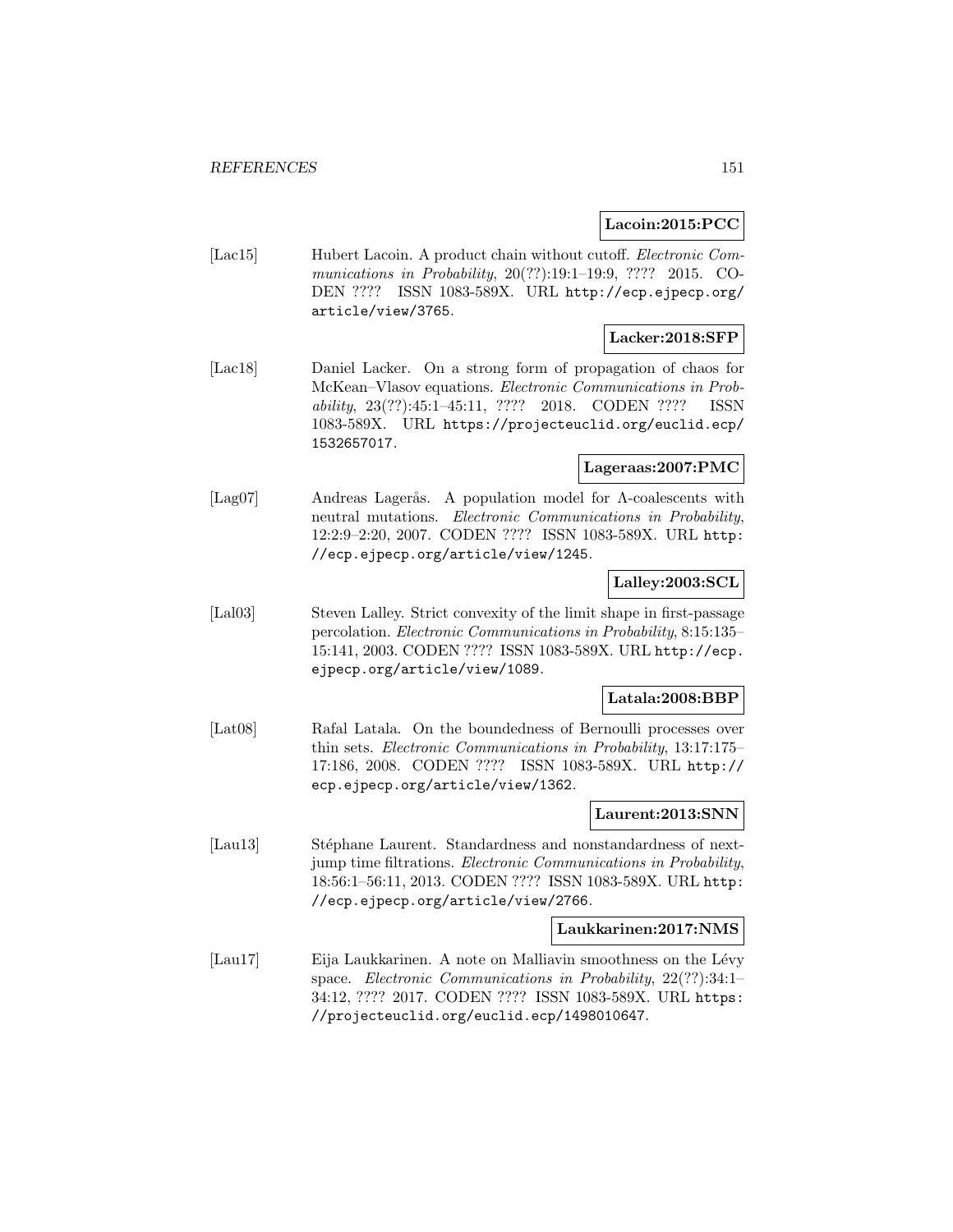**Lacoin:2015:PCC**

[Lac15] Hubert Lacoin. A product chain without cutoff. *Electronic Communications in Probability*, 20(??):19:1–19:9, ???? 2015. CODEN ???? ISSN 1083-589X. URL http://ecp.ejpecp.org/article/view/3765.

**Lacker:2018:SFP**

[Lac18] Daniel Lacker. On a strong form of propagation of chaos for McKean–Vlasov equations. *Electronic Communications in Probability*, 23(??):45:1–45:11, ???? 2018. CODEN ???? ISSN 1083-589X. URL https://projecteuclid.org/euclid.ecp/1532657017.

**Lageraas:2007:PMC**

[Lag07] Andreas Lagerås. A population model for $\Lambda$-coalescents with neutral mutations. *Electronic Communications in Probability*, 12:2:9–2:20, 2007. CODEN ???? ISSN 1083-589X. URL http://ecp.ejpecp.org/article/view/1245.

**Lalley:2003:SCL**

[Lal03] Steven Lalley. Strict convexity of the limit shape in first-passage percolation. *Electronic Communications in Probability*, 8:15:135–15:141, 2003. CODEN ???? ISSN 1083-589X. URL http://ecp.ejpecp.org/article/view/1089.

**Latala:2008:BBP**

[Lat08] Rafal Latala. On the boundedness of Bernoulli processes over thin sets. *Electronic Communications in Probability*, 13:17:175–17:186, 2008. CODEN ???? ISSN 1083-589X. URL http://ecp.ejpecp.org/article/view/1362.

**Laurent:2013:SNN**

[Lau13] Stéphane Laurent. Standardness and nonstandardness of next-jump time filtrations. *Electronic Communications in Probability*, 18:56:1–56:11, 2013. CODEN ???? ISSN 1083-589X. URL http://ecp.ejpecp.org/article/view/2766.

**Laukkarinen:2017:NMS**

[Lau17] Eija Laukkarinen. A note on Malliavin smoothness on the Lévy space. *Electronic Communications in Probability*, 22(??):34:1–34:12, ???? 2017. CODEN ???? ISSN 1083-589X. URL https://projecteuclid.org/euclid.ecp/1498010647.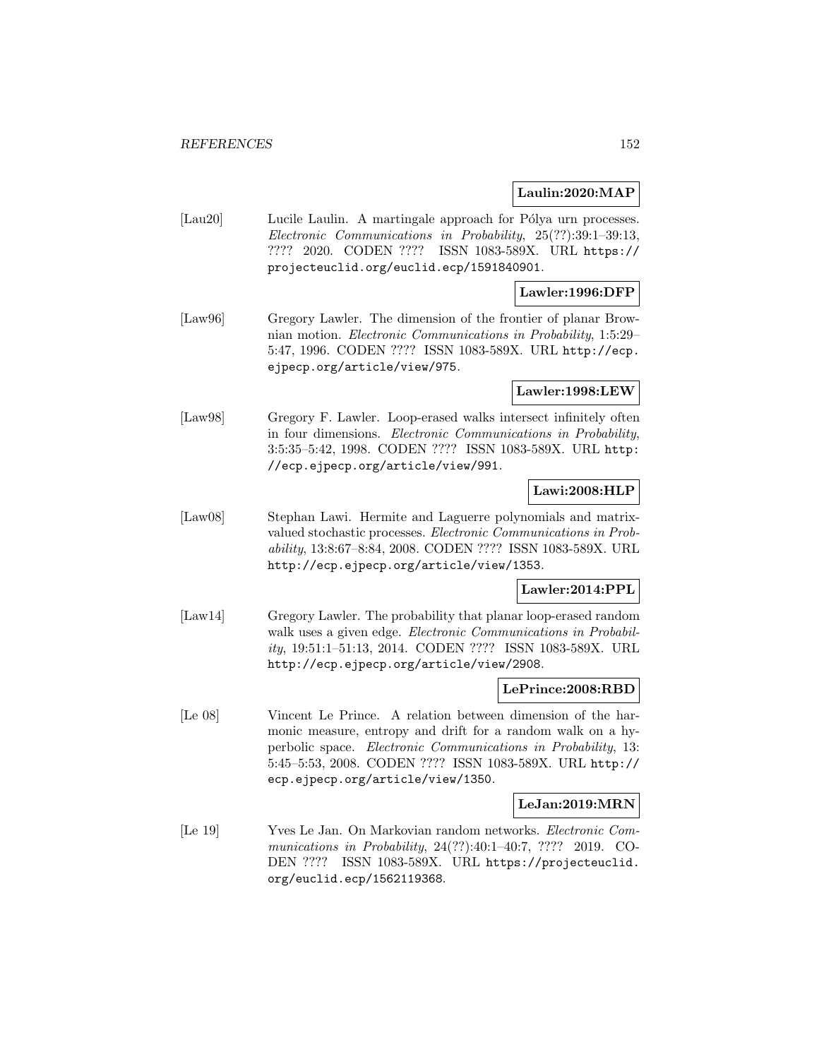**Laulin:2020:MAP**

[Lau20] Lucile Laulin. A martingale approach for Pólya urn processes. *Electronic Communications in Probability*, 25(??):39:1–39:13, ???? 2020. CODEN ???? ISSN 1083-589X. URL https://projecteuclid.org/euclid.ecp/1591840901.

**Lawler:1996:DFP**

[Law96] Gregory Lawler. The dimension of the frontier of planar Brownian motion. *Electronic Communications in Probability*, 1:5:29–5:47, 1996. CODEN ???? ISSN 1083-589X. URL http://ecp.ejpecp.org/article/view/975.

**Lawler:1998:LEW**

[Law98] Gregory F. Lawler. Loop-erased walks intersect infinitely often in four dimensions. *Electronic Communications in Probability*, 3:5:35–5:42, 1998. CODEN ???? ISSN 1083-589X. URL http://ecp.ejpecp.org/article/view/991.

**Lawi:2008:HLP**

[Law08] Stephan Lawi. Hermite and Laguerre polynomials and matrix-valued stochastic processes. *Electronic Communications in Probability*, 13:8:67–8:84, 2008. CODEN ???? ISSN 1083-589X. URL http://ecp.ejpecp.org/article/view/1353.

**Lawler:2014:PPL**

[Law14] Gregory Lawler. The probability that planar loop-erased random walk uses a given edge. *Electronic Communications in Probability*, 19:51:1–51:13, 2014. CODEN ???? ISSN 1083-589X. URL http://ecp.ejpecp.org/article/view/2908.

**LePrince:2008:RBD**

[Le 08] Vincent Le Prince. A relation between dimension of the harmonic measure, entropy and drift for a random walk on a hyperbolic space. *Electronic Communications in Probability*, 13: 5:45–5:53, 2008. CODEN ???? ISSN 1083-589X. URL http://ecp.ejpecp.org/article/view/1350.

**LeJan:2019:MRN**

[Le 19] Yves Le Jan. On Markovian random networks. *Electronic Communications in Probability*, 24(??):40:1–40:7, ???? 2019. CODEN ???? ISSN 1083-589X. URL https://projecteuclid.org/euclid.ecp/1562119368.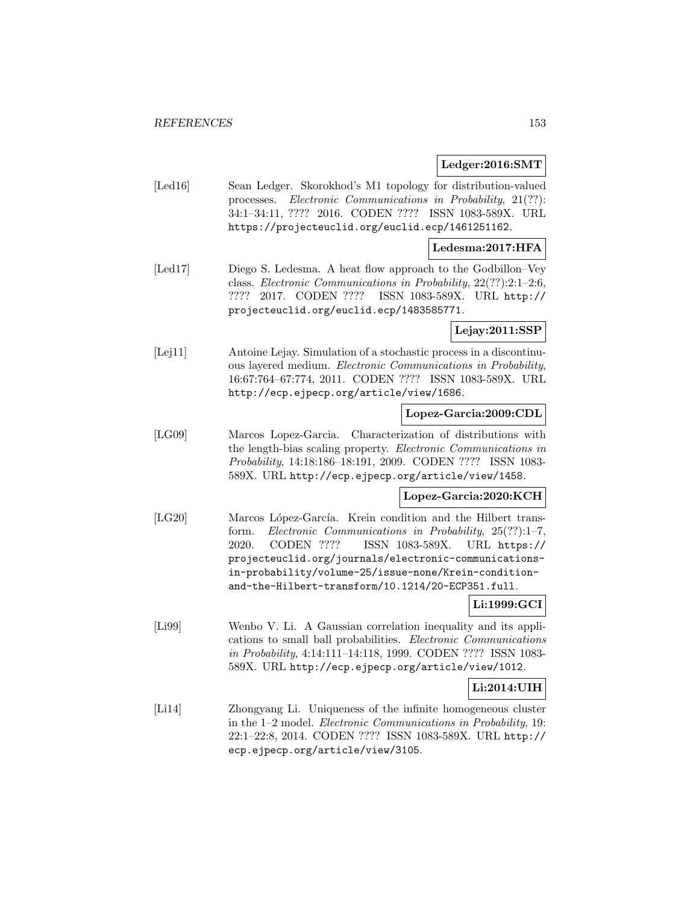**Ledger:2016:SMT**

[Led16] Sean Ledger. Skorokhod's M1 topology for distribution-valued processes. *Electronic Communications in Probability*, 21(??): 34:1–34:11, ???? 2016. CODEN ???? ISSN 1083-589X. URL https://projecteuclid.org/euclid.ecp/1461251162.

**Ledesma:2017:HFA**

[Led17] Diego S. Ledesma. A heat flow approach to the Godbillon–Vey class. *Electronic Communications in Probability*, 22(??):2:1–2:6, ???? 2017. CODEN ???? ISSN 1083-589X. URL http://projecteuclid.org/euclid.ecp/1483585771.

**Lejay:2011:SSP**

[Lej11] Antoine Lejay. Simulation of a stochastic process in a discontinuous layered medium. *Electronic Communications in Probability*, 16:67:764–67:774, 2011. CODEN ???? ISSN 1083-589X. URL http://ecp.ejpecp.org/article/view/1686.

**Lopez-Garcia:2009:CDL**

[LG09] Marcos Lopez-Garcia. Characterization of distributions with the length-bias scaling property. *Electronic Communications in Probability*, 14:18:186–18:191, 2009. CODEN ???? ISSN 1083-589X. URL http://ecp.ejpecp.org/article/view/1458.

**Lopez-Garcia:2020:KCH**

[LG20] Marcos López-García. Krein condition and the Hilbert transform. *Electronic Communications in Probability*, 25(??):1–7, 2020. CODEN ???? ISSN 1083-589X. URL https://projecteuclid.org/journals/electronic-communications-in-probability/volume-25/issue-none/Krein-condition-and-the-Hilbert-transform/10.1214/20-ECP351.full.

**Li:1999:GCI**

[Li99] Wenbo V. Li. A Gaussian correlation inequality and its applications to small ball probabilities. *Electronic Communications in Probability*, 4:14:111–14:118, 1999. CODEN ???? ISSN 1083-589X. URL http://ecp.ejpecp.org/article/view/1012.

**Li:2014:UIH**

[Li14] Zhongyang Li. Uniqueness of the infinite homogeneous cluster in the 1–2 model. *Electronic Communications in Probability*, 19: 22:1–22:8, 2014. CODEN ???? ISSN 1083-589X. URL http://ecp.ejpecp.org/article/view/3105.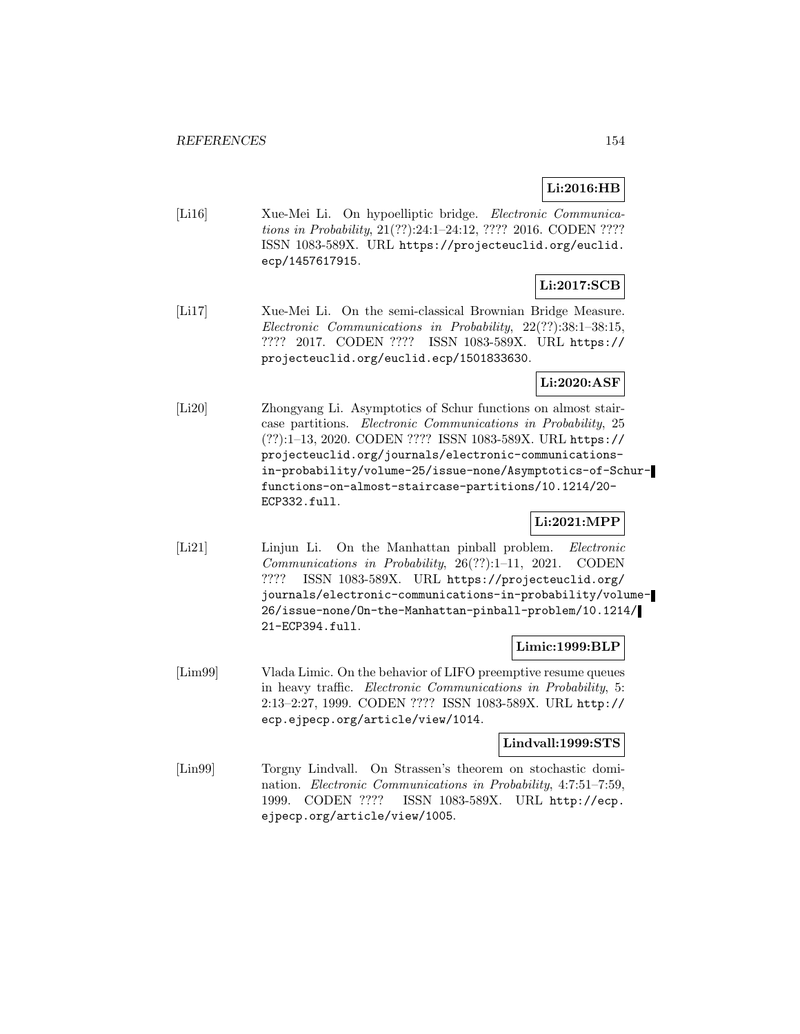**Li:2016:HB**

[Li16] Xue-Mei Li. On hypoelliptic bridge. *Electronic Communications in Probability*, 21(??):24:1–24:12, ???? 2016. CODEN ???? ISSN 1083-589X. URL https://projecteuclid.org/euclid.ecp/1457617915.

**Li:2017:SCB**

[Li17] Xue-Mei Li. On the semi-classical Brownian Bridge Measure. *Electronic Communications in Probability*, 22(??):38:1–38:15, ???? 2017. CODEN ???? ISSN 1083-589X. URL https://projecteuclid.org/euclid.ecp/1501833630.

**Li:2020:ASF**

[Li20] Zhongyang Li. Asymptotics of Schur functions on almost staircase partitions. *Electronic Communications in Probability*, 25 (??):1–13, 2020. CODEN ???? ISSN 1083-589X. URL https://projecteuclid.org/journals/electronic-communications-in-probability/volume-25/issue-none/Asymptotics-of-Schur-functions-on-almost-staircase-partitions/10.1214/20-ECP332.full.

**Li:2021:MPP**

[Li21] Linjun Li. On the Manhattan pinball problem. *Electronic Communications in Probability*, 26(??):1–11, 2021. CODEN ???? ISSN 1083-589X. URL https://projecteuclid.org/journals/electronic-communications-in-probability/volume-26/issue-none/On-the-Manhattan-pinball-problem/10.1214/21-ECP394.full.

**Limic:1999:BLP**

[Lim99] Vlada Limic. On the behavior of LIFO preemptive resume queues in heavy traffic. *Electronic Communications in Probability*, 5: 2:13–2:27, 1999. CODEN ???? ISSN 1083-589X. URL http://ecp.ejpecp.org/article/view/1014.

**Lindvall:1999:STS**

[Lin99] Torgny Lindvall. On Strassen's theorem on stochastic domination. *Electronic Communications in Probability*, 4:7:51–7:59, 1999. CODEN ???? ISSN 1083-589X. URL http://ecp.ejpecp.org/article/view/1005.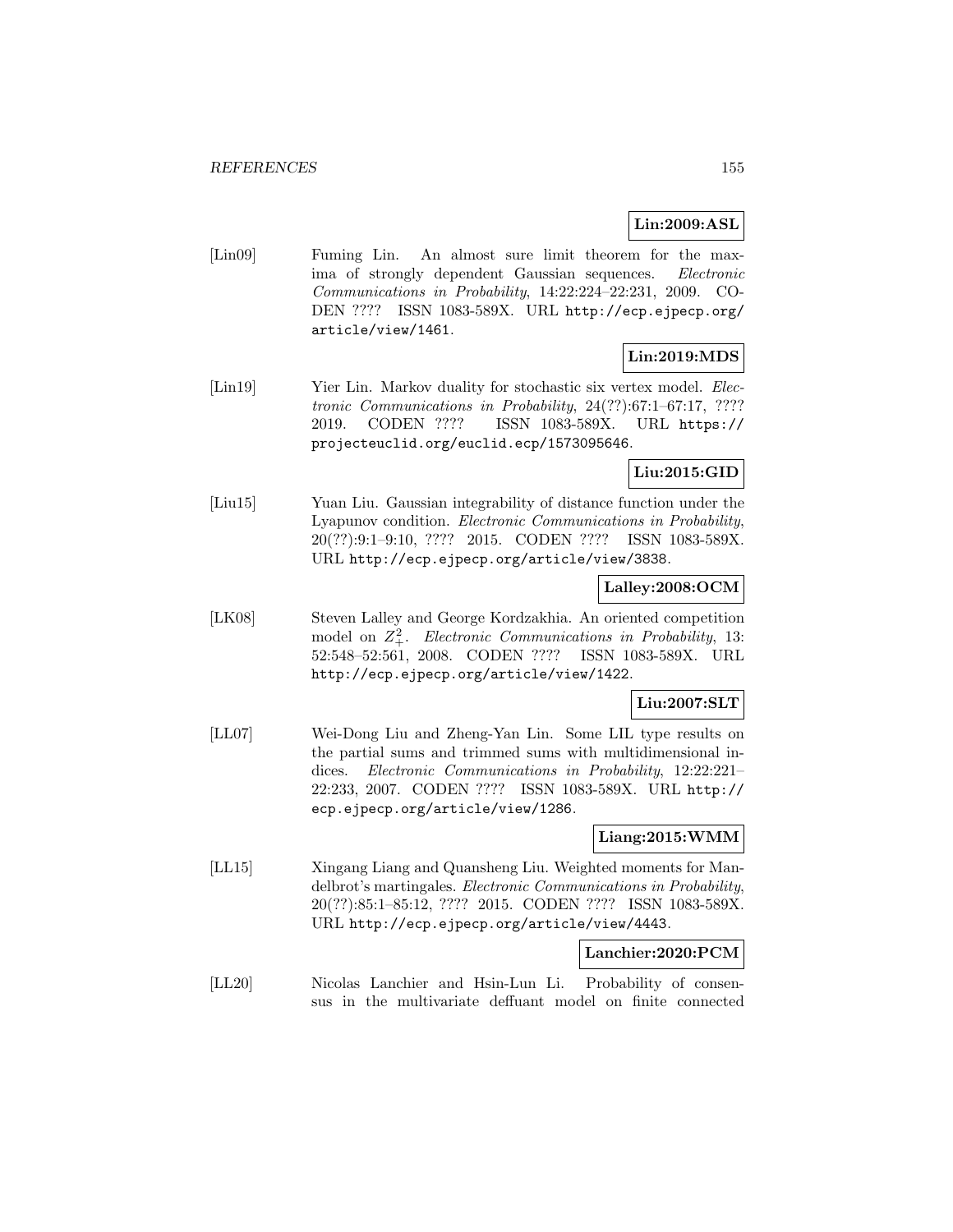**Lin:2009:ASL**

[Lin09] Fuming Lin. An almost sure limit theorem for the maxima of strongly dependent Gaussian sequences. *Electronic Communications in Probability*, 14:22:224–22:231, 2009. CODEN ???? ISSN 1083-589X. URL http://ecp.ejpecp.org/article/view/1461.

**Lin:2019:MDS**

[Lin19] Yier Lin. Markov duality for stochastic six vertex model. *Electronic Communications in Probability*, 24(??):67:1–67:17, ???? 2019. CODEN ???? ISSN 1083-589X. URL https://projecteuclid.org/euclid.ecp/1573095646.

**Liu:2015:GID**

[Liu15] Yuan Liu. Gaussian integrability of distance function under the Lyapunov condition. *Electronic Communications in Probability*, 20(??):9:1–9:10, ???? 2015. CODEN ???? ISSN 1083-589X. URL http://ecp.ejpecp.org/article/view/3838.

**Lalley:2008:OCM**

[LK08] Steven Lalley and George Kordzakhia. An oriented competition model on $Z_+^2$. *Electronic Communications in Probability*, 13: 52:548–52:561, 2008. CODEN ???? ISSN 1083-589X. URL http://ecp.ejpecp.org/article/view/1422.

**Liu:2007:SLT**

[LL07] Wei-Dong Liu and Zheng-Yan Lin. Some LIL type results on the partial sums and trimmed sums with multidimensional indices. *Electronic Communications in Probability*, 12:22:221–22:233, 2007. CODEN ???? ISSN 1083-589X. URL http://ecp.ejpecp.org/article/view/1286.

**Liang:2015:WMM**

[LL15] Xingang Liang and Quansheng Liu. Weighted moments for Mandelbrot's martingales. *Electronic Communications in Probability*, 20(??):85:1–85:12, ???? 2015. CODEN ???? ISSN 1083-589X. URL http://ecp.ejpecp.org/article/view/4443.

**Lanchier:2020:PCM**

[LL20] Nicolas Lanchier and Hsin-Lun Li. Probability of consensus in the multivariate deffuant model on finite connected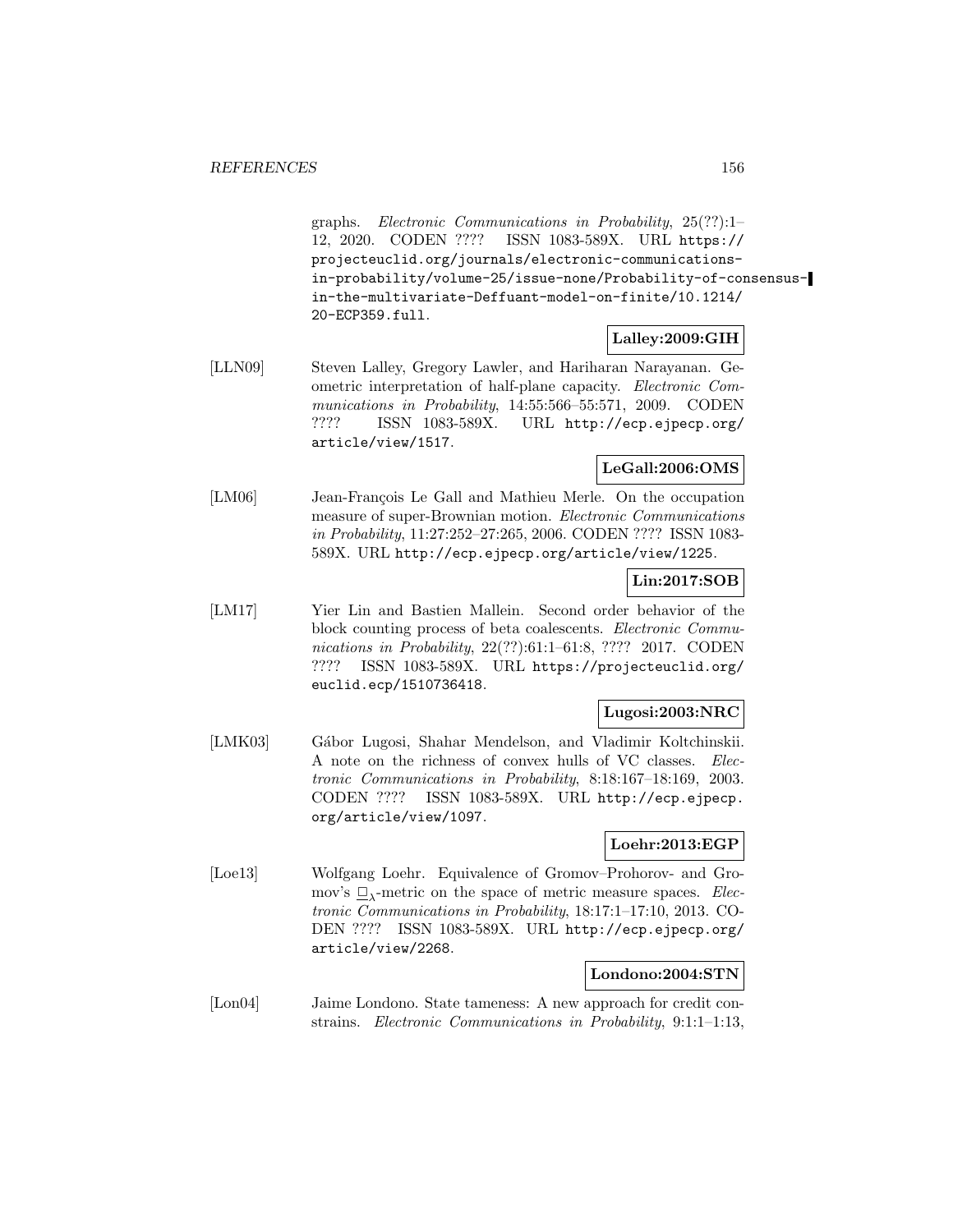graphs. *Electronic Communications in Probability*, 25(??):1–12, 2020. CODEN ???? ISSN 1083-589X. URL https://projecteuclid.org/journals/electronic-communications-in-probability/volume-25/issue-none/Probability-of-consensus-in-the-multivariate-Deffuant-model-on-finite/10.1214/20-ECP359.full.

**Lalley:2009:GIH**

[LLN09] Steven Lalley, Gregory Lawler, and Hariharan Narayanan. Geometric interpretation of half-plane capacity. *Electronic Communications in Probability*, 14:55:566–55:571, 2009. CODEN ???? ISSN 1083-589X. URL http://ecp.ejpecp.org/article/view/1517.

**LeGall:2006:OMS**

[LM06] Jean-François Le Gall and Mathieu Merle. On the occupation measure of super-Brownian motion. *Electronic Communications in Probability*, 11:27:252–27:265, 2006. CODEN ???? ISSN 1083-589X. URL http://ecp.ejpecp.org/article/view/1225.

**Lin:2017:SOB**

[LM17] Yier Lin and Bastien Mallein. Second order behavior of the block counting process of beta coalescents. *Electronic Communications in Probability*, 22(??):61:1–61:8, ???? 2017. CODEN ???? ISSN 1083-589X. URL https://projecteuclid.org/euclid.ecp/1510736418.

**Lugosi:2003:NRC**

[LMK03] Gábor Lugosi, Shahar Mendelson, and Vladimir Koltchinskii. A note on the richness of convex hulls of VC classes. *Electronic Communications in Probability*, 8:18:167–18:169, 2003. CODEN ???? ISSN 1083-589X. URL http://ecp.ejpecp.org/article/view/1097.

**Loehr:2013:EGP**

[Loe13] Wolfgang Loehr. Equivalence of Gromov–Prohorov- and Gromov's $\underline{\square}_\lambda$-metric on the space of metric measure spaces. *Electronic Communications in Probability*, 18:17:1–17:10, 2013. CODEN ???? ISSN 1083-589X. URL http://ecp.ejpecp.org/article/view/2268.

**Londono:2004:STN**

[Lon04] Jaime Londono. State tameness: A new approach for credit constrains. *Electronic Communications in Probability*, 9:1:1–1:13,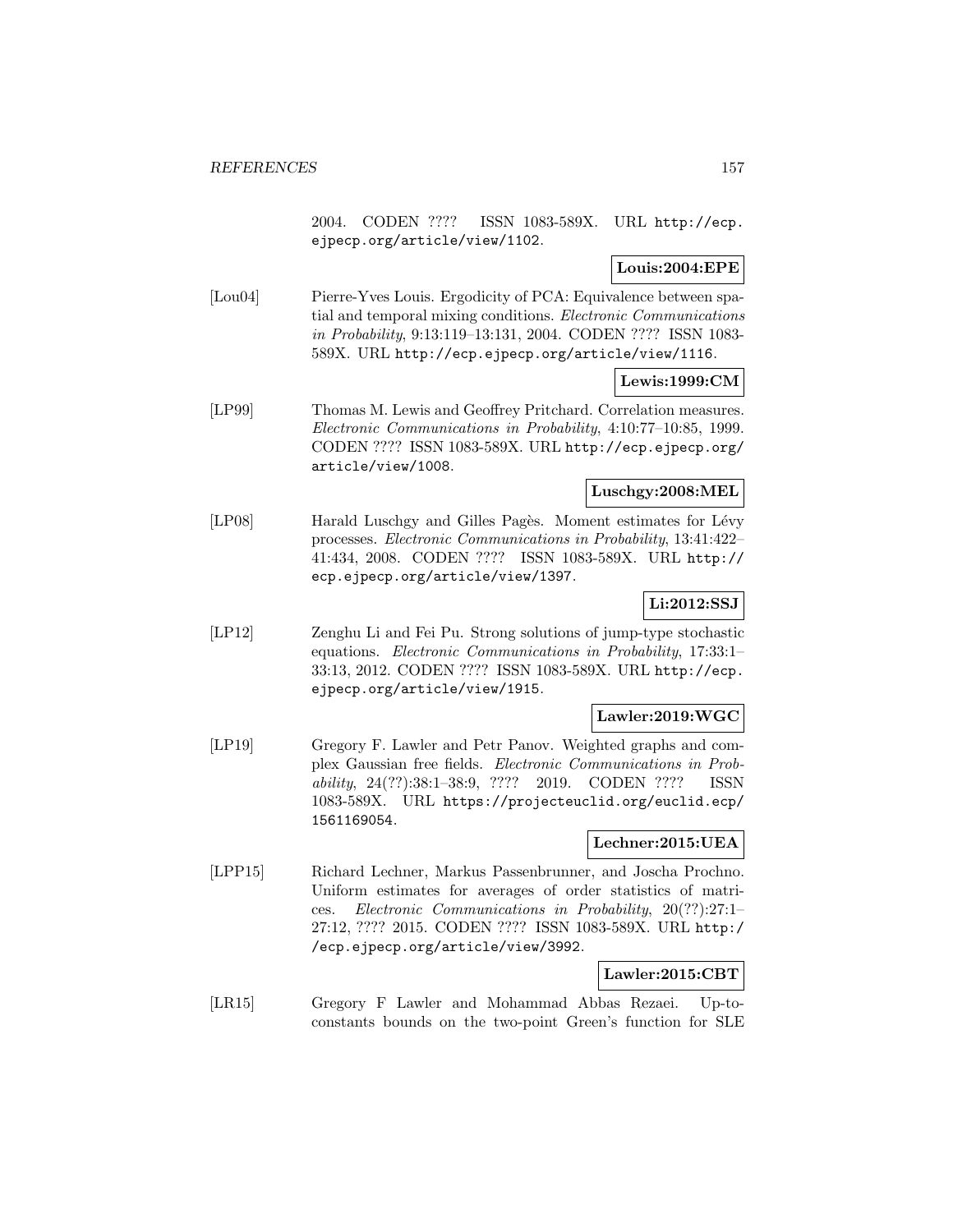2004. CODEN ???? ISSN 1083-589X. URL http://ecp.ejpecp.org/article/view/1102.

**Louis:2004:EPE**

[Lou04] Pierre-Yves Louis. Ergodicity of PCA: Equivalence between spatial and temporal mixing conditions. *Electronic Communications in Probability*, 9:13:119–13:131, 2004. CODEN ???? ISSN 1083-589X. URL http://ecp.ejpecp.org/article/view/1116.

**Lewis:1999:CM**

[LP99] Thomas M. Lewis and Geoffrey Pritchard. Correlation measures. *Electronic Communications in Probability*, 4:10:77–10:85, 1999. CODEN ???? ISSN 1083-589X. URL http://ecp.ejpecp.org/article/view/1008.

**Luschgy:2008:MEL**

[LP08] Harald Luschgy and Gilles Pagès. Moment estimates for Lévy processes. *Electronic Communications in Probability*, 13:41:422–41:434, 2008. CODEN ???? ISSN 1083-589X. URL http://ecp.ejpecp.org/article/view/1397.

**Li:2012:SSJ**

[LP12] Zenghu Li and Fei Pu. Strong solutions of jump-type stochastic equations. *Electronic Communications in Probability*, 17:33:1–33:13, 2012. CODEN ???? ISSN 1083-589X. URL http://ecp.ejpecp.org/article/view/1915.

**Lawler:2019:WGC**

[LP19] Gregory F. Lawler and Petr Panov. Weighted graphs and complex Gaussian free fields. *Electronic Communications in Probability*, 24(??):38:1–38:9, ???? 2019. CODEN ???? ISSN 1083-589X. URL https://projecteuclid.org/euclid.ecp/1561169054.

**Lechner:2015:UEA**

[LPP15] Richard Lechner, Markus Passenbrunner, and Joscha Prochno. Uniform estimates for averages of order statistics of matrices. *Electronic Communications in Probability*, 20(??):27:1–27:12, ???? 2015. CODEN ???? ISSN 1083-589X. URL http://ecp.ejpecp.org/article/view/3992.

**Lawler:2015:CBT**

[LR15] Gregory F Lawler and Mohammad Abbas Rezaei. Up-to-constants bounds on the two-point Green's function for SLE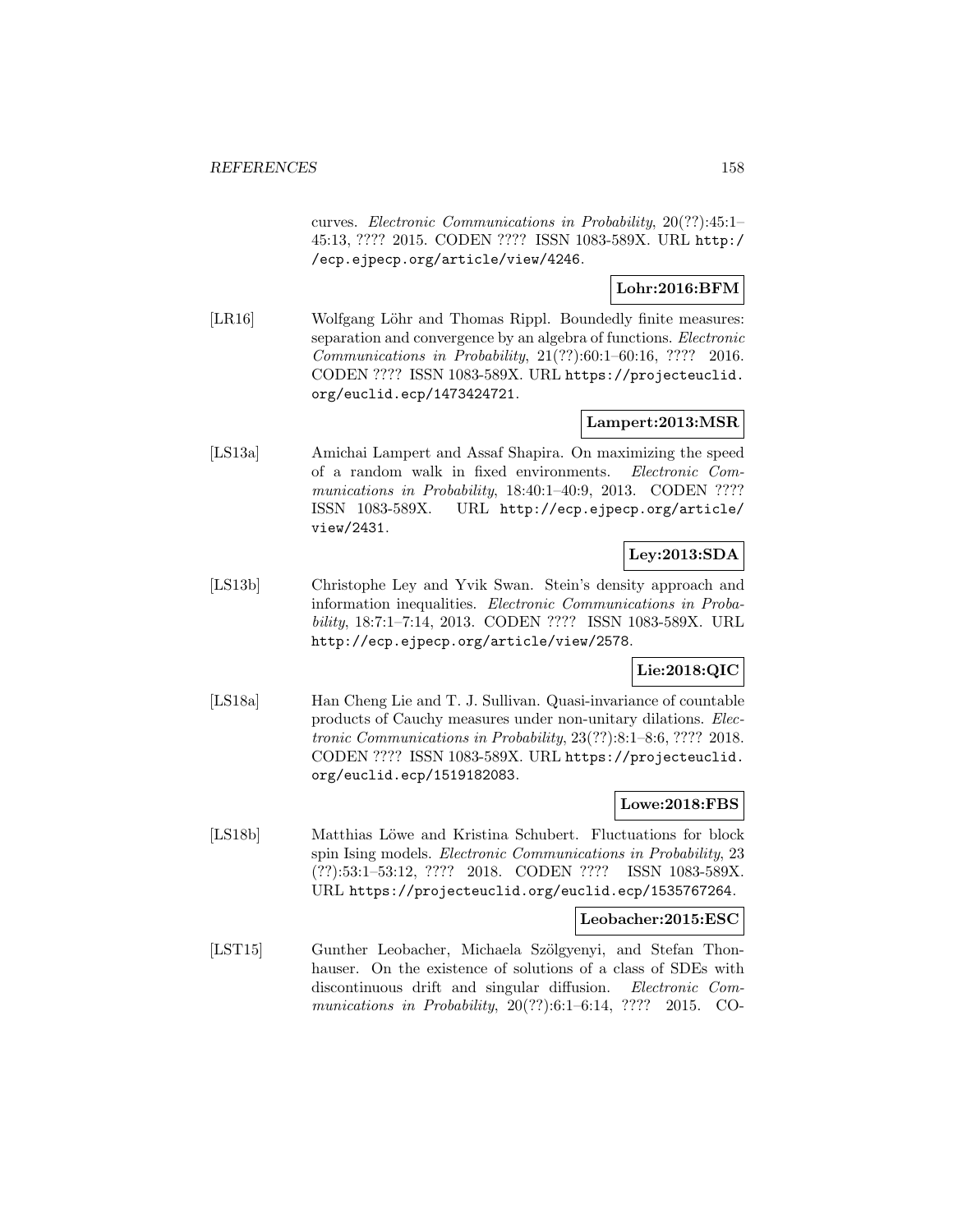curves. *Electronic Communications in Probability*, 20(??):45:1–45:13, ???? 2015. CODEN ???? ISSN 1083-589X. URL http://ecp.ejpecp.org/article/view/4246.

**Lohr:2016:BFM**

[LR16] Wolfgang Löhr and Thomas Rippl. Boundedly finite measures: separation and convergence by an algebra of functions. *Electronic Communications in Probability*, 21(??):60:1–60:16, ???? 2016. CODEN ???? ISSN 1083-589X. URL https://projecteuclid.org/euclid.ecp/1473424721.

**Lampert:2013:MSR**

[LS13a] Amichai Lampert and Assaf Shapira. On maximizing the speed of a random walk in fixed environments. *Electronic Communications in Probability*, 18:40:1–40:9, 2013. CODEN ???? ISSN 1083-589X. URL http://ecp.ejpecp.org/article/view/2431.

**Ley:2013:SDA**

[LS13b] Christophe Ley and Yvik Swan. Stein's density approach and information inequalities. *Electronic Communications in Probability*, 18:7:1–7:14, 2013. CODEN ???? ISSN 1083-589X. URL http://ecp.ejpecp.org/article/view/2578.

**Lie:2018:QIC**

[LS18a] Han Cheng Lie and T. J. Sullivan. Quasi-invariance of countable products of Cauchy measures under non-unitary dilations. *Electronic Communications in Probability*, 23(??):8:1–8:6, ???? 2018. CODEN ???? ISSN 1083-589X. URL https://projecteuclid.org/euclid.ecp/1519182083.

**Lowe:2018:FBS**

[LS18b] Matthias Löwe and Kristina Schubert. Fluctuations for block spin Ising models. *Electronic Communications in Probability*, 23 (??):53:1–53:12, ???? 2018. CODEN ???? ISSN 1083-589X. URL https://projecteuclid.org/euclid.ecp/1535767264.

**Leobacher:2015:ESC**

[LST15] Gunther Leobacher, Michaela Szölgyenyi, and Stefan Thonhauser. On the existence of solutions of a class of SDEs with discontinuous drift and singular diffusion. *Electronic Communications in Probability*, 20(??):6:1–6:14, ???? 2015. CO-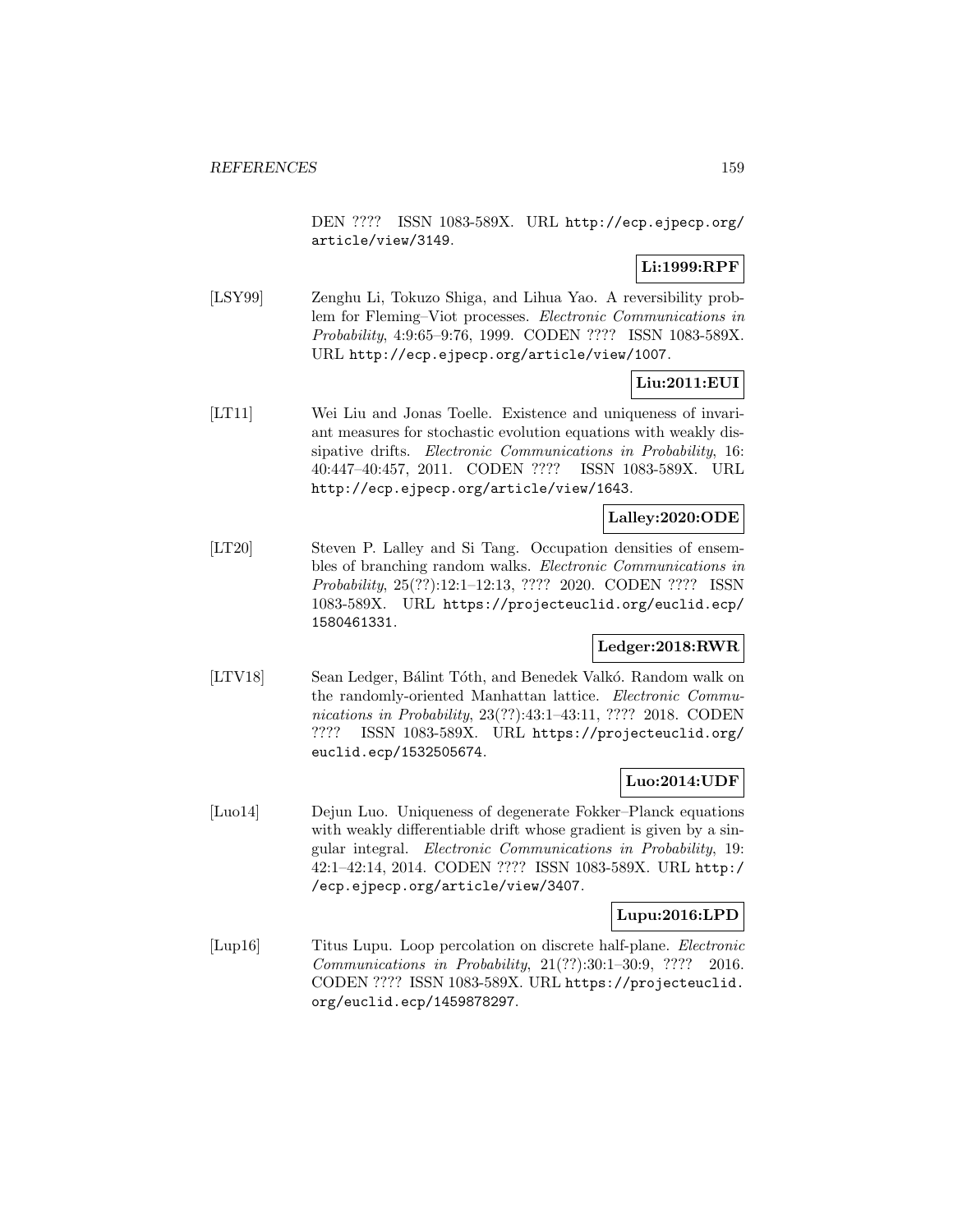DEN ???? ISSN 1083-589X. URL http://ecp.ejpecp.org/article/view/3149.

**Li:1999:RPF**

[LSY99] Zenghu Li, Tokuzo Shiga, and Lihua Yao. A reversibility problem for Fleming–Viot processes. *Electronic Communications in Probability*, 4:9:65–9:76, 1999. CODEN ???? ISSN 1083-589X. URL http://ecp.ejpecp.org/article/view/1007.

**Liu:2011:EUI**

[LT11] Wei Liu and Jonas Toelle. Existence and uniqueness of invariant measures for stochastic evolution equations with weakly dissipative drifts. *Electronic Communications in Probability*, 16: 40:447–40:457, 2011. CODEN ???? ISSN 1083-589X. URL http://ecp.ejpecp.org/article/view/1643.

**Lalley:2020:ODE**

[LT20] Steven P. Lalley and Si Tang. Occupation densities of ensembles of branching random walks. *Electronic Communications in Probability*, 25(??):12:1–12:13, ???? 2020. CODEN ???? ISSN 1083-589X. URL https://projecteuclid.org/euclid.ecp/1580461331.

**Ledger:2018:RWR**

[LTV18] Sean Ledger, Bálint Tóth, and Benedek Valkó. Random walk on the randomly-oriented Manhattan lattice. *Electronic Communications in Probability*, 23(??):43:1–43:11, ???? 2018. CODEN ???? ISSN 1083-589X. URL https://projecteuclid.org/euclid.ecp/1532505674.

**Luo:2014:UDF**

[Luo14] Dejun Luo. Uniqueness of degenerate Fokker–Planck equations with weakly differentiable drift whose gradient is given by a singular integral. *Electronic Communications in Probability*, 19: 42:1–42:14, 2014. CODEN ???? ISSN 1083-589X. URL http://ecp.ejpecp.org/article/view/3407.

**Lupu:2016:LPD**

[Lup16] Titus Lupu. Loop percolation on discrete half-plane. *Electronic Communications in Probability*, 21(??):30:1–30:9, ???? 2016. CODEN ???? ISSN 1083-589X. URL https://projecteuclid.org/euclid.ecp/1459878297.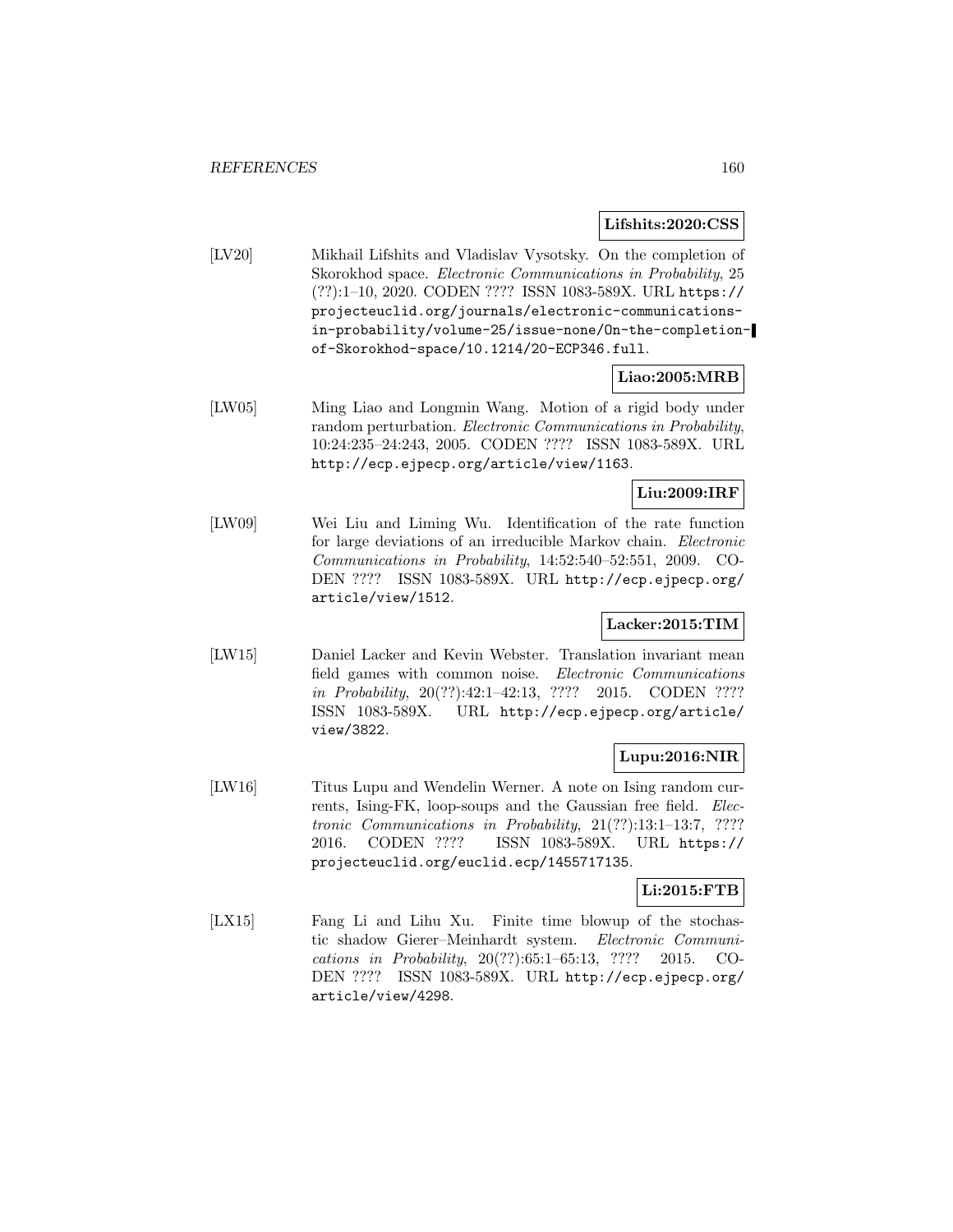**Lifshits:2020:CSS**

[LV20] Mikhail Lifshits and Vladislav Vysotsky. On the completion of Skorokhod space. *Electronic Communications in Probability*, 25 (??):1–10, 2020. CODEN ???? ISSN 1083-589X. URL https://projecteuclid.org/journals/electronic-communications-in-probability/volume-25/issue-none/On-the-completion-of-Skorokhod-space/10.1214/20-ECP346.full.

**Liao:2005:MRB**

[LW05] Ming Liao and Longmin Wang. Motion of a rigid body under random perturbation. *Electronic Communications in Probability*, 10:24:235–24:243, 2005. CODEN ???? ISSN 1083-589X. URL http://ecp.ejpecp.org/article/view/1163.

**Liu:2009:IRF**

[LW09] Wei Liu and Liming Wu. Identification of the rate function for large deviations of an irreducible Markov chain. *Electronic Communications in Probability*, 14:52:540–52:551, 2009. CODEN ???? ISSN 1083-589X. URL http://ecp.ejpecp.org/article/view/1512.

**Lacker:2015:TIM**

[LW15] Daniel Lacker and Kevin Webster. Translation invariant mean field games with common noise. *Electronic Communications in Probability*, 20(??):42:1–42:13, ???? 2015. CODEN ???? ISSN 1083-589X. URL http://ecp.ejpecp.org/article/view/3822.

**Lupu:2016:NIR**

[LW16] Titus Lupu and Wendelin Werner. A note on Ising random currents, Ising-FK, loop-soups and the Gaussian free field. *Electronic Communications in Probability*, 21(??):13:1–13:7, ???? 2016. CODEN ???? ISSN 1083-589X. URL https://projecteuclid.org/euclid.ecp/1455717135.

**Li:2015:FTB**

[LX15] Fang Li and Lihu Xu. Finite time blowup of the stochastic shadow Gierer–Meinhardt system. *Electronic Communications in Probability*, 20(??):65:1–65:13, ???? 2015. CODEN ???? ISSN 1083-589X. URL http://ecp.ejpecp.org/article/view/4298.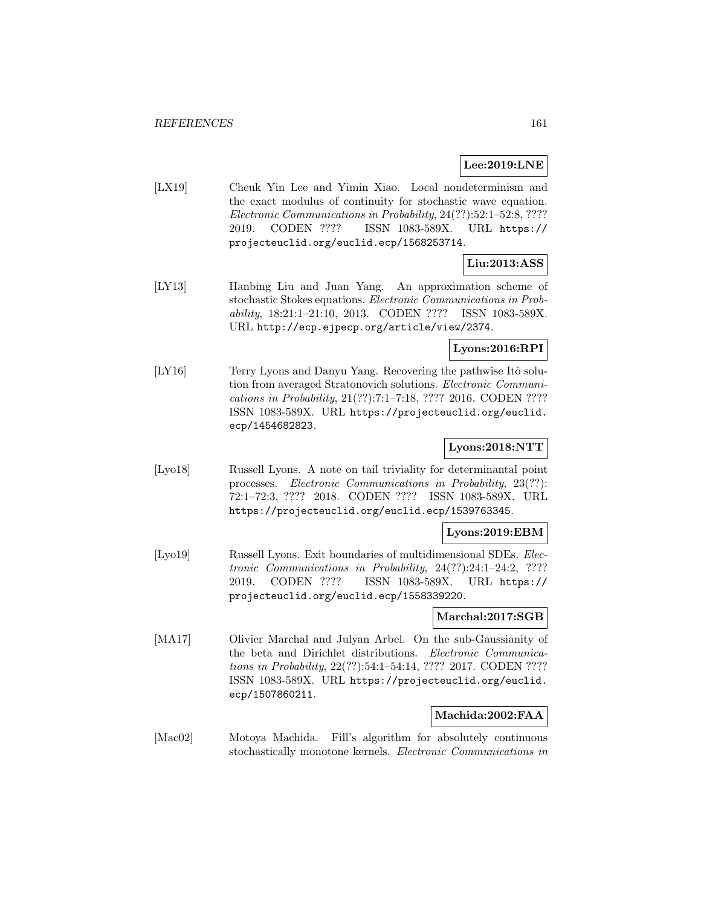**Lee:2019:LNE**

[LX19] Cheuk Yin Lee and Yimin Xiao. Local nondeterminism and the exact modulus of continuity for stochastic wave equation. *Electronic Communications in Probability*, 24(??):52:1–52:8, ???? 2019. CODEN ???? ISSN 1083-589X. URL https://projecteuclid.org/euclid.ecp/1568253714.

**Liu:2013:ASS**

[LY13] Hanbing Liu and Juan Yang. An approximation scheme of stochastic Stokes equations. *Electronic Communications in Probability*, 18:21:1–21:10, 2013. CODEN ???? ISSN 1083-589X. URL http://ecp.ejpecp.org/article/view/2374.

**Lyons:2016:RPI**

[LY16] Terry Lyons and Danyu Yang. Recovering the pathwise Itô solution from averaged Stratonovich solutions. *Electronic Communications in Probability*, 21(??):7:1–7:18, ???? 2016. CODEN ???? ISSN 1083-589X. URL https://projecteuclid.org/euclid.ecp/1454682823.

**Lyons:2018:NTT**

[Lyo18] Russell Lyons. A note on tail triviality for determinantal point processes. *Electronic Communications in Probability*, 23(??): 72:1–72:3, ???? 2018. CODEN ???? ISSN 1083-589X. URL https://projecteuclid.org/euclid.ecp/1539763345.

**Lyons:2019:EBM**

[Lyo19] Russell Lyons. Exit boundaries of multidimensional SDEs. *Electronic Communications in Probability*, 24(??):24:1–24:2, ???? 2019. CODEN ???? ISSN 1083-589X. URL https://projecteuclid.org/euclid.ecp/1558339220.

**Marchal:2017:SGB**

[MA17] Olivier Marchal and Julyan Arbel. On the sub-Gaussianity of the beta and Dirichlet distributions. *Electronic Communications in Probability*, 22(??):54:1–54:14, ???? 2017. CODEN ???? ISSN 1083-589X. URL https://projecteuclid.org/euclid.ecp/1507860211.

**Machida:2002:FAA**

[Mac02] Motoya Machida. Fill's algorithm for absolutely continuous stochastically monotone kernels. *Electronic Communications in*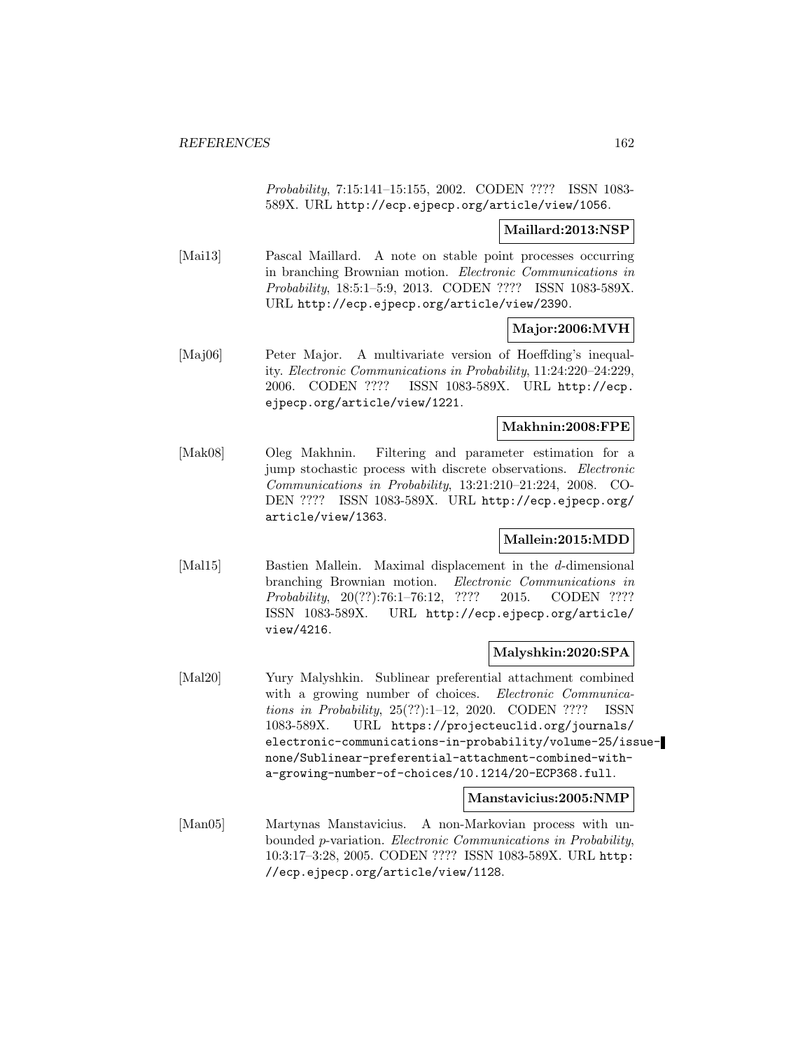*Probability*, 7:15:141–15:155, 2002. CODEN ???? ISSN 1083-589X. URL http://ecp.ejpecp.org/article/view/1056.

**Maillard:2013:NSP**

[Mai13] Pascal Maillard. A note on stable point processes occurring in branching Brownian motion. *Electronic Communications in Probability*, 18:5:1–5:9, 2013. CODEN ???? ISSN 1083-589X. URL http://ecp.ejpecp.org/article/view/2390.

**Major:2006:MVH**

[Maj06] Peter Major. A multivariate version of Hoeffding's inequality. *Electronic Communications in Probability*, 11:24:220–24:229, 2006. CODEN ???? ISSN 1083-589X. URL http://ecp.ejpecp.org/article/view/1221.

**Makhnin:2008:FPE**

[Mak08] Oleg Makhnin. Filtering and parameter estimation for a jump stochastic process with discrete observations. *Electronic Communications in Probability*, 13:21:210–21:224, 2008. CODEN ???? ISSN 1083-589X. URL http://ecp.ejpecp.org/article/view/1363.

**Mallein:2015:MDD**

[Mal15] Bastien Mallein. Maximal displacement in the $d$-dimensional branching Brownian motion. *Electronic Communications in Probability*, 20(??):76:1–76:12, ???? 2015. CODEN ???? ISSN 1083-589X. URL http://ecp.ejpecp.org/article/view/4216.

**Malyshkin:2020:SPA**

[Mal20] Yury Malyshkin. Sublinear preferential attachment combined with a growing number of choices. *Electronic Communications in Probability*, 25(??):1–12, 2020. CODEN ???? ISSN 1083-589X. URL https://projecteuclid.org/journals/electronic-communications-in-probability/volume-25/issue-none/Sublinear-preferential-attachment-combined-with-a-growing-number-of-choices/10.1214/20-ECP368.full.

**Manstavicius:2005:NMP**

[Man05] Martynas Manstavicius. A non-Markovian process with unbounded $p$-variation. *Electronic Communications in Probability*, 10:3:17–3:28, 2005. CODEN ???? ISSN 1083-589X. URL http://ecp.ejpecp.org/article/view/1128.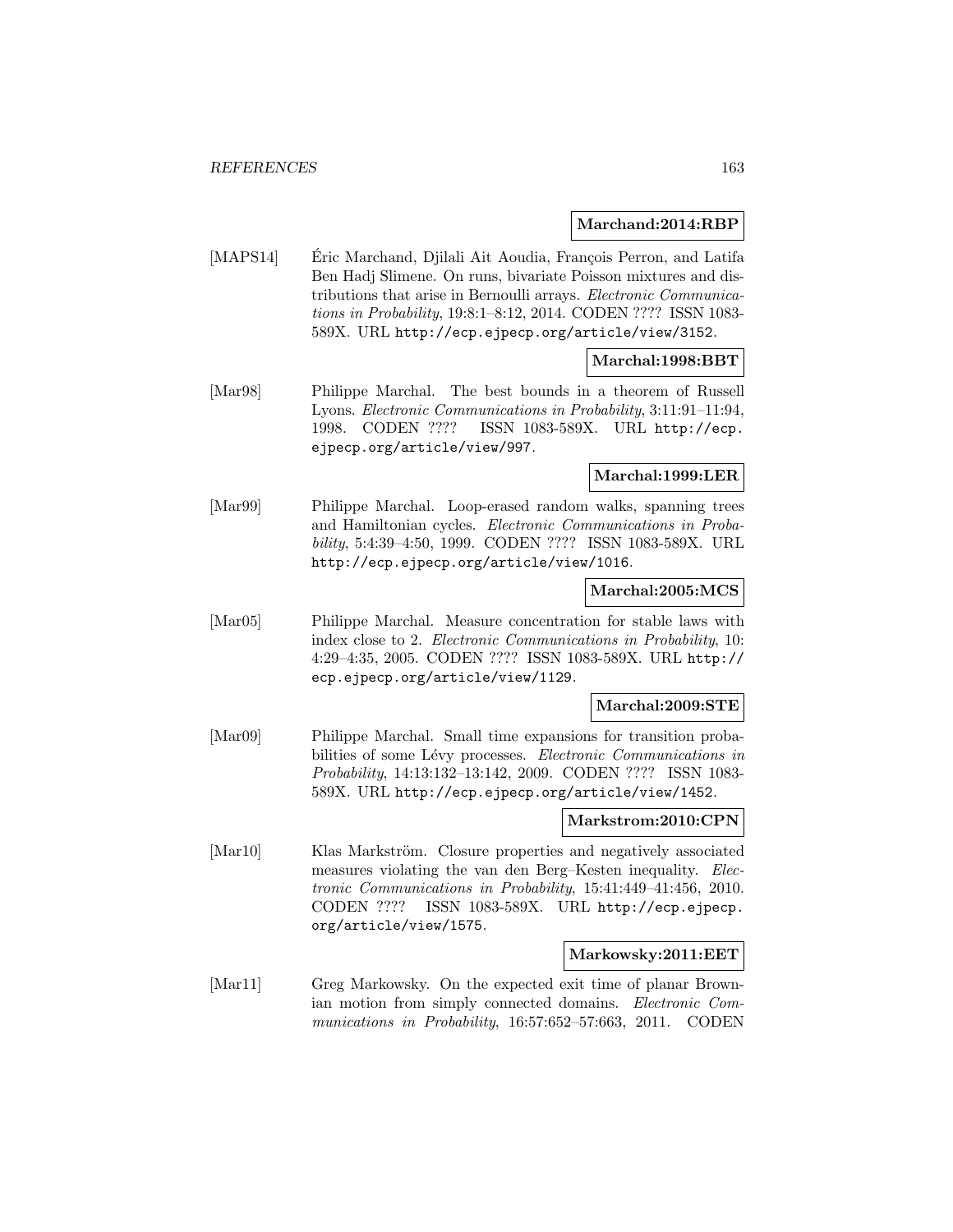**Marchand:2014:RBP**

[MAPS14] Éric Marchand, Djilali Ait Aoudia, François Perron, and Latifa Ben Hadj Slimene. On runs, bivariate Poisson mixtures and distributions that arise in Bernoulli arrays. *Electronic Communications in Probability*, 19:8:1–8:12, 2014. CODEN ???? ISSN 1083-589X. URL http://ecp.ejpecp.org/article/view/3152.

**Marchal:1998:BBT**

[Mar98] Philippe Marchal. The best bounds in a theorem of Russell Lyons. *Electronic Communications in Probability*, 3:11:91–11:94, 1998. CODEN ???? ISSN 1083-589X. URL http://ecp.ejpecp.org/article/view/997.

**Marchal:1999:LER**

[Mar99] Philippe Marchal. Loop-erased random walks, spanning trees and Hamiltonian cycles. *Electronic Communications in Probability*, 5:4:39–4:50, 1999. CODEN ???? ISSN 1083-589X. URL http://ecp.ejpecp.org/article/view/1016.

**Marchal:2005:MCS**

[Mar05] Philippe Marchal. Measure concentration for stable laws with index close to 2. *Electronic Communications in Probability*, 10: 4:29–4:35, 2005. CODEN ???? ISSN 1083-589X. URL http://ecp.ejpecp.org/article/view/1129.

**Marchal:2009:STE**

[Mar09] Philippe Marchal. Small time expansions for transition probabilities of some Lévy processes. *Electronic Communications in Probability*, 14:13:132–13:142, 2009. CODEN ???? ISSN 1083-589X. URL http://ecp.ejpecp.org/article/view/1452.

**Markstrom:2010:CPN**

[Mar10] Klas Markström. Closure properties and negatively associated measures violating the van den Berg–Kesten inequality. *Electronic Communications in Probability*, 15:41:449–41:456, 2010. CODEN ???? ISSN 1083-589X. URL http://ecp.ejpecp.org/article/view/1575.

**Markowsky:2011:EET**

[Mar11] Greg Markowsky. On the expected exit time of planar Brownian motion from simply connected domains. *Electronic Communications in Probability*, 16:57:652–57:663, 2011. CODEN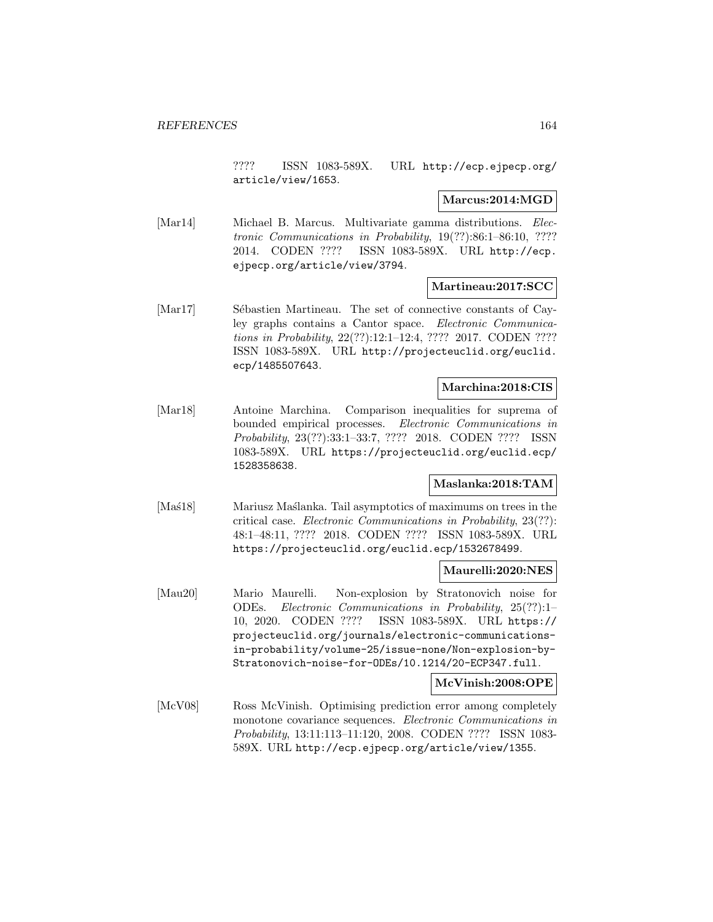???? ISSN 1083-589X. URL http://ecp.ejpecp.org/article/view/1653.

**Marcus:2014:MGD**

[Mar14] Michael B. Marcus. Multivariate gamma distributions. *Electronic Communications in Probability*, 19(??):86:1–86:10, ???? 2014. CODEN ???? ISSN 1083-589X. URL http://ecp.ejpecp.org/article/view/3794.

**Martineau:2017:SCC**

[Mar17] Sébastien Martineau. The set of connective constants of Cayley graphs contains a Cantor space. *Electronic Communications in Probability*, 22(??):12:1–12:4, ???? 2017. CODEN ???? ISSN 1083-589X. URL http://projecteuclid.org/euclid.ecp/1485507643.

**Marchina:2018:CIS**

[Mar18] Antoine Marchina. Comparison inequalities for suprema of bounded empirical processes. *Electronic Communications in Probability*, 23(??):33:1–33:7, ???? 2018. CODEN ???? ISSN 1083-589X. URL https://projecteuclid.org/euclid.ecp/1528358638.

**Maslanka:2018:TAM**

[Maś18] Mariusz Maślanka. Tail asymptotics of maximums on trees in the critical case. *Electronic Communications in Probability*, 23(??):48:1–48:11, ???? 2018. CODEN ???? ISSN 1083-589X. URL https://projecteuclid.org/euclid.ecp/1532678499.

**Maurelli:2020:NES**

[Mau20] Mario Maurelli. Non-explosion by Stratonovich noise for ODEs. *Electronic Communications in Probability*, 25(??):1–10, 2020. CODEN ???? ISSN 1083-589X. URL https://projecteuclid.org/journals/electronic-communications-in-probability/volume-25/issue-none/Non-explosion-by-Stratonovich-noise-for-ODEs/10.1214/20-ECP347.full.

**McVinish:2008:OPE**

[McV08] Ross McVinish. Optimising prediction error among completely monotone covariance sequences. *Electronic Communications in Probability*, 13:11:113–11:120, 2008. CODEN ???? ISSN 1083-589X. URL http://ecp.ejpecp.org/article/view/1355.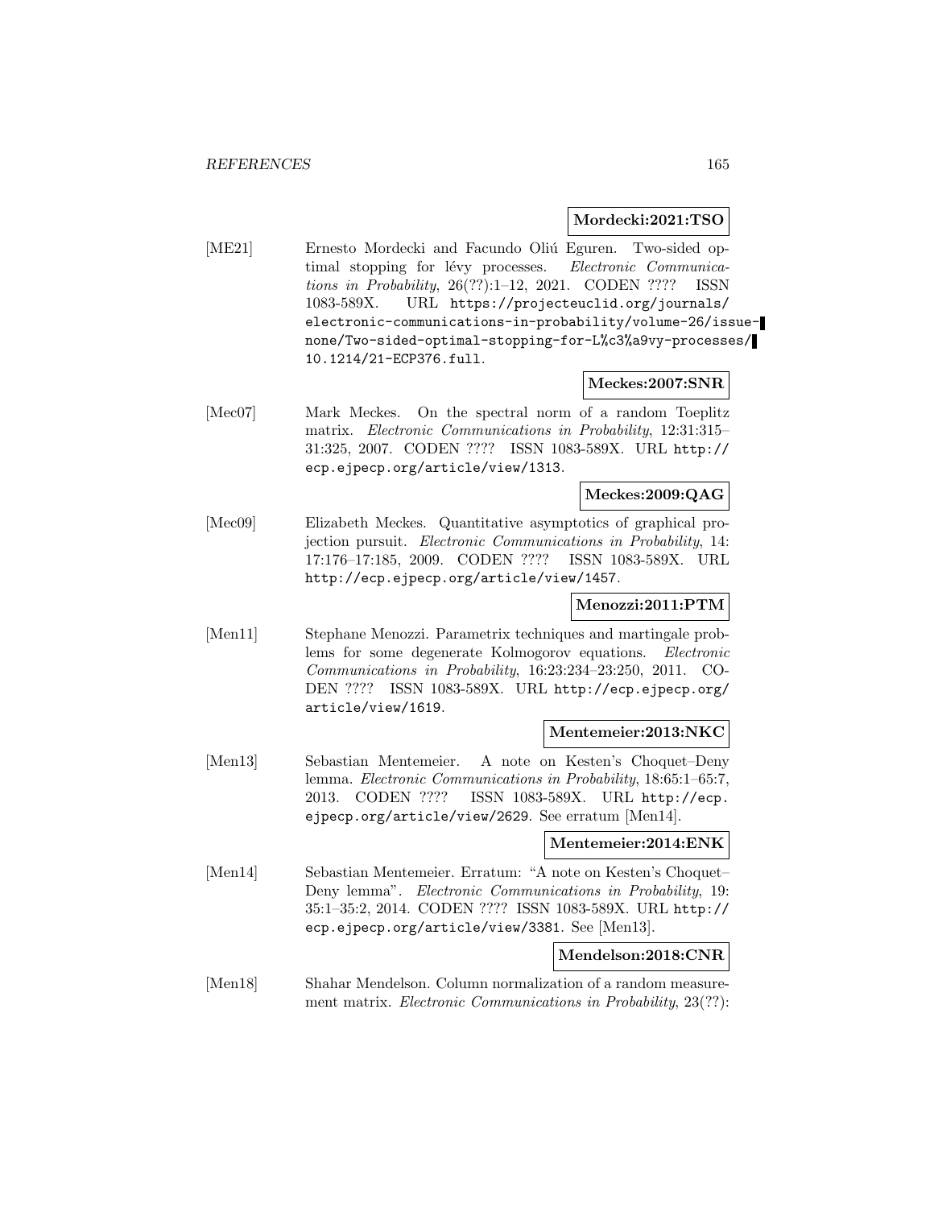**Mordecki:2021:TSO**

[ME21] Ernesto Mordecki and Facundo Oliú Eguren. Two-sided optimal stopping for lévy processes. *Electronic Communications in Probability*, 26(??):1–12, 2021. CODEN ???? ISSN 1083-589X. URL `https://projecteuclid.org/journals/electronic-communications-in-probability/volume-26/issue-none/Two-sided-optimal-stopping-for-L%c3%a9vy-processes/10.1214/21-ECP376.full`.

**Meckes:2007:SNR**

[Mec07] Mark Meckes. On the spectral norm of a random Toeplitz matrix. *Electronic Communications in Probability*, 12:31:315–31:325, 2007. CODEN ???? ISSN 1083-589X. URL `http://ecp.ejpecp.org/article/view/1313`.

**Meckes:2009:QAG**

[Mec09] Elizabeth Meckes. Quantitative asymptotics of graphical projection pursuit. *Electronic Communications in Probability*, 14: 17:176–17:185, 2009. CODEN ???? ISSN 1083-589X. URL `http://ecp.ejpecp.org/article/view/1457`.

**Menozzi:2011:PTM**

[Men11] Stephane Menozzi. Parametrix techniques and martingale problems for some degenerate Kolmogorov equations. *Electronic Communications in Probability*, 16:23:234–23:250, 2011. CODEN ???? ISSN 1083-589X. URL `http://ecp.ejpecp.org/article/view/1619`.

**Mentemeier:2013:NKC**

[Men13] Sebastian Mentemeier. A note on Kesten's Choquet–Deny lemma. *Electronic Communications in Probability*, 18:65:1–65:7, 2013. CODEN ???? ISSN 1083-589X. URL `http://ecp.ejpecp.org/article/view/2629`. See erratum [Men14].

**Mentemeier:2014:ENK**

[Men14] Sebastian Mentemeier. Erratum: "A note on Kesten's Choquet–Deny lemma". *Electronic Communications in Probability*, 19: 35:1–35:2, 2014. CODEN ???? ISSN 1083-589X. URL `http://ecp.ejpecp.org/article/view/3381`. See [Men13].

**Mendelson:2018:CNR**

[Men18] Shahar Mendelson. Column normalization of a random measurement matrix. *Electronic Communications in Probability*, 23(??):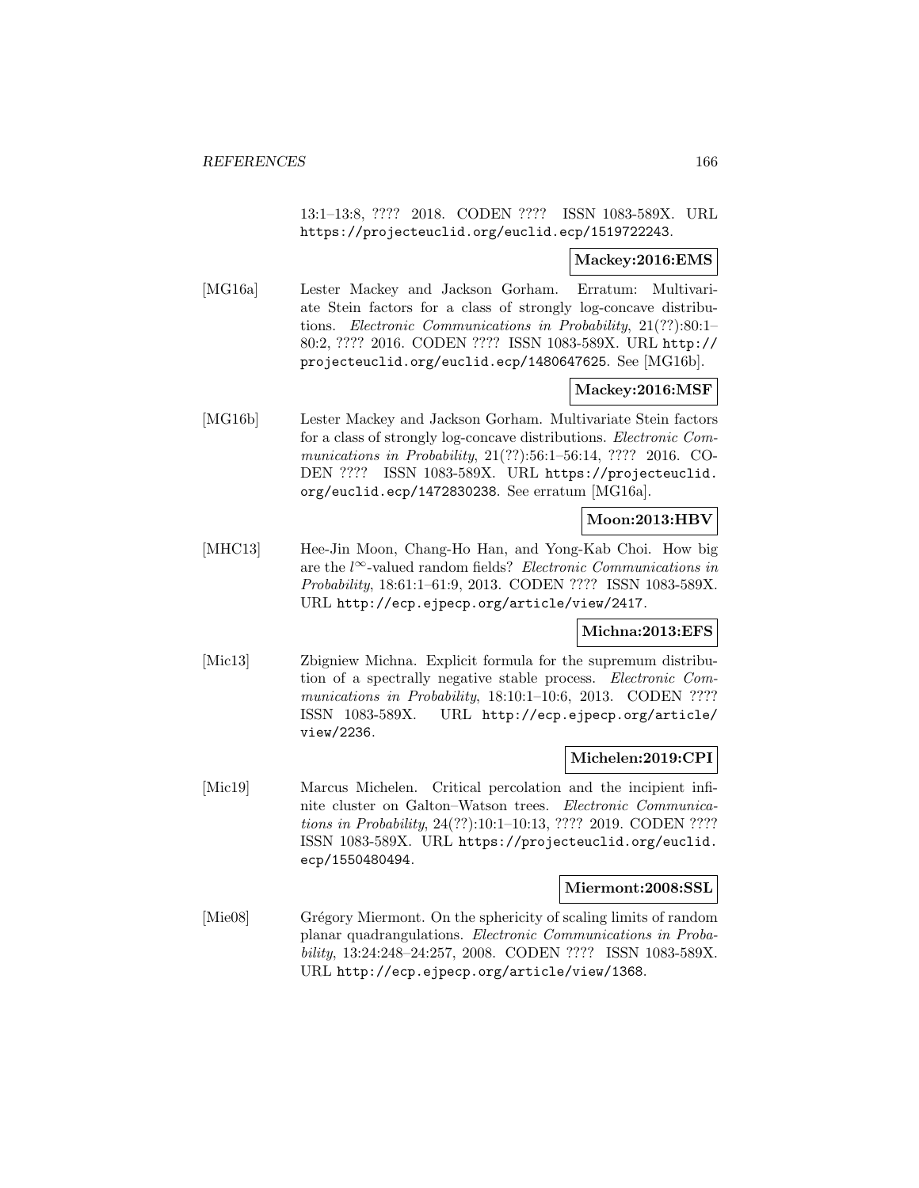13:1–13:8, ???? 2018. CODEN ???? ISSN 1083-589X. URL https://projecteuclid.org/euclid.ecp/1519722243.

**Mackey:2016:EMS**

[MG16a] Lester Mackey and Jackson Gorham. Erratum: Multivariate Stein factors for a class of strongly log-concave distributions. *Electronic Communications in Probability*, 21(??):80:1–80:2, ???? 2016. CODEN ???? ISSN 1083-589X. URL http://projecteuclid.org/euclid.ecp/1480647625. See [MG16b].

**Mackey:2016:MSF**

[MG16b] Lester Mackey and Jackson Gorham. Multivariate Stein factors for a class of strongly log-concave distributions. *Electronic Communications in Probability*, 21(??):56:1–56:14, ???? 2016. CODEN ???? ISSN 1083-589X. URL https://projecteuclid.org/euclid.ecp/1472830238. See erratum [MG16a].

**Moon:2013:HBV**

[MHC13] Hee-Jin Moon, Chang-Ho Han, and Yong-Kab Choi. How big are the $l^{\infty}$-valued random fields? *Electronic Communications in Probability*, 18:61:1–61:9, 2013. CODEN ???? ISSN 1083-589X. URL http://ecp.ejpecp.org/article/view/2417.

**Michna:2013:EFS**

[Mic13] Zbigniew Michna. Explicit formula for the supremum distribution of a spectrally negative stable process. *Electronic Communications in Probability*, 18:10:1–10:6, 2013. CODEN ???? ISSN 1083-589X. URL http://ecp.ejpecp.org/article/view/2236.

**Michelen:2019:CPI**

[Mic19] Marcus Michelen. Critical percolation and the incipient infinite cluster on Galton–Watson trees. *Electronic Communications in Probability*, 24(??):10:1–10:13, ???? 2019. CODEN ???? ISSN 1083-589X. URL https://projecteuclid.org/euclid.ecp/1550480494.

**Miermont:2008:SSL**

[Mie08] Grégory Miermont. On the sphericity of scaling limits of random planar quadrangulations. *Electronic Communications in Probability*, 13:24:248–24:257, 2008. CODEN ???? ISSN 1083-589X. URL http://ecp.ejpecp.org/article/view/1368.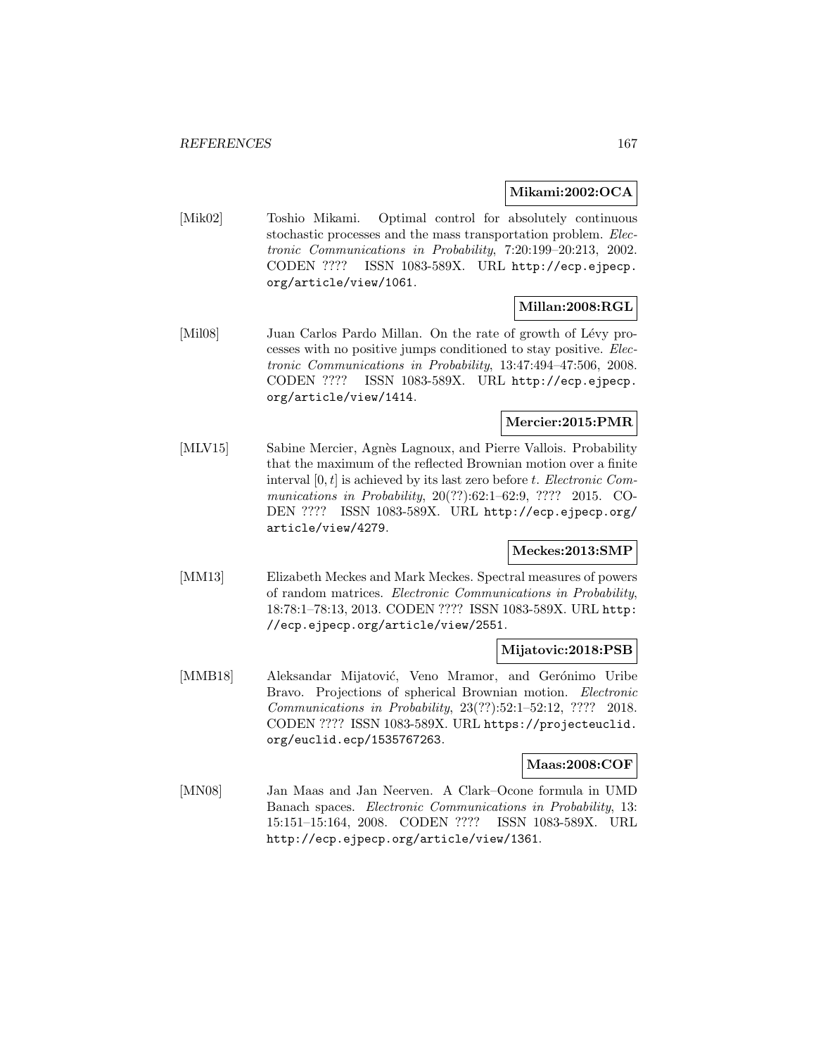**Mikami:2002:OCA**

[Mik02] Toshio Mikami. Optimal control for absolutely continuous stochastic processes and the mass transportation problem. *Electronic Communications in Probability*, 7:20:199–20:213, 2002. CODEN ???? ISSN 1083-589X. URL http://ecp.ejpecp.org/article/view/1061.

**Millan:2008:RGL**

[Mil08] Juan Carlos Pardo Millan. On the rate of growth of Lévy processes with no positive jumps conditioned to stay positive. *Electronic Communications in Probability*, 13:47:494–47:506, 2008. CODEN ???? ISSN 1083-589X. URL http://ecp.ejpecp.org/article/view/1414.

**Mercier:2015:PMR**

[MLV15] Sabine Mercier, Agnès Lagnoux, and Pierre Vallois. Probability that the maximum of the reflected Brownian motion over a finite interval $[0, t]$ is achieved by its last zero before $t$. *Electronic Communications in Probability*, 20(??):62:1–62:9, ???? 2015. CODEN ???? ISSN 1083-589X. URL http://ecp.ejpecp.org/article/view/4279.

**Meckes:2013:SMP**

[MM13] Elizabeth Meckes and Mark Meckes. Spectral measures of powers of random matrices. *Electronic Communications in Probability*, 18:78:1–78:13, 2013. CODEN ???? ISSN 1083-589X. URL http://ecp.ejpecp.org/article/view/2551.

**Mijatovic:2018:PSB**

[MMB18] Aleksandar Mijatović, Veno Mramor, and Gerónimo Uribe Bravo. Projections of spherical Brownian motion. *Electronic Communications in Probability*, 23(??):52:1–52:12, ???? 2018. CODEN ???? ISSN 1083-589X. URL https://projecteuclid.org/euclid.ecp/1535767263.

**Maas:2008:COF**

[MN08] Jan Maas and Jan Neerven. A Clark–Ocone formula in UMD Banach spaces. *Electronic Communications in Probability*, 13:15:151–15:164, 2008. CODEN ???? ISSN 1083-589X. URL http://ecp.ejpecp.org/article/view/1361.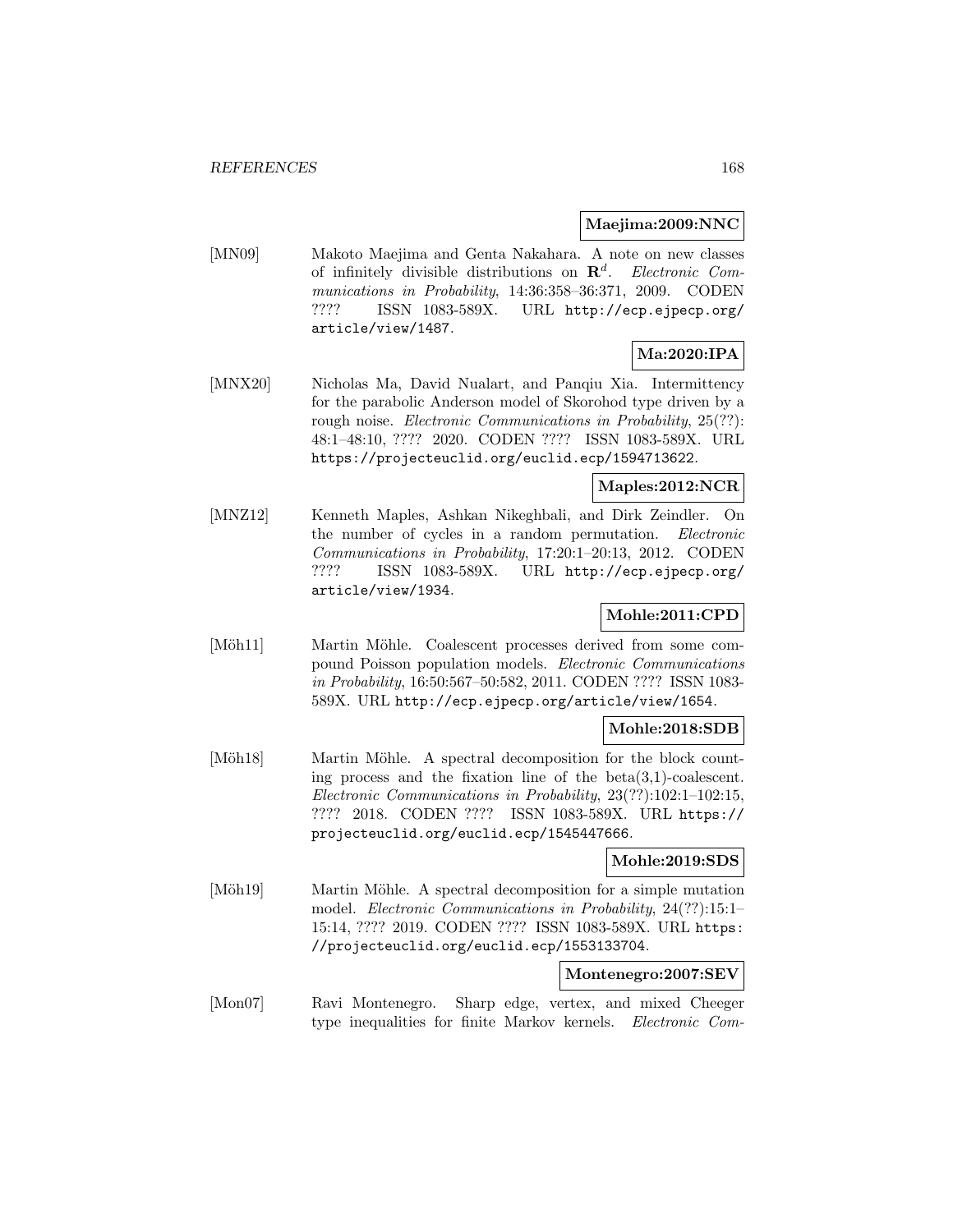**Maejima:2009:NNC**

[MN09] Makoto Maejima and Genta Nakahara. A note on new classes of infinitely divisible distributions on $\mathbf{R}^d$. *Electronic Communications in Probability*, 14:36:358–36:371, 2009. CODEN ???? ISSN 1083-589X. URL http://ecp.ejpecp.org/article/view/1487.

**Ma:2020:IPA**

[MNX20] Nicholas Ma, David Nualart, and Panqiu Xia. Intermittency for the parabolic Anderson model of Skorohod type driven by a rough noise. *Electronic Communications in Probability*, 25(??): 48:1–48:10, ???? 2020. CODEN ???? ISSN 1083-589X. URL https://projecteuclid.org/euclid.ecp/1594713622.

**Maples:2012:NCR**

[MNZ12] Kenneth Maples, Ashkan Nikeghbali, and Dirk Zeindler. On the number of cycles in a random permutation. *Electronic Communications in Probability*, 17:20:1–20:13, 2012. CODEN ???? ISSN 1083-589X. URL http://ecp.ejpecp.org/article/view/1934.

**Mohle:2011:CPD**

[Möh11] Martin Möhle. Coalescent processes derived from some compound Poisson population models. *Electronic Communications in Probability*, 16:50:567–50:582, 2011. CODEN ???? ISSN 1083-589X. URL http://ecp.ejpecp.org/article/view/1654.

**Mohle:2018:SDB**

[Möh18] Martin Möhle. A spectral decomposition for the block counting process and the fixation line of the beta(3,1)-coalescent. *Electronic Communications in Probability*, 23(??):102:1–102:15, ???? 2018. CODEN ???? ISSN 1083-589X. URL https://projecteuclid.org/euclid.ecp/1545447666.

**Mohle:2019:SDS**

[Möh19] Martin Möhle. A spectral decomposition for a simple mutation model. *Electronic Communications in Probability*, 24(??):15:1–15:14, ???? 2019. CODEN ???? ISSN 1083-589X. URL https://projecteuclid.org/euclid.ecp/1553133704.

**Montenegro:2007:SEV**

[Mon07] Ravi Montenegro. Sharp edge, vertex, and mixed Cheeger type inequalities for finite Markov kernels. *Electronic Com-*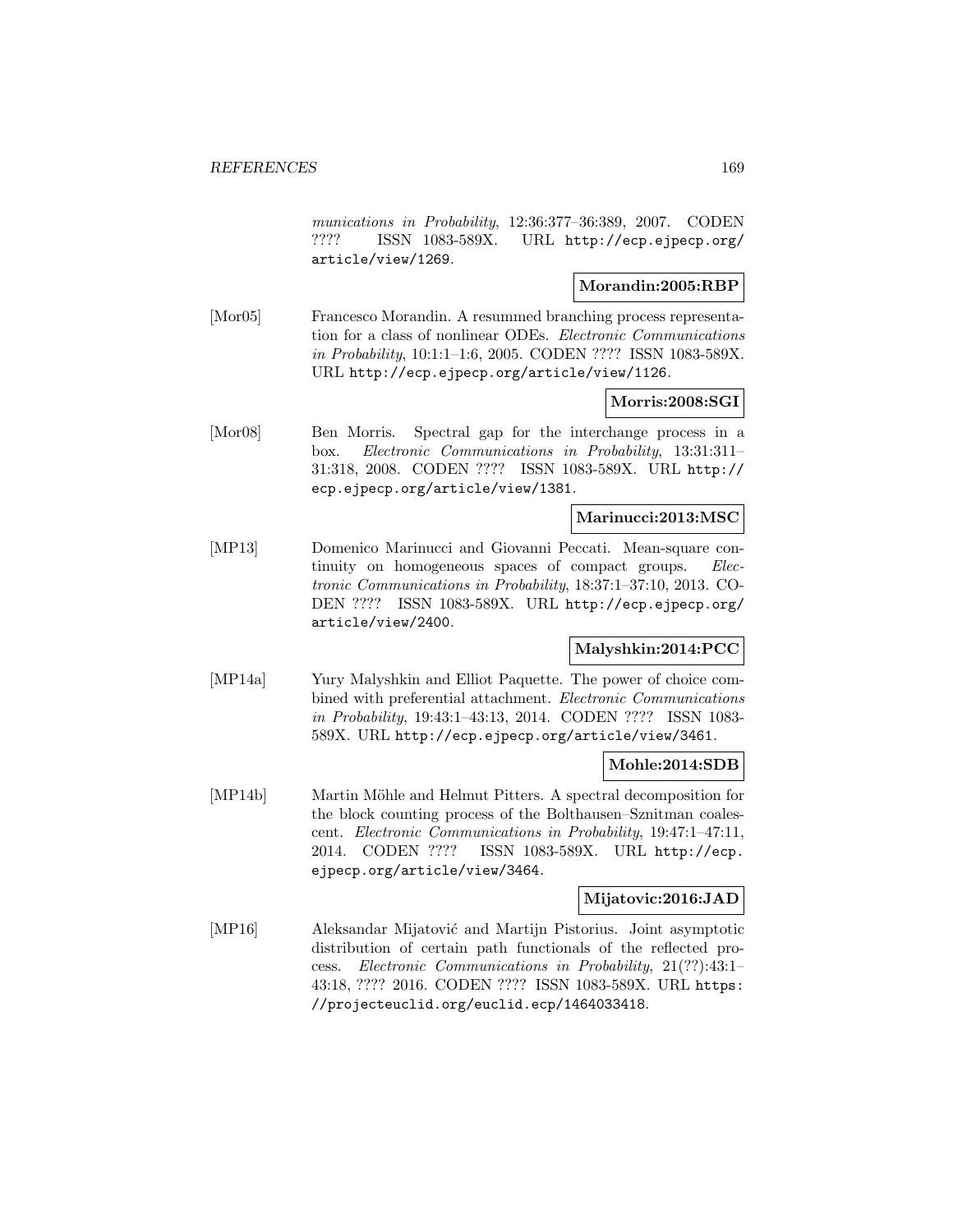*munications in Probability*, 12:36:377–36:389, 2007. CODEN ???? ISSN 1083-589X. URL http://ecp.ejpecp.org/article/view/1269.

**Morandin:2005:RBP**

[Mor05] Francesco Morandin. A resummed branching process representation for a class of nonlinear ODEs. *Electronic Communications in Probability*, 10:1:1–1:6, 2005. CODEN ???? ISSN 1083-589X. URL http://ecp.ejpecp.org/article/view/1126.

**Morris:2008:SGI**

[Mor08] Ben Morris. Spectral gap for the interchange process in a box. *Electronic Communications in Probability*, 13:31:311–31:318, 2008. CODEN ???? ISSN 1083-589X. URL http://ecp.ejpecp.org/article/view/1381.

**Marinucci:2013:MSC**

[MP13] Domenico Marinucci and Giovanni Peccati. Mean-square continuity on homogeneous spaces of compact groups. *Electronic Communications in Probability*, 18:37:1–37:10, 2013. CODEN ???? ISSN 1083-589X. URL http://ecp.ejpecp.org/article/view/2400.

**Malyshkin:2014:PCC**

[MP14a] Yury Malyshkin and Elliot Paquette. The power of choice combined with preferential attachment. *Electronic Communications in Probability*, 19:43:1–43:13, 2014. CODEN ???? ISSN 1083-589X. URL http://ecp.ejpecp.org/article/view/3461.

**Mohle:2014:SDB**

[MP14b] Martin Möhle and Helmut Pitters. A spectral decomposition for the block counting process of the Bolthausen–Sznitman coalescent. *Electronic Communications in Probability*, 19:47:1–47:11, 2014. CODEN ???? ISSN 1083-589X. URL http://ecp.ejpecp.org/article/view/3464.

**Mijatovic:2016:JAD**

[MP16] Aleksandar Mijatović and Martijn Pistorius. Joint asymptotic distribution of certain path functionals of the reflected process. *Electronic Communications in Probability*, 21(??):43:1–43:18, ???? 2016. CODEN ???? ISSN 1083-589X. URL https://projecteuclid.org/euclid.ecp/1464033418.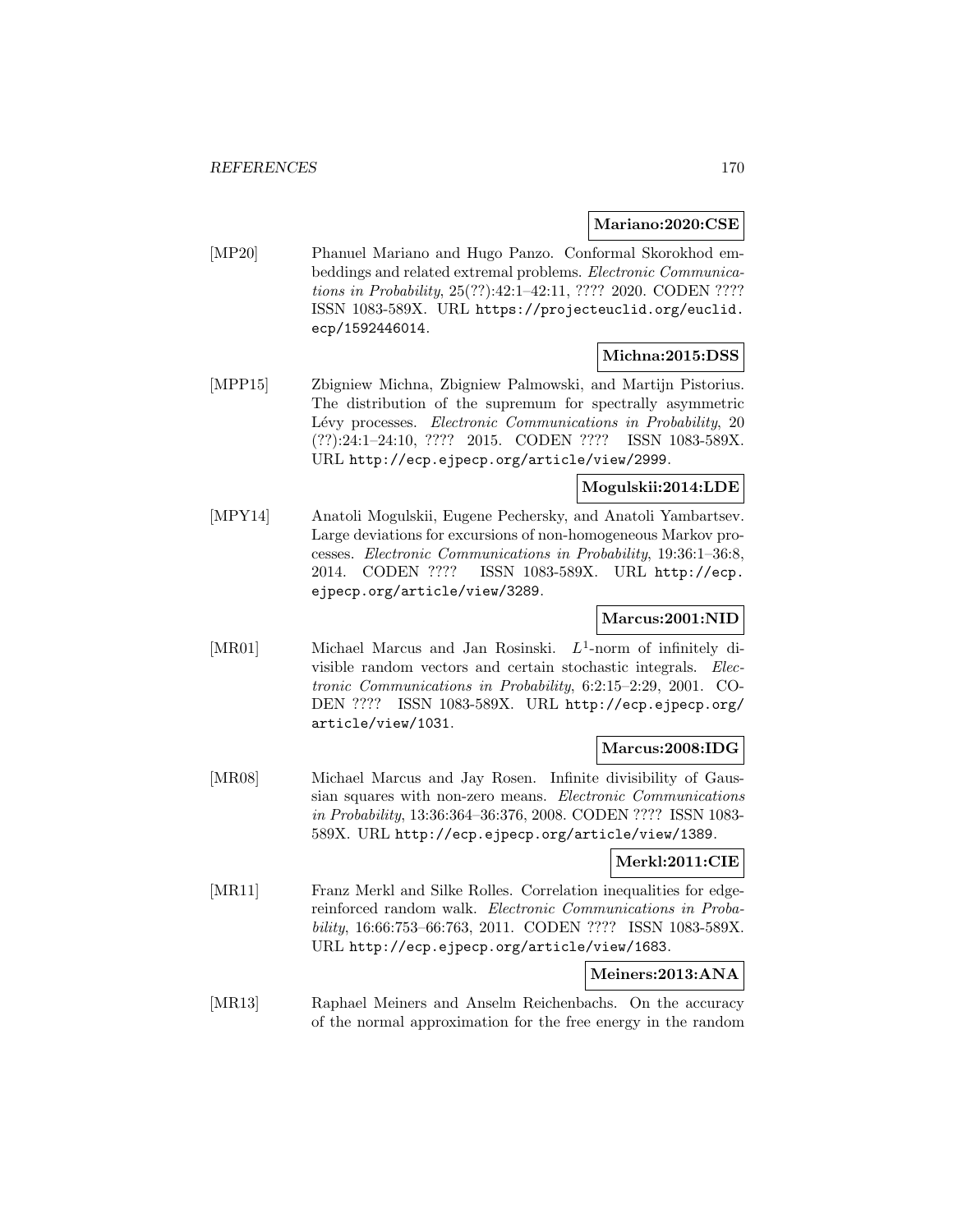**Mariano:2020:CSE**

[MP20] Phanuel Mariano and Hugo Panzo. Conformal Skorokhod embeddings and related extremal problems. *Electronic Communications in Probability*, 25(??):42:1–42:11, ???? 2020. CODEN ???? ISSN 1083-589X. URL https://projecteuclid.org/euclid.ecp/1592446014.

**Michna:2015:DSS**

[MPP15] Zbigniew Michna, Zbigniew Palmowski, and Martijn Pistorius. The distribution of the supremum for spectrally asymmetric Lévy processes. *Electronic Communications in Probability*, 20 (??):24:1–24:10, ???? 2015. CODEN ???? ISSN 1083-589X. URL http://ecp.ejpecp.org/article/view/2999.

**Mogulskii:2014:LDE**

[MPY14] Anatoli Mogulskii, Eugene Pechersky, and Anatoli Yambartsev. Large deviations for excursions of non-homogeneous Markov processes. *Electronic Communications in Probability*, 19:36:1–36:8, 2014. CODEN ???? ISSN 1083-589X. URL http://ecp.ejpecp.org/article/view/3289.

**Marcus:2001:NID**

[MR01] Michael Marcus and Jan Rosinski. $L^1$-norm of infinitely divisible random vectors and certain stochastic integrals. *Electronic Communications in Probability*, 6:2:15–2:29, 2001. CODEN ???? ISSN 1083-589X. URL http://ecp.ejpecp.org/article/view/1031.

**Marcus:2008:IDG**

[MR08] Michael Marcus and Jay Rosen. Infinite divisibility of Gaussian squares with non-zero means. *Electronic Communications in Probability*, 13:36:364–36:376, 2008. CODEN ???? ISSN 1083-589X. URL http://ecp.ejpecp.org/article/view/1389.

**Merkl:2011:CIE**

[MR11] Franz Merkl and Silke Rolles. Correlation inequalities for edge-reinforced random walk. *Electronic Communications in Probability*, 16:66:753–66:763, 2011. CODEN ???? ISSN 1083-589X. URL http://ecp.ejpecp.org/article/view/1683.

**Meiners:2013:ANA**

[MR13] Raphael Meiners and Anselm Reichenbachs. On the accuracy of the normal approximation for the free energy in the random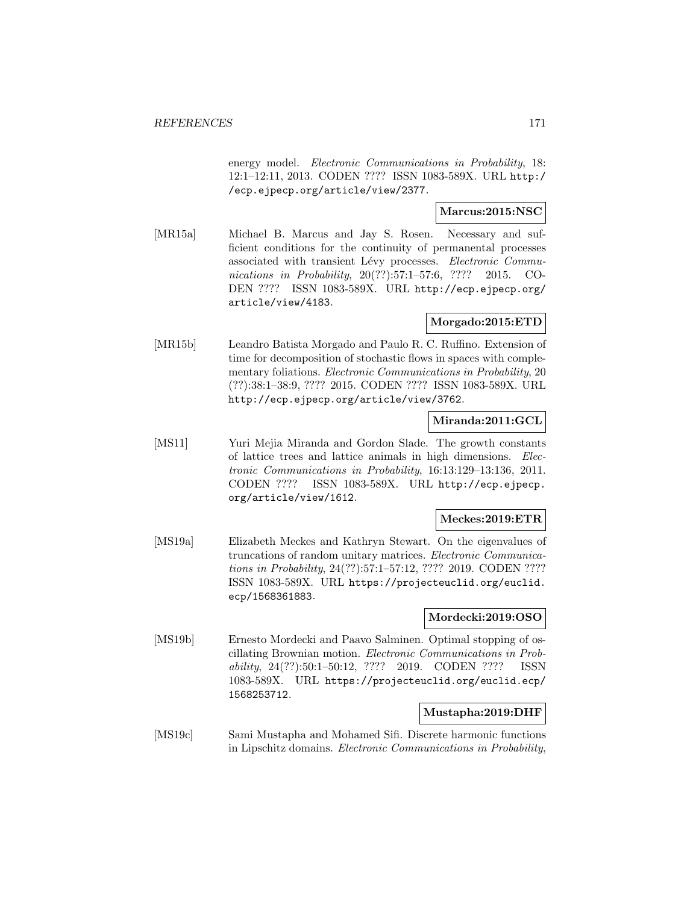energy model. *Electronic Communications in Probability*, 18: 12:1–12:11, 2013. CODEN ???? ISSN 1083-589X. URL http://ecp.ejpecp.org/article/view/2377.

**Marcus:2015:NSC**

[MR15a] Michael B. Marcus and Jay S. Rosen. Necessary and sufficient conditions for the continuity of permanental processes associated with transient Lévy processes. *Electronic Communications in Probability*, 20(??):57:1–57:6, ???? 2015. CODEN ???? ISSN 1083-589X. URL http://ecp.ejpecp.org/article/view/4183.

**Morgado:2015:ETD**

[MR15b] Leandro Batista Morgado and Paulo R. C. Ruffino. Extension of time for decomposition of stochastic flows in spaces with complementary foliations. *Electronic Communications in Probability*, 20 (??):38:1–38:9, ???? 2015. CODEN ???? ISSN 1083-589X. URL http://ecp.ejpecp.org/article/view/3762.

**Miranda:2011:GCL**

[MS11] Yuri Mejia Miranda and Gordon Slade. The growth constants of lattice trees and lattice animals in high dimensions. *Electronic Communications in Probability*, 16:13:129–13:136, 2011. CODEN ???? ISSN 1083-589X. URL http://ecp.ejpecp.org/article/view/1612.

**Meckes:2019:ETR**

[MS19a] Elizabeth Meckes and Kathryn Stewart. On the eigenvalues of truncations of random unitary matrices. *Electronic Communications in Probability*, 24(??):57:1–57:12, ???? 2019. CODEN ???? ISSN 1083-589X. URL https://projecteuclid.org/euclid.ecp/1568361883.

**Mordecki:2019:OSO**

[MS19b] Ernesto Mordecki and Paavo Salminen. Optimal stopping of oscillating Brownian motion. *Electronic Communications in Probability*, 24(??):50:1–50:12, ???? 2019. CODEN ???? ISSN 1083-589X. URL https://projecteuclid.org/euclid.ecp/1568253712.

**Mustapha:2019:DHF**

[MS19c] Sami Mustapha and Mohamed Sifi. Discrete harmonic functions in Lipschitz domains. *Electronic Communications in Probability*,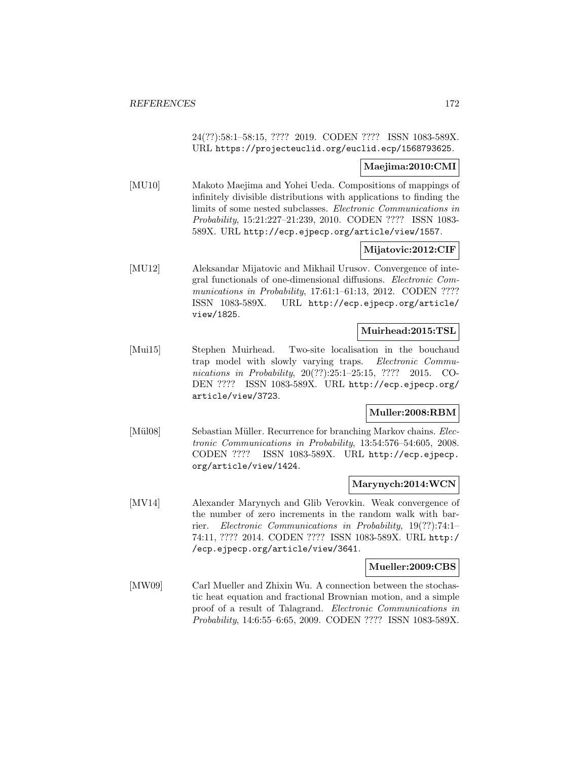24(??):58:1–58:15, ???? 2019. CODEN ???? ISSN 1083-589X. URL https://projecteuclid.org/euclid.ecp/1568793625.

**Maejima:2010:CMI**

[MU10] Makoto Maejima and Yohei Ueda. Compositions of mappings of infinitely divisible distributions with applications to finding the limits of some nested subclasses. *Electronic Communications in Probability*, 15:21:227–21:239, 2010. CODEN ???? ISSN 1083-589X. URL http://ecp.ejpecp.org/article/view/1557.

**Mijatovic:2012:CIF**

[MU12] Aleksandar Mijatovic and Mikhail Urusov. Convergence of integral functionals of one-dimensional diffusions. *Electronic Communications in Probability*, 17:61:1–61:13, 2012. CODEN ???? ISSN 1083-589X. URL http://ecp.ejpecp.org/article/view/1825.

**Muirhead:2015:TSL**

[Mui15] Stephen Muirhead. Two-site localisation in the bouchaud trap model with slowly varying traps. *Electronic Communications in Probability*, 20(??):25:1–25:15, ???? 2015. CODEN ???? ISSN 1083-589X. URL http://ecp.ejpecp.org/article/view/3723.

**Muller:2008:RBM**

[Mül08] Sebastian Müller. Recurrence for branching Markov chains. *Electronic Communications in Probability*, 13:54:576–54:605, 2008. CODEN ???? ISSN 1083-589X. URL http://ecp.ejpecp.org/article/view/1424.

**Marynych:2014:WCN**

[MV14] Alexander Marynych and Glib Verovkin. Weak convergence of the number of zero increments in the random walk with barrier. *Electronic Communications in Probability*, 19(??):74:1–74:11, ???? 2014. CODEN ???? ISSN 1083-589X. URL http://ecp.ejpecp.org/article/view/3641.

**Mueller:2009:CBS**

[MW09] Carl Mueller and Zhixin Wu. A connection between the stochastic heat equation and fractional Brownian motion, and a simple proof of a result of Talagrand. *Electronic Communications in Probability*, 14:6:55–6:65, 2009. CODEN ???? ISSN 1083-589X.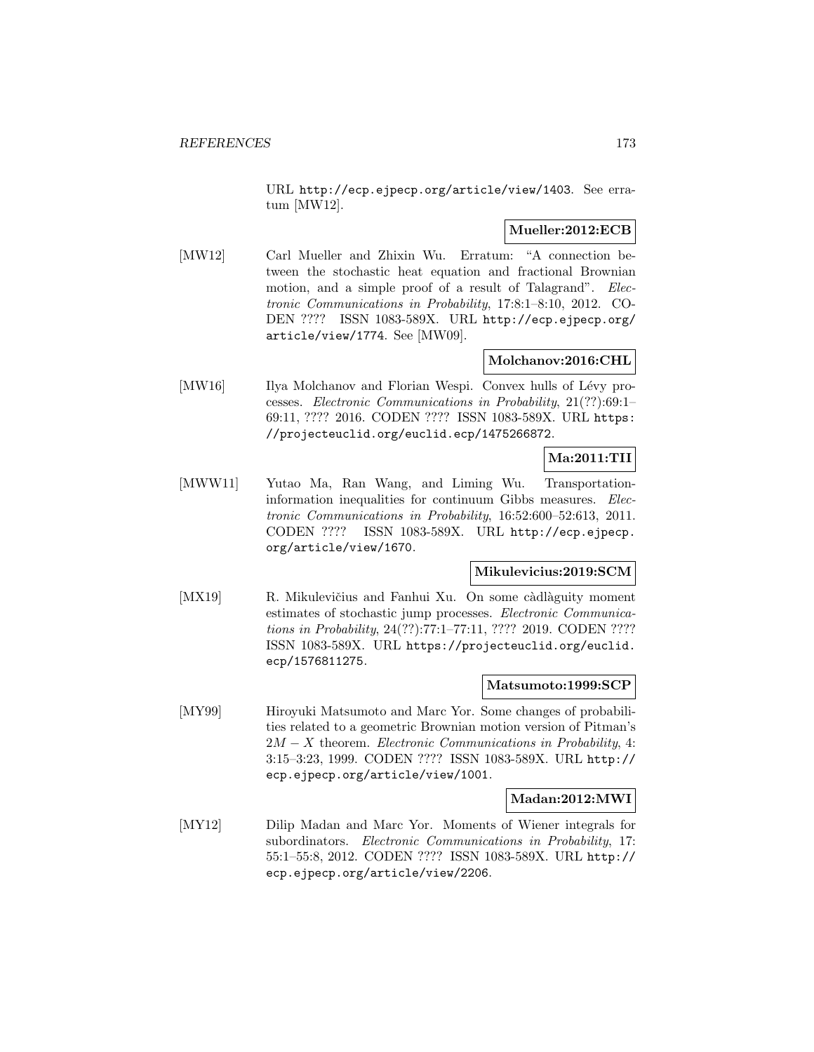URL http://ecp.ejpecp.org/article/view/1403. See erratum [MW12].

**Mueller:2012:ECB**

[MW12] Carl Mueller and Zhixin Wu. Erratum: "A connection between the stochastic heat equation and fractional Brownian motion, and a simple proof of a result of Talagrand". *Electronic Communications in Probability*, 17:8:1–8:10, 2012. CODEN ???? ISSN 1083-589X. URL http://ecp.ejpecp.org/article/view/1774. See [MW09].

**Molchanov:2016:CHL**

[MW16] Ilya Molchanov and Florian Wespi. Convex hulls of Lévy processes. *Electronic Communications in Probability*, 21(??):69:1–69:11, ???? 2016. CODEN ???? ISSN 1083-589X. URL https://projecteuclid.org/euclid.ecp/1475266872.

**Ma:2011:TII**

[MWW11] Yutao Ma, Ran Wang, and Liming Wu. Transportation-information inequalities for continuum Gibbs measures. *Electronic Communications in Probability*, 16:52:600–52:613, 2011. CODEN ???? ISSN 1083-589X. URL http://ecp.ejpecp.org/article/view/1670.

**Mikulevicius:2019:SCM**

[MX19] R. Mikulevičius and Fanhui Xu. On some càdlàguity moment estimates of stochastic jump processes. *Electronic Communications in Probability*, 24(??):77:1–77:11, ???? 2019. CODEN ???? ISSN 1083-589X. URL https://projecteuclid.org/euclid.ecp/1576811275.

**Matsumoto:1999:SCP**

[MY99] Hiroyuki Matsumoto and Marc Yor. Some changes of probabilities related to a geometric Brownian motion version of Pitman's $2M - X$ theorem. *Electronic Communications in Probability*, 4: 3:15–3:23, 1999. CODEN ???? ISSN 1083-589X. URL http://ecp.ejpecp.org/article/view/1001.

**Madan:2012:MWI**

[MY12] Dilip Madan and Marc Yor. Moments of Wiener integrals for subordinators. *Electronic Communications in Probability*, 17: 55:1–55:8, 2012. CODEN ???? ISSN 1083-589X. URL http://ecp.ejpecp.org/article/view/2206.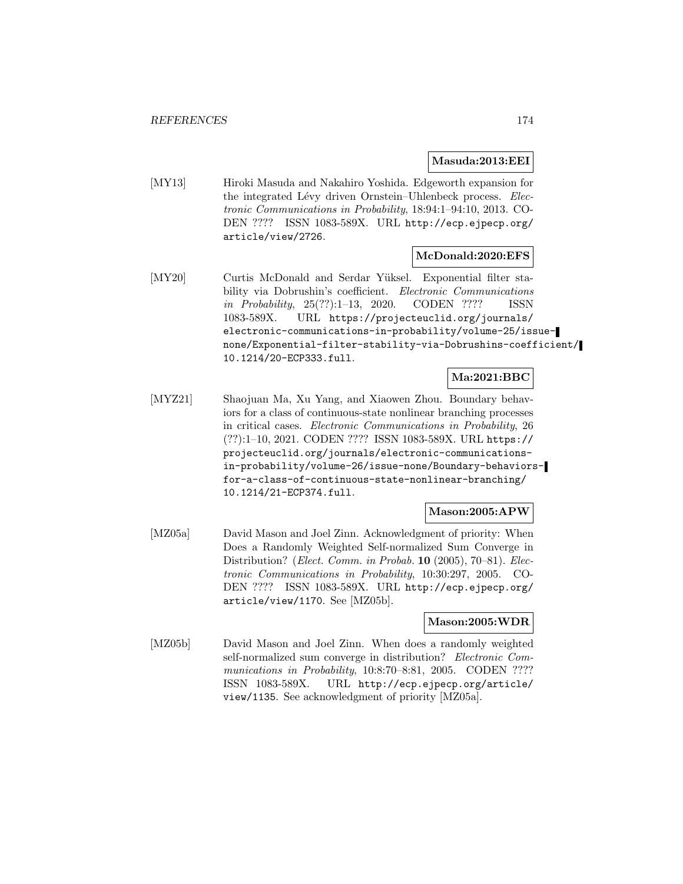**Masuda:2013:EEI**

[MY13] Hiroki Masuda and Nakahiro Yoshida. Edgeworth expansion for the integrated Lévy driven Ornstein–Uhlenbeck process. *Electronic Communications in Probability*, 18:94:1–94:10, 2013. CODEN ???? ISSN 1083-589X. URL http://ecp.ejpecp.org/article/view/2726.

**McDonald:2020:EFS**

[MY20] Curtis McDonald and Serdar Yüksel. Exponential filter stability via Dobrushin's coefficient. *Electronic Communications in Probability*, 25(??):1–13, 2020. CODEN ???? ISSN 1083-589X. URL https://projecteuclid.org/journals/electronic-communications-in-probability/volume-25/issue-none/Exponential-filter-stability-via-Dobrushins-coefficient/10.1214/20-ECP333.full.

**Ma:2021:BBC**

[MYZ21] Shaojuan Ma, Xu Yang, and Xiaowen Zhou. Boundary behaviors for a class of continuous-state nonlinear branching processes in critical cases. *Electronic Communications in Probability*, 26 (??):1–10, 2021. CODEN ???? ISSN 1083-589X. URL https://projecteuclid.org/journals/electronic-communications-in-probability/volume-26/issue-none/Boundary-behaviors-for-a-class-of-continuous-state-nonlinear-branching/10.1214/21-ECP374.full.

**Mason:2005:APW**

[MZ05a] David Mason and Joel Zinn. Acknowledgment of priority: When Does a Randomly Weighted Self-normalized Sum Converge in Distribution? (*Elect. Comm. in Probab.* **10** (2005), 70–81). *Electronic Communications in Probability*, 10:30:297, 2005. CODEN ???? ISSN 1083-589X. URL http://ecp.ejpecp.org/article/view/1170. See [MZ05b].

**Mason:2005:WDR**

[MZ05b] David Mason and Joel Zinn. When does a randomly weighted self-normalized sum converge in distribution? *Electronic Communications in Probability*, 10:8:70–8:81, 2005. CODEN ???? ISSN 1083-589X. URL http://ecp.ejpecp.org/article/view/1135. See acknowledgment of priority [MZ05a].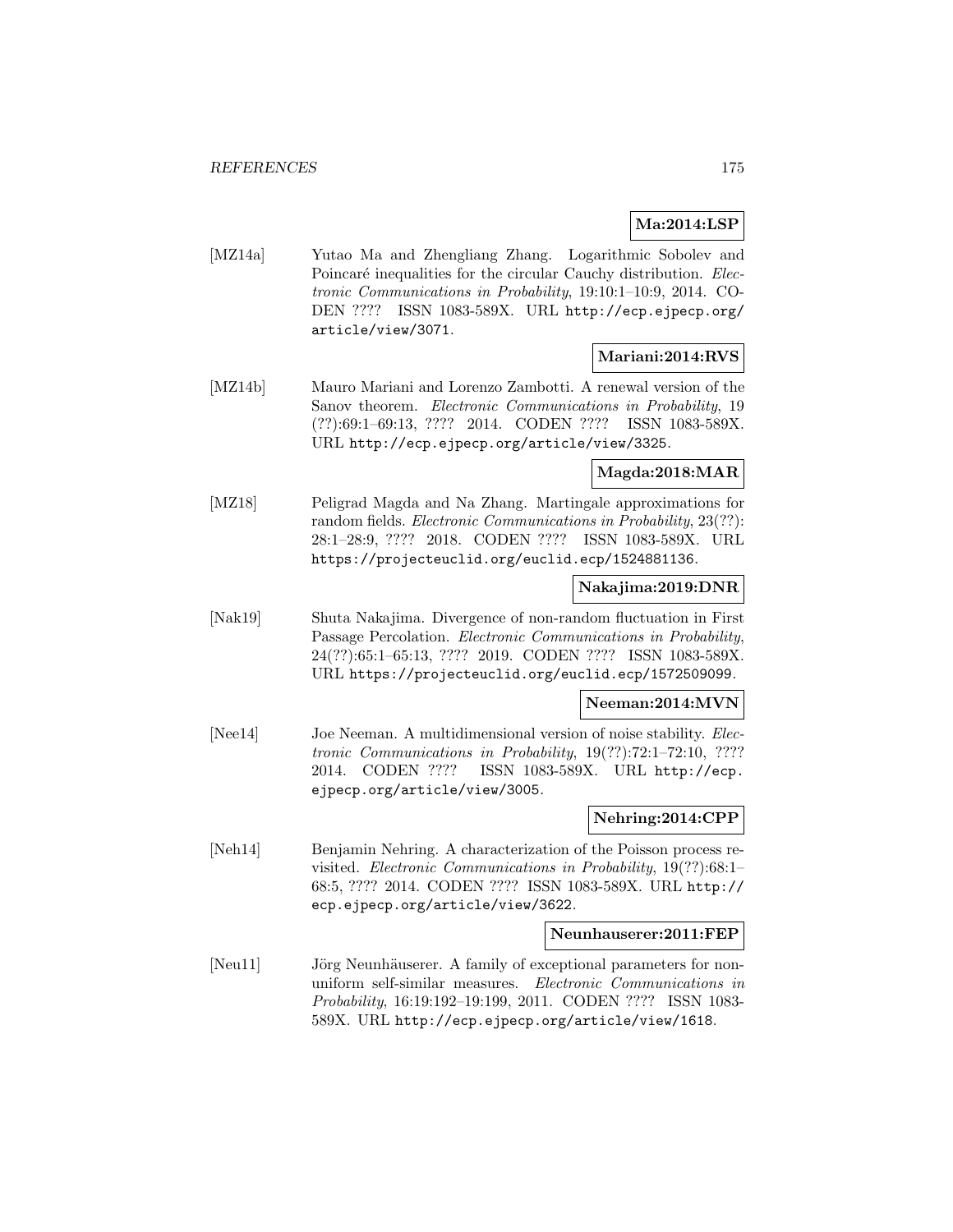**Ma:2014:LSP**

[MZ14a] Yutao Ma and Zhengliang Zhang. Logarithmic Sobolev and Poincaré inequalities for the circular Cauchy distribution. *Electronic Communications in Probability*, 19:10:1–10:9, 2014. CODEN ???? ISSN 1083-589X. URL http://ecp.ejpecp.org/article/view/3071.

**Mariani:2014:RVS**

[MZ14b] Mauro Mariani and Lorenzo Zambotti. A renewal version of the Sanov theorem. *Electronic Communications in Probability*, 19 (??):69:1–69:13, ???? 2014. CODEN ???? ISSN 1083-589X. URL http://ecp.ejpecp.org/article/view/3325.

**Magda:2018:MAR**

[MZ18] Peligrad Magda and Na Zhang. Martingale approximations for random fields. *Electronic Communications in Probability*, 23(??): 28:1–28:9, ???? 2018. CODEN ???? ISSN 1083-589X. URL https://projecteuclid.org/euclid.ecp/1524881136.

**Nakajima:2019:DNR**

[Nak19] Shuta Nakajima. Divergence of non-random fluctuation in First Passage Percolation. *Electronic Communications in Probability*, 24(??):65:1–65:13, ???? 2019. CODEN ???? ISSN 1083-589X. URL https://projecteuclid.org/euclid.ecp/1572509099.

**Neeman:2014:MVN**

[Nee14] Joe Neeman. A multidimensional version of noise stability. *Electronic Communications in Probability*, 19(??):72:1–72:10, ???? 2014. CODEN ???? ISSN 1083-589X. URL http://ecp.ejpecp.org/article/view/3005.

**Nehring:2014:CPP**

[Neh14] Benjamin Nehring. A characterization of the Poisson process revisited. *Electronic Communications in Probability*, 19(??):68:1–68:5, ???? 2014. CODEN ???? ISSN 1083-589X. URL http://ecp.ejpecp.org/article/view/3622.

**Neunhauserer:2011:FEP**

[Neu11] Jörg Neunhäuserer. A family of exceptional parameters for non-uniform self-similar measures. *Electronic Communications in Probability*, 16:19:192–19:199, 2011. CODEN ???? ISSN 1083-589X. URL http://ecp.ejpecp.org/article/view/1618.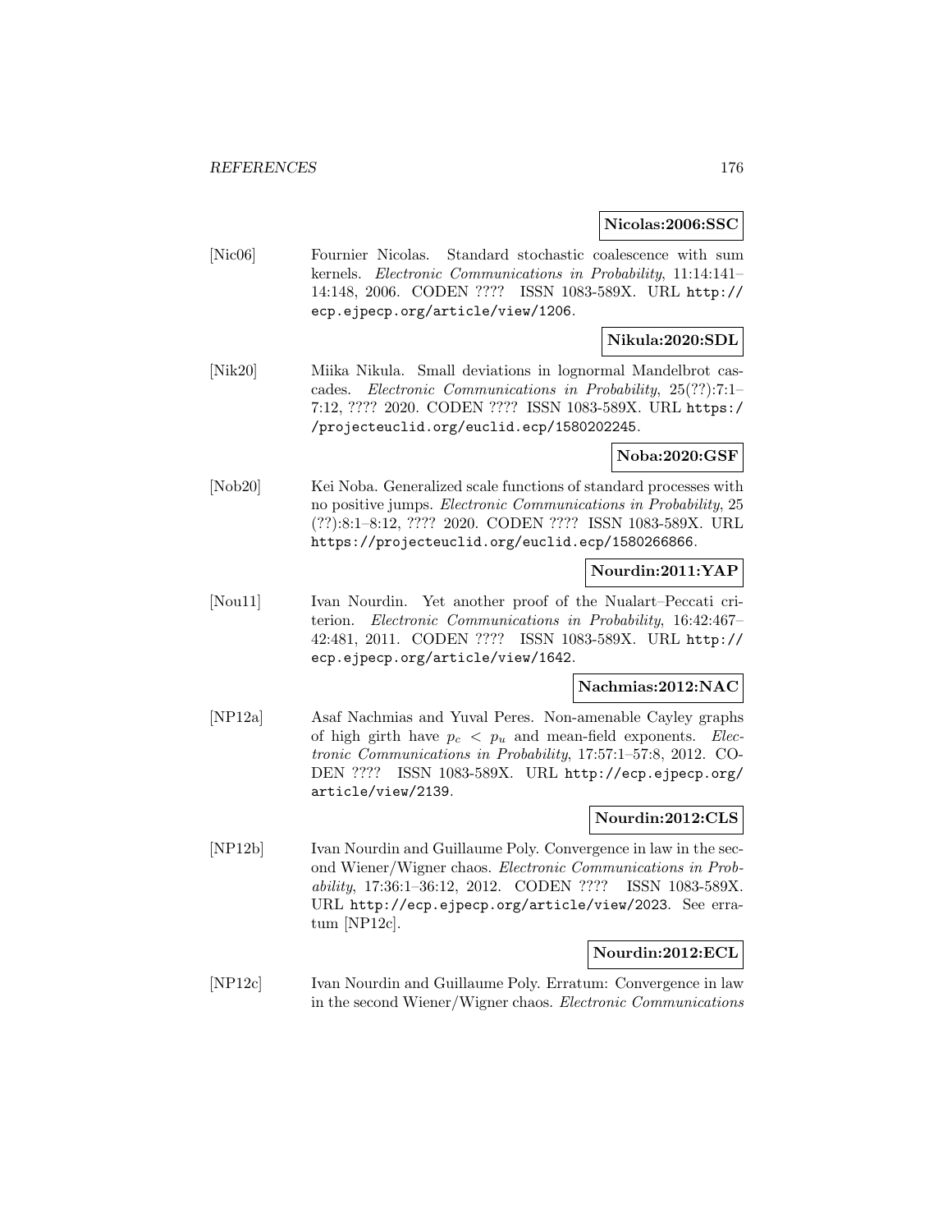**Nicolas:2006:SSC**

[Nic06] Fournier Nicolas. Standard stochastic coalescence with sum kernels. *Electronic Communications in Probability*, 11:14:141–14:148, 2006. CODEN ???? ISSN 1083-589X. URL http://ecp.ejpecp.org/article/view/1206.

**Nikula:2020:SDL**

[Nik20] Miika Nikula. Small deviations in lognormal Mandelbrot cascades. *Electronic Communications in Probability*, 25(??):7:1–7:12, ???? 2020. CODEN ???? ISSN 1083-589X. URL https://projecteuclid.org/euclid.ecp/1580202245.

**Noba:2020:GSF**

[Nob20] Kei Noba. Generalized scale functions of standard processes with no positive jumps. *Electronic Communications in Probability*, 25 (??):8:1–8:12, ???? 2020. CODEN ???? ISSN 1083-589X. URL https://projecteuclid.org/euclid.ecp/1580266866.

**Nourdin:2011:YAP**

[Nou11] Ivan Nourdin. Yet another proof of the Nualart–Peccati criterion. *Electronic Communications in Probability*, 16:42:467–42:481, 2011. CODEN ???? ISSN 1083-589X. URL http://ecp.ejpecp.org/article/view/1642.

**Nachmias:2012:NAC**

[NP12a] Asaf Nachmias and Yuval Peres. Non-amenable Cayley graphs of high girth have $p_c < p_u$ and mean-field exponents. *Electronic Communications in Probability*, 17:57:1–57:8, 2012. CODEN ???? ISSN 1083-589X. URL http://ecp.ejpecp.org/article/view/2139.

**Nourdin:2012:CLS**

[NP12b] Ivan Nourdin and Guillaume Poly. Convergence in law in the second Wiener/Wigner chaos. *Electronic Communications in Probability*, 17:36:1–36:12, 2012. CODEN ???? ISSN 1083-589X. URL http://ecp.ejpecp.org/article/view/2023. See erratum [NP12c].

**Nourdin:2012:ECL**

[NP12c] Ivan Nourdin and Guillaume Poly. Erratum: Convergence in law in the second Wiener/Wigner chaos. *Electronic Communications*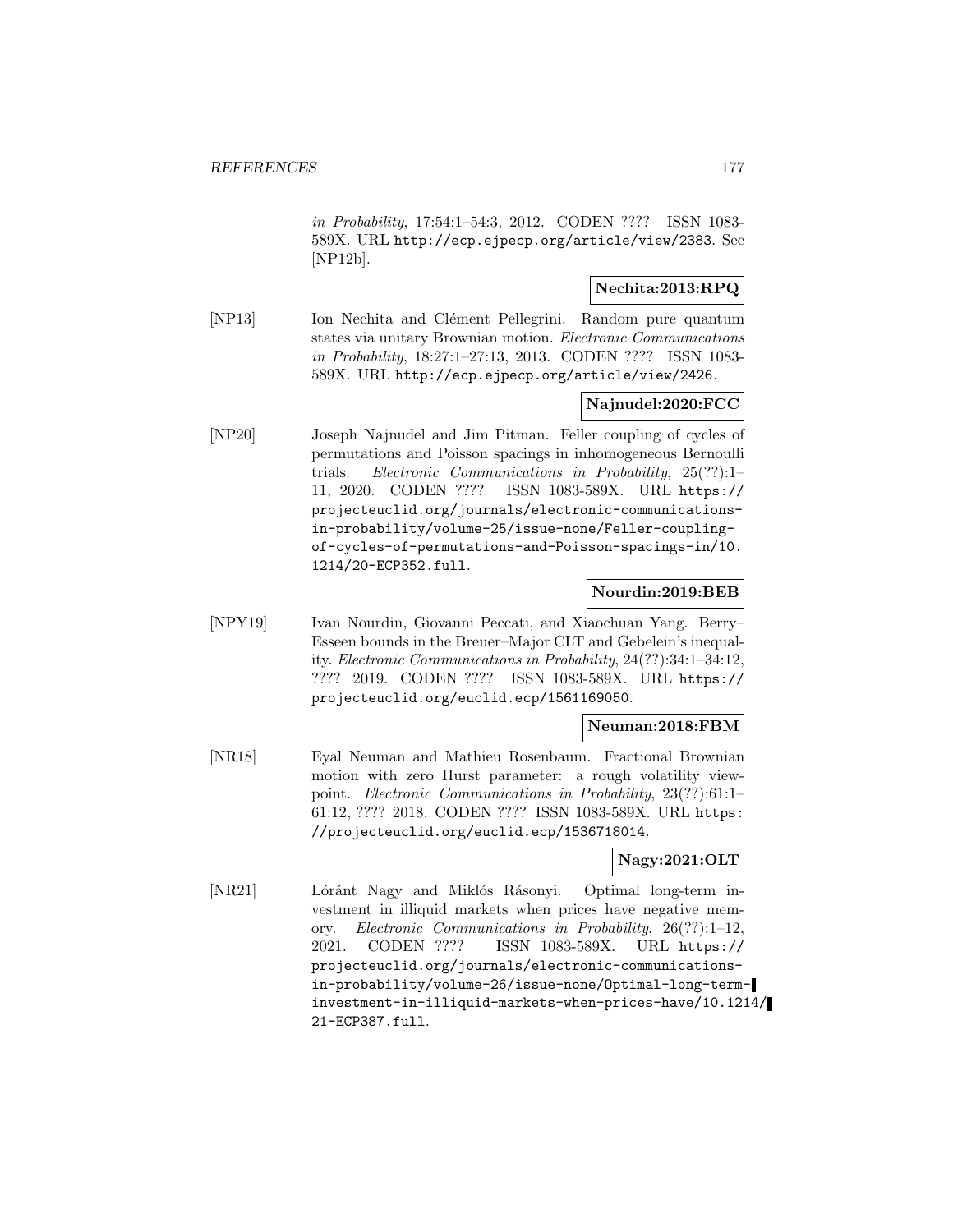*in Probability*, 17:54:1–54:3, 2012. CODEN ???? ISSN 1083-589X. URL http://ecp.ejpecp.org/article/view/2383. See [NP12b].

**Nechita:2013:RPQ**

[NP13] Ion Nechita and Clément Pellegrini. Random pure quantum states via unitary Brownian motion. *Electronic Communications in Probability*, 18:27:1–27:13, 2013. CODEN ???? ISSN 1083-589X. URL http://ecp.ejpecp.org/article/view/2426.

**Najnudel:2020:FCC**

[NP20] Joseph Najnudel and Jim Pitman. Feller coupling of cycles of permutations and Poisson spacings in inhomogeneous Bernoulli trials. *Electronic Communications in Probability*, 25(??):1–11, 2020. CODEN ???? ISSN 1083-589X. URL https://projecteuclid.org/journals/electronic-communications-in-probability/volume-25/issue-none/Feller-coupling-of-cycles-of-permutations-and-Poisson-spacings-in/10.1214/20-ECP352.full.

**Nourdin:2019:BEB**

[NPY19] Ivan Nourdin, Giovanni Peccati, and Xiaochuan Yang. Berry–Esseen bounds in the Breuer–Major CLT and Gebelein's inequality. *Electronic Communications in Probability*, 24(??):34:1–34:12, ???? 2019. CODEN ???? ISSN 1083-589X. URL https://projecteuclid.org/euclid.ecp/1561169050.

**Neuman:2018:FBM**

[NR18] Eyal Neuman and Mathieu Rosenbaum. Fractional Brownian motion with zero Hurst parameter: a rough volatility viewpoint. *Electronic Communications in Probability*, 23(??):61:1–61:12, ???? 2018. CODEN ???? ISSN 1083-589X. URL https://projecteuclid.org/euclid.ecp/1536718014.

**Nagy:2021:OLT**

[NR21] Lóránt Nagy and Miklós Rásonyi. Optimal long-term investment in illiquid markets when prices have negative memory. *Electronic Communications in Probability*, 26(??):1–12, 2021. CODEN ???? ISSN 1083-589X. URL https://projecteuclid.org/journals/electronic-communications-in-probability/volume-26/issue-none/Optimal-long-term-investment-in-illiquid-markets-when-prices-have/10.1214/21-ECP387.full.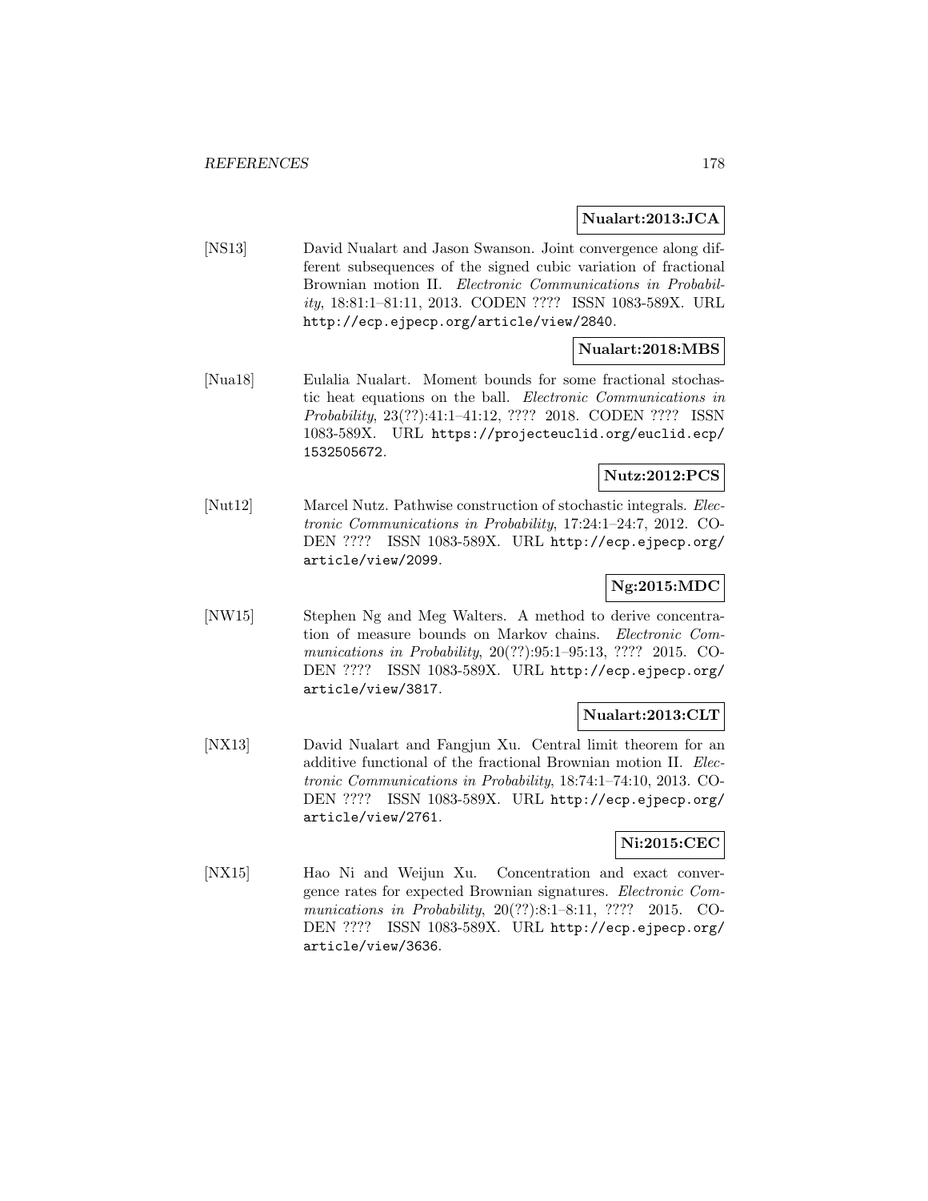**Nualart:2013:JCA**

[NS13] David Nualart and Jason Swanson. Joint convergence along different subsequences of the signed cubic variation of fractional Brownian motion II. *Electronic Communications in Probability*, 18:81:1–81:11, 2013. CODEN ???? ISSN 1083-589X. URL http://ecp.ejpecp.org/article/view/2840.

**Nualart:2018:MBS**

[Nua18] Eulalia Nualart. Moment bounds for some fractional stochastic heat equations on the ball. *Electronic Communications in Probability*, 23(??):41:1–41:12, ???? 2018. CODEN ???? ISSN 1083-589X. URL https://projecteuclid.org/euclid.ecp/1532505672.

**Nutz:2012:PCS**

[Nut12] Marcel Nutz. Pathwise construction of stochastic integrals. *Electronic Communications in Probability*, 17:24:1–24:7, 2012. CODEN ???? ISSN 1083-589X. URL http://ecp.ejpecp.org/article/view/2099.

**Ng:2015:MDC**

[NW15] Stephen Ng and Meg Walters. A method to derive concentration of measure bounds on Markov chains. *Electronic Communications in Probability*, 20(??):95:1–95:13, ???? 2015. CODEN ???? ISSN 1083-589X. URL http://ecp.ejpecp.org/article/view/3817.

**Nualart:2013:CLT**

[NX13] David Nualart and Fangjun Xu. Central limit theorem for an additive functional of the fractional Brownian motion II. *Electronic Communications in Probability*, 18:74:1–74:10, 2013. CODEN ???? ISSN 1083-589X. URL http://ecp.ejpecp.org/article/view/2761.

**Ni:2015:CEC**

[NX15] Hao Ni and Weijun Xu. Concentration and exact convergence rates for expected Brownian signatures. *Electronic Communications in Probability*, 20(??):8:1–8:11, ???? 2015. CODEN ???? ISSN 1083-589X. URL http://ecp.ejpecp.org/article/view/3636.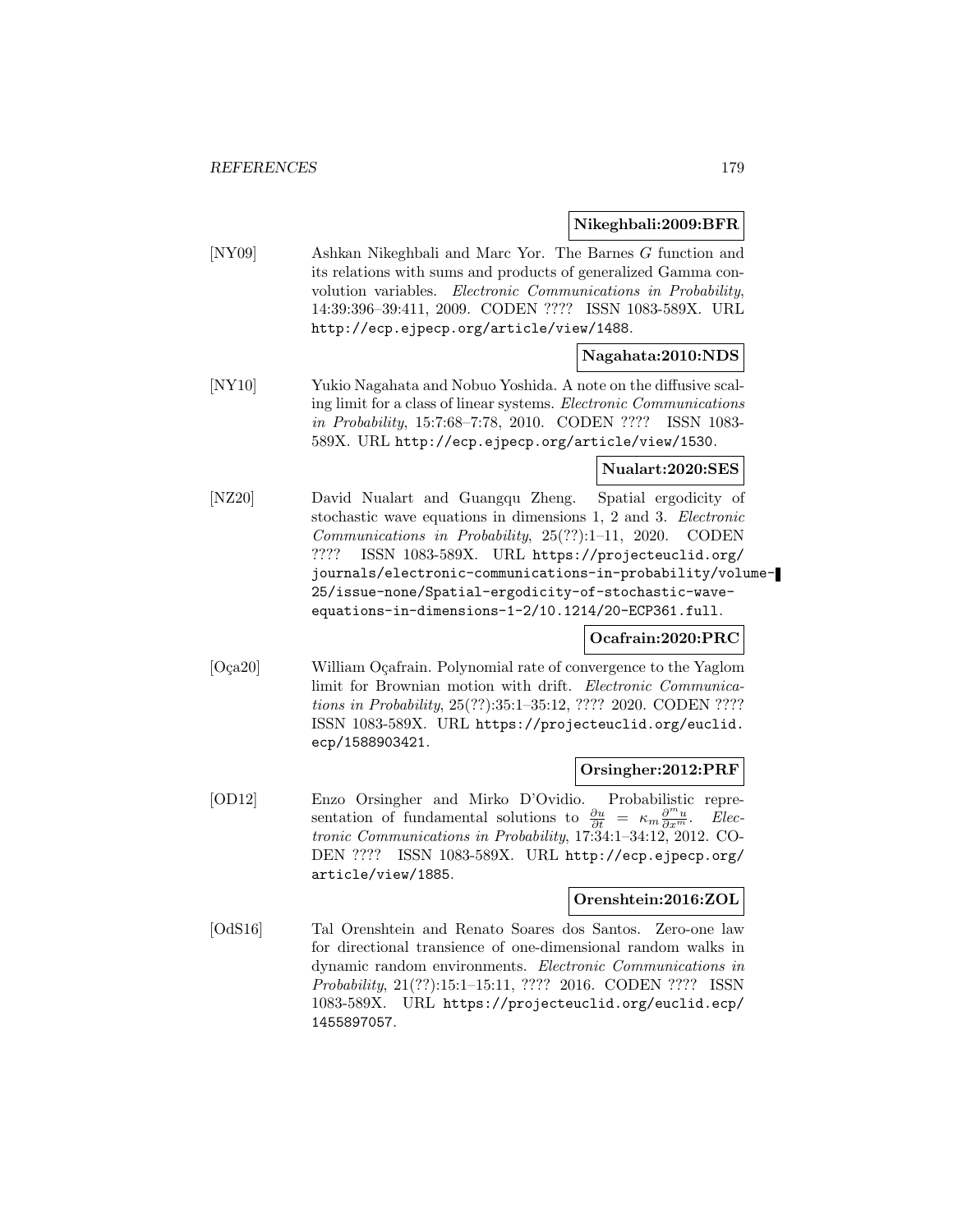**Nikeghbali:2009:BFR**

[NY09] Ashkan Nikeghbali and Marc Yor. The Barnes $G$ function and its relations with sums and products of generalized Gamma convolution variables. *Electronic Communications in Probability*, 14:39:396–39:411, 2009. CODEN ???? ISSN 1083-589X. URL http://ecp.ejpecp.org/article/view/1488.

**Nagahata:2010:NDS**

[NY10] Yukio Nagahata and Nobuo Yoshida. A note on the diffusive scaling limit for a class of linear systems. *Electronic Communications in Probability*, 15:7:68–7:78, 2010. CODEN ???? ISSN 1083-589X. URL http://ecp.ejpecp.org/article/view/1530.

**Nualart:2020:SES**

[NZ20] David Nualart and Guangqu Zheng. Spatial ergodicity of stochastic wave equations in dimensions 1, 2 and 3. *Electronic Communications in Probability*, 25(??):1–11, 2020. CODEN ???? ISSN 1083-589X. URL https://projecteuclid.org/journals/electronic-communications-in-probability/volume-25/issue-none/Spatial-ergodicity-of-stochastic-wave-equations-in-dimensions-1-2/10.1214/20-ECP361.full.

**Ocafrain:2020:PRC**

[Oça20] William Oçafrain. Polynomial rate of convergence to the Yaglom limit for Brownian motion with drift. *Electronic Communications in Probability*, 25(??):35:1–35:12, ???? 2020. CODEN ???? ISSN 1083-589X. URL https://projecteuclid.org/euclid.ecp/1588903421.

**Orsingher:2012:PRF**

[OD12] Enzo Orsingher and Mirko D'Ovidio. Probabilistic representation of fundamental solutions to $\frac{\partial u}{\partial t} = \kappa_m \frac{\partial^m u}{\partial x^m}$. *Electronic Communications in Probability*, 17:34:1–34:12, 2012. CODEN ???? ISSN 1083-589X. URL http://ecp.ejpecp.org/article/view/1885.

**Orenshtein:2016:ZOL**

[OdS16] Tal Orenshtein and Renato Soares dos Santos. Zero-one law for directional transience of one-dimensional random walks in dynamic random environments. *Electronic Communications in Probability*, 21(??):15:1–15:11, ???? 2016. CODEN ???? ISSN 1083-589X. URL https://projecteuclid.org/euclid.ecp/1455897057.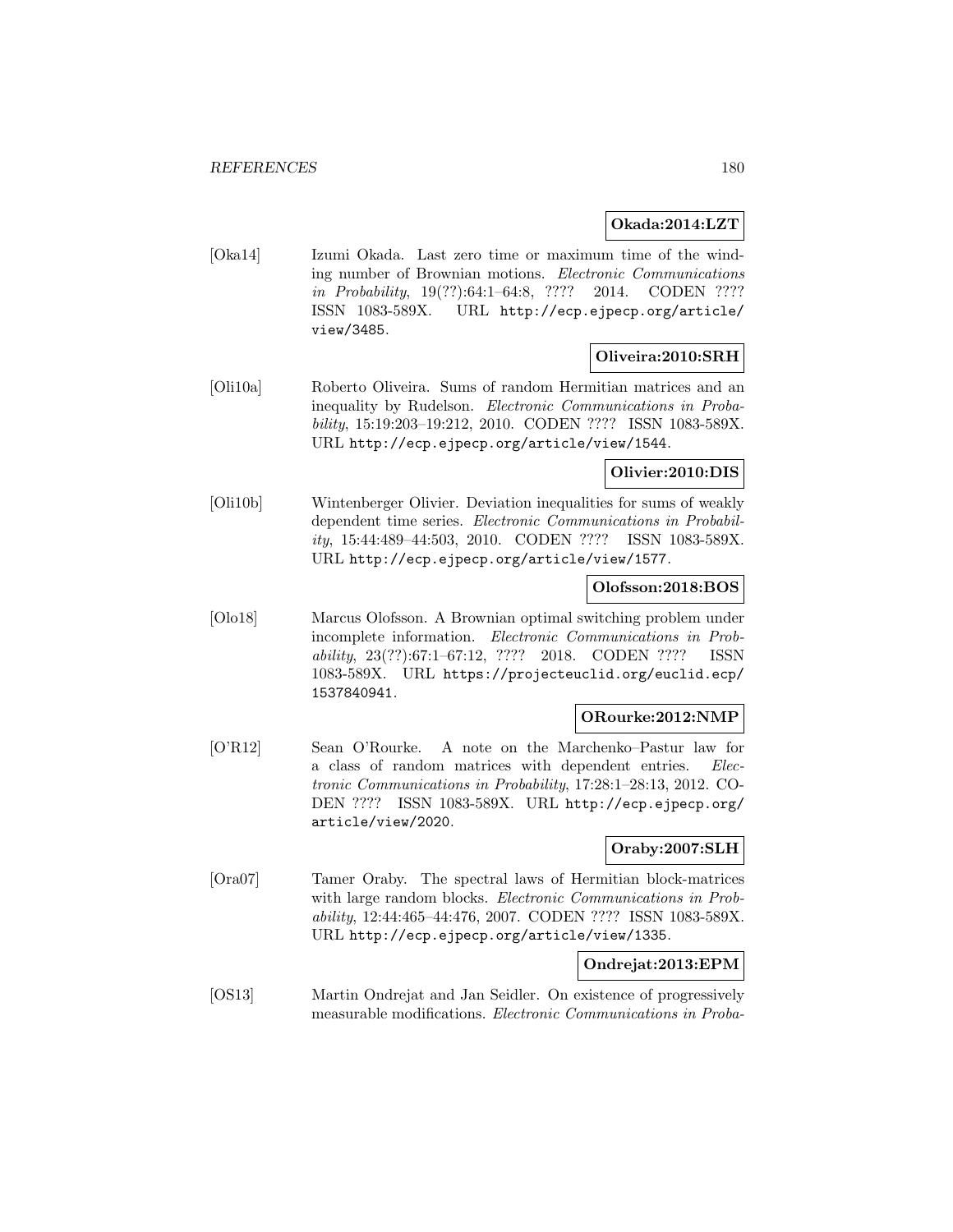**Okada:2014:LZT**

[Oka14] Izumi Okada. Last zero time or maximum time of the winding number of Brownian motions. *Electronic Communications in Probability*, 19(??):64:1–64:8, ???? 2014. CODEN ???? ISSN 1083-589X. URL http://ecp.ejpecp.org/article/view/3485.

**Oliveira:2010:SRH**

[Oli10a] Roberto Oliveira. Sums of random Hermitian matrices and an inequality by Rudelson. *Electronic Communications in Probability*, 15:19:203–19:212, 2010. CODEN ???? ISSN 1083-589X. URL http://ecp.ejpecp.org/article/view/1544.

**Olivier:2010:DIS**

[Oli10b] Wintenberger Olivier. Deviation inequalities for sums of weakly dependent time series. *Electronic Communications in Probability*, 15:44:489–44:503, 2010. CODEN ???? ISSN 1083-589X. URL http://ecp.ejpecp.org/article/view/1577.

**Olofsson:2018:BOS**

[Olo18] Marcus Olofsson. A Brownian optimal switching problem under incomplete information. *Electronic Communications in Probability*, 23(??):67:1–67:12, ???? 2018. CODEN ???? ISSN 1083-589X. URL https://projecteuclid.org/euclid.ecp/1537840941.

**ORourke:2012:NMP**

[O'R12] Sean O'Rourke. A note on the Marchenko–Pastur law for a class of random matrices with dependent entries. *Electronic Communications in Probability*, 17:28:1–28:13, 2012. CODEN ???? ISSN 1083-589X. URL http://ecp.ejpecp.org/article/view/2020.

**Oraby:2007:SLH**

[Ora07] Tamer Oraby. The spectral laws of Hermitian block-matrices with large random blocks. *Electronic Communications in Probability*, 12:44:465–44:476, 2007. CODEN ???? ISSN 1083-589X. URL http://ecp.ejpecp.org/article/view/1335.

**Ondrejat:2013:EPM**

[OS13] Martin Ondrejat and Jan Seidler. On existence of progressively measurable modifications. *Electronic Communications in Proba-*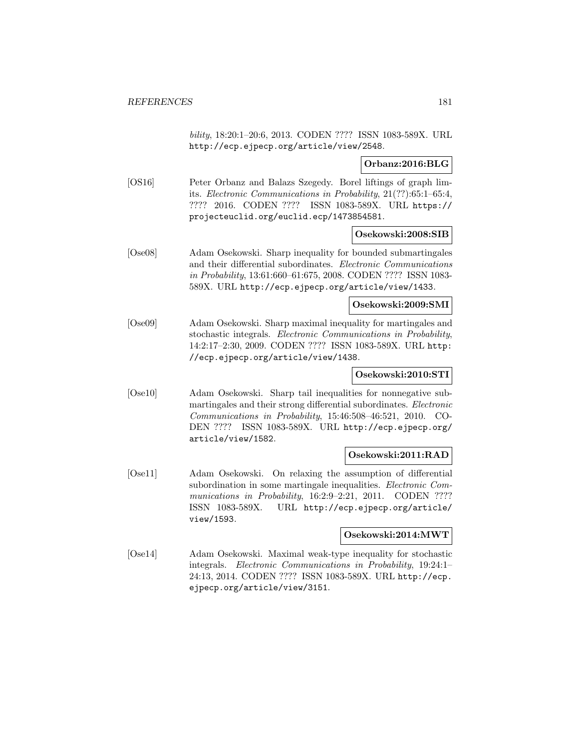*bility*, 18:20:1–20:6, 2013. CODEN ???? ISSN 1083-589X. URL http://ecp.ejpecp.org/article/view/2548.

**Orbanz:2016:BLG**

[OS16] Peter Orbanz and Balazs Szegedy. Borel liftings of graph limits. *Electronic Communications in Probability*, 21(??):65:1–65:4, ???? 2016. CODEN ???? ISSN 1083-589X. URL https://projecteuclid.org/euclid.ecp/1473854581.

**Osekowski:2008:SIB**

[Ose08] Adam Osekowski. Sharp inequality for bounded submartingales and their differential subordinates. *Electronic Communications in Probability*, 13:61:660–61:675, 2008. CODEN ???? ISSN 1083-589X. URL http://ecp.ejpecp.org/article/view/1433.

**Osekowski:2009:SMI**

[Ose09] Adam Osekowski. Sharp maximal inequality for martingales and stochastic integrals. *Electronic Communications in Probability*, 14:2:17–2:30, 2009. CODEN ???? ISSN 1083-589X. URL http://ecp.ejpecp.org/article/view/1438.

**Osekowski:2010:STI**

[Ose10] Adam Osekowski. Sharp tail inequalities for nonnegative submartingales and their strong differential subordinates. *Electronic Communications in Probability*, 15:46:508–46:521, 2010. CODEN ???? ISSN 1083-589X. URL http://ecp.ejpecp.org/article/view/1582.

**Osekowski:2011:RAD**

[Ose11] Adam Osekowski. On relaxing the assumption of differential subordination in some martingale inequalities. *Electronic Communications in Probability*, 16:2:9–2:21, 2011. CODEN ???? ISSN 1083-589X. URL http://ecp.ejpecp.org/article/view/1593.

**Osekowski:2014:MWT**

[Ose14] Adam Osekowski. Maximal weak-type inequality for stochastic integrals. *Electronic Communications in Probability*, 19:24:1–24:13, 2014. CODEN ???? ISSN 1083-589X. URL http://ecp.ejpecp.org/article/view/3151.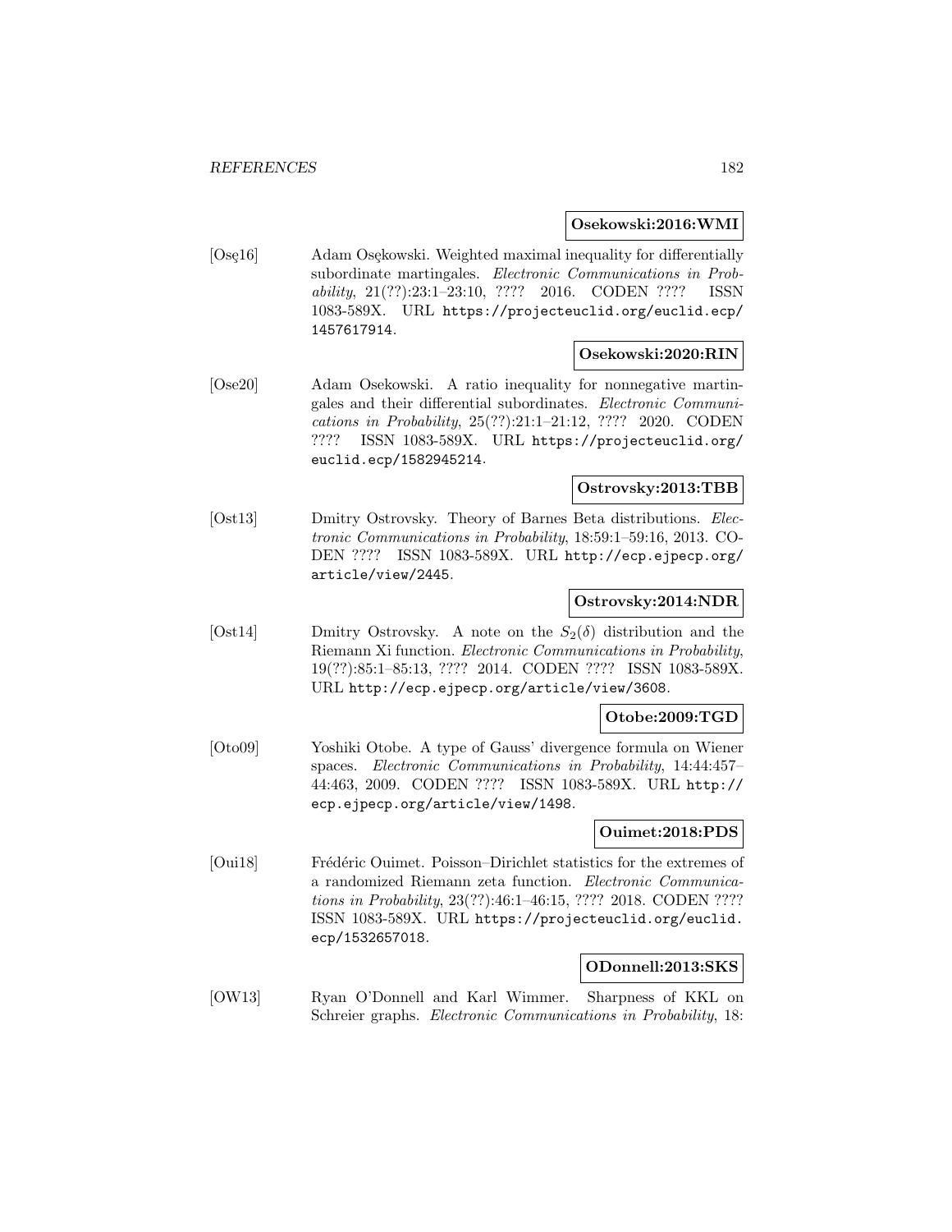**Osekowski:2016:WMI**

[Osę16] Adam Osękowski. Weighted maximal inequality for differentially subordinate martingales. *Electronic Communications in Probability*, 21(??):23:1–23:10, ???? 2016. CODEN ???? ISSN 1083-589X. URL https://projecteuclid.org/euclid.ecp/1457617914.

**Osekowski:2020:RIN**

[Ose20] Adam Osekowski. A ratio inequality for nonnegative martingales and their differential subordinates. *Electronic Communications in Probability*, 25(??):21:1–21:12, ???? 2020. CODEN ???? ISSN 1083-589X. URL https://projecteuclid.org/euclid.ecp/1582945214.

**Ostrovsky:2013:TBB**

[Ost13] Dmitry Ostrovsky. Theory of Barnes Beta distributions. *Electronic Communications in Probability*, 18:59:1–59:16, 2013. CODEN ???? ISSN 1083-589X. URL http://ecp.ejpecp.org/article/view/2445.

**Ostrovsky:2014:NDR**

[Ost14] Dmitry Ostrovsky. A note on the $S_2(\delta)$ distribution and the Riemann Xi function. *Electronic Communications in Probability*, 19(??):85:1–85:13, ???? 2014. CODEN ???? ISSN 1083-589X. URL http://ecp.ejpecp.org/article/view/3608.

**Otobe:2009:TGD**

[Oto09] Yoshiki Otobe. A type of Gauss' divergence formula on Wiener spaces. *Electronic Communications in Probability*, 14:44:457–44:463, 2009. CODEN ???? ISSN 1083-589X. URL http://ecp.ejpecp.org/article/view/1498.

**Ouimet:2018:PDS**

[Oui18] Frédéric Ouimet. Poisson–Dirichlet statistics for the extremes of a randomized Riemann zeta function. *Electronic Communications in Probability*, 23(??):46:1–46:15, ???? 2018. CODEN ???? ISSN 1083-589X. URL https://projecteuclid.org/euclid.ecp/1532657018.

**ODonnell:2013:SKS**

[OW13] Ryan O'Donnell and Karl Wimmer. Sharpness of KKL on Schreier graphs. *Electronic Communications in Probability*, 18: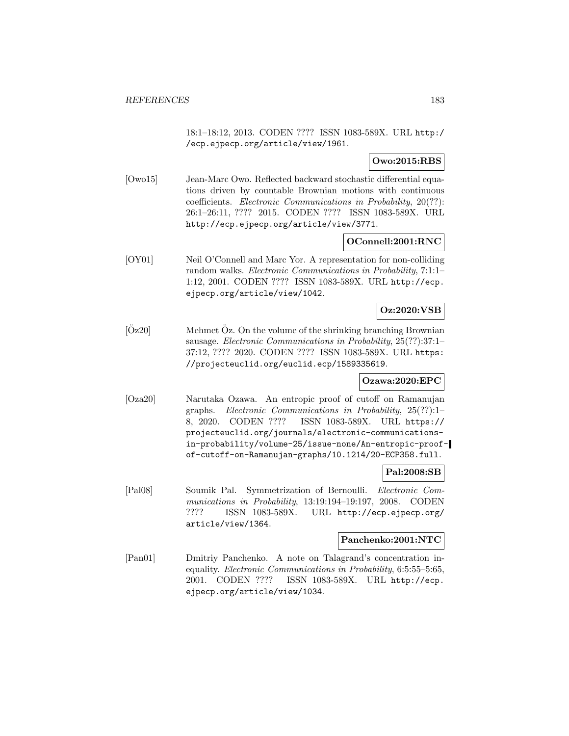18:1–18:12, 2013. CODEN ???? ISSN 1083-589X. URL http://ecp.ejpecp.org/article/view/1961.

**Owo:2015:RBS**

[Owo15] Jean-Marc Owo. Reflected backward stochastic differential equations driven by countable Brownian motions with continuous coefficients. *Electronic Communications in Probability*, 20(??): 26:1–26:11, ???? 2015. CODEN ???? ISSN 1083-589X. URL http://ecp.ejpecp.org/article/view/3771.

**OConnell:2001:RNC**

[OY01] Neil O'Connell and Marc Yor. A representation for non-colliding random walks. *Electronic Communications in Probability*, 7:1:1–1:12, 2001. CODEN ???? ISSN 1083-589X. URL http://ecp.ejpecp.org/article/view/1042.

**Oz:2020:VSB**

[Öz20] Mehmet Öz. On the volume of the shrinking branching Brownian sausage. *Electronic Communications in Probability*, 25(??):37:1–37:12, ???? 2020. CODEN ???? ISSN 1083-589X. URL https://projecteuclid.org/euclid.ecp/1589335619.

**Ozawa:2020:EPC**

[Oza20] Narutaka Ozawa. An entropic proof of cutoff on Ramanujan graphs. *Electronic Communications in Probability*, 25(??):1–8, 2020. CODEN ???? ISSN 1083-589X. URL https://projecteuclid.org/journals/electronic-communications-in-probability/volume-25/issue-none/An-entropic-proof-of-cutoff-on-Ramanujan-graphs/10.1214/20-ECP358.full.

**Pal:2008:SB**

[Pal08] Soumik Pal. Symmetrization of Bernoulli. *Electronic Communications in Probability*, 13:19:194–19:197, 2008. CODEN ???? ISSN 1083-589X. URL http://ecp.ejpecp.org/article/view/1364.

**Panchenko:2001:NTC**

[Pan01] Dmitriy Panchenko. A note on Talagrand's concentration inequality. *Electronic Communications in Probability*, 6:5:55–5:65, 2001. CODEN ???? ISSN 1083-589X. URL http://ecp.ejpecp.org/article/view/1034.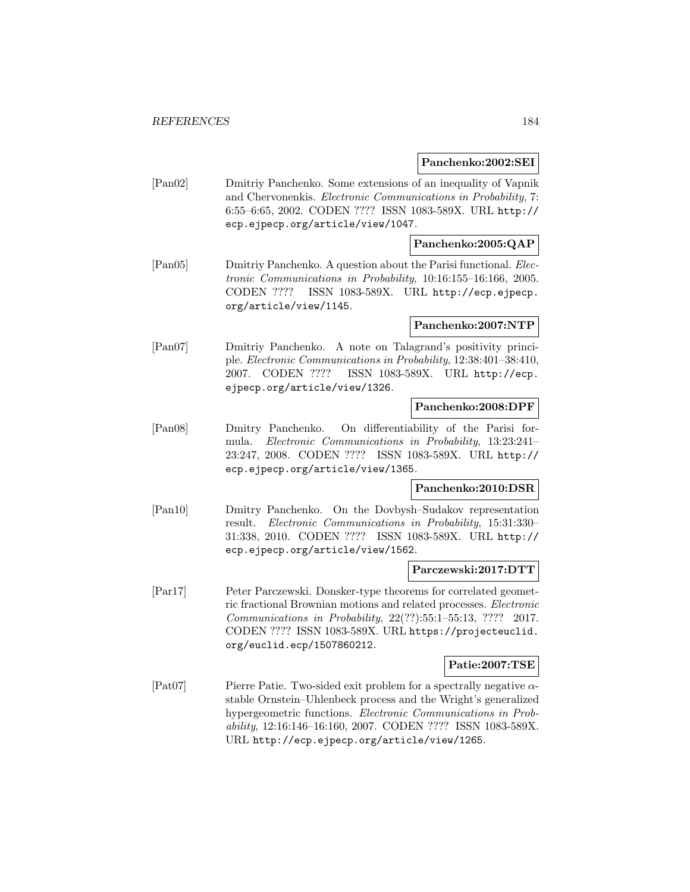**Panchenko:2002:SEI**

[Pan02] Dmitriy Panchenko. Some extensions of an inequality of Vapnik and Chervonenkis. *Electronic Communications in Probability*, 7: 6:55–6:65, 2002. CODEN ???? ISSN 1083-589X. URL http://ecp.ejpecp.org/article/view/1047.

**Panchenko:2005:QAP**

[Pan05] Dmitriy Panchenko. A question about the Parisi functional. *Electronic Communications in Probability*, 10:16:155–16:166, 2005. CODEN ???? ISSN 1083-589X. URL http://ecp.ejpecp.org/article/view/1145.

**Panchenko:2007:NTP**

[Pan07] Dmitriy Panchenko. A note on Talagrand's positivity principle. *Electronic Communications in Probability*, 12:38:401–38:410, 2007. CODEN ???? ISSN 1083-589X. URL http://ecp.ejpecp.org/article/view/1326.

**Panchenko:2008:DPF**

[Pan08] Dmitry Panchenko. On differentiability of the Parisi formula. *Electronic Communications in Probability*, 13:23:241–23:247, 2008. CODEN ???? ISSN 1083-589X. URL http://ecp.ejpecp.org/article/view/1365.

**Panchenko:2010:DSR**

[Pan10] Dmitry Panchenko. On the Dovbysh–Sudakov representation result. *Electronic Communications in Probability*, 15:31:330–31:338, 2010. CODEN ???? ISSN 1083-589X. URL http://ecp.ejpecp.org/article/view/1562.

**Parczewski:2017:DTT**

[Par17] Peter Parczewski. Donsker-type theorems for correlated geometric fractional Brownian motions and related processes. *Electronic Communications in Probability*, 22(??):55:1–55:13, ???? 2017. CODEN ???? ISSN 1083-589X. URL https://projecteuclid.org/euclid.ecp/1507860212.

**Patie:2007:TSE**

[Pat07] Pierre Patie. Two-sided exit problem for a spectrally negative $\alpha$-stable Ornstein–Uhlenbeck process and the Wright's generalized hypergeometric functions. *Electronic Communications in Probability*, 12:16:146–16:160, 2007. CODEN ???? ISSN 1083-589X. URL http://ecp.ejpecp.org/article/view/1265.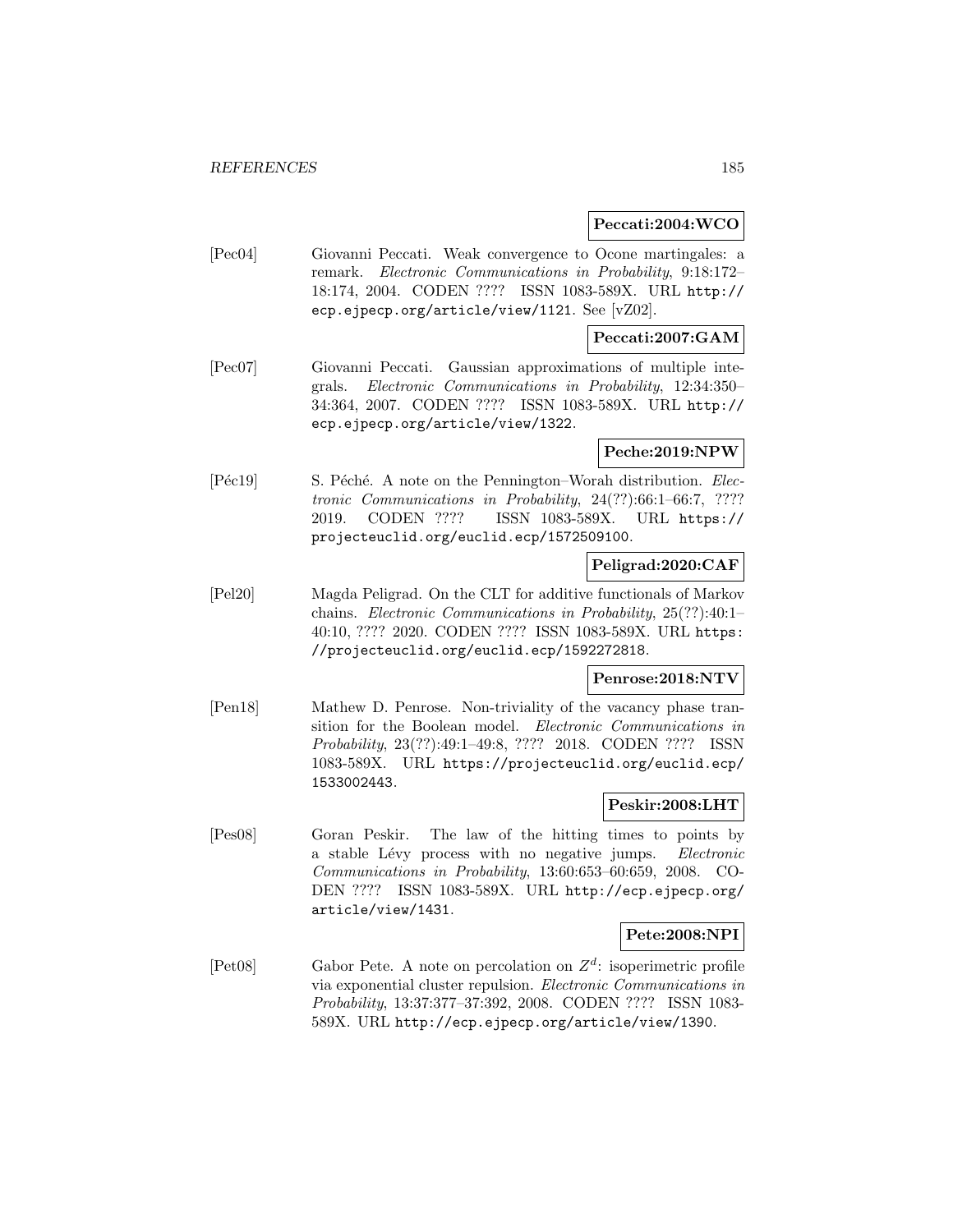**Peccati:2004:WCO**

[Pec04] Giovanni Peccati. Weak convergence to Ocone martingales: a remark. *Electronic Communications in Probability*, 9:18:172–18:174, 2004. CODEN ???? ISSN 1083-589X. URL http://ecp.ejpecp.org/article/view/1121. See [vZ02].

**Peccati:2007:GAM**

[Pec07] Giovanni Peccati. Gaussian approximations of multiple integrals. *Electronic Communications in Probability*, 12:34:350–34:364, 2007. CODEN ???? ISSN 1083-589X. URL http://ecp.ejpecp.org/article/view/1322.

**Peche:2019:NPW**

[Péc19] S. Péché. A note on the Pennington–Worah distribution. *Electronic Communications in Probability*, 24(??):66:1–66:7, ???? 2019. CODEN ???? ISSN 1083-589X. URL https://projecteuclid.org/euclid.ecp/1572509100.

**Peligrad:2020:CAF**

[Pel20] Magda Peligrad. On the CLT for additive functionals of Markov chains. *Electronic Communications in Probability*, 25(??):40:1–40:10, ???? 2020. CODEN ???? ISSN 1083-589X. URL https://projecteuclid.org/euclid.ecp/1592272818.

**Penrose:2018:NTV**

[Pen18] Mathew D. Penrose. Non-triviality of the vacancy phase transition for the Boolean model. *Electronic Communications in Probability*, 23(??):49:1–49:8, ???? 2018. CODEN ???? ISSN 1083-589X. URL https://projecteuclid.org/euclid.ecp/1533002443.

**Peskir:2008:LHT**

[Pes08] Goran Peskir. The law of the hitting times to points by a stable Lévy process with no negative jumps. *Electronic Communications in Probability*, 13:60:653–60:659, 2008. CODEN ???? ISSN 1083-589X. URL http://ecp.ejpecp.org/article/view/1431.

**Pete:2008:NPI**

[Pet08] Gabor Pete. A note on percolation on $Z^d$: isoperimetric profile via exponential cluster repulsion. *Electronic Communications in Probability*, 13:37:377–37:392, 2008. CODEN ???? ISSN 1083-589X. URL http://ecp.ejpecp.org/article/view/1390.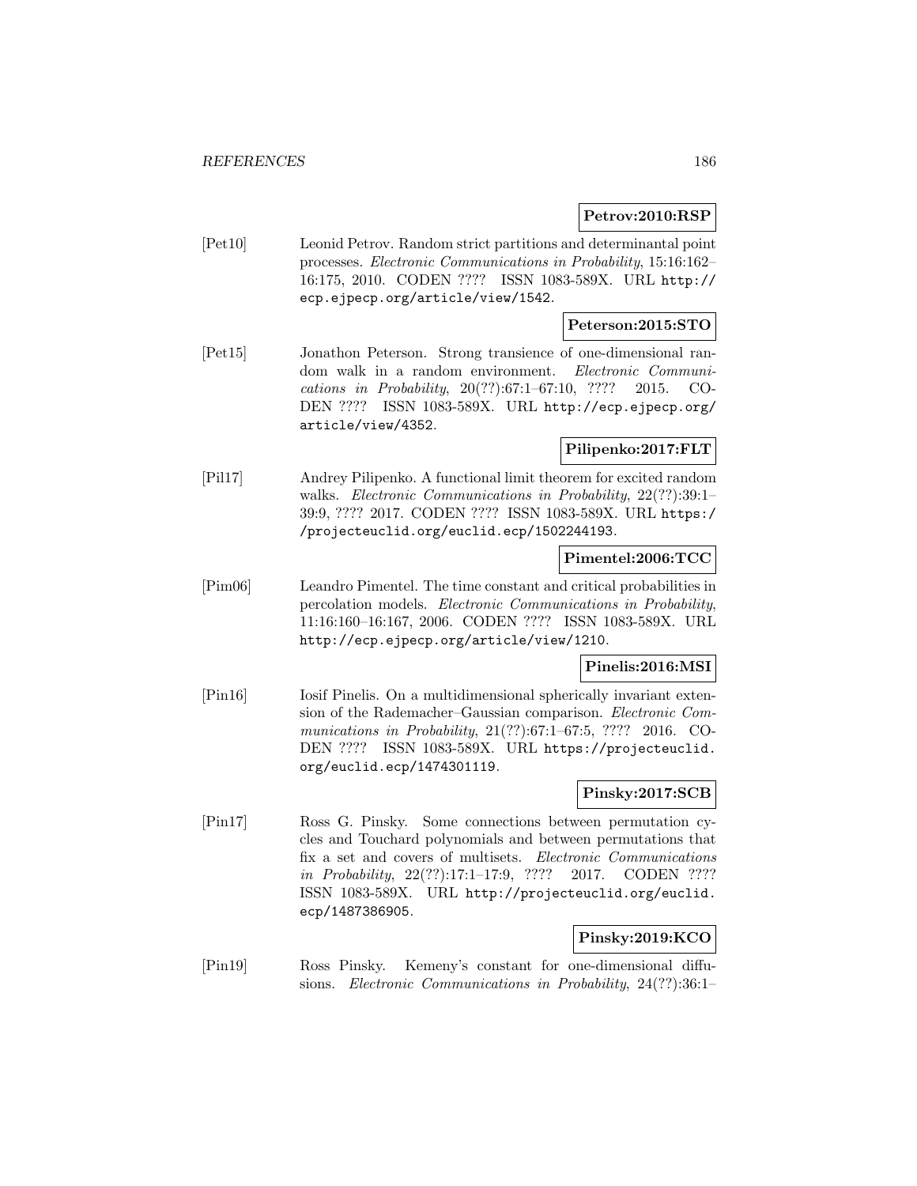**Petrov:2010:RSP**

[Pet10] Leonid Petrov. Random strict partitions and determinantal point processes. *Electronic Communications in Probability*, 15:16:162–16:175, 2010. CODEN ???? ISSN 1083-589X. URL http://ecp.ejpecp.org/article/view/1542.

**Peterson:2015:STO**

[Pet15] Jonathon Peterson. Strong transience of one-dimensional random walk in a random environment. *Electronic Communications in Probability*, 20(??):67:1–67:10, ???? 2015. CODEN ???? ISSN 1083-589X. URL http://ecp.ejpecp.org/article/view/4352.

**Pilipenko:2017:FLT**

[Pil17] Andrey Pilipenko. A functional limit theorem for excited random walks. *Electronic Communications in Probability*, 22(??):39:1–39:9, ???? 2017. CODEN ???? ISSN 1083-589X. URL https://projecteuclid.org/euclid.ecp/1502244193.

**Pimentel:2006:TCC**

[Pim06] Leandro Pimentel. The time constant and critical probabilities in percolation models. *Electronic Communications in Probability*, 11:16:160–16:167, 2006. CODEN ???? ISSN 1083-589X. URL http://ecp.ejpecp.org/article/view/1210.

**Pinelis:2016:MSI**

[Pin16] Iosif Pinelis. On a multidimensional spherically invariant extension of the Rademacher–Gaussian comparison. *Electronic Communications in Probability*, 21(??):67:1–67:5, ???? 2016. CODEN ???? ISSN 1083-589X. URL https://projecteuclid.org/euclid.ecp/1474301119.

**Pinsky:2017:SCB**

[Pin17] Ross G. Pinsky. Some connections between permutation cycles and Touchard polynomials and between permutations that fix a set and covers of multisets. *Electronic Communications in Probability*, 22(??):17:1–17:9, ???? 2017. CODEN ???? ISSN 1083-589X. URL http://projecteuclid.org/euclid.ecp/1487386905.

**Pinsky:2019:KCO**

[Pin19] Ross Pinsky. Kemeny's constant for one-dimensional diffusions. *Electronic Communications in Probability*, 24(??):36:1–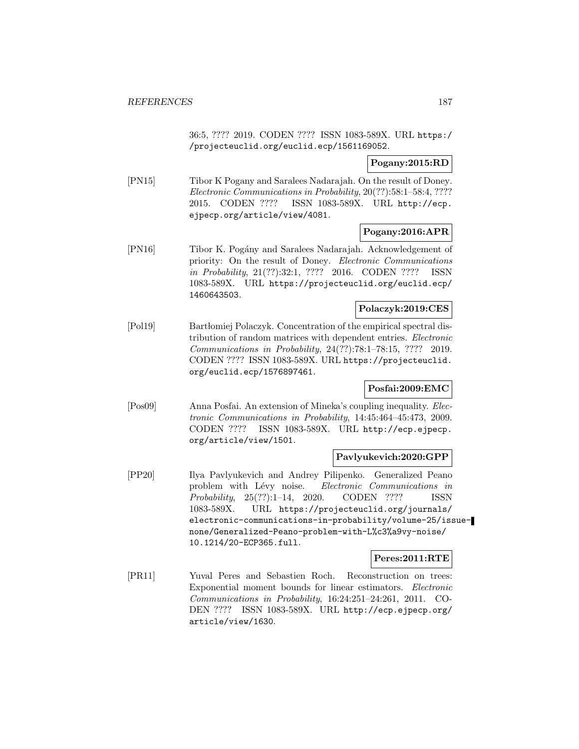36:5, ???? 2019. CODEN ???? ISSN 1083-589X. URL https://projecteuclid.org/euclid.ecp/1561169052.

**Pogany:2015:RD**

[PN15] Tibor K Pogany and Saralees Nadarajah. On the result of Doney. *Electronic Communications in Probability*, 20(??):58:1–58:4, ???? 2015. CODEN ???? ISSN 1083-589X. URL http://ecp.ejpecp.org/article/view/4081.

**Pogany:2016:APR**

[PN16] Tibor K. Pogány and Saralees Nadarajah. Acknowledgement of priority: On the result of Doney. *Electronic Communications in Probability*, 21(??):32:1, ???? 2016. CODEN ???? ISSN 1083-589X. URL https://projecteuclid.org/euclid.ecp/1460643503.

**Polaczyk:2019:CES**

[Pol19] Bartłomiej Polaczyk. Concentration of the empirical spectral distribution of random matrices with dependent entries. *Electronic Communications in Probability*, 24(??):78:1–78:15, ???? 2019. CODEN ???? ISSN 1083-589X. URL https://projecteuclid.org/euclid.ecp/1576897461.

**Posfai:2009:EMC**

[Pos09] Anna Posfai. An extension of Mineka's coupling inequality. *Electronic Communications in Probability*, 14:45:464–45:473, 2009. CODEN ???? ISSN 1083-589X. URL http://ecp.ejpecp.org/article/view/1501.

**Pavlyukevich:2020:GPP**

[PP20] Ilya Pavlyukevich and Andrey Pilipenko. Generalized Peano problem with Lévy noise. *Electronic Communications in Probability*, 25(??):1–14, 2020. CODEN ???? ISSN 1083-589X. URL https://projecteuclid.org/journals/electronic-communications-in-probability/volume-25/issue-none/Generalized-Peano-problem-with-L%c3%a9vy-noise/10.1214/20-ECP365.full.

**Peres:2011:RTE**

[PR11] Yuval Peres and Sebastien Roch. Reconstruction on trees: Exponential moment bounds for linear estimators. *Electronic Communications in Probability*, 16:24:251–24:261, 2011. CODEN ???? ISSN 1083-589X. URL http://ecp.ejpecp.org/article/view/1630.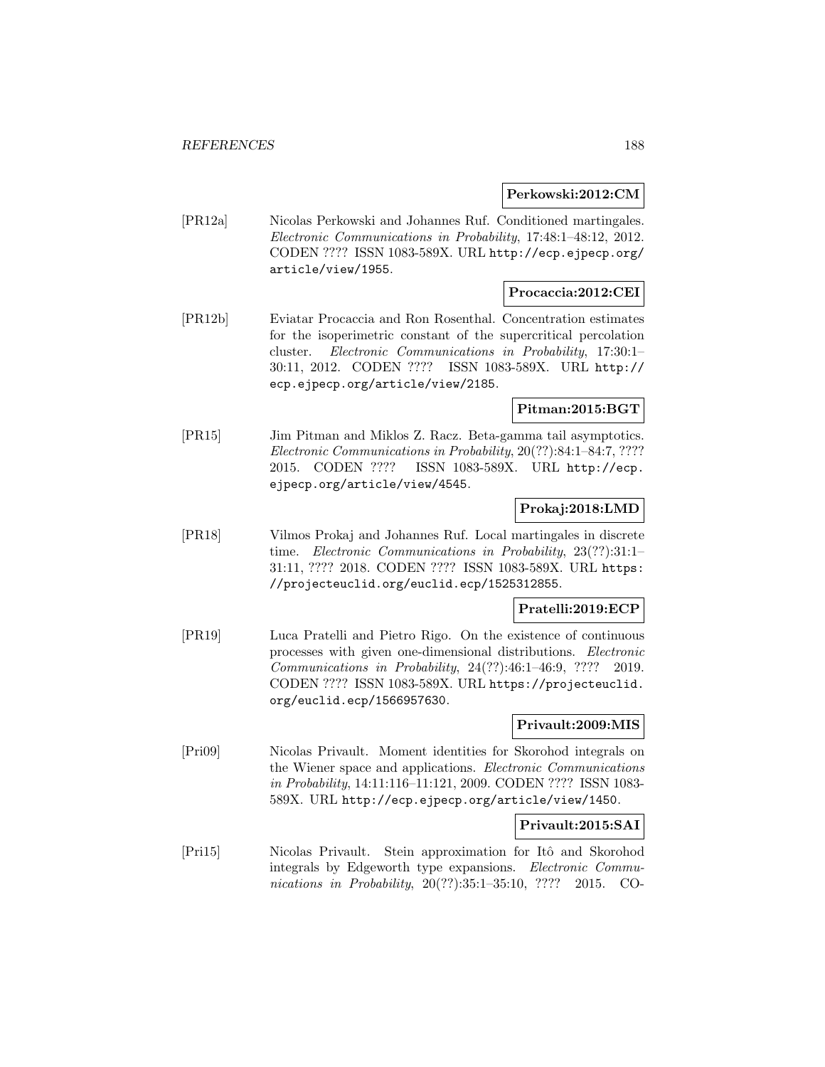**Perkowski:2012:CM**

[PR12a] Nicolas Perkowski and Johannes Ruf. Conditioned martingales. *Electronic Communications in Probability*, 17:48:1–48:12, 2012. CODEN ???? ISSN 1083-589X. URL http://ecp.ejpecp.org/article/view/1955.

**Procaccia:2012:CEI**

[PR12b] Eviatar Procaccia and Ron Rosenthal. Concentration estimates for the isoperimetric constant of the supercritical percolation cluster. *Electronic Communications in Probability*, 17:30:1–30:11, 2012. CODEN ???? ISSN 1083-589X. URL http://ecp.ejpecp.org/article/view/2185.

**Pitman:2015:BGT**

[PR15] Jim Pitman and Miklos Z. Racz. Beta-gamma tail asymptotics. *Electronic Communications in Probability*, 20(??):84:1–84:7, ???? 2015. CODEN ???? ISSN 1083-589X. URL http://ecp.ejpecp.org/article/view/4545.

**Prokaj:2018:LMD**

[PR18] Vilmos Prokaj and Johannes Ruf. Local martingales in discrete time. *Electronic Communications in Probability*, 23(??):31:1–31:11, ???? 2018. CODEN ???? ISSN 1083-589X. URL https://projecteuclid.org/euclid.ecp/1525312855.

**Pratelli:2019:ECP**

[PR19] Luca Pratelli and Pietro Rigo. On the existence of continuous processes with given one-dimensional distributions. *Electronic Communications in Probability*, 24(??):46:1–46:9, ???? 2019. CODEN ???? ISSN 1083-589X. URL https://projecteuclid.org/euclid.ecp/1566957630.

**Privault:2009:MIS**

[Pri09] Nicolas Privault. Moment identities for Skorohod integrals on the Wiener space and applications. *Electronic Communications in Probability*, 14:11:116–11:121, 2009. CODEN ???? ISSN 1083-589X. URL http://ecp.ejpecp.org/article/view/1450.

**Privault:2015:SAI**

[Pri15] Nicolas Privault. Stein approximation for Itô and Skorohod integrals by Edgeworth type expansions. *Electronic Communications in Probability*, 20(??):35:1–35:10, ???? 2015. CO-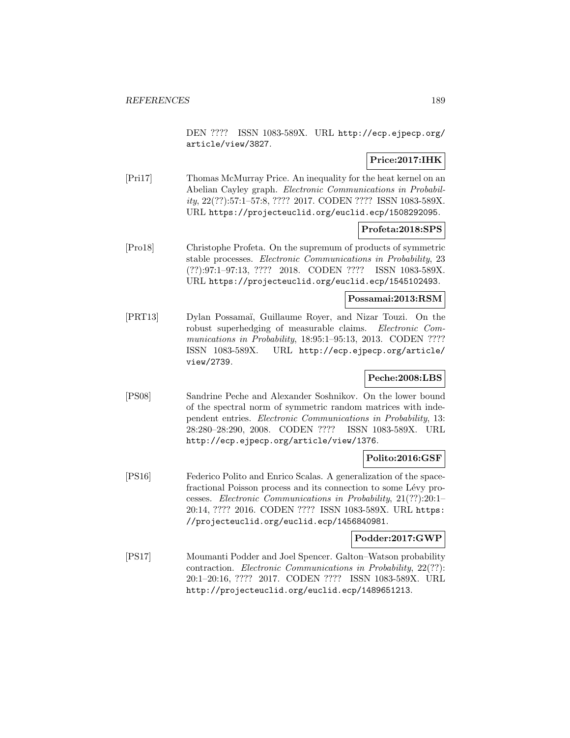DEN ???? ISSN 1083-589X. URL http://ecp.ejpecp.org/article/view/3827.

**Price:2017:IHK**

[Pri17] Thomas McMurray Price. An inequality for the heat kernel on an Abelian Cayley graph. *Electronic Communications in Probability*, 22(??):57:1–57:8, ???? 2017. CODEN ???? ISSN 1083-589X. URL https://projecteuclid.org/euclid.ecp/1508292095.

**Profeta:2018:SPS**

[Pro18] Christophe Profeta. On the supremum of products of symmetric stable processes. *Electronic Communications in Probability*, 23 (??):97:1–97:13, ???? 2018. CODEN ???? ISSN 1083-589X. URL https://projecteuclid.org/euclid.ecp/1545102493.

**Possamai:2013:RSM**

[PRT13] Dylan Possamaï, Guillaume Royer, and Nizar Touzi. On the robust superhedging of measurable claims. *Electronic Communications in Probability*, 18:95:1–95:13, 2013. CODEN ???? ISSN 1083-589X. URL http://ecp.ejpecp.org/article/view/2739.

**Peche:2008:LBS**

[PS08] Sandrine Peche and Alexander Soshnikov. On the lower bound of the spectral norm of symmetric random matrices with independent entries. *Electronic Communications in Probability*, 13: 28:280–28:290, 2008. CODEN ???? ISSN 1083-589X. URL http://ecp.ejpecp.org/article/view/1376.

**Polito:2016:GSF**

[PS16] Federico Polito and Enrico Scalas. A generalization of the space-fractional Poisson process and its connection to some Lévy processes. *Electronic Communications in Probability*, 21(??):20:1–20:14, ???? 2016. CODEN ???? ISSN 1083-589X. URL https://projecteuclid.org/euclid.ecp/1456840981.

**Podder:2017:GWP**

[PS17] Moumanti Podder and Joel Spencer. Galton–Watson probability contraction. *Electronic Communications in Probability*, 22(??): 20:1–20:16, ???? 2017. CODEN ???? ISSN 1083-589X. URL http://projecteuclid.org/euclid.ecp/1489651213.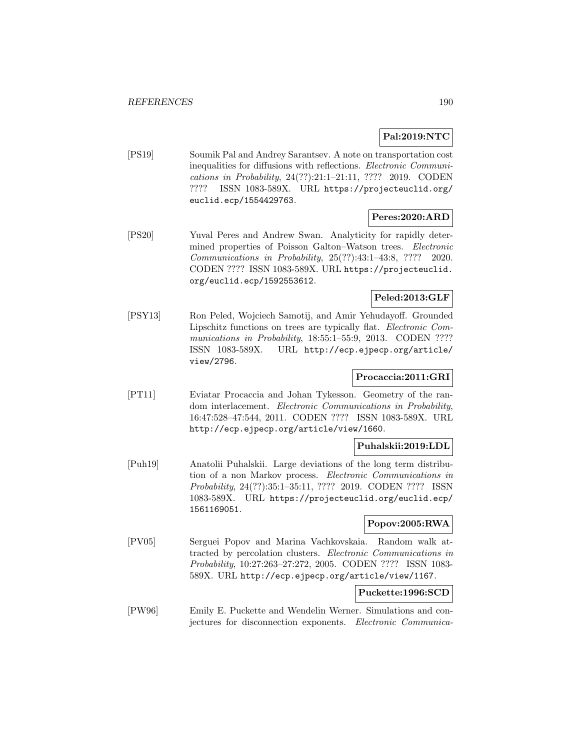**Pal:2019:NTC**

[PS19] Soumik Pal and Andrey Sarantsev. A note on transportation cost inequalities for diffusions with reflections. *Electronic Communications in Probability*, 24(??):21:1–21:11, ???? 2019. CODEN ???? ISSN 1083-589X. URL https://projecteuclid.org/euclid.ecp/1554429763.

**Peres:2020:ARD**

[PS20] Yuval Peres and Andrew Swan. Analyticity for rapidly determined properties of Poisson Galton–Watson trees. *Electronic Communications in Probability*, 25(??):43:1–43:8, ???? 2020. CODEN ???? ISSN 1083-589X. URL https://projecteuclid.org/euclid.ecp/1592553612.

**Peled:2013:GLF**

[PSY13] Ron Peled, Wojciech Samotij, and Amir Yehudayoff. Grounded Lipschitz functions on trees are typically flat. *Electronic Communications in Probability*, 18:55:1–55:9, 2013. CODEN ???? ISSN 1083-589X. URL http://ecp.ejpecp.org/article/view/2796.

**Procaccia:2011:GRI**

[PT11] Eviatar Procaccia and Johan Tykesson. Geometry of the random interlacement. *Electronic Communications in Probability*, 16:47:528–47:544, 2011. CODEN ???? ISSN 1083-589X. URL http://ecp.ejpecp.org/article/view/1660.

**Puhalskii:2019:LDL**

[Puh19] Anatolii Puhalskii. Large deviations of the long term distribution of a non Markov process. *Electronic Communications in Probability*, 24(??):35:1–35:11, ???? 2019. CODEN ???? ISSN 1083-589X. URL https://projecteuclid.org/euclid.ecp/1561169051.

**Popov:2005:RWA**

[PV05] Serguei Popov and Marina Vachkovskaia. Random walk attracted by percolation clusters. *Electronic Communications in Probability*, 10:27:263–27:272, 2005. CODEN ???? ISSN 1083-589X. URL http://ecp.ejpecp.org/article/view/1167.

**Puckette:1996:SCD**

[PW96] Emily E. Puckette and Wendelin Werner. Simulations and conjectures for disconnection exponents. *Electronic Communica-*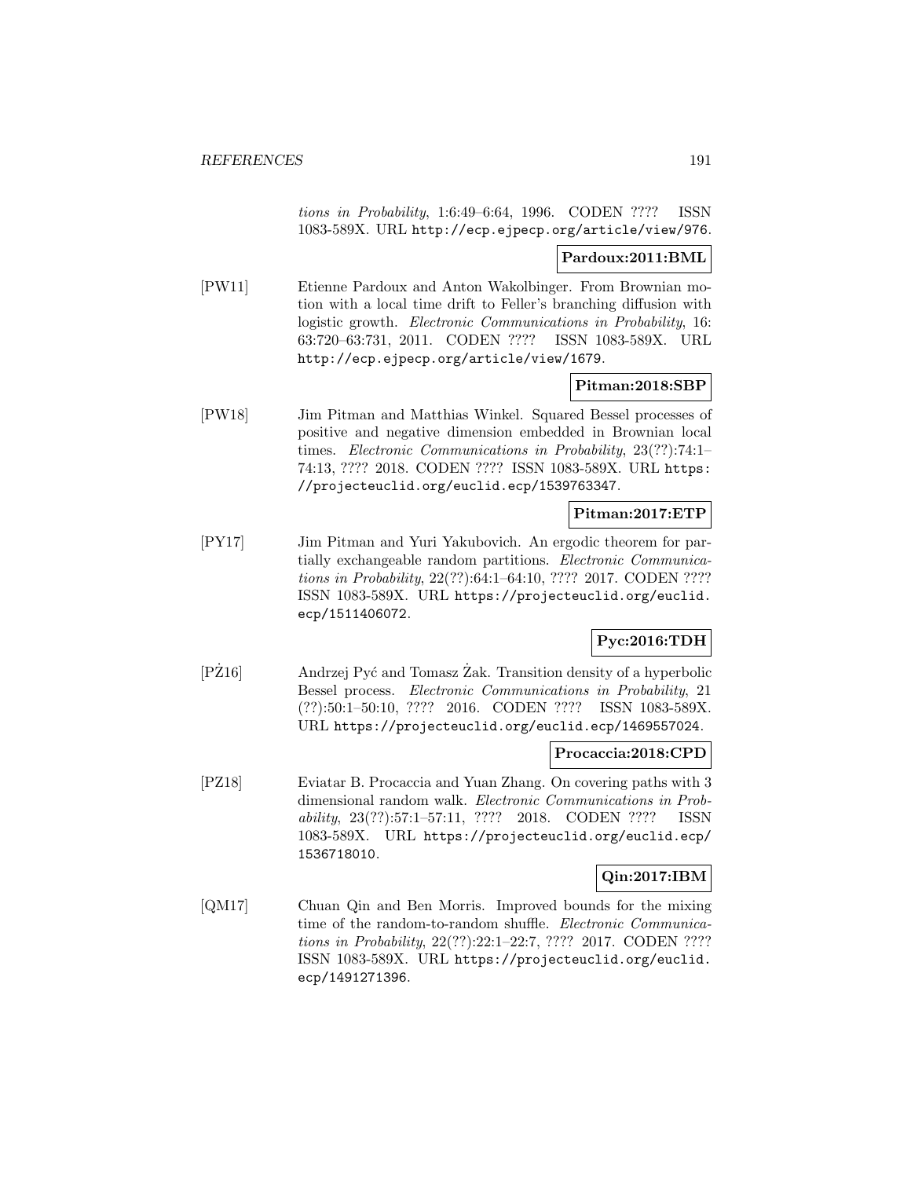*tions in Probability*, 1:6:49–6:64, 1996. CODEN ???? ISSN 1083-589X. URL http://ecp.ejpecp.org/article/view/976.

**Pardoux:2011:BML**

[PW11] Etienne Pardoux and Anton Wakolbinger. From Brownian motion with a local time drift to Feller's branching diffusion with logistic growth. *Electronic Communications in Probability*, 16: 63:720–63:731, 2011. CODEN ???? ISSN 1083-589X. URL http://ecp.ejpecp.org/article/view/1679.

**Pitman:2018:SBP**

[PW18] Jim Pitman and Matthias Winkel. Squared Bessel processes of positive and negative dimension embedded in Brownian local times. *Electronic Communications in Probability*, 23(??):74:1–74:13, ???? 2018. CODEN ???? ISSN 1083-589X. URL https://projecteuclid.org/euclid.ecp/1539763347.

**Pitman:2017:ETP**

[PY17] Jim Pitman and Yuri Yakubovich. An ergodic theorem for partially exchangeable random partitions. *Electronic Communications in Probability*, 22(??):64:1–64:10, ???? 2017. CODEN ???? ISSN 1083-589X. URL https://projecteuclid.org/euclid.ecp/1511406072.

**Pyc:2016:TDH**

[PŻ16] Andrzej Pyć and Tomasz Żak. Transition density of a hyperbolic Bessel process. *Electronic Communications in Probability*, 21 (??):50:1–50:10, ???? 2016. CODEN ???? ISSN 1083-589X. URL https://projecteuclid.org/euclid.ecp/1469557024.

**Procaccia:2018:CPD**

[PZ18] Eviatar B. Procaccia and Yuan Zhang. On covering paths with 3 dimensional random walk. *Electronic Communications in Probability*, 23(??):57:1–57:11, ???? 2018. CODEN ???? ISSN 1083-589X. URL https://projecteuclid.org/euclid.ecp/1536718010.

**Qin:2017:IBM**

[QM17] Chuan Qin and Ben Morris. Improved bounds for the mixing time of the random-to-random shuffle. *Electronic Communications in Probability*, 22(??):22:1–22:7, ???? 2017. CODEN ???? ISSN 1083-589X. URL https://projecteuclid.org/euclid.ecp/1491271396.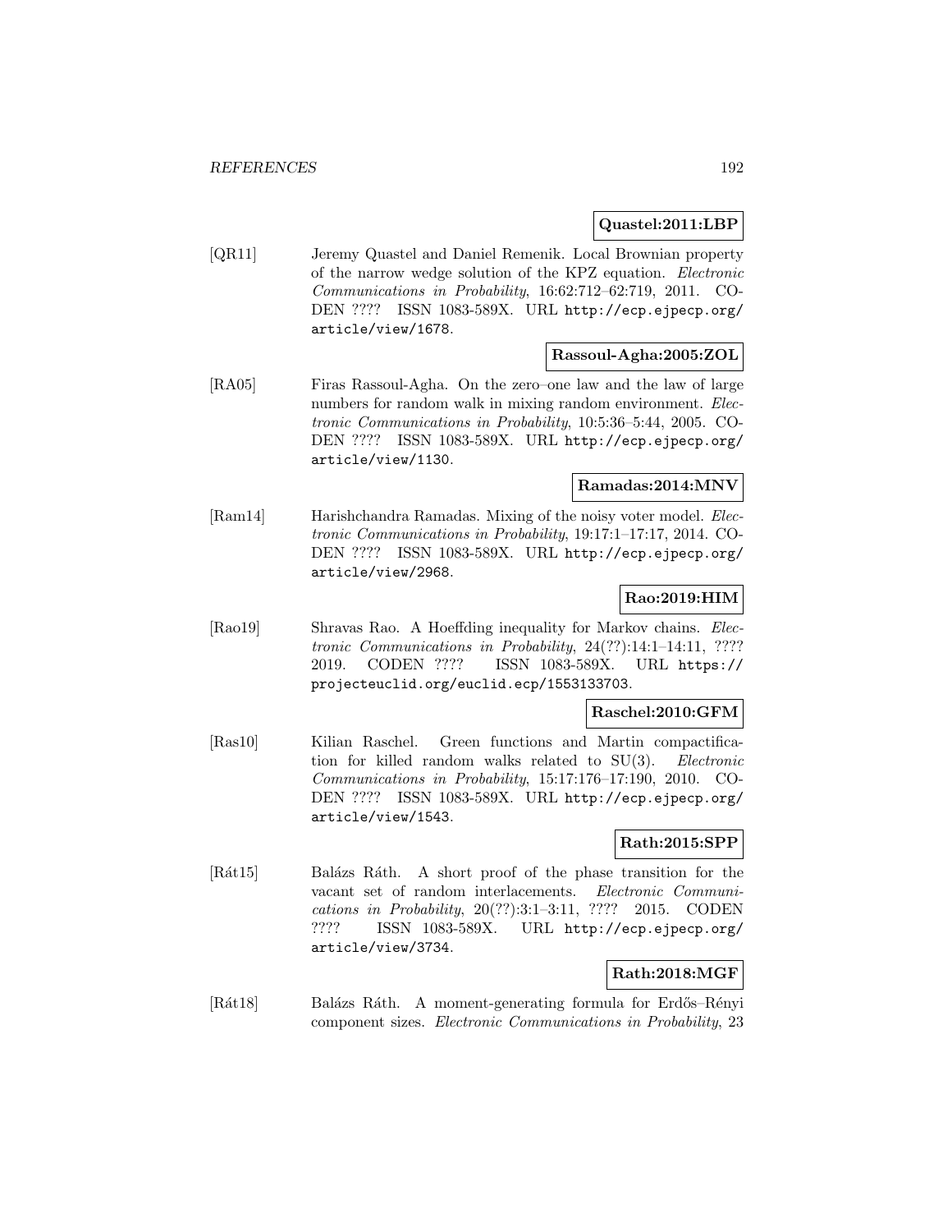**Quastel:2011:LBP**

[QR11] Jeremy Quastel and Daniel Remenik. Local Brownian property of the narrow wedge solution of the KPZ equation. *Electronic Communications in Probability*, 16:62:712–62:719, 2011. CODEN ???? ISSN 1083-589X. URL http://ecp.ejpecp.org/article/view/1678.

**Rassoul-Agha:2005:ZOL**

[RA05] Firas Rassoul-Agha. On the zero–one law and the law of large numbers for random walk in mixing random environment. *Electronic Communications in Probability*, 10:5:36–5:44, 2005. CODEN ???? ISSN 1083-589X. URL http://ecp.ejpecp.org/article/view/1130.

**Ramadas:2014:MNV**

[Ram14] Harishchandra Ramadas. Mixing of the noisy voter model. *Electronic Communications in Probability*, 19:17:1–17:17, 2014. CODEN ???? ISSN 1083-589X. URL http://ecp.ejpecp.org/article/view/2968.

**Rao:2019:HIM**

[Rao19] Shravas Rao. A Hoeffding inequality for Markov chains. *Electronic Communications in Probability*, 24(??):14:1–14:11, ???? 2019. CODEN ???? ISSN 1083-589X. URL https://projecteuclid.org/euclid.ecp/1553133703.

**Raschel:2010:GFM**

[Ras10] Kilian Raschel. Green functions and Martin compactification for killed random walks related to SU(3). *Electronic Communications in Probability*, 15:17:176–17:190, 2010. CODEN ???? ISSN 1083-589X. URL http://ecp.ejpecp.org/article/view/1543.

**Rath:2015:SPP**

[Rát15] Balázs Ráth. A short proof of the phase transition for the vacant set of random interlacements. *Electronic Communications in Probability*, 20(??):3:1–3:11, ???? 2015. CODEN ???? ISSN 1083-589X. URL http://ecp.ejpecp.org/article/view/3734.

**Rath:2018:MGF**

[Rát18] Balázs Ráth. A moment-generating formula for Erdős–Rényi component sizes. *Electronic Communications in Probability*, 23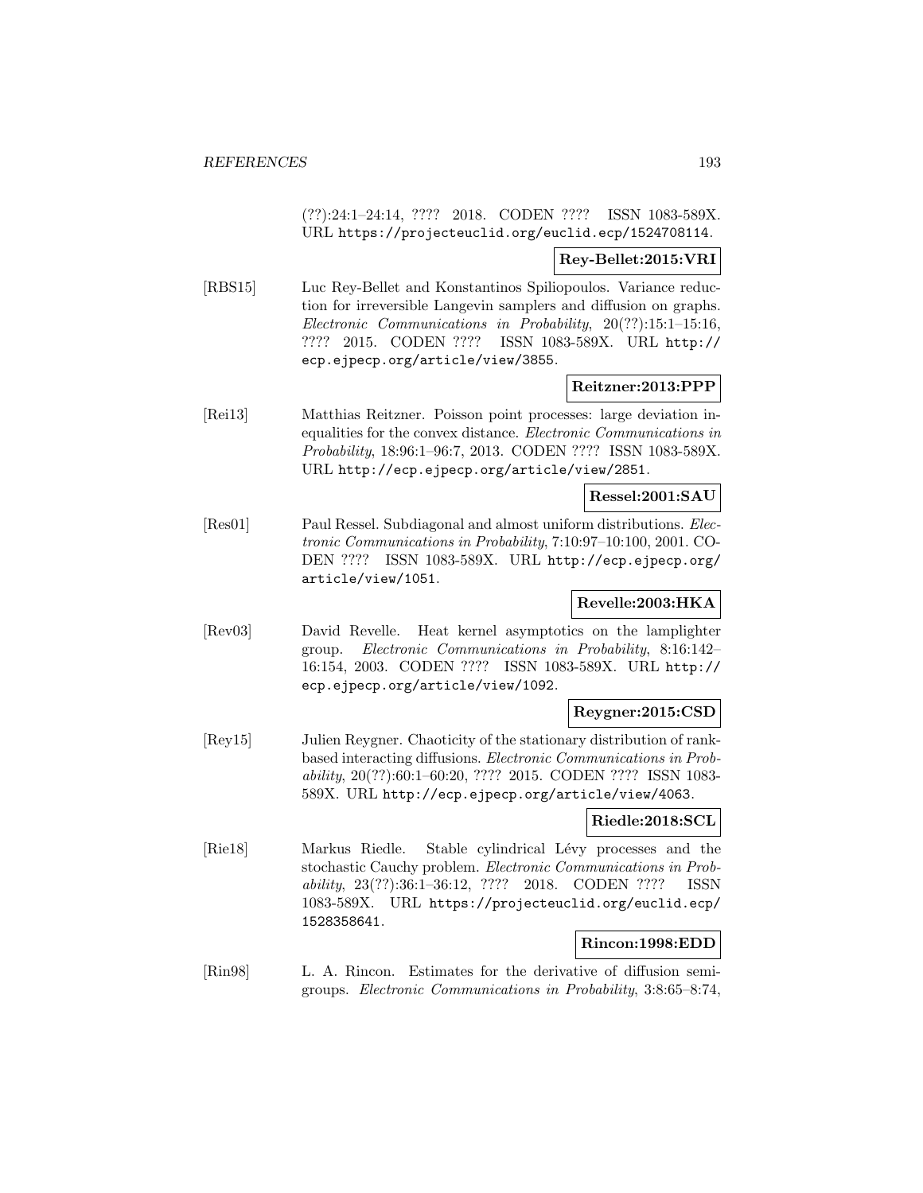(??):24:1–24:14, ???? 2018. CODEN ???? ISSN 1083-589X. URL https://projecteuclid.org/euclid.ecp/1524708114.

**Rey-Bellet:2015:VRI**

[RBS15] Luc Rey-Bellet and Konstantinos Spiliopoulos. Variance reduction for irreversible Langevin samplers and diffusion on graphs. *Electronic Communications in Probability*, 20(??):15:1–15:16, ???? 2015. CODEN ???? ISSN 1083-589X. URL http://ecp.ejpecp.org/article/view/3855.

**Reitzner:2013:PPP**

[Rei13] Matthias Reitzner. Poisson point processes: large deviation inequalities for the convex distance. *Electronic Communications in Probability*, 18:96:1–96:7, 2013. CODEN ???? ISSN 1083-589X. URL http://ecp.ejpecp.org/article/view/2851.

**Ressel:2001:SAU**

[Res01] Paul Ressel. Subdiagonal and almost uniform distributions. *Electronic Communications in Probability*, 7:10:97–10:100, 2001. CODEN ???? ISSN 1083-589X. URL http://ecp.ejpecp.org/article/view/1051.

**Revelle:2003:HKA**

[Rev03] David Revelle. Heat kernel asymptotics on the lamplighter group. *Electronic Communications in Probability*, 8:16:142–16:154, 2003. CODEN ???? ISSN 1083-589X. URL http://ecp.ejpecp.org/article/view/1092.

**Reygner:2015:CSD**

[Rey15] Julien Reygner. Chaoticity of the stationary distribution of rank-based interacting diffusions. *Electronic Communications in Probability*, 20(??):60:1–60:20, ???? 2015. CODEN ???? ISSN 1083-589X. URL http://ecp.ejpecp.org/article/view/4063.

**Riedle:2018:SCL**

[Rie18] Markus Riedle. Stable cylindrical Lévy processes and the stochastic Cauchy problem. *Electronic Communications in Probability*, 23(??):36:1–36:12, ???? 2018. CODEN ???? ISSN 1083-589X. URL https://projecteuclid.org/euclid.ecp/1528358641.

**Rincon:1998:EDD**

[Rin98] L. A. Rincon. Estimates for the derivative of diffusion semigroups. *Electronic Communications in Probability*, 3:8:65–8:74,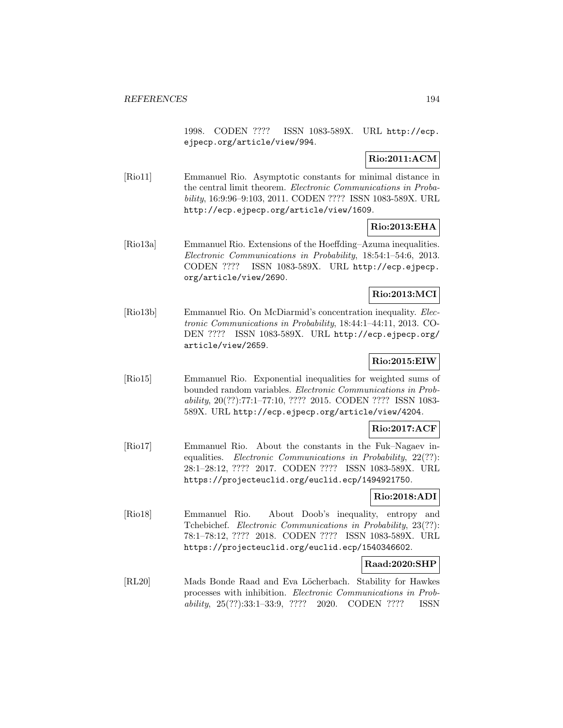1998. CODEN ???? ISSN 1083-589X. URL http://ecp.ejpecp.org/article/view/994.

**Rio:2011:ACM**

[Rio11] Emmanuel Rio. Asymptotic constants for minimal distance in the central limit theorem. *Electronic Communications in Probability*, 16:9:96–9:103, 2011. CODEN ???? ISSN 1083-589X. URL http://ecp.ejpecp.org/article/view/1609.

**Rio:2013:EHA**

[Rio13a] Emmanuel Rio. Extensions of the Hoeffding–Azuma inequalities. *Electronic Communications in Probability*, 18:54:1–54:6, 2013. CODEN ???? ISSN 1083-589X. URL http://ecp.ejpecp.org/article/view/2690.

**Rio:2013:MCI**

[Rio13b] Emmanuel Rio. On McDiarmid's concentration inequality. *Electronic Communications in Probability*, 18:44:1–44:11, 2013. CODEN ???? ISSN 1083-589X. URL http://ecp.ejpecp.org/article/view/2659.

**Rio:2015:EIW**

[Rio15] Emmanuel Rio. Exponential inequalities for weighted sums of bounded random variables. *Electronic Communications in Probability*, 20(??):77:1–77:10, ???? 2015. CODEN ???? ISSN 1083-589X. URL http://ecp.ejpecp.org/article/view/4204.

**Rio:2017:ACF**

[Rio17] Emmanuel Rio. About the constants in the Fuk–Nagaev inequalities. *Electronic Communications in Probability*, 22(??):28:1–28:12, ???? 2017. CODEN ???? ISSN 1083-589X. URL https://projecteuclid.org/euclid.ecp/1494921750.

**Rio:2018:ADI**

[Rio18] Emmanuel Rio. About Doob's inequality, entropy and Tchebichef. *Electronic Communications in Probability*, 23(??):78:1–78:12, ???? 2018. CODEN ???? ISSN 1083-589X. URL https://projecteuclid.org/euclid.ecp/1540346602.

**Raad:2020:SHP**

[RL20] Mads Bonde Raad and Eva Löcherbach. Stability for Hawkes processes with inhibition. *Electronic Communications in Probability*, 25(??):33:1–33:9, ???? 2020. CODEN ???? ISSN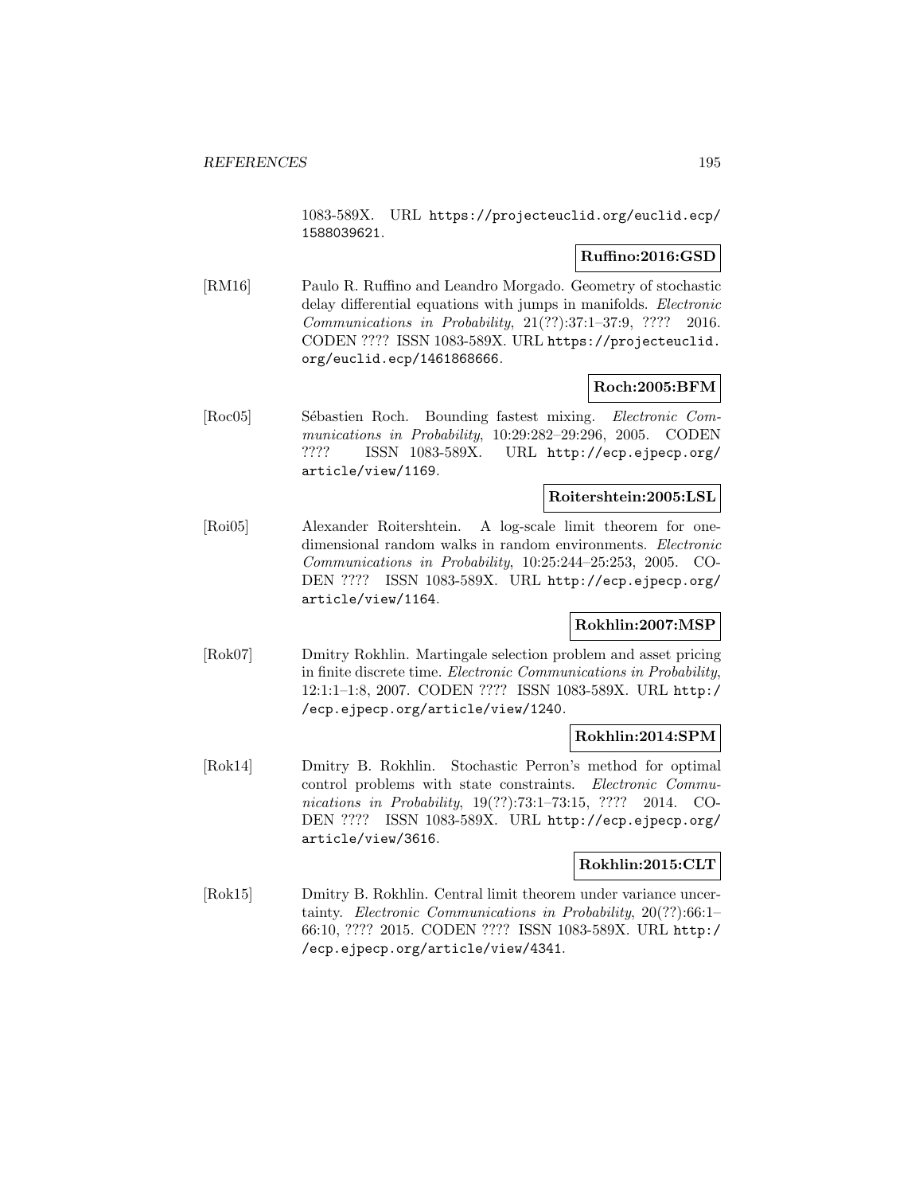1083-589X. URL https://projecteuclid.org/euclid.ecp/1588039621.

**Ruffino:2016:GSD**

[RM16] Paulo R. Ruffino and Leandro Morgado. Geometry of stochastic delay differential equations with jumps in manifolds. *Electronic Communications in Probability*, 21(??):37:1–37:9, ???? 2016. CODEN ???? ISSN 1083-589X. URL https://projecteuclid.org/euclid.ecp/1461868666.

**Roch:2005:BFM**

[Roc05] Sébastien Roch. Bounding fastest mixing. *Electronic Communications in Probability*, 10:29:282–29:296, 2005. CODEN ???? ISSN 1083-589X. URL http://ecp.ejpecp.org/article/view/1169.

**Roitershtein:2005:LSL**

[Roi05] Alexander Roitershtein. A log-scale limit theorem for one-dimensional random walks in random environments. *Electronic Communications in Probability*, 10:25:244–25:253, 2005. CODEN ???? ISSN 1083-589X. URL http://ecp.ejpecp.org/article/view/1164.

**Rokhlin:2007:MSP**

[Rok07] Dmitry Rokhlin. Martingale selection problem and asset pricing in finite discrete time. *Electronic Communications in Probability*, 12:1:1–1:8, 2007. CODEN ???? ISSN 1083-589X. URL http://ecp.ejpecp.org/article/view/1240.

**Rokhlin:2014:SPM**

[Rok14] Dmitry B. Rokhlin. Stochastic Perron's method for optimal control problems with state constraints. *Electronic Communications in Probability*, 19(??):73:1–73:15, ???? 2014. CODEN ???? ISSN 1083-589X. URL http://ecp.ejpecp.org/article/view/3616.

**Rokhlin:2015:CLT**

[Rok15] Dmitry B. Rokhlin. Central limit theorem under variance uncertainty. *Electronic Communications in Probability*, 20(??):66:1–66:10, ???? 2015. CODEN ???? ISSN 1083-589X. URL http://ecp.ejpecp.org/article/view/4341.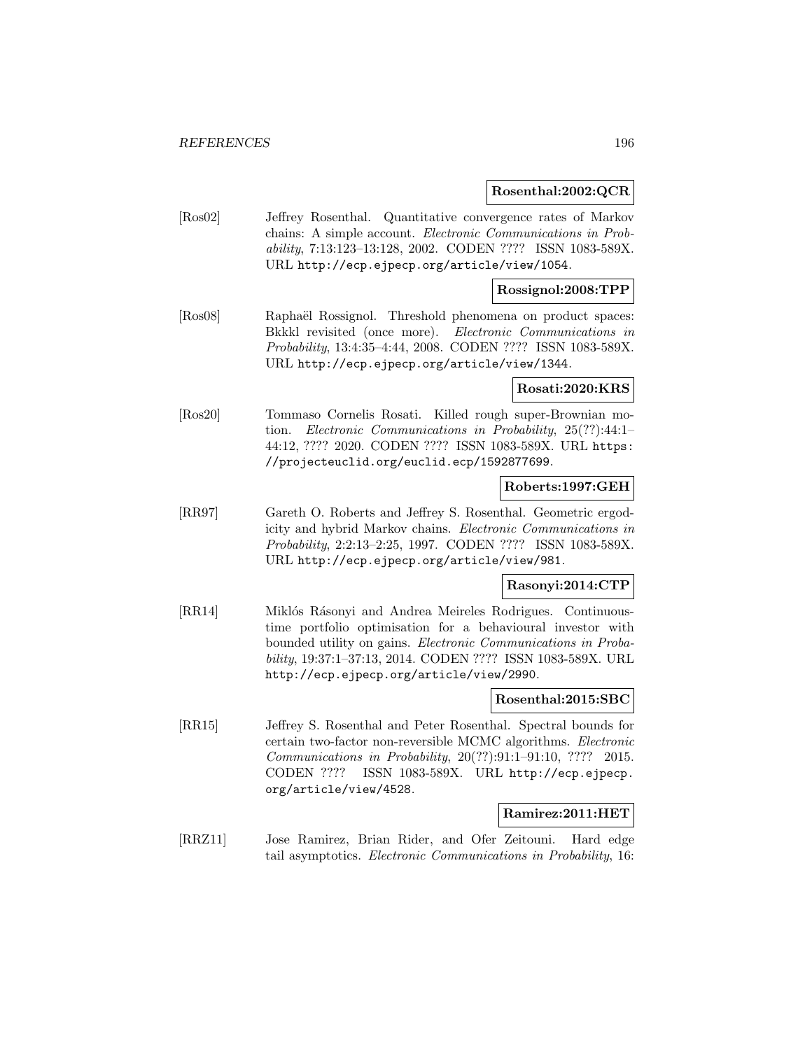**Rosenthal:2002:QCR**

[Ros02] Jeffrey Rosenthal. Quantitative convergence rates of Markov chains: A simple account. *Electronic Communications in Probability*, 7:13:123–13:128, 2002. CODEN ???? ISSN 1083-589X. URL http://ecp.ejpecp.org/article/view/1054.

**Rossignol:2008:TPP**

[Ros08] Raphaël Rossignol. Threshold phenomena on product spaces: Bkkkl revisited (once more). *Electronic Communications in Probability*, 13:4:35–4:44, 2008. CODEN ???? ISSN 1083-589X. URL http://ecp.ejpecp.org/article/view/1344.

**Rosati:2020:KRS**

[Ros20] Tommaso Cornelis Rosati. Killed rough super-Brownian motion. *Electronic Communications in Probability*, 25(??):44:1–44:12, ???? 2020. CODEN ???? ISSN 1083-589X. URL https://projecteuclid.org/euclid.ecp/1592877699.

**Roberts:1997:GEH**

[RR97] Gareth O. Roberts and Jeffrey S. Rosenthal. Geometric ergodicity and hybrid Markov chains. *Electronic Communications in Probability*, 2:2:13–2:25, 1997. CODEN ???? ISSN 1083-589X. URL http://ecp.ejpecp.org/article/view/981.

**Rasonyi:2014:CTP**

[RR14] Miklós Rásonyi and Andrea Meireles Rodrigues. Continuous-time portfolio optimisation for a behavioural investor with bounded utility on gains. *Electronic Communications in Probability*, 19:37:1–37:13, 2014. CODEN ???? ISSN 1083-589X. URL http://ecp.ejpecp.org/article/view/2990.

**Rosenthal:2015:SBC**

[RR15] Jeffrey S. Rosenthal and Peter Rosenthal. Spectral bounds for certain two-factor non-reversible MCMC algorithms. *Electronic Communications in Probability*, 20(??):91:1–91:10, ???? 2015. CODEN ???? ISSN 1083-589X. URL http://ecp.ejpecp.org/article/view/4528.

**Ramirez:2011:HET**

[RRZ11] Jose Ramirez, Brian Rider, and Ofer Zeitouni. Hard edge tail asymptotics. *Electronic Communications in Probability*, 16: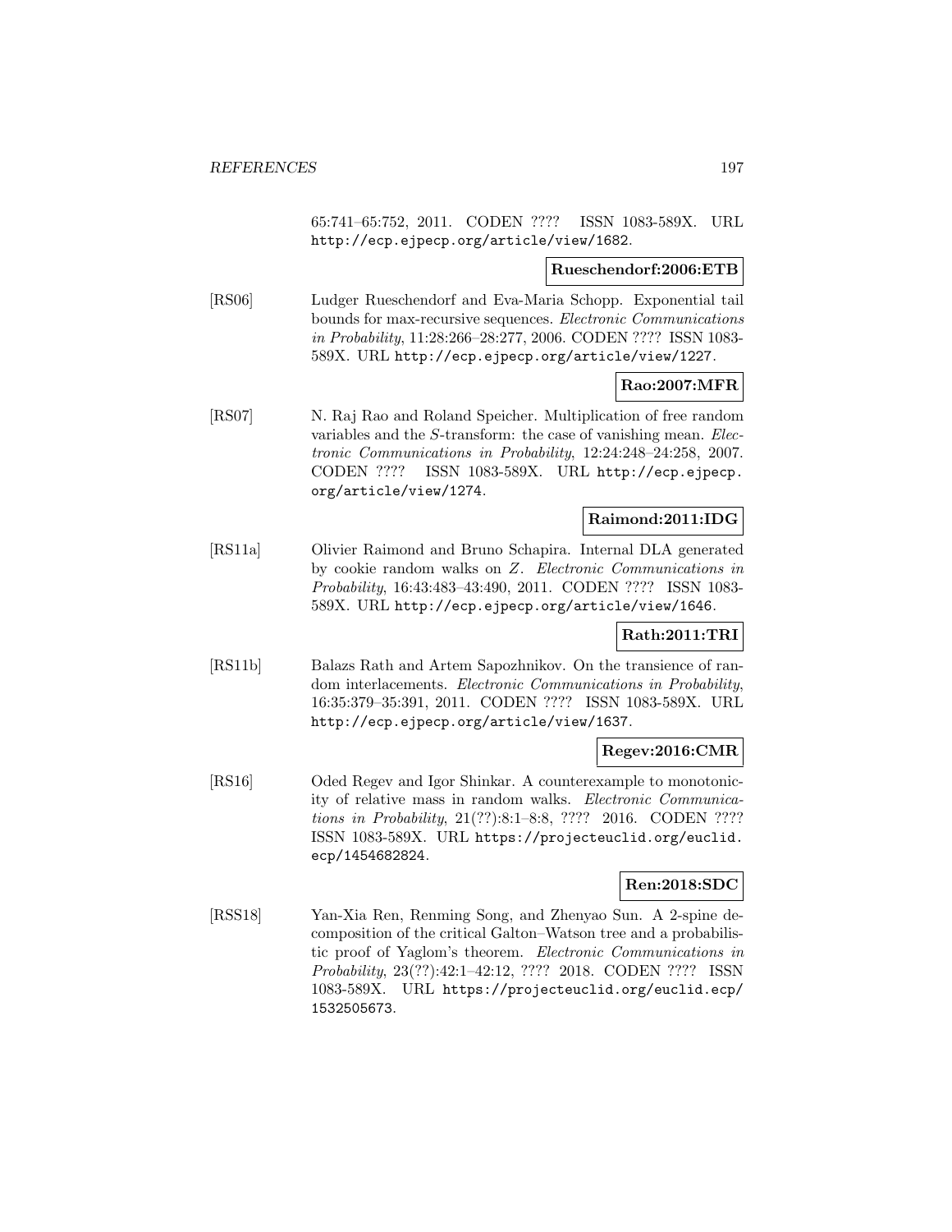65:741–65:752, 2011. CODEN ???? ISSN 1083-589X. URL http://ecp.ejpecp.org/article/view/1682.

**Rueschendorf:2006:ETB**

[RS06] Ludger Rueschendorf and Eva-Maria Schopp. Exponential tail bounds for max-recursive sequences. *Electronic Communications in Probability*, 11:28:266–28:277, 2006. CODEN ???? ISSN 1083-589X. URL http://ecp.ejpecp.org/article/view/1227.

**Rao:2007:MFR**

[RS07] N. Raj Rao and Roland Speicher. Multiplication of free random variables and the $S$-transform: the case of vanishing mean. *Electronic Communications in Probability*, 12:24:248–24:258, 2007. CODEN ???? ISSN 1083-589X. URL http://ecp.ejpecp.org/article/view/1274.

**Raimond:2011:IDG**

[RS11a] Olivier Raimond and Bruno Schapira. Internal DLA generated by cookie random walks on $Z$. *Electronic Communications in Probability*, 16:43:483–43:490, 2011. CODEN ???? ISSN 1083-589X. URL http://ecp.ejpecp.org/article/view/1646.

**Rath:2011:TRI**

[RS11b] Balazs Rath and Artem Sapozhnikov. On the transience of random interlacements. *Electronic Communications in Probability*, 16:35:379–35:391, 2011. CODEN ???? ISSN 1083-589X. URL http://ecp.ejpecp.org/article/view/1637.

**Regev:2016:CMR**

[RS16] Oded Regev and Igor Shinkar. A counterexample to monotonicity of relative mass in random walks. *Electronic Communications in Probability*, 21(??):8:1–8:8, ???? 2016. CODEN ???? ISSN 1083-589X. URL https://projecteuclid.org/euclid.ecp/1454682824.

**Ren:2018:SDC**

[RSS18] Yan-Xia Ren, Renming Song, and Zhenyao Sun. A 2-spine decomposition of the critical Galton–Watson tree and a probabilistic proof of Yaglom's theorem. *Electronic Communications in Probability*, 23(??):42:1–42:12, ???? 2018. CODEN ???? ISSN 1083-589X. URL https://projecteuclid.org/euclid.ecp/1532505673.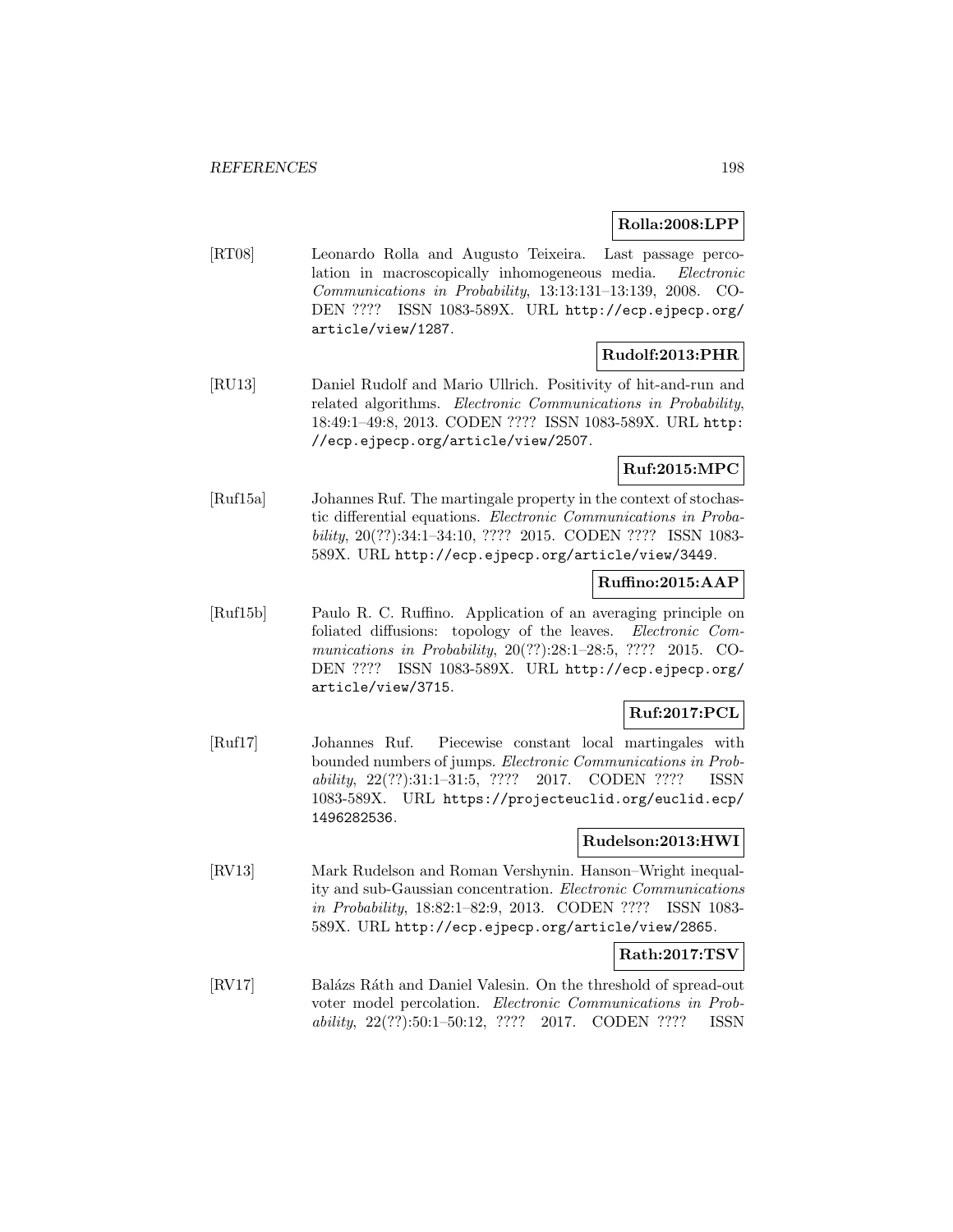**Rolla:2008:LPP**

[RT08] Leonardo Rolla and Augusto Teixeira. Last passage percolation in macroscopically inhomogeneous media. *Electronic Communications in Probability*, 13:13:131–13:139, 2008. CODEN ???? ISSN 1083-589X. URL http://ecp.ejpecp.org/article/view/1287.

**Rudolf:2013:PHR**

[RU13] Daniel Rudolf and Mario Ullrich. Positivity of hit-and-run and related algorithms. *Electronic Communications in Probability*, 18:49:1–49:8, 2013. CODEN ???? ISSN 1083-589X. URL http://ecp.ejpecp.org/article/view/2507.

**Ruf:2015:MPC**

[Ruf15a] Johannes Ruf. The martingale property in the context of stochastic differential equations. *Electronic Communications in Probability*, 20(??):34:1–34:10, ???? 2015. CODEN ???? ISSN 1083-589X. URL http://ecp.ejpecp.org/article/view/3449.

**Ruffino:2015:AAP**

[Ruf15b] Paulo R. C. Ruffino. Application of an averaging principle on foliated diffusions: topology of the leaves. *Electronic Communications in Probability*, 20(??):28:1–28:5, ???? 2015. CODEN ???? ISSN 1083-589X. URL http://ecp.ejpecp.org/article/view/3715.

**Ruf:2017:PCL**

[Ruf17] Johannes Ruf. Piecewise constant local martingales with bounded numbers of jumps. *Electronic Communications in Probability*, 22(??):31:1–31:5, ???? 2017. CODEN ???? ISSN 1083-589X. URL https://projecteuclid.org/euclid.ecp/1496282536.

**Rudelson:2013:HWI**

[RV13] Mark Rudelson and Roman Vershynin. Hanson–Wright inequality and sub-Gaussian concentration. *Electronic Communications in Probability*, 18:82:1–82:9, 2013. CODEN ???? ISSN 1083-589X. URL http://ecp.ejpecp.org/article/view/2865.

**Rath:2017:TSV**

[RV17] Balázs Ráth and Daniel Valesin. On the threshold of spread-out voter model percolation. *Electronic Communications in Probability*, 22(??):50:1–50:12, ???? 2017. CODEN ???? ISSN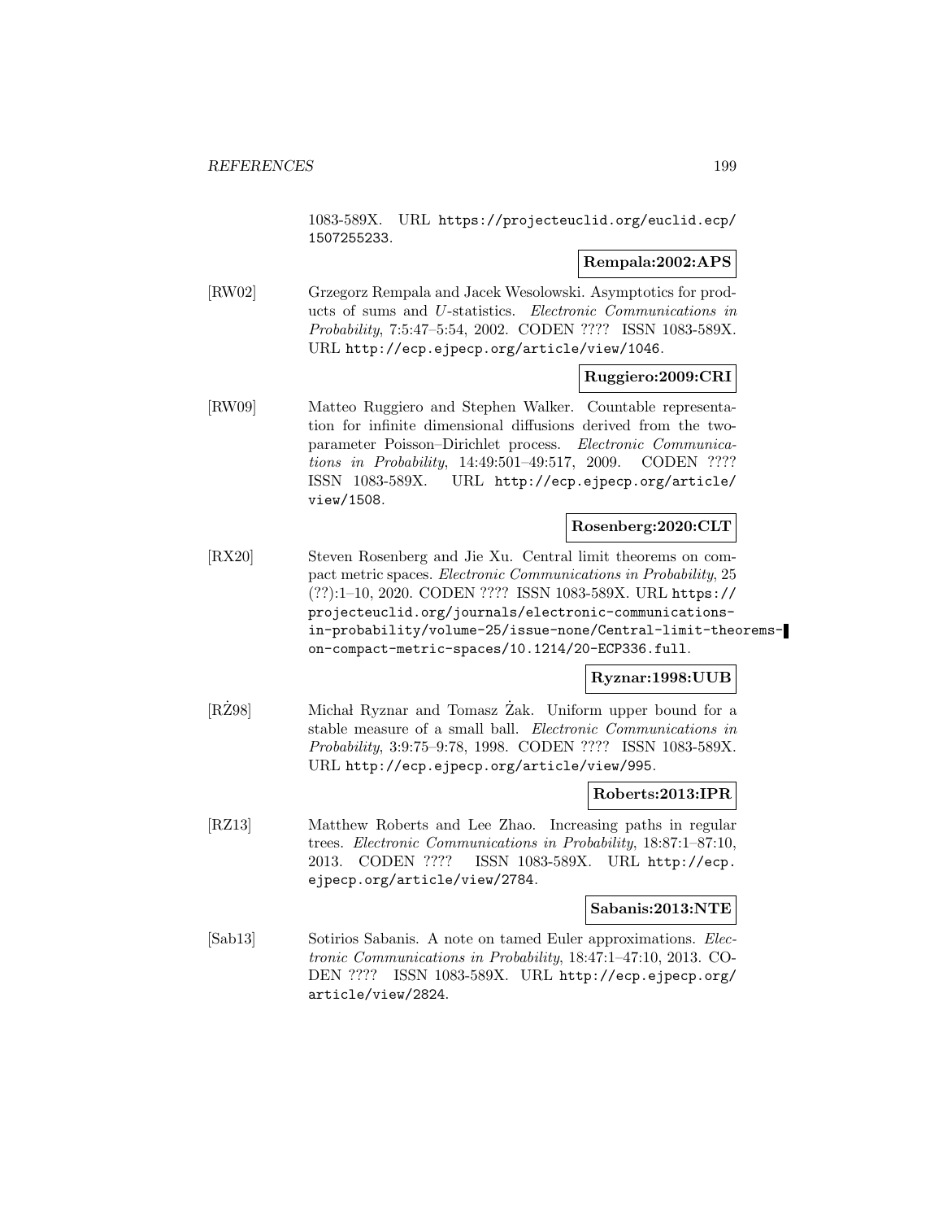1083-589X. URL https://projecteuclid.org/euclid.ecp/1507255233.

**Rempala:2002:APS**

[RW02] Grzegorz Rempala and Jacek Wesolowski. Asymptotics for products of sums and *U*-statistics. *Electronic Communications in Probability*, 7:5:47–5:54, 2002. CODEN ???? ISSN 1083-589X. URL http://ecp.ejpecp.org/article/view/1046.

**Ruggiero:2009:CRI**

[RW09] Matteo Ruggiero and Stephen Walker. Countable representation for infinite dimensional diffusions derived from the two-parameter Poisson–Dirichlet process. *Electronic Communications in Probability*, 14:49:501–49:517, 2009. CODEN ???? ISSN 1083-589X. URL http://ecp.ejpecp.org/article/view/1508.

**Rosenberg:2020:CLT**

[RX20] Steven Rosenberg and Jie Xu. Central limit theorems on compact metric spaces. *Electronic Communications in Probability*, 25 (??):1–10, 2020. CODEN ???? ISSN 1083-589X. URL https://projecteuclid.org/journals/electronic-communications-in-probability/volume-25/issue-none/Central-limit-theorems-on-compact-metric-spaces/10.1214/20-ECP336.full.

**Ryznar:1998:UUB**

[RŻ98] Michał Ryznar and Tomasz Żak. Uniform upper bound for a stable measure of a small ball. *Electronic Communications in Probability*, 3:9:75–9:78, 1998. CODEN ???? ISSN 1083-589X. URL http://ecp.ejpecp.org/article/view/995.

**Roberts:2013:IPR**

[RZ13] Matthew Roberts and Lee Zhao. Increasing paths in regular trees. *Electronic Communications in Probability*, 18:87:1–87:10, 2013. CODEN ???? ISSN 1083-589X. URL http://ecp.ejpecp.org/article/view/2784.

**Sabanis:2013:NTE**

[Sab13] Sotirios Sabanis. A note on tamed Euler approximations. *Electronic Communications in Probability*, 18:47:1–47:10, 2013. CODEN ???? ISSN 1083-589X. URL http://ecp.ejpecp.org/article/view/2824.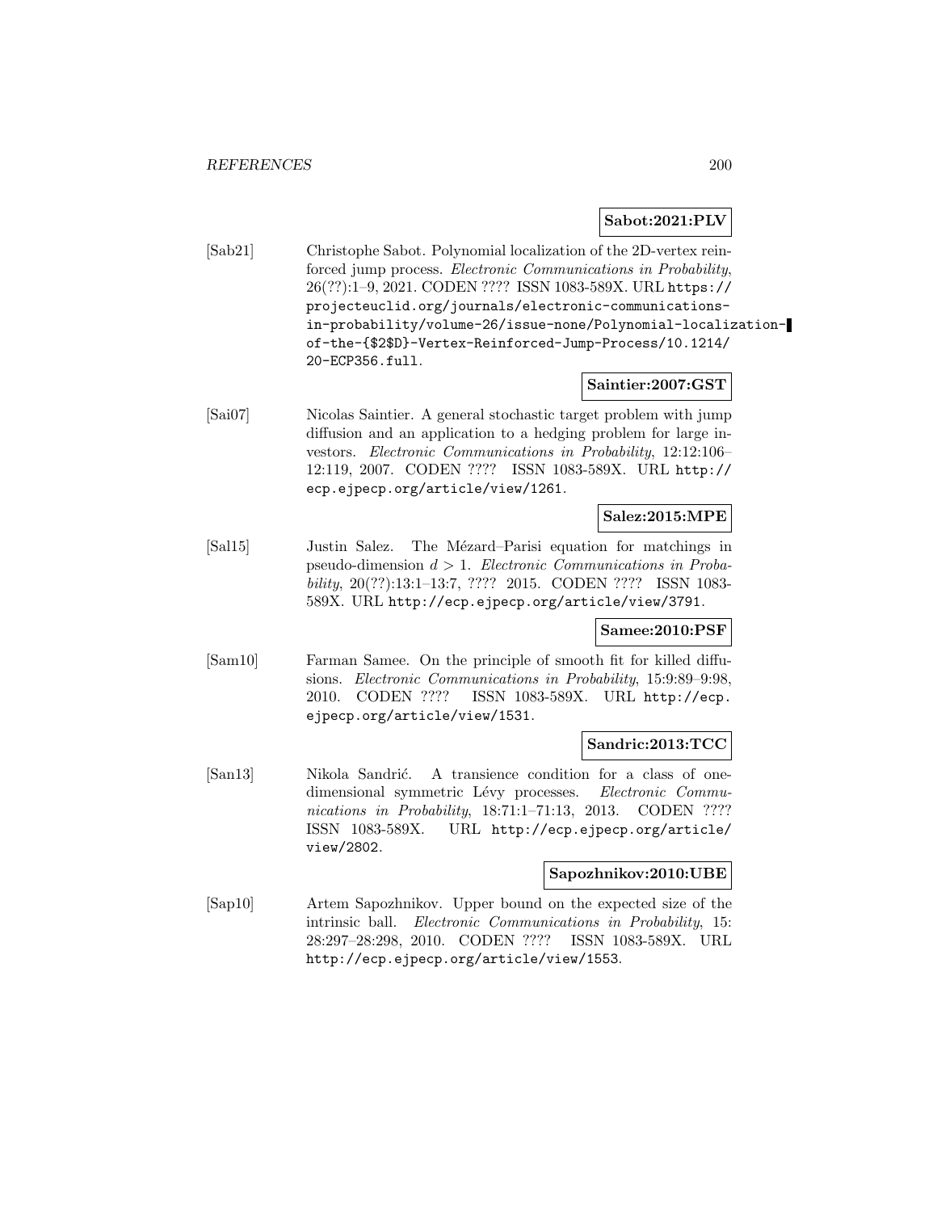**Sabot:2021:PLV**

[Sab21] Christophe Sabot. Polynomial localization of the 2D-vertex reinforced jump process. *Electronic Communications in Probability*, 26(??):1–9, 2021. CODEN ???? ISSN 1083-589X. URL https://projecteuclid.org/journals/electronic-communications-in-probability/volume-26/issue-none/Polynomial-localization-of-the-{$2$D}-Vertex-Reinforced-Jump-Process/10.1214/20-ECP356.full.

**Saintier:2007:GST**

[Sai07] Nicolas Saintier. A general stochastic target problem with jump diffusion and an application to a hedging problem for large investors. *Electronic Communications in Probability*, 12:12:106–12:119, 2007. CODEN ???? ISSN 1083-589X. URL http://ecp.ejpecp.org/article/view/1261.

**Salez:2015:MPE**

[Sal15] Justin Salez. The Mézard–Parisi equation for matchings in pseudo-dimension $d > 1$. *Electronic Communications in Probability*, 20(??):13:1–13:7, ???? 2015. CODEN ???? ISSN 1083-589X. URL http://ecp.ejpecp.org/article/view/3791.

**Samee:2010:PSF**

[Sam10] Farman Samee. On the principle of smooth fit for killed diffusions. *Electronic Communications in Probability*, 15:9:89–9:98, 2010. CODEN ???? ISSN 1083-589X. URL http://ecp.ejpecp.org/article/view/1531.

**Sandric:2013:TCC**

[San13] Nikola Sandrić. A transience condition for a class of one-dimensional symmetric Lévy processes. *Electronic Communications in Probability*, 18:71:1–71:13, 2013. CODEN ???? ISSN 1083-589X. URL http://ecp.ejpecp.org/article/view/2802.

**Sapozhnikov:2010:UBE**

[Sap10] Artem Sapozhnikov. Upper bound on the expected size of the intrinsic ball. *Electronic Communications in Probability*, 15:28:297–28:298, 2010. CODEN ???? ISSN 1083-589X. URL http://ecp.ejpecp.org/article/view/1553.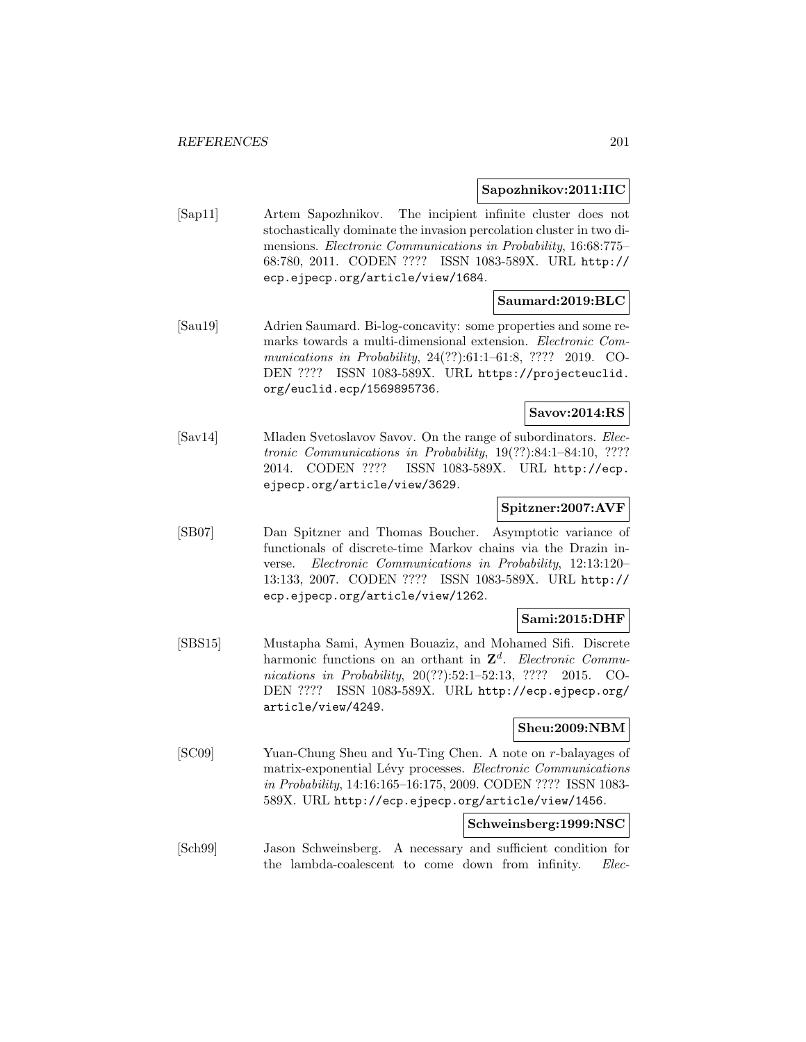**Sapozhnikov:2011:IIC**

[Sap11] Artem Sapozhnikov. The incipient infinite cluster does not stochastically dominate the invasion percolation cluster in two dimensions. *Electronic Communications in Probability*, 16:68:775–68:780, 2011. CODEN ???? ISSN 1083-589X. URL http://ecp.ejpecp.org/article/view/1684.

**Saumard:2019:BLC**

[Sau19] Adrien Saumard. Bi-log-concavity: some properties and some remarks towards a multi-dimensional extension. *Electronic Communications in Probability*, 24(??):61:1–61:8, ???? 2019. CODEN ???? ISSN 1083-589X. URL https://projecteuclid.org/euclid.ecp/1569895736.

**Savov:2014:RS**

[Sav14] Mladen Svetoslavov Savov. On the range of subordinators. *Electronic Communications in Probability*, 19(??):84:1–84:10, ???? 2014. CODEN ???? ISSN 1083-589X. URL http://ecp.ejpecp.org/article/view/3629.

**Spitzner:2007:AVF**

[SB07] Dan Spitzner and Thomas Boucher. Asymptotic variance of functionals of discrete-time Markov chains via the Drazin inverse. *Electronic Communications in Probability*, 12:13:120–13:133, 2007. CODEN ???? ISSN 1083-589X. URL http://ecp.ejpecp.org/article/view/1262.

**Sami:2015:DHF**

[SBS15] Mustapha Sami, Aymen Bouaziz, and Mohamed Sifi. Discrete harmonic functions on an orthant in $\mathbf{Z}^d$. *Electronic Communications in Probability*, 20(??):52:1–52:13, ???? 2015. CODEN ???? ISSN 1083-589X. URL http://ecp.ejpecp.org/article/view/4249.

**Sheu:2009:NBM**

[SC09] Yuan-Chung Sheu and Yu-Ting Chen. A note on $r$-balayages of matrix-exponential Lévy processes. *Electronic Communications in Probability*, 14:16:165–16:175, 2009. CODEN ???? ISSN 1083-589X. URL http://ecp.ejpecp.org/article/view/1456.

**Schweinsberg:1999:NSC**

[Sch99] Jason Schweinsberg. A necessary and sufficient condition for the lambda-coalescent to come down from infinity. *Elec-*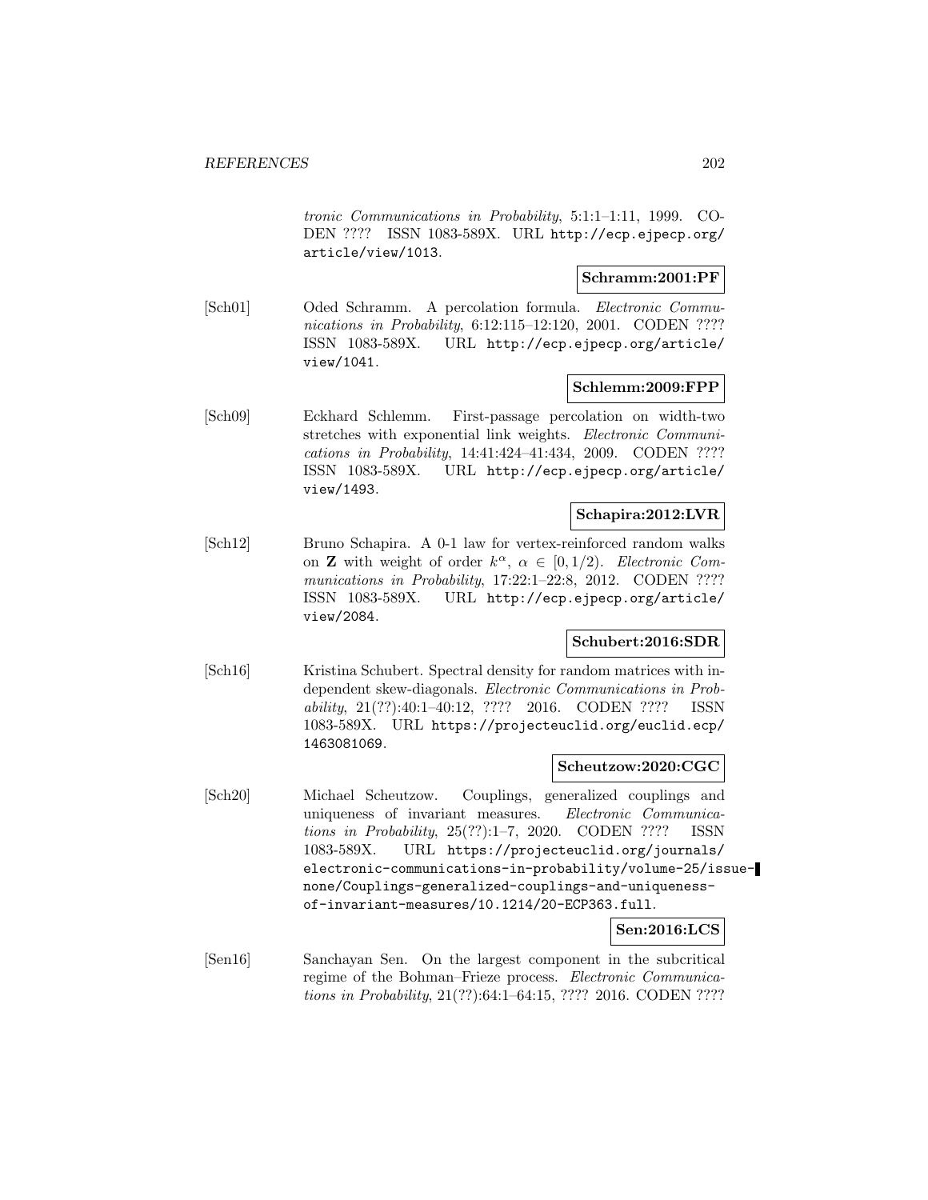*tronic Communications in Probability*, 5:1:1–1:11, 1999. CODEN ???? ISSN 1083-589X. URL http://ecp.ejpecp.org/article/view/1013.

**Schramm:2001:PF**

[Sch01] Oded Schramm. A percolation formula. *Electronic Communications in Probability*, 6:12:115–12:120, 2001. CODEN ???? ISSN 1083-589X. URL http://ecp.ejpecp.org/article/view/1041.

**Schlemm:2009:FPP**

[Sch09] Eckhard Schlemm. First-passage percolation on width-two stretches with exponential link weights. *Electronic Communications in Probability*, 14:41:424–41:434, 2009. CODEN ???? ISSN 1083-589X. URL http://ecp.ejpecp.org/article/view/1493.

**Schapira:2012:LVR**

[Sch12] Bruno Schapira. A 0-1 law for vertex-reinforced random walks on $\mathbf{Z}$ with weight of order $k^\alpha$, $\alpha \in [0, 1/2)$. *Electronic Communications in Probability*, 17:22:1–22:8, 2012. CODEN ???? ISSN 1083-589X. URL http://ecp.ejpecp.org/article/view/2084.

**Schubert:2016:SDR**

[Sch16] Kristina Schubert. Spectral density for random matrices with independent skew-diagonals. *Electronic Communications in Probability*, 21(??):40:1–40:12, ???? 2016. CODEN ???? ISSN 1083-589X. URL https://projecteuclid.org/euclid.ecp/1463081069.

**Scheutzow:2020:CGC**

[Sch20] Michael Scheutzow. Couplings, generalized couplings and uniqueness of invariant measures. *Electronic Communications in Probability*, 25(??):1–7, 2020. CODEN ???? ISSN 1083-589X. URL https://projecteuclid.org/journals/electronic-communications-in-probability/volume-25/issue-none/Couplings-generalized-couplings-and-uniqueness-of-invariant-measures/10.1214/20-ECP363.full.

**Sen:2016:LCS**

[Sen16] Sanchayan Sen. On the largest component in the subcritical regime of the Bohman–Frieze process. *Electronic Communications in Probability*, 21(??):64:1–64:15, ???? 2016. CODEN ????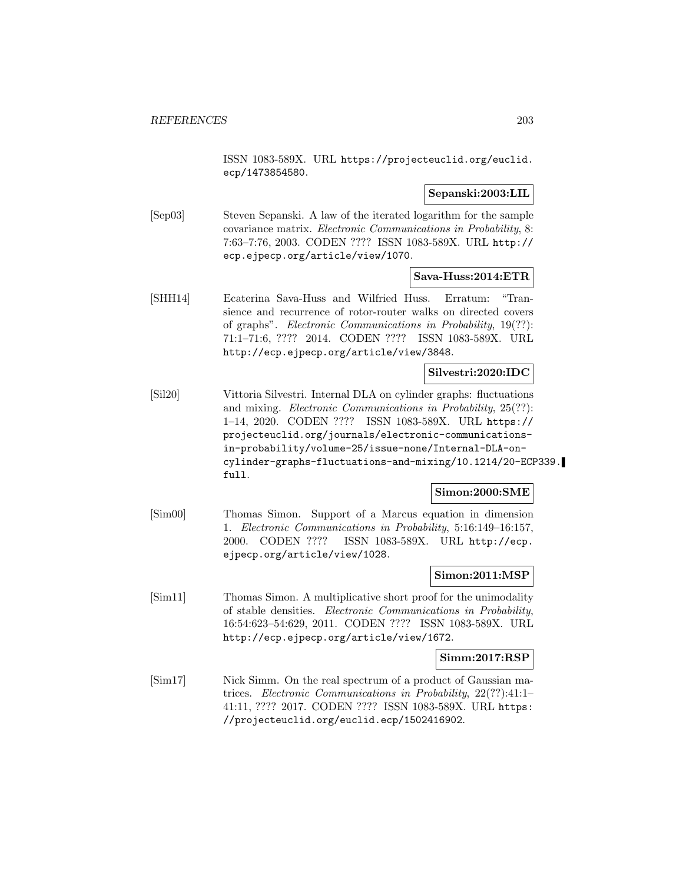ISSN 1083-589X. URL https://projecteuclid.org/euclid.ecp/1473854580.

**Sepanski:2003:LIL**

[Sep03] Steven Sepanski. A law of the iterated logarithm for the sample covariance matrix. *Electronic Communications in Probability*, 8: 7:63–7:76, 2003. CODEN ???? ISSN 1083-589X. URL http://ecp.ejpecp.org/article/view/1070.

**Sava-Huss:2014:ETR**

[SHH14] Ecaterina Sava-Huss and Wilfried Huss. Erratum: "Transience and recurrence of rotor-router walks on directed covers of graphs". *Electronic Communications in Probability*, 19(??): 71:1–71:6, ???? 2014. CODEN ???? ISSN 1083-589X. URL http://ecp.ejpecp.org/article/view/3848.

**Silvestri:2020:IDC**

[Sil20] Vittoria Silvestri. Internal DLA on cylinder graphs: fluctuations and mixing. *Electronic Communications in Probability*, 25(??): 1–14, 2020. CODEN ???? ISSN 1083-589X. URL https://projecteuclid.org/journals/electronic-communications-in-probability/volume-25/issue-none/Internal-DLA-on-cylinder-graphs-fluctuations-and-mixing/10.1214/20-ECP339.full.

**Simon:2000:SME**

[Sim00] Thomas Simon. Support of a Marcus equation in dimension 1. *Electronic Communications in Probability*, 5:16:149–16:157, 2000. CODEN ???? ISSN 1083-589X. URL http://ecp.ejpecp.org/article/view/1028.

**Simon:2011:MSP**

[Sim11] Thomas Simon. A multiplicative short proof for the unimodality of stable densities. *Electronic Communications in Probability*, 16:54:623–54:629, 2011. CODEN ???? ISSN 1083-589X. URL http://ecp.ejpecp.org/article/view/1672.

**Simm:2017:RSP**

[Sim17] Nick Simm. On the real spectrum of a product of Gaussian matrices. *Electronic Communications in Probability*, 22(??):41:1–41:11, ???? 2017. CODEN ???? ISSN 1083-589X. URL https://projecteuclid.org/euclid.ecp/1502416902.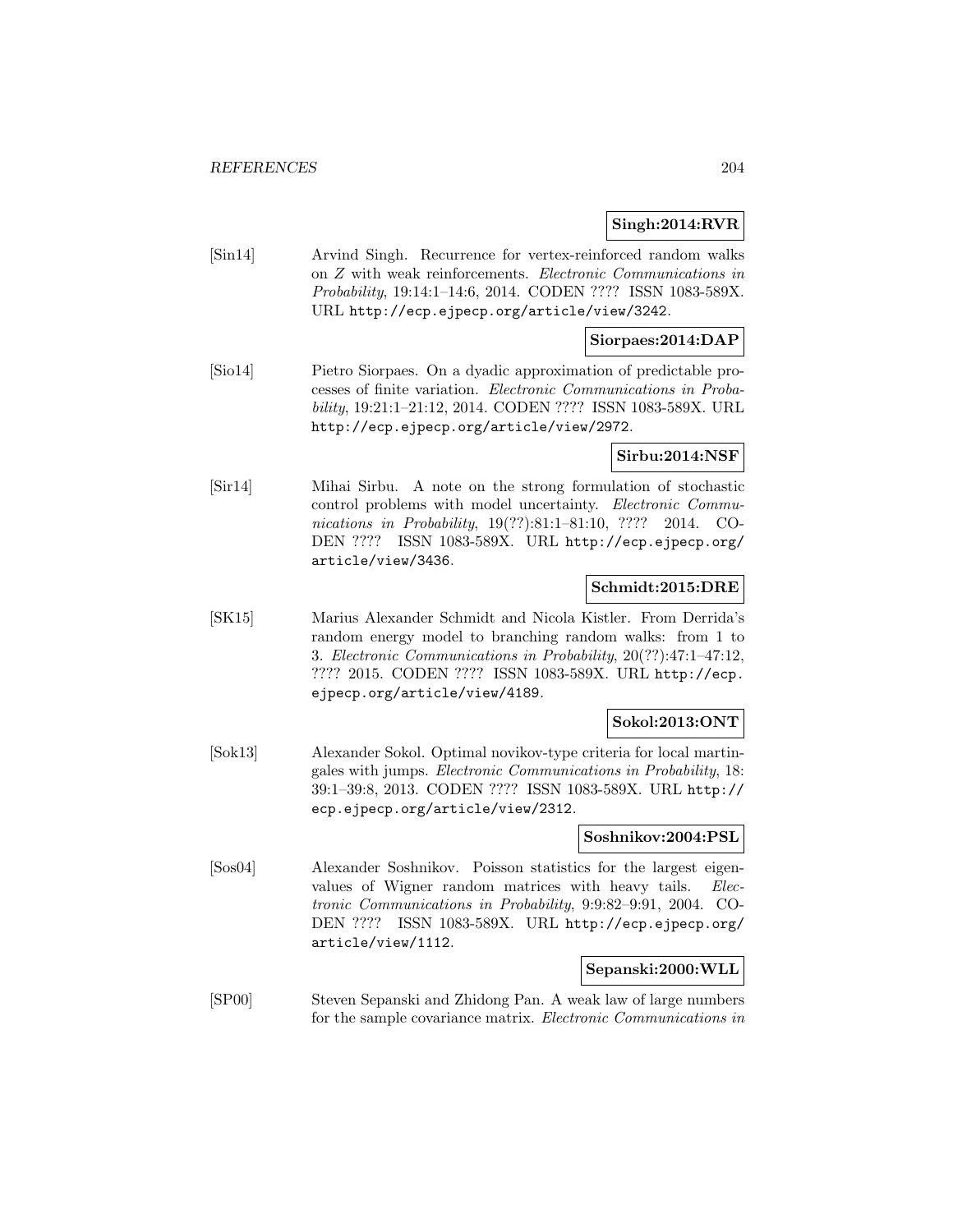**Singh:2014:RVR**

[Sin14] Arvind Singh. Recurrence for vertex-reinforced random walks on $Z$ with weak reinforcements. *Electronic Communications in Probability*, 19:14:1–14:6, 2014. CODEN ???? ISSN 1083-589X. URL http://ecp.ejpecp.org/article/view/3242.

**Siorpaes:2014:DAP**

[Sio14] Pietro Siorpaes. On a dyadic approximation of predictable processes of finite variation. *Electronic Communications in Probability*, 19:21:1–21:12, 2014. CODEN ???? ISSN 1083-589X. URL http://ecp.ejpecp.org/article/view/2972.

**Sirbu:2014:NSF**

[Sir14] Mihai Sirbu. A note on the strong formulation of stochastic control problems with model uncertainty. *Electronic Communications in Probability*, 19(??):81:1–81:10, ???? 2014. CODEN ???? ISSN 1083-589X. URL http://ecp.ejpecp.org/article/view/3436.

**Schmidt:2015:DRE**

[SK15] Marius Alexander Schmidt and Nicola Kistler. From Derrida's random energy model to branching random walks: from 1 to 3. *Electronic Communications in Probability*, 20(??):47:1–47:12, ???? 2015. CODEN ???? ISSN 1083-589X. URL http://ecp.ejpecp.org/article/view/4189.

**Sokol:2013:ONT**

[Sok13] Alexander Sokol. Optimal novikov-type criteria for local martingales with jumps. *Electronic Communications in Probability*, 18: 39:1–39:8, 2013. CODEN ???? ISSN 1083-589X. URL http://ecp.ejpecp.org/article/view/2312.

**Soshnikov:2004:PSL**

[Sos04] Alexander Soshnikov. Poisson statistics for the largest eigenvalues of Wigner random matrices with heavy tails. *Electronic Communications in Probability*, 9:9:82–9:91, 2004. CODEN ???? ISSN 1083-589X. URL http://ecp.ejpecp.org/article/view/1112.

**Sepanski:2000:WLL**

[SP00] Steven Sepanski and Zhidong Pan. A weak law of large numbers for the sample covariance matrix. *Electronic Communications in*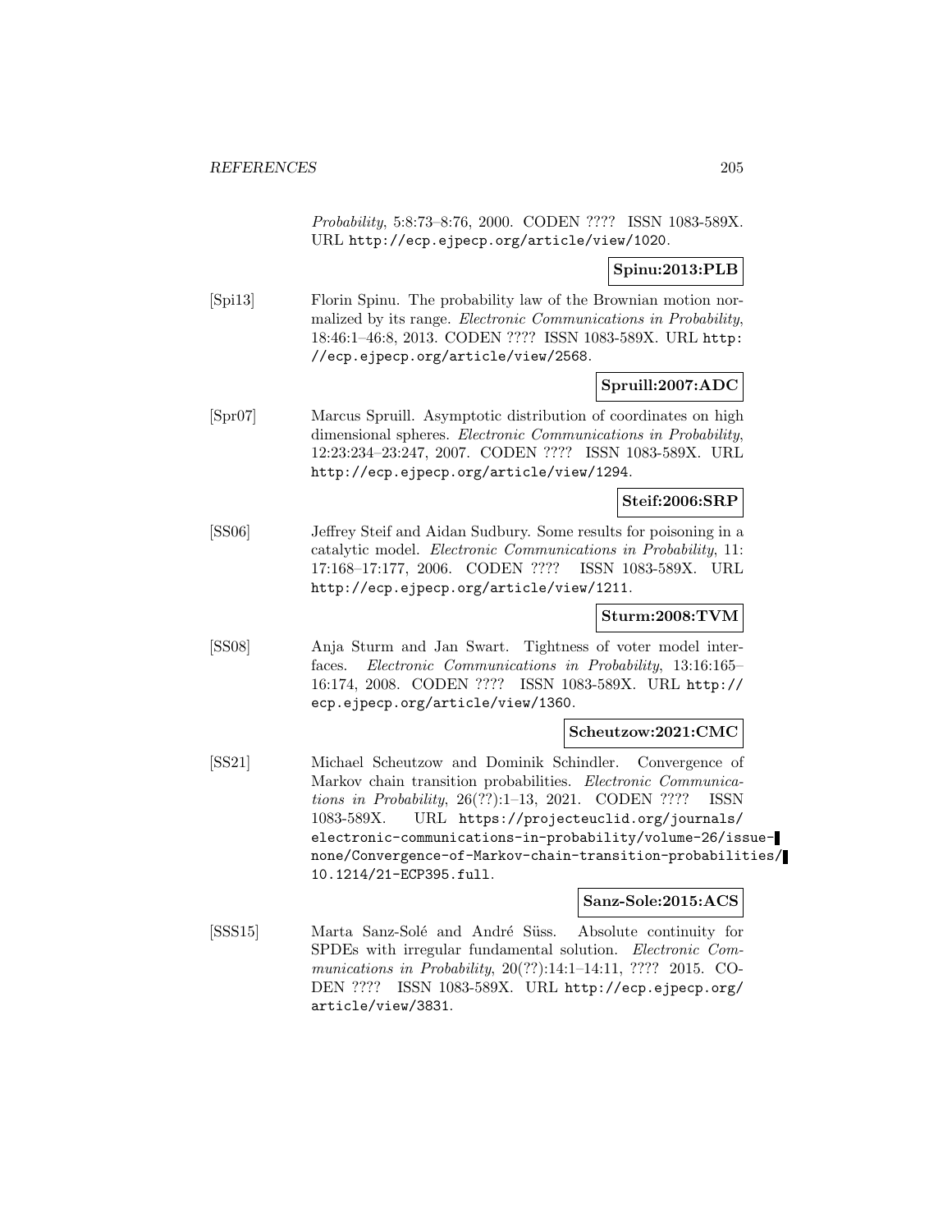*Probability*, 5:8:73–8:76, 2000. CODEN ???? ISSN 1083-589X. URL http://ecp.ejpecp.org/article/view/1020.

**Spinu:2013:PLB**

[Spi13] Florin Spinu. The probability law of the Brownian motion normalized by its range. *Electronic Communications in Probability*, 18:46:1–46:8, 2013. CODEN ???? ISSN 1083-589X. URL http://ecp.ejpecp.org/article/view/2568.

**Spruill:2007:ADC**

[Spr07] Marcus Spruill. Asymptotic distribution of coordinates on high dimensional spheres. *Electronic Communications in Probability*, 12:23:234–23:247, 2007. CODEN ???? ISSN 1083-589X. URL http://ecp.ejpecp.org/article/view/1294.

**Steif:2006:SRP**

[SS06] Jeffrey Steif and Aidan Sudbury. Some results for poisoning in a catalytic model. *Electronic Communications in Probability*, 11: 17:168–17:177, 2006. CODEN ???? ISSN 1083-589X. URL http://ecp.ejpecp.org/article/view/1211.

**Sturm:2008:TVM**

[SS08] Anja Sturm and Jan Swart. Tightness of voter model interfaces. *Electronic Communications in Probability*, 13:16:165–16:174, 2008. CODEN ???? ISSN 1083-589X. URL http://ecp.ejpecp.org/article/view/1360.

**Scheutzow:2021:CMC**

[SS21] Michael Scheutzow and Dominik Schindler. Convergence of Markov chain transition probabilities. *Electronic Communications in Probability*, 26(??):1–13, 2021. CODEN ???? ISSN 1083-589X. URL https://projecteuclid.org/journals/electronic-communications-in-probability/volume-26/issue-none/Convergence-of-Markov-chain-transition-probabilities/10.1214/21-ECP395.full.

**Sanz-Sole:2015:ACS**

[SSS15] Marta Sanz-Solé and André Süss. Absolute continuity for SPDEs with irregular fundamental solution. *Electronic Communications in Probability*, 20(??):14:1–14:11, ???? 2015. CODEN ???? ISSN 1083-589X. URL http://ecp.ejpecp.org/article/view/3831.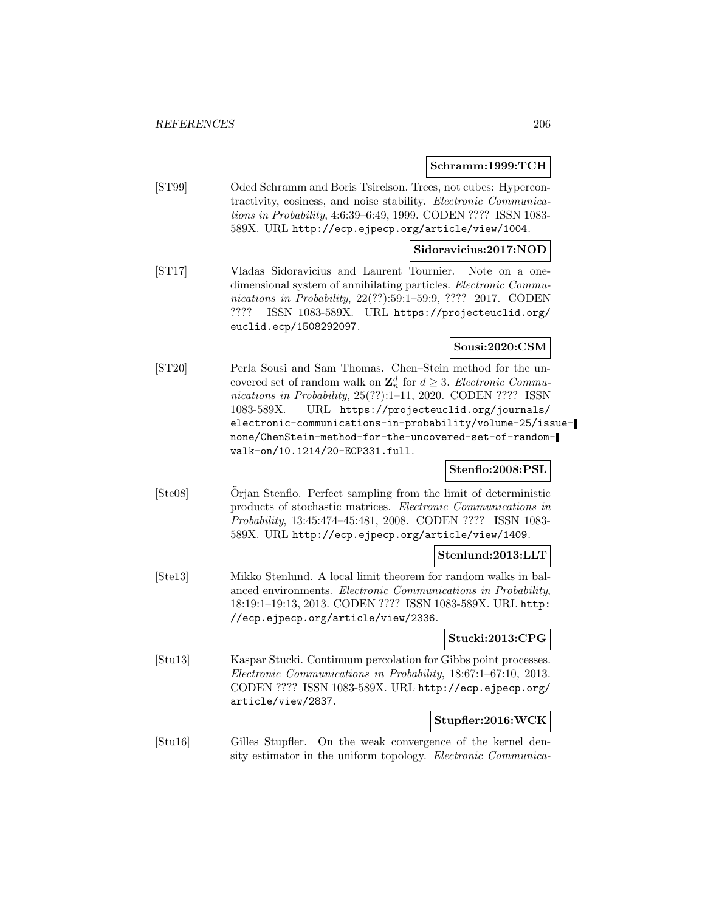**Schramm:1999:TCH**

[ST99] Oded Schramm and Boris Tsirelson. Trees, not cubes: Hypercontractivity, cosiness, and noise stability. *Electronic Communications in Probability*, 4:6:39–6:49, 1999. CODEN ???? ISSN 1083-589X. URL http://ecp.ejpecp.org/article/view/1004.

**Sidoravicius:2017:NOD**

[ST17] Vladas Sidoravicius and Laurent Tournier. Note on a one-dimensional system of annihilating particles. *Electronic Communications in Probability*, 22(??):59:1–59:9, ???? 2017. CODEN ???? ISSN 1083-589X. URL https://projecteuclid.org/euclid.ecp/1508292097.

**Sousi:2020:CSM**

[ST20] Perla Sousi and Sam Thomas. Chen–Stein method for the uncovered set of random walk on $\mathbf{Z}_n^d$ for $d \geq 3$. *Electronic Communications in Probability*, 25(??):1–11, 2020. CODEN ???? ISSN 1083-589X. URL https://projecteuclid.org/journals/electronic-communications-in-probability/volume-25/issue-none/ChenStein-method-for-the-uncovered-set-of-random-walk-on/10.1214/20-ECP331.full.

**Stenflo:2008:PSL**

[Ste08] Örjan Stenflo. Perfect sampling from the limit of deterministic products of stochastic matrices. *Electronic Communications in Probability*, 13:45:474–45:481, 2008. CODEN ???? ISSN 1083-589X. URL http://ecp.ejpecp.org/article/view/1409.

**Stenlund:2013:LLT**

[Ste13] Mikko Stenlund. A local limit theorem for random walks in balanced environments. *Electronic Communications in Probability*, 18:19:1–19:13, 2013. CODEN ???? ISSN 1083-589X. URL http://ecp.ejpecp.org/article/view/2336.

**Stucki:2013:CPG**

[Stu13] Kaspar Stucki. Continuum percolation for Gibbs point processes. *Electronic Communications in Probability*, 18:67:1–67:10, 2013. CODEN ???? ISSN 1083-589X. URL http://ecp.ejpecp.org/article/view/2837.

**Stupfler:2016:WCK**

[Stu16] Gilles Stupfler. On the weak convergence of the kernel density estimator in the uniform topology. *Electronic Communica-*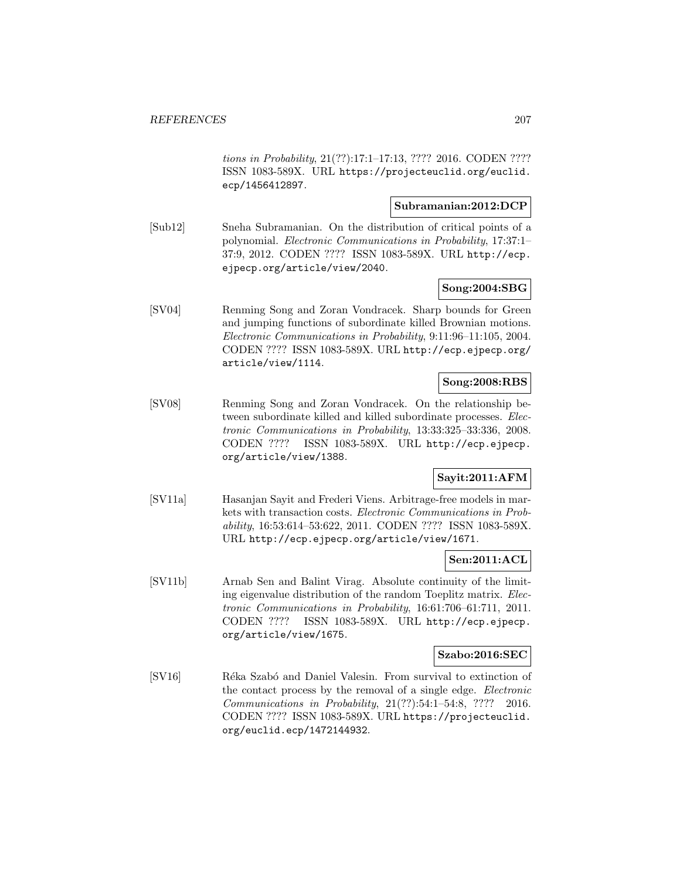*tions in Probability*, 21(??):17:1–17:13, ???? 2016. CODEN ???? ISSN 1083-589X. URL https://projecteuclid.org/euclid.ecp/1456412897.

**Subramanian:2012:DCP**

[Sub12] Sneha Subramanian. On the distribution of critical points of a polynomial. *Electronic Communications in Probability*, 17:37:1–37:9, 2012. CODEN ???? ISSN 1083-589X. URL http://ecp.ejpecp.org/article/view/2040.

**Song:2004:SBG**

[SV04] Renming Song and Zoran Vondracek. Sharp bounds for Green and jumping functions of subordinate killed Brownian motions. *Electronic Communications in Probability*, 9:11:96–11:105, 2004. CODEN ???? ISSN 1083-589X. URL http://ecp.ejpecp.org/article/view/1114.

**Song:2008:RBS**

[SV08] Renming Song and Zoran Vondracek. On the relationship between subordinate killed and killed subordinate processes. *Electronic Communications in Probability*, 13:33:325–33:336, 2008. CODEN ???? ISSN 1083-589X. URL http://ecp.ejpecp.org/article/view/1388.

**Sayit:2011:AFM**

[SV11a] Hasanjan Sayit and Frederi Viens. Arbitrage-free models in markets with transaction costs. *Electronic Communications in Probability*, 16:53:614–53:622, 2011. CODEN ???? ISSN 1083-589X. URL http://ecp.ejpecp.org/article/view/1671.

**Sen:2011:ACL**

[SV11b] Arnab Sen and Balint Virag. Absolute continuity of the limiting eigenvalue distribution of the random Toeplitz matrix. *Electronic Communications in Probability*, 16:61:706–61:711, 2011. CODEN ???? ISSN 1083-589X. URL http://ecp.ejpecp.org/article/view/1675.

**Szabo:2016:SEC**

[SV16] Réka Szabó and Daniel Valesin. From survival to extinction of the contact process by the removal of a single edge. *Electronic Communications in Probability*, 21(??):54:1–54:8, ???? 2016. CODEN ???? ISSN 1083-589X. URL https://projecteuclid.org/euclid.ecp/1472144932.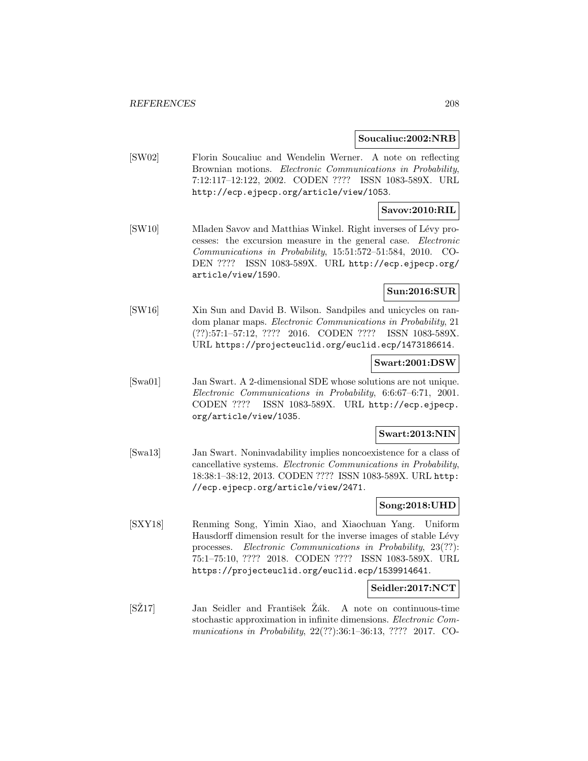**Soucaliuc:2002:NRB**

[SW02] Florin Soucaliuc and Wendelin Werner. A note on reflecting Brownian motions. *Electronic Communications in Probability*, 7:12:117–12:122, 2002. CODEN ???? ISSN 1083-589X. URL http://ecp.ejpecp.org/article/view/1053.

**Savov:2010:RIL**

[SW10] Mladen Savov and Matthias Winkel. Right inverses of Lévy processes: the excursion measure in the general case. *Electronic Communications in Probability*, 15:51:572–51:584, 2010. CODEN ???? ISSN 1083-589X. URL http://ecp.ejpecp.org/article/view/1590.

**Sun:2016:SUR**

[SW16] Xin Sun and David B. Wilson. Sandpiles and unicycles on random planar maps. *Electronic Communications in Probability*, 21 (??):57:1–57:12, ???? 2016. CODEN ???? ISSN 1083-589X. URL https://projecteuclid.org/euclid.ecp/1473186614.

**Swart:2001:DSW**

[Swa01] Jan Swart. A 2-dimensional SDE whose solutions are not unique. *Electronic Communications in Probability*, 6:6:67–6:71, 2001. CODEN ???? ISSN 1083-589X. URL http://ecp.ejpecp.org/article/view/1035.

**Swart:2013:NIN**

[Swa13] Jan Swart. Noninvadability implies noncoexistence for a class of cancellative systems. *Electronic Communications in Probability*, 18:38:1–38:12, 2013. CODEN ???? ISSN 1083-589X. URL http://ecp.ejpecp.org/article/view/2471.

**Song:2018:UHD**

[SXY18] Renming Song, Yimin Xiao, and Xiaochuan Yang. Uniform Hausdorff dimension result for the inverse images of stable Lévy processes. *Electronic Communications in Probability*, 23(??):75:1–75:10, ???? 2018. CODEN ???? ISSN 1083-589X. URL https://projecteuclid.org/euclid.ecp/1539914641.

**Seidler:2017:NCT**

[SŽ17] Jan Seidler and František Žák. A note on continuous-time stochastic approximation in infinite dimensions. *Electronic Communications in Probability*, 22(??):36:1–36:13, ???? 2017. CO-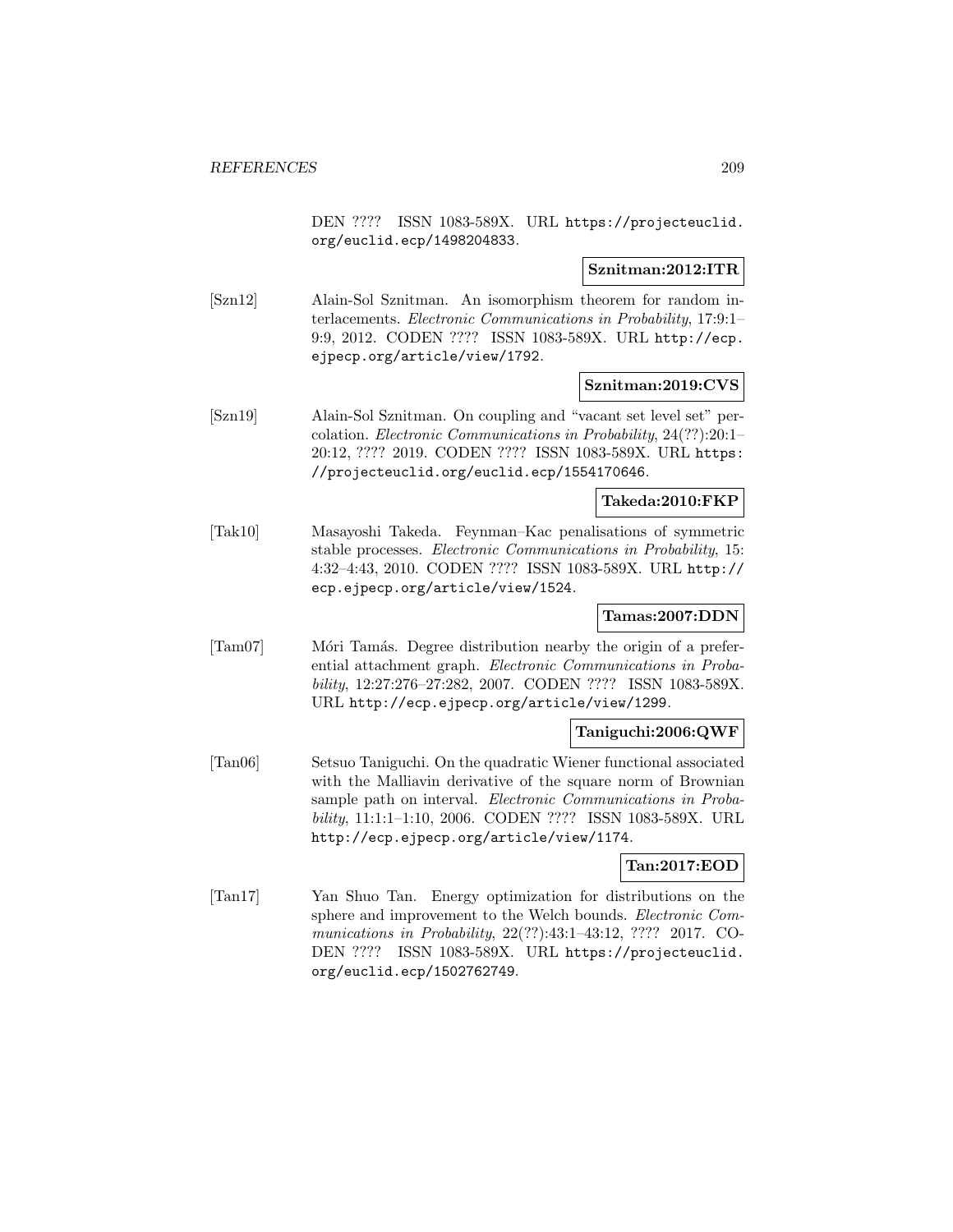DEN ???? ISSN 1083-589X. URL https://projecteuclid.org/euclid.ecp/1498204833.

**Sznitman:2012:ITR**

[Szn12] Alain-Sol Sznitman. An isomorphism theorem for random interlacements. *Electronic Communications in Probability*, 17:9:1–9:9, 2012. CODEN ???? ISSN 1083-589X. URL http://ecp.ejpecp.org/article/view/1792.

**Sznitman:2019:CVS**

[Szn19] Alain-Sol Sznitman. On coupling and "vacant set level set" percolation. *Electronic Communications in Probability*, 24(??):20:1–20:12, ???? 2019. CODEN ???? ISSN 1083-589X. URL https://projecteuclid.org/euclid.ecp/1554170646.

**Takeda:2010:FKP**

[Tak10] Masayoshi Takeda. Feynman–Kac penalisations of symmetric stable processes. *Electronic Communications in Probability*, 15:4:32–4:43, 2010. CODEN ???? ISSN 1083-589X. URL http://ecp.ejpecp.org/article/view/1524.

**Tamas:2007:DDN**

[Tam07] Móri Tamás. Degree distribution nearby the origin of a preferential attachment graph. *Electronic Communications in Probability*, 12:27:276–27:282, 2007. CODEN ???? ISSN 1083-589X. URL http://ecp.ejpecp.org/article/view/1299.

**Taniguchi:2006:QWF**

[Tan06] Setsuo Taniguchi. On the quadratic Wiener functional associated with the Malliavin derivative of the square norm of Brownian sample path on interval. *Electronic Communications in Probability*, 11:1:1–1:10, 2006. CODEN ???? ISSN 1083-589X. URL http://ecp.ejpecp.org/article/view/1174.

**Tan:2017:EOD**

[Tan17] Yan Shuo Tan. Energy optimization for distributions on the sphere and improvement to the Welch bounds. *Electronic Communications in Probability*, 22(??):43:1–43:12, ???? 2017. CODEN ???? ISSN 1083-589X. URL https://projecteuclid.org/euclid.ecp/1502762749.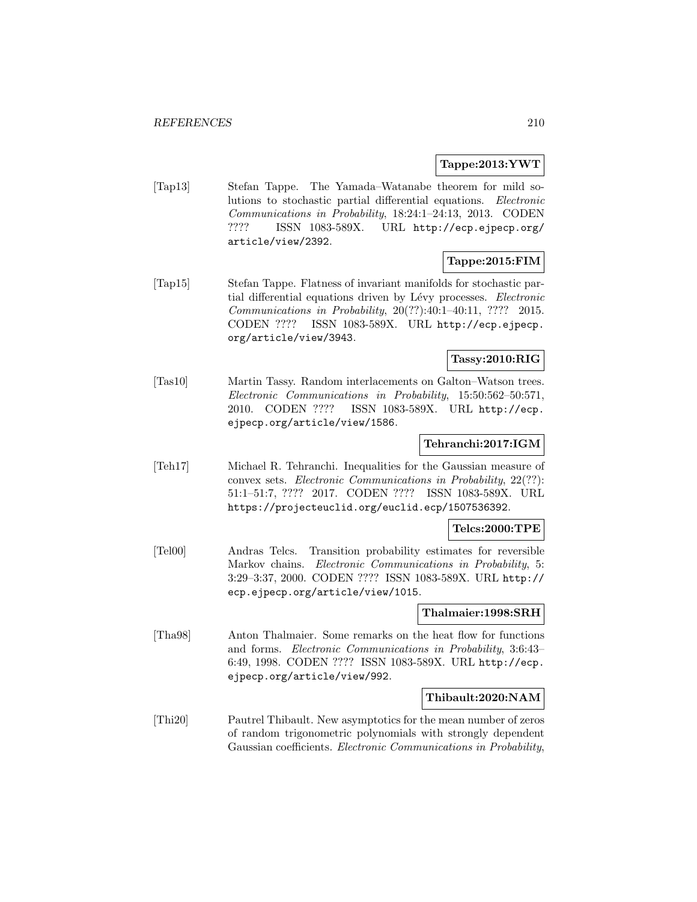**Tappe:2013:YWT**

[Tap13] Stefan Tappe. The Yamada–Watanabe theorem for mild solutions to stochastic partial differential equations. *Electronic Communications in Probability*, 18:24:1–24:13, 2013. CODEN ???? ISSN 1083-589X. URL http://ecp.ejpecp.org/article/view/2392.

**Tappe:2015:FIM**

[Tap15] Stefan Tappe. Flatness of invariant manifolds for stochastic partial differential equations driven by Lévy processes. *Electronic Communications in Probability*, 20(??):40:1–40:11, ???? 2015. CODEN ???? ISSN 1083-589X. URL http://ecp.ejpecp.org/article/view/3943.

**Tassy:2010:RIG**

[Tas10] Martin Tassy. Random interlacements on Galton–Watson trees. *Electronic Communications in Probability*, 15:50:562–50:571, 2010. CODEN ???? ISSN 1083-589X. URL http://ecp.ejpecp.org/article/view/1586.

**Tehranchi:2017:IGM**

[Teh17] Michael R. Tehranchi. Inequalities for the Gaussian measure of convex sets. *Electronic Communications in Probability*, 22(??): 51:1–51:7, ???? 2017. CODEN ???? ISSN 1083-589X. URL https://projecteuclid.org/euclid.ecp/1507536392.

**Telcs:2000:TPE**

[Tel00] Andras Telcs. Transition probability estimates for reversible Markov chains. *Electronic Communications in Probability*, 5: 3:29–3:37, 2000. CODEN ???? ISSN 1083-589X. URL http://ecp.ejpecp.org/article/view/1015.

**Thalmaier:1998:SRH**

[Tha98] Anton Thalmaier. Some remarks on the heat flow for functions and forms. *Electronic Communications in Probability*, 3:6:43–6:49, 1998. CODEN ???? ISSN 1083-589X. URL http://ecp.ejpecp.org/article/view/992.

**Thibault:2020:NAM**

[Thi20] Pautrel Thibault. New asymptotics for the mean number of zeros of random trigonometric polynomials with strongly dependent Gaussian coefficients. *Electronic Communications in Probability*,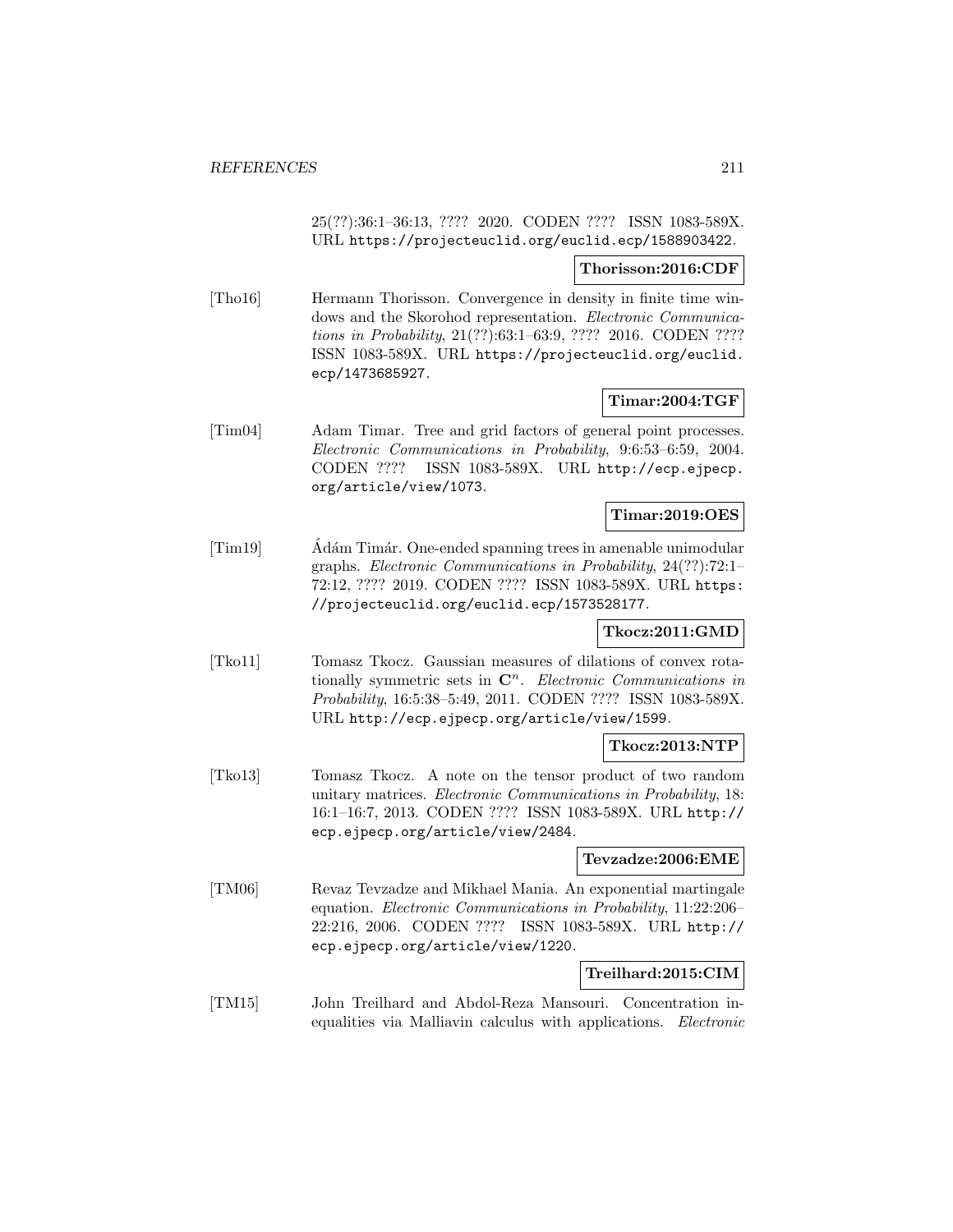25(??):36:1–36:13, ???? 2020. CODEN ???? ISSN 1083-589X. URL https://projecteuclid.org/euclid.ecp/1588903422.

**Thorisson:2016:CDF**

[Tho16] Hermann Thorisson. Convergence in density in finite time windows and the Skorohod representation. *Electronic Communications in Probability*, 21(??):63:1–63:9, ???? 2016. CODEN ???? ISSN 1083-589X. URL https://projecteuclid.org/euclid.ecp/1473685927.

**Timar:2004:TGF**

[Tim04] Adam Timar. Tree and grid factors of general point processes. *Electronic Communications in Probability*, 9:6:53–6:59, 2004. CODEN ???? ISSN 1083-589X. URL http://ecp.ejpecp.org/article/view/1073.

**Timar:2019:OES**

[Tim19] Ádám Timár. One-ended spanning trees in amenable unimodular graphs. *Electronic Communications in Probability*, 24(??):72:1–72:12, ???? 2019. CODEN ???? ISSN 1083-589X. URL https://projecteuclid.org/euclid.ecp/1573528177.

**Tkocz:2011:GMD**

[Tko11] Tomasz Tkocz. Gaussian measures of dilations of convex rotationally symmetric sets in $\mathbf{C}^n$. *Electronic Communications in Probability*, 16:5:38–5:49, 2011. CODEN ???? ISSN 1083-589X. URL http://ecp.ejpecp.org/article/view/1599.

**Tkocz:2013:NTP**

[Tko13] Tomasz Tkocz. A note on the tensor product of two random unitary matrices. *Electronic Communications in Probability*, 18:16:1–16:7, 2013. CODEN ???? ISSN 1083-589X. URL http://ecp.ejpecp.org/article/view/2484.

**Tevzadze:2006:EME**

[TM06] Revaz Tevzadze and Mikhael Mania. An exponential martingale equation. *Electronic Communications in Probability*, 11:22:206–22:216, 2006. CODEN ???? ISSN 1083-589X. URL http://ecp.ejpecp.org/article/view/1220.

**Treilhard:2015:CIM**

[TM15] John Treilhard and Abdol-Reza Mansouri. Concentration inequalities via Malliavin calculus with applications. *Electronic*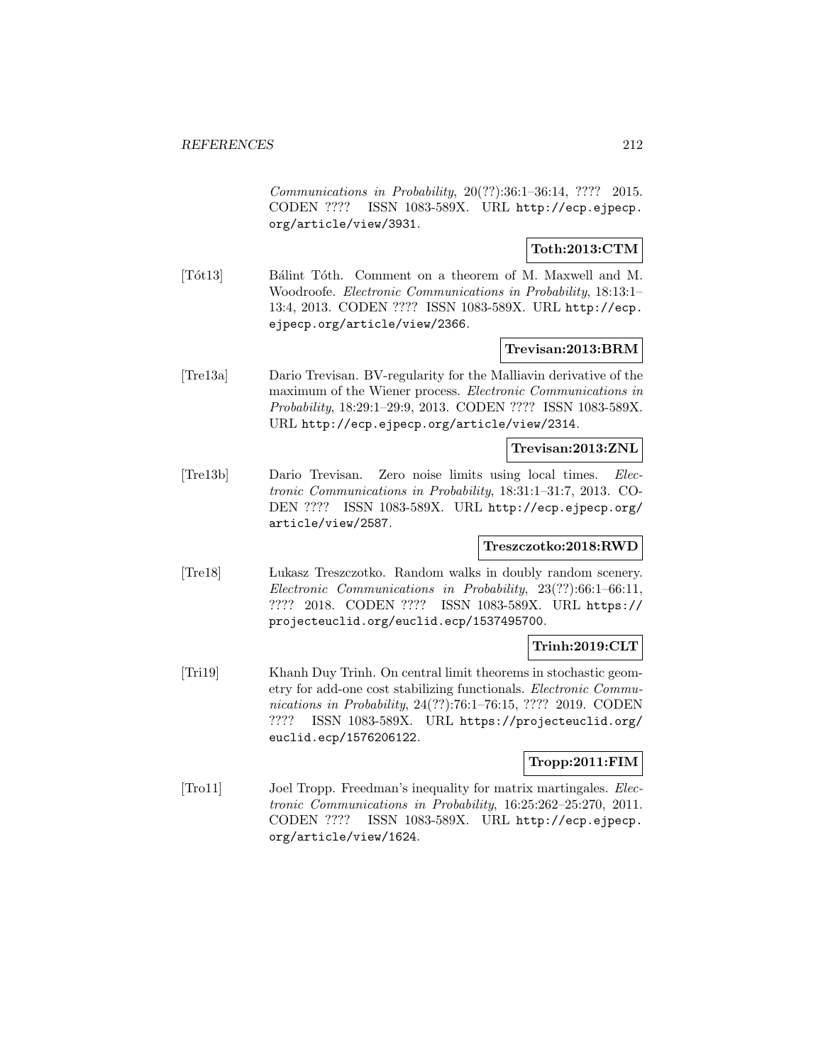*Communications in Probability*, 20(??):36:1–36:14, ???? 2015. CODEN ???? ISSN 1083-589X. URL http://ecp.ejpecp.org/article/view/3931.

**Toth:2013:CTM**

[Tót13] Bálint Tóth. Comment on a theorem of M. Maxwell and M. Woodroofe. *Electronic Communications in Probability*, 18:13:1–13:4, 2013. CODEN ???? ISSN 1083-589X. URL http://ecp.ejpecp.org/article/view/2366.

**Trevisan:2013:BRM**

[Tre13a] Dario Trevisan. BV-regularity for the Malliavin derivative of the maximum of the Wiener process. *Electronic Communications in Probability*, 18:29:1–29:9, 2013. CODEN ???? ISSN 1083-589X. URL http://ecp.ejpecp.org/article/view/2314.

**Trevisan:2013:ZNL**

[Tre13b] Dario Trevisan. Zero noise limits using local times. *Electronic Communications in Probability*, 18:31:1–31:7, 2013. CODEN ???? ISSN 1083-589X. URL http://ecp.ejpecp.org/article/view/2587.

**Treszczotko:2018:RWD**

[Tre18] Łukasz Treszczotko. Random walks in doubly random scenery. *Electronic Communications in Probability*, 23(??):66:1–66:11, ???? 2018. CODEN ???? ISSN 1083-589X. URL https://projecteuclid.org/euclid.ecp/1537495700.

**Trinh:2019:CLT**

[Tri19] Khanh Duy Trinh. On central limit theorems in stochastic geometry for add-one cost stabilizing functionals. *Electronic Communications in Probability*, 24(??):76:1–76:15, ???? 2019. CODEN ???? ISSN 1083-589X. URL https://projecteuclid.org/euclid.ecp/1576206122.

**Tropp:2011:FIM**

[Tro11] Joel Tropp. Freedman's inequality for matrix martingales. *Electronic Communications in Probability*, 16:25:262–25:270, 2011. CODEN ???? ISSN 1083-589X. URL http://ecp.ejpecp.org/article/view/1624.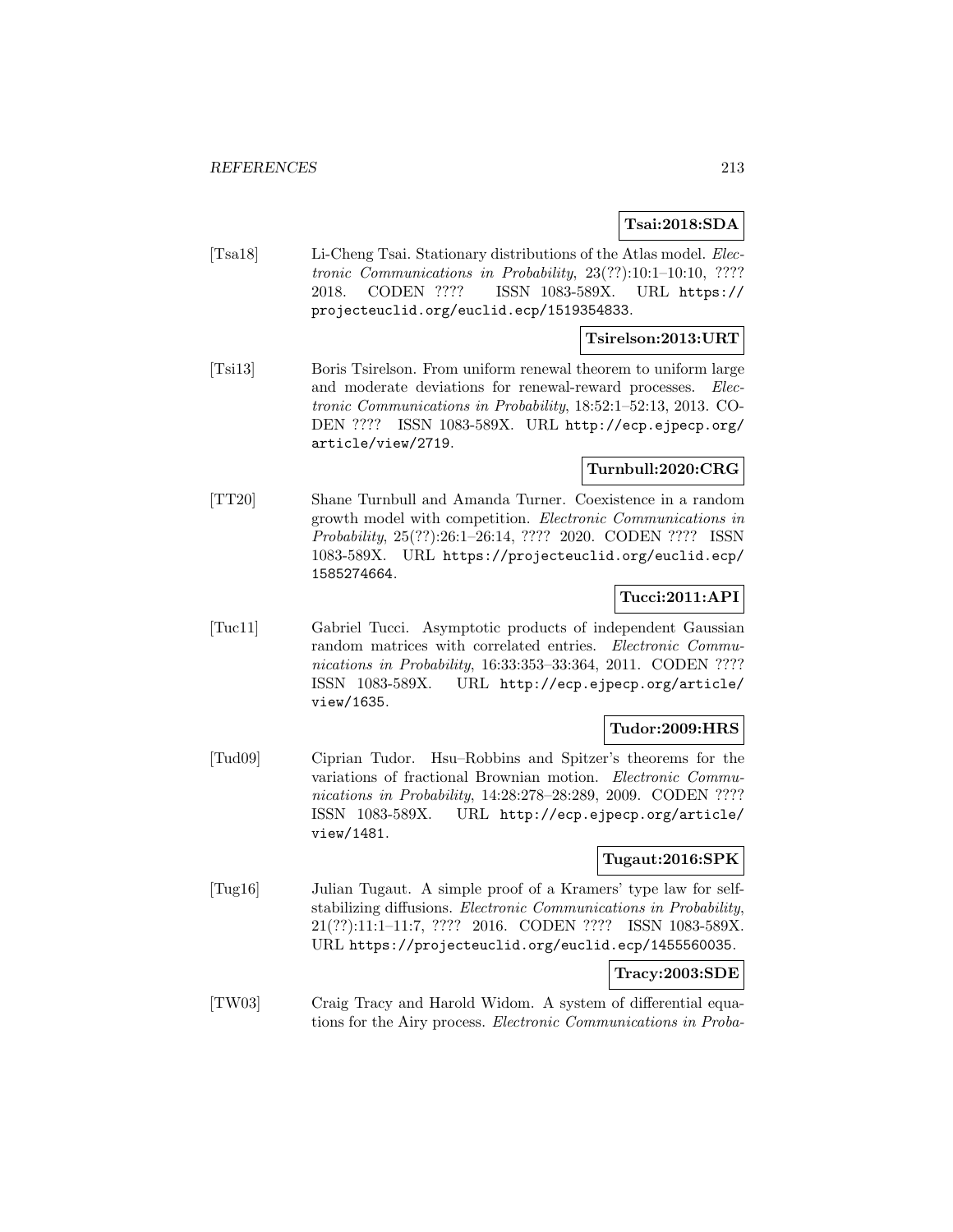**Tsai:2018:SDA**

[Tsa18] Li-Cheng Tsai. Stationary distributions of the Atlas model. *Electronic Communications in Probability*, 23(??):10:1–10:10, ???? 2018. CODEN ???? ISSN 1083-589X. URL https://projecteuclid.org/euclid.ecp/1519354833.

**Tsirelson:2013:URT**

[Tsi13] Boris Tsirelson. From uniform renewal theorem to uniform large and moderate deviations for renewal-reward processes. *Electronic Communications in Probability*, 18:52:1–52:13, 2013. CODEN ???? ISSN 1083-589X. URL http://ecp.ejpecp.org/article/view/2719.

**Turnbull:2020:CRG**

[TT20] Shane Turnbull and Amanda Turner. Coexistence in a random growth model with competition. *Electronic Communications in Probability*, 25(??):26:1–26:14, ???? 2020. CODEN ???? ISSN 1083-589X. URL https://projecteuclid.org/euclid.ecp/1585274664.

**Tucci:2011:API**

[Tuc11] Gabriel Tucci. Asymptotic products of independent Gaussian random matrices with correlated entries. *Electronic Communications in Probability*, 16:33:353–33:364, 2011. CODEN ???? ISSN 1083-589X. URL http://ecp.ejpecp.org/article/view/1635.

**Tudor:2009:HRS**

[Tud09] Ciprian Tudor. Hsu–Robbins and Spitzer's theorems for the variations of fractional Brownian motion. *Electronic Communications in Probability*, 14:28:278–28:289, 2009. CODEN ???? ISSN 1083-589X. URL http://ecp.ejpecp.org/article/view/1481.

**Tugaut:2016:SPK**

[Tug16] Julian Tugaut. A simple proof of a Kramers' type law for self-stabilizing diffusions. *Electronic Communications in Probability*, 21(??):11:1–11:7, ???? 2016. CODEN ???? ISSN 1083-589X. URL https://projecteuclid.org/euclid.ecp/1455560035.

**Tracy:2003:SDE**

[TW03] Craig Tracy and Harold Widom. A system of differential equations for the Airy process. *Electronic Communications in Proba-*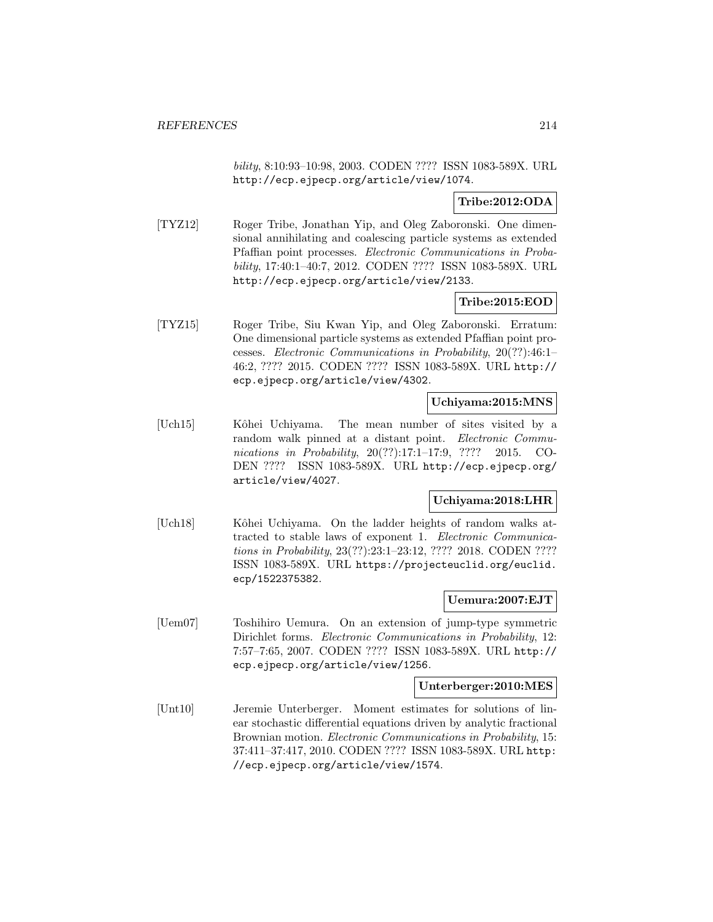*bility*, 8:10:93–10:98, 2003. CODEN ???? ISSN 1083-589X. URL http://ecp.ejpecp.org/article/view/1074.

**Tribe:2012:ODA**

[TYZ12] Roger Tribe, Jonathan Yip, and Oleg Zaboronski. One dimensional annihilating and coalescing particle systems as extended Pfaffian point processes. *Electronic Communications in Probability*, 17:40:1–40:7, 2012. CODEN ???? ISSN 1083-589X. URL http://ecp.ejpecp.org/article/view/2133.

**Tribe:2015:EOD**

[TYZ15] Roger Tribe, Siu Kwan Yip, and Oleg Zaboronski. Erratum: One dimensional particle systems as extended Pfaffian point processes. *Electronic Communications in Probability*, 20(??):46:1–46:2, ???? 2015. CODEN ???? ISSN 1083-589X. URL http://ecp.ejpecp.org/article/view/4302.

**Uchiyama:2015:MNS**

[Uch15] Kôhei Uchiyama. The mean number of sites visited by a random walk pinned at a distant point. *Electronic Communications in Probability*, 20(??):17:1–17:9, ???? 2015. CODEN ???? ISSN 1083-589X. URL http://ecp.ejpecp.org/article/view/4027.

**Uchiyama:2018:LHR**

[Uch18] Kôhei Uchiyama. On the ladder heights of random walks attracted to stable laws of exponent 1. *Electronic Communications in Probability*, 23(??):23:1–23:12, ???? 2018. CODEN ???? ISSN 1083-589X. URL https://projecteuclid.org/euclid.ecp/1522375382.

**Uemura:2007:EJT**

[Uem07] Toshihiro Uemura. On an extension of jump-type symmetric Dirichlet forms. *Electronic Communications in Probability*, 12: 7:57–7:65, 2007. CODEN ???? ISSN 1083-589X. URL http://ecp.ejpecp.org/article/view/1256.

**Unterberger:2010:MES**

[Unt10] Jeremie Unterberger. Moment estimates for solutions of linear stochastic differential equations driven by analytic fractional Brownian motion. *Electronic Communications in Probability*, 15: 37:411–37:417, 2010. CODEN ???? ISSN 1083-589X. URL http://ecp.ejpecp.org/article/view/1574.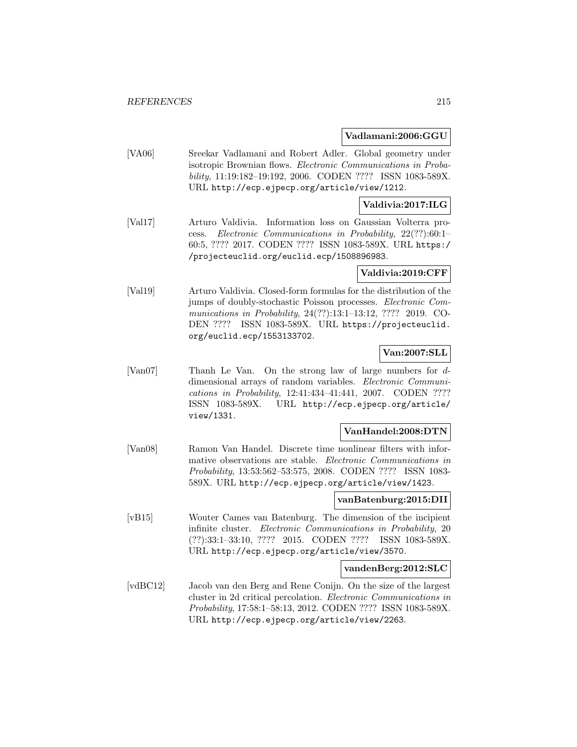**Vadlamani:2006:GGU**

[VA06] Sreekar Vadlamani and Robert Adler. Global geometry under isotropic Brownian flows. *Electronic Communications in Probability*, 11:19:182–19:192, 2006. CODEN ???? ISSN 1083-589X. URL http://ecp.ejpecp.org/article/view/1212.

**Valdivia:2017:ILG**

[Val17] Arturo Valdivia. Information loss on Gaussian Volterra process. *Electronic Communications in Probability*, 22(??):60:1–60:5, ???? 2017. CODEN ???? ISSN 1083-589X. URL https://projecteuclid.org/euclid.ecp/1508896983.

**Valdivia:2019:CFF**

[Val19] Arturo Valdivia. Closed-form formulas for the distribution of the jumps of doubly-stochastic Poisson processes. *Electronic Communications in Probability*, 24(??):13:1–13:12, ???? 2019. CODEN ???? ISSN 1083-589X. URL https://projecteuclid.org/euclid.ecp/1553133702.

**Van:2007:SLL**

[Van07] Thanh Le Van. On the strong law of large numbers for $d$-dimensional arrays of random variables. *Electronic Communications in Probability*, 12:41:434–41:441, 2007. CODEN ???? ISSN 1083-589X. URL http://ecp.ejpecp.org/article/view/1331.

**VanHandel:2008:DTN**

[Van08] Ramon Van Handel. Discrete time nonlinear filters with informative observations are stable. *Electronic Communications in Probability*, 13:53:562–53:575, 2008. CODEN ???? ISSN 1083-589X. URL http://ecp.ejpecp.org/article/view/1423.

**vanBatenburg:2015:DII**

[vB15] Wouter Cames van Batenburg. The dimension of the incipient infinite cluster. *Electronic Communications in Probability*, 20 (??):33:1–33:10, ???? 2015. CODEN ???? ISSN 1083-589X. URL http://ecp.ejpecp.org/article/view/3570.

**vandenBerg:2012:SLC**

[vdBC12] Jacob van den Berg and Rene Conijn. On the size of the largest cluster in 2d critical percolation. *Electronic Communications in Probability*, 17:58:1–58:13, 2012. CODEN ???? ISSN 1083-589X. URL http://ecp.ejpecp.org/article/view/2263.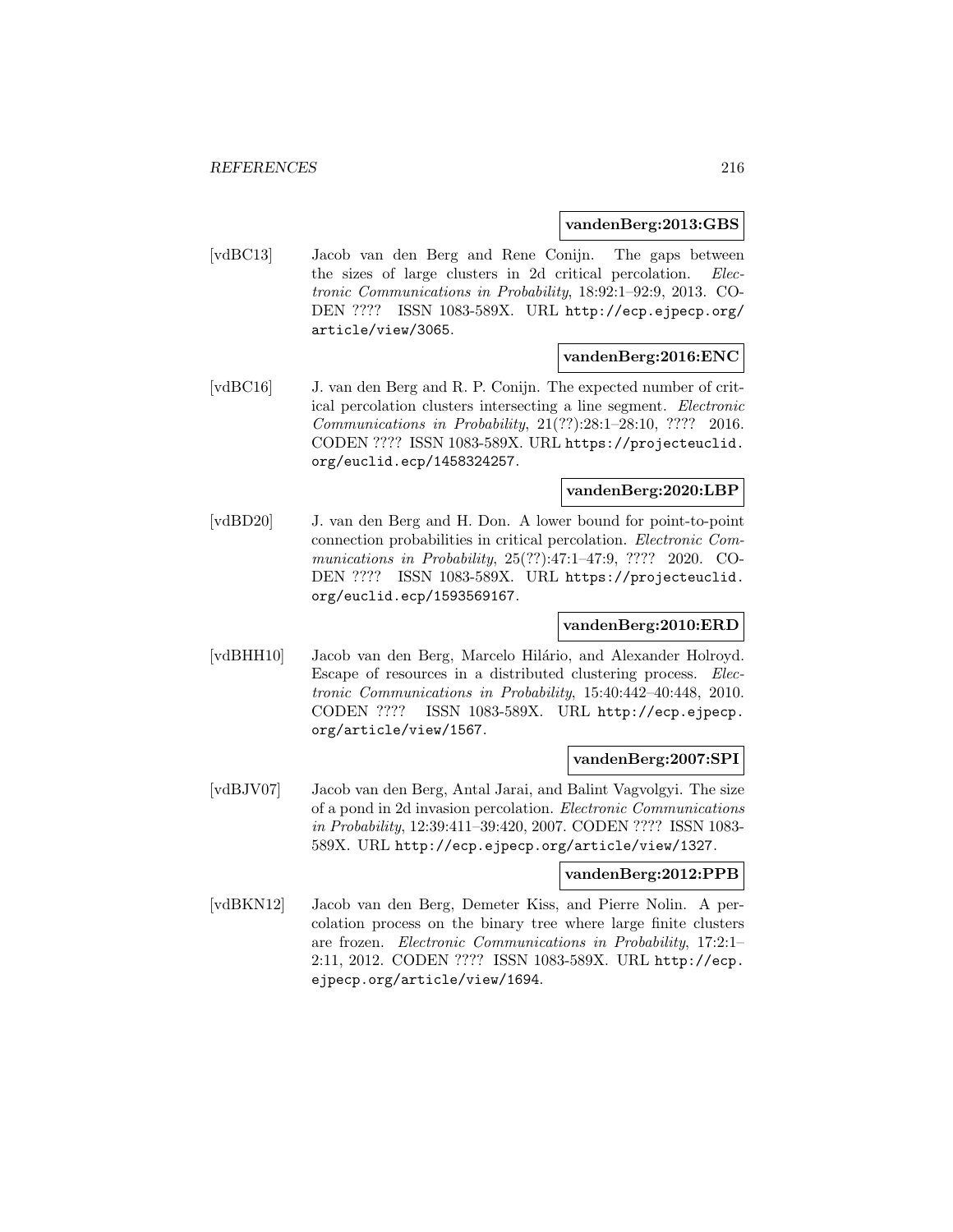**vandenBerg:2013:GBS**

[vdBC13] Jacob van den Berg and Rene Conijn. The gaps between the sizes of large clusters in 2d critical percolation. *Electronic Communications in Probability*, 18:92:1–92:9, 2013. CODEN ???? ISSN 1083-589X. URL http://ecp.ejpecp.org/article/view/3065.

**vandenBerg:2016:ENC**

[vdBC16] J. van den Berg and R. P. Conijn. The expected number of critical percolation clusters intersecting a line segment. *Electronic Communications in Probability*, 21(??):28:1–28:10, ???? 2016. CODEN ???? ISSN 1083-589X. URL https://projecteuclid.org/euclid.ecp/1458324257.

**vandenBerg:2020:LBP**

[vdBD20] J. van den Berg and H. Don. A lower bound for point-to-point connection probabilities in critical percolation. *Electronic Communications in Probability*, 25(??):47:1–47:9, ???? 2020. CODEN ???? ISSN 1083-589X. URL https://projecteuclid.org/euclid.ecp/1593569167.

**vandenBerg:2010:ERD**

[vdBHH10] Jacob van den Berg, Marcelo Hilário, and Alexander Holroyd. Escape of resources in a distributed clustering process. *Electronic Communications in Probability*, 15:40:442–40:448, 2010. CODEN ???? ISSN 1083-589X. URL http://ecp.ejpecp.org/article/view/1567.

**vandenBerg:2007:SPI**

[vdBJV07] Jacob van den Berg, Antal Jarai, and Balint Vagvolgyi. The size of a pond in 2d invasion percolation. *Electronic Communications in Probability*, 12:39:411–39:420, 2007. CODEN ???? ISSN 1083-589X. URL http://ecp.ejpecp.org/article/view/1327.

**vandenBerg:2012:PPB**

[vdBKN12] Jacob van den Berg, Demeter Kiss, and Pierre Nolin. A percolation process on the binary tree where large finite clusters are frozen. *Electronic Communications in Probability*, 17:2:1–2:11, 2012. CODEN ???? ISSN 1083-589X. URL http://ecp.ejpecp.org/article/view/1694.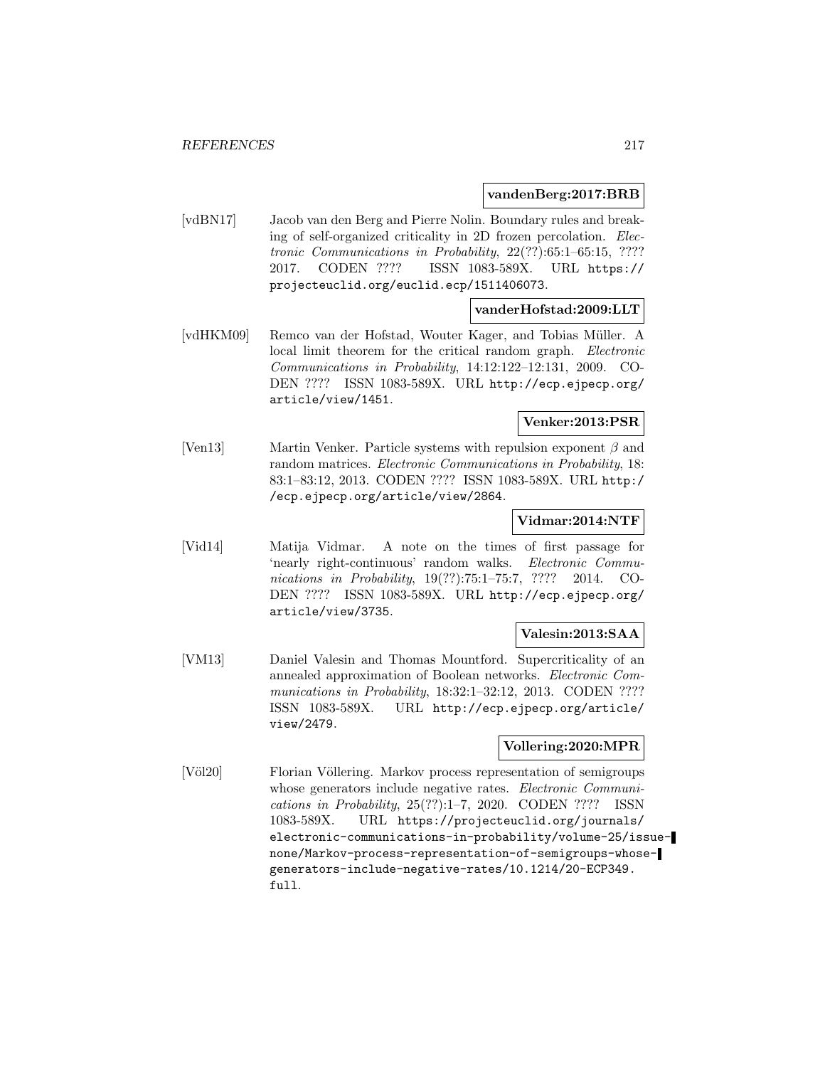**vandenBerg:2017:BRB**

[vdBN17] Jacob van den Berg and Pierre Nolin. Boundary rules and breaking of self-organized criticality in 2D frozen percolation. *Electronic Communications in Probability*, 22(??):65:1–65:15, ???? 2017. CODEN ???? ISSN 1083-589X. URL https://projecteuclid.org/euclid.ecp/1511406073.

**vanderHofstad:2009:LLT**

[vdHKM09] Remco van der Hofstad, Wouter Kager, and Tobias Müller. A local limit theorem for the critical random graph. *Electronic Communications in Probability*, 14:12:122–12:131, 2009. CODEN ???? ISSN 1083-589X. URL http://ecp.ejpecp.org/article/view/1451.

**Venker:2013:PSR**

[Ven13] Martin Venker. Particle systems with repulsion exponent $\beta$ and random matrices. *Electronic Communications in Probability*, 18:83:1–83:12, 2013. CODEN ???? ISSN 1083-589X. URL http://ecp.ejpecp.org/article/view/2864.

**Vidmar:2014:NTF**

[Vid14] Matija Vidmar. A note on the times of first passage for 'nearly right-continuous' random walks. *Electronic Communications in Probability*, 19(??):75:1–75:7, ???? 2014. CODEN ???? ISSN 1083-589X. URL http://ecp.ejpecp.org/article/view/3735.

**Valesin:2013:SAA**

[VM13] Daniel Valesin and Thomas Mountford. Supercriticality of an annealed approximation of Boolean networks. *Electronic Communications in Probability*, 18:32:1–32:12, 2013. CODEN ???? ISSN 1083-589X. URL http://ecp.ejpecp.org/article/view/2479.

**Vollering:2020:MPR**

[Völ20] Florian Völlering. Markov process representation of semigroups whose generators include negative rates. *Electronic Communications in Probability*, 25(??):1–7, 2020. CODEN ???? ISSN 1083-589X. URL https://projecteuclid.org/journals/electronic-communications-in-probability/volume-25/issue-none/Markov-process-representation-of-semigroups-whose-generators-include-negative-rates/10.1214/20-ECP349.full.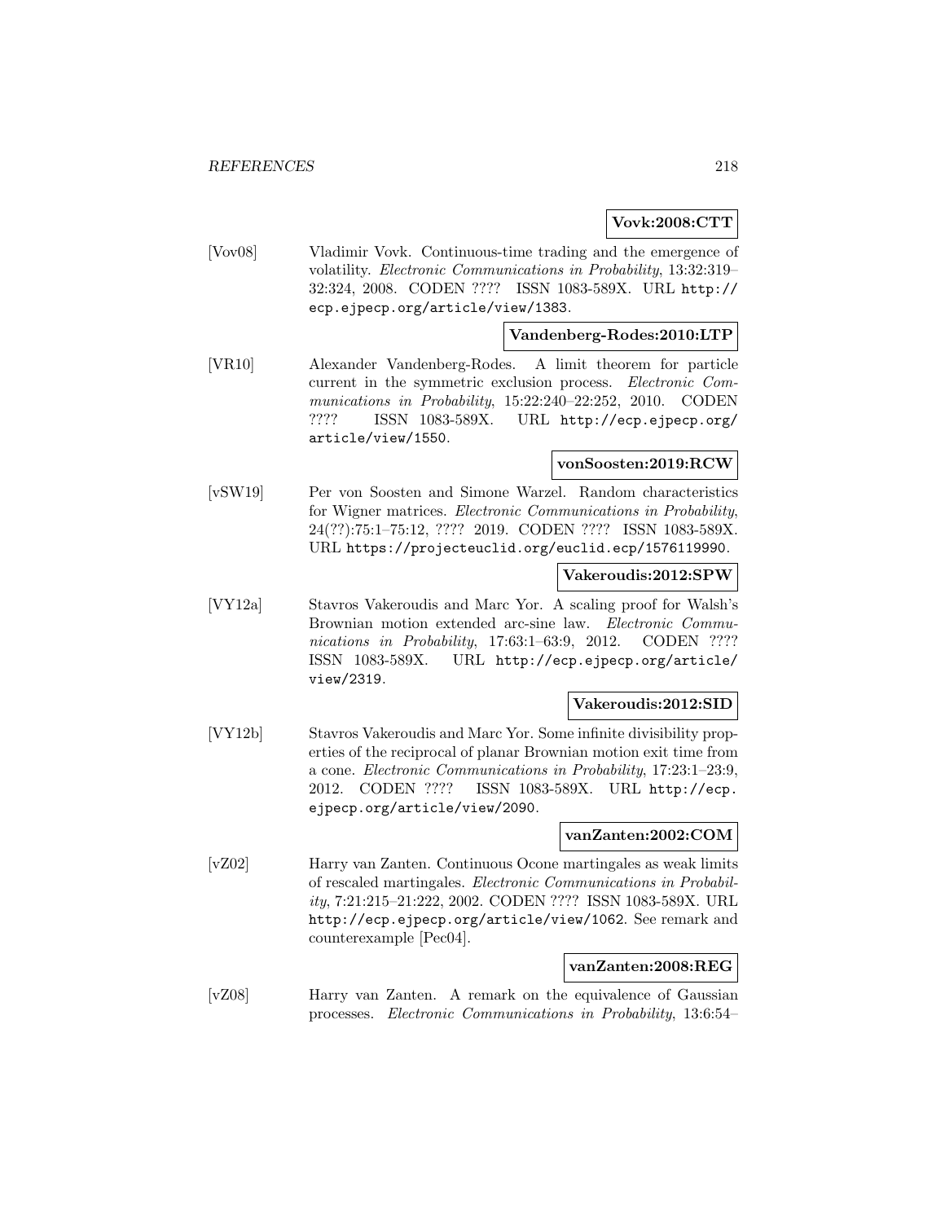**Vovk:2008:CTT**

[Vov08] Vladimir Vovk. Continuous-time trading and the emergence of volatility. *Electronic Communications in Probability*, 13:32:319–32:324, 2008. CODEN ???? ISSN 1083-589X. URL http://ecp.ejpecp.org/article/view/1383.

**Vandenberg-Rodes:2010:LTP**

[VR10] Alexander Vandenberg-Rodes. A limit theorem for particle current in the symmetric exclusion process. *Electronic Communications in Probability*, 15:22:240–22:252, 2010. CODEN ???? ISSN 1083-589X. URL http://ecp.ejpecp.org/article/view/1550.

**vonSoosten:2019:RCW**

[vSW19] Per von Soosten and Simone Warzel. Random characteristics for Wigner matrices. *Electronic Communications in Probability*, 24(??):75:1–75:12, ???? 2019. CODEN ???? ISSN 1083-589X. URL https://projecteuclid.org/euclid.ecp/1576119990.

**Vakeroudis:2012:SPW**

[VY12a] Stavros Vakeroudis and Marc Yor. A scaling proof for Walsh's Brownian motion extended arc-sine law. *Electronic Communications in Probability*, 17:63:1–63:9, 2012. CODEN ???? ISSN 1083-589X. URL http://ecp.ejpecp.org/article/view/2319.

**Vakeroudis:2012:SID**

[VY12b] Stavros Vakeroudis and Marc Yor. Some infinite divisibility properties of the reciprocal of planar Brownian motion exit time from a cone. *Electronic Communications in Probability*, 17:23:1–23:9, 2012. CODEN ???? ISSN 1083-589X. URL http://ecp.ejpecp.org/article/view/2090.

**vanZanten:2002:COM**

[vZ02] Harry van Zanten. Continuous Ocone martingales as weak limits of rescaled martingales. *Electronic Communications in Probability*, 7:21:215–21:222, 2002. CODEN ???? ISSN 1083-589X. URL http://ecp.ejpecp.org/article/view/1062. See remark and counterexample [Pec04].

**vanZanten:2008:REG**

[vZ08] Harry van Zanten. A remark on the equivalence of Gaussian processes. *Electronic Communications in Probability*, 13:6:54–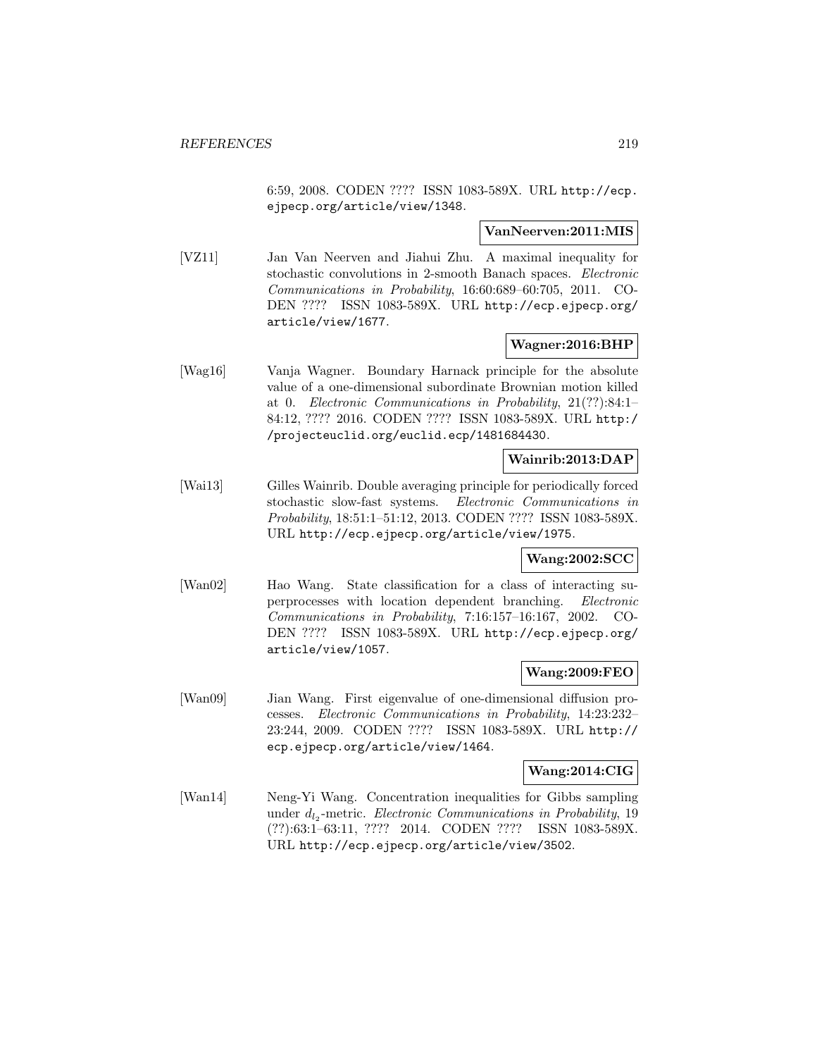6:59, 2008. CODEN ???? ISSN 1083-589X. URL http://ecp.ejpecp.org/article/view/1348.

**VanNeerven:2011:MIS**

[VZ11] Jan Van Neerven and Jiahui Zhu. A maximal inequality for stochastic convolutions in 2-smooth Banach spaces. *Electronic Communications in Probability*, 16:60:689–60:705, 2011. CODEN ???? ISSN 1083-589X. URL http://ecp.ejpecp.org/article/view/1677.

**Wagner:2016:BHP**

[Wag16] Vanja Wagner. Boundary Harnack principle for the absolute value of a one-dimensional subordinate Brownian motion killed at 0. *Electronic Communications in Probability*, 21(??):84:1–84:12, ???? 2016. CODEN ???? ISSN 1083-589X. URL http://projecteuclid.org/euclid.ecp/1481684430.

**Wainrib:2013:DAP**

[Wai13] Gilles Wainrib. Double averaging principle for periodically forced stochastic slow-fast systems. *Electronic Communications in Probability*, 18:51:1–51:12, 2013. CODEN ???? ISSN 1083-589X. URL http://ecp.ejpecp.org/article/view/1975.

**Wang:2002:SCC**

[Wan02] Hao Wang. State classification for a class of interacting superprocesses with location dependent branching. *Electronic Communications in Probability*, 7:16:157–16:167, 2002. CODEN ???? ISSN 1083-589X. URL http://ecp.ejpecp.org/article/view/1057.

**Wang:2009:FEO**

[Wan09] Jian Wang. First eigenvalue of one-dimensional diffusion processes. *Electronic Communications in Probability*, 14:23:232–23:244, 2009. CODEN ???? ISSN 1083-589X. URL http://ecp.ejpecp.org/article/view/1464.

**Wang:2014:CIG**

[Wan14] Neng-Yi Wang. Concentration inequalities for Gibbs sampling under $d_{l_2}$-metric. *Electronic Communications in Probability*, 19 (??):63:1–63:11, ???? 2014. CODEN ???? ISSN 1083-589X. URL http://ecp.ejpecp.org/article/view/3502.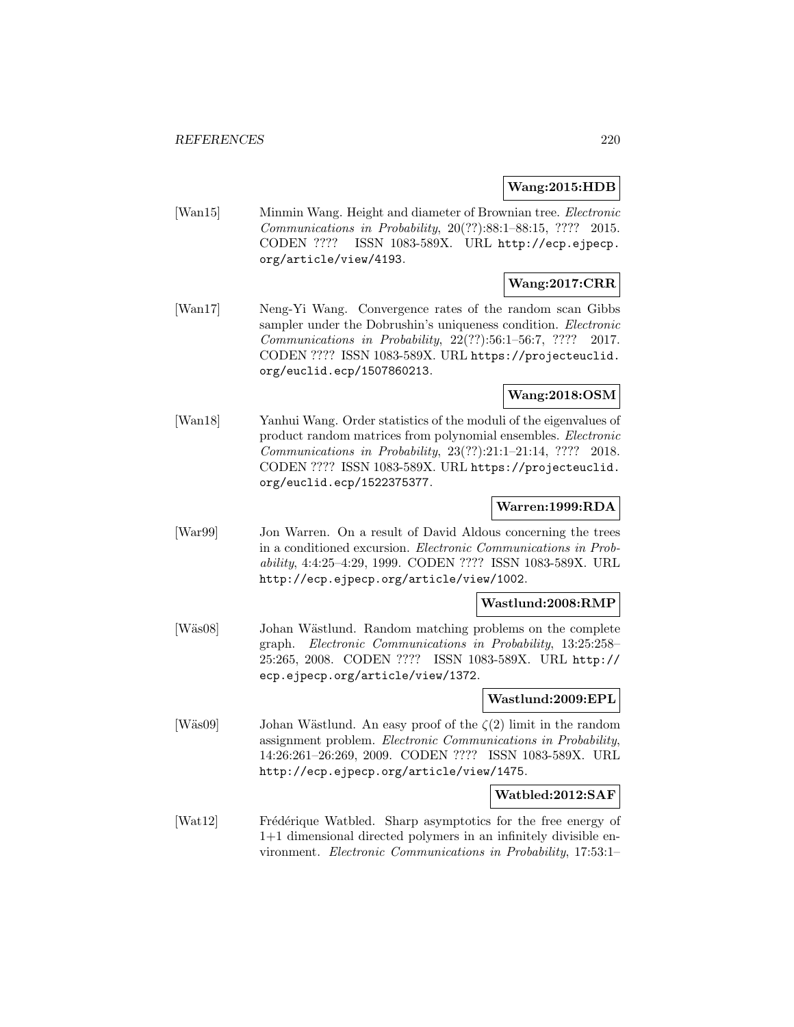**Wang:2015:HDB**

[Wan15] Minmin Wang. Height and diameter of Brownian tree. *Electronic Communications in Probability*, 20(??):88:1–88:15, ???? 2015. CODEN ???? ISSN 1083-589X. URL http://ecp.ejpecp.org/article/view/4193.

**Wang:2017:CRR**

[Wan17] Neng-Yi Wang. Convergence rates of the random scan Gibbs sampler under the Dobrushin's uniqueness condition. *Electronic Communications in Probability*, 22(??):56:1–56:7, ???? 2017. CODEN ???? ISSN 1083-589X. URL https://projecteuclid.org/euclid.ecp/1507860213.

**Wang:2018:OSM**

[Wan18] Yanhui Wang. Order statistics of the moduli of the eigenvalues of product random matrices from polynomial ensembles. *Electronic Communications in Probability*, 23(??):21:1–21:14, ???? 2018. CODEN ???? ISSN 1083-589X. URL https://projecteuclid.org/euclid.ecp/1522375377.

**Warren:1999:RDA**

[War99] Jon Warren. On a result of David Aldous concerning the trees in a conditioned excursion. *Electronic Communications in Probability*, 4:4:25–4:29, 1999. CODEN ???? ISSN 1083-589X. URL http://ecp.ejpecp.org/article/view/1002.

**Wastlund:2008:RMP**

[Wäs08] Johan Wästlund. Random matching problems on the complete graph. *Electronic Communications in Probability*, 13:25:258–25:265, 2008. CODEN ???? ISSN 1083-589X. URL http://ecp.ejpecp.org/article/view/1372.

**Wastlund:2009:EPL**

[Wäs09] Johan Wästlund. An easy proof of the $\zeta(2)$ limit in the random assignment problem. *Electronic Communications in Probability*, 14:26:261–26:269, 2009. CODEN ???? ISSN 1083-589X. URL http://ecp.ejpecp.org/article/view/1475.

**Watbled:2012:SAF**

[Wat12] Frédérique Watbled. Sharp asymptotics for the free energy of 1+1 dimensional directed polymers in an infinitely divisible environment. *Electronic Communications in Probability*, 17:53:1–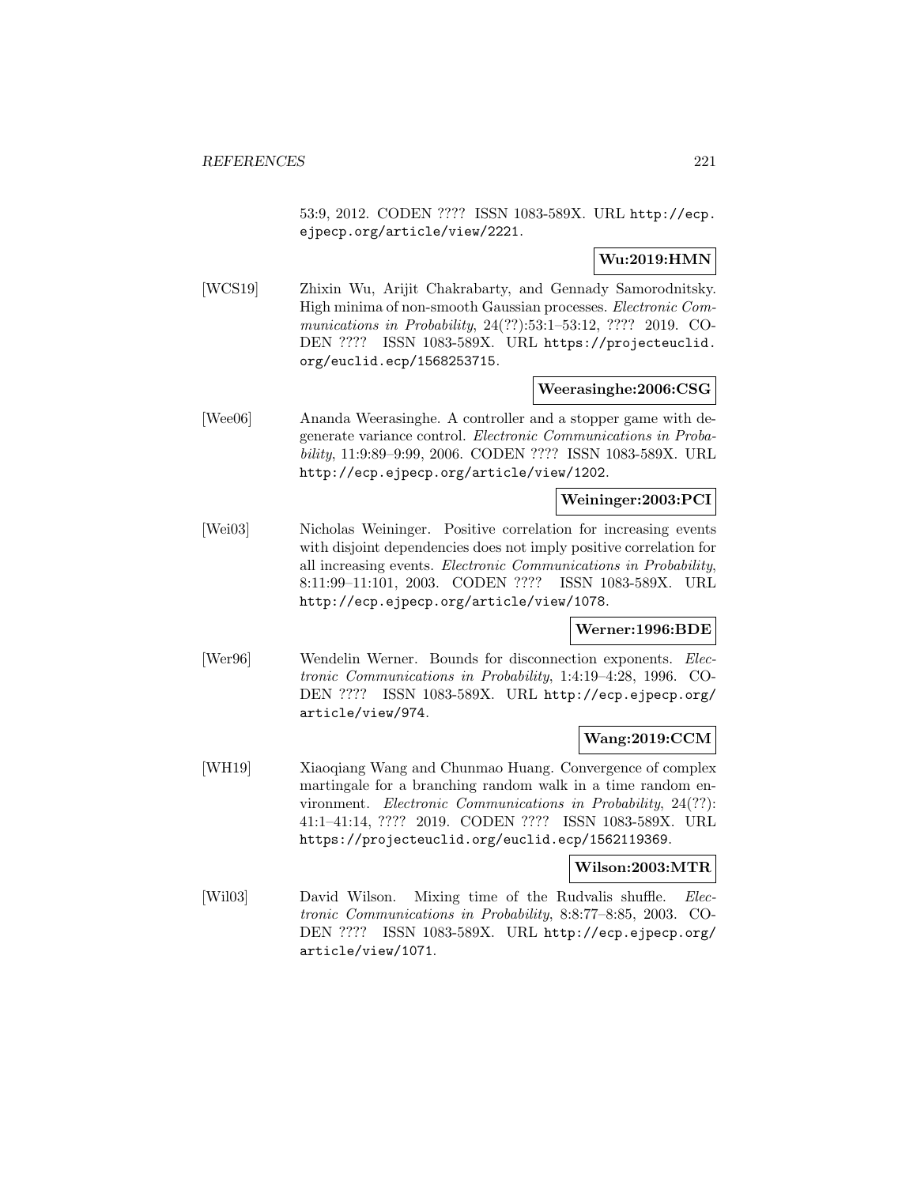53:9, 2012. CODEN ???? ISSN 1083-589X. URL http://ecp.ejpecp.org/article/view/2221.

**Wu:2019:HMN**

[WCS19] Zhixin Wu, Arijit Chakrabarty, and Gennady Samorodnitsky. High minima of non-smooth Gaussian processes. *Electronic Communications in Probability*, 24(??):53:1–53:12, ???? 2019. CODEN ???? ISSN 1083-589X. URL https://projecteuclid.org/euclid.ecp/1568253715.

**Weerasinghe:2006:CSG**

[Wee06] Ananda Weerasinghe. A controller and a stopper game with degenerate variance control. *Electronic Communications in Probability*, 11:9:89–9:99, 2006. CODEN ???? ISSN 1083-589X. URL http://ecp.ejpecp.org/article/view/1202.

**Weininger:2003:PCI**

[Wei03] Nicholas Weininger. Positive correlation for increasing events with disjoint dependencies does not imply positive correlation for all increasing events. *Electronic Communications in Probability*, 8:11:99–11:101, 2003. CODEN ???? ISSN 1083-589X. URL http://ecp.ejpecp.org/article/view/1078.

**Werner:1996:BDE**

[Wer96] Wendelin Werner. Bounds for disconnection exponents. *Electronic Communications in Probability*, 1:4:19–4:28, 1996. CODEN ???? ISSN 1083-589X. URL http://ecp.ejpecp.org/article/view/974.

**Wang:2019:CCM**

[WH19] Xiaoqiang Wang and Chunmao Huang. Convergence of complex martingale for a branching random walk in a time random environment. *Electronic Communications in Probability*, 24(??):41:1–41:14, ???? 2019. CODEN ???? ISSN 1083-589X. URL https://projecteuclid.org/euclid.ecp/1562119369.

**Wilson:2003:MTR**

[Wil03] David Wilson. Mixing time of the Rudvalis shuffle. *Electronic Communications in Probability*, 8:8:77–8:85, 2003. CODEN ???? ISSN 1083-589X. URL http://ecp.ejpecp.org/article/view/1071.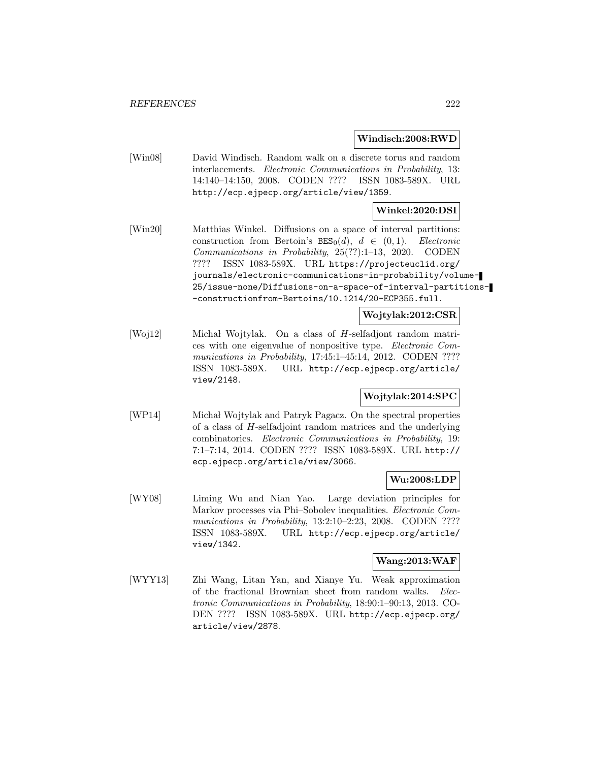**Windisch:2008:RWD**

[Win08] David Windisch. Random walk on a discrete torus and random interlacements. *Electronic Communications in Probability*, 13: 14:140–14:150, 2008. CODEN ???? ISSN 1083-589X. URL http://ecp.ejpecp.org/article/view/1359.

**Winkel:2020:DSI**

[Win20] Matthias Winkel. Diffusions on a space of interval partitions: construction from Bertoin's $\mathtt{BES}_0(d)$, $d \in (0,1)$. *Electronic Communications in Probability*, 25(??):1–13, 2020. CODEN ???? ISSN 1083-589X. URL https://projecteuclid.org/journals/electronic-communications-in-probability/volume-25/issue-none/Diffusions-on-a-space-of-interval-partitions--constructionfrom-Bertoins/10.1214/20-ECP355.full.

**Wojtylak:2012:CSR**

[Woj12] Michał Wojtylak. On a class of $H$-selfadjont random matrices with one eigenvalue of nonpositive type. *Electronic Communications in Probability*, 17:45:1–45:14, 2012. CODEN ???? ISSN 1083-589X. URL http://ecp.ejpecp.org/article/view/2148.

**Wojtylak:2014:SPC**

[WP14] Michał Wojtylak and Patryk Pagacz. On the spectral properties of a class of $H$-selfadjoint random matrices and the underlying combinatorics. *Electronic Communications in Probability*, 19: 7:1–7:14, 2014. CODEN ???? ISSN 1083-589X. URL http://ecp.ejpecp.org/article/view/3066.

**Wu:2008:LDP**

[WY08] Liming Wu and Nian Yao. Large deviation principles for Markov processes via Phi–Sobolev inequalities. *Electronic Communications in Probability*, 13:2:10–2:23, 2008. CODEN ???? ISSN 1083-589X. URL http://ecp.ejpecp.org/article/view/1342.

**Wang:2013:WAF**

[WYY13] Zhi Wang, Litan Yan, and Xianye Yu. Weak approximation of the fractional Brownian sheet from random walks. *Electronic Communications in Probability*, 18:90:1–90:13, 2013. CODEN ???? ISSN 1083-589X. URL http://ecp.ejpecp.org/article/view/2878.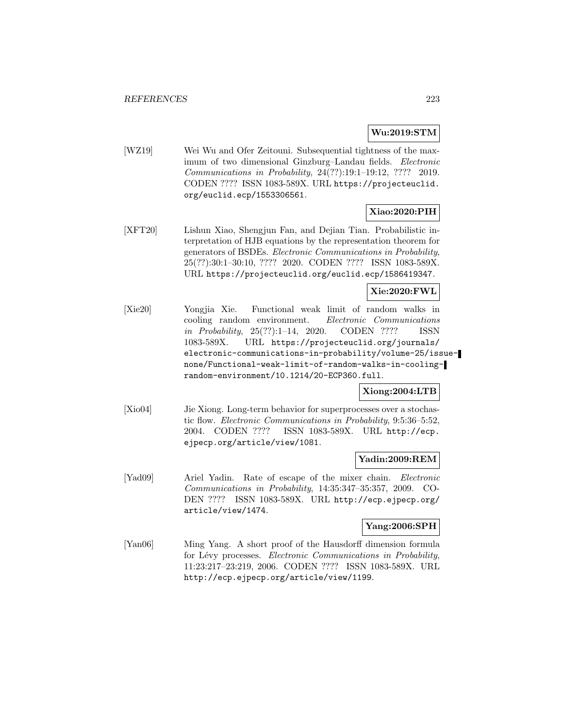**Wu:2019:STM**

[WZ19] Wei Wu and Ofer Zeitouni. Subsequential tightness of the maximum of two dimensional Ginzburg–Landau fields. *Electronic Communications in Probability*, 24(??):19:1–19:12, ???? 2019. CODEN ???? ISSN 1083-589X. URL https://projecteuclid.org/euclid.ecp/1553306561.

**Xiao:2020:PIH**

[XFT20] Lishun Xiao, Shengjun Fan, and Dejian Tian. Probabilistic interpretation of HJB equations by the representation theorem for generators of BSDEs. *Electronic Communications in Probability*, 25(??):30:1–30:10, ???? 2020. CODEN ???? ISSN 1083-589X. URL https://projecteuclid.org/euclid.ecp/1586419347.

**Xie:2020:FWL**

[Xie20] Yongjia Xie. Functional weak limit of random walks in cooling random environment. *Electronic Communications in Probability*, 25(??):1–14, 2020. CODEN ???? ISSN 1083-589X. URL https://projecteuclid.org/journals/electronic-communications-in-probability/volume-25/issue-none/Functional-weak-limit-of-random-walks-in-cooling-random-environment/10.1214/20-ECP360.full.

**Xiong:2004:LTB**

[Xio04] Jie Xiong. Long-term behavior for superprocesses over a stochastic flow. *Electronic Communications in Probability*, 9:5:36–5:52, 2004. CODEN ???? ISSN 1083-589X. URL http://ecp.ejpecp.org/article/view/1081.

**Yadin:2009:REM**

[Yad09] Ariel Yadin. Rate of escape of the mixer chain. *Electronic Communications in Probability*, 14:35:347–35:357, 2009. CODEN ???? ISSN 1083-589X. URL http://ecp.ejpecp.org/article/view/1474.

**Yang:2006:SPH**

[Yan06] Ming Yang. A short proof of the Hausdorff dimension formula for Lévy processes. *Electronic Communications in Probability*, 11:23:217–23:219, 2006. CODEN ???? ISSN 1083-589X. URL http://ecp.ejpecp.org/article/view/1199.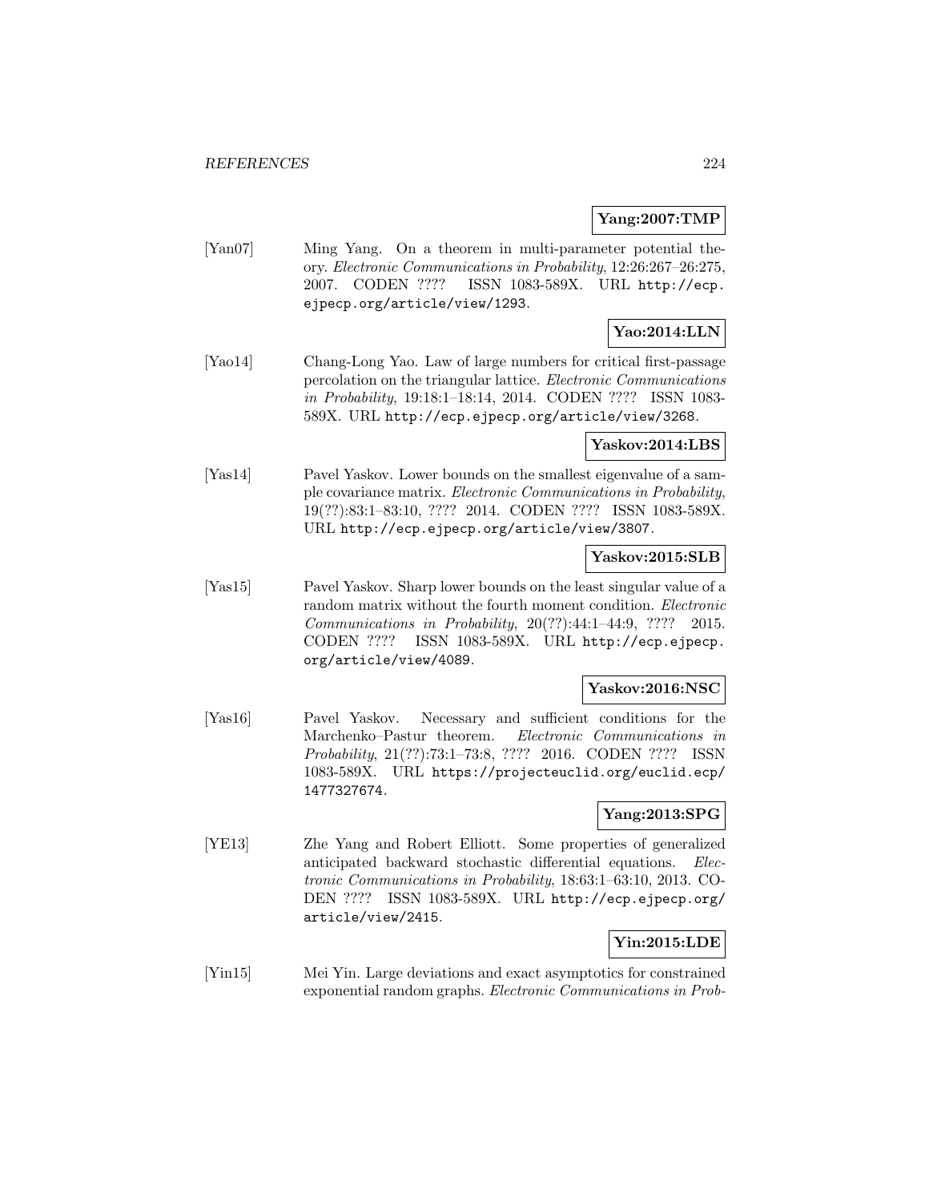**Yang:2007:TMP**

[Yan07] Ming Yang. On a theorem in multi-parameter potential theory. *Electronic Communications in Probability*, 12:26:267–26:275, 2007. CODEN ???? ISSN 1083-589X. URL http://ecp.ejpecp.org/article/view/1293.

**Yao:2014:LLN**

[Yao14] Chang-Long Yao. Law of large numbers for critical first-passage percolation on the triangular lattice. *Electronic Communications in Probability*, 19:18:1–18:14, 2014. CODEN ???? ISSN 1083-589X. URL http://ecp.ejpecp.org/article/view/3268.

**Yaskov:2014:LBS**

[Yas14] Pavel Yaskov. Lower bounds on the smallest eigenvalue of a sample covariance matrix. *Electronic Communications in Probability*, 19(??):83:1–83:10, ???? 2014. CODEN ???? ISSN 1083-589X. URL http://ecp.ejpecp.org/article/view/3807.

**Yaskov:2015:SLB**

[Yas15] Pavel Yaskov. Sharp lower bounds on the least singular value of a random matrix without the fourth moment condition. *Electronic Communications in Probability*, 20(??):44:1–44:9, ???? 2015. CODEN ???? ISSN 1083-589X. URL http://ecp.ejpecp.org/article/view/4089.

**Yaskov:2016:NSC**

[Yas16] Pavel Yaskov. Necessary and sufficient conditions for the Marchenko–Pastur theorem. *Electronic Communications in Probability*, 21(??):73:1–73:8, ???? 2016. CODEN ???? ISSN 1083-589X. URL https://projecteuclid.org/euclid.ecp/1477327674.

**Yang:2013:SPG**

[YE13] Zhe Yang and Robert Elliott. Some properties of generalized anticipated backward stochastic differential equations. *Electronic Communications in Probability*, 18:63:1–63:10, 2013. CODEN ???? ISSN 1083-589X. URL http://ecp.ejpecp.org/article/view/2415.

**Yin:2015:LDE**

[Yin15] Mei Yin. Large deviations and exact asymptotics for constrained exponential random graphs. *Electronic Communications in Prob-*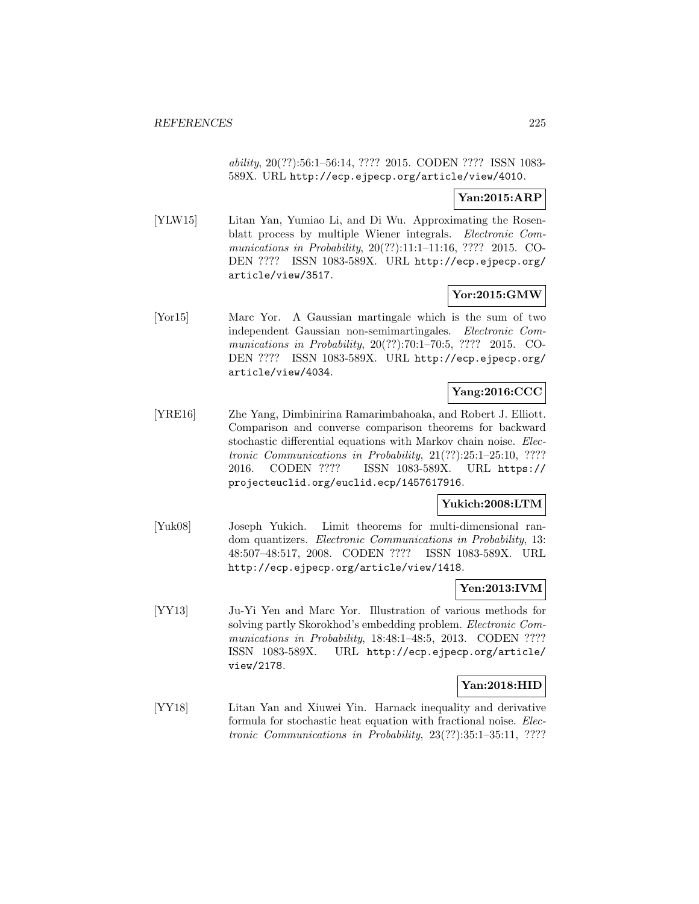*ability*, 20(??):56:1–56:14, ???? 2015. CODEN ???? ISSN 1083-589X. URL http://ecp.ejpecp.org/article/view/4010.

**Yan:2015:ARP**

[YLW15] Litan Yan, Yumiao Li, and Di Wu. Approximating the Rosenblatt process by multiple Wiener integrals. *Electronic Communications in Probability*, 20(??):11:1–11:16, ???? 2015. CODEN ???? ISSN 1083-589X. URL http://ecp.ejpecp.org/article/view/3517.

**Yor:2015:GMW**

[Yor15] Marc Yor. A Gaussian martingale which is the sum of two independent Gaussian non-semimartingales. *Electronic Communications in Probability*, 20(??):70:1–70:5, ???? 2015. CODEN ???? ISSN 1083-589X. URL http://ecp.ejpecp.org/article/view/4034.

**Yang:2016:CCC**

[YRE16] Zhe Yang, Dimbinirina Ramarimbahoaka, and Robert J. Elliott. Comparison and converse comparison theorems for backward stochastic differential equations with Markov chain noise. *Electronic Communications in Probability*, 21(??):25:1–25:10, ???? 2016. CODEN ???? ISSN 1083-589X. URL https://projecteuclid.org/euclid.ecp/1457617916.

**Yukich:2008:LTM**

[Yuk08] Joseph Yukich. Limit theorems for multi-dimensional random quantizers. *Electronic Communications in Probability*, 13: 48:507–48:517, 2008. CODEN ???? ISSN 1083-589X. URL http://ecp.ejpecp.org/article/view/1418.

**Yen:2013:IVM**

[YY13] Ju-Yi Yen and Marc Yor. Illustration of various methods for solving partly Skorokhod's embedding problem. *Electronic Communications in Probability*, 18:48:1–48:5, 2013. CODEN ???? ISSN 1083-589X. URL http://ecp.ejpecp.org/article/view/2178.

**Yan:2018:HID**

[YY18] Litan Yan and Xiuwei Yin. Harnack inequality and derivative formula for stochastic heat equation with fractional noise. *Electronic Communications in Probability*, 23(??):35:1–35:11, ????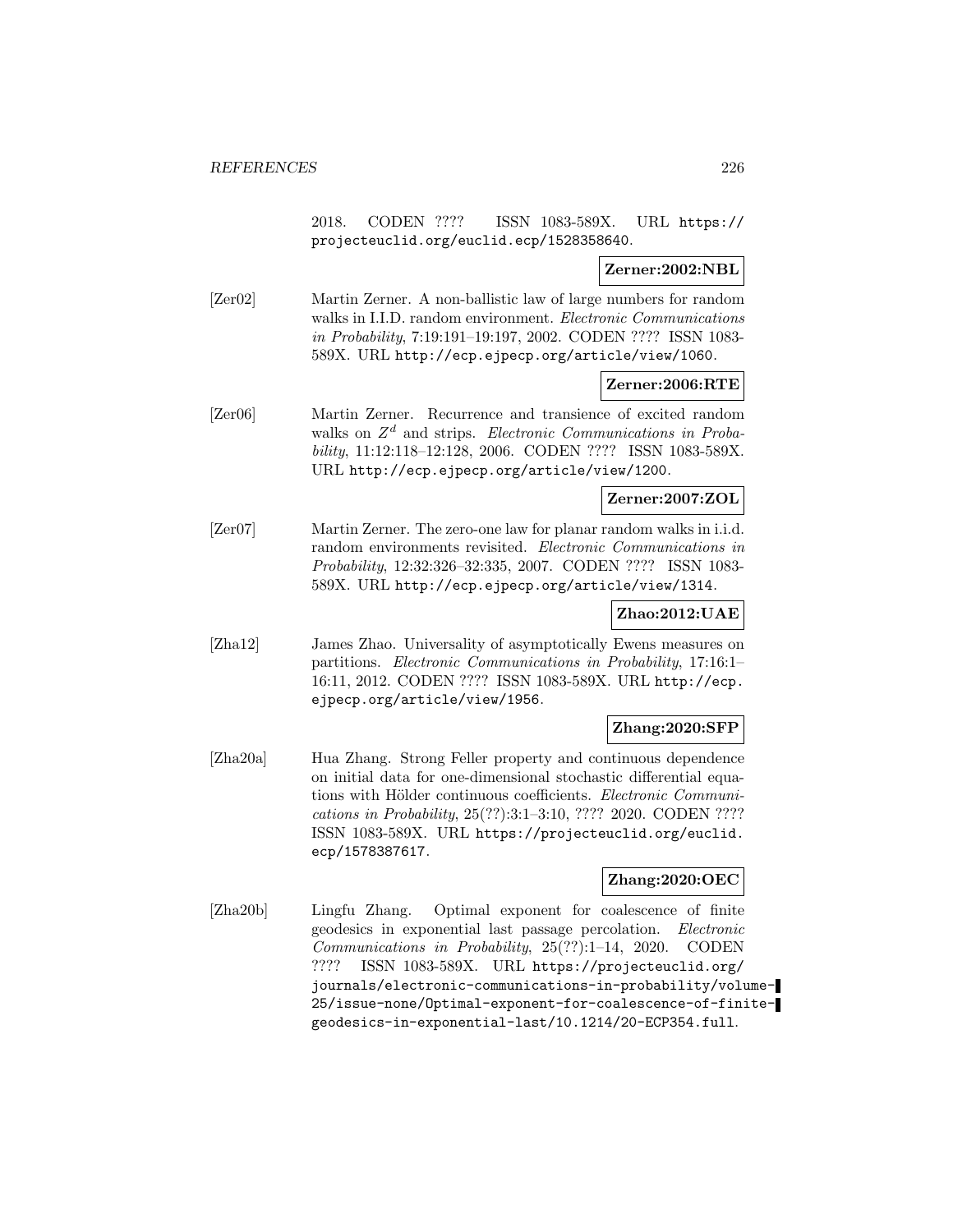2018. CODEN ???? ISSN 1083-589X. URL https://projecteuclid.org/euclid.ecp/1528358640.

**Zerner:2002:NBL**

[Zer02] Martin Zerner. A non-ballistic law of large numbers for random walks in I.I.D. random environment. *Electronic Communications in Probability*, 7:19:191–19:197, 2002. CODEN ???? ISSN 1083-589X. URL http://ecp.ejpecp.org/article/view/1060.

**Zerner:2006:RTE**

[Zer06] Martin Zerner. Recurrence and transience of excited random walks on $Z^d$ and strips. *Electronic Communications in Probability*, 11:12:118–12:128, 2006. CODEN ???? ISSN 1083-589X. URL http://ecp.ejpecp.org/article/view/1200.

**Zerner:2007:ZOL**

[Zer07] Martin Zerner. The zero-one law for planar random walks in i.i.d. random environments revisited. *Electronic Communications in Probability*, 12:32:326–32:335, 2007. CODEN ???? ISSN 1083-589X. URL http://ecp.ejpecp.org/article/view/1314.

**Zhao:2012:UAE**

[Zha12] James Zhao. Universality of asymptotically Ewens measures on partitions. *Electronic Communications in Probability*, 17:16:1–16:11, 2012. CODEN ???? ISSN 1083-589X. URL http://ecp.ejpecp.org/article/view/1956.

**Zhang:2020:SFP**

[Zha20a] Hua Zhang. Strong Feller property and continuous dependence on initial data for one-dimensional stochastic differential equations with Hölder continuous coefficients. *Electronic Communications in Probability*, 25(??):3:1–3:10, ???? 2020. CODEN ???? ISSN 1083-589X. URL https://projecteuclid.org/euclid.ecp/1578387617.

**Zhang:2020:OEC**

[Zha20b] Lingfu Zhang. Optimal exponent for coalescence of finite geodesics in exponential last passage percolation. *Electronic Communications in Probability*, 25(??):1–14, 2020. CODEN ???? ISSN 1083-589X. URL https://projecteuclid.org/journals/electronic-communications-in-probability/volume-25/issue-none/Optimal-exponent-for-coalescence-of-finite-geodesics-in-exponential-last/10.1214/20-ECP354.full.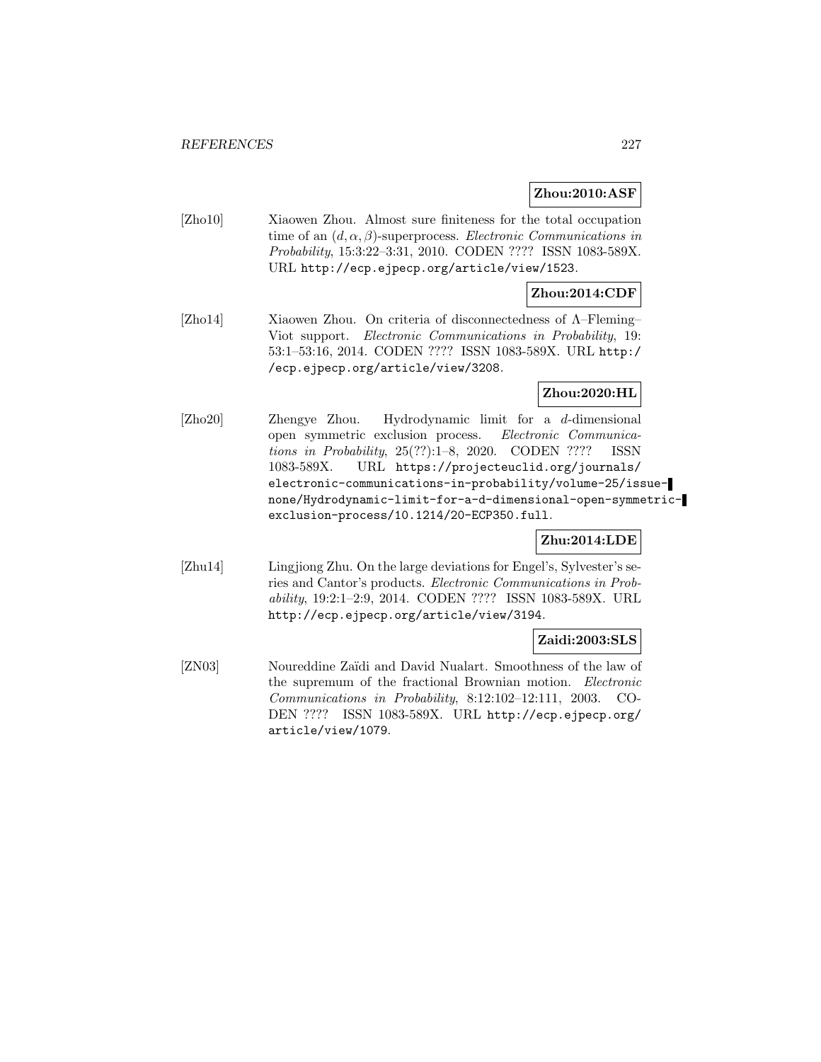**Zhou:2010:ASF**

[Zho10] Xiaowen Zhou. Almost sure finiteness for the total occupation time of an $(d, \alpha, \beta)$-superprocess. *Electronic Communications in Probability*, 15:3:22–3:31, 2010. CODEN ???? ISSN 1083-589X. URL http://ecp.ejpecp.org/article/view/1523.

**Zhou:2014:CDF**

[Zho14] Xiaowen Zhou. On criteria of disconnectedness of $\Lambda$–Fleming–Viot support. *Electronic Communications in Probability*, 19: 53:1–53:16, 2014. CODEN ???? ISSN 1083-589X. URL http://ecp.ejpecp.org/article/view/3208.

**Zhou:2020:HL**

[Zho20] Zhengye Zhou. Hydrodynamic limit for a $d$-dimensional open symmetric exclusion process. *Electronic Communications in Probability*, 25(??):1–8, 2020. CODEN ???? ISSN 1083-589X. URL https://projecteuclid.org/journals/electronic-communications-in-probability/volume-25/issue-none/Hydrodynamic-limit-for-a-d-dimensional-open-symmetric-exclusion-process/10.1214/20-ECP350.full.

**Zhu:2014:LDE**

[Zhu14] Lingjiong Zhu. On the large deviations for Engel's, Sylvester's series and Cantor's products. *Electronic Communications in Probability*, 19:2:1–2:9, 2014. CODEN ???? ISSN 1083-589X. URL http://ecp.ejpecp.org/article/view/3194.

**Zaidi:2003:SLS**

[ZN03] Noureddine Zaïdi and David Nualart. Smoothness of the law of the supremum of the fractional Brownian motion. *Electronic Communications in Probability*, 8:12:102–12:111, 2003. CODEN ???? ISSN 1083-589X. URL http://ecp.ejpecp.org/article/view/1079.